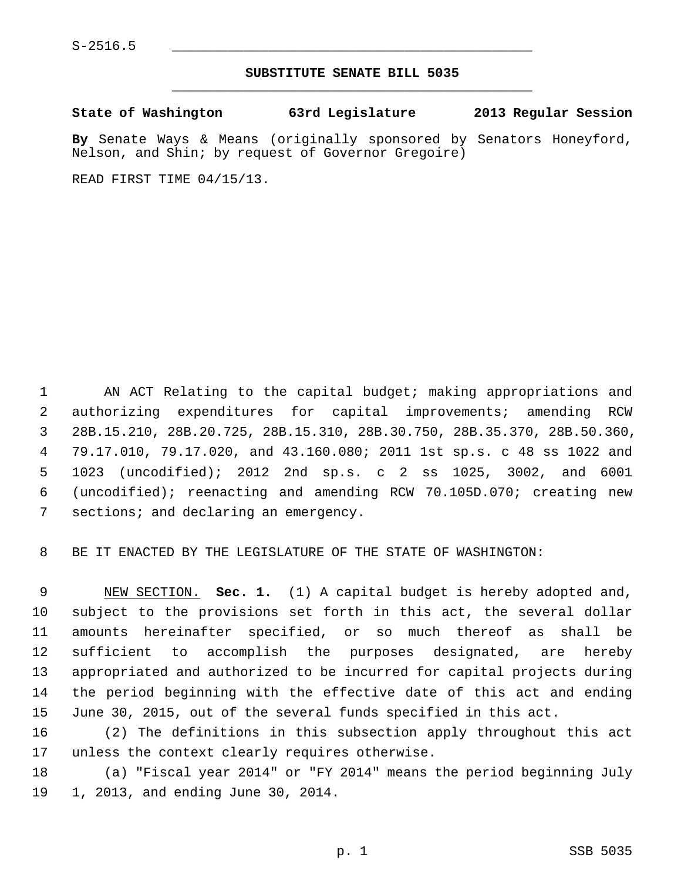S-2516.5

# SUBSTITUTE SENATE BILL 5035

**State of Washington 63rd Legislature 2013 Regular Session**

**By** Senate Ways & Means (originally sponsored by Senators Honeyford, Nelson, and Shin; by request of Governor Gregoire)

READ FIRST TIME 04/15/13.

AN ACT Relating to the capital budget; making appropriations and authorizing expenditures for capital improvements; amending RCW 28B.15.210, 28B.20.725, 28B.15.310, 28B.30.750, 28B.35.370, 28B.50.360, 79.17.010, 79.17.020, and 43.160.080; 2011 1st sp.s. c 48 ss 1022 and 1023 (uncodified); 2012 2nd sp.s. c 2 ss 1025, 3002, and 6001 (uncodified); reenacting and amending RCW 70.105D.070; creating new sections; and declaring an emergency.

BE IT ENACTED BY THE LEGISLATURE OF THE STATE OF WASHINGTON:

NEW SECTION. **Sec. 1.** (1) A capital budget is hereby adopted and, subject to the provisions set forth in this act, the several dollar amounts hereinafter specified, or so much thereof as shall be sufficient to accomplish the purposes designated, are hereby appropriated and authorized to be incurred for capital projects during the period beginning with the effective date of this act and ending June 30, 2015, out of the several funds specified in this act.

(2) The definitions in this subsection apply throughout this act unless the context clearly requires otherwise.

(a) "Fiscal year 2014" or "FY 2014" means the period beginning July 1, 2013, and ending June 30, 2014.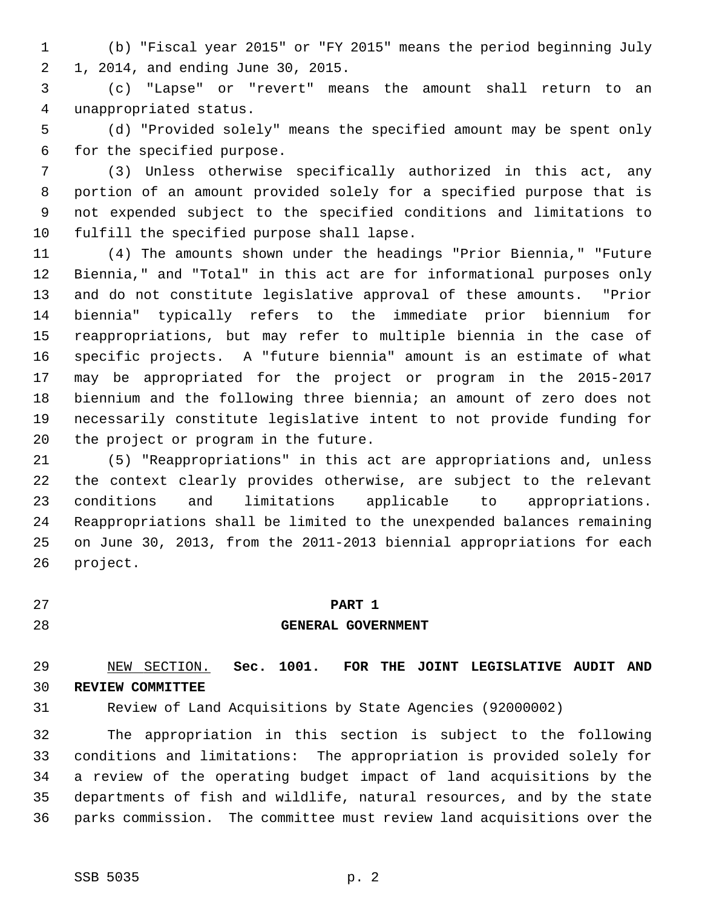(b) "Fiscal year 2015" or "FY 2015" means the period beginning July 1, 2014, and ending June 30, 2015.

(c) "Lapse" or "revert" means the amount shall return to an unappropriated status.

(d) "Provided solely" means the specified amount may be spent only for the specified purpose.

(3) Unless otherwise specifically authorized in this act, any portion of an amount provided solely for a specified purpose that is not expended subject to the specified conditions and limitations to fulfill the specified purpose shall lapse.

(4) The amounts shown under the headings "Prior Biennia," "Future Biennia," and "Total" in this act are for informational purposes only and do not constitute legislative approval of these amounts. "Prior biennia" typically refers to the immediate prior biennium for reappropriations, but may refer to multiple biennia in the case of specific projects. A "future biennia" amount is an estimate of what may be appropriated for the project or program in the 2015-2017 biennium and the following three biennia; an amount of zero does not necessarily constitute legislative intent to not provide funding for the project or program in the future.

(5) "Reappropriations" in this act are appropriations and, unless the context clearly provides otherwise, are subject to the relevant conditions and limitations applicable to appropriations. Reappropriations shall be limited to the unexpended balances remaining on June 30, 2013, from the 2011-2013 biennial appropriations for each project.

## PART 1
## GENERAL GOVERNMENT

NEW SECTION. **Sec. 1001. FOR THE JOINT LEGISLATIVE AUDIT AND REVIEW COMMITTEE**

Review of Land Acquisitions by State Agencies (92000002)

The appropriation in this section is subject to the following conditions and limitations: The appropriation is provided solely for a review of the operating budget impact of land acquisitions by the departments of fish and wildlife, natural resources, and by the state parks commission. The committee must review land acquisitions over the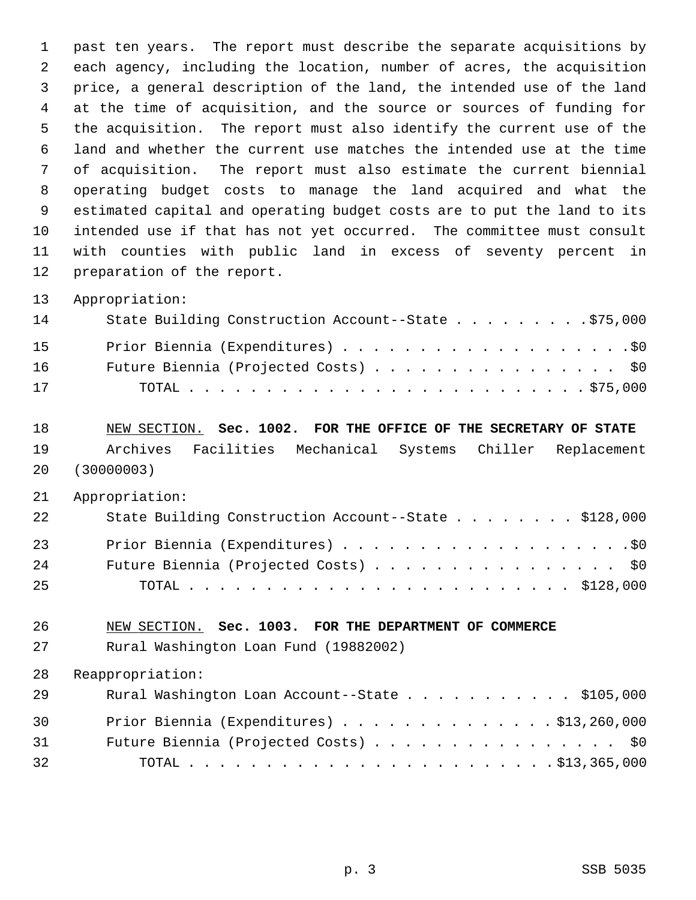past ten years. The report must describe the separate acquisitions by each agency, including the location, number of acres, the acquisition price, a general description of the land, the intended use of the land at the time of acquisition, and the source or sources of funding for the acquisition. The report must also identify the current use of the land and whether the current use matches the intended use at the time of acquisition. The report must also estimate the current biennial operating budget costs to manage the land acquired and what the estimated capital and operating budget costs are to put the land to its intended use if that has not yet occurred. The committee must consult with counties with public land in excess of seventy percent in preparation of the report.

Appropriation:

State Building Construction Account--State . . . . . . . . . $75,000

Prior Biennia (Expenditures) . . . . . . . . . . . . . . . . . . . . $0

Future Biennia (Projected Costs) . . . . . . . . . . . . . . . . . $0

TOTAL . . . . . . . . . . . . . . . . . . . . . . . . . . $75,000

NEW SECTION. **Sec. 1002. FOR THE OFFICE OF THE SECRETARY OF STATE**

Archives Facilities Mechanical Systems Chiller Replacement (30000003)

Appropriation:

State Building Construction Account--State . . . . . . . . $128,000

Prior Biennia (Expenditures) . . . . . . . . . . . . . . . . . . . . $0

Future Biennia (Projected Costs) . . . . . . . . . . . . . . . . . $0

TOTAL . . . . . . . . . . . . . . . . . . . . . . . . . $128,000

NEW SECTION. **Sec. 1003. FOR THE DEPARTMENT OF COMMERCE**

Rural Washington Loan Fund (19882002)

Reappropriation:

Rural Washington Loan Account--State . . . . . . . . . . . $105,000

Prior Biennia (Expenditures) . . . . . . . . . . . . . . $13,260,000

Future Biennia (Projected Costs) . . . . . . . . . . . . . . . . . $0

TOTAL . . . . . . . . . . . . . . . . . . . . . . . . $13,365,000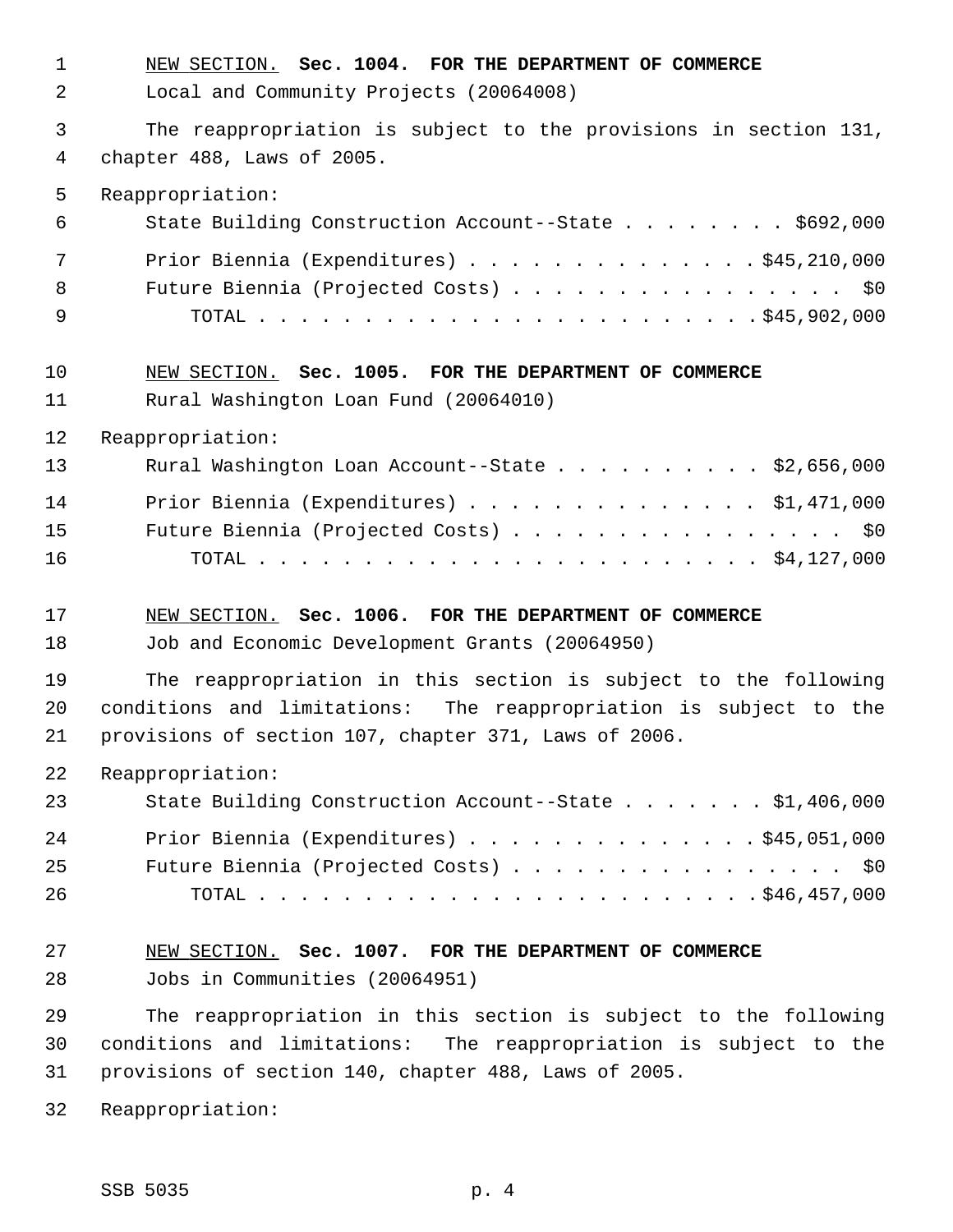NEW SECTION. **Sec. 1004. FOR THE DEPARTMENT OF COMMERCE**

Local and Community Projects (20064008)

The reappropriation is subject to the provisions in section 131, chapter 488, Laws of 2005.

Reappropriation:

State Building Construction Account--State . . . . . . . . $692,000

Prior Biennia (Expenditures) . . . . . . . . . . . . . . $45,210,000

Future Biennia (Projected Costs) . . . . . . . . . . . . . . . . $0

TOTAL . . . . . . . . . . . . . . . . . . . . . . . . $45,902,000

NEW SECTION. **Sec. 1005. FOR THE DEPARTMENT OF COMMERCE**

Rural Washington Loan Fund (20064010)

Reappropriation:

Rural Washington Loan Account--State . . . . . . . . . . $2,656,000

Prior Biennia (Expenditures) . . . . . . . . . . . . . . $1,471,000

Future Biennia (Projected Costs) . . . . . . . . . . . . . . . . $0

TOTAL . . . . . . . . . . . . . . . . . . . . . . . . $4,127,000

NEW SECTION. **Sec. 1006. FOR THE DEPARTMENT OF COMMERCE**

Job and Economic Development Grants (20064950)

The reappropriation in this section is subject to the following conditions and limitations: The reappropriation is subject to the provisions of section 107, chapter 371, Laws of 2006.

Reappropriation:

State Building Construction Account--State . . . . . . . $1,406,000

Prior Biennia (Expenditures) . . . . . . . . . . . . . . $45,051,000

Future Biennia (Projected Costs) . . . . . . . . . . . . . . . . $0

TOTAL . . . . . . . . . . . . . . . . . . . . . . . . $46,457,000

NEW SECTION. **Sec. 1007. FOR THE DEPARTMENT OF COMMERCE**

Jobs in Communities (20064951)

The reappropriation in this section is subject to the following conditions and limitations: The reappropriation is subject to the provisions of section 140, chapter 488, Laws of 2005.

Reappropriation: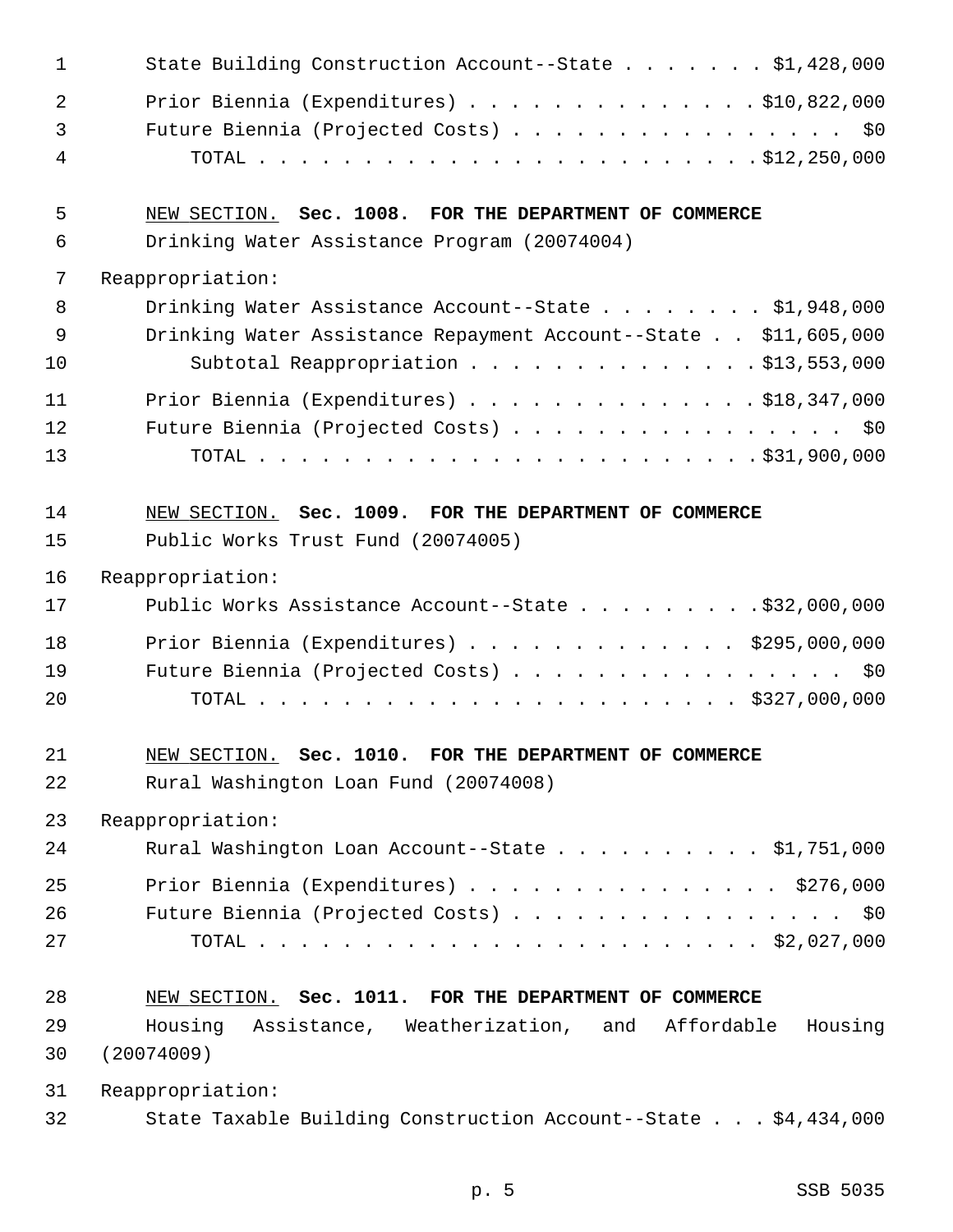State Building Construction Account--State . . . . . . . $1,428,000
Prior Biennia (Expenditures) . . . . . . . . . . . . . . $10,822,000
Future Biennia (Projected Costs) . . . . . . . . . . . . . . . . $0
TOTAL . . . . . . . . . . . . . . . . . . . . . . . . $12,250,000

NEW SECTION. **Sec. 1008. FOR THE DEPARTMENT OF COMMERCE**

Drinking Water Assistance Program (20074004)

Reappropriation:

Drinking Water Assistance Account--State . . . . . . . . $1,948,000
Drinking Water Assistance Repayment Account--State . . $11,605,000
Subtotal Reappropriation . . . . . . . . . . . . . . $13,553,000
Prior Biennia (Expenditures) . . . . . . . . . . . . . . $18,347,000
Future Biennia (Projected Costs) . . . . . . . . . . . . . . . . $0
TOTAL . . . . . . . . . . . . . . . . . . . . . . . . $31,900,000

NEW SECTION. **Sec. 1009. FOR THE DEPARTMENT OF COMMERCE**

Public Works Trust Fund (20074005)

Reappropriation:

Public Works Assistance Account--State . . . . . . . . . $32,000,000
Prior Biennia (Expenditures) . . . . . . . . . . . . . $295,000,000
Future Biennia (Projected Costs) . . . . . . . . . . . . . . . . $0
TOTAL . . . . . . . . . . . . . . . . . . . . . . . $327,000,000

NEW SECTION. **Sec. 1010. FOR THE DEPARTMENT OF COMMERCE**

Rural Washington Loan Fund (20074008)

Reappropriation:

Rural Washington Loan Account--State . . . . . . . . . . $1,751,000
Prior Biennia (Expenditures) . . . . . . . . . . . . . . . $276,000
Future Biennia (Projected Costs) . . . . . . . . . . . . . . . . $0
TOTAL . . . . . . . . . . . . . . . . . . . . . . . . $2,027,000

NEW SECTION. **Sec. 1011. FOR THE DEPARTMENT OF COMMERCE**

Housing Assistance, Weatherization, and Affordable Housing (20074009)

Reappropriation:

State Taxable Building Construction Account--State . . . $4,434,000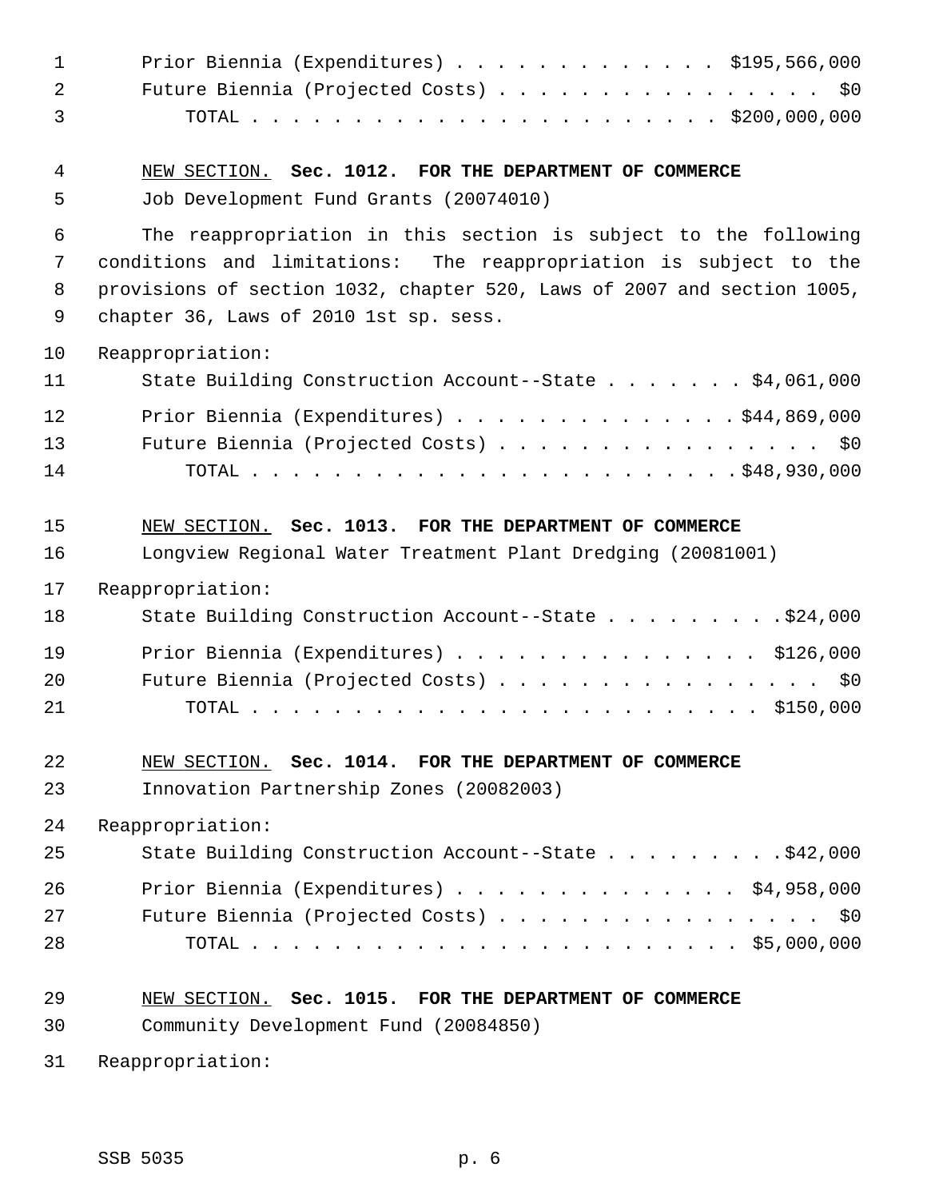Prior Biennia (Expenditures) . . . . . . . . . . . . . . $195,566,000
Future Biennia (Projected Costs) . . . . . . . . . . . . . . . . . $0
TOTAL . . . . . . . . . . . . . . . . . . . . . . . . . $200,000,000

NEW SECTION. **Sec. 1012. FOR THE DEPARTMENT OF COMMERCE**

Job Development Fund Grants (20074010)

The reappropriation in this section is subject to the following conditions and limitations: The reappropriation is subject to the provisions of section 1032, chapter 520, Laws of 2007 and section 1005, chapter 36, Laws of 2010 1st sp. sess.

Reappropriation:

State Building Construction Account--State . . . . . . . $4,061,000

Prior Biennia (Expenditures) . . . . . . . . . . . . . . $44,869,000
Future Biennia (Projected Costs) . . . . . . . . . . . . . . . . . $0
TOTAL . . . . . . . . . . . . . . . . . . . . . . . . . $48,930,000

NEW SECTION. **Sec. 1013. FOR THE DEPARTMENT OF COMMERCE**

Longview Regional Water Treatment Plant Dredging (20081001)

Reappropriation:

State Building Construction Account--State . . . . . . . . . $24,000

Prior Biennia (Expenditures) . . . . . . . . . . . . . . . $126,000
Future Biennia (Projected Costs) . . . . . . . . . . . . . . . . . $0
TOTAL . . . . . . . . . . . . . . . . . . . . . . . . . $150,000

NEW SECTION. **Sec. 1014. FOR THE DEPARTMENT OF COMMERCE**

Innovation Partnership Zones (20082003)

Reappropriation:

State Building Construction Account--State . . . . . . . . . $42,000

Prior Biennia (Expenditures) . . . . . . . . . . . . . . $4,958,000
Future Biennia (Projected Costs) . . . . . . . . . . . . . . . . . $0
TOTAL . . . . . . . . . . . . . . . . . . . . . . . . . $5,000,000

NEW SECTION. **Sec. 1015. FOR THE DEPARTMENT OF COMMERCE**

Community Development Fund (20084850)

Reappropriation: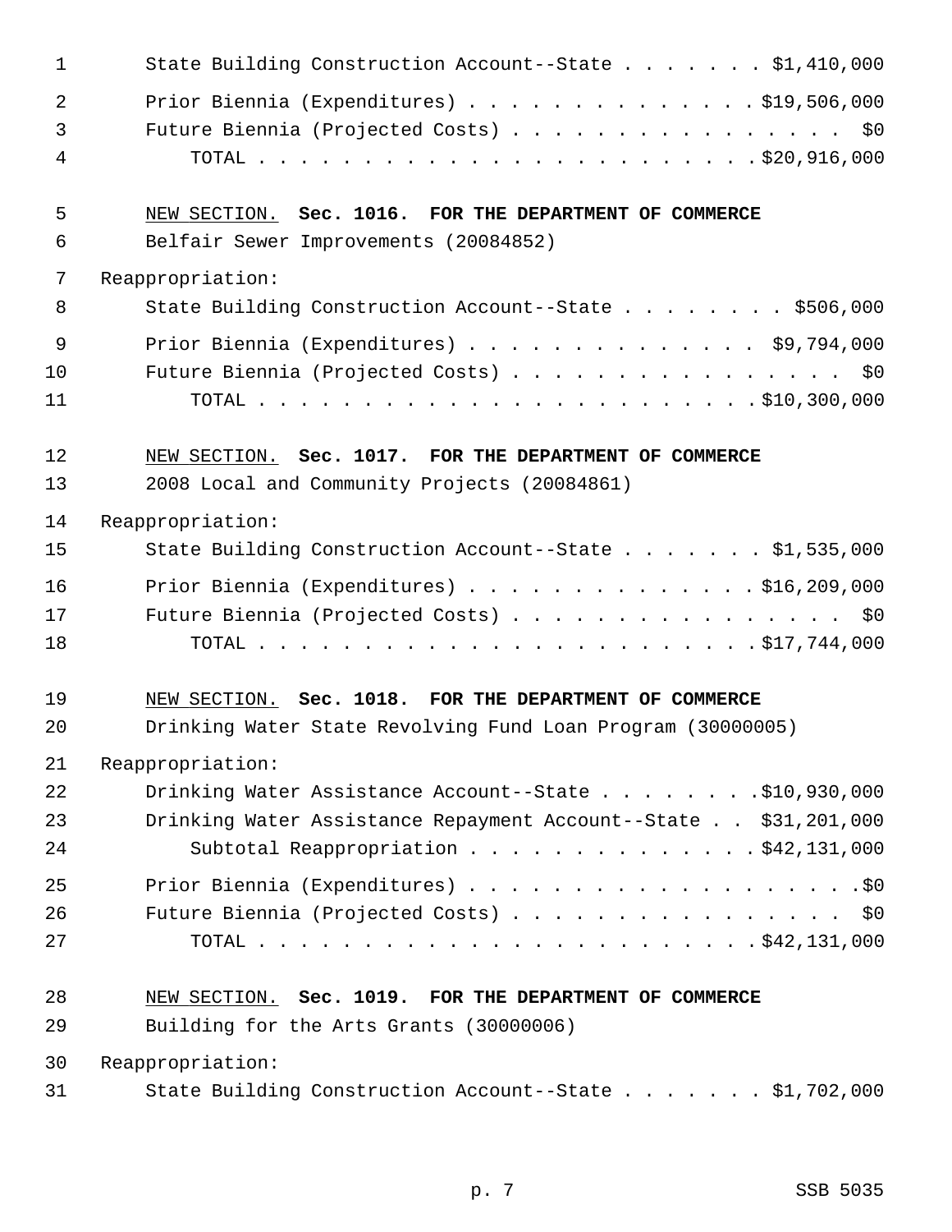State Building Construction Account--State . . . . . . . $1,410,000

Prior Biennia (Expenditures) . . . . . . . . . . . . . . $19,506,000
Future Biennia (Projected Costs) . . . . . . . . . . . . . . . . $0
TOTAL . . . . . . . . . . . . . . . . . . . . . . . . $20,916,000

NEW SECTION. **Sec. 1016. FOR THE DEPARTMENT OF COMMERCE**

Belfair Sewer Improvements (20084852)

Reappropriation:

State Building Construction Account--State . . . . . . . . $506,000

Prior Biennia (Expenditures) . . . . . . . . . . . . . . $9,794,000
Future Biennia (Projected Costs) . . . . . . . . . . . . . . . . $0
TOTAL . . . . . . . . . . . . . . . . . . . . . . . . $10,300,000

NEW SECTION. **Sec. 1017. FOR THE DEPARTMENT OF COMMERCE**

2008 Local and Community Projects (20084861)

Reappropriation:

State Building Construction Account--State . . . . . . . $1,535,000

Prior Biennia (Expenditures) . . . . . . . . . . . . . . $16,209,000
Future Biennia (Projected Costs) . . . . . . . . . . . . . . . . $0
TOTAL . . . . . . . . . . . . . . . . . . . . . . . . $17,744,000

NEW SECTION. **Sec. 1018. FOR THE DEPARTMENT OF COMMERCE**

Drinking Water State Revolving Fund Loan Program (30000005)

Reappropriation:

Drinking Water Assistance Account--State . . . . . . . . $10,930,000
Drinking Water Assistance Repayment Account--State . . $31,201,000
Subtotal Reappropriation . . . . . . . . . . . . . . $42,131,000

Prior Biennia (Expenditures) . . . . . . . . . . . . . . . . . . . $0
Future Biennia (Projected Costs) . . . . . . . . . . . . . . . . $0
TOTAL . . . . . . . . . . . . . . . . . . . . . . . . $42,131,000

NEW SECTION. **Sec. 1019. FOR THE DEPARTMENT OF COMMERCE**

Building for the Arts Grants (30000006)

Reappropriation:

State Building Construction Account--State . . . . . . . $1,702,000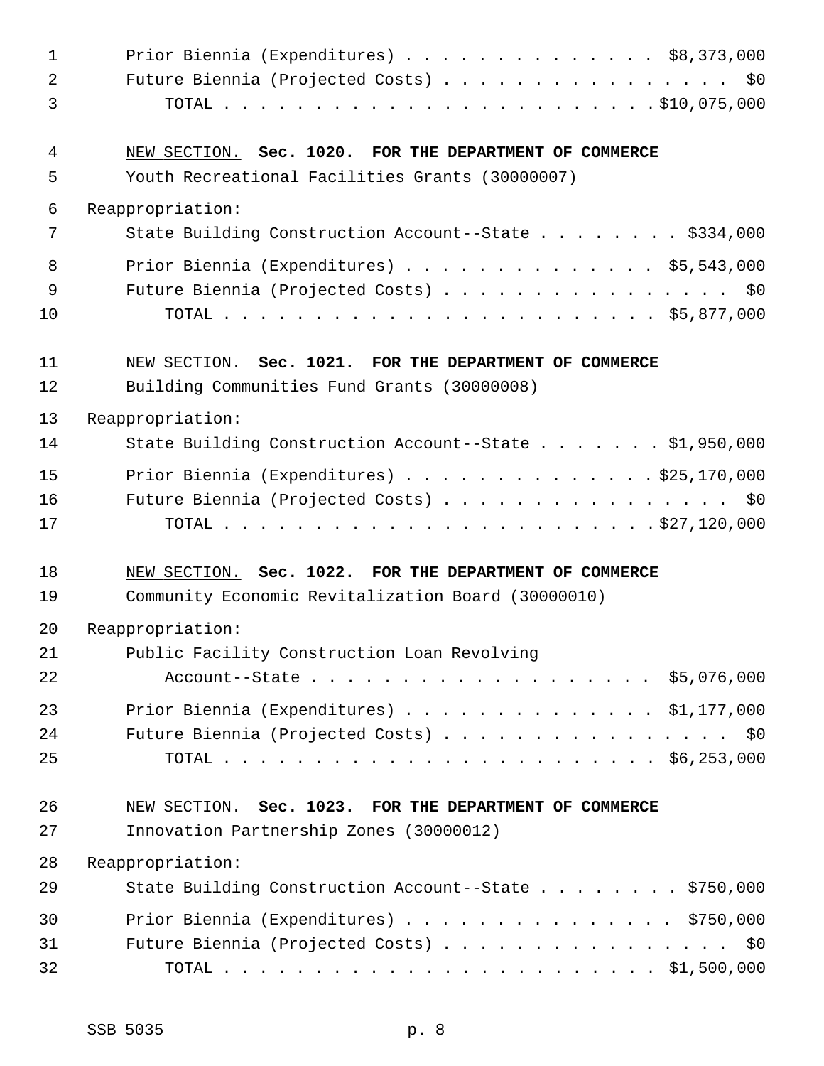Prior Biennia (Expenditures) . . . . . . . . . . . . . . $8,373,000
Future Biennia (Projected Costs) . . . . . . . . . . . . . . . . $0
TOTAL . . . . . . . . . . . . . . . . . . . . . . . . . $10,075,000

NEW SECTION. **Sec. 1020. FOR THE DEPARTMENT OF COMMERCE**
Youth Recreational Facilities Grants (30000007)

Reappropriation:
State Building Construction Account--State . . . . . . . . $334,000
Prior Biennia (Expenditures) . . . . . . . . . . . . . . $5,543,000
Future Biennia (Projected Costs) . . . . . . . . . . . . . . . . $0
TOTAL . . . . . . . . . . . . . . . . . . . . . . . . . $5,877,000

NEW SECTION. **Sec. 1021. FOR THE DEPARTMENT OF COMMERCE**
Building Communities Fund Grants (30000008)

Reappropriation:
State Building Construction Account--State . . . . . . . $1,950,000
Prior Biennia (Expenditures) . . . . . . . . . . . . . . $25,170,000
Future Biennia (Projected Costs) . . . . . . . . . . . . . . . . $0
TOTAL . . . . . . . . . . . . . . . . . . . . . . . . . $27,120,000

NEW SECTION. **Sec. 1022. FOR THE DEPARTMENT OF COMMERCE**
Community Economic Revitalization Board (30000010)

Reappropriation:
Public Facility Construction Loan Revolving
Account--State . . . . . . . . . . . . . . . . . . . $5,076,000
Prior Biennia (Expenditures) . . . . . . . . . . . . . . $1,177,000
Future Biennia (Projected Costs) . . . . . . . . . . . . . . . . $0
TOTAL . . . . . . . . . . . . . . . . . . . . . . . . . $6,253,000

NEW SECTION. **Sec. 1023. FOR THE DEPARTMENT OF COMMERCE**
Innovation Partnership Zones (30000012)

Reappropriation:
State Building Construction Account--State . . . . . . . . $750,000
Prior Biennia (Expenditures) . . . . . . . . . . . . . . . $750,000
Future Biennia (Projected Costs) . . . . . . . . . . . . . . . . $0
TOTAL . . . . . . . . . . . . . . . . . . . . . . . . . $1,500,000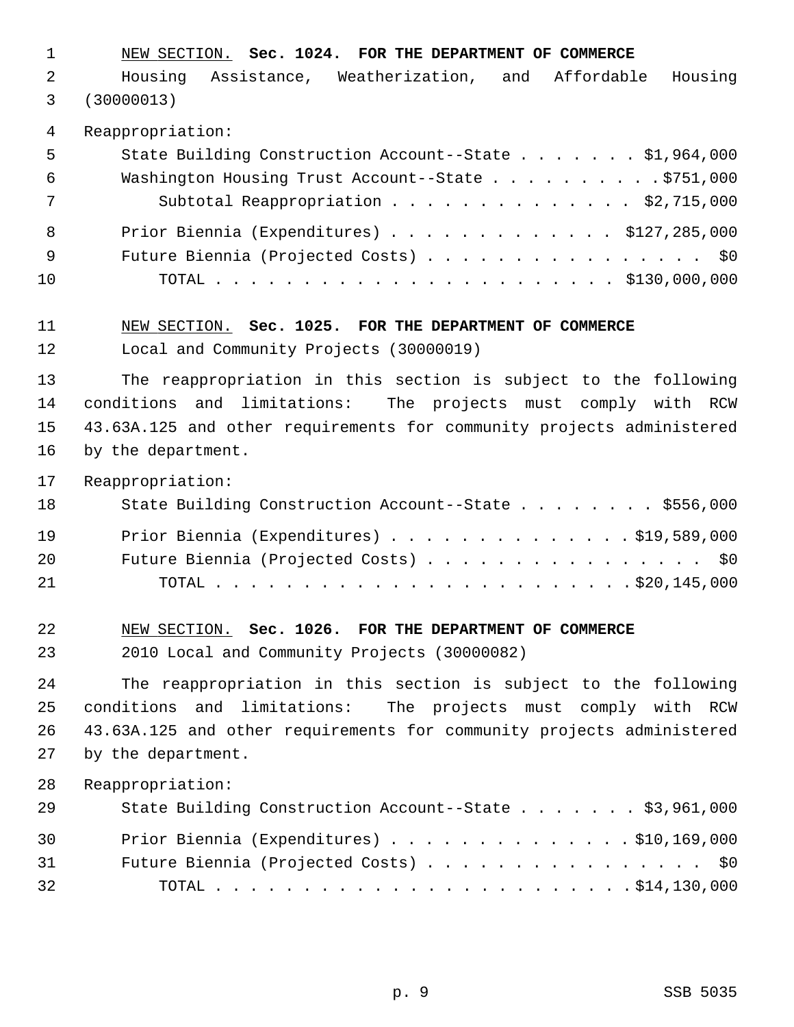NEW SECTION. **Sec. 1024. FOR THE DEPARTMENT OF COMMERCE**

Housing Assistance, Weatherization, and Affordable Housing (30000013)

Reappropriation:

State Building Construction Account--State . . . . . . . $1,964,000
Washington Housing Trust Account--State . . . . . . . . . .$751,000
Subtotal Reappropriation . . . . . . . . . . . . . . $2,715,000

Prior Biennia (Expenditures) . . . . . . . . . . . . . $127,285,000
Future Biennia (Projected Costs) . . . . . . . . . . . . . . . . $0
TOTAL . . . . . . . . . . . . . . . . . . . . . . . . $130,000,000

NEW SECTION. **Sec. 1025. FOR THE DEPARTMENT OF COMMERCE**

Local and Community Projects (30000019)

The reappropriation in this section is subject to the following conditions and limitations: The projects must comply with RCW 43.63A.125 and other requirements for community projects administered by the department.

Reappropriation:

State Building Construction Account--State . . . . . . . . $556,000

Prior Biennia (Expenditures) . . . . . . . . . . . . . .$19,589,000
Future Biennia (Projected Costs) . . . . . . . . . . . . . . . . $0
TOTAL . . . . . . . . . . . . . . . . . . . . . . . . .$20,145,000

NEW SECTION. **Sec. 1026. FOR THE DEPARTMENT OF COMMERCE**

2010 Local and Community Projects (30000082)

The reappropriation in this section is subject to the following conditions and limitations: The projects must comply with RCW 43.63A.125 and other requirements for community projects administered by the department.

Reappropriation:

State Building Construction Account--State . . . . . . . $3,961,000

Prior Biennia (Expenditures) . . . . . . . . . . . . . .$10,169,000
Future Biennia (Projected Costs) . . . . . . . . . . . . . . . . $0
TOTAL . . . . . . . . . . . . . . . . . . . . . . . . .$14,130,000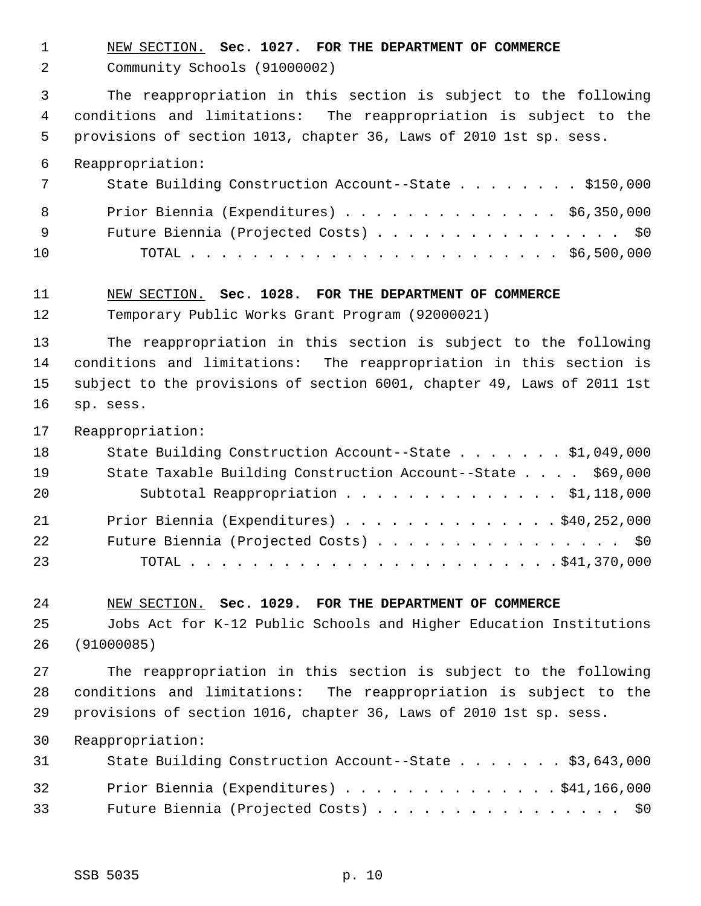NEW SECTION. **Sec. 1027. FOR THE DEPARTMENT OF COMMERCE**

Community Schools (91000002)

The reappropriation in this section is subject to the following conditions and limitations: The reappropriation is subject to the provisions of section 1013, chapter 36, Laws of 2010 1st sp. sess.

Reappropriation:

State Building Construction Account--State . . . . . . . . $150,000

Prior Biennia (Expenditures) . . . . . . . . . . . . . . $6,350,000

Future Biennia (Projected Costs) . . . . . . . . . . . . . . . . $0

TOTAL . . . . . . . . . . . . . . . . . . . . . . . . $6,500,000

NEW SECTION. **Sec. 1028. FOR THE DEPARTMENT OF COMMERCE**

Temporary Public Works Grant Program (92000021)

The reappropriation in this section is subject to the following conditions and limitations: The reappropriation in this section is subject to the provisions of section 6001, chapter 49, Laws of 2011 1st sp. sess.

Reappropriation:

State Building Construction Account--State . . . . . . . $1,049,000

State Taxable Building Construction Account--State . . . . $69,000

Subtotal Reappropriation . . . . . . . . . . . . . . $1,118,000

Prior Biennia (Expenditures) . . . . . . . . . . . . . . $40,252,000

Future Biennia (Projected Costs) . . . . . . . . . . . . . . . . $0

TOTAL . . . . . . . . . . . . . . . . . . . . . . . . $41,370,000

NEW SECTION. **Sec. 1029. FOR THE DEPARTMENT OF COMMERCE**

Jobs Act for K-12 Public Schools and Higher Education Institutions (91000085)

The reappropriation in this section is subject to the following conditions and limitations: The reappropriation is subject to the provisions of section 1016, chapter 36, Laws of 2010 1st sp. sess.

Reappropriation:

State Building Construction Account--State . . . . . . . $3,643,000

Prior Biennia (Expenditures) . . . . . . . . . . . . . . $41,166,000

Future Biennia (Projected Costs) . . . . . . . . . . . . . . . . $0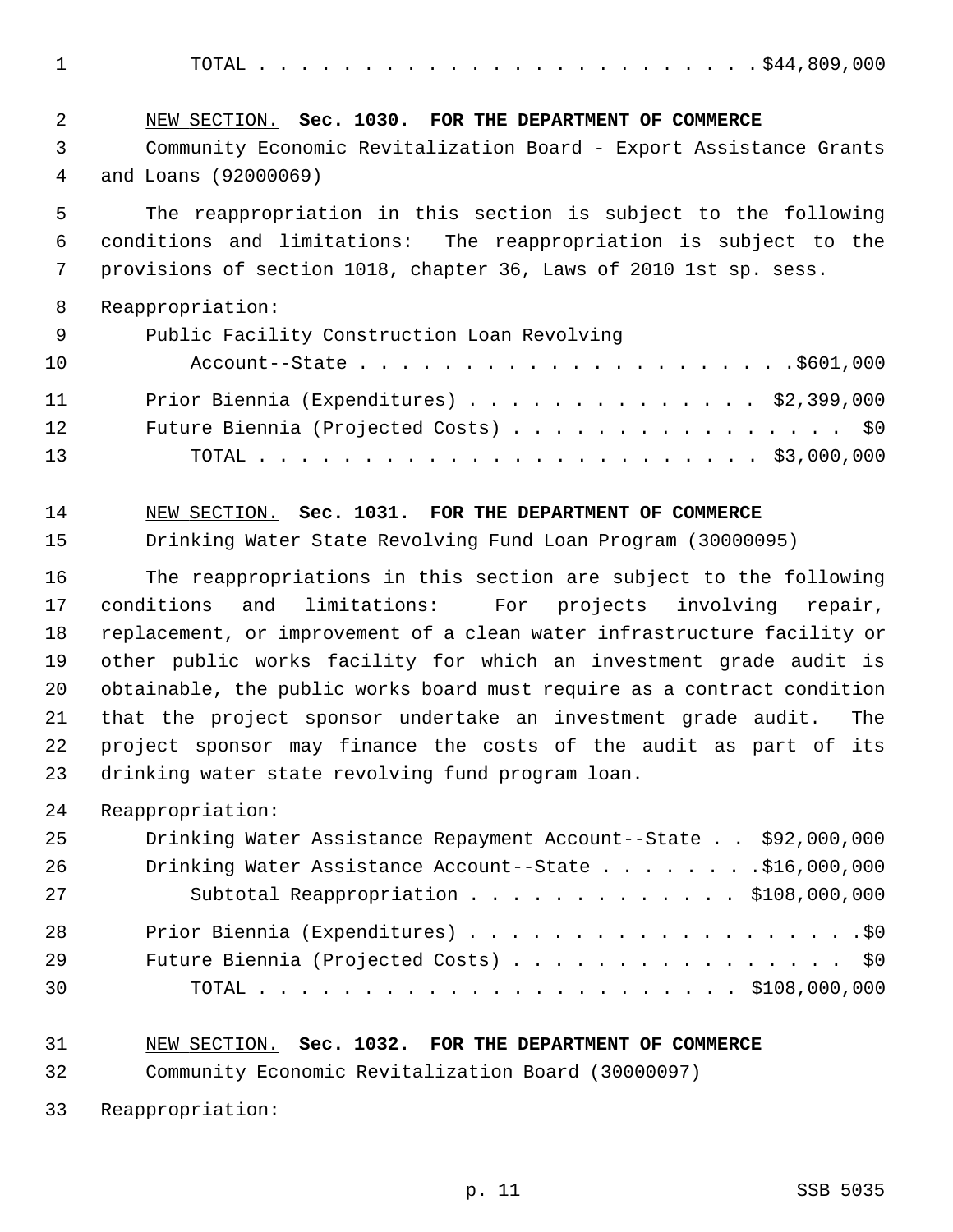TOTAL . . . . . . . . . . . . . . . . . . . . . . . . $44,809,000

NEW SECTION. **Sec. 1030. FOR THE DEPARTMENT OF COMMERCE**

Community Economic Revitalization Board - Export Assistance Grants and Loans (92000069)

The reappropriation in this section is subject to the following conditions and limitations: The reappropriation is subject to the provisions of section 1018, chapter 36, Laws of 2010 1st sp. sess.

Reappropriation:

Public Facility Construction Loan Revolving Account--State . . . . . . . . . . . . . . . . . . . . . $601,000

Prior Biennia (Expenditures) . . . . . . . . . . . . . . $2,399,000

Future Biennia (Projected Costs) . . . . . . . . . . . . . . . . $0

TOTAL . . . . . . . . . . . . . . . . . . . . . . . . $3,000,000

NEW SECTION. **Sec. 1031. FOR THE DEPARTMENT OF COMMERCE**

Drinking Water State Revolving Fund Loan Program (30000095)

The reappropriations in this section are subject to the following conditions and limitations: For projects involving repair, replacement, or improvement of a clean water infrastructure facility or other public works facility for which an investment grade audit is obtainable, the public works board must require as a contract condition that the project sponsor undertake an investment grade audit. The project sponsor may finance the costs of the audit as part of its drinking water state revolving fund program loan.

Reappropriation:

Drinking Water Assistance Repayment Account--State . . $92,000,000

Drinking Water Assistance Account--State . . . . . . . . $16,000,000

Subtotal Reappropriation . . . . . . . . . . . . . $108,000,000

Prior Biennia (Expenditures) . . . . . . . . . . . . . . . . . . . $0

Future Biennia (Projected Costs) . . . . . . . . . . . . . . . . $0

TOTAL . . . . . . . . . . . . . . . . . . . . . . . $108,000,000

NEW SECTION. **Sec. 1032. FOR THE DEPARTMENT OF COMMERCE**

Community Economic Revitalization Board (30000097)

Reappropriation: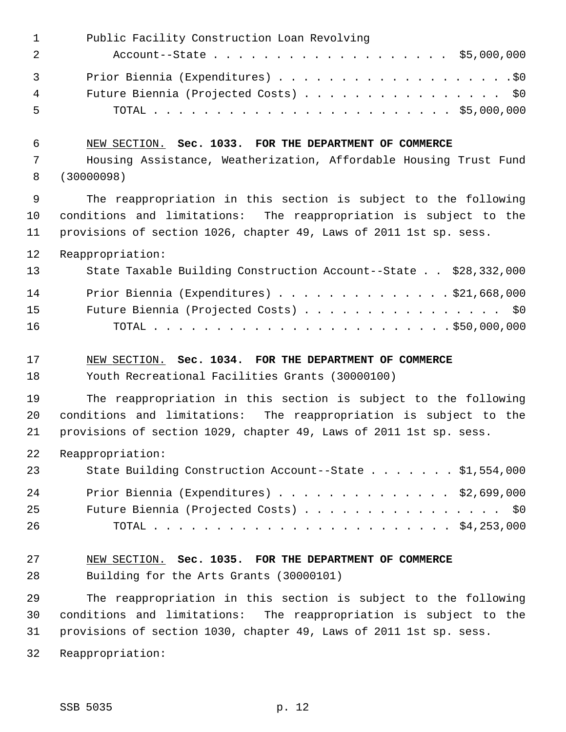Public Facility Construction Loan Revolving Account--State . . . . . . . . . . . . . . . . . . . $5,000,000

Prior Biennia (Expenditures) . . . . . . . . . . . . . . . . . . . .$0

Future Biennia (Projected Costs) . . . . . . . . . . . . . . . . . $0

TOTAL . . . . . . . . . . . . . . . . . . . . . . . . $5,000,000

NEW SECTION. **Sec. 1033. FOR THE DEPARTMENT OF COMMERCE**

Housing Assistance, Weatherization, Affordable Housing Trust Fund (30000098)

The reappropriation in this section is subject to the following conditions and limitations: The reappropriation is subject to the provisions of section 1026, chapter 49, Laws of 2011 1st sp. sess.

Reappropriation:

State Taxable Building Construction Account--State . . $28,332,000

Prior Biennia (Expenditures) . . . . . . . . . . . . . . $21,668,000

Future Biennia (Projected Costs) . . . . . . . . . . . . . . . . . $0

TOTAL . . . . . . . . . . . . . . . . . . . . . . . . $50,000,000

NEW SECTION. **Sec. 1034. FOR THE DEPARTMENT OF COMMERCE**

Youth Recreational Facilities Grants (30000100)

The reappropriation in this section is subject to the following conditions and limitations: The reappropriation is subject to the provisions of section 1029, chapter 49, Laws of 2011 1st sp. sess.

Reappropriation:

State Building Construction Account--State . . . . . . . $1,554,000

Prior Biennia (Expenditures) . . . . . . . . . . . . . . $2,699,000

Future Biennia (Projected Costs) . . . . . . . . . . . . . . . . . $0

TOTAL . . . . . . . . . . . . . . . . . . . . . . . . $4,253,000

NEW SECTION. **Sec. 1035. FOR THE DEPARTMENT OF COMMERCE**

Building for the Arts Grants (30000101)

The reappropriation in this section is subject to the following conditions and limitations: The reappropriation is subject to the provisions of section 1030, chapter 49, Laws of 2011 1st sp. sess.

Reappropriation: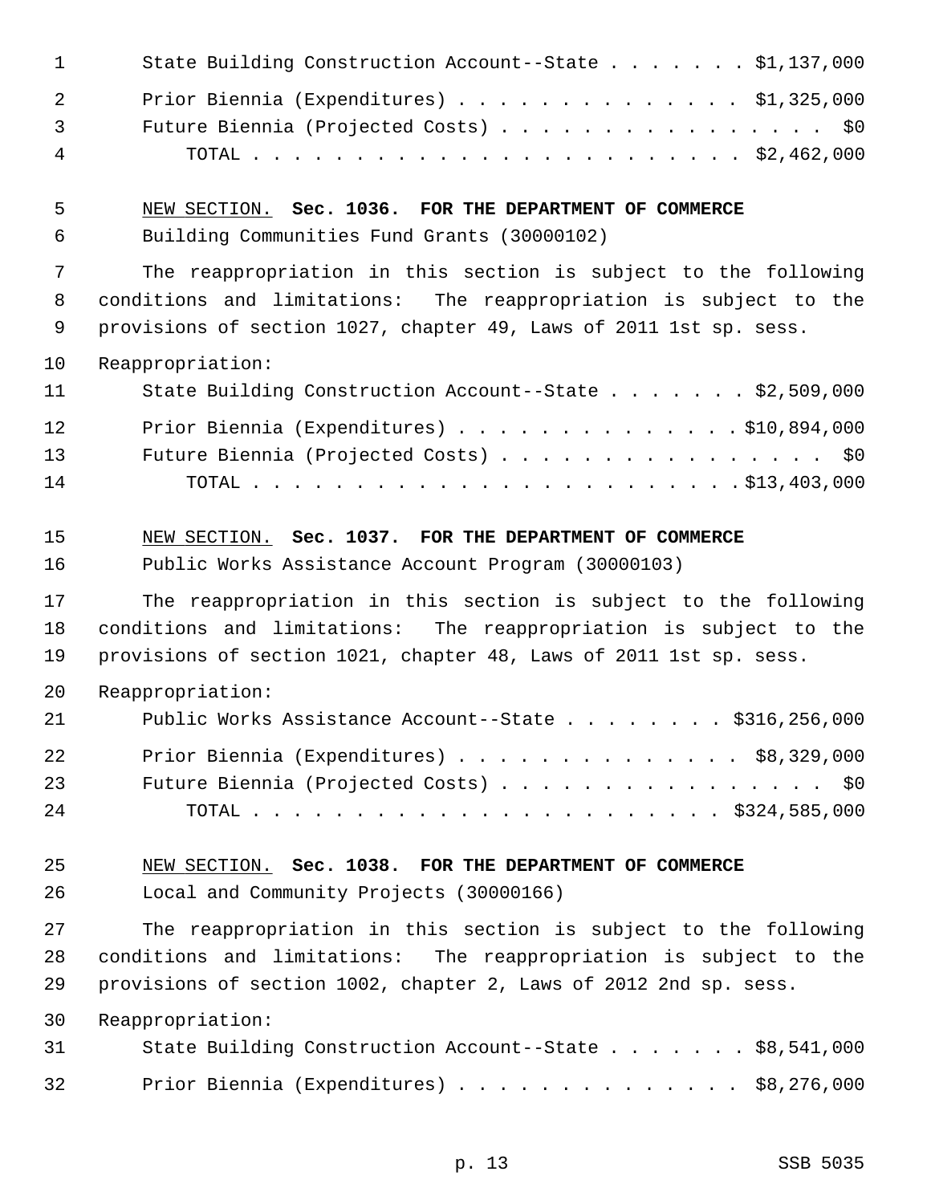State Building Construction Account--State . . . . . . . $1,137,000
Prior Biennia (Expenditures) . . . . . . . . . . . . . . $1,325,000
Future Biennia (Projected Costs) . . . . . . . . . . . . . . . . $0
TOTAL . . . . . . . . . . . . . . . . . . . . . . . . $2,462,000

NEW SECTION. **Sec. 1036. FOR THE DEPARTMENT OF COMMERCE**

Building Communities Fund Grants (30000102)

The reappropriation in this section is subject to the following conditions and limitations: The reappropriation is subject to the provisions of section 1027, chapter 49, Laws of 2011 1st sp. sess.

Reappropriation:

State Building Construction Account--State . . . . . . . $2,509,000
Prior Biennia (Expenditures) . . . . . . . . . . . . . . $10,894,000
Future Biennia (Projected Costs) . . . . . . . . . . . . . . . . $0
TOTAL . . . . . . . . . . . . . . . . . . . . . . . . $13,403,000

NEW SECTION. **Sec. 1037. FOR THE DEPARTMENT OF COMMERCE**

Public Works Assistance Account Program (30000103)

The reappropriation in this section is subject to the following conditions and limitations: The reappropriation is subject to the provisions of section 1021, chapter 48, Laws of 2011 1st sp. sess.

Reappropriation:

Public Works Assistance Account--State . . . . . . . . $316,256,000
Prior Biennia (Expenditures) . . . . . . . . . . . . . . $8,329,000
Future Biennia (Projected Costs) . . . . . . . . . . . . . . . . $0
TOTAL . . . . . . . . . . . . . . . . . . . . . . . . $324,585,000

NEW SECTION. **Sec. 1038. FOR THE DEPARTMENT OF COMMERCE**

Local and Community Projects (30000166)

The reappropriation in this section is subject to the following conditions and limitations: The reappropriation is subject to the provisions of section 1002, chapter 2, Laws of 2012 2nd sp. sess.

Reappropriation:

State Building Construction Account--State . . . . . . . $8,541,000
Prior Biennia (Expenditures) . . . . . . . . . . . . . . $8,276,000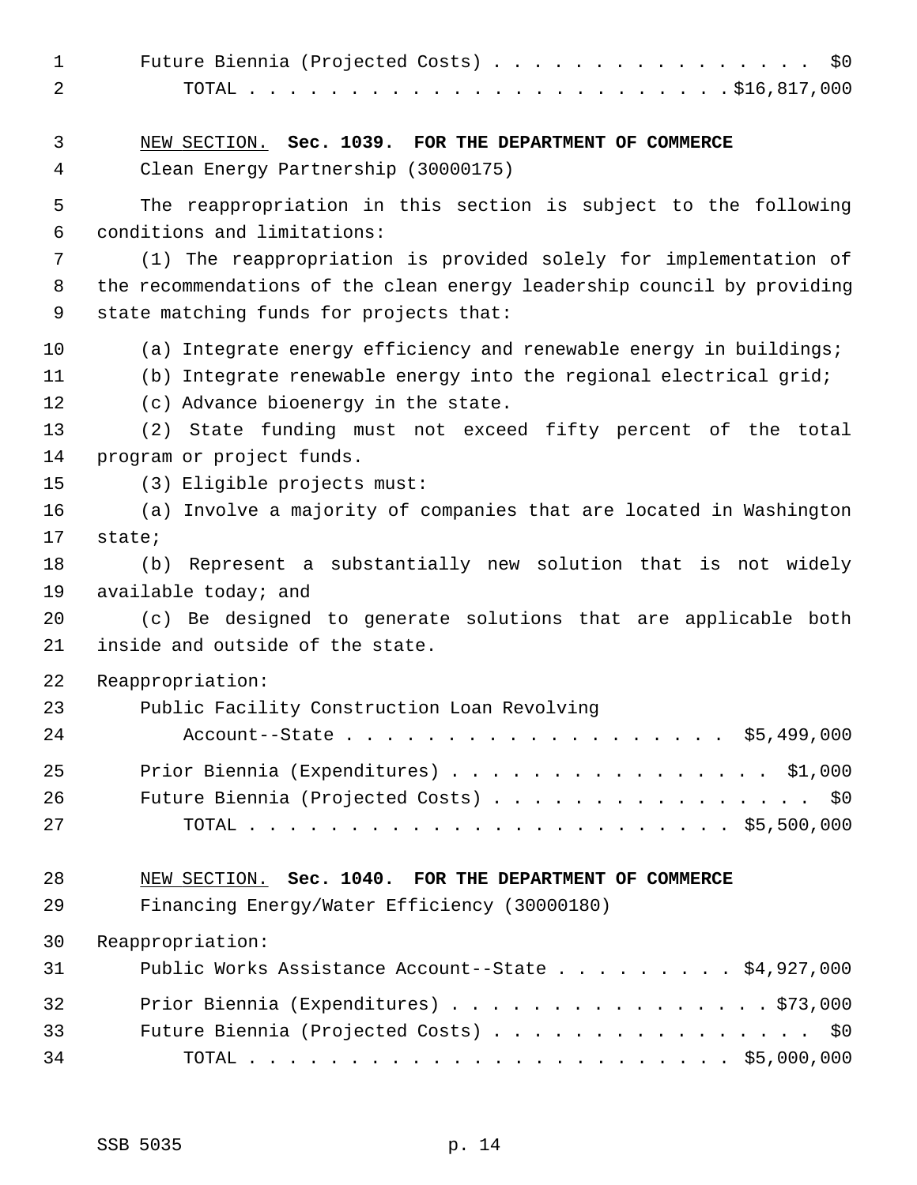Future Biennia (Projected Costs) . . . . . . . . . . . . . . . . $0
TOTAL . . . . . . . . . . . . . . . . . . . . . . . . $16,817,000

NEW SECTION. **Sec. 1039. FOR THE DEPARTMENT OF COMMERCE**

Clean Energy Partnership (30000175)

The reappropriation in this section is subject to the following conditions and limitations:

(1) The reappropriation is provided solely for implementation of the recommendations of the clean energy leadership council by providing state matching funds for projects that:

(a) Integrate energy efficiency and renewable energy in buildings;

(b) Integrate renewable energy into the regional electrical grid;

(c) Advance bioenergy in the state.

(2) State funding must not exceed fifty percent of the total program or project funds.

(3) Eligible projects must:

(a) Involve a majority of companies that are located in Washington state;

(b) Represent a substantially new solution that is not widely available today; and

(c) Be designed to generate solutions that are applicable both inside and outside of the state.

Reappropriation:

Public Facility Construction Loan Revolving Account--State . . . . . . . . . . . . . . . . . . . $5,499,000

Prior Biennia (Expenditures) . . . . . . . . . . . . . . . . $1,000
Future Biennia (Projected Costs) . . . . . . . . . . . . . . . . $0
TOTAL . . . . . . . . . . . . . . . . . . . . . . . . $5,500,000

NEW SECTION. **Sec. 1040. FOR THE DEPARTMENT OF COMMERCE**

Financing Energy/Water Efficiency (30000180)

Reappropriation:

Public Works Assistance Account--State . . . . . . . . . $4,927,000

Prior Biennia (Expenditures) . . . . . . . . . . . . . . . . $73,000
Future Biennia (Projected Costs) . . . . . . . . . . . . . . . . $0
TOTAL . . . . . . . . . . . . . . . . . . . . . . . . $5,000,000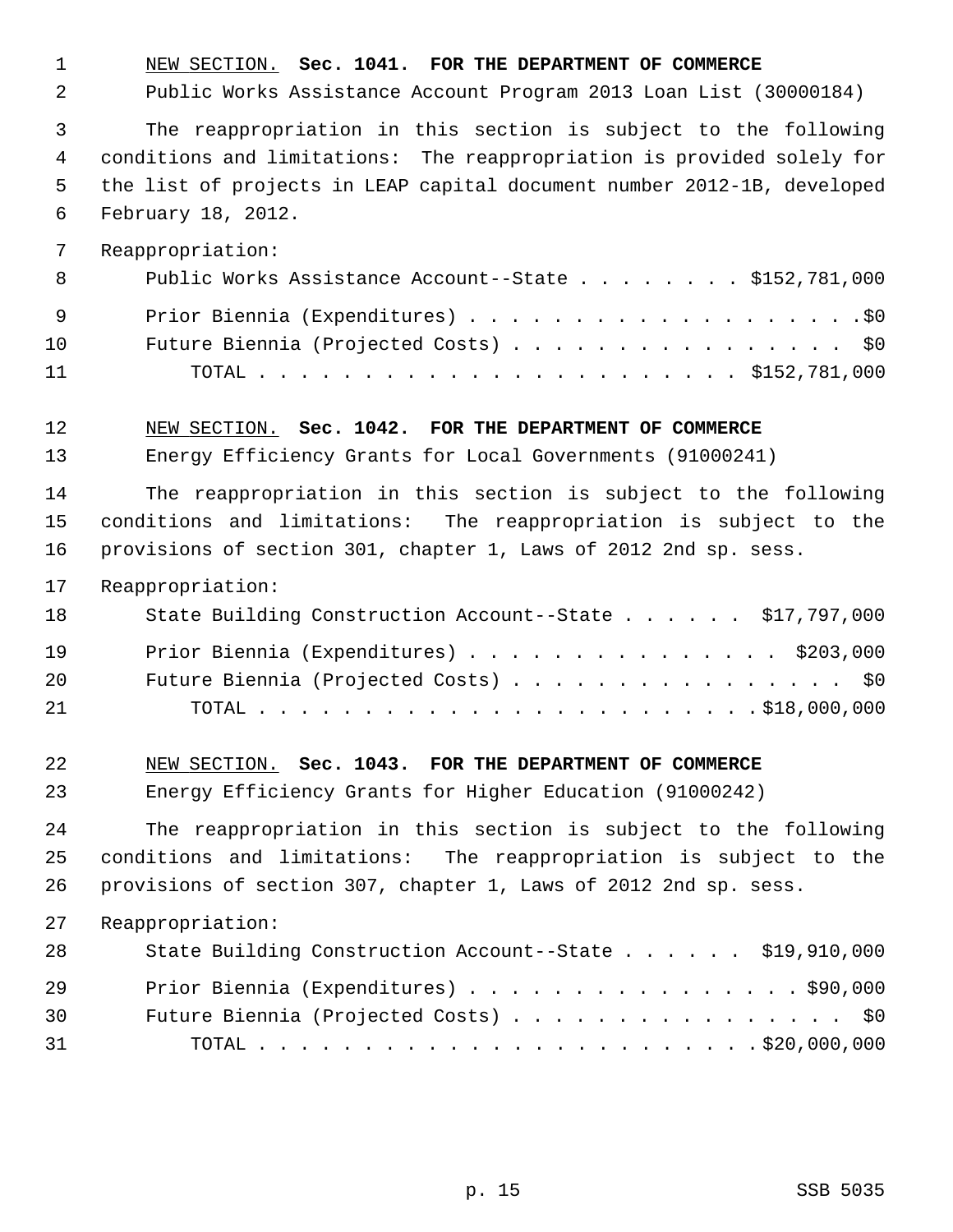NEW SECTION. **Sec. 1041. FOR THE DEPARTMENT OF COMMERCE**

Public Works Assistance Account Program 2013 Loan List (30000184)

The reappropriation in this section is subject to the following conditions and limitations: The reappropriation is provided solely for the list of projects in LEAP capital document number 2012-1B, developed February 18, 2012.

Reappropriation:

| | |
|---|---|
| Public Works Assistance Account--State | $152,781,000 |
| Prior Biennia (Expenditures) | $0 |
| Future Biennia (Projected Costs) | $0 |
| TOTAL | $152,781,000 |

NEW SECTION. **Sec. 1042. FOR THE DEPARTMENT OF COMMERCE**

Energy Efficiency Grants for Local Governments (91000241)

The reappropriation in this section is subject to the following conditions and limitations: The reappropriation is subject to the provisions of section 301, chapter 1, Laws of 2012 2nd sp. sess.

Reappropriation:

| | |
|---|---|
| State Building Construction Account--State | $17,797,000 |
| Prior Biennia (Expenditures) | $203,000 |
| Future Biennia (Projected Costs) | $0 |
| TOTAL | $18,000,000 |

NEW SECTION. **Sec. 1043. FOR THE DEPARTMENT OF COMMERCE**

Energy Efficiency Grants for Higher Education (91000242)

The reappropriation in this section is subject to the following conditions and limitations: The reappropriation is subject to the provisions of section 307, chapter 1, Laws of 2012 2nd sp. sess.

Reappropriation:

| | |
|---|---|
| State Building Construction Account--State | $19,910,000 |
| Prior Biennia (Expenditures) | $90,000 |
| Future Biennia (Projected Costs) | $0 |
| TOTAL | $20,000,000 |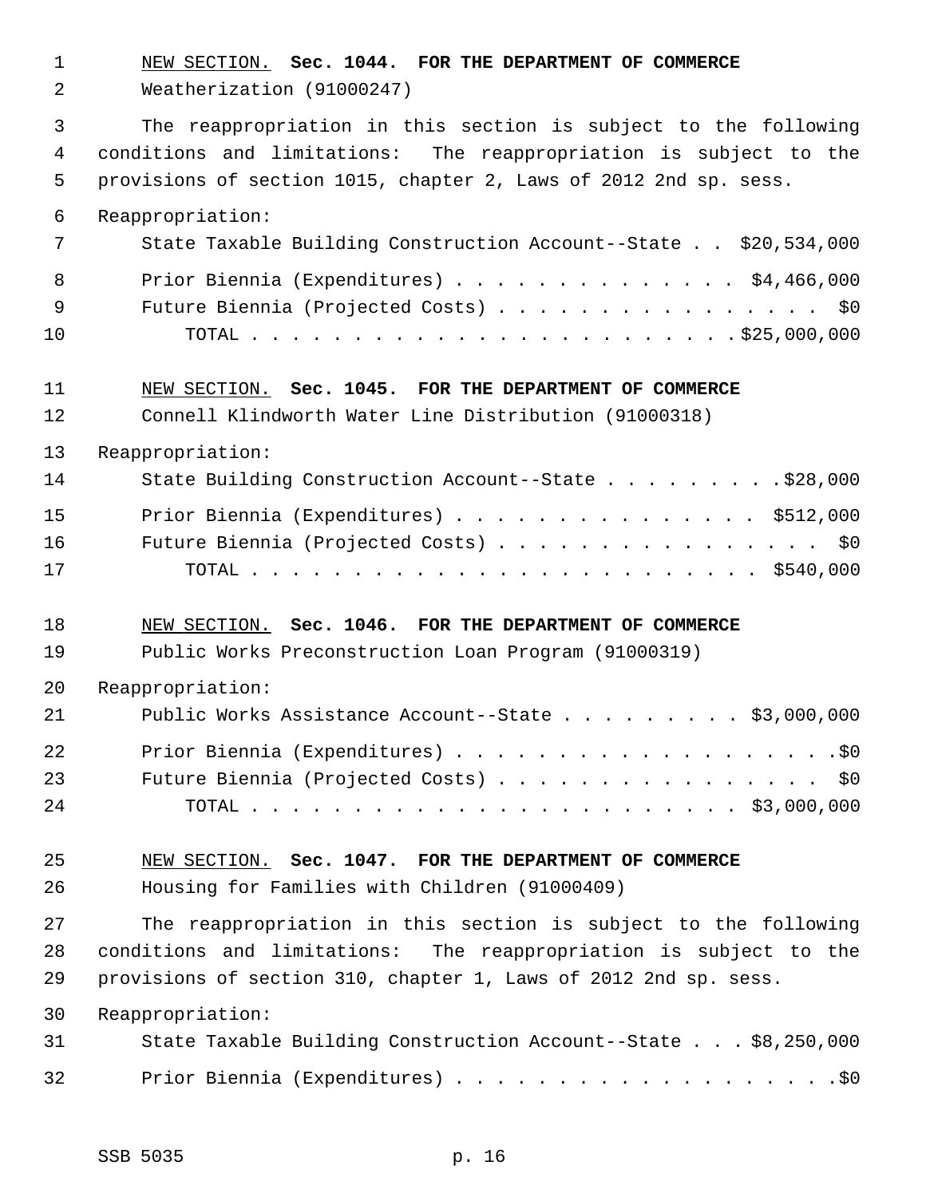NEW SECTION. **Sec. 1044. FOR THE DEPARTMENT OF COMMERCE**

Weatherization (91000247)

The reappropriation in this section is subject to the following conditions and limitations: The reappropriation is subject to the provisions of section 1015, chapter 2, Laws of 2012 2nd sp. sess.

Reappropriation:

State Taxable Building Construction Account--State . . $20,534,000

Prior Biennia (Expenditures) . . . . . . . . . . . . . . $4,466,000

Future Biennia (Projected Costs) . . . . . . . . . . . . . . . . $0

TOTAL . . . . . . . . . . . . . . . . . . . . . . . . $25,000,000

NEW SECTION. **Sec. 1045. FOR THE DEPARTMENT OF COMMERCE**

Connell Klindworth Water Line Distribution (91000318)

Reappropriation:

State Building Construction Account--State . . . . . . . . .$28,000

Prior Biennia (Expenditures) . . . . . . . . . . . . . . . $512,000

Future Biennia (Projected Costs) . . . . . . . . . . . . . . . . $0

TOTAL . . . . . . . . . . . . . . . . . . . . . . . . $540,000

NEW SECTION. **Sec. 1046. FOR THE DEPARTMENT OF COMMERCE**

Public Works Preconstruction Loan Program (91000319)

Reappropriation:

Public Works Assistance Account--State . . . . . . . . . $3,000,000

Prior Biennia (Expenditures) . . . . . . . . . . . . . . . . . . .$0

Future Biennia (Projected Costs) . . . . . . . . . . . . . . . . $0

TOTAL . . . . . . . . . . . . . . . . . . . . . . . . $3,000,000

NEW SECTION. **Sec. 1047. FOR THE DEPARTMENT OF COMMERCE**

Housing for Families with Children (91000409)

The reappropriation in this section is subject to the following conditions and limitations: The reappropriation is subject to the provisions of section 310, chapter 1, Laws of 2012 2nd sp. sess.

Reappropriation:

State Taxable Building Construction Account--State . . . $8,250,000

Prior Biennia (Expenditures) . . . . . . . . . . . . . . . . . . .$0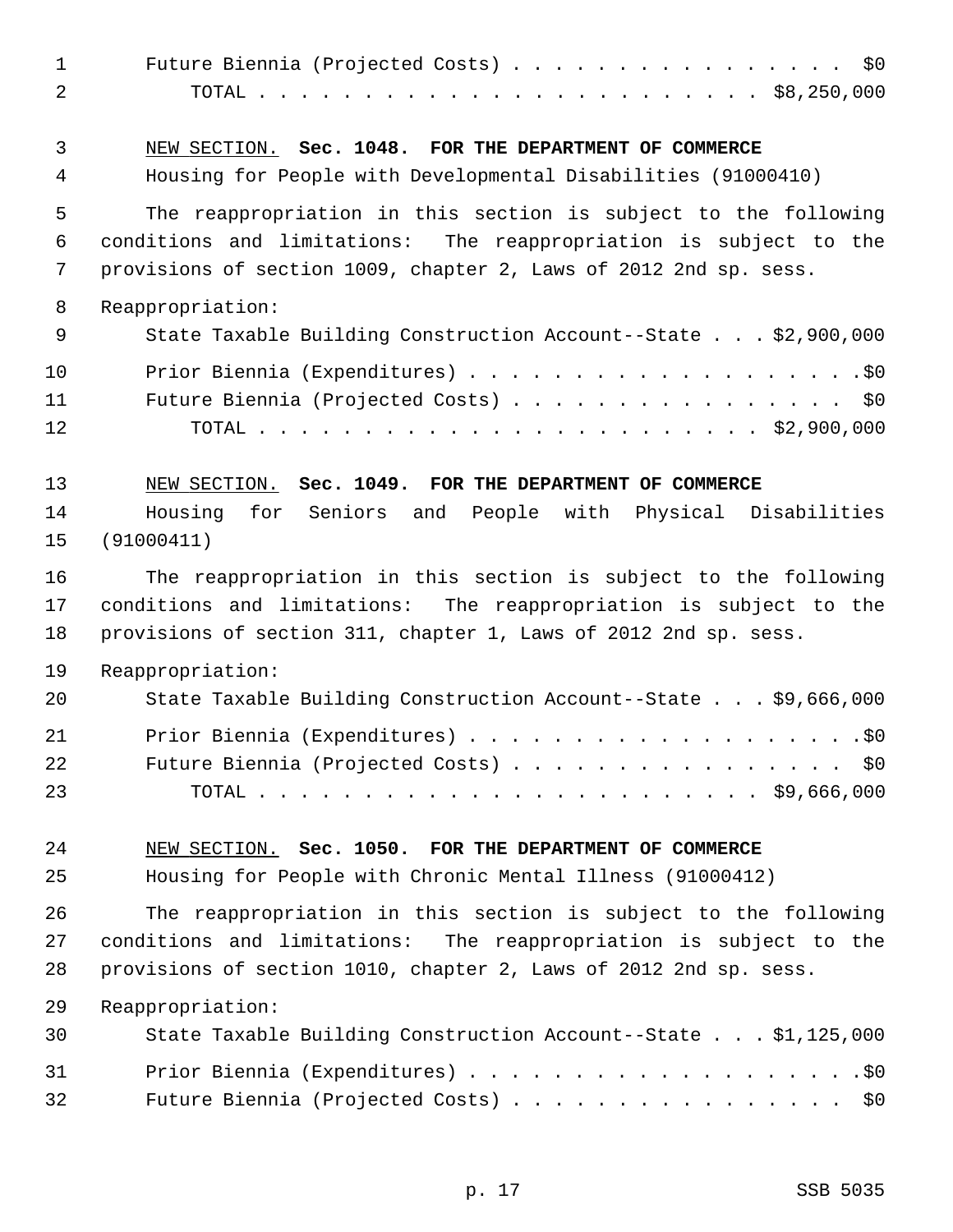Future Biennia (Projected Costs) . . . . . . . . . . . . . . . . $0
TOTAL . . . . . . . . . . . . . . . . . . . . . . . . $8,250,000

NEW SECTION. **Sec. 1048. FOR THE DEPARTMENT OF COMMERCE**

Housing for People with Developmental Disabilities (91000410)

The reappropriation in this section is subject to the following conditions and limitations: The reappropriation is subject to the provisions of section 1009, chapter 2, Laws of 2012 2nd sp. sess.

Reappropriation:

State Taxable Building Construction Account--State . . . $2,900,000

Prior Biennia (Expenditures) . . . . . . . . . . . . . . . . . . . .$0
Future Biennia (Projected Costs) . . . . . . . . . . . . . . . . $0
TOTAL . . . . . . . . . . . . . . . . . . . . . . . . $2,900,000

NEW SECTION. **Sec. 1049. FOR THE DEPARTMENT OF COMMERCE**

Housing for Seniors and People with Physical Disabilities (91000411)

The reappropriation in this section is subject to the following conditions and limitations: The reappropriation is subject to the provisions of section 311, chapter 1, Laws of 2012 2nd sp. sess.

Reappropriation:

State Taxable Building Construction Account--State . . . $9,666,000

Prior Biennia (Expenditures) . . . . . . . . . . . . . . . . . . . .$0
Future Biennia (Projected Costs) . . . . . . . . . . . . . . . . $0
TOTAL . . . . . . . . . . . . . . . . . . . . . . . . $9,666,000

NEW SECTION. **Sec. 1050. FOR THE DEPARTMENT OF COMMERCE**

Housing for People with Chronic Mental Illness (91000412)

The reappropriation in this section is subject to the following conditions and limitations: The reappropriation is subject to the provisions of section 1010, chapter 2, Laws of 2012 2nd sp. sess.

Reappropriation:

State Taxable Building Construction Account--State . . . $1,125,000

Prior Biennia (Expenditures) . . . . . . . . . . . . . . . . . . . .$0
Future Biennia (Projected Costs) . . . . . . . . . . . . . . . . $0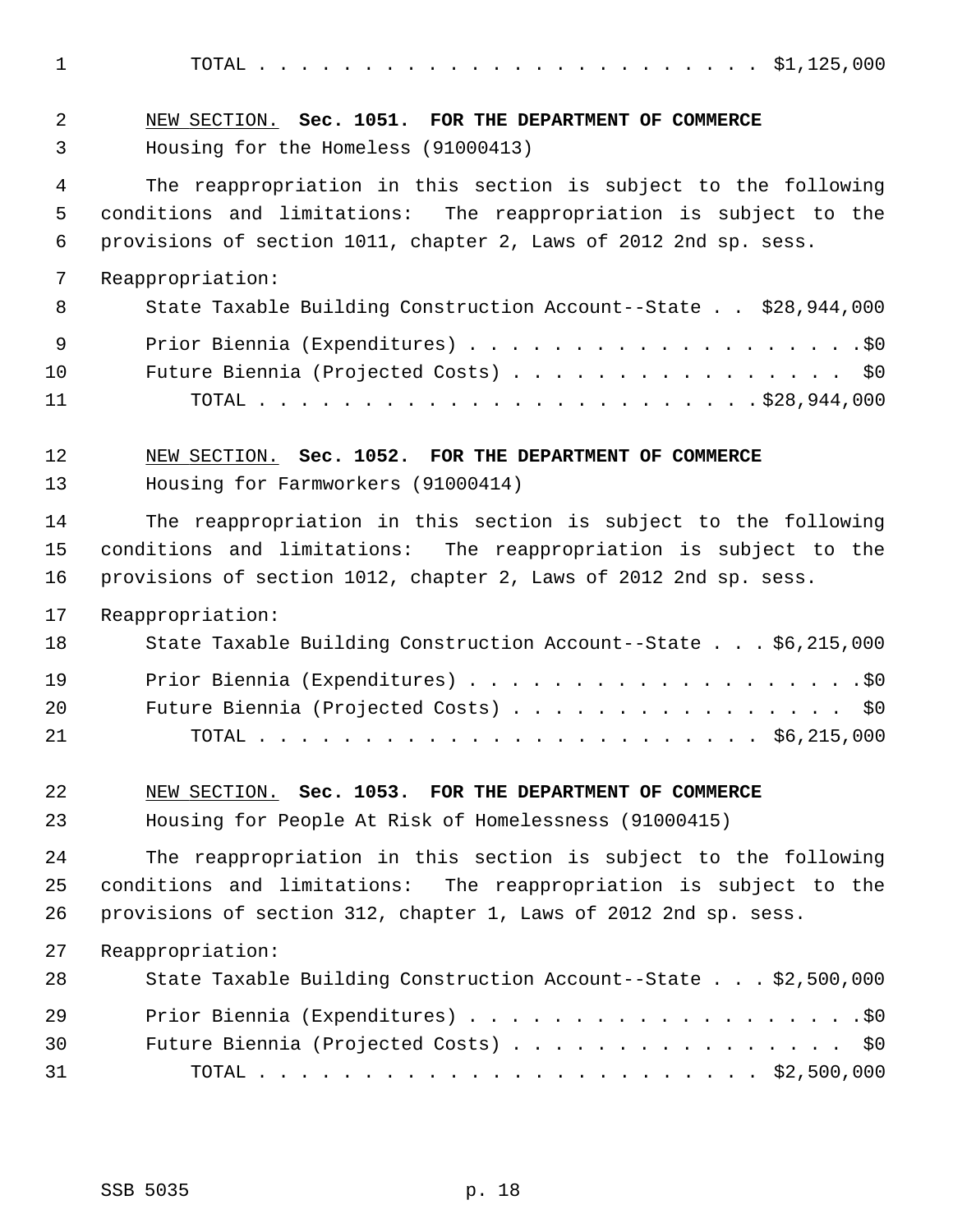TOTAL . . . . . . . . . . . . . . . . . . . . . . . . $1,125,000

NEW SECTION. **Sec. 1051. FOR THE DEPARTMENT OF COMMERCE**

Housing for the Homeless (91000413)

The reappropriation in this section is subject to the following conditions and limitations: The reappropriation is subject to the provisions of section 1011, chapter 2, Laws of 2012 2nd sp. sess.

Reappropriation:

State Taxable Building Construction Account--State . . $28,944,000

Prior Biennia (Expenditures) . . . . . . . . . . . . . . . . . . . .$0

Future Biennia (Projected Costs) . . . . . . . . . . . . . . . . . $0

TOTAL . . . . . . . . . . . . . . . . . . . . . . . . .$28,944,000

NEW SECTION. **Sec. 1052. FOR THE DEPARTMENT OF COMMERCE**

Housing for Farmworkers (91000414)

The reappropriation in this section is subject to the following conditions and limitations: The reappropriation is subject to the provisions of section 1012, chapter 2, Laws of 2012 2nd sp. sess.

Reappropriation:

State Taxable Building Construction Account--State . . . $6,215,000

Prior Biennia (Expenditures) . . . . . . . . . . . . . . . . . . . .$0

Future Biennia (Projected Costs) . . . . . . . . . . . . . . . . . $0

TOTAL . . . . . . . . . . . . . . . . . . . . . . . . . $6,215,000

NEW SECTION. **Sec. 1053. FOR THE DEPARTMENT OF COMMERCE**

Housing for People At Risk of Homelessness (91000415)

The reappropriation in this section is subject to the following conditions and limitations: The reappropriation is subject to the provisions of section 312, chapter 1, Laws of 2012 2nd sp. sess.

Reappropriation:

State Taxable Building Construction Account--State . . . $2,500,000

Prior Biennia (Expenditures) . . . . . . . . . . . . . . . . . . . .$0

Future Biennia (Projected Costs) . . . . . . . . . . . . . . . . . $0

TOTAL . . . . . . . . . . . . . . . . . . . . . . . . . $2,500,000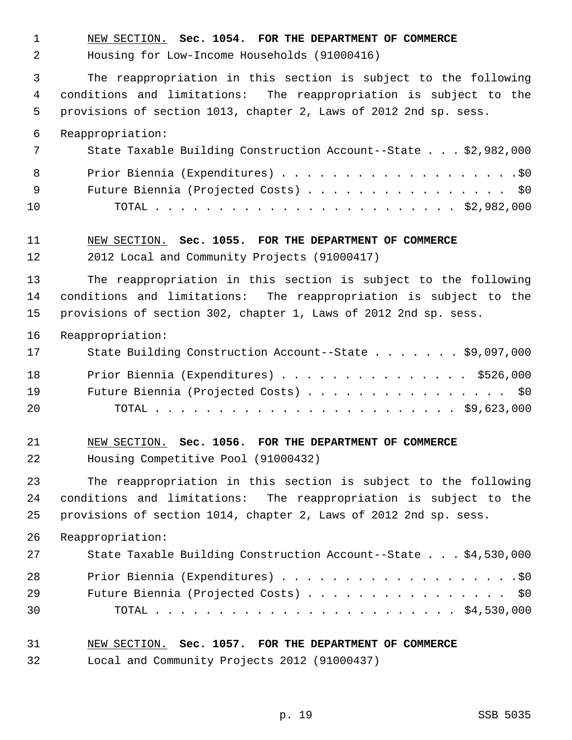NEW SECTION. **Sec. 1054. FOR THE DEPARTMENT OF COMMERCE**

Housing for Low-Income Households (91000416)

The reappropriation in this section is subject to the following conditions and limitations: The reappropriation is subject to the provisions of section 1013, chapter 2, Laws of 2012 2nd sp. sess.

Reappropriation:

State Taxable Building Construction Account--State . . . $2,982,000

Prior Biennia (Expenditures) . . . . . . . . . . . . . . . . . . . .$0

Future Biennia (Projected Costs) . . . . . . . . . . . . . . . . . $0

TOTAL . . . . . . . . . . . . . . . . . . . . . . . . $2,982,000

NEW SECTION. **Sec. 1055. FOR THE DEPARTMENT OF COMMERCE**

2012 Local and Community Projects (91000417)

The reappropriation in this section is subject to the following conditions and limitations: The reappropriation is subject to the provisions of section 302, chapter 1, Laws of 2012 2nd sp. sess.

Reappropriation:

State Building Construction Account--State . . . . . . . $9,097,000

Prior Biennia (Expenditures) . . . . . . . . . . . . . . . $526,000

Future Biennia (Projected Costs) . . . . . . . . . . . . . . . . . $0

TOTAL . . . . . . . . . . . . . . . . . . . . . . . . $9,623,000

NEW SECTION. **Sec. 1056. FOR THE DEPARTMENT OF COMMERCE**

Housing Competitive Pool (91000432)

The reappropriation in this section is subject to the following conditions and limitations: The reappropriation is subject to the provisions of section 1014, chapter 2, Laws of 2012 2nd sp. sess.

Reappropriation:

State Taxable Building Construction Account--State . . . $4,530,000

Prior Biennia (Expenditures) . . . . . . . . . . . . . . . . . . . .$0

Future Biennia (Projected Costs) . . . . . . . . . . . . . . . . . $0

TOTAL . . . . . . . . . . . . . . . . . . . . . . . . $4,530,000

NEW SECTION. **Sec. 1057. FOR THE DEPARTMENT OF COMMERCE**

Local and Community Projects 2012 (91000437)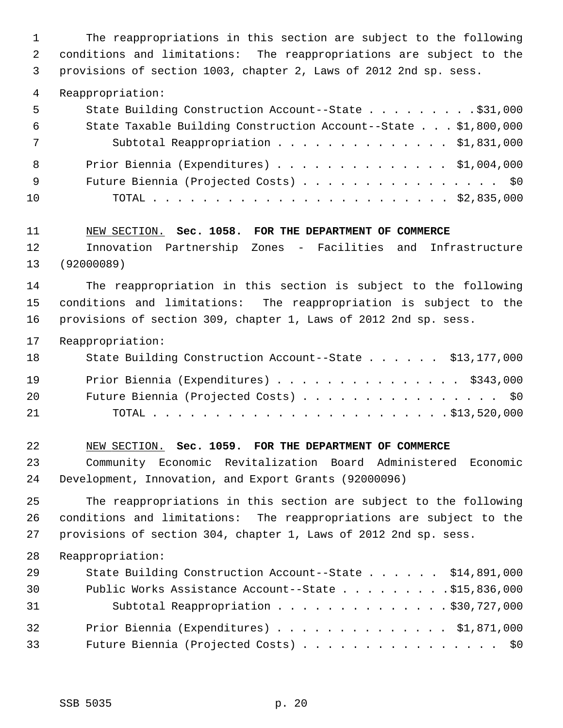The reappropriations in this section are subject to the following conditions and limitations: The reappropriations are subject to the provisions of section 1003, chapter 2, Laws of 2012 2nd sp. sess.

Reappropriation:

| | |
|---|---|
| State Building Construction Account--State | $31,000 |
| State Taxable Building Construction Account--State | $1,800,000 |
| Subtotal Reappropriation | $1,831,000 |
| Prior Biennia (Expenditures) | $1,004,000 |
| Future Biennia (Projected Costs) | $0 |
| TOTAL | $2,835,000 |

NEW SECTION. **Sec. 1058. FOR THE DEPARTMENT OF COMMERCE**

Innovation Partnership Zones - Facilities and Infrastructure (92000089)

The reappropriation in this section is subject to the following conditions and limitations: The reappropriation is subject to the provisions of section 309, chapter 1, Laws of 2012 2nd sp. sess.

Reappropriation:

| | |
|---|---|
| State Building Construction Account--State | $13,177,000 |
| Prior Biennia (Expenditures) | $343,000 |
| Future Biennia (Projected Costs) | $0 |
| TOTAL | $13,520,000 |

NEW SECTION. **Sec. 1059. FOR THE DEPARTMENT OF COMMERCE**

Community Economic Revitalization Board Administered Economic Development, Innovation, and Export Grants (92000096)

The reappropriations in this section are subject to the following conditions and limitations: The reappropriations are subject to the provisions of section 304, chapter 1, Laws of 2012 2nd sp. sess.

Reappropriation:

| | |
|---|---|
| State Building Construction Account--State | $14,891,000 |
| Public Works Assistance Account--State | $15,836,000 |
| Subtotal Reappropriation | $30,727,000 |
| Prior Biennia (Expenditures) | $1,871,000 |
| Future Biennia (Projected Costs) | $0 |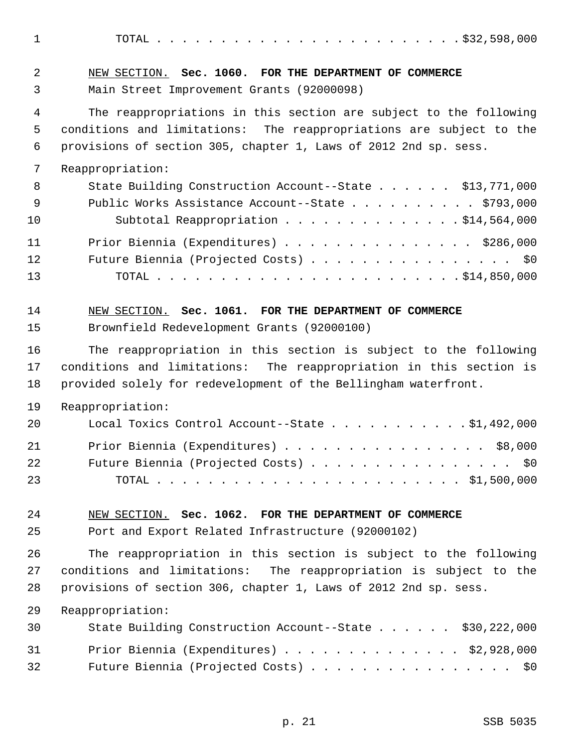TOTAL . . . . . . . . . . . . . . . . . . . . . . . . $32,598,000

NEW SECTION. **Sec. 1060. FOR THE DEPARTMENT OF COMMERCE**

Main Street Improvement Grants (92000098)

The reappropriations in this section are subject to the following conditions and limitations: The reappropriations are subject to the provisions of section 305, chapter 1, Laws of 2012 2nd sp. sess.

Reappropriation:

State Building Construction Account--State . . . . . . $13,771,000

Public Works Assistance Account--State . . . . . . . . . . $793,000

Subtotal Reappropriation . . . . . . . . . . . . . . $14,564,000

Prior Biennia (Expenditures) . . . . . . . . . . . . . . . $286,000

Future Biennia (Projected Costs) . . . . . . . . . . . . . . . . $0

TOTAL . . . . . . . . . . . . . . . . . . . . . . . . $14,850,000

NEW SECTION. **Sec. 1061. FOR THE DEPARTMENT OF COMMERCE**

Brownfield Redevelopment Grants (92000100)

The reappropriation in this section is subject to the following conditions and limitations: The reappropriation in this section is provided solely for redevelopment of the Bellingham waterfront.

Reappropriation:

Local Toxics Control Account--State . . . . . . . . . . . $1,492,000

Prior Biennia (Expenditures) . . . . . . . . . . . . . . . . $8,000

Future Biennia (Projected Costs) . . . . . . . . . . . . . . . . $0

TOTAL . . . . . . . . . . . . . . . . . . . . . . . . $1,500,000

NEW SECTION. **Sec. 1062. FOR THE DEPARTMENT OF COMMERCE**

Port and Export Related Infrastructure (92000102)

The reappropriation in this section is subject to the following conditions and limitations: The reappropriation is subject to the provisions of section 306, chapter 1, Laws of 2012 2nd sp. sess.

Reappropriation:

State Building Construction Account--State . . . . . . $30,222,000

Prior Biennia (Expenditures) . . . . . . . . . . . . . . $2,928,000

Future Biennia (Projected Costs) . . . . . . . . . . . . . . . . $0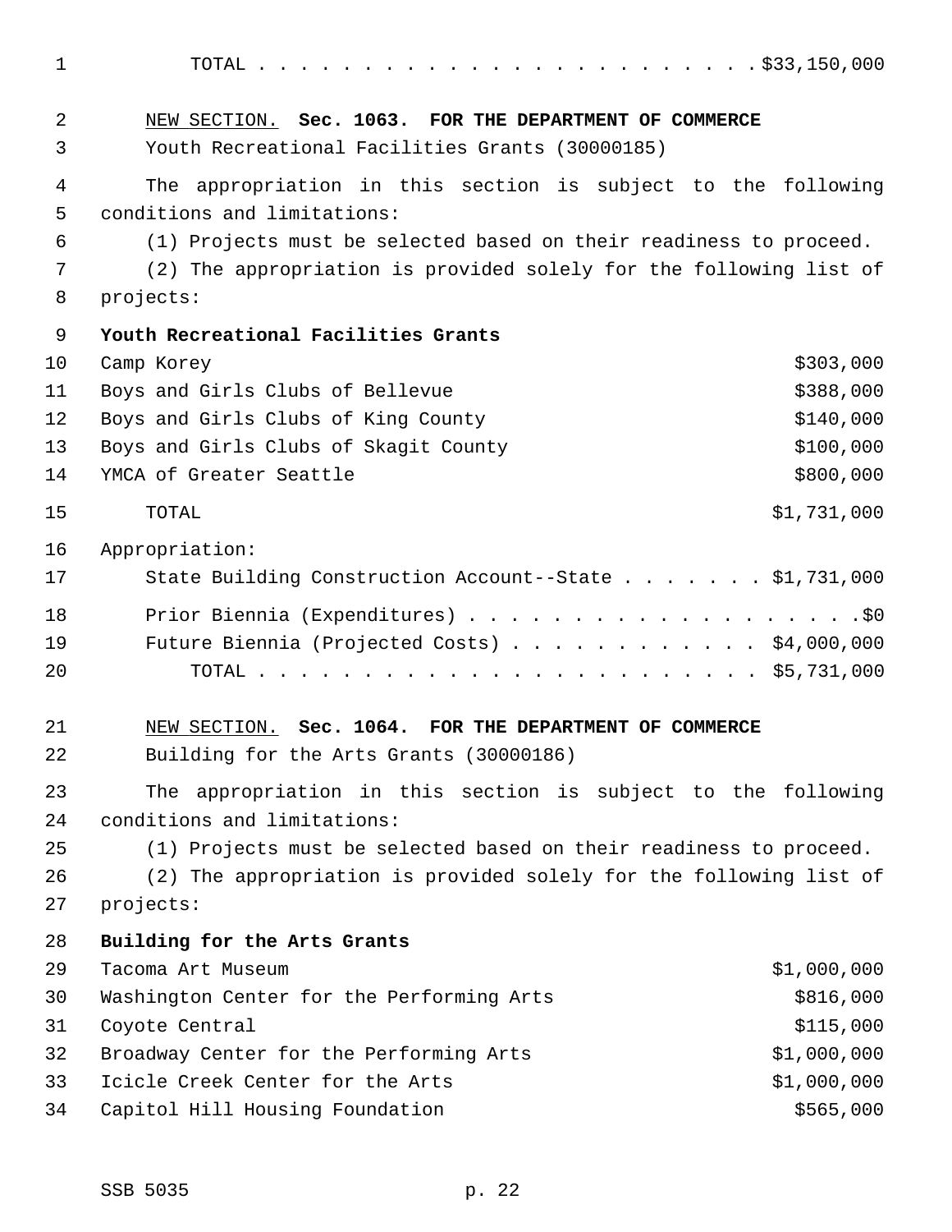TOTAL . . . . . . . . . . . . . . . . . . . . . . . . $33,150,000

NEW SECTION. **Sec. 1063. FOR THE DEPARTMENT OF COMMERCE**

Youth Recreational Facilities Grants (30000185)

The appropriation in this section is subject to the following conditions and limitations:

(1) Projects must be selected based on their readiness to proceed.

(2) The appropriation is provided solely for the following list of projects:

| **Youth Recreational Facilities Grants** | |
|---|---|
| Camp Korey | $303,000 |
| Boys and Girls Clubs of Bellevue | $388,000 |
| Boys and Girls Clubs of King County | $140,000 |
| Boys and Girls Clubs of Skagit County | $100,000 |
| YMCA of Greater Seattle | $800,000 |
| TOTAL | $1,731,000 |

Appropriation:

State Building Construction Account--State . . . . . . . $1,731,000

Prior Biennia (Expenditures) . . . . . . . . . . . . . . . . . . . .$0

Future Biennia (Projected Costs) . . . . . . . . . . . . $4,000,000

TOTAL . . . . . . . . . . . . . . . . . . . . . . . . $5,731,000

NEW SECTION. **Sec. 1064. FOR THE DEPARTMENT OF COMMERCE**

Building for the Arts Grants (30000186)

The appropriation in this section is subject to the following conditions and limitations:

(1) Projects must be selected based on their readiness to proceed.

(2) The appropriation is provided solely for the following list of projects:

| **Building for the Arts Grants** | |
|---|---|
| Tacoma Art Museum | $1,000,000 |
| Washington Center for the Performing Arts | $816,000 |
| Coyote Central | $115,000 |
| Broadway Center for the Performing Arts | $1,000,000 |
| Icicle Creek Center for the Arts | $1,000,000 |
| Capitol Hill Housing Foundation | $565,000 |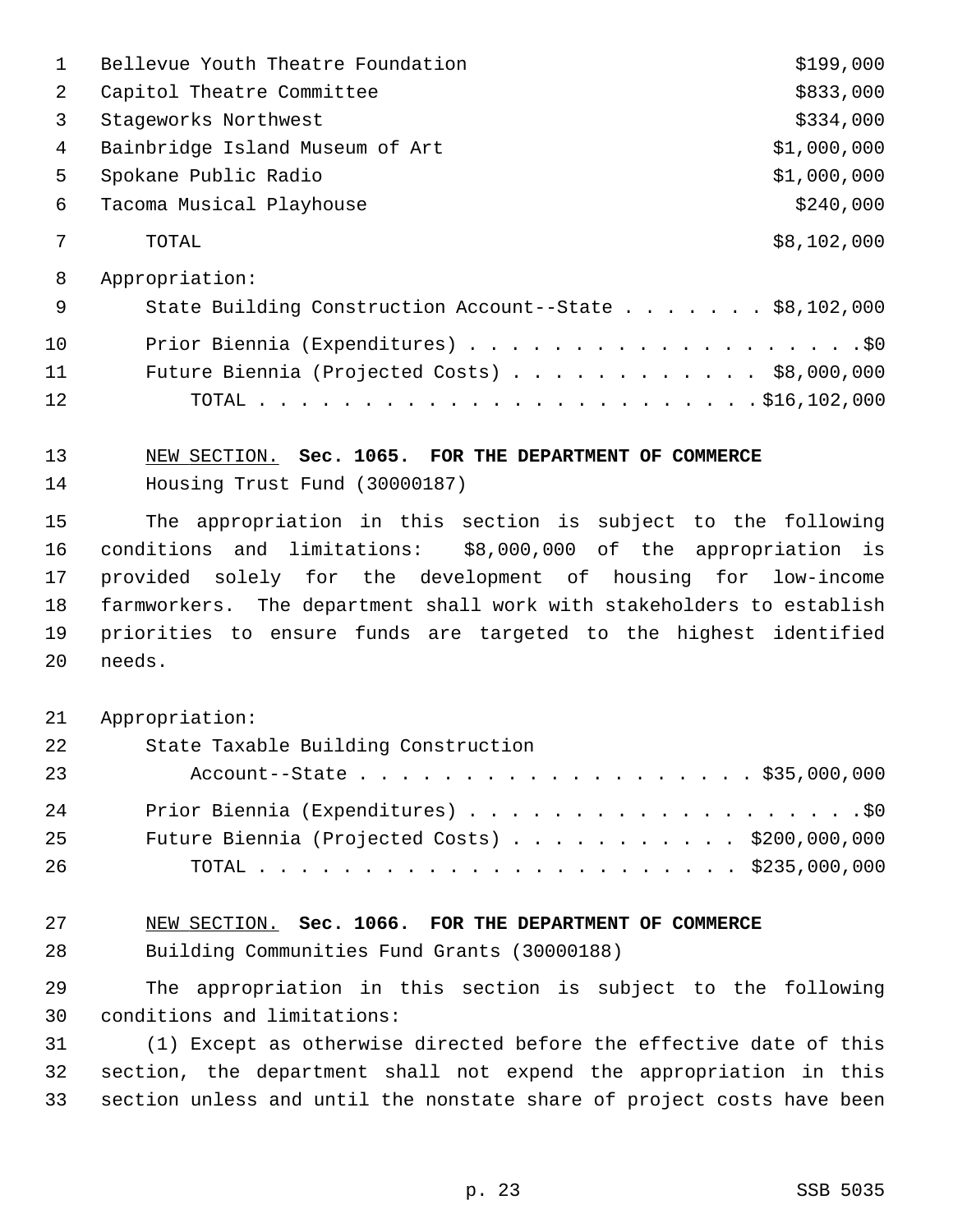| | |
|---|---|
| Bellevue Youth Theatre Foundation | $199,000 |
| Capitol Theatre Committee | $833,000 |
| Stageworks Northwest | $334,000 |
| Bainbridge Island Museum of Art | $1,000,000 |
| Spokane Public Radio | $1,000,000 |
| Tacoma Musical Playhouse | $240,000 |
| TOTAL | $8,102,000 |

Appropriation:

State Building Construction Account--State . . . . . . . $8,102,000

Prior Biennia (Expenditures) . . . . . . . . . . . . . . . . . . . .$0

Future Biennia (Projected Costs) . . . . . . . . . . . . $8,000,000

TOTAL . . . . . . . . . . . . . . . . . . . . . . . . .$16,102,000

NEW SECTION. **Sec. 1065. FOR THE DEPARTMENT OF COMMERCE**

Housing Trust Fund (30000187)

The appropriation in this section is subject to the following conditions and limitations: $8,000,000 of the appropriation is provided solely for the development of housing for low-income farmworkers. The department shall work with stakeholders to establish priorities to ensure funds are targeted to the highest identified needs.

Appropriation:

State Taxable Building Construction
Account--State . . . . . . . . . . . . . . . . . . . $35,000,000

Prior Biennia (Expenditures) . . . . . . . . . . . . . . . . . . . .$0

Future Biennia (Projected Costs) . . . . . . . . . . . $200,000,000

TOTAL . . . . . . . . . . . . . . . . . . . . . . . . $235,000,000

NEW SECTION. **Sec. 1066. FOR THE DEPARTMENT OF COMMERCE**

Building Communities Fund Grants (30000188)

The appropriation in this section is subject to the following conditions and limitations:

(1) Except as otherwise directed before the effective date of this section, the department shall not expend the appropriation in this section unless and until the nonstate share of project costs have been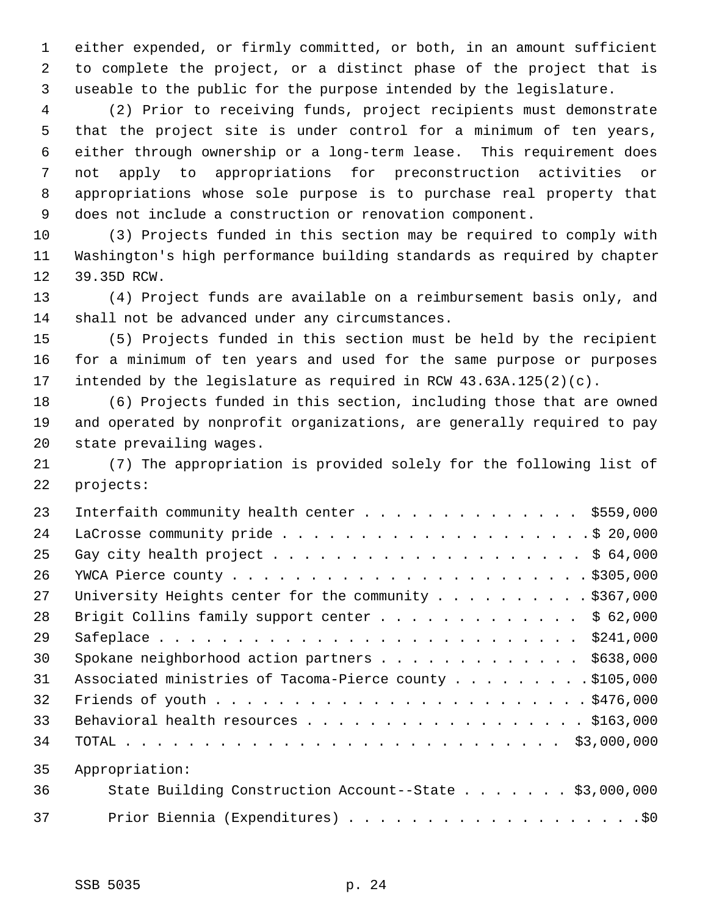either expended, or firmly committed, or both, in an amount sufficient to complete the project, or a distinct phase of the project that is useable to the public for the purpose intended by the legislature.

(2) Prior to receiving funds, project recipients must demonstrate that the project site is under control for a minimum of ten years, either through ownership or a long-term lease. This requirement does not apply to appropriations for preconstruction activities or appropriations whose sole purpose is to purchase real property that does not include a construction or renovation component.

(3) Projects funded in this section may be required to comply with Washington's high performance building standards as required by chapter 39.35D RCW.

(4) Project funds are available on a reimbursement basis only, and shall not be advanced under any circumstances.

(5) Projects funded in this section must be held by the recipient for a minimum of ten years and used for the same purpose or purposes intended by the legislature as required in RCW 43.63A.125(2)(c).

(6) Projects funded in this section, including those that are owned and operated by nonprofit organizations, are generally required to pay state prevailing wages.

(7) The appropriation is provided solely for the following list of projects:

| Project | Amount |
|---|---|
| Interfaith community health center | $559,000 |
| LaCrosse community pride | $ 20,000 |
| Gay city health project | $ 64,000 |
| YWCA Pierce county | $305,000 |
| University Heights center for the community | $367,000 |
| Brigit Collins family support center | $ 62,000 |
| Safeplace | $241,000 |
| Spokane neighborhood action partners | $638,000 |
| Associated ministries of Tacoma-Pierce county | $105,000 |
| Friends of youth | $476,000 |
| Behavioral health resources | $163,000 |
| TOTAL | $3,000,000 |

Appropriation:

| | |
|---|---|
| State Building Construction Account--State | $3,000,000 |
| Prior Biennia (Expenditures) | $0 |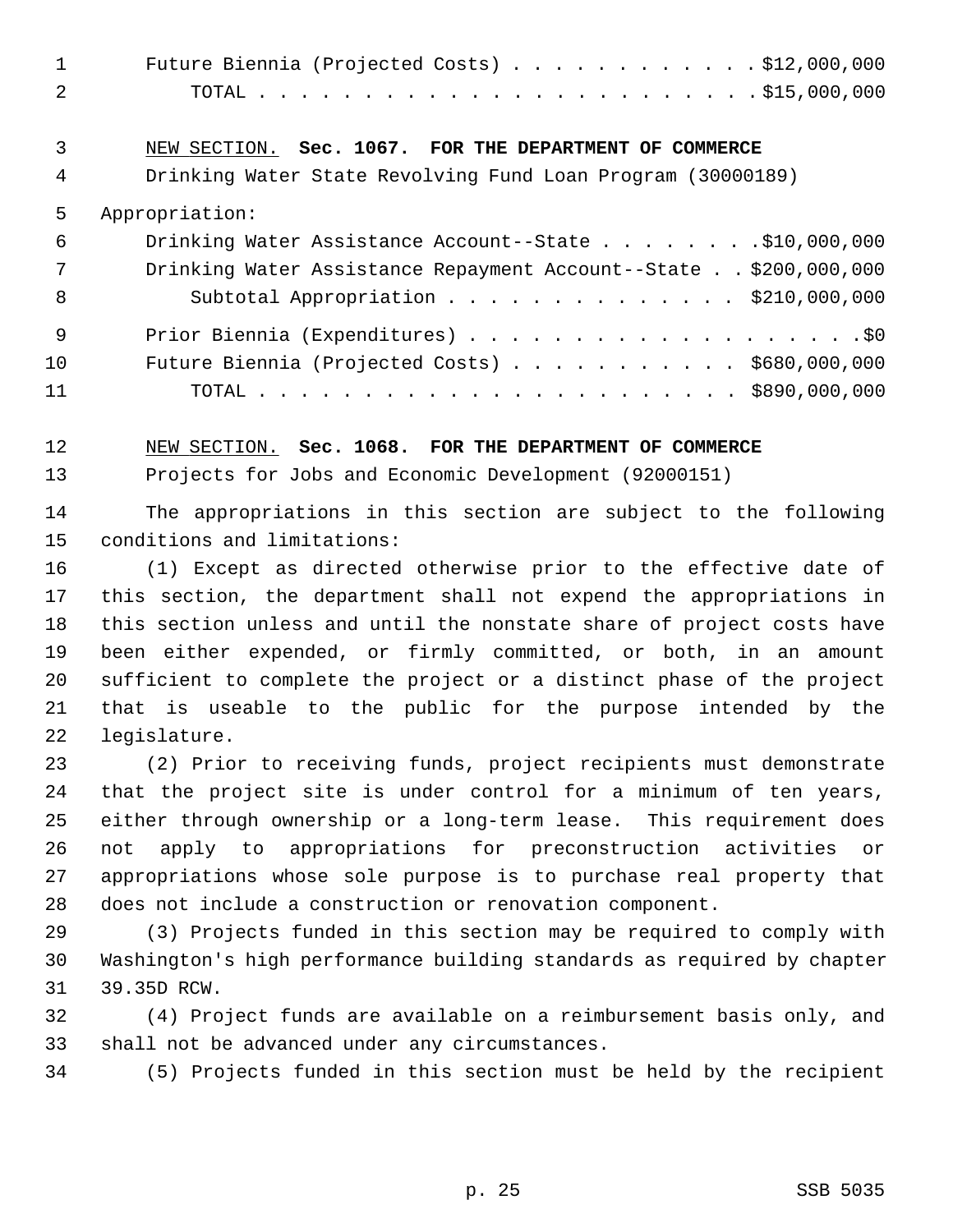Future Biennia (Projected Costs) . . . . . . . . . . . . $12,000,000
TOTAL . . . . . . . . . . . . . . . . . . . . . . . . $15,000,000

NEW SECTION. **Sec. 1067. FOR THE DEPARTMENT OF COMMERCE**

Drinking Water State Revolving Fund Loan Program (30000189)

Appropriation:

| | |
|---|---|
| Drinking Water Assistance Account--State | $10,000,000 |
| Drinking Water Assistance Repayment Account--State | $200,000,000 |
| Subtotal Appropriation | $210,000,000 |
| Prior Biennia (Expenditures) | $0 |
| Future Biennia (Projected Costs) | $680,000,000 |
| TOTAL | $890,000,000 |

NEW SECTION. **Sec. 1068. FOR THE DEPARTMENT OF COMMERCE**

Projects for Jobs and Economic Development (92000151)

The appropriations in this section are subject to the following conditions and limitations:

(1) Except as directed otherwise prior to the effective date of this section, the department shall not expend the appropriations in this section unless and until the nonstate share of project costs have been either expended, or firmly committed, or both, in an amount sufficient to complete the project or a distinct phase of the project that is useable to the public for the purpose intended by the legislature.

(2) Prior to receiving funds, project recipients must demonstrate that the project site is under control for a minimum of ten years, either through ownership or a long-term lease. This requirement does not apply to appropriations for preconstruction activities or appropriations whose sole purpose is to purchase real property that does not include a construction or renovation component.

(3) Projects funded in this section may be required to comply with Washington's high performance building standards as required by chapter 39.35D RCW.

(4) Project funds are available on a reimbursement basis only, and shall not be advanced under any circumstances.

(5) Projects funded in this section must be held by the recipient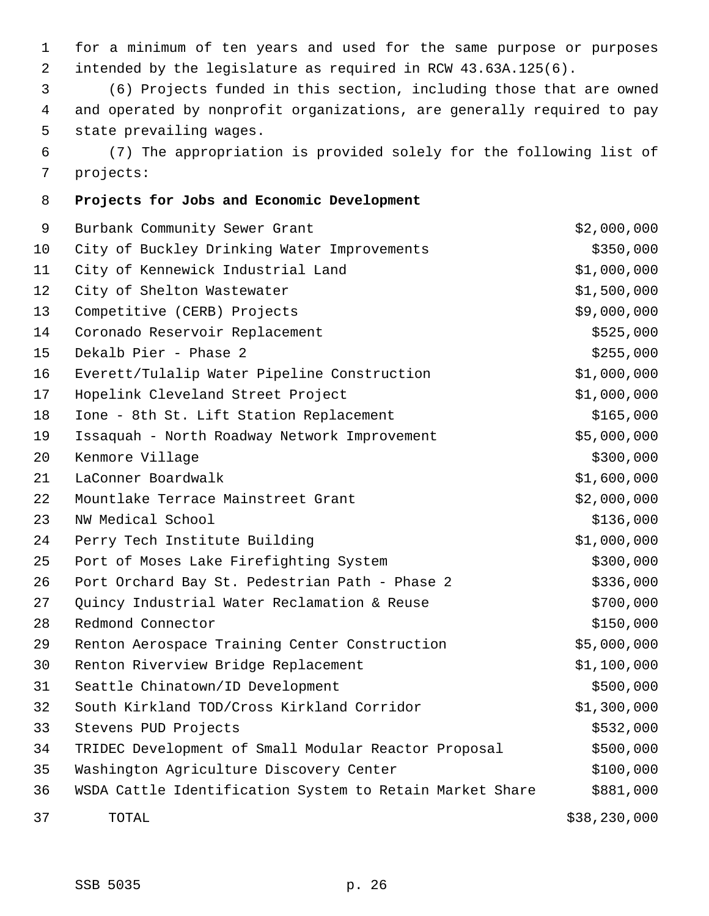for a minimum of ten years and used for the same purpose or purposes intended by the legislature as required in RCW 43.63A.125(6).

(6) Projects funded in this section, including those that are owned and operated by nonprofit organizations, are generally required to pay state prevailing wages.

(7) The appropriation is provided solely for the following list of projects:

**Projects for Jobs and Economic Development**

| Project | Amount |
|---|---|
| Burbank Community Sewer Grant | $2,000,000 |
| City of Buckley Drinking Water Improvements | $350,000 |
| City of Kennewick Industrial Land | $1,000,000 |
| City of Shelton Wastewater | $1,500,000 |
| Competitive (CERB) Projects | $9,000,000 |
| Coronado Reservoir Replacement | $525,000 |
| Dekalb Pier - Phase 2 | $255,000 |
| Everett/Tulalip Water Pipeline Construction | $1,000,000 |
| Hopelink Cleveland Street Project | $1,000,000 |
| Ione - 8th St. Lift Station Replacement | $165,000 |
| Issaquah - North Roadway Network Improvement | $5,000,000 |
| Kenmore Village | $300,000 |
| LaConner Boardwalk | $1,600,000 |
| Mountlake Terrace Mainstreet Grant | $2,000,000 |
| NW Medical School | $136,000 |
| Perry Tech Institute Building | $1,000,000 |
| Port of Moses Lake Firefighting System | $300,000 |
| Port Orchard Bay St. Pedestrian Path - Phase 2 | $336,000 |
| Quincy Industrial Water Reclamation & Reuse | $700,000 |
| Redmond Connector | $150,000 |
| Renton Aerospace Training Center Construction | $5,000,000 |
| Renton Riverview Bridge Replacement | $1,100,000 |
| Seattle Chinatown/ID Development | $500,000 |
| South Kirkland TOD/Cross Kirkland Corridor | $1,300,000 |
| Stevens PUD Projects | $532,000 |
| TRIDEC Development of Small Modular Reactor Proposal | $500,000 |
| Washington Agriculture Discovery Center | $100,000 |
| WSDA Cattle Identification System to Retain Market Share | $881,000 |
| TOTAL | $38,230,000 |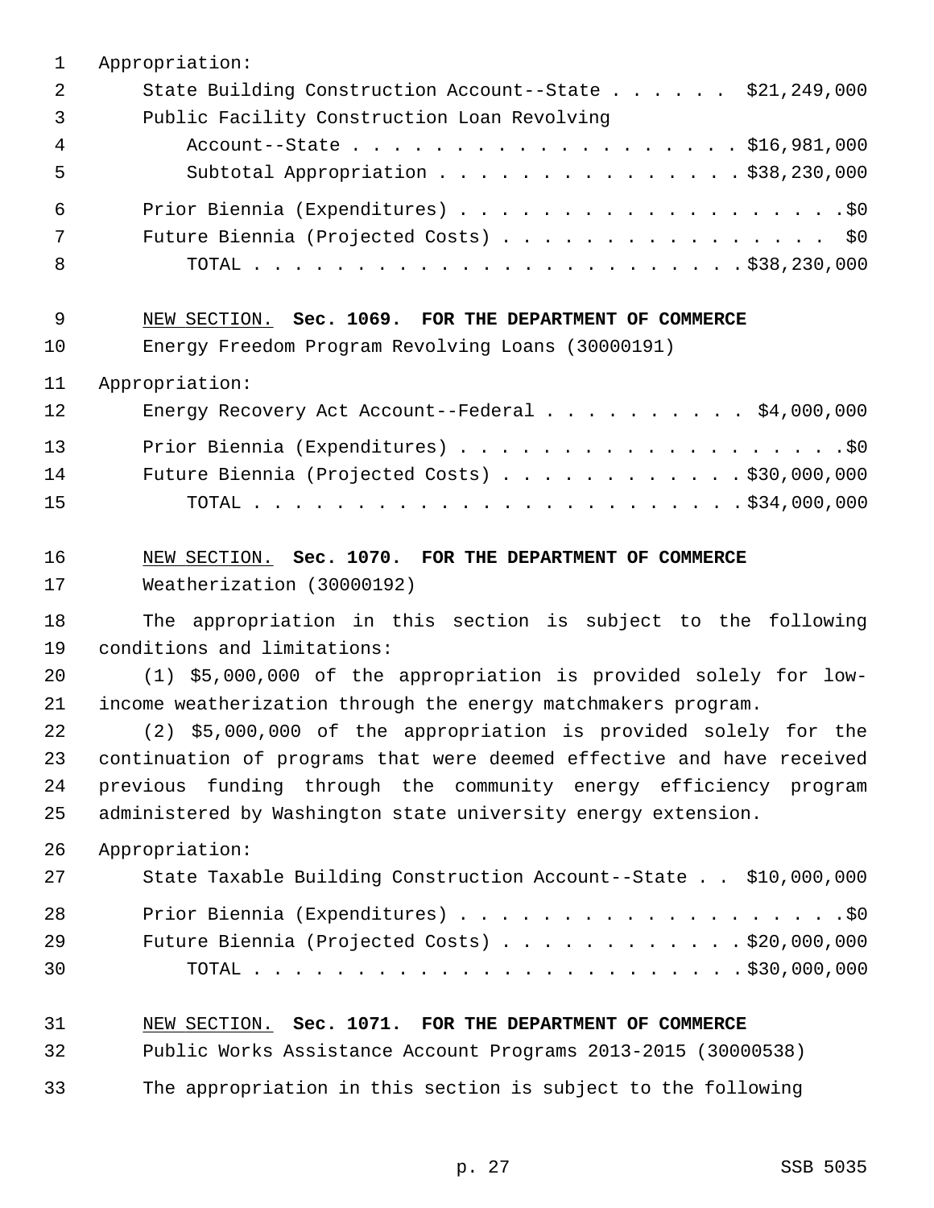Appropriation:

State Building Construction Account--State . . . . . . $21,249,000
Public Facility Construction Loan Revolving
Account--State . . . . . . . . . . . . . . . . . . . $16,981,000
Subtotal Appropriation . . . . . . . . . . . . . . . $38,230,000

Prior Biennia (Expenditures) . . . . . . . . . . . . . . . . . . . .$0
Future Biennia (Projected Costs) . . . . . . . . . . . . . . . . $0
TOTAL . . . . . . . . . . . . . . . . . . . . . . . . $38,230,000

NEW SECTION. **Sec. 1069. FOR THE DEPARTMENT OF COMMERCE**

Energy Freedom Program Revolving Loans (30000191)

Appropriation:

Energy Recovery Act Account--Federal . . . . . . . . . . $4,000,000

Prior Biennia (Expenditures) . . . . . . . . . . . . . . . . . . . .$0
Future Biennia (Projected Costs) . . . . . . . . . . . . $30,000,000
TOTAL . . . . . . . . . . . . . . . . . . . . . . . . $34,000,000

NEW SECTION. **Sec. 1070. FOR THE DEPARTMENT OF COMMERCE**

Weatherization (30000192)

The appropriation in this section is subject to the following conditions and limitations:

(1) $5,000,000 of the appropriation is provided solely for low-income weatherization through the energy matchmakers program.

(2) $5,000,000 of the appropriation is provided solely for the continuation of programs that were deemed effective and have received previous funding through the community energy efficiency program administered by Washington state university energy extension.

Appropriation:

State Taxable Building Construction Account--State . . $10,000,000

Prior Biennia (Expenditures) . . . . . . . . . . . . . . . . . . . .$0
Future Biennia (Projected Costs) . . . . . . . . . . . . $20,000,000
TOTAL . . . . . . . . . . . . . . . . . . . . . . . . $30,000,000

NEW SECTION. **Sec. 1071. FOR THE DEPARTMENT OF COMMERCE**

Public Works Assistance Account Programs 2013-2015 (30000538)

The appropriation in this section is subject to the following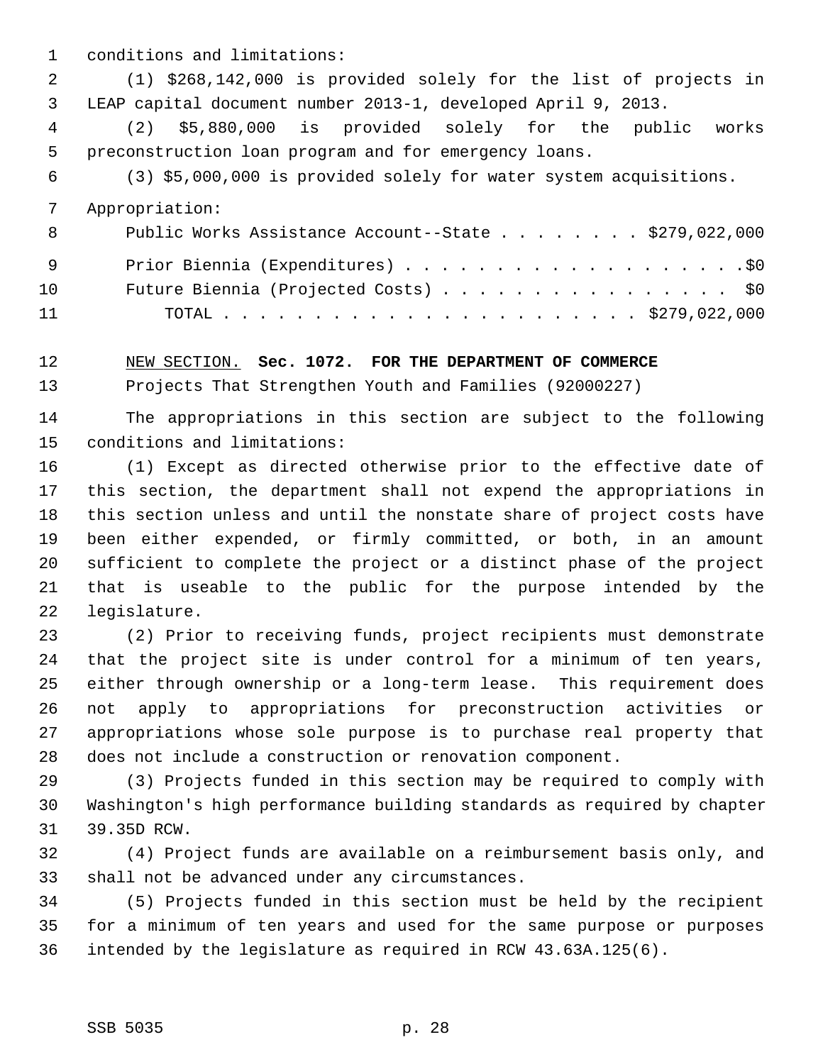conditions and limitations:

(1) $268,142,000 is provided solely for the list of projects in LEAP capital document number 2013-1, developed April 9, 2013.

(2) $5,880,000 is provided solely for the public works preconstruction loan program and for emergency loans.

(3) $5,000,000 is provided solely for water system acquisitions.

Appropriation:

| | |
|---|---|
| Public Works Assistance Account--State | $279,022,000 |
| Prior Biennia (Expenditures) | $0 |
| Future Biennia (Projected Costs) | $0 |
| TOTAL | $279,022,000 |

NEW SECTION. **Sec. 1072. FOR THE DEPARTMENT OF COMMERCE**

Projects That Strengthen Youth and Families (92000227)

The appropriations in this section are subject to the following conditions and limitations:

(1) Except as directed otherwise prior to the effective date of this section, the department shall not expend the appropriations in this section unless and until the nonstate share of project costs have been either expended, or firmly committed, or both, in an amount sufficient to complete the project or a distinct phase of the project that is useable to the public for the purpose intended by the legislature.

(2) Prior to receiving funds, project recipients must demonstrate that the project site is under control for a minimum of ten years, either through ownership or a long-term lease. This requirement does not apply to appropriations for preconstruction activities or appropriations whose sole purpose is to purchase real property that does not include a construction or renovation component.

(3) Projects funded in this section may be required to comply with Washington's high performance building standards as required by chapter 39.35D RCW.

(4) Project funds are available on a reimbursement basis only, and shall not be advanced under any circumstances.

(5) Projects funded in this section must be held by the recipient for a minimum of ten years and used for the same purpose or purposes intended by the legislature as required in RCW 43.63A.125(6).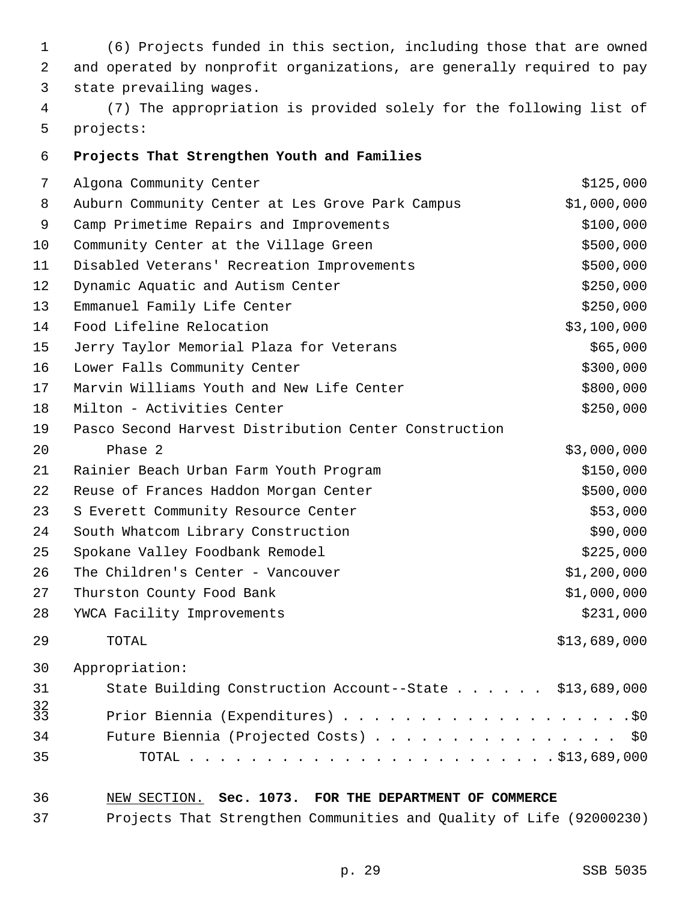(6) Projects funded in this section, including those that are owned and operated by nonprofit organizations, are generally required to pay state prevailing wages.

(7) The appropriation is provided solely for the following list of projects:

**Projects That Strengthen Youth and Families**

| Project | Amount |
|---|---|
| Algona Community Center | $125,000 |
| Auburn Community Center at Les Grove Park Campus | $1,000,000 |
| Camp Primetime Repairs and Improvements | $100,000 |
| Community Center at the Village Green | $500,000 |
| Disabled Veterans' Recreation Improvements | $500,000 |
| Dynamic Aquatic and Autism Center | $250,000 |
| Emmanuel Family Life Center | $250,000 |
| Food Lifeline Relocation | $3,100,000 |
| Jerry Taylor Memorial Plaza for Veterans | $65,000 |
| Lower Falls Community Center | $300,000 |
| Marvin Williams Youth and New Life Center | $800,000 |
| Milton - Activities Center | $250,000 |
| Pasco Second Harvest Distribution Center Construction Phase 2 | $3,000,000 |
| Rainier Beach Urban Farm Youth Program | $150,000 |
| Reuse of Frances Haddon Morgan Center | $500,000 |
| S Everett Community Resource Center | $53,000 |
| South Whatcom Library Construction | $90,000 |
| Spokane Valley Foodbank Remodel | $225,000 |
| The Children's Center - Vancouver | $1,200,000 |
| Thurston County Food Bank | $1,000,000 |
| YWCA Facility Improvements | $231,000 |
| TOTAL | $13,689,000 |

Appropriation:

State Building Construction Account--State . . . . . . $13,689,000

Prior Biennia (Expenditures) . . . . . . . . . . . . . . . . . . . .$0

Future Biennia (Projected Costs) . . . . . . . . . . . . . . . . $0

TOTAL . . . . . . . . . . . . . . . . . . . . . . . .$13,689,000

NEW SECTION. **Sec. 1073. FOR THE DEPARTMENT OF COMMERCE**

Projects That Strengthen Communities and Quality of Life (92000230)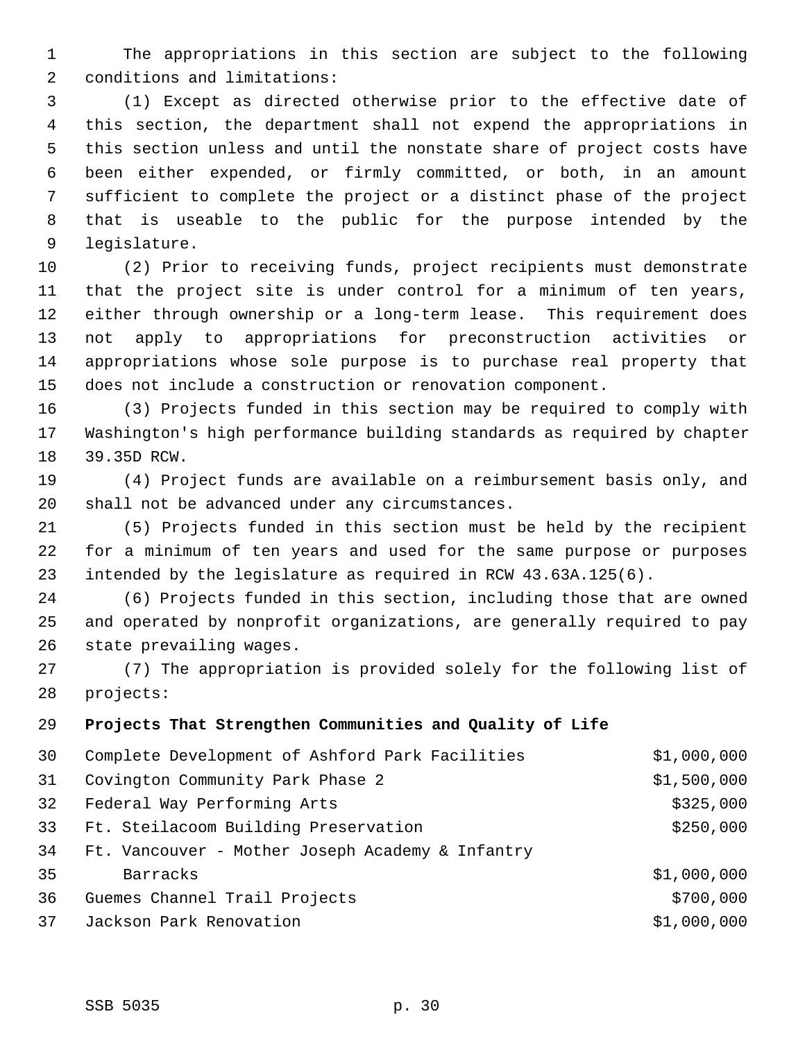The appropriations in this section are subject to the following conditions and limitations:

(1) Except as directed otherwise prior to the effective date of this section, the department shall not expend the appropriations in this section unless and until the nonstate share of project costs have been either expended, or firmly committed, or both, in an amount sufficient to complete the project or a distinct phase of the project that is useable to the public for the purpose intended by the legislature.

(2) Prior to receiving funds, project recipients must demonstrate that the project site is under control for a minimum of ten years, either through ownership or a long-term lease. This requirement does not apply to appropriations for preconstruction activities or appropriations whose sole purpose is to purchase real property that does not include a construction or renovation component.

(3) Projects funded in this section may be required to comply with Washington's high performance building standards as required by chapter 39.35D RCW.

(4) Project funds are available on a reimbursement basis only, and shall not be advanced under any circumstances.

(5) Projects funded in this section must be held by the recipient for a minimum of ten years and used for the same purpose or purposes intended by the legislature as required in RCW 43.63A.125(6).

(6) Projects funded in this section, including those that are owned and operated by nonprofit organizations, are generally required to pay state prevailing wages.

(7) The appropriation is provided solely for the following list of projects:

**Projects That Strengthen Communities and Quality of Life**

| | |
|---|---:|
| Complete Development of Ashford Park Facilities | $1,000,000 |
| Covington Community Park Phase 2 | $1,500,000 |
| Federal Way Performing Arts | $325,000 |
| Ft. Steilacoom Building Preservation | $250,000 |
| Ft. Vancouver - Mother Joseph Academy & Infantry Barracks | $1,000,000 |
| Guemes Channel Trail Projects | $700,000 |
| Jackson Park Renovation | $1,000,000 |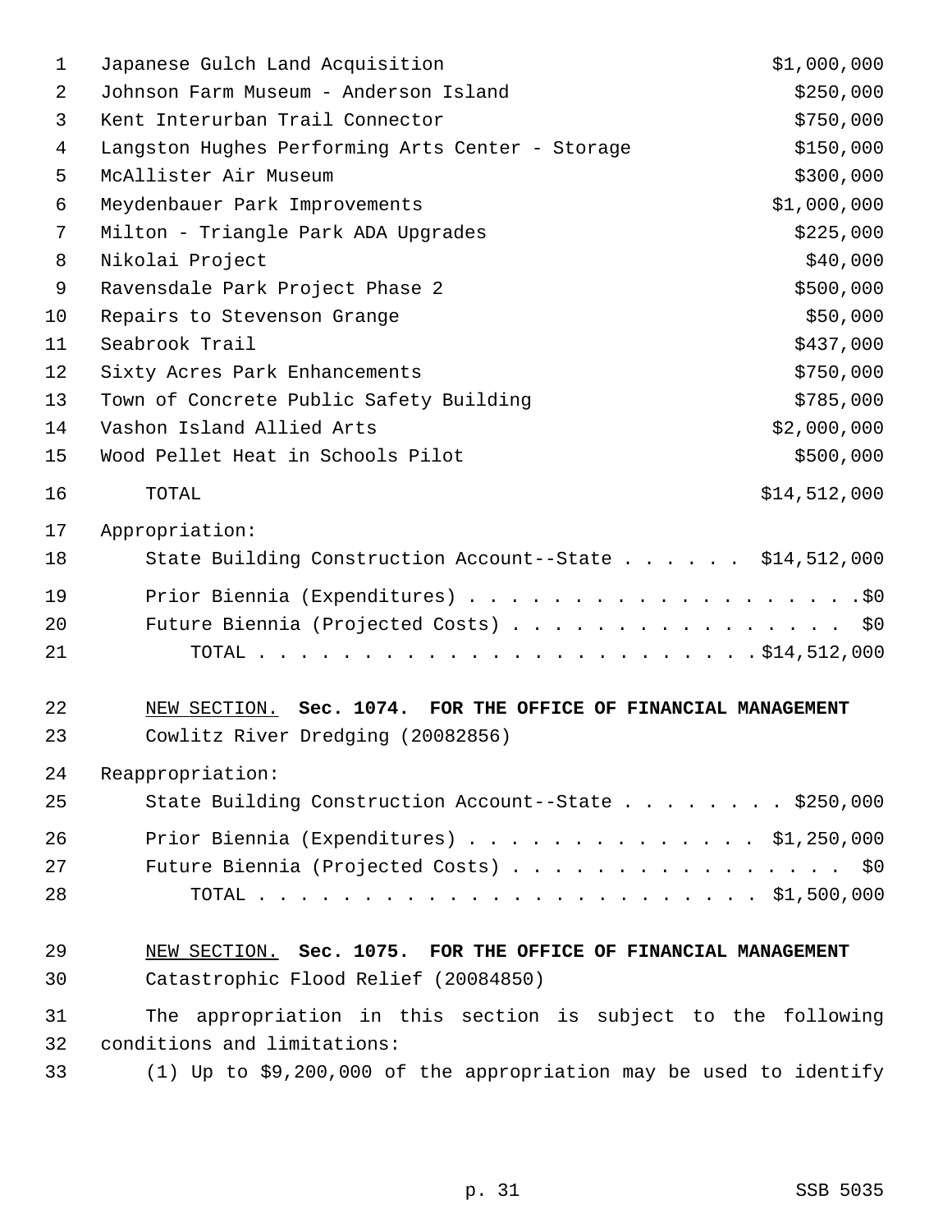| | |
|---|---|
| Japanese Gulch Land Acquisition | $1,000,000 |
| Johnson Farm Museum - Anderson Island | $250,000 |
| Kent Interurban Trail Connector | $750,000 |
| Langston Hughes Performing Arts Center - Storage | $150,000 |
| McAllister Air Museum | $300,000 |
| Meydenbauer Park Improvements | $1,000,000 |
| Milton - Triangle Park ADA Upgrades | $225,000 |
| Nikolai Project | $40,000 |
| Ravensdale Park Project Phase 2 | $500,000 |
| Repairs to Stevenson Grange | $50,000 |
| Seabrook Trail | $437,000 |
| Sixty Acres Park Enhancements | $750,000 |
| Town of Concrete Public Safety Building | $785,000 |
| Vashon Island Allied Arts | $2,000,000 |
| Wood Pellet Heat in Schools Pilot | $500,000 |
| TOTAL | $14,512,000 |

Appropriation:

State Building Construction Account--State . . . . . . $14,512,000

Prior Biennia (Expenditures) . . . . . . . . . . . . . . . . . . . .$0

Future Biennia (Projected Costs) . . . . . . . . . . . . . . . . $0

TOTAL . . . . . . . . . . . . . . . . . . . . . . . . .$14,512,000

NEW SECTION. **Sec. 1074. FOR THE OFFICE OF FINANCIAL MANAGEMENT**

Cowlitz River Dredging (20082856)

Reappropriation:

State Building Construction Account--State . . . . . . . . $250,000

Prior Biennia (Expenditures) . . . . . . . . . . . . . . $1,250,000

Future Biennia (Projected Costs) . . . . . . . . . . . . . . . . $0

TOTAL . . . . . . . . . . . . . . . . . . . . . . . . $1,500,000

NEW SECTION. **Sec. 1075. FOR THE OFFICE OF FINANCIAL MANAGEMENT**

Catastrophic Flood Relief (20084850)

The appropriation in this section is subject to the following conditions and limitations:

(1) Up to $9,200,000 of the appropriation may be used to identify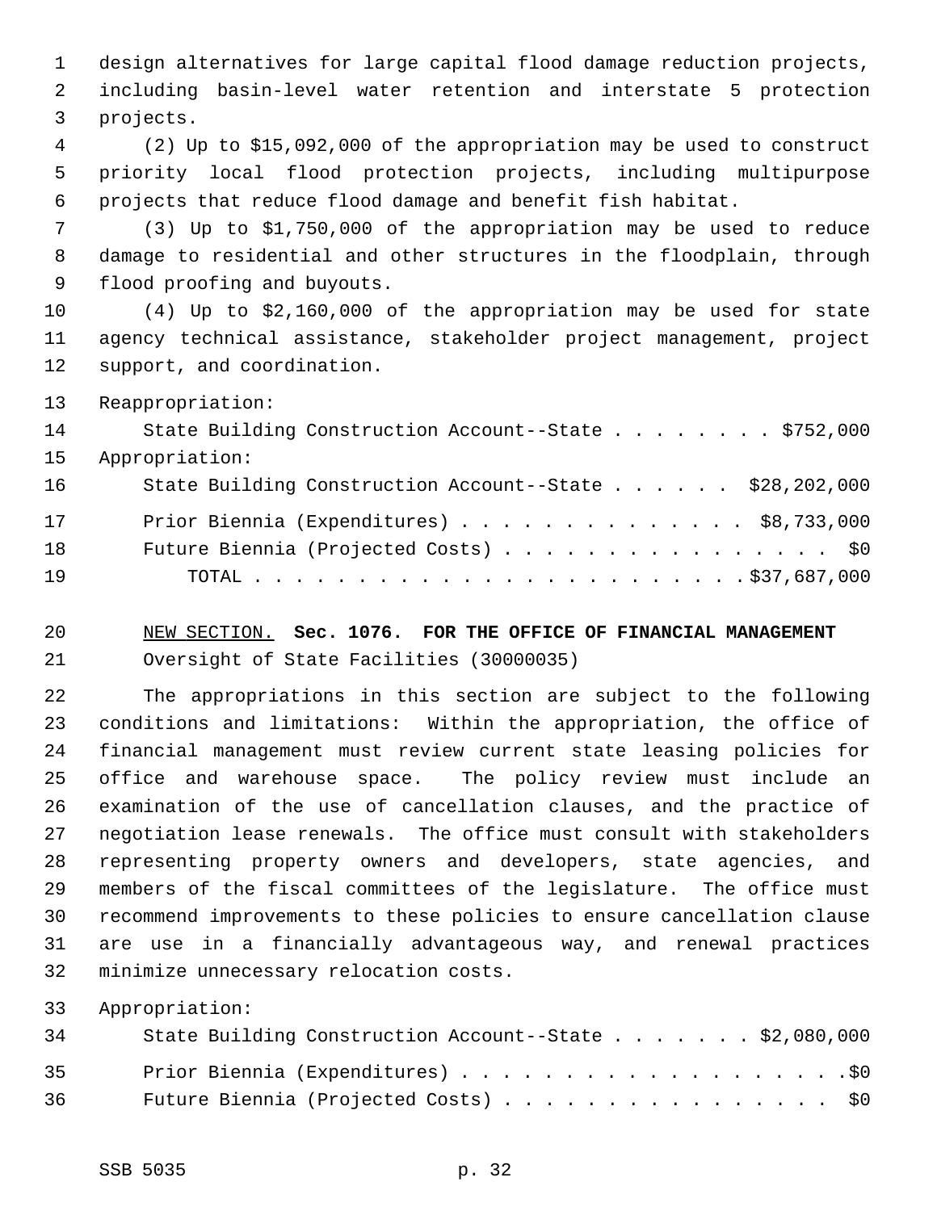design alternatives for large capital flood damage reduction projects, including basin-level water retention and interstate 5 protection projects.

(2) Up to $15,092,000 of the appropriation may be used to construct priority local flood protection projects, including multipurpose projects that reduce flood damage and benefit fish habitat.

(3) Up to $1,750,000 of the appropriation may be used to reduce damage to residential and other structures in the floodplain, through flood proofing and buyouts.

(4) Up to $2,160,000 of the appropriation may be used for state agency technical assistance, stakeholder project management, project support, and coordination.

Reappropriation:

State Building Construction Account--State . . . . . . . . $752,000

Appropriation:

State Building Construction Account--State . . . . . . $28,202,000

Prior Biennia (Expenditures) . . . . . . . . . . . . . . $8,733,000

Future Biennia (Projected Costs) . . . . . . . . . . . . . . . . $0

TOTAL . . . . . . . . . . . . . . . . . . . . . . . . $37,687,000

NEW SECTION. **Sec. 1076. FOR THE OFFICE OF FINANCIAL MANAGEMENT**

Oversight of State Facilities (30000035)

The appropriations in this section are subject to the following conditions and limitations: Within the appropriation, the office of financial management must review current state leasing policies for office and warehouse space. The policy review must include an examination of the use of cancellation clauses, and the practice of negotiation lease renewals. The office must consult with stakeholders representing property owners and developers, state agencies, and members of the fiscal committees of the legislature. The office must recommend improvements to these policies to ensure cancellation clause are use in a financially advantageous way, and renewal practices minimize unnecessary relocation costs.

Appropriation:

State Building Construction Account--State . . . . . . . $2,080,000

Prior Biennia (Expenditures) . . . . . . . . . . . . . . . . . . .$0

Future Biennia (Projected Costs) . . . . . . . . . . . . . . . . $0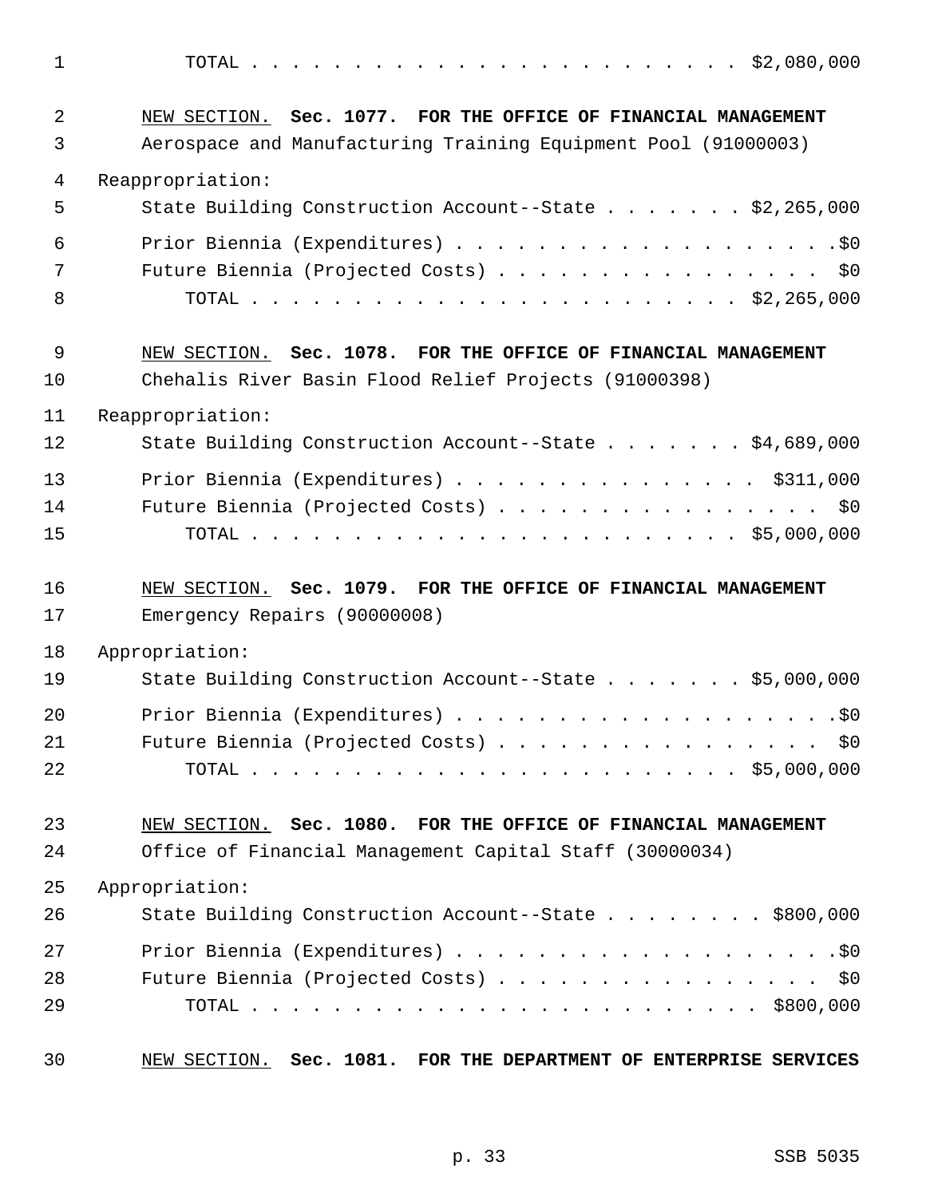TOTAL . . . . . . . . . . . . . . . . . . . . . . . $2,080,000

NEW SECTION. **Sec. 1077. FOR THE OFFICE OF FINANCIAL MANAGEMENT**

Aerospace and Manufacturing Training Equipment Pool (91000003)

Reappropriation:

State Building Construction Account--State . . . . . . . $2,265,000

Prior Biennia (Expenditures) . . . . . . . . . . . . . . . . . . . .$0

Future Biennia (Projected Costs) . . . . . . . . . . . . . . . . $0

TOTAL . . . . . . . . . . . . . . . . . . . . . . . $2,265,000

NEW SECTION. **Sec. 1078. FOR THE OFFICE OF FINANCIAL MANAGEMENT**

Chehalis River Basin Flood Relief Projects (91000398)

Reappropriation:

State Building Construction Account--State . . . . . . . $4,689,000

Prior Biennia (Expenditures) . . . . . . . . . . . . . . . $311,000

Future Biennia (Projected Costs) . . . . . . . . . . . . . . . . $0

TOTAL . . . . . . . . . . . . . . . . . . . . . . . $5,000,000

NEW SECTION. **Sec. 1079. FOR THE OFFICE OF FINANCIAL MANAGEMENT**

Emergency Repairs (90000008)

Appropriation:

State Building Construction Account--State . . . . . . . $5,000,000

Prior Biennia (Expenditures) . . . . . . . . . . . . . . . . . . . .$0

Future Biennia (Projected Costs) . . . . . . . . . . . . . . . . $0

TOTAL . . . . . . . . . . . . . . . . . . . . . . . $5,000,000

NEW SECTION. **Sec. 1080. FOR THE OFFICE OF FINANCIAL MANAGEMENT**

Office of Financial Management Capital Staff (30000034)

Appropriation:

State Building Construction Account--State . . . . . . . . $800,000

Prior Biennia (Expenditures) . . . . . . . . . . . . . . . . . . . .$0

Future Biennia (Projected Costs) . . . . . . . . . . . . . . . . $0

TOTAL . . . . . . . . . . . . . . . . . . . . . . . . $800,000

NEW SECTION. **Sec. 1081. FOR THE DEPARTMENT OF ENTERPRISE SERVICES**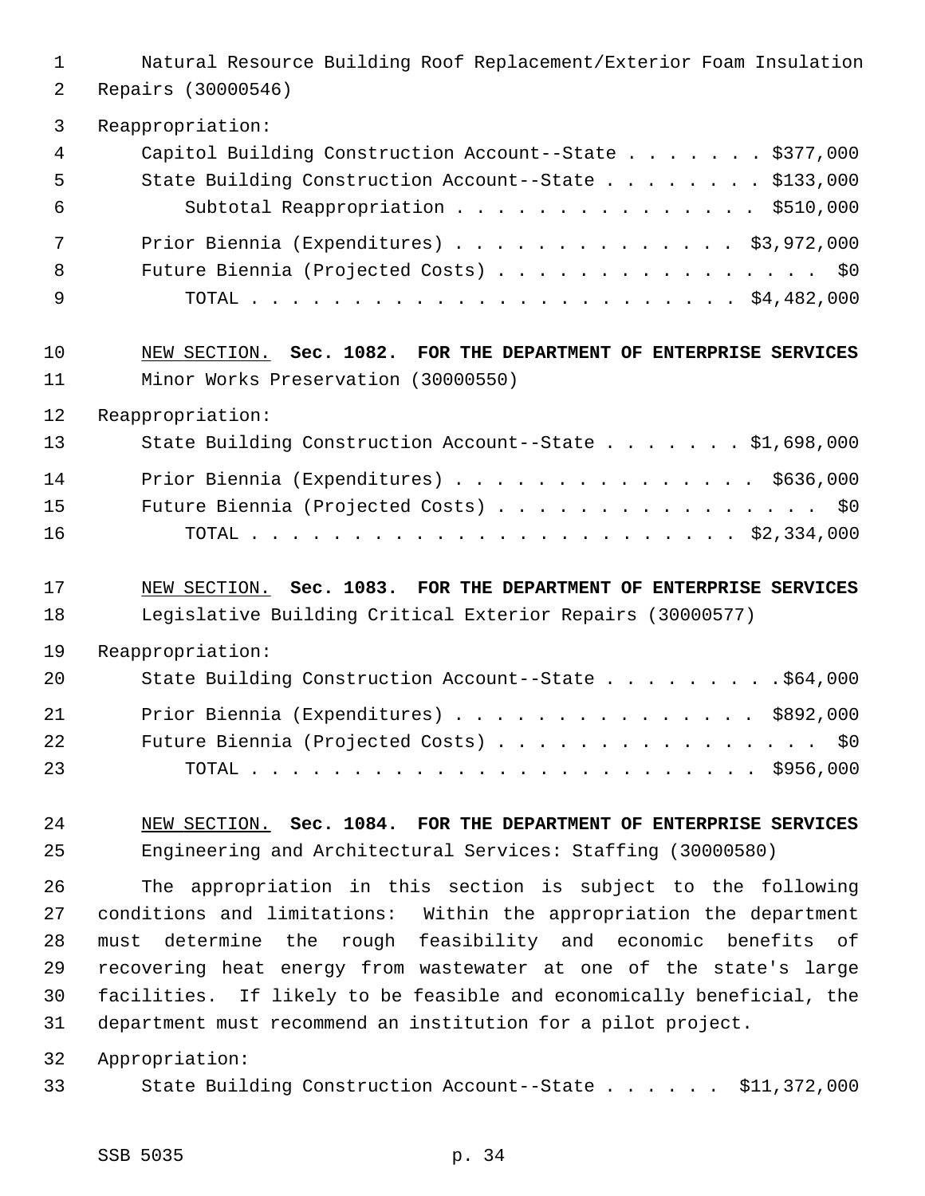Natural Resource Building Roof Replacement/Exterior Foam Insulation Repairs (30000546)

Reappropriation:

Capitol Building Construction Account--State . . . . . . . $377,000
State Building Construction Account--State . . . . . . . . $133,000
Subtotal Reappropriation . . . . . . . . . . . . . . . $510,000

Prior Biennia (Expenditures) . . . . . . . . . . . . . . $3,972,000
Future Biennia (Projected Costs) . . . . . . . . . . . . . . . . $0
TOTAL . . . . . . . . . . . . . . . . . . . . . . . . $4,482,000

NEW SECTION. **Sec. 1082. FOR THE DEPARTMENT OF ENTERPRISE SERVICES**
Minor Works Preservation (30000550)

Reappropriation:

State Building Construction Account--State . . . . . . . $1,698,000

Prior Biennia (Expenditures) . . . . . . . . . . . . . . . $636,000
Future Biennia (Projected Costs) . . . . . . . . . . . . . . . . $0
TOTAL . . . . . . . . . . . . . . . . . . . . . . . . $2,334,000

NEW SECTION. **Sec. 1083. FOR THE DEPARTMENT OF ENTERPRISE SERVICES**
Legislative Building Critical Exterior Repairs (30000577)

Reappropriation:

State Building Construction Account--State . . . . . . . . .$64,000

Prior Biennia (Expenditures) . . . . . . . . . . . . . . . $892,000
Future Biennia (Projected Costs) . . . . . . . . . . . . . . . . $0
TOTAL . . . . . . . . . . . . . . . . . . . . . . . . . $956,000

NEW SECTION. **Sec. 1084. FOR THE DEPARTMENT OF ENTERPRISE SERVICES**
Engineering and Architectural Services: Staffing (30000580)

The appropriation in this section is subject to the following conditions and limitations: Within the appropriation the department must determine the rough feasibility and economic benefits of recovering heat energy from wastewater at one of the state's large facilities. If likely to be feasible and economically beneficial, the department must recommend an institution for a pilot project.

Appropriation:

State Building Construction Account--State . . . . . . $11,372,000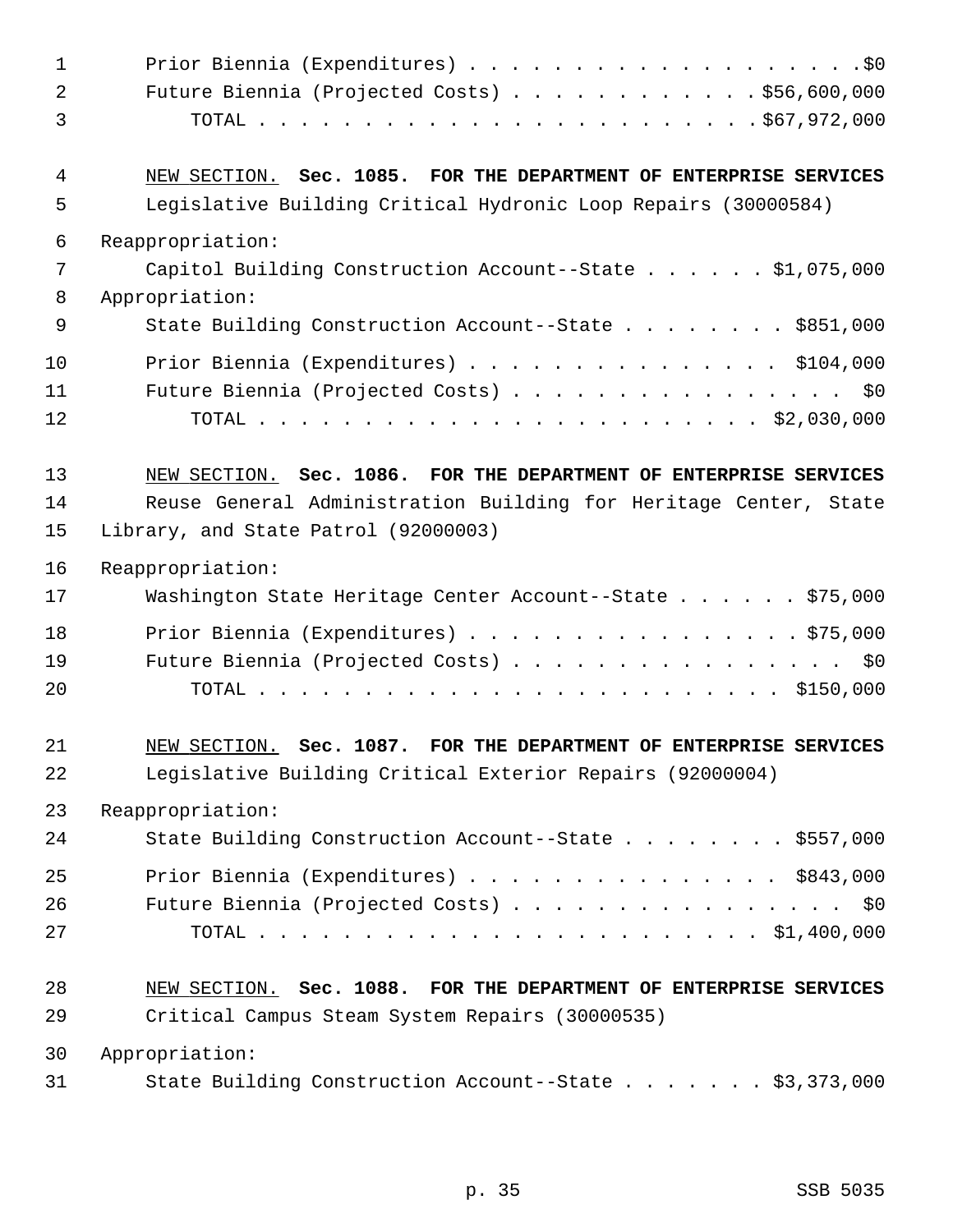Prior Biennia (Expenditures) . . . . . . . . . . . . . . . . . . . .$0
Future Biennia (Projected Costs) . . . . . . . . . . . . .$56,600,000
TOTAL . . . . . . . . . . . . . . . . . . . . . . . . .$67,972,000

NEW SECTION. **Sec. 1085. FOR THE DEPARTMENT OF ENTERPRISE SERVICES**

Legislative Building Critical Hydronic Loop Repairs (30000584)

Reappropriation:

Capitol Building Construction Account--State . . . . . . $1,075,000

Appropriation:

State Building Construction Account--State . . . . . . . . $851,000

Prior Biennia (Expenditures) . . . . . . . . . . . . . . . . $104,000
Future Biennia (Projected Costs) . . . . . . . . . . . . . . . . . $0
TOTAL . . . . . . . . . . . . . . . . . . . . . . . . . $2,030,000

NEW SECTION. **Sec. 1086. FOR THE DEPARTMENT OF ENTERPRISE SERVICES**

Reuse General Administration Building for Heritage Center, State Library, and State Patrol (92000003)

Reappropriation:

Washington State Heritage Center Account--State . . . . . . $75,000

Prior Biennia (Expenditures) . . . . . . . . . . . . . . . . .$75,000
Future Biennia (Projected Costs) . . . . . . . . . . . . . . . . . $0
TOTAL . . . . . . . . . . . . . . . . . . . . . . . . . . $150,000

NEW SECTION. **Sec. 1087. FOR THE DEPARTMENT OF ENTERPRISE SERVICES**

Legislative Building Critical Exterior Repairs (92000004)

Reappropriation:

State Building Construction Account--State . . . . . . . . $557,000

Prior Biennia (Expenditures) . . . . . . . . . . . . . . . . $843,000
Future Biennia (Projected Costs) . . . . . . . . . . . . . . . . . $0
TOTAL . . . . . . . . . . . . . . . . . . . . . . . . . $1,400,000

NEW SECTION. **Sec. 1088. FOR THE DEPARTMENT OF ENTERPRISE SERVICES**

Critical Campus Steam System Repairs (30000535)

Appropriation:

State Building Construction Account--State . . . . . . . $3,373,000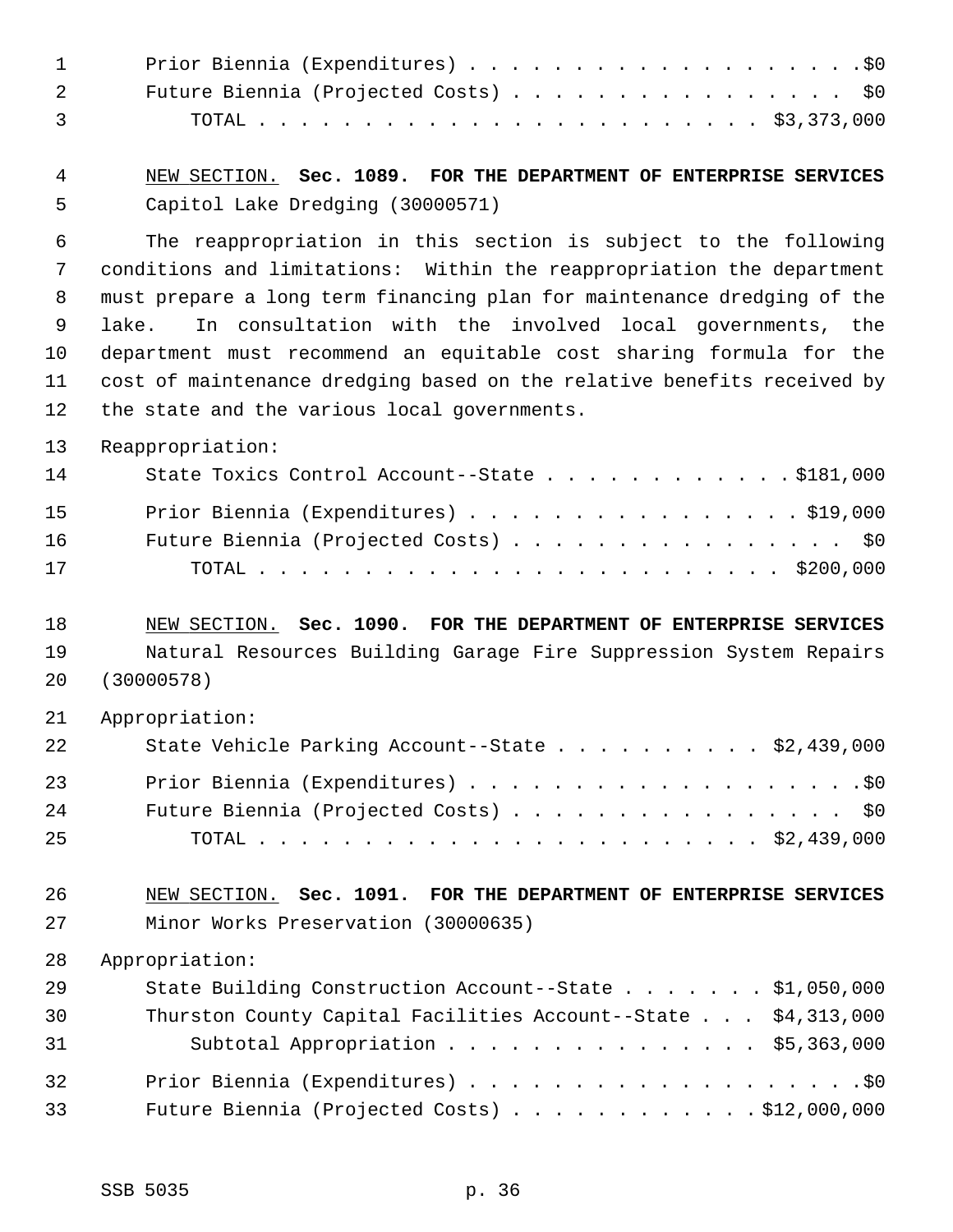Prior Biennia (Expenditures) . . . . . . . . . . . . . . . . . . . .$0
Future Biennia (Projected Costs) . . . . . . . . . . . . . . . . . $0
TOTAL . . . . . . . . . . . . . . . . . . . . . . . . . $3,373,000

NEW SECTION. **Sec. 1089. FOR THE DEPARTMENT OF ENTERPRISE SERVICES**

Capitol Lake Dredging (30000571)

The reappropriation in this section is subject to the following conditions and limitations: Within the reappropriation the department must prepare a long term financing plan for maintenance dredging of the lake. In consultation with the involved local governments, the department must recommend an equitable cost sharing formula for the cost of maintenance dredging based on the relative benefits received by the state and the various local governments.

Reappropriation:

State Toxics Control Account--State . . . . . . . . . . . . $181,000

Prior Biennia (Expenditures) . . . . . . . . . . . . . . . . $19,000
Future Biennia (Projected Costs) . . . . . . . . . . . . . . . . $0
TOTAL . . . . . . . . . . . . . . . . . . . . . . . . . $200,000

NEW SECTION. **Sec. 1090. FOR THE DEPARTMENT OF ENTERPRISE SERVICES**

Natural Resources Building Garage Fire Suppression System Repairs (30000578)

Appropriation:

State Vehicle Parking Account--State . . . . . . . . . . $2,439,000

Prior Biennia (Expenditures) . . . . . . . . . . . . . . . . . . . .$0
Future Biennia (Projected Costs) . . . . . . . . . . . . . . . . . $0
TOTAL . . . . . . . . . . . . . . . . . . . . . . . . . $2,439,000

NEW SECTION. **Sec. 1091. FOR THE DEPARTMENT OF ENTERPRISE SERVICES**

Minor Works Preservation (30000635)

Appropriation:

State Building Construction Account--State . . . . . . . $1,050,000
Thurston County Capital Facilities Account--State . . . $4,313,000
Subtotal Appropriation . . . . . . . . . . . . . . . . $5,363,000

Prior Biennia (Expenditures) . . . . . . . . . . . . . . . . . . . .$0
Future Biennia (Projected Costs) . . . . . . . . . . . . $12,000,000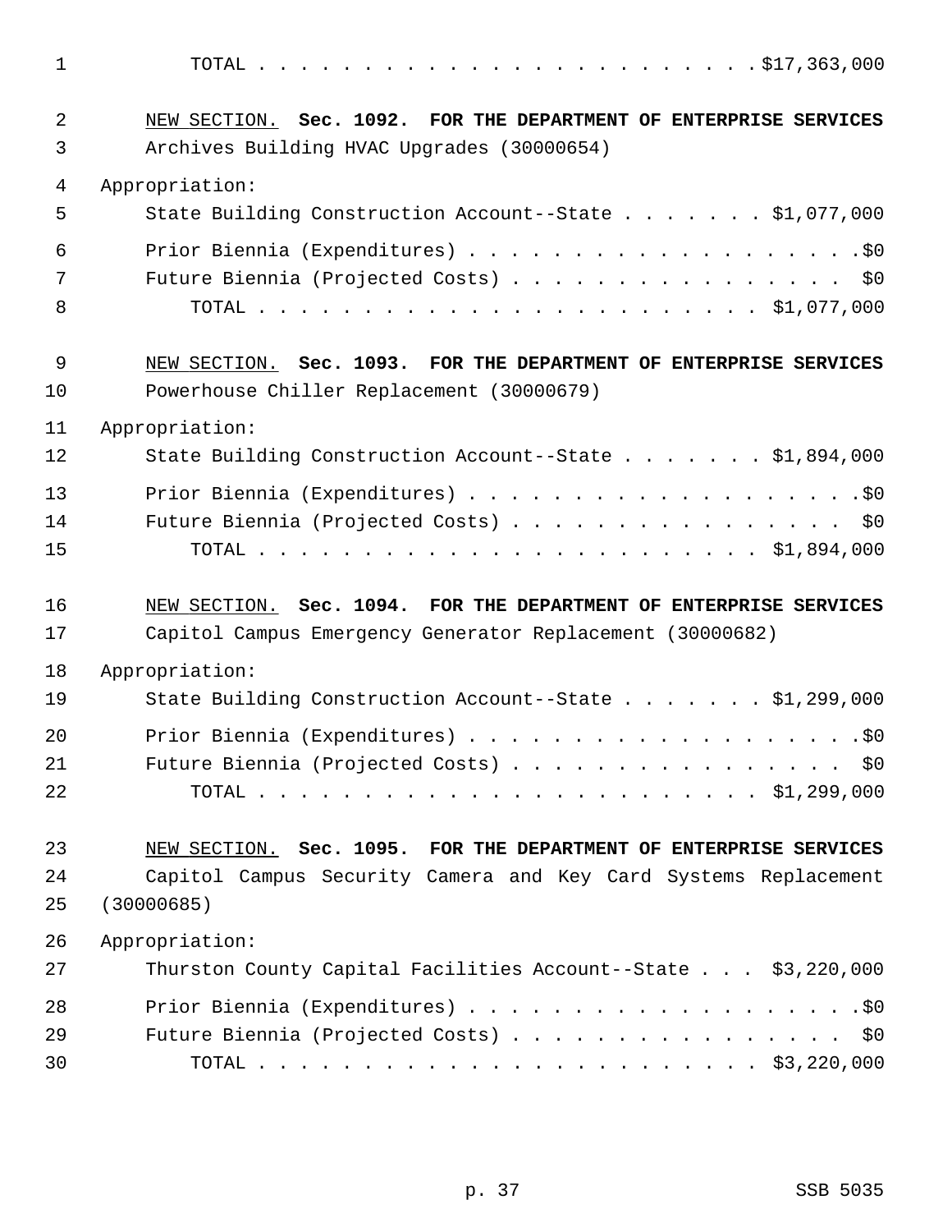TOTAL . . . . . . . . . . . . . . . . . . . . . . . . .$17,363,000

NEW SECTION. **Sec. 1092. FOR THE DEPARTMENT OF ENTERPRISE SERVICES**

Archives Building HVAC Upgrades (30000654)

Appropriation:

State Building Construction Account--State . . . . . . . $1,077,000

Prior Biennia (Expenditures) . . . . . . . . . . . . . . . . . . . .$0

Future Biennia (Projected Costs) . . . . . . . . . . . . . . . . . $0

TOTAL . . . . . . . . . . . . . . . . . . . . . . . . . $1,077,000

NEW SECTION. **Sec. 1093. FOR THE DEPARTMENT OF ENTERPRISE SERVICES**

Powerhouse Chiller Replacement (30000679)

Appropriation:

State Building Construction Account--State . . . . . . . $1,894,000

Prior Biennia (Expenditures) . . . . . . . . . . . . . . . . . . . .$0

Future Biennia (Projected Costs) . . . . . . . . . . . . . . . . . $0

TOTAL . . . . . . . . . . . . . . . . . . . . . . . . . $1,894,000

NEW SECTION. **Sec. 1094. FOR THE DEPARTMENT OF ENTERPRISE SERVICES**

Capitol Campus Emergency Generator Replacement (30000682)

Appropriation:

State Building Construction Account--State . . . . . . . $1,299,000

Prior Biennia (Expenditures) . . . . . . . . . . . . . . . . . . . .$0

Future Biennia (Projected Costs) . . . . . . . . . . . . . . . . . $0

TOTAL . . . . . . . . . . . . . . . . . . . . . . . . . $1,299,000

NEW SECTION. **Sec. 1095. FOR THE DEPARTMENT OF ENTERPRISE SERVICES**

Capitol Campus Security Camera and Key Card Systems Replacement (30000685)

Appropriation:

Thurston County Capital Facilities Account--State . . . $3,220,000

Prior Biennia (Expenditures) . . . . . . . . . . . . . . . . . . . .$0

Future Biennia (Projected Costs) . . . . . . . . . . . . . . . . . $0

TOTAL . . . . . . . . . . . . . . . . . . . . . . . . . $3,220,000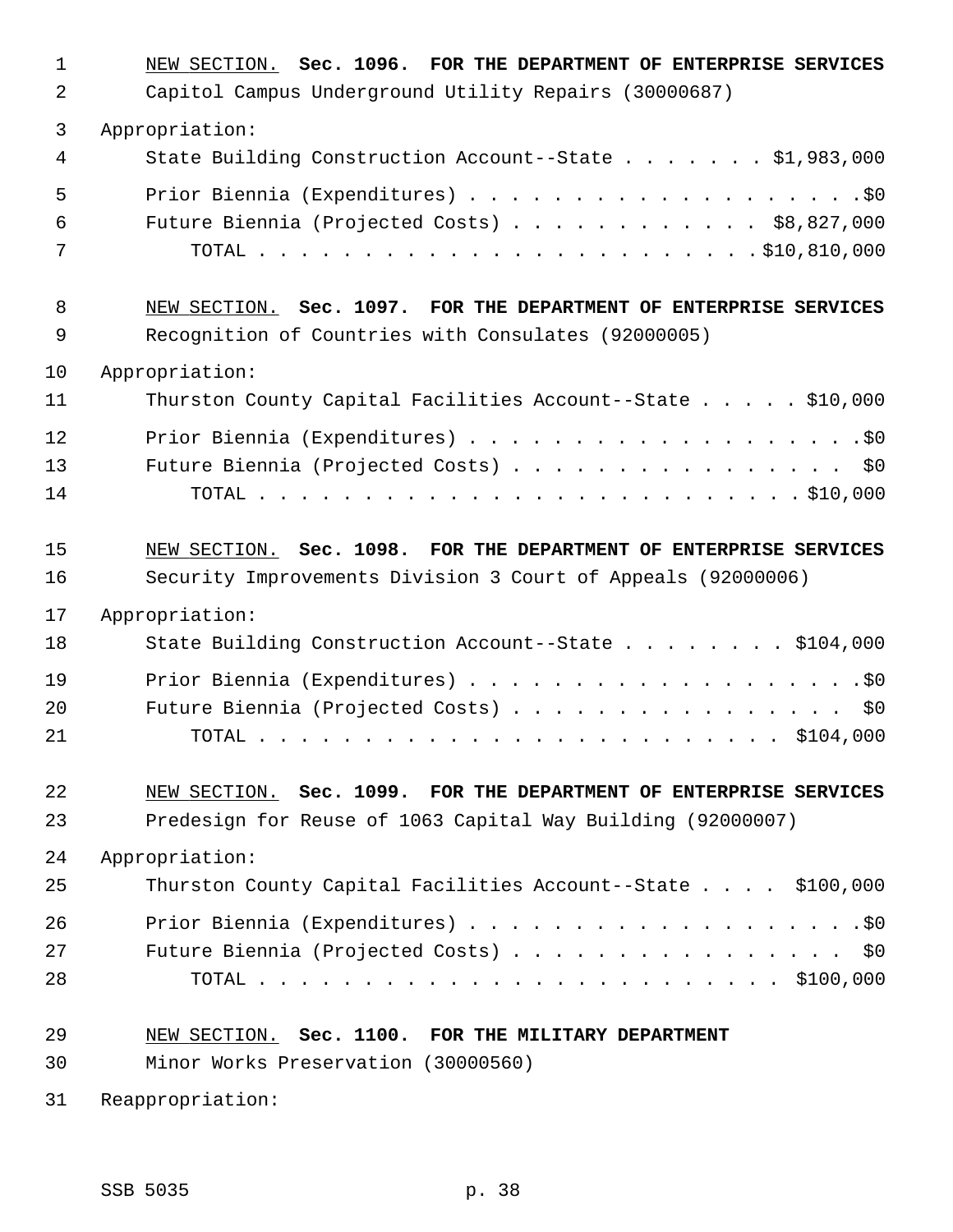NEW SECTION. **Sec. 1096. FOR THE DEPARTMENT OF ENTERPRISE SERVICES**

Capitol Campus Underground Utility Repairs (30000687)

Appropriation:

State Building Construction Account--State . . . . . . . $1,983,000

Prior Biennia (Expenditures) . . . . . . . . . . . . . . . . . . .$0

Future Biennia (Projected Costs) . . . . . . . . . . . . $8,827,000

TOTAL . . . . . . . . . . . . . . . . . . . . . . . . .$10,810,000

NEW SECTION. **Sec. 1097. FOR THE DEPARTMENT OF ENTERPRISE SERVICES**

Recognition of Countries with Consulates (92000005)

Appropriation:

Thurston County Capital Facilities Account--State . . . . . $10,000

Prior Biennia (Expenditures) . . . . . . . . . . . . . . . . . . .$0

Future Biennia (Projected Costs) . . . . . . . . . . . . . . . . $0

TOTAL . . . . . . . . . . . . . . . . . . . . . . . . . . .$10,000

NEW SECTION. **Sec. 1098. FOR THE DEPARTMENT OF ENTERPRISE SERVICES**

Security Improvements Division 3 Court of Appeals (92000006)

Appropriation:

State Building Construction Account--State . . . . . . . . $104,000

Prior Biennia (Expenditures) . . . . . . . . . . . . . . . . . . .$0

Future Biennia (Projected Costs) . . . . . . . . . . . . . . . . $0

TOTAL . . . . . . . . . . . . . . . . . . . . . . . . . $104,000

NEW SECTION. **Sec. 1099. FOR THE DEPARTMENT OF ENTERPRISE SERVICES**

Predesign for Reuse of 1063 Capital Way Building (92000007)

Appropriation:

Thurston County Capital Facilities Account--State . . . . $100,000

Prior Biennia (Expenditures) . . . . . . . . . . . . . . . . . . .$0

Future Biennia (Projected Costs) . . . . . . . . . . . . . . . . $0

TOTAL . . . . . . . . . . . . . . . . . . . . . . . . . $100,000

NEW SECTION. **Sec. 1100. FOR THE MILITARY DEPARTMENT**

Minor Works Preservation (30000560)

Reappropriation: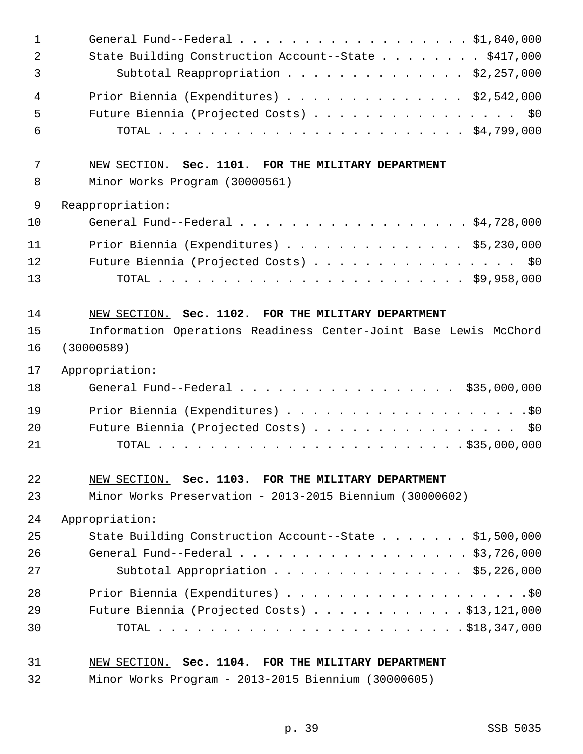General Fund--Federal . . . . . . . . . . . . . . . . . . $1,840,000
State Building Construction Account--State . . . . . . . . $417,000
Subtotal Reappropriation . . . . . . . . . . . . . . $2,257,000

Prior Biennia (Expenditures) . . . . . . . . . . . . . . $2,542,000
Future Biennia (Projected Costs) . . . . . . . . . . . . . . . . $0
TOTAL . . . . . . . . . . . . . . . . . . . . . . . . $4,799,000

NEW SECTION. **Sec. 1101. FOR THE MILITARY DEPARTMENT**

Minor Works Program (30000561)

Reappropriation:

General Fund--Federal . . . . . . . . . . . . . . . . . . $4,728,000

Prior Biennia (Expenditures) . . . . . . . . . . . . . . $5,230,000
Future Biennia (Projected Costs) . . . . . . . . . . . . . . . . $0
TOTAL . . . . . . . . . . . . . . . . . . . . . . . . $9,958,000

NEW SECTION. **Sec. 1102. FOR THE MILITARY DEPARTMENT**

Information Operations Readiness Center-Joint Base Lewis McChord (30000589)

Appropriation:

General Fund--Federal . . . . . . . . . . . . . . . . . $35,000,000

Prior Biennia (Expenditures) . . . . . . . . . . . . . . . . . . .$0
Future Biennia (Projected Costs) . . . . . . . . . . . . . . . . $0
TOTAL . . . . . . . . . . . . . . . . . . . . . . . .$35,000,000

NEW SECTION. **Sec. 1103. FOR THE MILITARY DEPARTMENT**

Minor Works Preservation - 2013-2015 Biennium (30000602)

Appropriation:

State Building Construction Account--State . . . . . . . $1,500,000
General Fund--Federal . . . . . . . . . . . . . . . . . . $3,726,000
Subtotal Appropriation . . . . . . . . . . . . . . . $5,226,000

Prior Biennia (Expenditures) . . . . . . . . . . . . . . . . . . .$0
Future Biennia (Projected Costs) . . . . . . . . . . . . .$13,121,000
TOTAL . . . . . . . . . . . . . . . . . . . . . . . .$18,347,000

NEW SECTION. **Sec. 1104. FOR THE MILITARY DEPARTMENT**

Minor Works Program - 2013-2015 Biennium (30000605)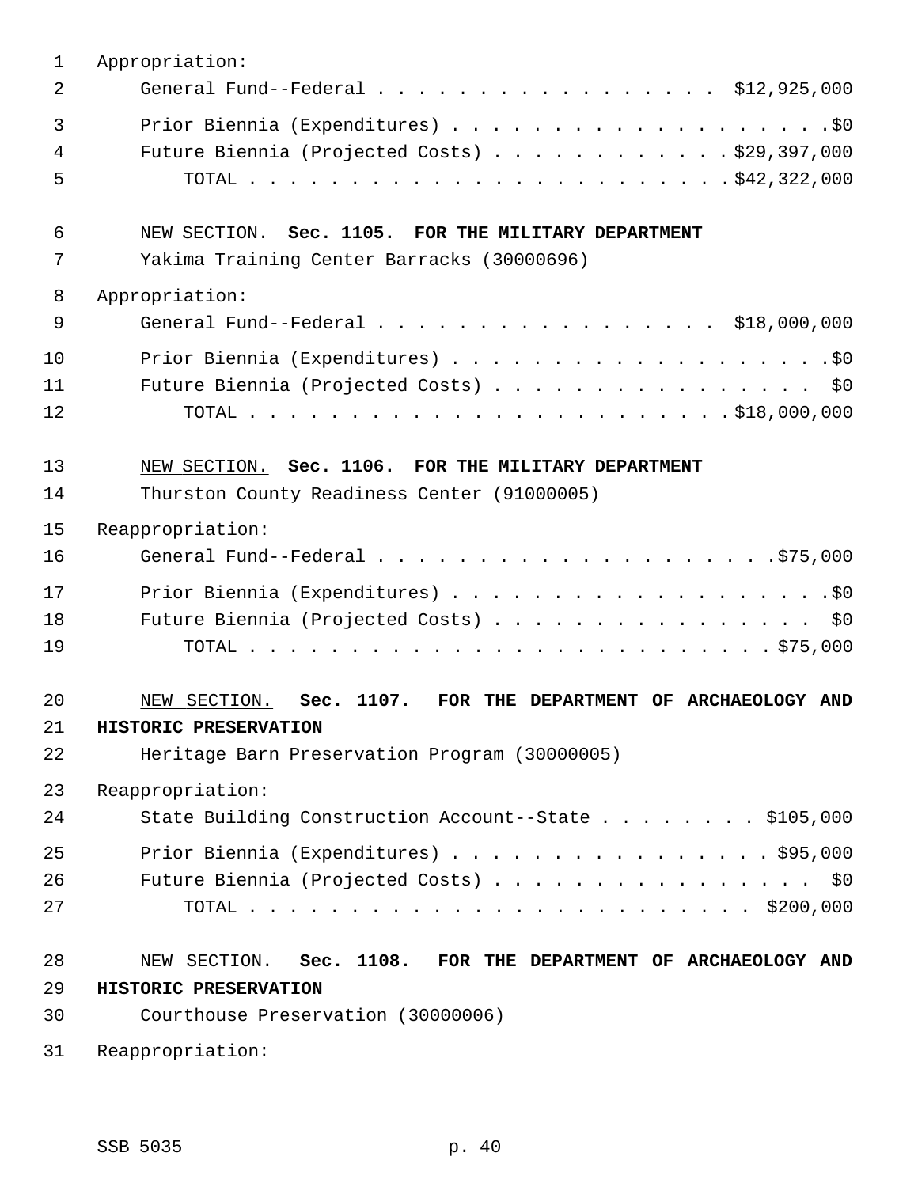Appropriation:

General Fund--Federal . . . . . . . . . . . . . . . . . . $12,925,000

Prior Biennia (Expenditures) . . . . . . . . . . . . . . . . . . . .$0

Future Biennia (Projected Costs) . . . . . . . . . . . . $29,397,000

TOTAL . . . . . . . . . . . . . . . . . . . . . . . . $42,322,000

NEW SECTION. **Sec. 1105. FOR THE MILITARY DEPARTMENT**

Yakima Training Center Barracks (30000696)

Appropriation:

General Fund--Federal . . . . . . . . . . . . . . . . . . $18,000,000

Prior Biennia (Expenditures) . . . . . . . . . . . . . . . . . . . .$0

Future Biennia (Projected Costs) . . . . . . . . . . . . . . . . $0

TOTAL . . . . . . . . . . . . . . . . . . . . . . . . $18,000,000

NEW SECTION. **Sec. 1106. FOR THE MILITARY DEPARTMENT**

Thurston County Readiness Center (91000005)

Reappropriation:

General Fund--Federal . . . . . . . . . . . . . . . . . . . . .$75,000

Prior Biennia (Expenditures) . . . . . . . . . . . . . . . . . . . .$0

Future Biennia (Projected Costs) . . . . . . . . . . . . . . . . $0

TOTAL . . . . . . . . . . . . . . . . . . . . . . . . . . $75,000

NEW SECTION. **Sec. 1107. FOR THE DEPARTMENT OF ARCHAEOLOGY AND HISTORIC PRESERVATION**

Heritage Barn Preservation Program (30000005)

Reappropriation:

State Building Construction Account--State . . . . . . . . $105,000

Prior Biennia (Expenditures) . . . . . . . . . . . . . . . . $95,000

Future Biennia (Projected Costs) . . . . . . . . . . . . . . . . $0

TOTAL . . . . . . . . . . . . . . . . . . . . . . . . . $200,000

NEW SECTION. **Sec. 1108. FOR THE DEPARTMENT OF ARCHAEOLOGY AND HISTORIC PRESERVATION**

Courthouse Preservation (30000006)

Reappropriation: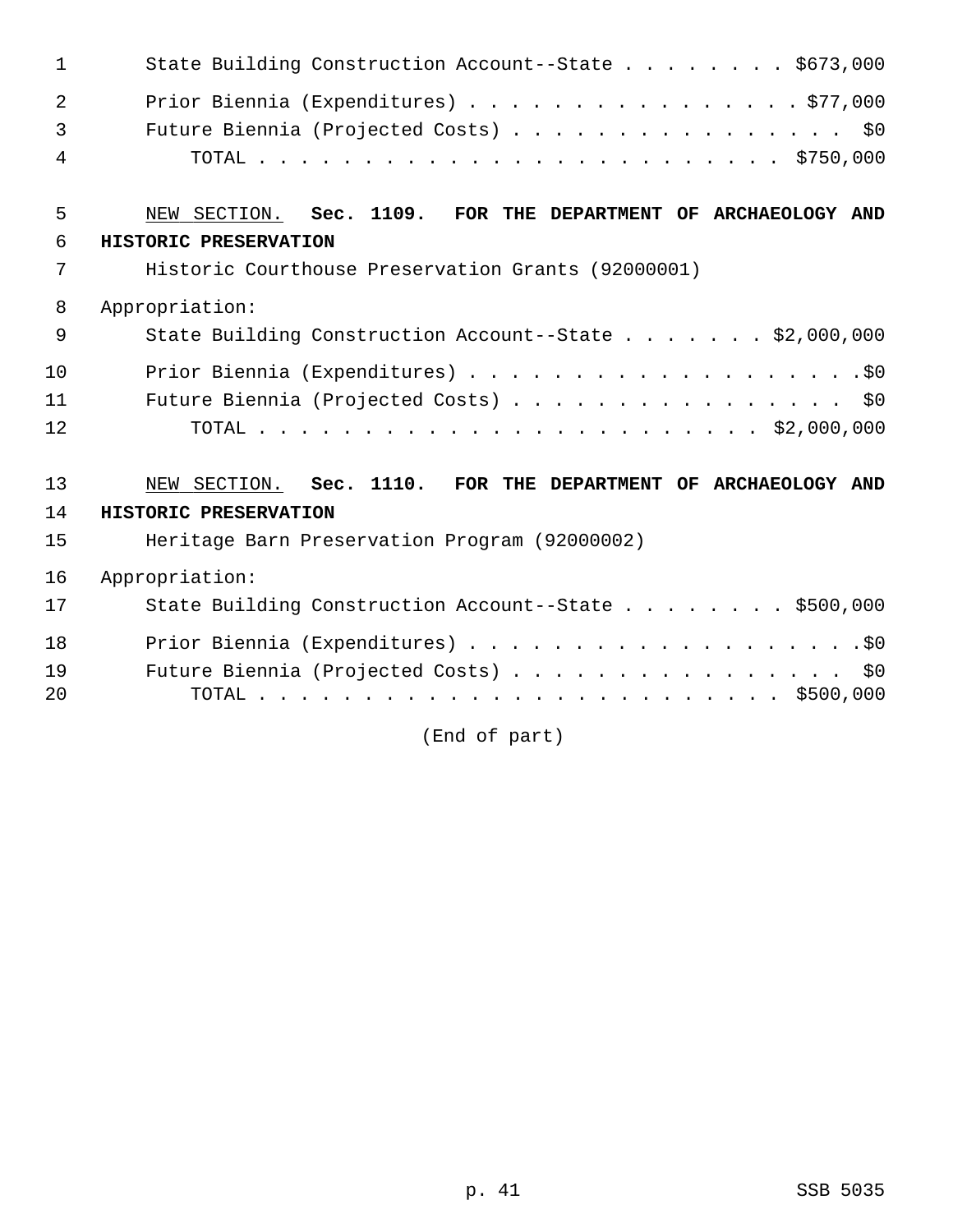State Building Construction Account--State . . . . . . . . $673,000

Prior Biennia (Expenditures) . . . . . . . . . . . . . . . . $77,000
Future Biennia (Projected Costs) . . . . . . . . . . . . . . . . $0
TOTAL . . . . . . . . . . . . . . . . . . . . . . . . $750,000

NEW SECTION. **Sec. 1109. FOR THE DEPARTMENT OF ARCHAEOLOGY AND HISTORIC PRESERVATION**

Historic Courthouse Preservation Grants (92000001)

Appropriation:

State Building Construction Account--State . . . . . . . $2,000,000

Prior Biennia (Expenditures) . . . . . . . . . . . . . . . . . . .$0
Future Biennia (Projected Costs) . . . . . . . . . . . . . . . . $0
TOTAL . . . . . . . . . . . . . . . . . . . . . . . $2,000,000

NEW SECTION. **Sec. 1110. FOR THE DEPARTMENT OF ARCHAEOLOGY AND HISTORIC PRESERVATION**

Heritage Barn Preservation Program (92000002)

Appropriation:

State Building Construction Account--State . . . . . . . . $500,000

Prior Biennia (Expenditures) . . . . . . . . . . . . . . . . . . .$0
Future Biennia (Projected Costs) . . . . . . . . . . . . . . . . $0
TOTAL . . . . . . . . . . . . . . . . . . . . . . . . $500,000

(End of part)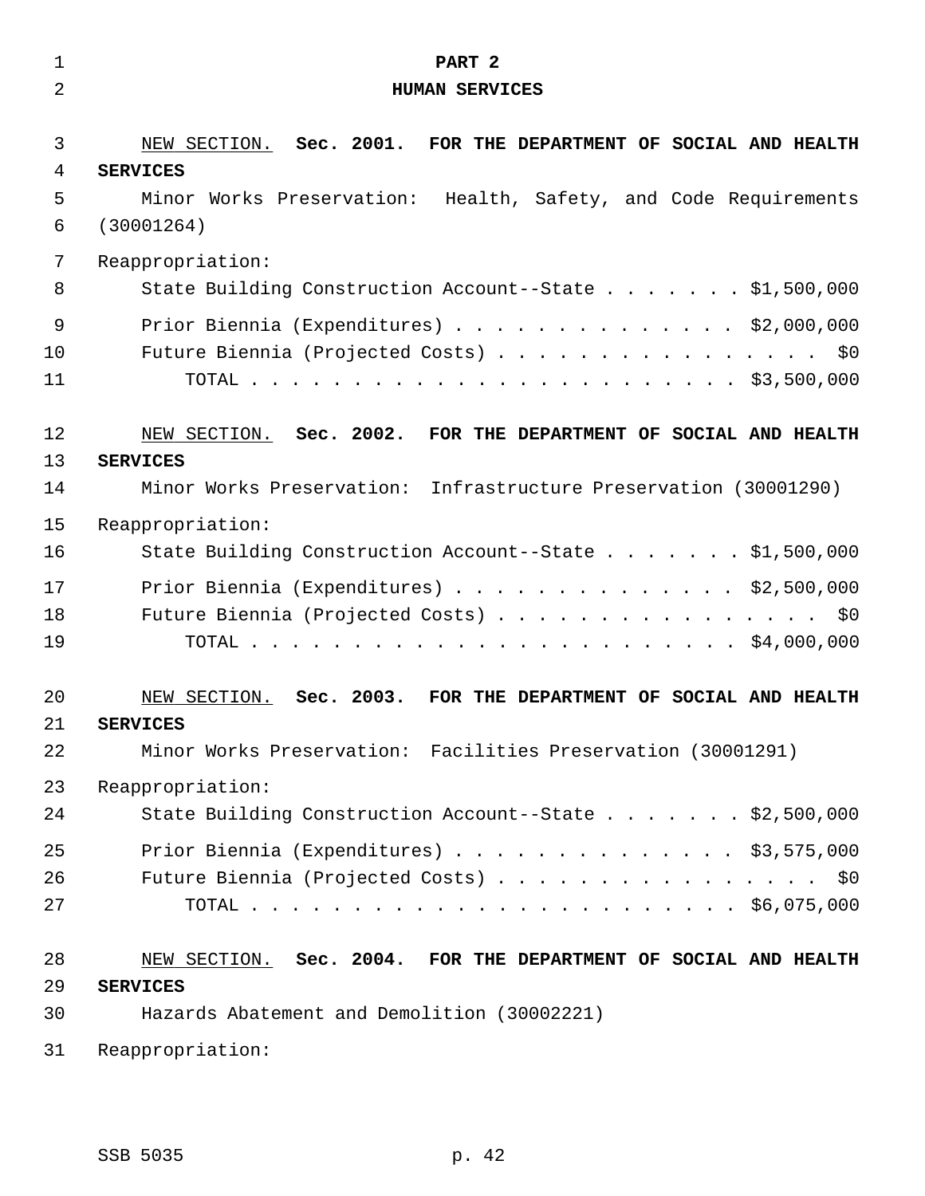# PART 2
## HUMAN SERVICES

<u>NEW SECTION.</u> **Sec. 2001. FOR THE DEPARTMENT OF SOCIAL AND HEALTH SERVICES**

Minor Works Preservation: Health, Safety, and Code Requirements (30001264)

Reappropriation:

State Building Construction Account--State . . . . . . . $1,500,000

Prior Biennia (Expenditures) . . . . . . . . . . . . . . $2,000,000

Future Biennia (Projected Costs) . . . . . . . . . . . . . . . . $0

TOTAL . . . . . . . . . . . . . . . . . . . . . . . . $3,500,000

<u>NEW SECTION.</u> **Sec. 2002. FOR THE DEPARTMENT OF SOCIAL AND HEALTH SERVICES**

Minor Works Preservation: Infrastructure Preservation (30001290)

Reappropriation:

State Building Construction Account--State . . . . . . . $1,500,000

Prior Biennia (Expenditures) . . . . . . . . . . . . . . $2,500,000

Future Biennia (Projected Costs) . . . . . . . . . . . . . . . . $0

TOTAL . . . . . . . . . . . . . . . . . . . . . . . . $4,000,000

<u>NEW SECTION.</u> **Sec. 2003. FOR THE DEPARTMENT OF SOCIAL AND HEALTH SERVICES**

Minor Works Preservation: Facilities Preservation (30001291)

Reappropriation:

State Building Construction Account--State . . . . . . . $2,500,000

Prior Biennia (Expenditures) . . . . . . . . . . . . . . $3,575,000

Future Biennia (Projected Costs) . . . . . . . . . . . . . . . . $0

TOTAL . . . . . . . . . . . . . . . . . . . . . . . . $6,075,000

<u>NEW SECTION.</u> **Sec. 2004. FOR THE DEPARTMENT OF SOCIAL AND HEALTH SERVICES**

Hazards Abatement and Demolition (30002221)

Reappropriation: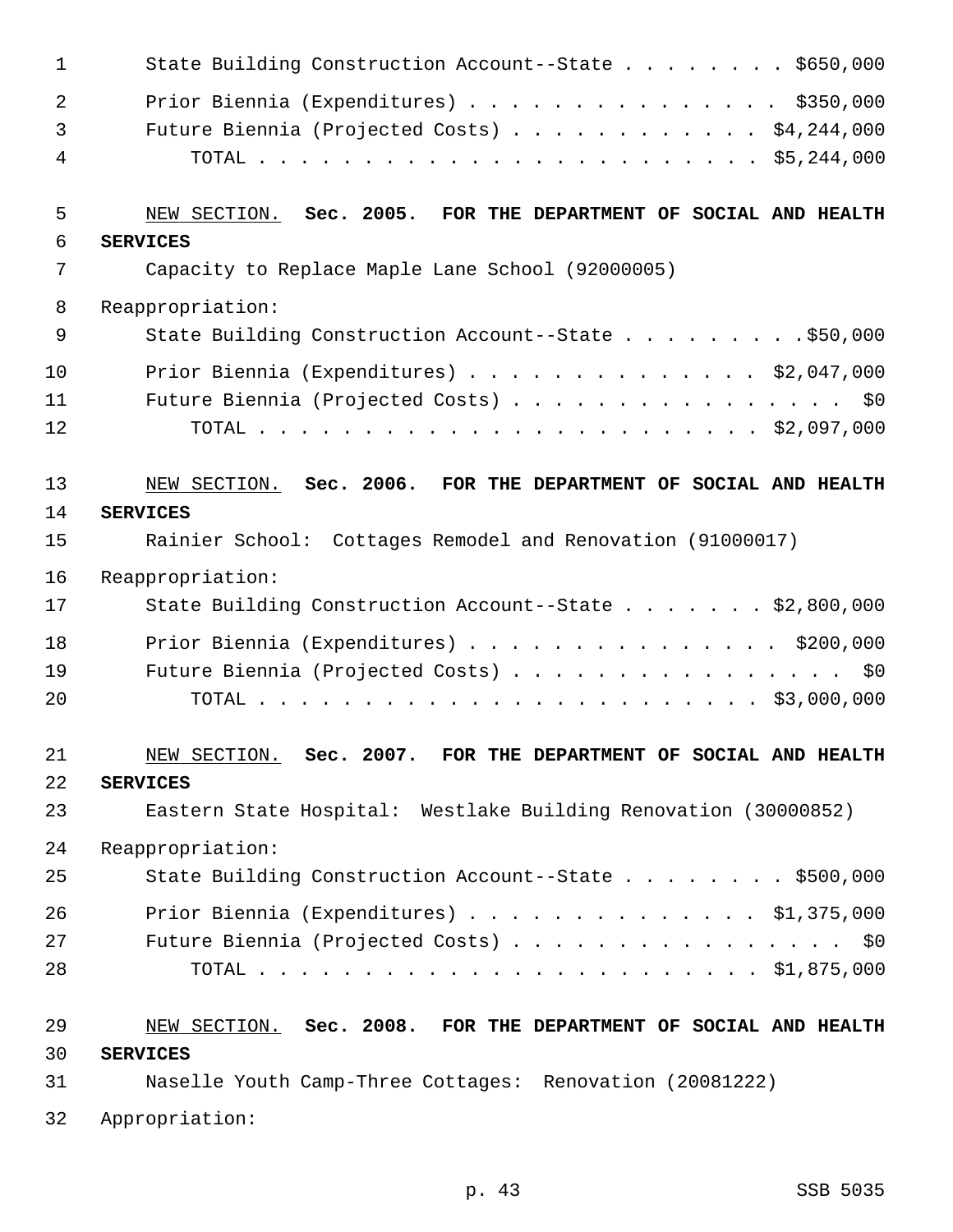State Building Construction Account--State . . . . . . . . $650,000

Prior Biennia (Expenditures) . . . . . . . . . . . . . . . $350,000

Future Biennia (Projected Costs) . . . . . . . . . . . . $4,244,000

TOTAL . . . . . . . . . . . . . . . . . . . . . . . $5,244,000

NEW SECTION. **Sec. 2005. FOR THE DEPARTMENT OF SOCIAL AND HEALTH SERVICES**

Capacity to Replace Maple Lane School (92000005)

Reappropriation:

State Building Construction Account--State . . . . . . . . .$50,000

Prior Biennia (Expenditures) . . . . . . . . . . . . . . $2,047,000

Future Biennia (Projected Costs) . . . . . . . . . . . . . . . . $0

TOTAL . . . . . . . . . . . . . . . . . . . . . . . $2,097,000

NEW SECTION. **Sec. 2006. FOR THE DEPARTMENT OF SOCIAL AND HEALTH SERVICES**

Rainier School: Cottages Remodel and Renovation (91000017)

Reappropriation:

State Building Construction Account--State . . . . . . . $2,800,000

Prior Biennia (Expenditures) . . . . . . . . . . . . . . . $200,000

Future Biennia (Projected Costs) . . . . . . . . . . . . . . . . $0

TOTAL . . . . . . . . . . . . . . . . . . . . . . . $3,000,000

NEW SECTION. **Sec. 2007. FOR THE DEPARTMENT OF SOCIAL AND HEALTH SERVICES**

Eastern State Hospital: Westlake Building Renovation (30000852)

Reappropriation:

State Building Construction Account--State . . . . . . . . $500,000

Prior Biennia (Expenditures) . . . . . . . . . . . . . . $1,375,000

Future Biennia (Projected Costs) . . . . . . . . . . . . . . . . $0

TOTAL . . . . . . . . . . . . . . . . . . . . . . . $1,875,000

NEW SECTION. **Sec. 2008. FOR THE DEPARTMENT OF SOCIAL AND HEALTH SERVICES**

Naselle Youth Camp-Three Cottages: Renovation (20081222)

Appropriation: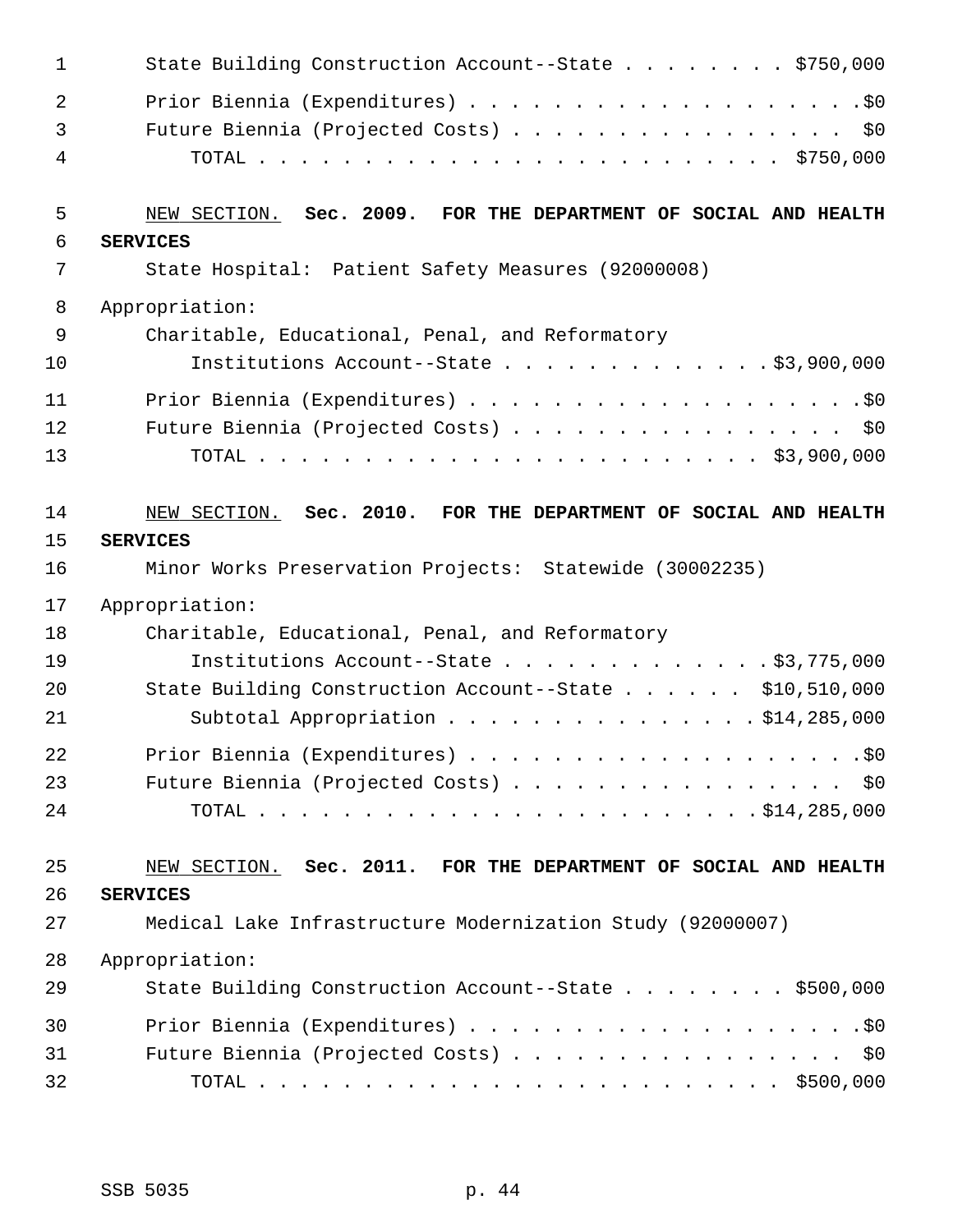State Building Construction Account--State . . . . . . . . $750,000

Prior Biennia (Expenditures) . . . . . . . . . . . . . . . . . . . .$0
Future Biennia (Projected Costs) . . . . . . . . . . . . . . . . $0
TOTAL . . . . . . . . . . . . . . . . . . . . . . . . $750,000

NEW SECTION. **Sec. 2009. FOR THE DEPARTMENT OF SOCIAL AND HEALTH SERVICES**

State Hospital: Patient Safety Measures (92000008)

Appropriation:

Charitable, Educational, Penal, and Reformatory Institutions Account--State . . . . . . . . . . . . . $3,900,000

Prior Biennia (Expenditures) . . . . . . . . . . . . . . . . . . . .$0
Future Biennia (Projected Costs) . . . . . . . . . . . . . . . . $0
TOTAL . . . . . . . . . . . . . . . . . . . . . . . . $3,900,000

NEW SECTION. **Sec. 2010. FOR THE DEPARTMENT OF SOCIAL AND HEALTH SERVICES**

Minor Works Preservation Projects: Statewide (30002235)

Appropriation:

Charitable, Educational, Penal, and Reformatory Institutions Account--State . . . . . . . . . . . . . $3,775,000
State Building Construction Account--State . . . . . . $10,510,000
Subtotal Appropriation . . . . . . . . . . . . . . . $14,285,000

Prior Biennia (Expenditures) . . . . . . . . . . . . . . . . . . . .$0
Future Biennia (Projected Costs) . . . . . . . . . . . . . . . . $0
TOTAL . . . . . . . . . . . . . . . . . . . . . . . . $14,285,000

NEW SECTION. **Sec. 2011. FOR THE DEPARTMENT OF SOCIAL AND HEALTH SERVICES**

Medical Lake Infrastructure Modernization Study (92000007)

Appropriation:

State Building Construction Account--State . . . . . . . . $500,000

Prior Biennia (Expenditures) . . . . . . . . . . . . . . . . . . . .$0
Future Biennia (Projected Costs) . . . . . . . . . . . . . . . . $0
TOTAL . . . . . . . . . . . . . . . . . . . . . . . . $500,000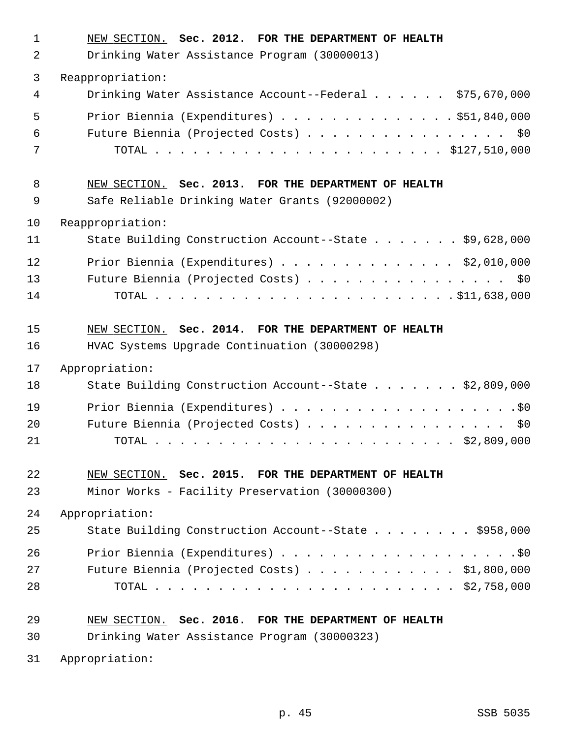NEW SECTION. **Sec. 2012. FOR THE DEPARTMENT OF HEALTH**

Drinking Water Assistance Program (30000013)

Reappropriation:

Drinking Water Assistance Account--Federal . . . . . . $75,670,000

Prior Biennium (Expenditures) . . . . . . . . . . . . . . $51,840,000

Future Biennium (Projected Costs) . . . . . . . . . . . . . . . . $0

TOTAL . . . . . . . . . . . . . . . . . . . . . . . $127,510,000

NEW SECTION. **Sec. 2013. FOR THE DEPARTMENT OF HEALTH**

Safe Reliable Drinking Water Grants (92000002)

Reappropriation:

State Building Construction Account--State . . . . . . . $9,628,000

Prior Biennium (Expenditures) . . . . . . . . . . . . . . $2,010,000

Future Biennium (Projected Costs) . . . . . . . . . . . . . . . . $0

TOTAL . . . . . . . . . . . . . . . . . . . . . . . $11,638,000

NEW SECTION. **Sec. 2014. FOR THE DEPARTMENT OF HEALTH**

HVAC Systems Upgrade Continuation (30000298)

Appropriation:

State Building Construction Account--State . . . . . . . $2,809,000

Prior Biennium (Expenditures) . . . . . . . . . . . . . . . . . . . $0

Future Biennium (Projected Costs) . . . . . . . . . . . . . . . . $0

TOTAL . . . . . . . . . . . . . . . . . . . . . . . $2,809,000

NEW SECTION. **Sec. 2015. FOR THE DEPARTMENT OF HEALTH**

Minor Works - Facility Preservation (30000300)

Appropriation:

State Building Construction Account--State . . . . . . . . $958,000

Prior Biennium (Expenditures) . . . . . . . . . . . . . . . . . . . $0

Future Biennium (Projected Costs) . . . . . . . . . . . . $1,800,000

TOTAL . . . . . . . . . . . . . . . . . . . . . . . $2,758,000

NEW SECTION. **Sec. 2016. FOR THE DEPARTMENT OF HEALTH**

Drinking Water Assistance Program (30000323)

Appropriation: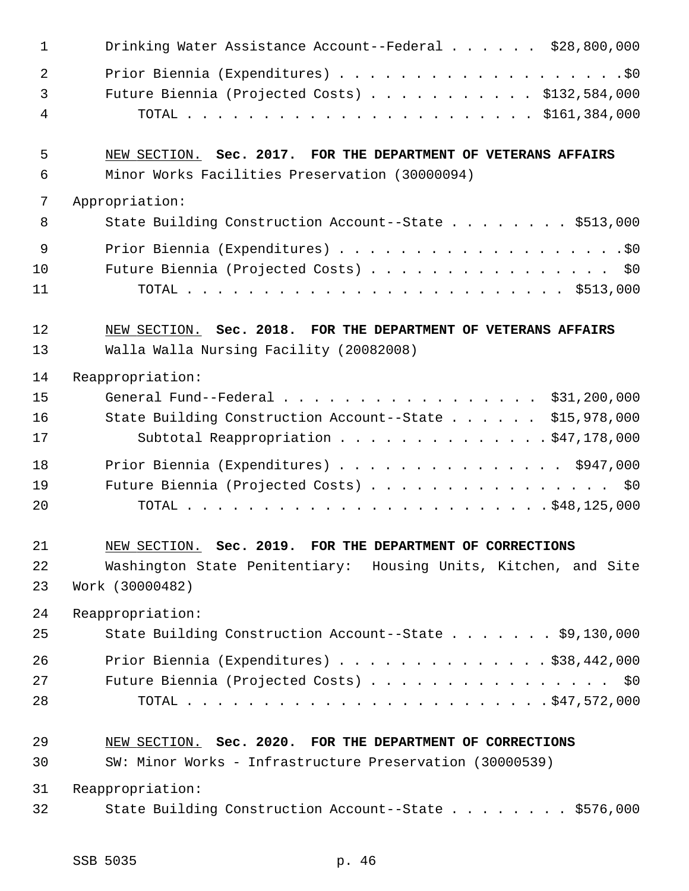Drinking Water Assistance Account--Federal . . . . . . $28,800,000
Prior Biennia (Expenditures) . . . . . . . . . . . . . . . . . . . .$0
Future Biennia (Projected Costs) . . . . . . . . . . . $132,584,000
TOTAL . . . . . . . . . . . . . . . . . . . . . . . $161,384,000

NEW SECTION. **Sec. 2017. FOR THE DEPARTMENT OF VETERANS AFFAIRS**

Minor Works Facilities Preservation (30000094)

Appropriation:

State Building Construction Account--State . . . . . . . . $513,000
Prior Biennia (Expenditures) . . . . . . . . . . . . . . . . . . . .$0
Future Biennia (Projected Costs) . . . . . . . . . . . . . . . . $0
TOTAL . . . . . . . . . . . . . . . . . . . . . . . . $513,000

NEW SECTION. **Sec. 2018. FOR THE DEPARTMENT OF VETERANS AFFAIRS**

Walla Walla Nursing Facility (20082008)

Reappropriation:

General Fund--Federal . . . . . . . . . . . . . . . . . $31,200,000
State Building Construction Account--State . . . . . . $15,978,000
Subtotal Reappropriation . . . . . . . . . . . . . .$47,178,000
Prior Biennia (Expenditures) . . . . . . . . . . . . . . . $947,000
Future Biennia (Projected Costs) . . . . . . . . . . . . . . . . $0
TOTAL . . . . . . . . . . . . . . . . . . . . . . . .$48,125,000

NEW SECTION. **Sec. 2019. FOR THE DEPARTMENT OF CORRECTIONS**

Washington State Penitentiary: Housing Units, Kitchen, and Site Work (30000482)

Reappropriation:

State Building Construction Account--State . . . . . . . $9,130,000
Prior Biennia (Expenditures) . . . . . . . . . . . . . .$38,442,000
Future Biennia (Projected Costs) . . . . . . . . . . . . . . . . $0
TOTAL . . . . . . . . . . . . . . . . . . . . . . . .$47,572,000

NEW SECTION. **Sec. 2020. FOR THE DEPARTMENT OF CORRECTIONS**

SW: Minor Works - Infrastructure Preservation (30000539)

Reappropriation:

State Building Construction Account--State . . . . . . . . $576,000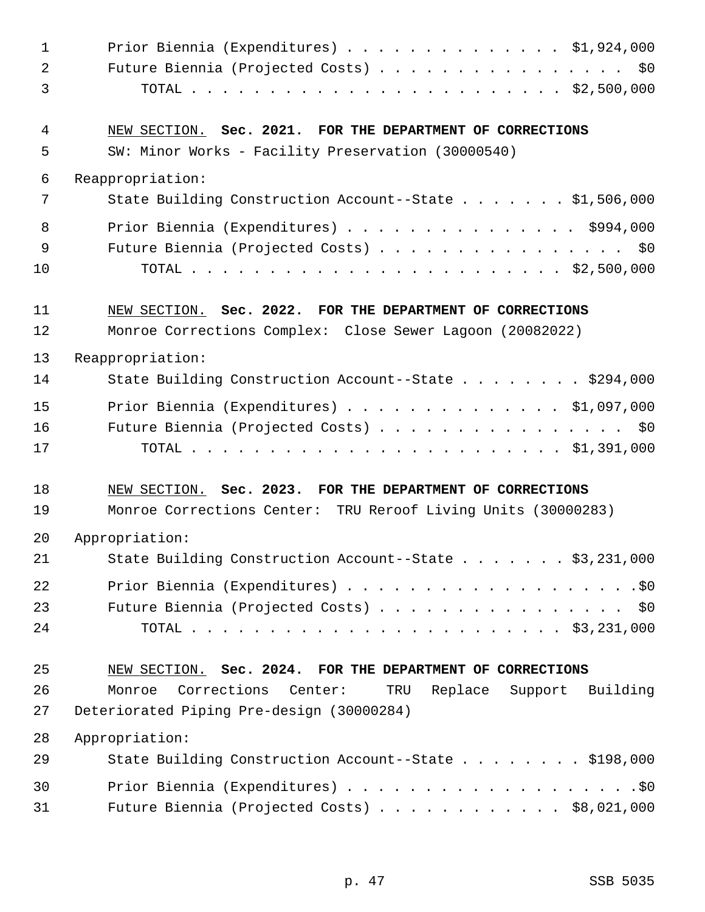Prior Biennia (Expenditures) . . . . . . . . . . . . . . . $1,924,000
Future Biennia (Projected Costs) . . . . . . . . . . . . . . . . . $0
TOTAL . . . . . . . . . . . . . . . . . . . . . . . . $2,500,000

NEW SECTION. **Sec. 2021. FOR THE DEPARTMENT OF CORRECTIONS**

SW: Minor Works - Facility Preservation (30000540)

Reappropriation:

State Building Construction Account--State . . . . . . . $1,506,000

Prior Biennia (Expenditures) . . . . . . . . . . . . . . . $994,000
Future Biennia (Projected Costs) . . . . . . . . . . . . . . . . . $0
TOTAL . . . . . . . . . . . . . . . . . . . . . . . . $2,500,000

NEW SECTION. **Sec. 2022. FOR THE DEPARTMENT OF CORRECTIONS**

Monroe Corrections Complex: Close Sewer Lagoon (20082022)

Reappropriation:

State Building Construction Account--State . . . . . . . . $294,000

Prior Biennia (Expenditures) . . . . . . . . . . . . . . . $1,097,000
Future Biennia (Projected Costs) . . . . . . . . . . . . . . . . . $0
TOTAL . . . . . . . . . . . . . . . . . . . . . . . . $1,391,000

NEW SECTION. **Sec. 2023. FOR THE DEPARTMENT OF CORRECTIONS**

Monroe Corrections Center: TRU Reroof Living Units (30000283)

Appropriation:

State Building Construction Account--State . . . . . . . $3,231,000

Prior Biennia (Expenditures) . . . . . . . . . . . . . . . . . . . .$0
Future Biennia (Projected Costs) . . . . . . . . . . . . . . . . . $0
TOTAL . . . . . . . . . . . . . . . . . . . . . . . . $3,231,000

NEW SECTION. **Sec. 2024. FOR THE DEPARTMENT OF CORRECTIONS**

Monroe Corrections Center: TRU Replace Support Building Deteriorated Piping Pre-design (30000284)

Appropriation:

State Building Construction Account--State . . . . . . . . $198,000

Prior Biennia (Expenditures) . . . . . . . . . . . . . . . . . . . .$0
Future Biennia (Projected Costs) . . . . . . . . . . . . . $8,021,000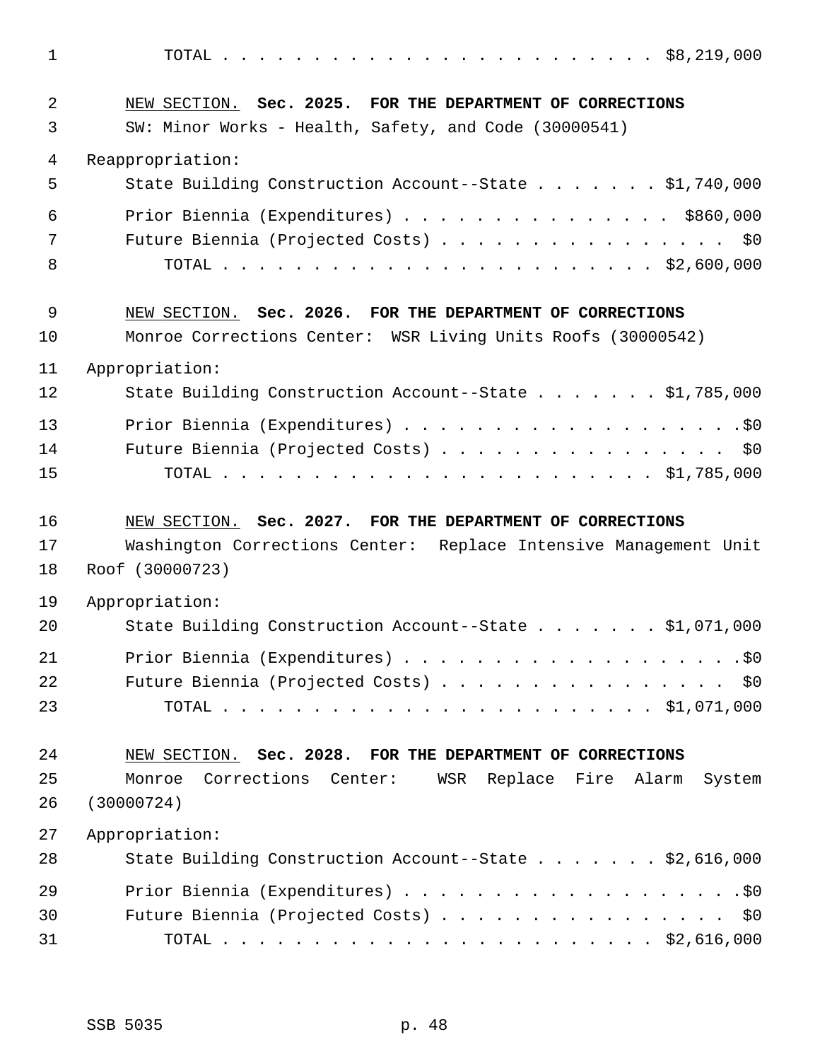TOTAL . . . . . . . . . . . . . . . . . . . . . . . . $8,219,000

NEW SECTION. **Sec. 2025. FOR THE DEPARTMENT OF CORRECTIONS**

SW: Minor Works - Health, Safety, and Code (30000541)

Reappropriation:

State Building Construction Account--State . . . . . . . $1,740,000

Prior Biennia (Expenditures) . . . . . . . . . . . . . . . $860,000

Future Biennia (Projected Costs) . . . . . . . . . . . . . . . . $0

TOTAL . . . . . . . . . . . . . . . . . . . . . . . . $2,600,000

NEW SECTION. **Sec. 2026. FOR THE DEPARTMENT OF CORRECTIONS**

Monroe Corrections Center: WSR Living Units Roofs (30000542)

Appropriation:

State Building Construction Account--State . . . . . . . $1,785,000

Prior Biennia (Expenditures) . . . . . . . . . . . . . . . . . . .$0

Future Biennia (Projected Costs) . . . . . . . . . . . . . . . . $0

TOTAL . . . . . . . . . . . . . . . . . . . . . . . . $1,785,000

NEW SECTION. **Sec. 2027. FOR THE DEPARTMENT OF CORRECTIONS**

Washington Corrections Center: Replace Intensive Management Unit Roof (30000723)

Appropriation:

State Building Construction Account--State . . . . . . . $1,071,000

Prior Biennia (Expenditures) . . . . . . . . . . . . . . . . . . .$0

Future Biennia (Projected Costs) . . . . . . . . . . . . . . . . $0

TOTAL . . . . . . . . . . . . . . . . . . . . . . . . $1,071,000

NEW SECTION. **Sec. 2028. FOR THE DEPARTMENT OF CORRECTIONS**

Monroe Corrections Center: WSR Replace Fire Alarm System (30000724)

Appropriation:

State Building Construction Account--State . . . . . . . $2,616,000

Prior Biennia (Expenditures) . . . . . . . . . . . . . . . . . . .$0

Future Biennia (Projected Costs) . . . . . . . . . . . . . . . . $0

TOTAL . . . . . . . . . . . . . . . . . . . . . . . . $2,616,000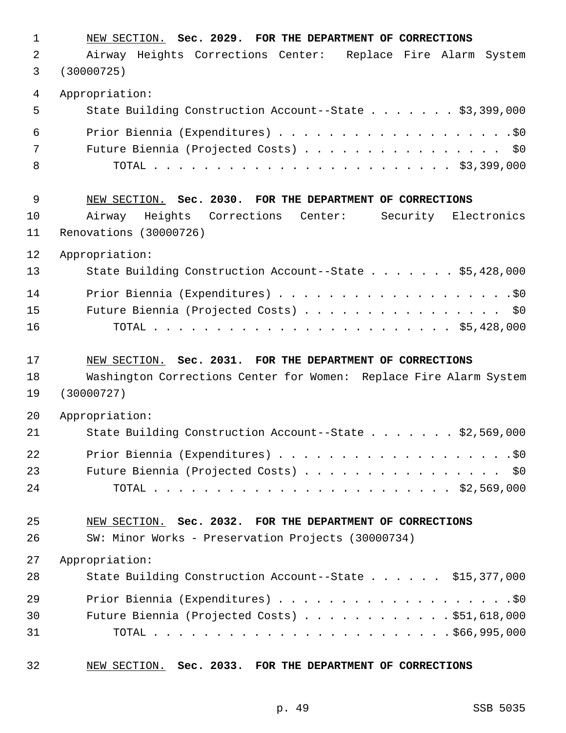NEW SECTION. **Sec. 2029. FOR THE DEPARTMENT OF CORRECTIONS**

Airway Heights Corrections Center: Replace Fire Alarm System (30000725)

Appropriation:

| | |
|---|---|
| State Building Construction Account--State | $3,399,000 |
| Prior Biennia (Expenditures) | $0 |
| Future Biennia (Projected Costs) | $0 |
| TOTAL | $3,399,000 |

NEW SECTION. **Sec. 2030. FOR THE DEPARTMENT OF CORRECTIONS**

Airway Heights Corrections Center: Security Electronics Renovations (30000726)

Appropriation:

| | |
|---|---|
| State Building Construction Account--State | $5,428,000 |
| Prior Biennia (Expenditures) | $0 |
| Future Biennia (Projected Costs) | $0 |
| TOTAL | $5,428,000 |

NEW SECTION. **Sec. 2031. FOR THE DEPARTMENT OF CORRECTIONS**

Washington Corrections Center for Women: Replace Fire Alarm System (30000727)

Appropriation:

| | |
|---|---|
| State Building Construction Account--State | $2,569,000 |
| Prior Biennia (Expenditures) | $0 |
| Future Biennia (Projected Costs) | $0 |
| TOTAL | $2,569,000 |

NEW SECTION. **Sec. 2032. FOR THE DEPARTMENT OF CORRECTIONS**

SW: Minor Works - Preservation Projects (30000734)

Appropriation:

| | |
|---|---|
| State Building Construction Account--State | $15,377,000 |
| Prior Biennia (Expenditures) | $0 |
| Future Biennia (Projected Costs) | $51,618,000 |
| TOTAL | $66,995,000 |

NEW SECTION. **Sec. 2033. FOR THE DEPARTMENT OF CORRECTIONS**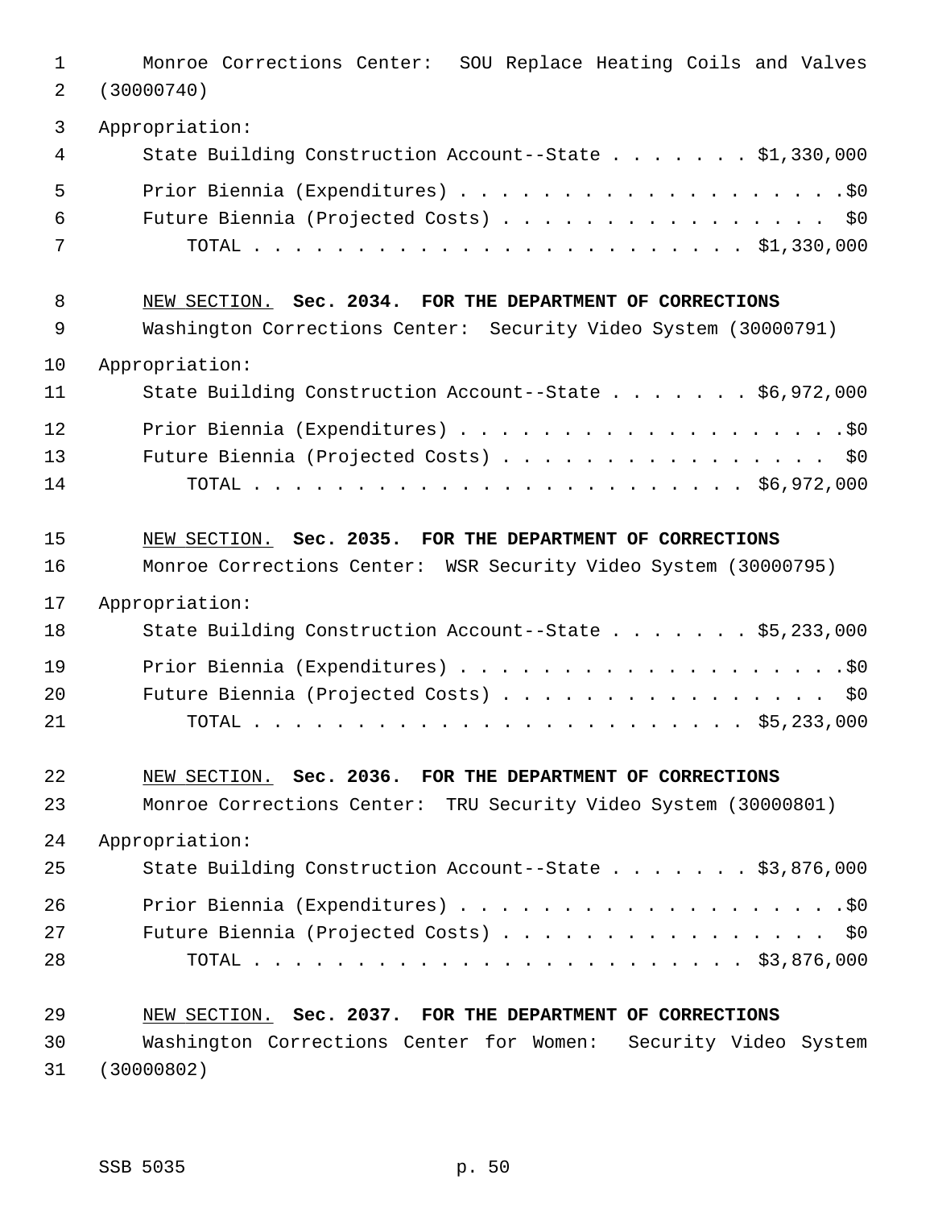Monroe Corrections Center: SOU Replace Heating Coils and Valves (30000740)

Appropriation:

State Building Construction Account--State . . . . . . . $1,330,000

Prior Biennia (Expenditures) . . . . . . . . . . . . . . . . . . . .$0

Future Biennia (Projected Costs) . . . . . . . . . . . . . . . . $0

TOTAL . . . . . . . . . . . . . . . . . . . . . . . . $1,330,000

NEW SECTION. **Sec. 2034. FOR THE DEPARTMENT OF CORRECTIONS**

Washington Corrections Center: Security Video System (30000791)

Appropriation:

State Building Construction Account--State . . . . . . . $6,972,000

Prior Biennia (Expenditures) . . . . . . . . . . . . . . . . . . . .$0

Future Biennia (Projected Costs) . . . . . . . . . . . . . . . . $0

TOTAL . . . . . . . . . . . . . . . . . . . . . . . . $6,972,000

NEW SECTION. **Sec. 2035. FOR THE DEPARTMENT OF CORRECTIONS**

Monroe Corrections Center: WSR Security Video System (30000795)

Appropriation:

State Building Construction Account--State . . . . . . . $5,233,000

Prior Biennia (Expenditures) . . . . . . . . . . . . . . . . . . . .$0

Future Biennia (Projected Costs) . . . . . . . . . . . . . . . . $0

TOTAL . . . . . . . . . . . . . . . . . . . . . . . . $5,233,000

NEW SECTION. **Sec. 2036. FOR THE DEPARTMENT OF CORRECTIONS**

Monroe Corrections Center: TRU Security Video System (30000801)

Appropriation:

State Building Construction Account--State . . . . . . . $3,876,000

Prior Biennia (Expenditures) . . . . . . . . . . . . . . . . . . . .$0

Future Biennia (Projected Costs) . . . . . . . . . . . . . . . . $0

TOTAL . . . . . . . . . . . . . . . . . . . . . . . . $3,876,000

NEW SECTION. **Sec. 2037. FOR THE DEPARTMENT OF CORRECTIONS**

Washington Corrections Center for Women: Security Video System (30000802)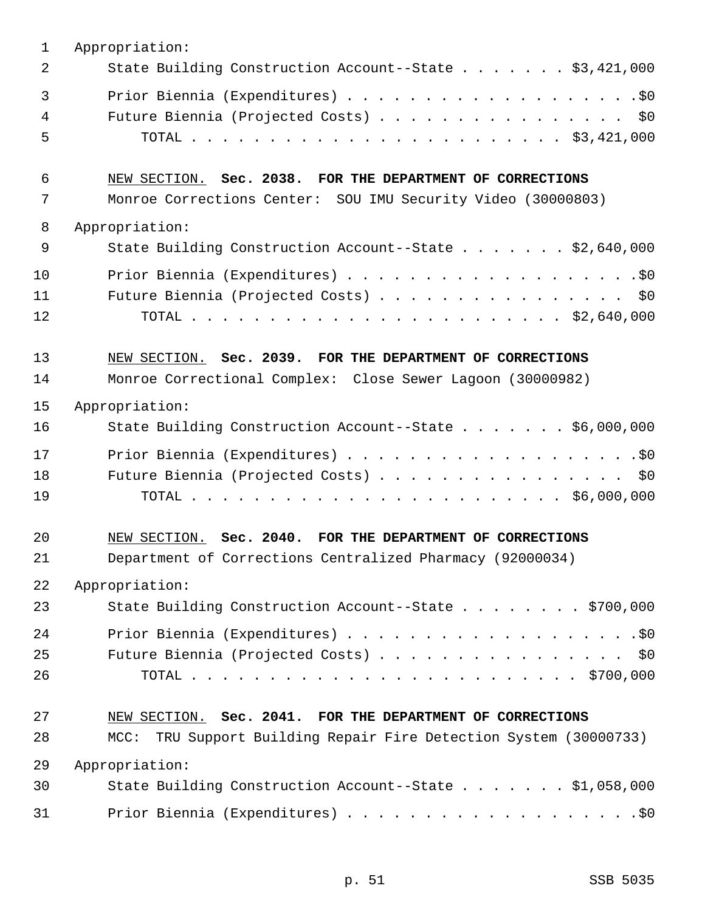Appropriation:

State Building Construction Account--State . . . . . . . $3,421,000

Prior Biennia (Expenditures) . . . . . . . . . . . . . . . . . . . .$0

Future Biennia (Projected Costs) . . . . . . . . . . . . . . . . $0

TOTAL . . . . . . . . . . . . . . . . . . . . . . . . $3,421,000

NEW SECTION. **Sec. 2038. FOR THE DEPARTMENT OF CORRECTIONS**

Monroe Corrections Center: SOU IMU Security Video (30000803)

Appropriation:

State Building Construction Account--State . . . . . . . $2,640,000

Prior Biennia (Expenditures) . . . . . . . . . . . . . . . . . . . .$0

Future Biennia (Projected Costs) . . . . . . . . . . . . . . . . $0

TOTAL . . . . . . . . . . . . . . . . . . . . . . . . $2,640,000

NEW SECTION. **Sec. 2039. FOR THE DEPARTMENT OF CORRECTIONS**

Monroe Correctional Complex: Close Sewer Lagoon (30000982)

Appropriation:

State Building Construction Account--State . . . . . . . $6,000,000

Prior Biennia (Expenditures) . . . . . . . . . . . . . . . . . . . .$0

Future Biennia (Projected Costs) . . . . . . . . . . . . . . . . $0

TOTAL . . . . . . . . . . . . . . . . . . . . . . . . $6,000,000

NEW SECTION. **Sec. 2040. FOR THE DEPARTMENT OF CORRECTIONS**

Department of Corrections Centralized Pharmacy (92000034)

Appropriation:

State Building Construction Account--State . . . . . . . . $700,000

Prior Biennia (Expenditures) . . . . . . . . . . . . . . . . . . . .$0

Future Biennia (Projected Costs) . . . . . . . . . . . . . . . . $0

TOTAL . . . . . . . . . . . . . . . . . . . . . . . . . $700,000

NEW SECTION. **Sec. 2041. FOR THE DEPARTMENT OF CORRECTIONS**

MCC: TRU Support Building Repair Fire Detection System (30000733)

Appropriation:

State Building Construction Account--State . . . . . . . $1,058,000

Prior Biennia (Expenditures) . . . . . . . . . . . . . . . . . . . .$0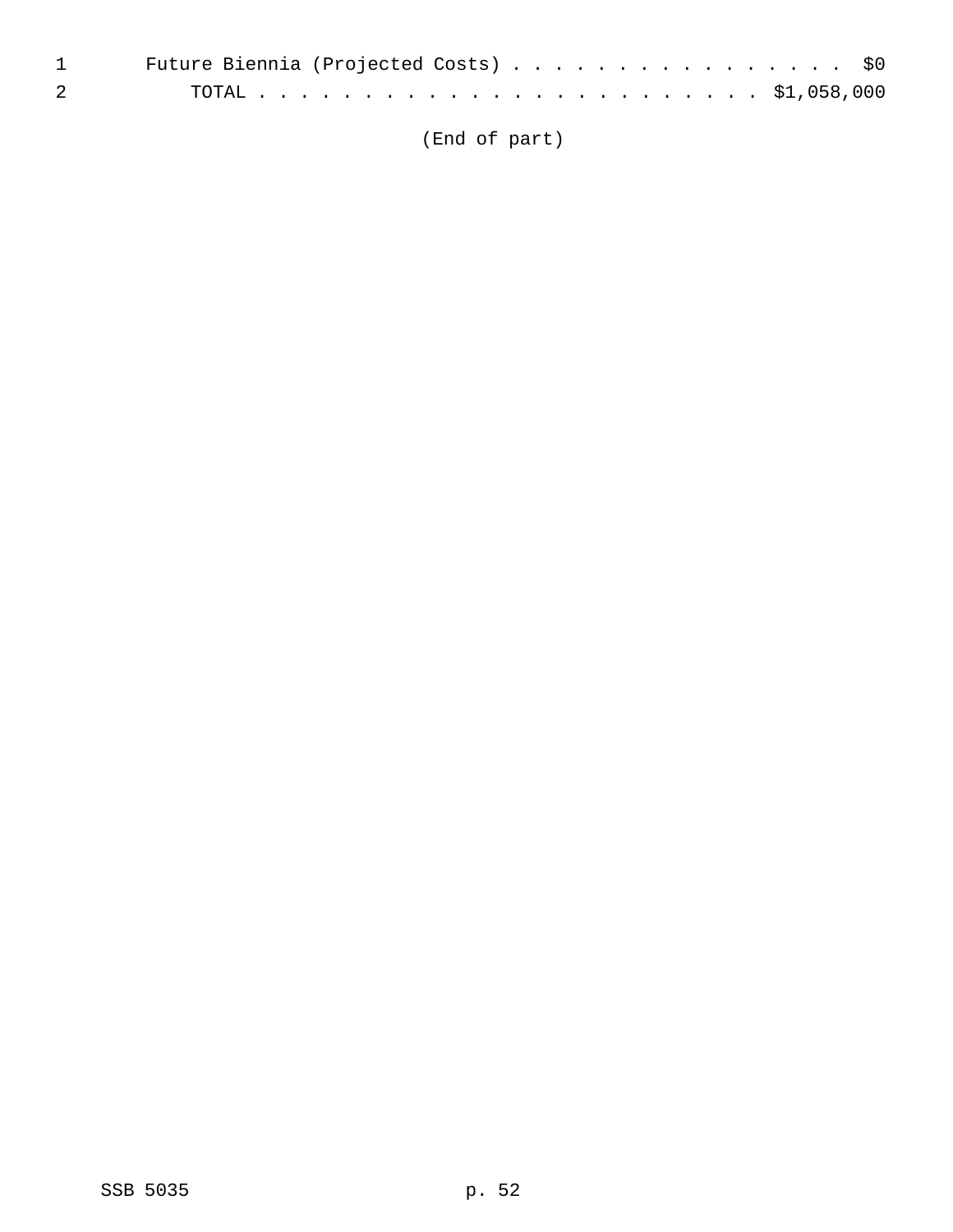Future Biennia (Projected Costs) . . . . . . . . . . . . . . . . . $0

TOTAL . . . . . . . . . . . . . . . . . . . . . . . . . $1,058,000

(End of part)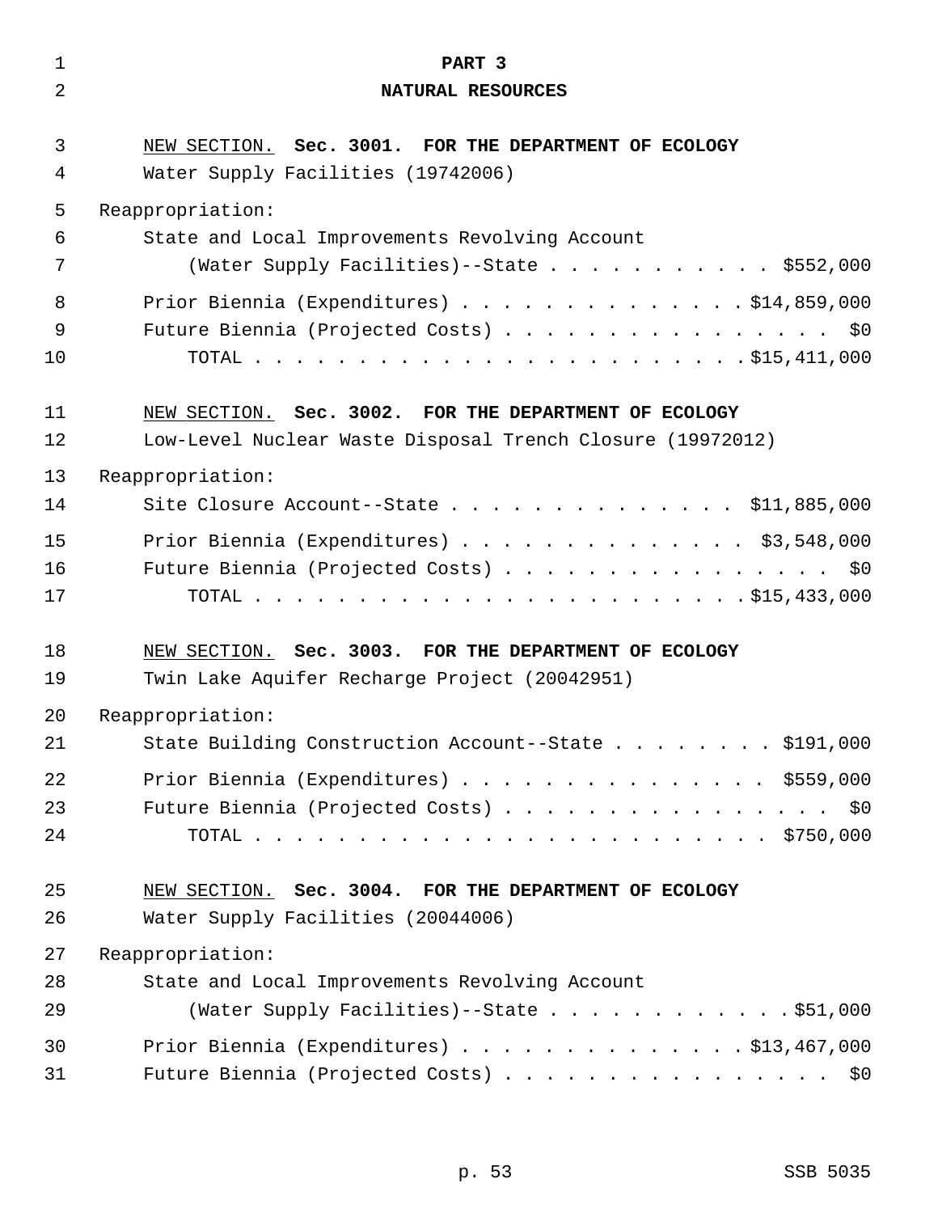## PART 3

## NATURAL RESOURCES

NEW SECTION. **Sec. 3001. FOR THE DEPARTMENT OF ECOLOGY**

Water Supply Facilities (19742006)

Reappropriation:

State and Local Improvements Revolving Account

(Water Supply Facilities)--State . . . . . . . . . . . . $552,000

Prior Biennia (Expenditures) . . . . . . . . . . . . . . $14,859,000

Future Biennia (Projected Costs) . . . . . . . . . . . . . . . . . $0

TOTAL . . . . . . . . . . . . . . . . . . . . . . . . $15,411,000

NEW SECTION. **Sec. 3002. FOR THE DEPARTMENT OF ECOLOGY**

Low-Level Nuclear Waste Disposal Trench Closure (19972012)

Reappropriation:

Site Closure Account--State . . . . . . . . . . . . . . . $11,885,000

Prior Biennia (Expenditures) . . . . . . . . . . . . . . . $3,548,000

Future Biennia (Projected Costs) . . . . . . . . . . . . . . . . . $0

TOTAL . . . . . . . . . . . . . . . . . . . . . . . . $15,433,000

NEW SECTION. **Sec. 3003. FOR THE DEPARTMENT OF ECOLOGY**

Twin Lake Aquifer Recharge Project (20042951)

Reappropriation:

State Building Construction Account--State . . . . . . . . . $191,000

Prior Biennia (Expenditures) . . . . . . . . . . . . . . . . $559,000

Future Biennia (Projected Costs) . . . . . . . . . . . . . . . . . $0

TOTAL . . . . . . . . . . . . . . . . . . . . . . . . . $750,000

NEW SECTION. **Sec. 3004. FOR THE DEPARTMENT OF ECOLOGY**

Water Supply Facilities (20044006)

Reappropriation:

State and Local Improvements Revolving Account

(Water Supply Facilities)--State . . . . . . . . . . . . . $51,000

Prior Biennia (Expenditures) . . . . . . . . . . . . . . $13,467,000

Future Biennia (Projected Costs) . . . . . . . . . . . . . . . . . $0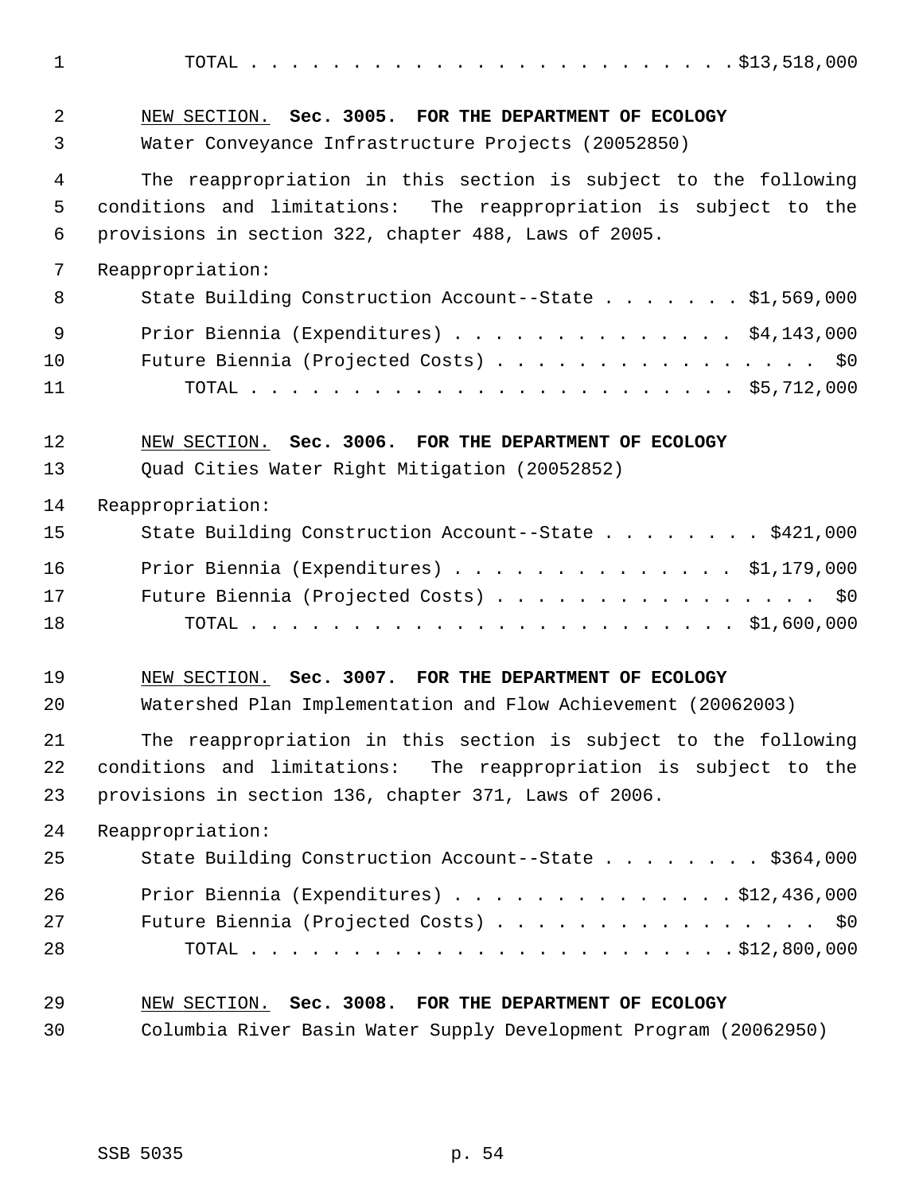TOTAL . . . . . . . . . . . . . . . . . . . . . . . . $13,518,000

NEW SECTION. **Sec. 3005. FOR THE DEPARTMENT OF ECOLOGY**

Water Conveyance Infrastructure Projects (20052850)

The reappropriation in this section is subject to the following conditions and limitations: The reappropriation is subject to the provisions in section 322, chapter 488, Laws of 2005.

Reappropriation:

State Building Construction Account--State . . . . . . . $1,569,000

Prior Biennia (Expenditures) . . . . . . . . . . . . . . $4,143,000

Future Biennia (Projected Costs) . . . . . . . . . . . . . . . . $0

TOTAL . . . . . . . . . . . . . . . . . . . . . . . . $5,712,000

NEW SECTION. **Sec. 3006. FOR THE DEPARTMENT OF ECOLOGY**

Quad Cities Water Right Mitigation (20052852)

Reappropriation:

State Building Construction Account--State . . . . . . . . $421,000

Prior Biennia (Expenditures) . . . . . . . . . . . . . . $1,179,000

Future Biennia (Projected Costs) . . . . . . . . . . . . . . . . $0

TOTAL . . . . . . . . . . . . . . . . . . . . . . . . $1,600,000

NEW SECTION. **Sec. 3007. FOR THE DEPARTMENT OF ECOLOGY**

Watershed Plan Implementation and Flow Achievement (20062003)

The reappropriation in this section is subject to the following conditions and limitations: The reappropriation is subject to the provisions in section 136, chapter 371, Laws of 2006.

Reappropriation:

State Building Construction Account--State . . . . . . . . $364,000

Prior Biennia (Expenditures) . . . . . . . . . . . . . . $12,436,000

Future Biennia (Projected Costs) . . . . . . . . . . . . . . . . $0

TOTAL . . . . . . . . . . . . . . . . . . . . . . . . $12,800,000

NEW SECTION. **Sec. 3008. FOR THE DEPARTMENT OF ECOLOGY**

Columbia River Basin Water Supply Development Program (20062950)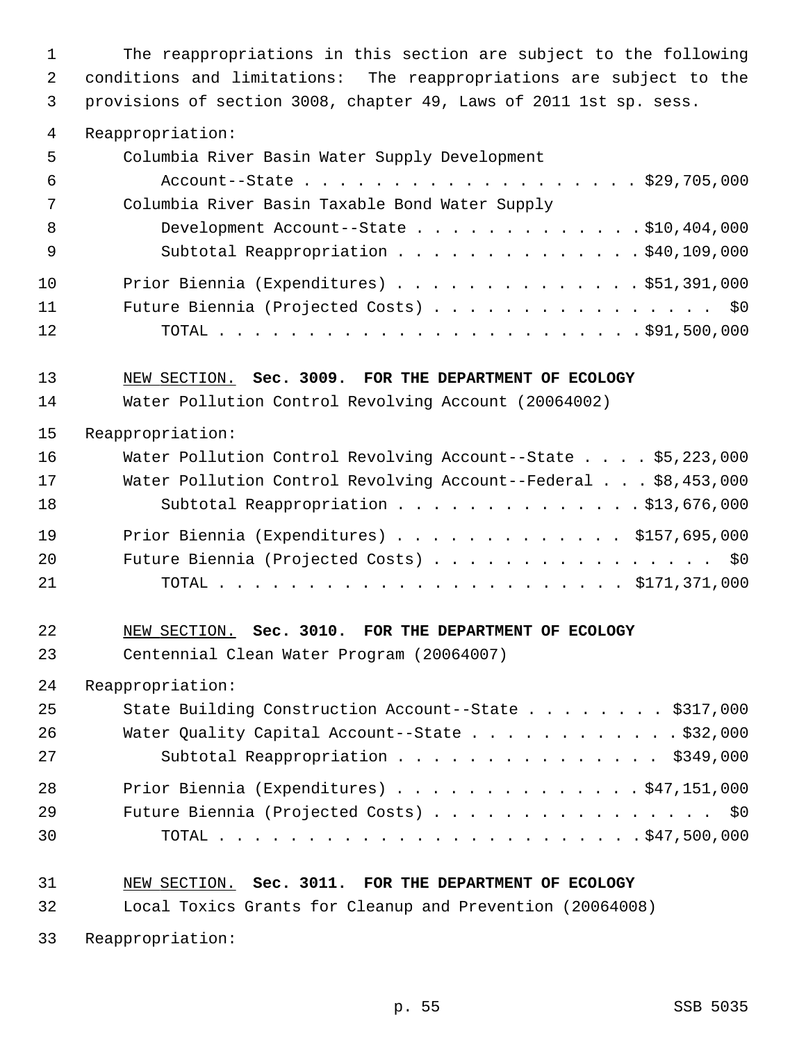The reappropriations in this section are subject to the following conditions and limitations: The reappropriations are subject to the provisions of section 3008, chapter 49, Laws of 2011 1st sp. sess.

Reappropriation:

| | |
|---|---|
| Columbia River Basin Water Supply Development Account--State | $29,705,000 |
| Columbia River Basin Taxable Bond Water Supply Development Account--State | $10,404,000 |
| Subtotal Reappropriation | $40,109,000 |
| Prior Biennium (Expenditures) | $51,391,000 |
| Future Biennium (Projected Costs) | $0 |
| TOTAL | $91,500,000 |

NEW SECTION. **Sec. 3009. FOR THE DEPARTMENT OF ECOLOGY**

Water Pollution Control Revolving Account (20064002)

Reappropriation:

| | |
|---|---|
| Water Pollution Control Revolving Account--State | $5,223,000 |
| Water Pollution Control Revolving Account--Federal | $8,453,000 |
| Subtotal Reappropriation | $13,676,000 |
| Prior Biennium (Expenditures) | $157,695,000 |
| Future Biennium (Projected Costs) | $0 |
| TOTAL | $171,371,000 |

NEW SECTION. **Sec. 3010. FOR THE DEPARTMENT OF ECOLOGY**

Centennial Clean Water Program (20064007)

Reappropriation:

| | |
|---|---|
| State Building Construction Account--State | $317,000 |
| Water Quality Capital Account--State | $32,000 |
| Subtotal Reappropriation | $349,000 |
| Prior Biennium (Expenditures) | $47,151,000 |
| Future Biennium (Projected Costs) | $0 |
| TOTAL | $47,500,000 |

NEW SECTION. **Sec. 3011. FOR THE DEPARTMENT OF ECOLOGY**

Local Toxics Grants for Cleanup and Prevention (20064008)

Reappropriation: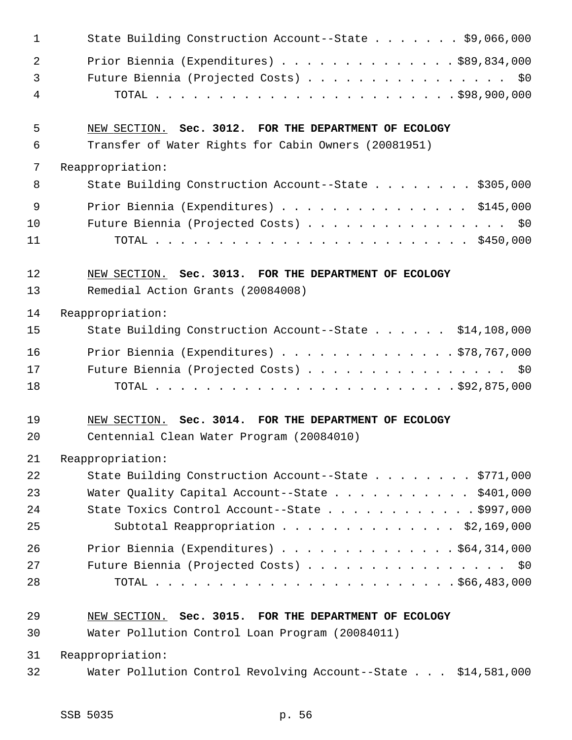State Building Construction Account--State . . . . . . . $9,066,000

Prior Biennia (Expenditures) . . . . . . . . . . . . . . $89,834,000
Future Biennia (Projected Costs) . . . . . . . . . . . . . . . . $0
TOTAL . . . . . . . . . . . . . . . . . . . . . . . . $98,900,000

NEW SECTION. **Sec. 3012. FOR THE DEPARTMENT OF ECOLOGY**
Transfer of Water Rights for Cabin Owners (20081951)

Reappropriation:
State Building Construction Account--State . . . . . . . . $305,000

Prior Biennia (Expenditures) . . . . . . . . . . . . . . . . $145,000
Future Biennia (Projected Costs) . . . . . . . . . . . . . . . . $0
TOTAL . . . . . . . . . . . . . . . . . . . . . . . . . $450,000

NEW SECTION. **Sec. 3013. FOR THE DEPARTMENT OF ECOLOGY**
Remedial Action Grants (20084008)

Reappropriation:
State Building Construction Account--State . . . . . . $14,108,000

Prior Biennia (Expenditures) . . . . . . . . . . . . . . $78,767,000
Future Biennia (Projected Costs) . . . . . . . . . . . . . . . . $0
TOTAL . . . . . . . . . . . . . . . . . . . . . . . . $92,875,000

NEW SECTION. **Sec. 3014. FOR THE DEPARTMENT OF ECOLOGY**
Centennial Clean Water Program (20084010)

Reappropriation:
State Building Construction Account--State . . . . . . . . $771,000
Water Quality Capital Account--State . . . . . . . . . . . $401,000
State Toxics Control Account--State . . . . . . . . . . . . $997,000
Subtotal Reappropriation . . . . . . . . . . . . . . $2,169,000

Prior Biennia (Expenditures) . . . . . . . . . . . . . . $64,314,000
Future Biennia (Projected Costs) . . . . . . . . . . . . . . . . $0
TOTAL . . . . . . . . . . . . . . . . . . . . . . . . $66,483,000

NEW SECTION. **Sec. 3015. FOR THE DEPARTMENT OF ECOLOGY**
Water Pollution Control Loan Program (20084011)

Reappropriation:
Water Pollution Control Revolving Account--State . . . $14,581,000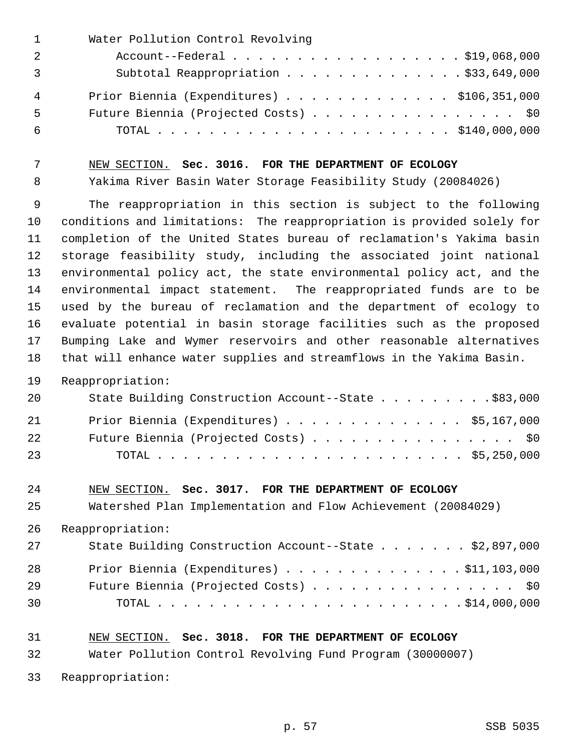Water Pollution Control Revolving
Account--Federal . . . . . . . . . . . . . . . . . . . $19,068,000
Subtotal Reappropriation . . . . . . . . . . . . . . $33,649,000

Prior Biennia (Expenditures) . . . . . . . . . . . . . $106,351,000
Future Biennia (Projected Costs) . . . . . . . . . . . . . . . . $0
TOTAL . . . . . . . . . . . . . . . . . . . . . . . . $140,000,000

NEW SECTION. **Sec. 3016. FOR THE DEPARTMENT OF ECOLOGY**

Yakima River Basin Water Storage Feasibility Study (20084026)

The reappropriation in this section is subject to the following conditions and limitations: The reappropriation is provided solely for completion of the United States bureau of reclamation's Yakima basin storage feasibility study, including the associated joint national environmental policy act, the state environmental policy act, and the environmental impact statement. The reappropriated funds are to be used by the bureau of reclamation and the department of ecology to evaluate potential in basin storage facilities such as the proposed Bumping Lake and Wymer reservoirs and other reasonable alternatives that will enhance water supplies and streamflows in the Yakima Basin.

Reappropriation:

State Building Construction Account--State . . . . . . . . . $83,000

Prior Biennia (Expenditures) . . . . . . . . . . . . . . $5,167,000
Future Biennia (Projected Costs) . . . . . . . . . . . . . . . . $0
TOTAL . . . . . . . . . . . . . . . . . . . . . . . . . $5,250,000

NEW SECTION. **Sec. 3017. FOR THE DEPARTMENT OF ECOLOGY**

Watershed Plan Implementation and Flow Achievement (20084029)

Reappropriation:

State Building Construction Account--State . . . . . . . $2,897,000

Prior Biennia (Expenditures) . . . . . . . . . . . . . . $11,103,000
Future Biennia (Projected Costs) . . . . . . . . . . . . . . . . $0
TOTAL . . . . . . . . . . . . . . . . . . . . . . . . . $14,000,000

NEW SECTION. **Sec. 3018. FOR THE DEPARTMENT OF ECOLOGY**

Water Pollution Control Revolving Fund Program (30000007)

Reappropriation: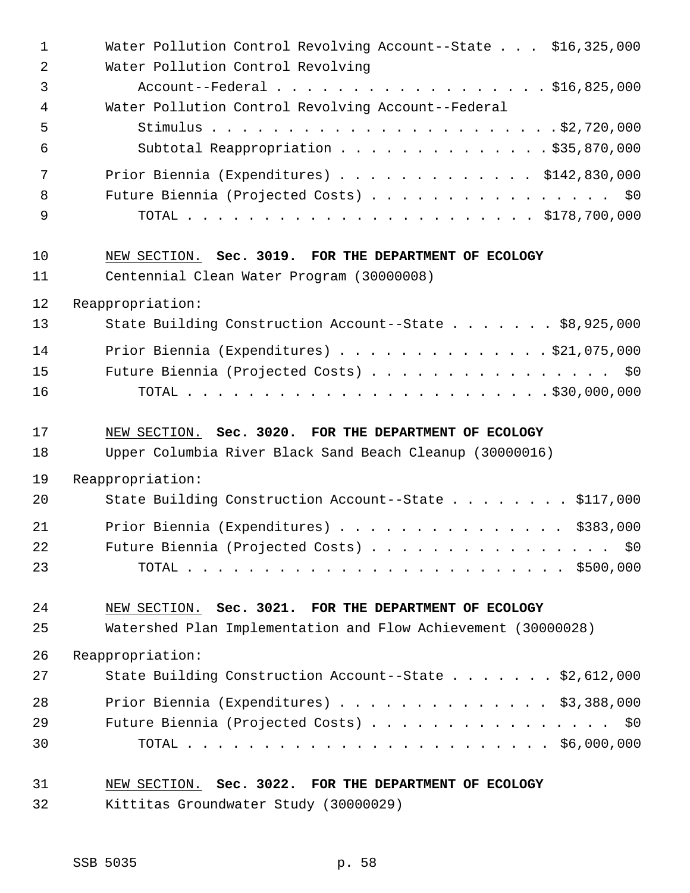Water Pollution Control Revolving Account--State . . . $16,325,000
Water Pollution Control Revolving Account--Federal . . . . . . . . . . . . . . . . . . $16,825,000
Water Pollution Control Revolving Account--Federal Stimulus . . . . . . . . . . . . . . . . . . . . . . . $2,720,000
Subtotal Reappropriation . . . . . . . . . . . . . . $35,870,000

Prior Biennia (Expenditures) . . . . . . . . . . . . . $142,830,000
Future Biennia (Projected Costs) . . . . . . . . . . . . . . . . $0
TOTAL . . . . . . . . . . . . . . . . . . . . . . . $178,700,000

<u>NEW SECTION.</u> **Sec. 3019. FOR THE DEPARTMENT OF ECOLOGY**
Centennial Clean Water Program (30000008)

Reappropriation:
State Building Construction Account--State . . . . . . . $8,925,000

Prior Biennia (Expenditures) . . . . . . . . . . . . . . $21,075,000
Future Biennia (Projected Costs) . . . . . . . . . . . . . . . . $0
TOTAL . . . . . . . . . . . . . . . . . . . . . . . . $30,000,000

<u>NEW SECTION.</u> **Sec. 3020. FOR THE DEPARTMENT OF ECOLOGY**
Upper Columbia River Black Sand Beach Cleanup (30000016)

Reappropriation:
State Building Construction Account--State . . . . . . . . $117,000

Prior Biennia (Expenditures) . . . . . . . . . . . . . . . $383,000
Future Biennia (Projected Costs) . . . . . . . . . . . . . . . . $0
TOTAL . . . . . . . . . . . . . . . . . . . . . . . . $500,000

<u>NEW SECTION.</u> **Sec. 3021. FOR THE DEPARTMENT OF ECOLOGY**
Watershed Plan Implementation and Flow Achievement (30000028)

Reappropriation:
State Building Construction Account--State . . . . . . . $2,612,000

Prior Biennia (Expenditures) . . . . . . . . . . . . . . $3,388,000
Future Biennia (Projected Costs) . . . . . . . . . . . . . . . . $0
TOTAL . . . . . . . . . . . . . . . . . . . . . . . . $6,000,000

<u>NEW SECTION.</u> **Sec. 3022. FOR THE DEPARTMENT OF ECOLOGY**
Kittitas Groundwater Study (30000029)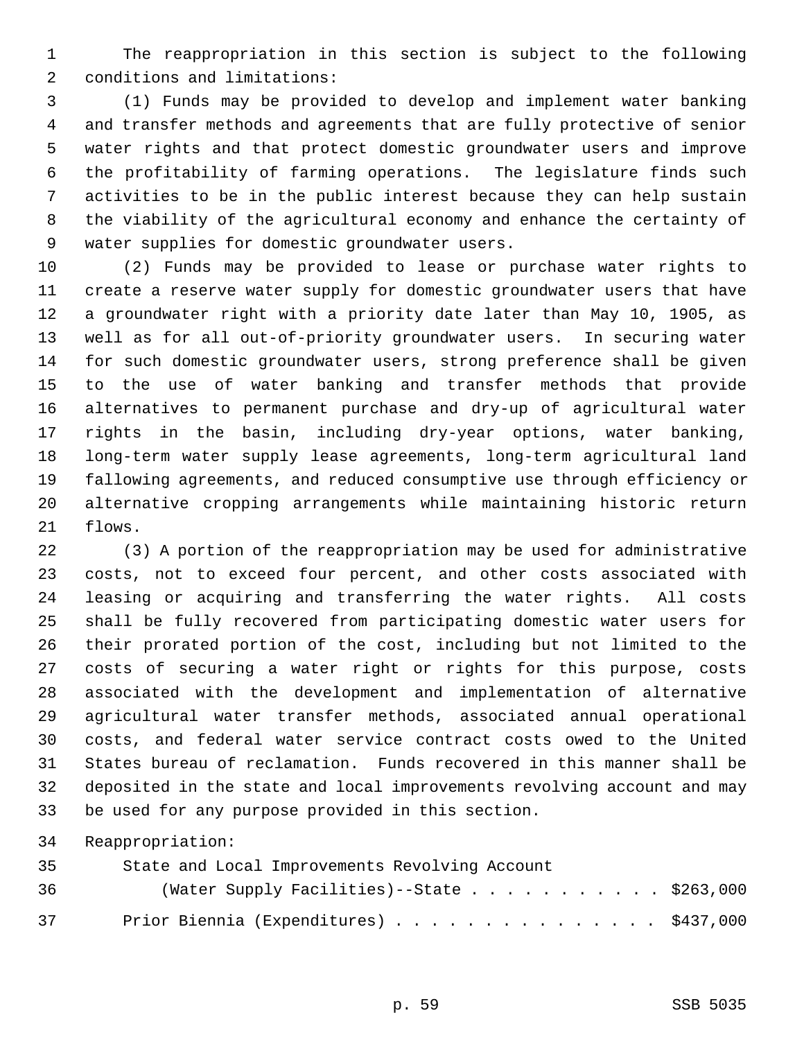The reappropriation in this section is subject to the following conditions and limitations:

(1) Funds may be provided to develop and implement water banking and transfer methods and agreements that are fully protective of senior water rights and that protect domestic groundwater users and improve the profitability of farming operations. The legislature finds such activities to be in the public interest because they can help sustain the viability of the agricultural economy and enhance the certainty of water supplies for domestic groundwater users.

(2) Funds may be provided to lease or purchase water rights to create a reserve water supply for domestic groundwater users that have a groundwater right with a priority date later than May 10, 1905, as well as for all out-of-priority groundwater users. In securing water for such domestic groundwater users, strong preference shall be given to the use of water banking and transfer methods that provide alternatives to permanent purchase and dry-up of agricultural water rights in the basin, including dry-year options, water banking, long-term water supply lease agreements, long-term agricultural land fallowing agreements, and reduced consumptive use through efficiency or alternative cropping arrangements while maintaining historic return flows.

(3) A portion of the reappropriation may be used for administrative costs, not to exceed four percent, and other costs associated with leasing or acquiring and transferring the water rights. All costs shall be fully recovered from participating domestic water users for their prorated portion of the cost, including but not limited to the costs of securing a water right or rights for this purpose, costs associated with the development and implementation of alternative agricultural water transfer methods, associated annual operational costs, and federal water service contract costs owed to the United States bureau of reclamation. Funds recovered in this manner shall be deposited in the state and local improvements revolving account and may be used for any purpose provided in this section.

Reappropriation:

State and Local Improvements Revolving Account (Water Supply Facilities)--State . . . . . . . . . . . $263,000

Prior Biennia (Expenditures) . . . . . . . . . . . . . . . $437,000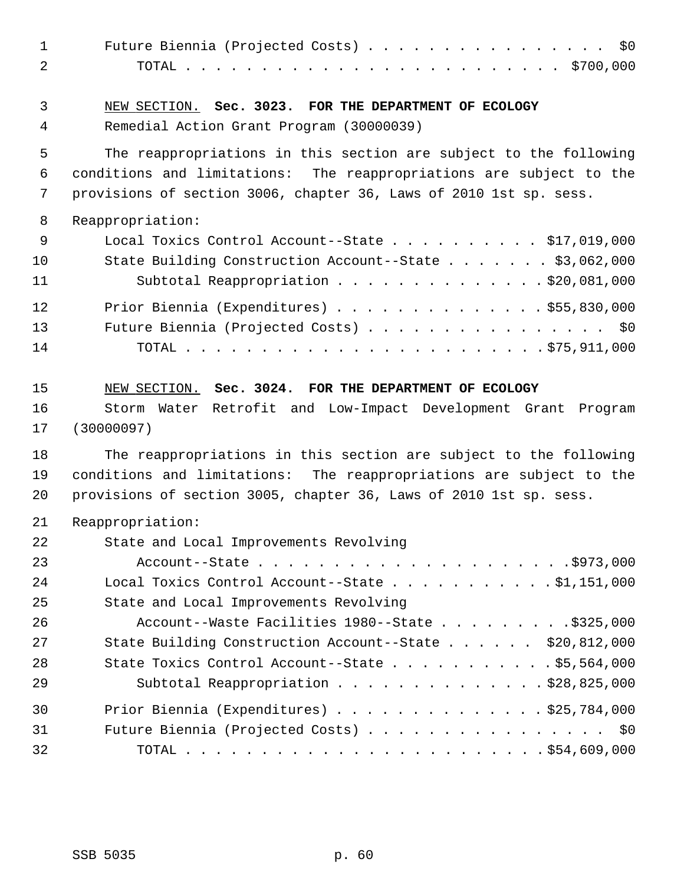Future Biennia (Projected Costs) . . . . . . . . . . . . . . . . $0
TOTAL . . . . . . . . . . . . . . . . . . . . . . . . $700,000

NEW SECTION. **Sec. 3023. FOR THE DEPARTMENT OF ECOLOGY**

Remedial Action Grant Program (30000039)

The reappropriations in this section are subject to the following conditions and limitations: The reappropriations are subject to the provisions of section 3006, chapter 36, Laws of 2010 1st sp. sess.

Reappropriation:

Local Toxics Control Account--State . . . . . . . . . . $17,019,000
State Building Construction Account--State . . . . . . . $3,062,000
Subtotal Reappropriation . . . . . . . . . . . . . . $20,081,000

Prior Biennia (Expenditures) . . . . . . . . . . . . . . $55,830,000
Future Biennia (Projected Costs) . . . . . . . . . . . . . . . . $0
TOTAL . . . . . . . . . . . . . . . . . . . . . . . . $75,911,000

NEW SECTION. **Sec. 3024. FOR THE DEPARTMENT OF ECOLOGY**

Storm Water Retrofit and Low-Impact Development Grant Program (30000097)

The reappropriations in this section are subject to the following conditions and limitations: The reappropriations are subject to the provisions of section 3005, chapter 36, Laws of 2010 1st sp. sess.

Reappropriation:

State and Local Improvements Revolving Account--State . . . . . . . . . . . . . . . . . . . . . $973,000
Local Toxics Control Account--State . . . . . . . . . . . $1,151,000
State and Local Improvements Revolving Account--Waste Facilities 1980--State . . . . . . . . . $325,000
State Building Construction Account--State . . . . . . $20,812,000
State Toxics Control Account--State . . . . . . . . . . . $5,564,000
Subtotal Reappropriation . . . . . . . . . . . . . . $28,825,000

Prior Biennia (Expenditures) . . . . . . . . . . . . . . $25,784,000
Future Biennia (Projected Costs) . . . . . . . . . . . . . . . . $0
TOTAL . . . . . . . . . . . . . . . . . . . . . . . . $54,609,000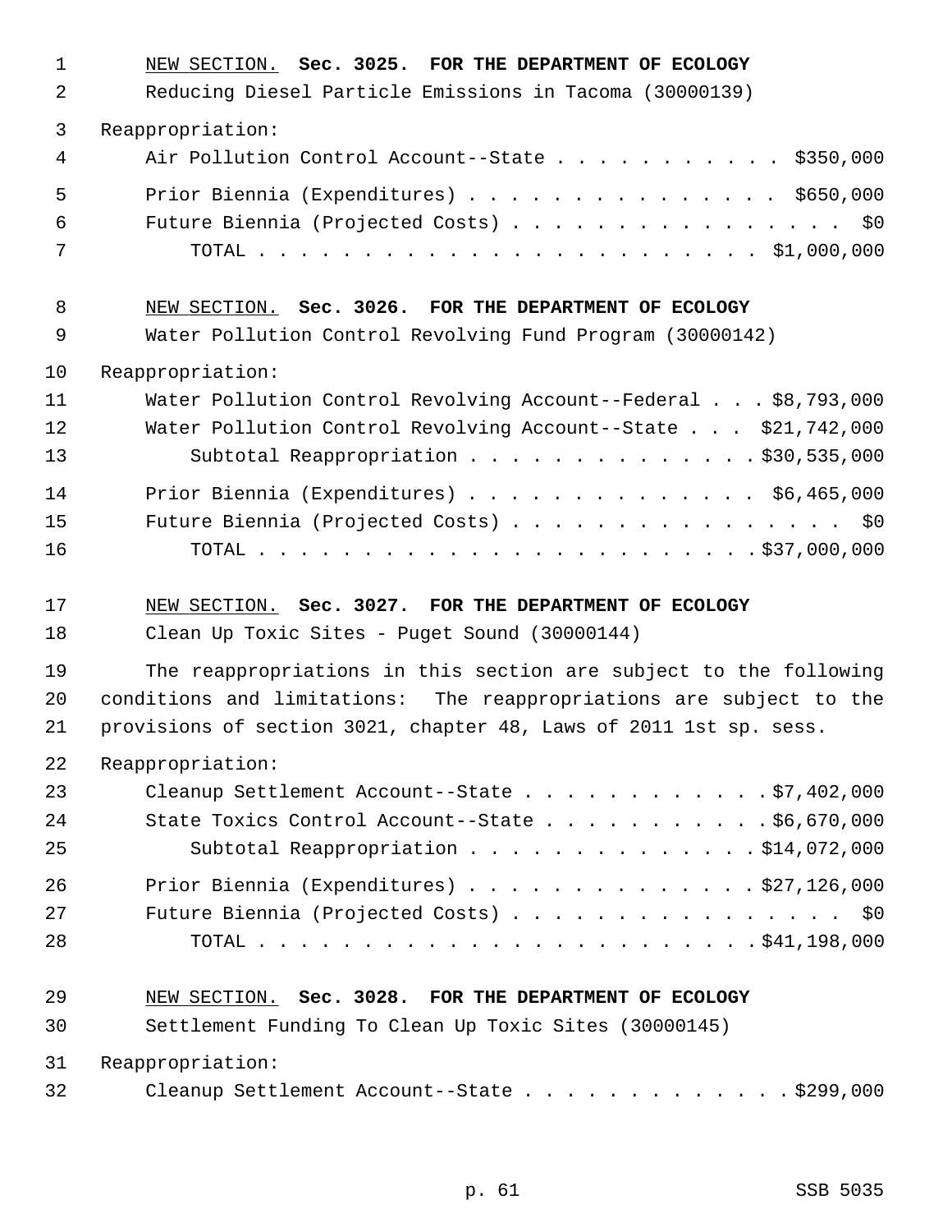NEW SECTION. **Sec. 3025. FOR THE DEPARTMENT OF ECOLOGY**

Reducing Diesel Particle Emissions in Tacoma (30000139)

Reappropriation:

| | |
|---|---|
| Air Pollution Control Account--State | $350,000 |
| Prior Biennia (Expenditures) | $650,000 |
| Future Biennia (Projected Costs) | $0 |
| TOTAL | $1,000,000 |

NEW SECTION. **Sec. 3026. FOR THE DEPARTMENT OF ECOLOGY**

Water Pollution Control Revolving Fund Program (30000142)

Reappropriation:

| | |
|---|---|
| Water Pollution Control Revolving Account--Federal | $8,793,000 |
| Water Pollution Control Revolving Account--State | $21,742,000 |
| Subtotal Reappropriation | $30,535,000 |
| Prior Biennia (Expenditures) | $6,465,000 |
| Future Biennia (Projected Costs) | $0 |
| TOTAL | $37,000,000 |

NEW SECTION. **Sec. 3027. FOR THE DEPARTMENT OF ECOLOGY**

Clean Up Toxic Sites - Puget Sound (30000144)

The reappropriations in this section are subject to the following conditions and limitations: The reappropriations are subject to the provisions of section 3021, chapter 48, Laws of 2011 1st sp. sess.

Reappropriation:

| | |
|---|---|
| Cleanup Settlement Account--State | $7,402,000 |
| State Toxics Control Account--State | $6,670,000 |
| Subtotal Reappropriation | $14,072,000 |
| Prior Biennia (Expenditures) | $27,126,000 |
| Future Biennia (Projected Costs) | $0 |
| TOTAL | $41,198,000 |

NEW SECTION. **Sec. 3028. FOR THE DEPARTMENT OF ECOLOGY**

Settlement Funding To Clean Up Toxic Sites (30000145)

Reappropriation:

| | |
|---|---|
| Cleanup Settlement Account--State | $299,000 |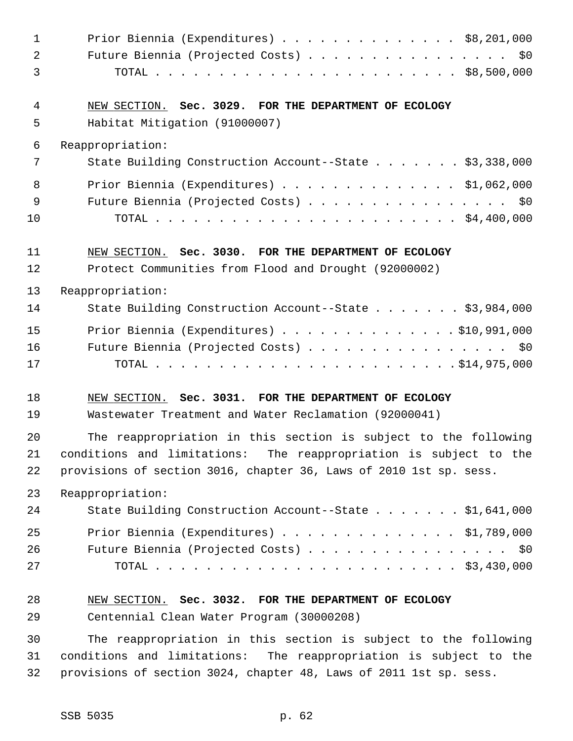Prior Biennia (Expenditures) . . . . . . . . . . . . . . $8,201,000
Future Biennia (Projected Costs) . . . . . . . . . . . . . . . . $0
TOTAL . . . . . . . . . . . . . . . . . . . . . . . . $8,500,000

NEW SECTION. **Sec. 3029. FOR THE DEPARTMENT OF ECOLOGY**

Habitat Mitigation (91000007)

Reappropriation:

State Building Construction Account--State . . . . . . . $3,338,000

Prior Biennia (Expenditures) . . . . . . . . . . . . . . $1,062,000
Future Biennia (Projected Costs) . . . . . . . . . . . . . . . . $0
TOTAL . . . . . . . . . . . . . . . . . . . . . . . . $4,400,000

NEW SECTION. **Sec. 3030. FOR THE DEPARTMENT OF ECOLOGY**

Protect Communities from Flood and Drought (92000002)

Reappropriation:

State Building Construction Account--State . . . . . . . $3,984,000

Prior Biennia (Expenditures) . . . . . . . . . . . . . .$10,991,000
Future Biennia (Projected Costs) . . . . . . . . . . . . . . . . $0
TOTAL . . . . . . . . . . . . . . . . . . . . . . . .$14,975,000

NEW SECTION. **Sec. 3031. FOR THE DEPARTMENT OF ECOLOGY**

Wastewater Treatment and Water Reclamation (92000041)

The reappropriation in this section is subject to the following conditions and limitations: The reappropriation is subject to the provisions of section 3016, chapter 36, Laws of 2010 1st sp. sess.

Reappropriation:

State Building Construction Account--State . . . . . . . $1,641,000

Prior Biennia (Expenditures) . . . . . . . . . . . . . . $1,789,000
Future Biennia (Projected Costs) . . . . . . . . . . . . . . . . $0
TOTAL . . . . . . . . . . . . . . . . . . . . . . . . $3,430,000

NEW SECTION. **Sec. 3032. FOR THE DEPARTMENT OF ECOLOGY**

Centennial Clean Water Program (30000208)

The reappropriation in this section is subject to the following conditions and limitations: The reappropriation is subject to the provisions of section 3024, chapter 48, Laws of 2011 1st sp. sess.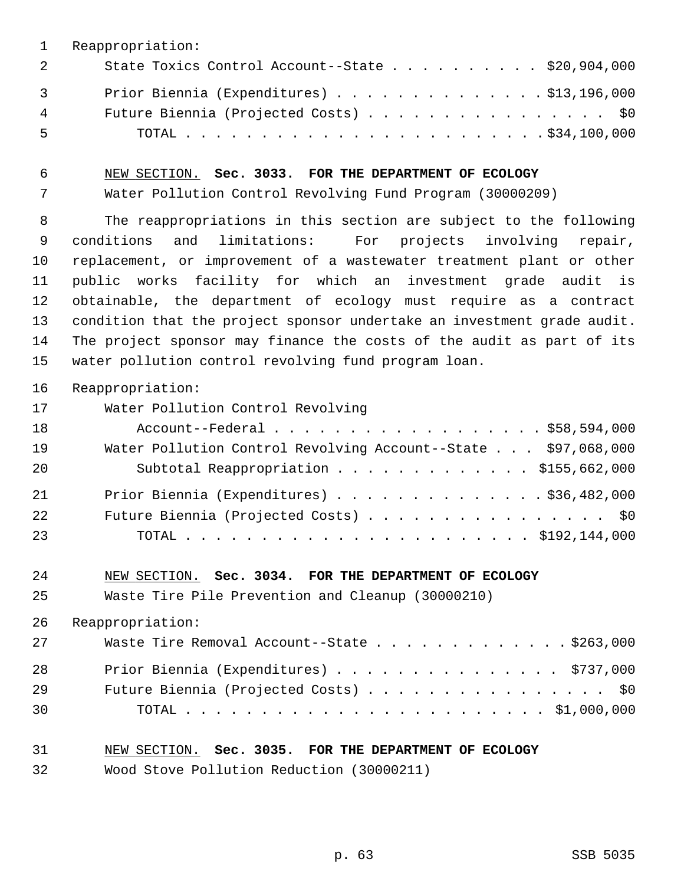Reappropriation:

State Toxics Control Account--State . . . . . . . . . . $20,904,000

Prior Biennia (Expenditures) . . . . . . . . . . . . . . $13,196,000

Future Biennia (Projected Costs) . . . . . . . . . . . . . . . . $0

TOTAL . . . . . . . . . . . . . . . . . . . . . . . . $34,100,000

NEW SECTION. **Sec. 3033. FOR THE DEPARTMENT OF ECOLOGY**

Water Pollution Control Revolving Fund Program (30000209)

The reappropriations in this section are subject to the following conditions and limitations: For projects involving repair, replacement, or improvement of a wastewater treatment plant or other public works facility for which an investment grade audit is obtainable, the department of ecology must require as a contract condition that the project sponsor undertake an investment grade audit. The project sponsor may finance the costs of the audit as part of its water pollution control revolving fund program loan.

Reappropriation:

Water Pollution Control Revolving Account--Federal . . . . . . . . . . . . . . . . . . $58,594,000

Water Pollution Control Revolving Account--State . . . $97,068,000

Subtotal Reappropriation . . . . . . . . . . . . . $155,662,000

Prior Biennia (Expenditures) . . . . . . . . . . . . . . $36,482,000

Future Biennia (Projected Costs) . . . . . . . . . . . . . . . . $0

TOTAL . . . . . . . . . . . . . . . . . . . . . . . . $192,144,000

NEW SECTION. **Sec. 3034. FOR THE DEPARTMENT OF ECOLOGY**

Waste Tire Pile Prevention and Cleanup (30000210)

Reappropriation:

Waste Tire Removal Account--State . . . . . . . . . . . . . $263,000

Prior Biennia (Expenditures) . . . . . . . . . . . . . . . $737,000

Future Biennia (Projected Costs) . . . . . . . . . . . . . . . . $0

TOTAL . . . . . . . . . . . . . . . . . . . . . . . . $1,000,000

NEW SECTION. **Sec. 3035. FOR THE DEPARTMENT OF ECOLOGY**

Wood Stove Pollution Reduction (30000211)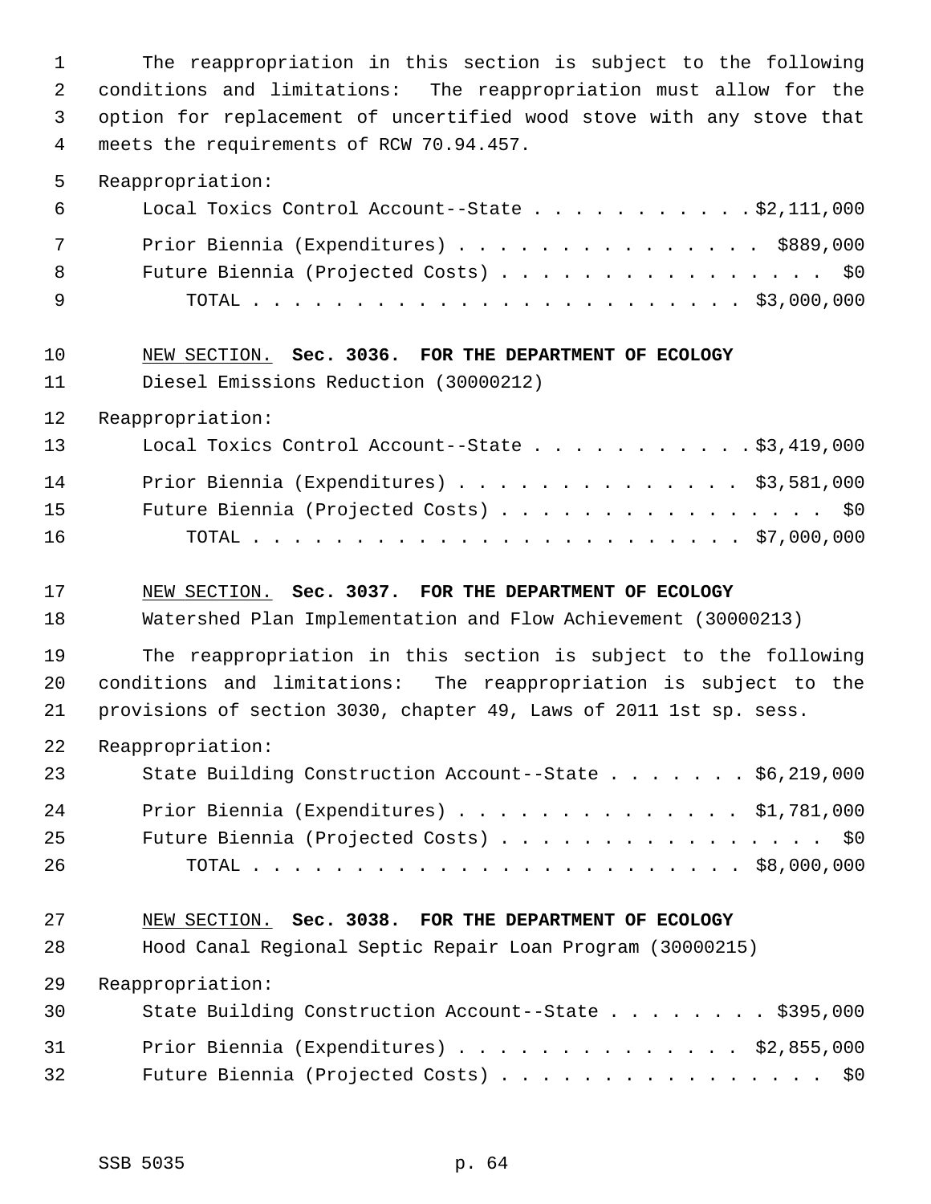The reappropriation in this section is subject to the following conditions and limitations: The reappropriation must allow for the option for replacement of uncertified wood stove with any stove that meets the requirements of RCW 70.94.457.

Reappropriation:

| | |
|---|---|
| Local Toxics Control Account--State | $2,111,000 |
| Prior Biennia (Expenditures) | $889,000 |
| Future Biennia (Projected Costs) | $0 |
| TOTAL | $3,000,000 |

NEW SECTION. **Sec. 3036. FOR THE DEPARTMENT OF ECOLOGY**

Diesel Emissions Reduction (30000212)

Reappropriation:

| | |
|---|---|
| Local Toxics Control Account--State | $3,419,000 |
| Prior Biennia (Expenditures) | $3,581,000 |
| Future Biennia (Projected Costs) | $0 |
| TOTAL | $7,000,000 |

NEW SECTION. **Sec. 3037. FOR THE DEPARTMENT OF ECOLOGY**

Watershed Plan Implementation and Flow Achievement (30000213)

The reappropriation in this section is subject to the following conditions and limitations: The reappropriation is subject to the provisions of section 3030, chapter 49, Laws of 2011 1st sp. sess.

Reappropriation:

| | |
|---|---|
| State Building Construction Account--State | $6,219,000 |
| Prior Biennia (Expenditures) | $1,781,000 |
| Future Biennia (Projected Costs) | $0 |
| TOTAL | $8,000,000 |

NEW SECTION. **Sec. 3038. FOR THE DEPARTMENT OF ECOLOGY**

Hood Canal Regional Septic Repair Loan Program (30000215)

Reappropriation:

| | |
|---|---|
| State Building Construction Account--State | $395,000 |
| Prior Biennia (Expenditures) | $2,855,000 |
| Future Biennia (Projected Costs) | $0 |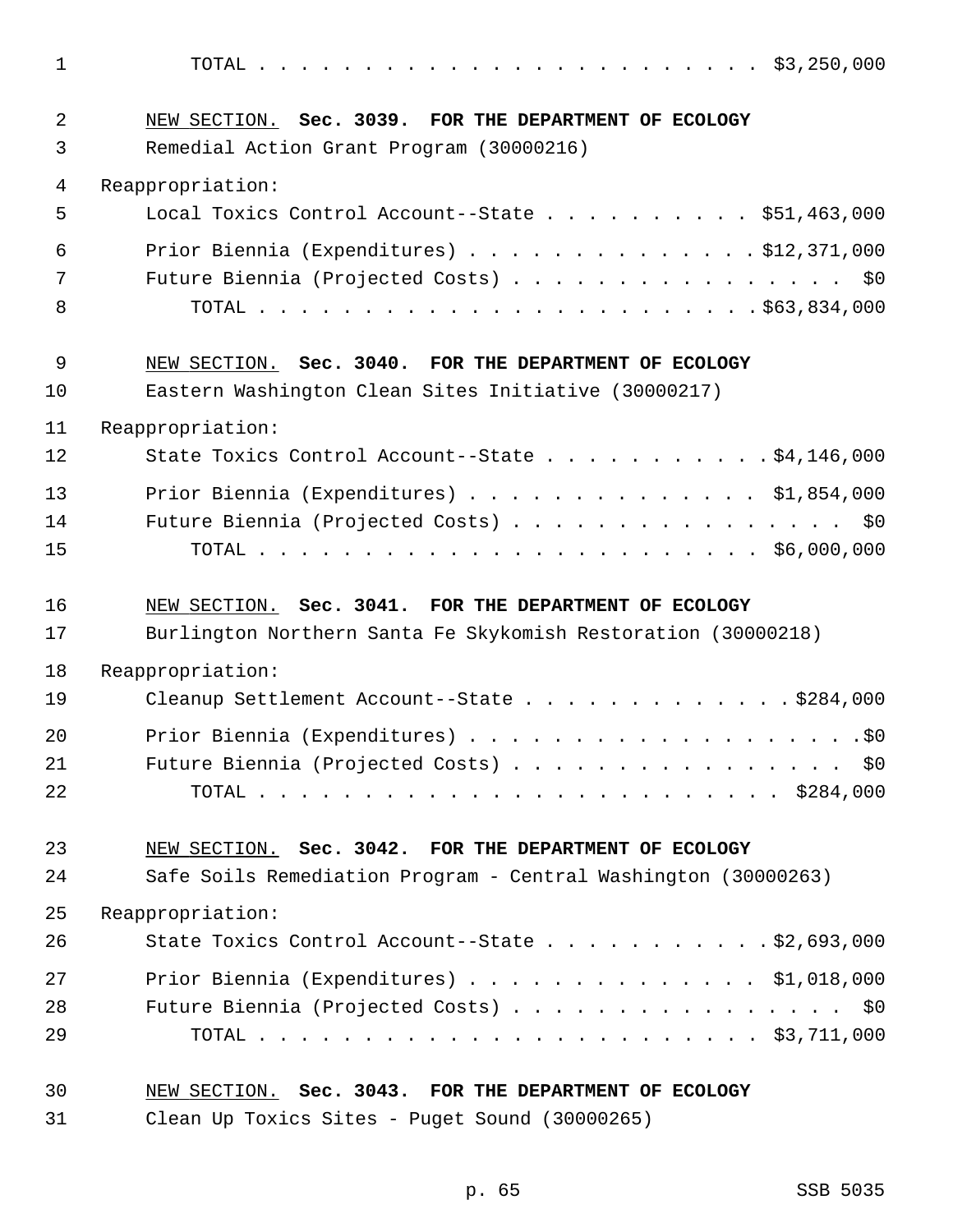TOTAL . . . . . . . . . . . . . . . . . . . . . . . $3,250,000

NEW SECTION. **Sec. 3039. FOR THE DEPARTMENT OF ECOLOGY**

Remedial Action Grant Program (30000216)

Reappropriation:

Local Toxics Control Account--State . . . . . . . . . . $51,463,000

Prior Biennia (Expenditures) . . . . . . . . . . . . . . $12,371,000

Future Biennia (Projected Costs) . . . . . . . . . . . . . . . . $0

TOTAL . . . . . . . . . . . . . . . . . . . . . . . $63,834,000

NEW SECTION. **Sec. 3040. FOR THE DEPARTMENT OF ECOLOGY**

Eastern Washington Clean Sites Initiative (30000217)

Reappropriation:

State Toxics Control Account--State . . . . . . . . . . . $4,146,000

Prior Biennia (Expenditures) . . . . . . . . . . . . . . $1,854,000

Future Biennia (Projected Costs) . . . . . . . . . . . . . . . . $0

TOTAL . . . . . . . . . . . . . . . . . . . . . . . $6,000,000

NEW SECTION. **Sec. 3041. FOR THE DEPARTMENT OF ECOLOGY**

Burlington Northern Santa Fe Skykomish Restoration (30000218)

Reappropriation:

Cleanup Settlement Account--State . . . . . . . . . . . . . $284,000

Prior Biennia (Expenditures) . . . . . . . . . . . . . . . . . . .$0

Future Biennia (Projected Costs) . . . . . . . . . . . . . . . . $0

TOTAL . . . . . . . . . . . . . . . . . . . . . . . $284,000

NEW SECTION. **Sec. 3042. FOR THE DEPARTMENT OF ECOLOGY**

Safe Soils Remediation Program - Central Washington (30000263)

Reappropriation:

State Toxics Control Account--State . . . . . . . . . . . $2,693,000

Prior Biennia (Expenditures) . . . . . . . . . . . . . . $1,018,000

Future Biennia (Projected Costs) . . . . . . . . . . . . . . . . $0

TOTAL . . . . . . . . . . . . . . . . . . . . . . . $3,711,000

NEW SECTION. **Sec. 3043. FOR THE DEPARTMENT OF ECOLOGY**

Clean Up Toxics Sites - Puget Sound (30000265)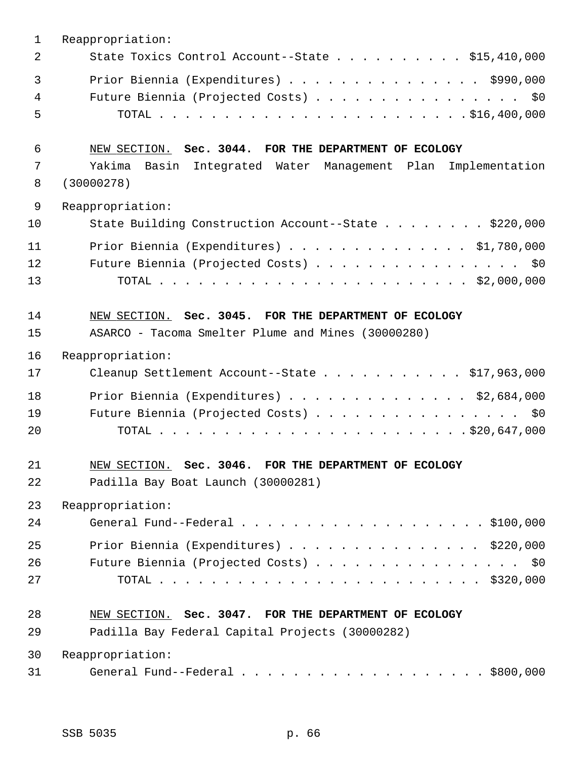Reappropriation:

State Toxics Control Account--State . . . . . . . . . . $15,410,000

Prior Biennia (Expenditures) . . . . . . . . . . . . . . . $990,000

Future Biennia (Projected Costs) . . . . . . . . . . . . . . . . $0

TOTAL . . . . . . . . . . . . . . . . . . . . . . . . $16,400,000

NEW SECTION. **Sec. 3044. FOR THE DEPARTMENT OF ECOLOGY**

Yakima Basin Integrated Water Management Plan Implementation (30000278)

Reappropriation:

State Building Construction Account--State . . . . . . . . $220,000

Prior Biennia (Expenditures) . . . . . . . . . . . . . . $1,780,000

Future Biennia (Projected Costs) . . . . . . . . . . . . . . . . $0

TOTAL . . . . . . . . . . . . . . . . . . . . . . . . $2,000,000

NEW SECTION. **Sec. 3045. FOR THE DEPARTMENT OF ECOLOGY**

ASARCO - Tacoma Smelter Plume and Mines (30000280)

Reappropriation:

Cleanup Settlement Account--State . . . . . . . . . . . $17,963,000

Prior Biennia (Expenditures) . . . . . . . . . . . . . . $2,684,000

Future Biennia (Projected Costs) . . . . . . . . . . . . . . . . $0

TOTAL . . . . . . . . . . . . . . . . . . . . . . . . $20,647,000

NEW SECTION. **Sec. 3046. FOR THE DEPARTMENT OF ECOLOGY**

Padilla Bay Boat Launch (30000281)

Reappropriation:

General Fund--Federal . . . . . . . . . . . . . . . . . . . $100,000

Prior Biennia (Expenditures) . . . . . . . . . . . . . . . $220,000

Future Biennia (Projected Costs) . . . . . . . . . . . . . . . . $0

TOTAL . . . . . . . . . . . . . . . . . . . . . . . . . $320,000

NEW SECTION. **Sec. 3047. FOR THE DEPARTMENT OF ECOLOGY**

Padilla Bay Federal Capital Projects (30000282)

Reappropriation:

General Fund--Federal . . . . . . . . . . . . . . . . . . . $800,000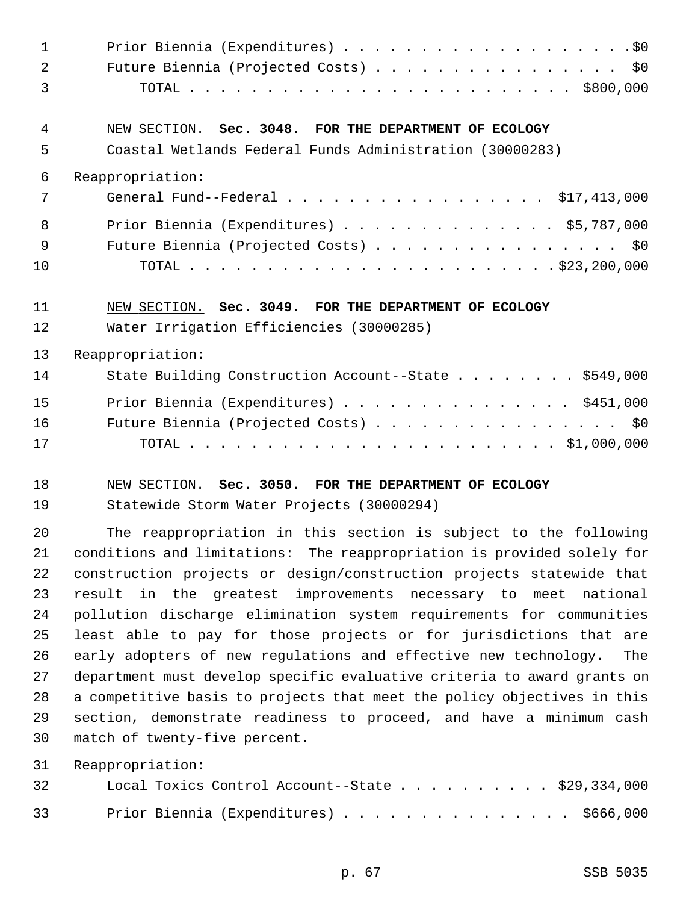Prior Biennia (Expenditures) . . . . . . . . . . . . . . . . . . . .$0
Future Biennia (Projected Costs) . . . . . . . . . . . . . . . . . $0
TOTAL . . . . . . . . . . . . . . . . . . . . . . . . . $800,000

NEW SECTION. **Sec. 3048. FOR THE DEPARTMENT OF ECOLOGY**

Coastal Wetlands Federal Funds Administration (30000283)

Reappropriation:

General Fund--Federal . . . . . . . . . . . . . . . . . . $17,413,000

Prior Biennia (Expenditures) . . . . . . . . . . . . . . . $5,787,000
Future Biennia (Projected Costs) . . . . . . . . . . . . . . . . . $0
TOTAL . . . . . . . . . . . . . . . . . . . . . . . . .$23,200,000

NEW SECTION. **Sec. 3049. FOR THE DEPARTMENT OF ECOLOGY**

Water Irrigation Efficiencies (30000285)

Reappropriation:

State Building Construction Account--State . . . . . . . . $549,000

Prior Biennia (Expenditures) . . . . . . . . . . . . . . . . $451,000
Future Biennia (Projected Costs) . . . . . . . . . . . . . . . . . $0
TOTAL . . . . . . . . . . . . . . . . . . . . . . . . . $1,000,000

NEW SECTION. **Sec. 3050. FOR THE DEPARTMENT OF ECOLOGY**

Statewide Storm Water Projects (30000294)

The reappropriation in this section is subject to the following conditions and limitations: The reappropriation is provided solely for construction projects or design/construction projects statewide that result in the greatest improvements necessary to meet national pollution discharge elimination system requirements for communities least able to pay for those projects or for jurisdictions that are early adopters of new regulations and effective new technology. The department must develop specific evaluative criteria to award grants on a competitive basis to projects that meet the policy objectives in this section, demonstrate readiness to proceed, and have a minimum cash match of twenty-five percent.

Reappropriation:

Local Toxics Control Account--State . . . . . . . . . . . $29,334,000

Prior Biennia (Expenditures) . . . . . . . . . . . . . . . . $666,000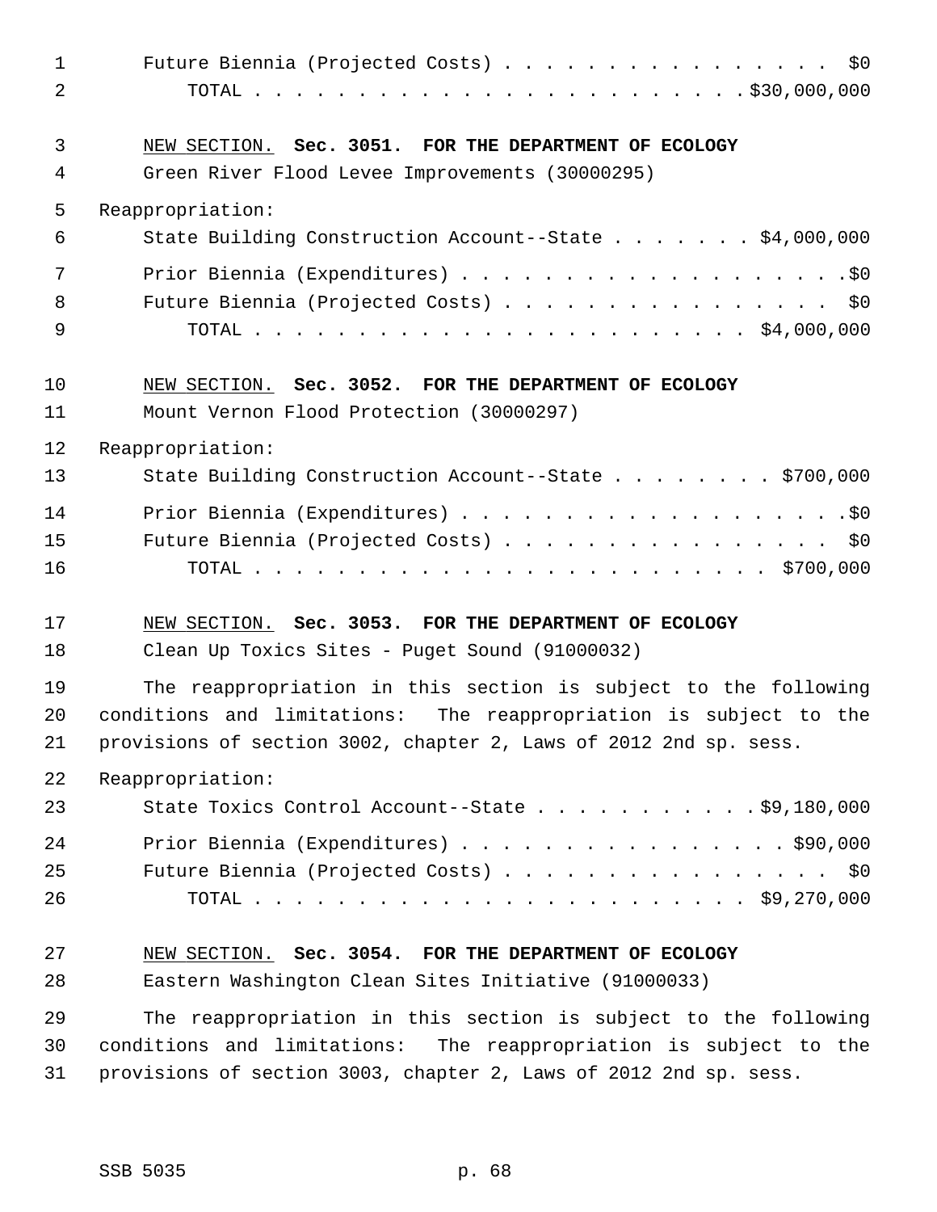Future Biennia (Projected Costs) . . . . . . . . . . . . . . . . $0
TOTAL . . . . . . . . . . . . . . . . . . . . . . . . .$30,000,000

NEW SECTION. **Sec. 3051. FOR THE DEPARTMENT OF ECOLOGY**

Green River Flood Levee Improvements (30000295)

Reappropriation:

State Building Construction Account--State . . . . . . . $4,000,000

Prior Biennia (Expenditures) . . . . . . . . . . . . . . . . . . .$0
Future Biennia (Projected Costs) . . . . . . . . . . . . . . . . $0
TOTAL . . . . . . . . . . . . . . . . . . . . . . . . . $4,000,000

NEW SECTION. **Sec. 3052. FOR THE DEPARTMENT OF ECOLOGY**

Mount Vernon Flood Protection (30000297)

Reappropriation:

State Building Construction Account--State . . . . . . . . $700,000

Prior Biennia (Expenditures) . . . . . . . . . . . . . . . . . . .$0
Future Biennia (Projected Costs) . . . . . . . . . . . . . . . . $0
TOTAL . . . . . . . . . . . . . . . . . . . . . . . . . $700,000

NEW SECTION. **Sec. 3053. FOR THE DEPARTMENT OF ECOLOGY**

Clean Up Toxics Sites - Puget Sound (91000032)

The reappropriation in this section is subject to the following conditions and limitations: The reappropriation is subject to the provisions of section 3002, chapter 2, Laws of 2012 2nd sp. sess.

Reappropriation:

State Toxics Control Account--State . . . . . . . . . . .$9,180,000

Prior Biennia (Expenditures) . . . . . . . . . . . . . . . . $90,000
Future Biennia (Projected Costs) . . . . . . . . . . . . . . . . $0
TOTAL . . . . . . . . . . . . . . . . . . . . . . . . . $9,270,000

NEW SECTION. **Sec. 3054. FOR THE DEPARTMENT OF ECOLOGY**

Eastern Washington Clean Sites Initiative (91000033)

The reappropriation in this section is subject to the following conditions and limitations: The reappropriation is subject to the provisions of section 3003, chapter 2, Laws of 2012 2nd sp. sess.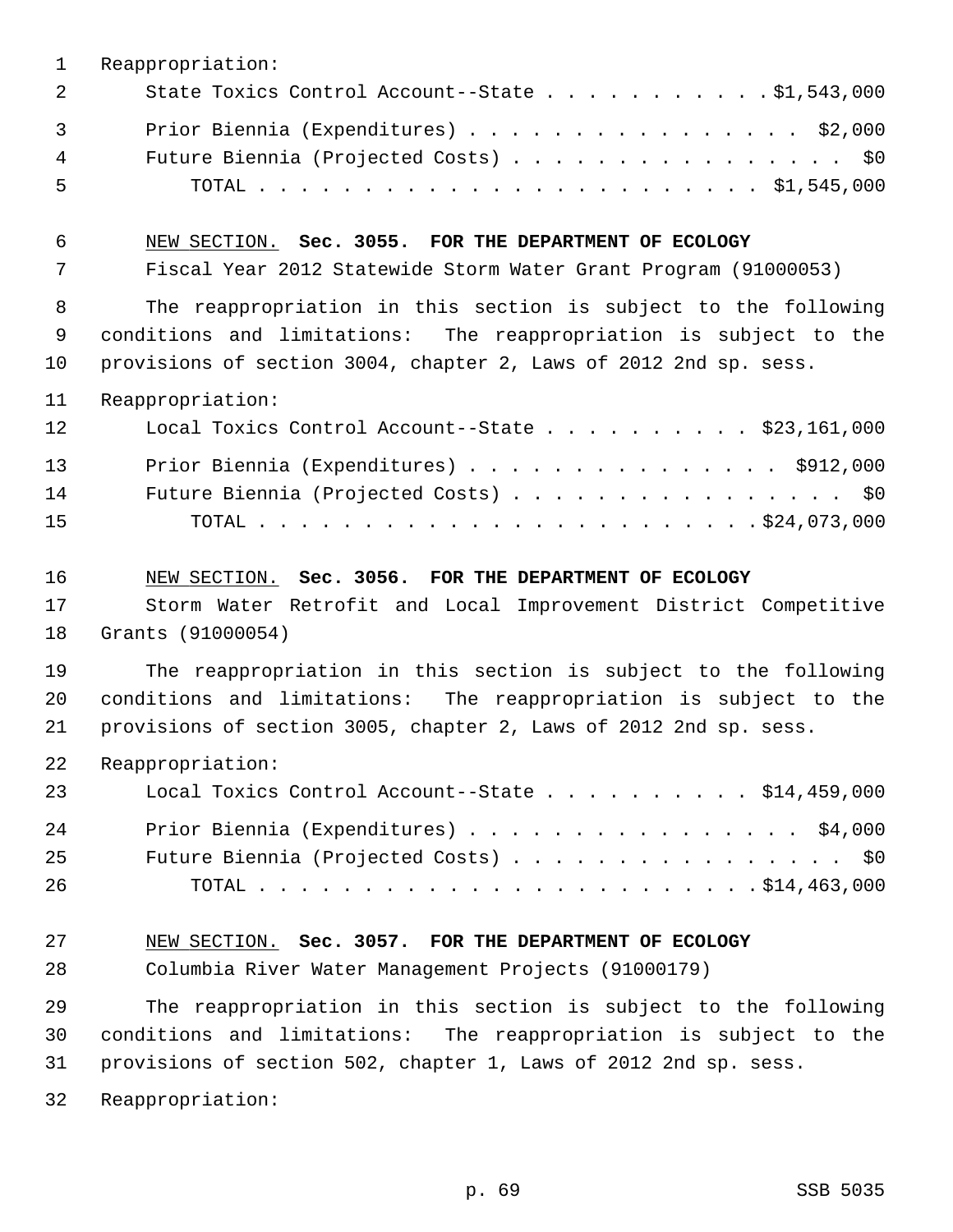Reappropriation:

State Toxics Control Account--State . . . . . . . . . . . $1,543,000

Prior Biennia (Expenditures) . . . . . . . . . . . . . . . . $2,000

Future Biennia (Projected Costs) . . . . . . . . . . . . . . . . $0

TOTAL . . . . . . . . . . . . . . . . . . . . . . . . $1,545,000

<u>NEW SECTION.</u> **Sec. 3055. FOR THE DEPARTMENT OF ECOLOGY**

Fiscal Year 2012 Statewide Storm Water Grant Program (91000053)

The reappropriation in this section is subject to the following conditions and limitations: The reappropriation is subject to the provisions of section 3004, chapter 2, Laws of 2012 2nd sp. sess.

Reappropriation:

Local Toxics Control Account--State . . . . . . . . . . $23,161,000

Prior Biennia (Expenditures) . . . . . . . . . . . . . . . $912,000

Future Biennia (Projected Costs) . . . . . . . . . . . . . . . . $0

TOTAL . . . . . . . . . . . . . . . . . . . . . . . . $24,073,000

<u>NEW SECTION.</u> **Sec. 3056. FOR THE DEPARTMENT OF ECOLOGY**

Storm Water Retrofit and Local Improvement District Competitive Grants (91000054)

The reappropriation in this section is subject to the following conditions and limitations: The reappropriation is subject to the provisions of section 3005, chapter 2, Laws of 2012 2nd sp. sess.

Reappropriation:

Local Toxics Control Account--State . . . . . . . . . . $14,459,000

Prior Biennia (Expenditures) . . . . . . . . . . . . . . . . $4,000

Future Biennia (Projected Costs) . . . . . . . . . . . . . . . . $0

TOTAL . . . . . . . . . . . . . . . . . . . . . . . . $14,463,000

<u>NEW SECTION.</u> **Sec. 3057. FOR THE DEPARTMENT OF ECOLOGY**

Columbia River Water Management Projects (91000179)

The reappropriation in this section is subject to the following conditions and limitations: The reappropriation is subject to the provisions of section 502, chapter 1, Laws of 2012 2nd sp. sess.

Reappropriation: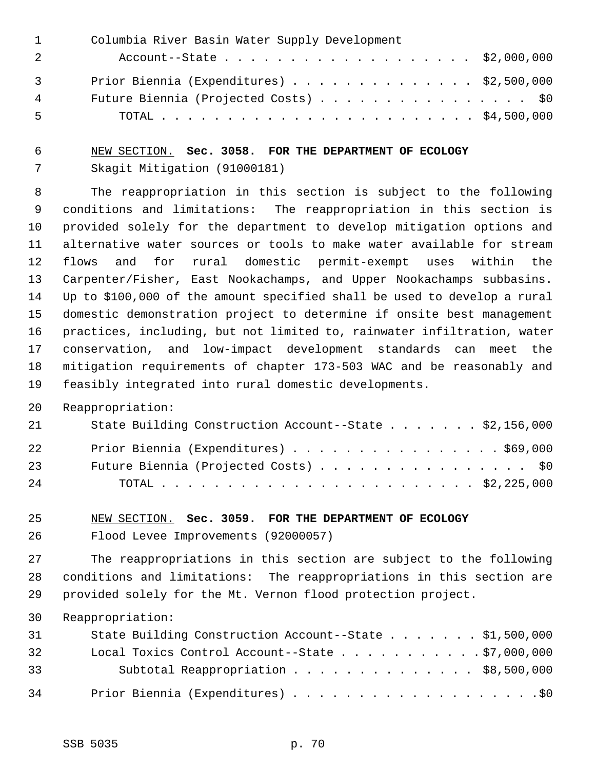Columbia River Basin Water Supply Development Account--State . . . . . . . . . . . . . . . . . . . $2,000,000

Prior Biennia (Expenditures) . . . . . . . . . . . . . . $2,500,000
Future Biennia (Projected Costs) . . . . . . . . . . . . . . . . $0
TOTAL . . . . . . . . . . . . . . . . . . . . . . . . $4,500,000

NEW SECTION. **Sec. 3058. FOR THE DEPARTMENT OF ECOLOGY**

Skagit Mitigation (91000181)

The reappropriation in this section is subject to the following conditions and limitations: The reappropriation in this section is provided solely for the department to develop mitigation options and alternative water sources or tools to make water available for stream flows and for rural domestic permit-exempt uses within the Carpenter/Fisher, East Nookachamps, and Upper Nookachamps subbasins. Up to $100,000 of the amount specified shall be used to develop a rural domestic demonstration project to determine if onsite best management practices, including, but not limited to, rainwater infiltration, water conservation, and low-impact development standards can meet the mitigation requirements of chapter 173-503 WAC and be reasonably and feasibly integrated into rural domestic developments.

Reappropriation:

State Building Construction Account--State . . . . . . . $2,156,000

Prior Biennia (Expenditures) . . . . . . . . . . . . . . . . $69,000
Future Biennia (Projected Costs) . . . . . . . . . . . . . . . . $0
TOTAL . . . . . . . . . . . . . . . . . . . . . . . . $2,225,000

NEW SECTION. **Sec. 3059. FOR THE DEPARTMENT OF ECOLOGY**

Flood Levee Improvements (92000057)

The reappropriations in this section are subject to the following conditions and limitations: The reappropriations in this section are provided solely for the Mt. Vernon flood protection project.

Reappropriation:

State Building Construction Account--State . . . . . . . $1,500,000
Local Toxics Control Account--State . . . . . . . . . . . $7,000,000
Subtotal Reappropriation . . . . . . . . . . . . . . $8,500,000

Prior Biennia (Expenditures) . . . . . . . . . . . . . . . . . . . $0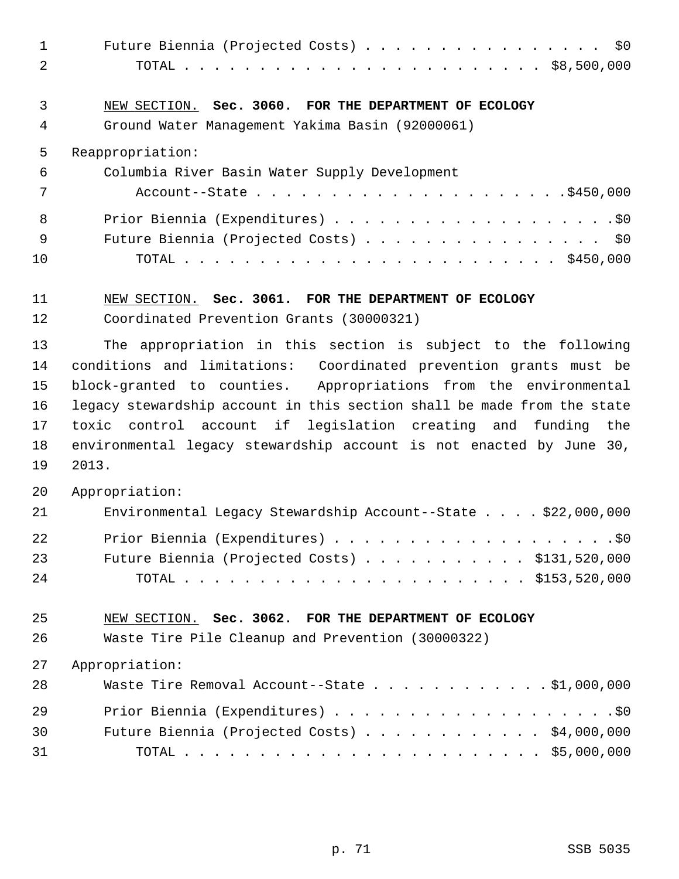Future Biennia (Projected Costs) . . . . . . . . . . . . . . . . . $0
TOTAL . . . . . . . . . . . . . . . . . . . . . . . . . $8,500,000

NEW SECTION. **Sec. 3060. FOR THE DEPARTMENT OF ECOLOGY**

Ground Water Management Yakima Basin (92000061)

Reappropriation:

Columbia River Basin Water Supply Development Account--State . . . . . . . . . . . . . . . . . . . . . .$450,000

Prior Biennia (Expenditures) . . . . . . . . . . . . . . . . . . . .$0
Future Biennia (Projected Costs) . . . . . . . . . . . . . . . . . $0
TOTAL . . . . . . . . . . . . . . . . . . . . . . . . . $450,000

NEW SECTION. **Sec. 3061. FOR THE DEPARTMENT OF ECOLOGY**

Coordinated Prevention Grants (30000321)

The appropriation in this section is subject to the following conditions and limitations: Coordinated prevention grants must be block-granted to counties. Appropriations from the environmental legacy stewardship account in this section shall be made from the state toxic control account if legislation creating and funding the environmental legacy stewardship account is not enacted by June 30, 2013.

Appropriation:

Environmental Legacy Stewardship Account--State . . . . $22,000,000

Prior Biennia (Expenditures) . . . . . . . . . . . . . . . . . . . .$0
Future Biennia (Projected Costs) . . . . . . . . . . . $131,520,000
TOTAL . . . . . . . . . . . . . . . . . . . . . . . $153,520,000

NEW SECTION. **Sec. 3062. FOR THE DEPARTMENT OF ECOLOGY**

Waste Tire Pile Cleanup and Prevention (30000322)

Appropriation:

Waste Tire Removal Account--State . . . . . . . . . . . . .$1,000,000

Prior Biennia (Expenditures) . . . . . . . . . . . . . . . . . . . .$0
Future Biennia (Projected Costs) . . . . . . . . . . . . $4,000,000
TOTAL . . . . . . . . . . . . . . . . . . . . . . . . $5,000,000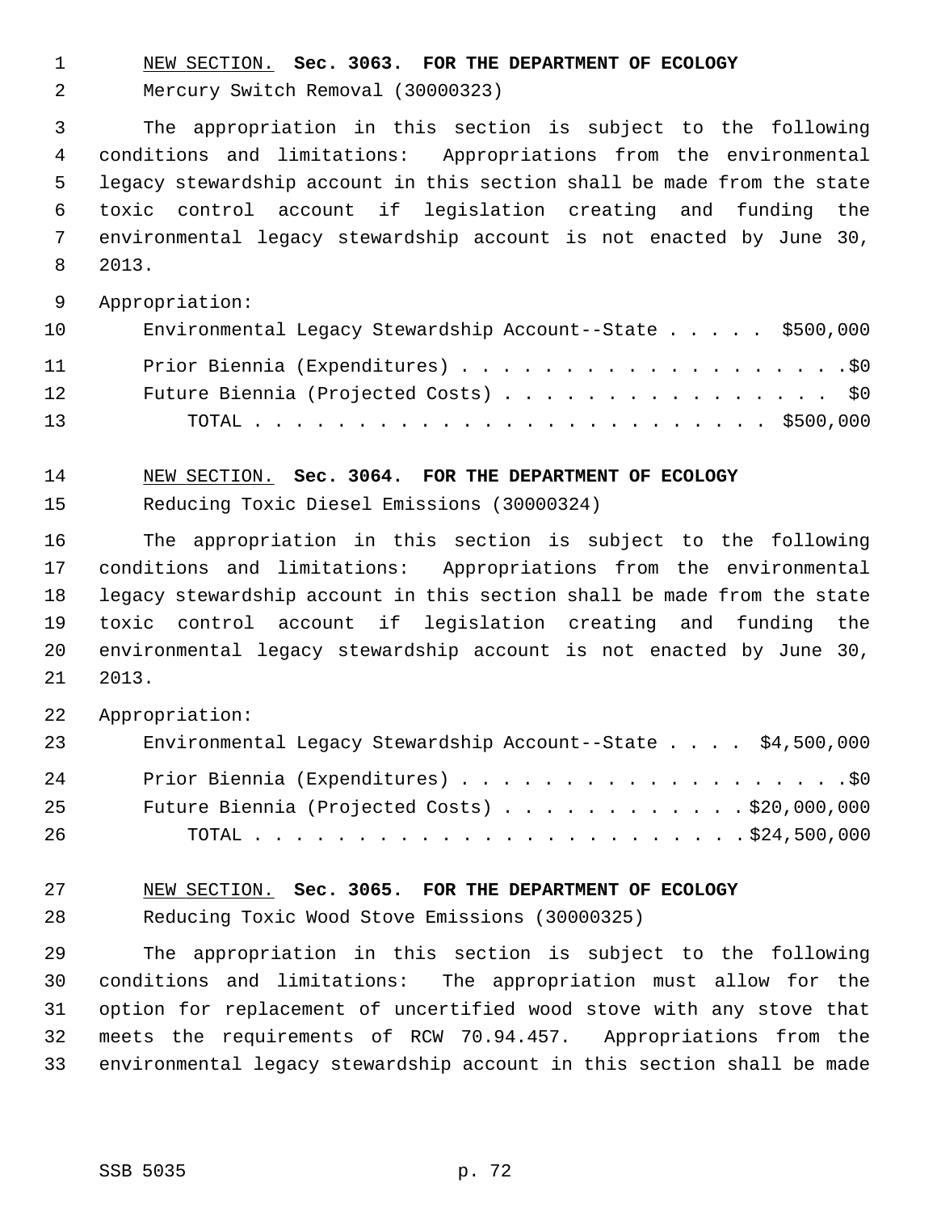NEW SECTION. **Sec. 3063. FOR THE DEPARTMENT OF ECOLOGY**

Mercury Switch Removal (30000323)

The appropriation in this section is subject to the following conditions and limitations: Appropriations from the environmental legacy stewardship account in this section shall be made from the state toxic control account if legislation creating and funding the environmental legacy stewardship account is not enacted by June 30, 2013.

Appropriation:

Environmental Legacy Stewardship Account--State . . . . . $500,000

Prior Biennia (Expenditures) . . . . . . . . . . . . . . . . . . . .$0

Future Biennia (Projected Costs) . . . . . . . . . . . . . . . . $0

TOTAL . . . . . . . . . . . . . . . . . . . . . . . . . $500,000

NEW SECTION. **Sec. 3064. FOR THE DEPARTMENT OF ECOLOGY**

Reducing Toxic Diesel Emissions (30000324)

The appropriation in this section is subject to the following conditions and limitations: Appropriations from the environmental legacy stewardship account in this section shall be made from the state toxic control account if legislation creating and funding the environmental legacy stewardship account is not enacted by June 30, 2013.

Appropriation:

Environmental Legacy Stewardship Account--State . . . . $4,500,000

Prior Biennia (Expenditures) . . . . . . . . . . . . . . . . . . . .$0

Future Biennia (Projected Costs) . . . . . . . . . . . . $20,000,000

TOTAL . . . . . . . . . . . . . . . . . . . . . . . . $24,500,000

NEW SECTION. **Sec. 3065. FOR THE DEPARTMENT OF ECOLOGY**

Reducing Toxic Wood Stove Emissions (30000325)

The appropriation in this section is subject to the following conditions and limitations: The appropriation must allow for the option for replacement of uncertified wood stove with any stove that meets the requirements of RCW 70.94.457. Appropriations from the environmental legacy stewardship account in this section shall be made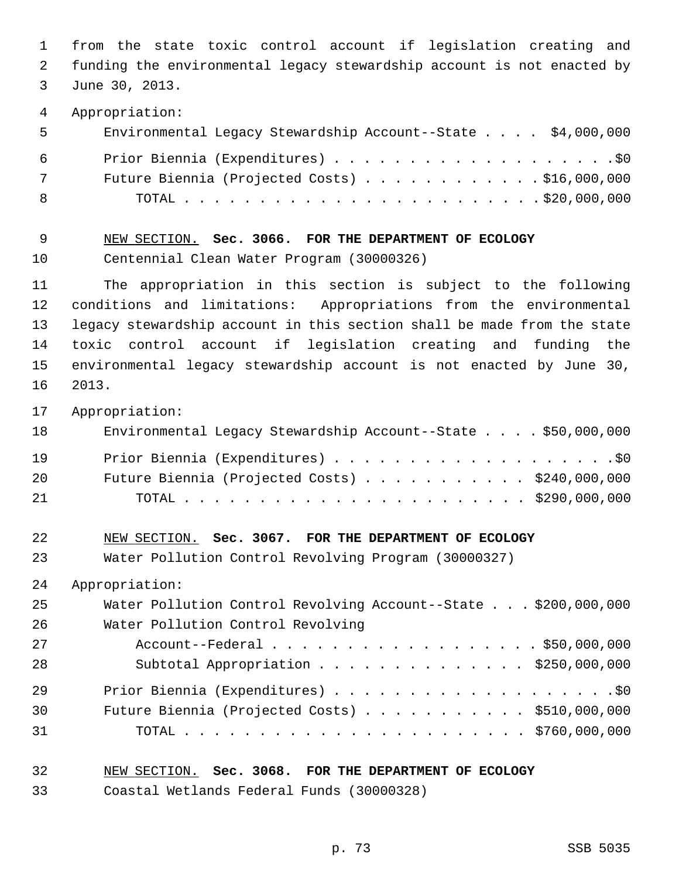from the state toxic control account if legislation creating and funding the environmental legacy stewardship account is not enacted by June 30, 2013.

Appropriation:

| | |
|---|---|
| Environmental Legacy Stewardship Account--State | $4,000,000 |
| Prior Biennia (Expenditures) | $0 |
| Future Biennia (Projected Costs) | $16,000,000 |
| TOTAL | $20,000,000 |

NEW SECTION. **Sec. 3066. FOR THE DEPARTMENT OF ECOLOGY**

Centennial Clean Water Program (30000326)

The appropriation in this section is subject to the following conditions and limitations: Appropriations from the environmental legacy stewardship account in this section shall be made from the state toxic control account if legislation creating and funding the environmental legacy stewardship account is not enacted by June 30, 2013.

Appropriation:

| | |
|---|---|
| Environmental Legacy Stewardship Account--State | $50,000,000 |
| Prior Biennia (Expenditures) | $0 |
| Future Biennia (Projected Costs) | $240,000,000 |
| TOTAL | $290,000,000 |

NEW SECTION. **Sec. 3067. FOR THE DEPARTMENT OF ECOLOGY**

Water Pollution Control Revolving Program (30000327)

Appropriation:

| | |
|---|---|
| Water Pollution Control Revolving Account--State | $200,000,000 |
| Water Pollution Control Revolving Account--Federal | $50,000,000 |
| Subtotal Appropriation | $250,000,000 |
| Prior Biennia (Expenditures) | $0 |
| Future Biennia (Projected Costs) | $510,000,000 |
| TOTAL | $760,000,000 |

NEW SECTION. **Sec. 3068. FOR THE DEPARTMENT OF ECOLOGY**

Coastal Wetlands Federal Funds (30000328)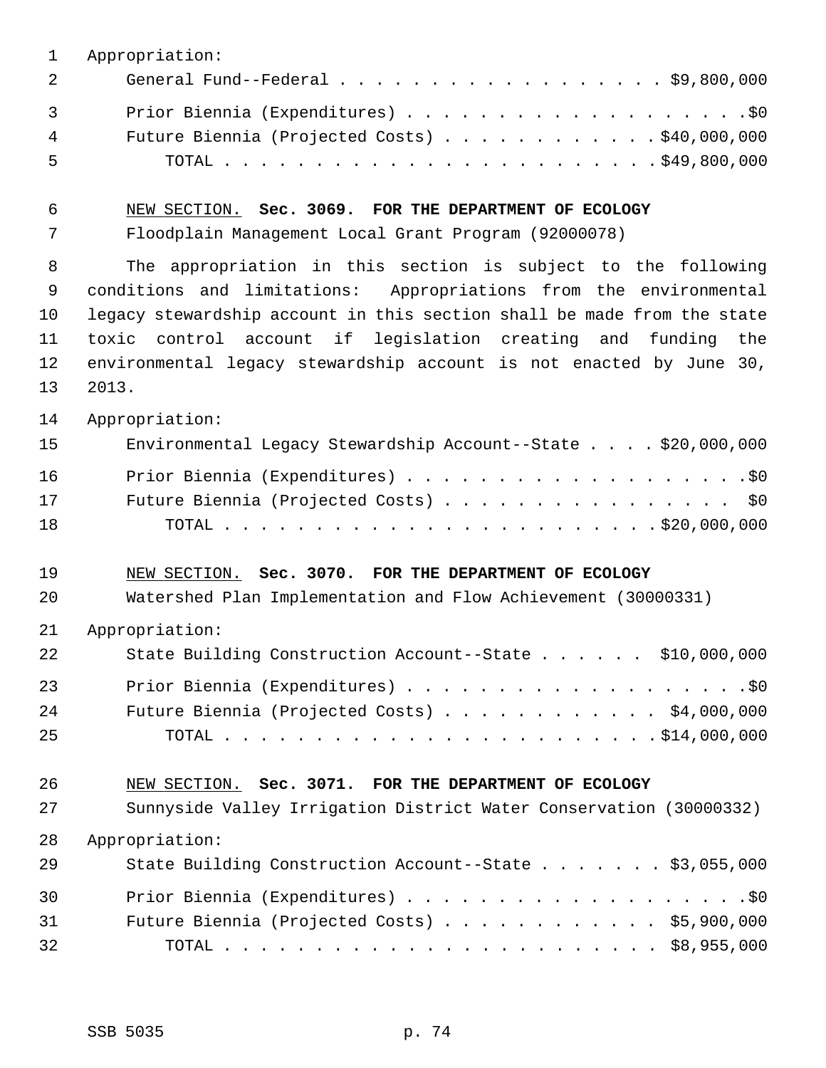Appropriation:

General Fund--Federal . . . . . . . . . . . . . . . . . . . $9,800,000

Prior Biennia (Expenditures) . . . . . . . . . . . . . . . . . . . .$0

Future Biennia (Projected Costs) . . . . . . . . . . . . $40,000,000

TOTAL . . . . . . . . . . . . . . . . . . . . . . . . $49,800,000

NEW SECTION. **Sec. 3069. FOR THE DEPARTMENT OF ECOLOGY**

Floodplain Management Local Grant Program (92000078)

The appropriation in this section is subject to the following conditions and limitations: Appropriations from the environmental legacy stewardship account in this section shall be made from the state toxic control account if legislation creating and funding the environmental legacy stewardship account is not enacted by June 30, 2013.

Appropriation:

Environmental Legacy Stewardship Account--State . . . . $20,000,000

Prior Biennia (Expenditures) . . . . . . . . . . . . . . . . . . . .$0

Future Biennia (Projected Costs) . . . . . . . . . . . . . . . . $0

TOTAL . . . . . . . . . . . . . . . . . . . . . . . . $20,000,000

NEW SECTION. **Sec. 3070. FOR THE DEPARTMENT OF ECOLOGY**

Watershed Plan Implementation and Flow Achievement (30000331)

Appropriation:

State Building Construction Account--State . . . . . . $10,000,000

Prior Biennia (Expenditures) . . . . . . . . . . . . . . . . . . . .$0

Future Biennia (Projected Costs) . . . . . . . . . . . . $4,000,000

TOTAL . . . . . . . . . . . . . . . . . . . . . . . . $14,000,000

NEW SECTION. **Sec. 3071. FOR THE DEPARTMENT OF ECOLOGY**

Sunnyside Valley Irrigation District Water Conservation (30000332)

Appropriation:

State Building Construction Account--State . . . . . . . $3,055,000

Prior Biennia (Expenditures) . . . . . . . . . . . . . . . . . . . .$0

Future Biennia (Projected Costs) . . . . . . . . . . . . $5,900,000

TOTAL . . . . . . . . . . . . . . . . . . . . . . . . $8,955,000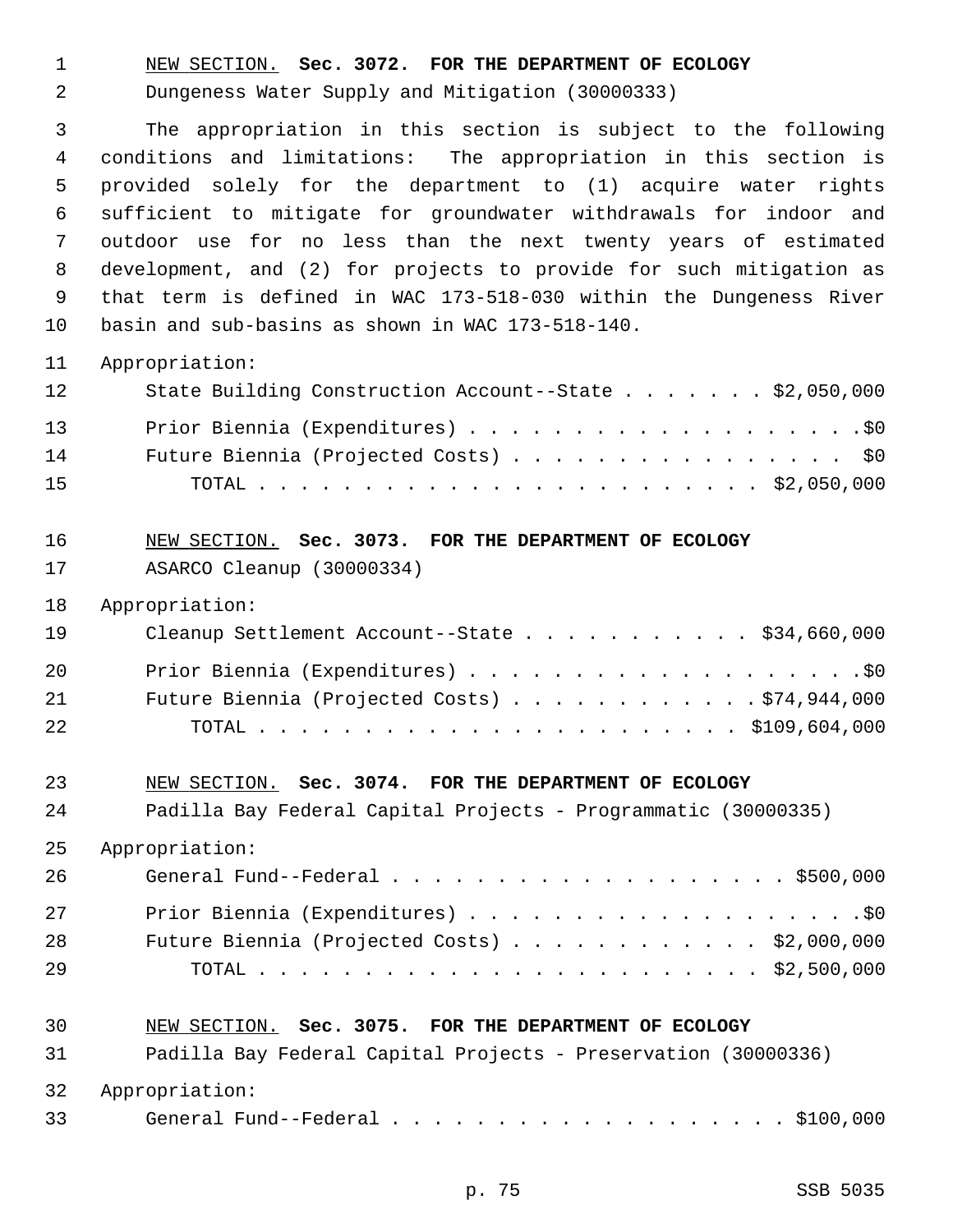NEW SECTION. **Sec. 3072. FOR THE DEPARTMENT OF ECOLOGY**

Dungeness Water Supply and Mitigation (30000333)

The appropriation in this section is subject to the following conditions and limitations: The appropriation in this section is provided solely for the department to (1) acquire water rights sufficient to mitigate for groundwater withdrawals for indoor and outdoor use for no less than the next twenty years of estimated development, and (2) for projects to provide for such mitigation as that term is defined in WAC 173-518-030 within the Dungeness River basin and sub-basins as shown in WAC 173-518-140.

Appropriation:

| | |
|---|---|
| State Building Construction Account--State | $2,050,000 |
| Prior Biennia (Expenditures) | $0 |
| Future Biennia (Projected Costs) | $0 |
| TOTAL | $2,050,000 |

NEW SECTION. **Sec. 3073. FOR THE DEPARTMENT OF ECOLOGY**

ASARCO Cleanup (30000334)

Appropriation:

| | |
|---|---|
| Cleanup Settlement Account--State | $34,660,000 |
| Prior Biennia (Expenditures) | $0 |
| Future Biennia (Projected Costs) | $74,944,000 |
| TOTAL | $109,604,000 |

NEW SECTION. **Sec. 3074. FOR THE DEPARTMENT OF ECOLOGY**

Padilla Bay Federal Capital Projects - Programmatic (30000335)

Appropriation:

| | |
|---|---|
| General Fund--Federal | $500,000 |
| Prior Biennia (Expenditures) | $0 |
| Future Biennia (Projected Costs) | $2,000,000 |
| TOTAL | $2,500,000 |

NEW SECTION. **Sec. 3075. FOR THE DEPARTMENT OF ECOLOGY**

Padilla Bay Federal Capital Projects - Preservation (30000336)

Appropriation:

| | |
|---|---|
| General Fund--Federal | $100,000 |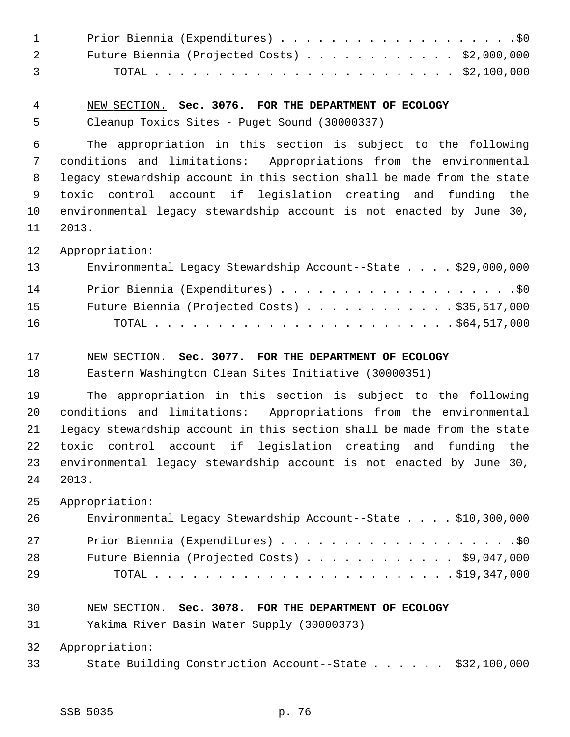Prior Biennia (Expenditures) . . . . . . . . . . . . . . . . . . . .$0
Future Biennia (Projected Costs) . . . . . . . . . . . . $2,000,000
TOTAL . . . . . . . . . . . . . . . . . . . . . . . . $2,100,000

NEW SECTION. **Sec. 3076. FOR THE DEPARTMENT OF ECOLOGY**

Cleanup Toxics Sites - Puget Sound (30000337)

The appropriation in this section is subject to the following conditions and limitations: Appropriations from the environmental legacy stewardship account in this section shall be made from the state toxic control account if legislation creating and funding the environmental legacy stewardship account is not enacted by June 30, 2013.

Appropriation:

Environmental Legacy Stewardship Account--State . . . . $29,000,000

Prior Biennia (Expenditures) . . . . . . . . . . . . . . . . . . . .$0
Future Biennia (Projected Costs) . . . . . . . . . . . . $35,517,000
TOTAL . . . . . . . . . . . . . . . . . . . . . . . . $64,517,000

NEW SECTION. **Sec. 3077. FOR THE DEPARTMENT OF ECOLOGY**

Eastern Washington Clean Sites Initiative (30000351)

The appropriation in this section is subject to the following conditions and limitations: Appropriations from the environmental legacy stewardship account in this section shall be made from the state toxic control account if legislation creating and funding the environmental legacy stewardship account is not enacted by June 30, 2013.

Appropriation:

Environmental Legacy Stewardship Account--State . . . . $10,300,000

Prior Biennia (Expenditures) . . . . . . . . . . . . . . . . . . . .$0
Future Biennia (Projected Costs) . . . . . . . . . . . . $9,047,000
TOTAL . . . . . . . . . . . . . . . . . . . . . . . . $19,347,000

NEW SECTION. **Sec. 3078. FOR THE DEPARTMENT OF ECOLOGY**

Yakima River Basin Water Supply (30000373)

Appropriation:

State Building Construction Account--State . . . . . . $32,100,000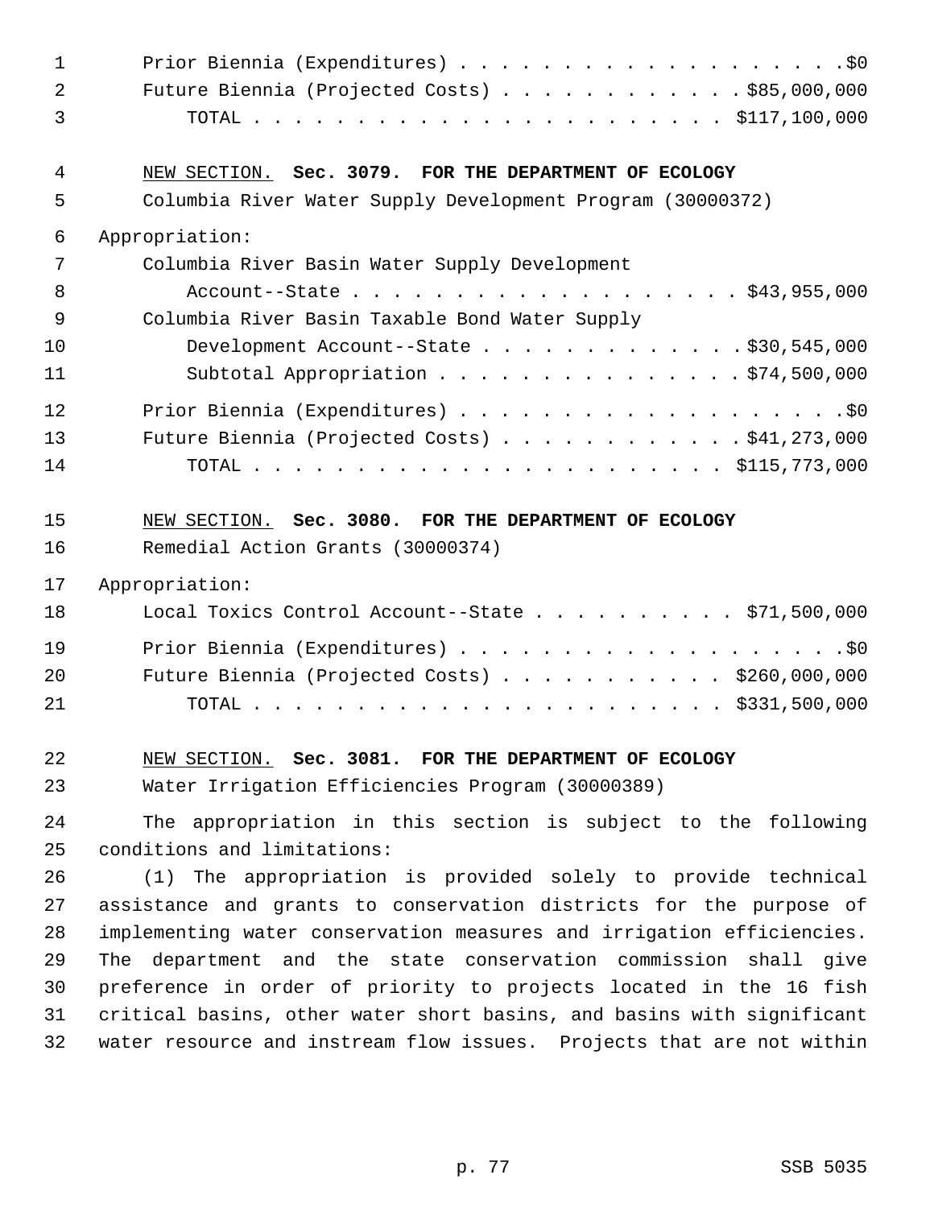Prior Biennia (Expenditures) . . . . . . . . . . . . . . . . . . . .$0
Future Biennia (Projected Costs) . . . . . . . . . . . . $85,000,000
TOTAL . . . . . . . . . . . . . . . . . . . . . . . . $117,100,000

NEW SECTION. **Sec. 3079. FOR THE DEPARTMENT OF ECOLOGY**

Columbia River Water Supply Development Program (30000372)

Appropriation:

Columbia River Basin Water Supply Development Account--State . . . . . . . . . . . . . . . . . . . $43,955,000
Columbia River Basin Taxable Bond Water Supply Development Account--State . . . . . . . . . . . . . $30,545,000
Subtotal Appropriation . . . . . . . . . . . . . . . $74,500,000

Prior Biennia (Expenditures) . . . . . . . . . . . . . . . . . . . .$0
Future Biennia (Projected Costs) . . . . . . . . . . . . $41,273,000
TOTAL . . . . . . . . . . . . . . . . . . . . . . . . $115,773,000

NEW SECTION. **Sec. 3080. FOR THE DEPARTMENT OF ECOLOGY**

Remedial Action Grants (30000374)

Appropriation:

Local Toxics Control Account--State . . . . . . . . . . $71,500,000

Prior Biennia (Expenditures) . . . . . . . . . . . . . . . . . . . .$0
Future Biennia (Projected Costs) . . . . . . . . . . . $260,000,000
TOTAL . . . . . . . . . . . . . . . . . . . . . . . . $331,500,000

NEW SECTION. **Sec. 3081. FOR THE DEPARTMENT OF ECOLOGY**

Water Irrigation Efficiencies Program (30000389)

The appropriation in this section is subject to the following conditions and limitations:

(1) The appropriation is provided solely to provide technical assistance and grants to conservation districts for the purpose of implementing water conservation measures and irrigation efficiencies. The department and the state conservation commission shall give preference in order of priority to projects located in the 16 fish critical basins, other water short basins, and basins with significant water resource and instream flow issues. Projects that are not within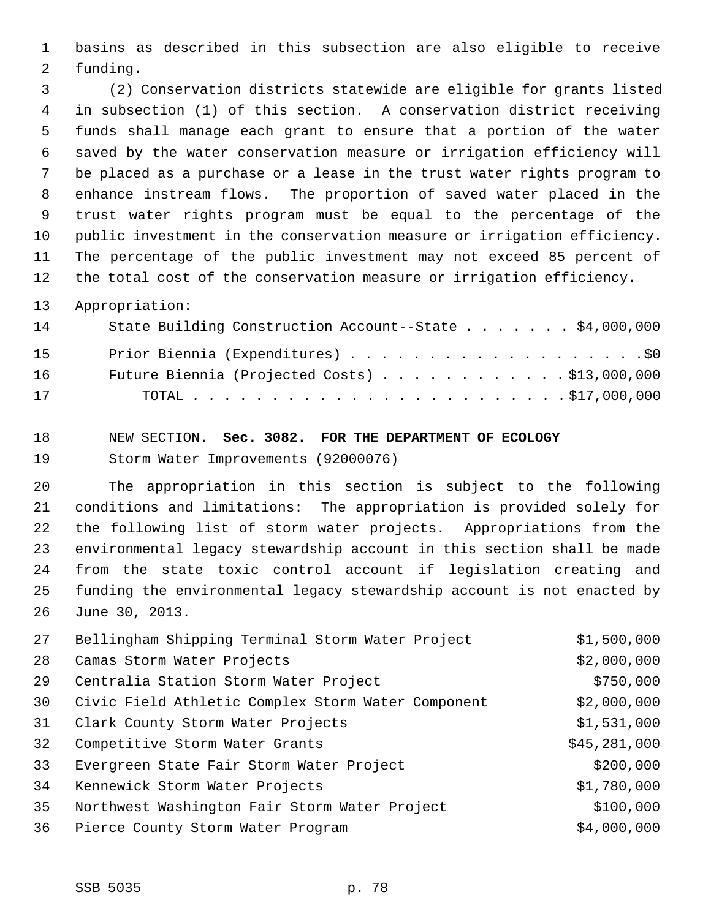basins as described in this subsection are also eligible to receive funding.

(2) Conservation districts statewide are eligible for grants listed in subsection (1) of this section. A conservation district receiving funds shall manage each grant to ensure that a portion of the water saved by the water conservation measure or irrigation efficiency will be placed as a purchase or a lease in the trust water rights program to enhance instream flows. The proportion of saved water placed in the trust water rights program must be equal to the percentage of the public investment in the conservation measure or irrigation efficiency. The percentage of the public investment may not exceed 85 percent of the total cost of the conservation measure or irrigation efficiency.

Appropriation:

| | |
|---|---|
| State Building Construction Account--State | $4,000,000 |
| Prior Biennia (Expenditures) | $0 |
| Future Biennia (Projected Costs) | $13,000,000 |
| TOTAL | $17,000,000 |

NEW SECTION. **Sec. 3082. FOR THE DEPARTMENT OF ECOLOGY**

Storm Water Improvements (92000076)

The appropriation in this section is subject to the following conditions and limitations: The appropriation is provided solely for the following list of storm water projects. Appropriations from the environmental legacy stewardship account in this section shall be made from the state toxic control account if legislation creating and funding the environmental legacy stewardship account is not enacted by June 30, 2013.

| | |
|---|---|
| Bellingham Shipping Terminal Storm Water Project | $1,500,000 |
| Camas Storm Water Projects | $2,000,000 |
| Centralia Station Storm Water Project | $750,000 |
| Civic Field Athletic Complex Storm Water Component | $2,000,000 |
| Clark County Storm Water Projects | $1,531,000 |
| Competitive Storm Water Grants | $45,281,000 |
| Evergreen State Fair Storm Water Project | $200,000 |
| Kennewick Storm Water Projects | $1,780,000 |
| Northwest Washington Fair Storm Water Project | $100,000 |
| Pierce County Storm Water Program | $4,000,000 |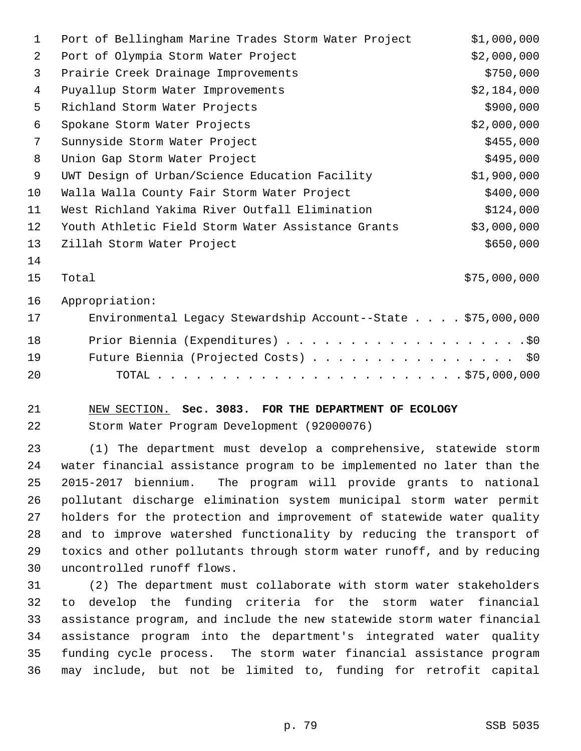| | |
|---|---|
| Port of Bellingham Marine Trades Storm Water Project | $1,000,000 |
| Port of Olympia Storm Water Project | $2,000,000 |
| Prairie Creek Drainage Improvements | $750,000 |
| Puyallup Storm Water Improvements | $2,184,000 |
| Richland Storm Water Projects | $900,000 |
| Spokane Storm Water Projects | $2,000,000 |
| Sunnyside Storm Water Project | $455,000 |
| Union Gap Storm Water Project | $495,000 |
| UWT Design of Urban/Science Education Facility | $1,900,000 |
| Walla Walla County Fair Storm Water Project | $400,000 |
| West Richland Yakima River Outfall Elimination | $124,000 |
| Youth Athletic Field Storm Water Assistance Grants | $3,000,000 |
| Zillah Storm Water Project | $650,000 |
| | |
| Total | $75,000,000 |

Appropriation:

Environmental Legacy Stewardship Account--State . . . . $75,000,000

Prior Biennia (Expenditures) . . . . . . . . . . . . . . . . . . . .$0

Future Biennia (Projected Costs) . . . . . . . . . . . . . . . . $0

TOTAL . . . . . . . . . . . . . . . . . . . . . . . . . $75,000,000

NEW SECTION. **Sec. 3083. FOR THE DEPARTMENT OF ECOLOGY**

Storm Water Program Development (92000076)

(1) The department must develop a comprehensive, statewide storm water financial assistance program to be implemented no later than the 2015-2017 biennium. The program will provide grants to national pollutant discharge elimination system municipal storm water permit holders for the protection and improvement of statewide water quality and to improve watershed functionality by reducing the transport of toxics and other pollutants through storm water runoff, and by reducing uncontrolled runoff flows.

(2) The department must collaborate with storm water stakeholders to develop the funding criteria for the storm water financial assistance program, and include the new statewide storm water financial assistance program into the department's integrated water quality funding cycle process. The storm water financial assistance program may include, but not be limited to, funding for retrofit capital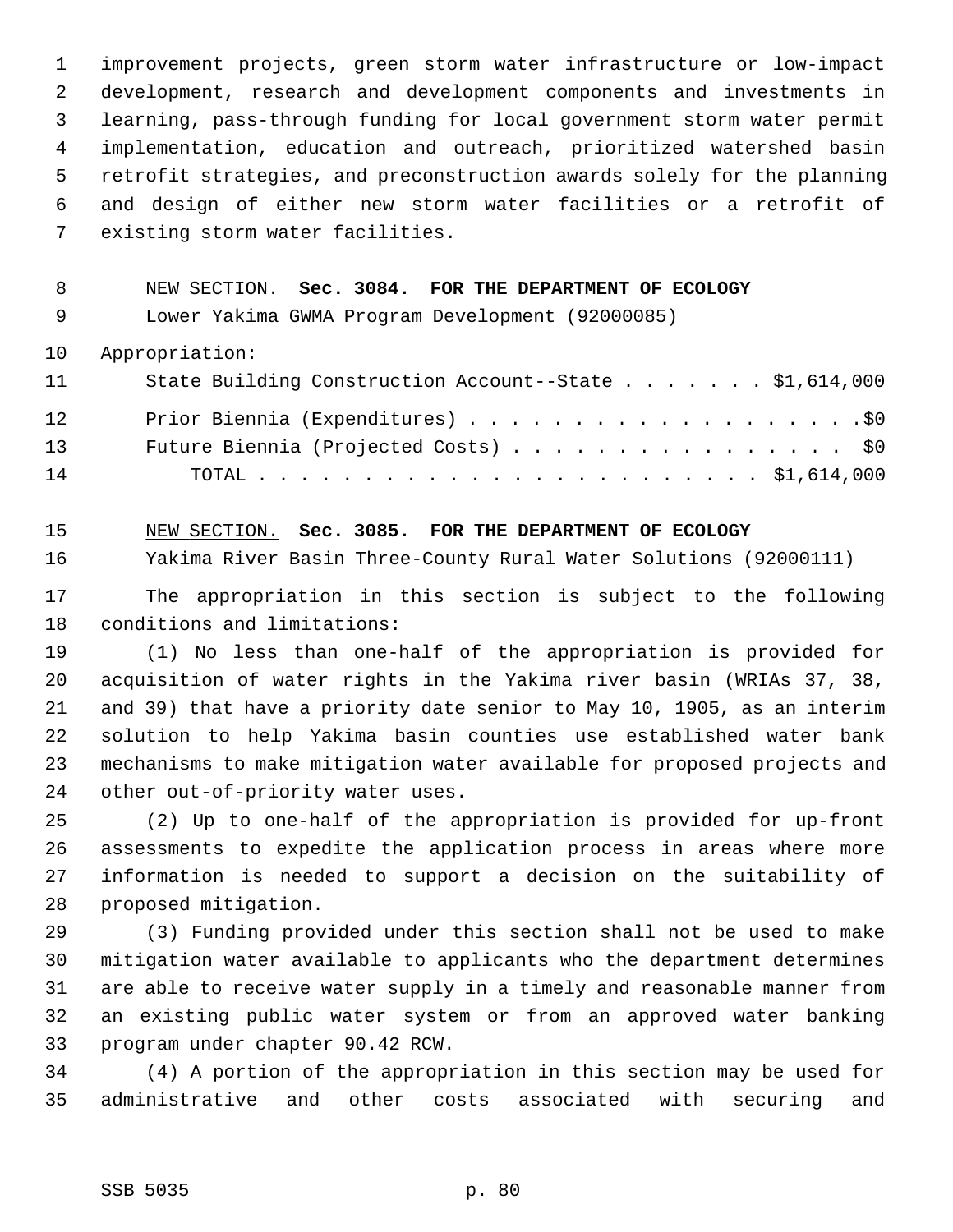improvement projects, green storm water infrastructure or low-impact development, research and development components and investments in learning, pass-through funding for local government storm water permit implementation, education and outreach, prioritized watershed basin retrofit strategies, and preconstruction awards solely for the planning and design of either new storm water facilities or a retrofit of existing storm water facilities.

NEW SECTION. **Sec. 3084. FOR THE DEPARTMENT OF ECOLOGY**

Lower Yakima GWMA Program Development (92000085)

Appropriation:

| | |
|---|---|
| State Building Construction Account--State | $1,614,000 |
| Prior Biennia (Expenditures) | $0 |
| Future Biennia (Projected Costs) | $0 |
| TOTAL | $1,614,000 |

NEW SECTION. **Sec. 3085. FOR THE DEPARTMENT OF ECOLOGY**

Yakima River Basin Three-County Rural Water Solutions (92000111)

The appropriation in this section is subject to the following conditions and limitations:

(1) No less than one-half of the appropriation is provided for acquisition of water rights in the Yakima river basin (WRIAs 37, 38, and 39) that have a priority date senior to May 10, 1905, as an interim solution to help Yakima basin counties use established water bank mechanisms to make mitigation water available for proposed projects and other out-of-priority water uses.

(2) Up to one-half of the appropriation is provided for up-front assessments to expedite the application process in areas where more information is needed to support a decision on the suitability of proposed mitigation.

(3) Funding provided under this section shall not be used to make mitigation water available to applicants who the department determines are able to receive water supply in a timely and reasonable manner from an existing public water system or from an approved water banking program under chapter 90.42 RCW.

(4) A portion of the appropriation in this section may be used for administrative and other costs associated with securing and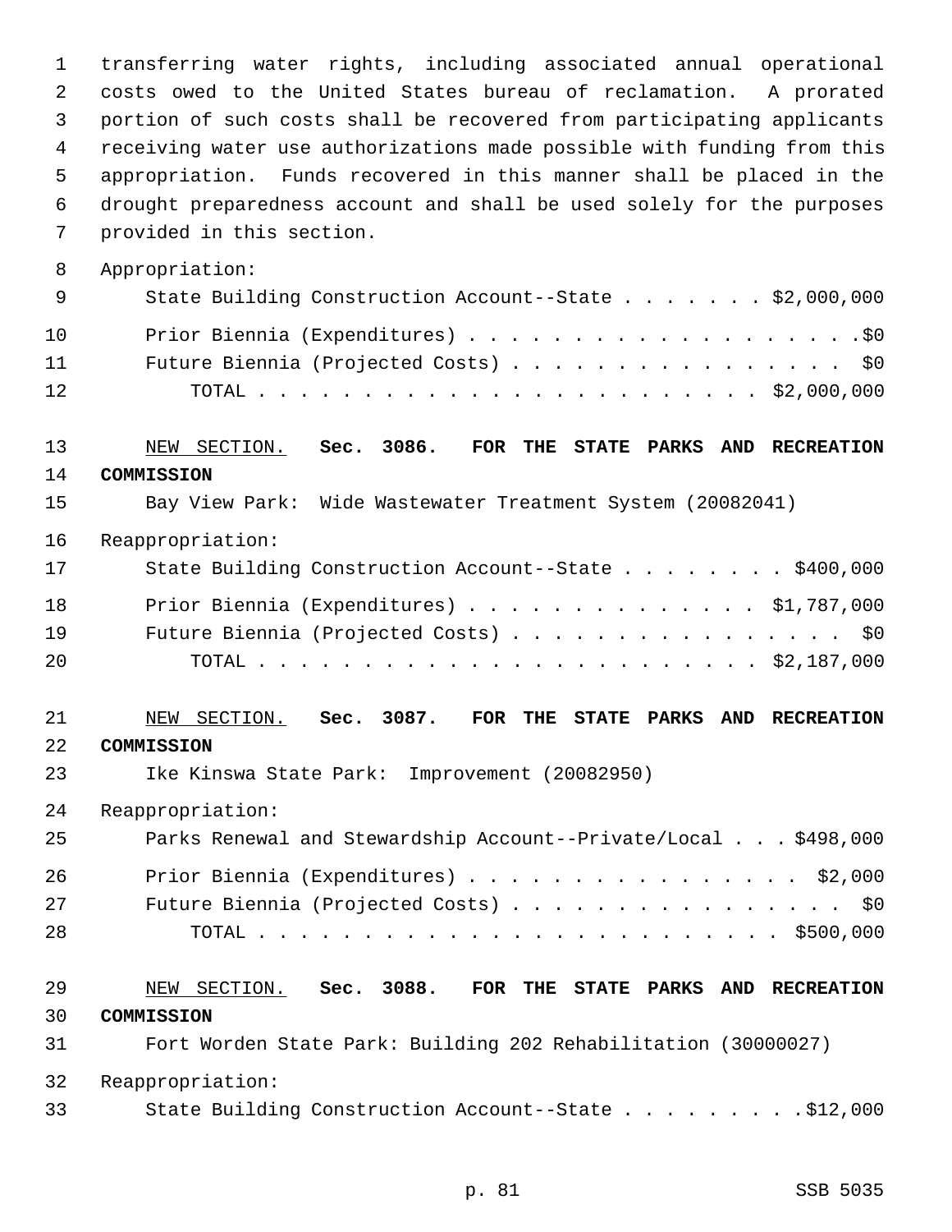transferring water rights, including associated annual operational costs owed to the United States bureau of reclamation. A prorated portion of such costs shall be recovered from participating applicants receiving water use authorizations made possible with funding from this appropriation. Funds recovered in this manner shall be placed in the drought preparedness account and shall be used solely for the purposes provided in this section.

Appropriation:

| | |
|---|---|
| State Building Construction Account--State | $2,000,000 |
| Prior Biennia (Expenditures) | $0 |
| Future Biennia (Projected Costs) | $0 |
| TOTAL | $2,000,000 |

NEW SECTION. **Sec. 3086. FOR THE STATE PARKS AND RECREATION COMMISSION**

Bay View Park: Wide Wastewater Treatment System (20082041)

Reappropriation:

| | |
|---|---|
| State Building Construction Account--State | $400,000 |
| Prior Biennia (Expenditures) | $1,787,000 |
| Future Biennia (Projected Costs) | $0 |
| TOTAL | $2,187,000 |

NEW SECTION. **Sec. 3087. FOR THE STATE PARKS AND RECREATION COMMISSION**

Ike Kinswa State Park: Improvement (20082950)

Reappropriation:

| | |
|---|---|
| Parks Renewal and Stewardship Account--Private/Local | $498,000 |
| Prior Biennia (Expenditures) | $2,000 |
| Future Biennia (Projected Costs) | $0 |
| TOTAL | $500,000 |

NEW SECTION. **Sec. 3088. FOR THE STATE PARKS AND RECREATION COMMISSION**

Fort Worden State Park: Building 202 Rehabilitation (30000027)

Reappropriation:

| | |
|---|---|
| State Building Construction Account--State | $12,000 |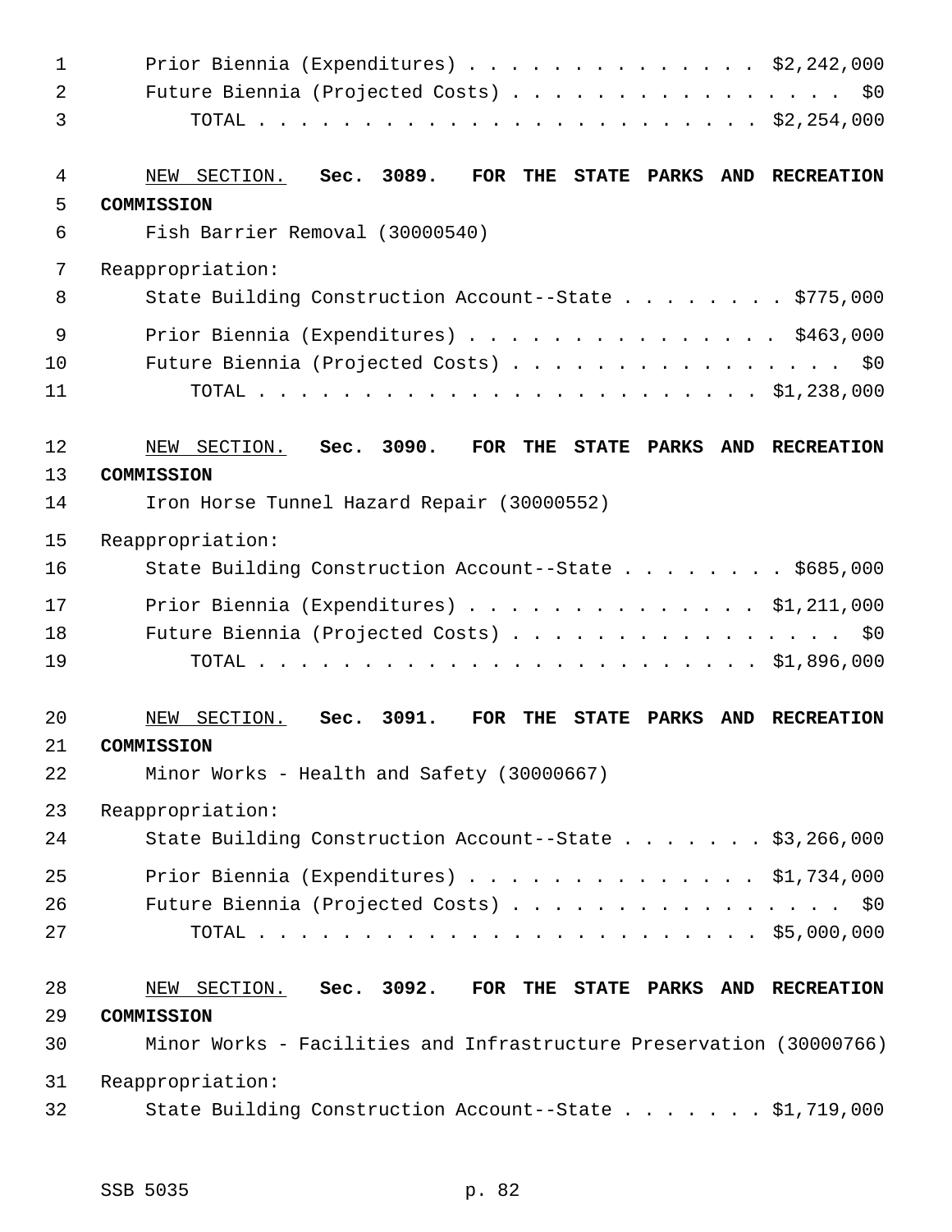Prior Biennia (Expenditures) . . . . . . . . . . . . . . $2,242,000
Future Biennia (Projected Costs) . . . . . . . . . . . . . . . . $0
TOTAL . . . . . . . . . . . . . . . . . . . . . . . . $2,254,000

NEW SECTION. **Sec. 3089. FOR THE STATE PARKS AND RECREATION COMMISSION**

Fish Barrier Removal (30000540)

Reappropriation:

State Building Construction Account--State . . . . . . . . $775,000

Prior Biennia (Expenditures) . . . . . . . . . . . . . . . $463,000
Future Biennia (Projected Costs) . . . . . . . . . . . . . . . . $0
TOTAL . . . . . . . . . . . . . . . . . . . . . . . . $1,238,000

NEW SECTION. **Sec. 3090. FOR THE STATE PARKS AND RECREATION COMMISSION**

Iron Horse Tunnel Hazard Repair (30000552)

Reappropriation:

State Building Construction Account--State . . . . . . . . $685,000

Prior Biennia (Expenditures) . . . . . . . . . . . . . . $1,211,000
Future Biennia (Projected Costs) . . . . . . . . . . . . . . . . $0
TOTAL . . . . . . . . . . . . . . . . . . . . . . . . $1,896,000

NEW SECTION. **Sec. 3091. FOR THE STATE PARKS AND RECREATION COMMISSION**

Minor Works - Health and Safety (30000667)

Reappropriation:

State Building Construction Account--State . . . . . . . $3,266,000

Prior Biennia (Expenditures) . . . . . . . . . . . . . . $1,734,000
Future Biennia (Projected Costs) . . . . . . . . . . . . . . . . $0
TOTAL . . . . . . . . . . . . . . . . . . . . . . . . $5,000,000

NEW SECTION. **Sec. 3092. FOR THE STATE PARKS AND RECREATION COMMISSION**

Minor Works - Facilities and Infrastructure Preservation (30000766)

Reappropriation:

State Building Construction Account--State . . . . . . . $1,719,000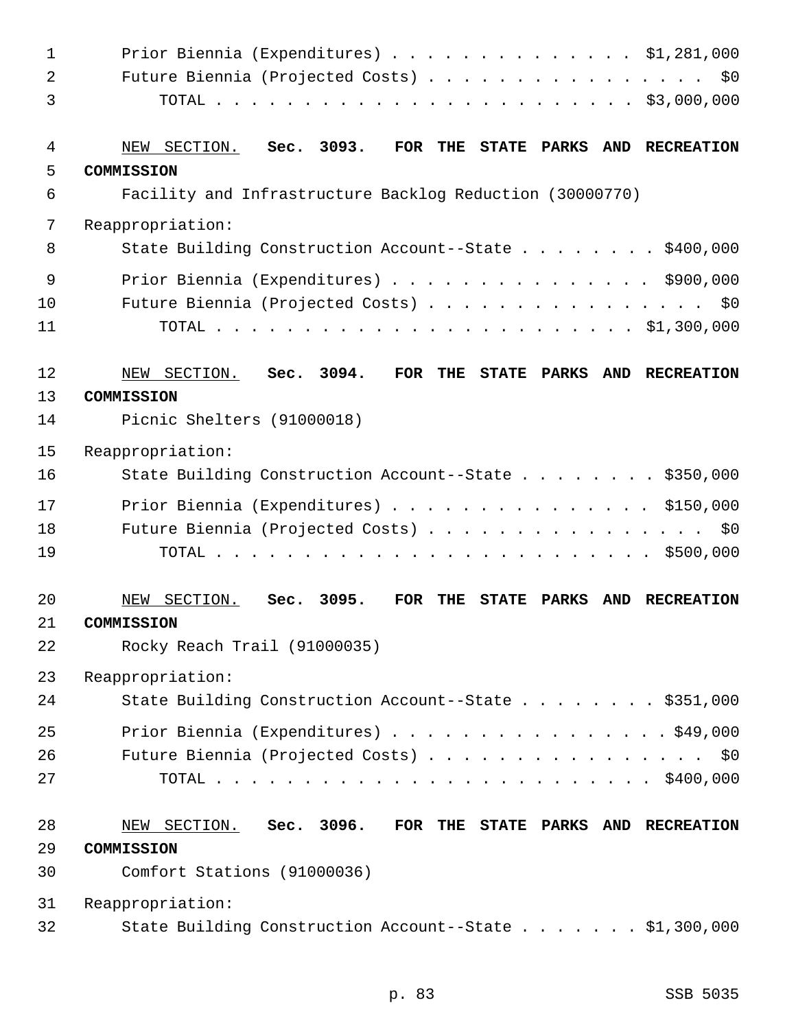Prior Biennia (Expenditures) . . . . . . . . . . . . . . . $1,281,000
Future Biennia (Projected Costs) . . . . . . . . . . . . . . . . . $0
TOTAL . . . . . . . . . . . . . . . . . . . . . . . . . $3,000,000

NEW SECTION. **Sec. 3093. FOR THE STATE PARKS AND RECREATION COMMISSION**

Facility and Infrastructure Backlog Reduction (30000770)

Reappropriation:

State Building Construction Account--State . . . . . . . . $400,000

Prior Biennia (Expenditures) . . . . . . . . . . . . . . . $900,000
Future Biennia (Projected Costs) . . . . . . . . . . . . . . . . . $0
TOTAL . . . . . . . . . . . . . . . . . . . . . . . . . $1,300,000

NEW SECTION. **Sec. 3094. FOR THE STATE PARKS AND RECREATION COMMISSION**

Picnic Shelters (91000018)

Reappropriation:

State Building Construction Account--State . . . . . . . . $350,000

Prior Biennia (Expenditures) . . . . . . . . . . . . . . . $150,000
Future Biennia (Projected Costs) . . . . . . . . . . . . . . . . . $0
TOTAL . . . . . . . . . . . . . . . . . . . . . . . . . $500,000

NEW SECTION. **Sec. 3095. FOR THE STATE PARKS AND RECREATION COMMISSION**

Rocky Reach Trail (91000035)

Reappropriation:

State Building Construction Account--State . . . . . . . . $351,000

Prior Biennia (Expenditures) . . . . . . . . . . . . . . . . $49,000
Future Biennia (Projected Costs) . . . . . . . . . . . . . . . . . $0
TOTAL . . . . . . . . . . . . . . . . . . . . . . . . . $400,000

NEW SECTION. **Sec. 3096. FOR THE STATE PARKS AND RECREATION COMMISSION**

Comfort Stations (91000036)

Reappropriation:

State Building Construction Account--State . . . . . . . $1,300,000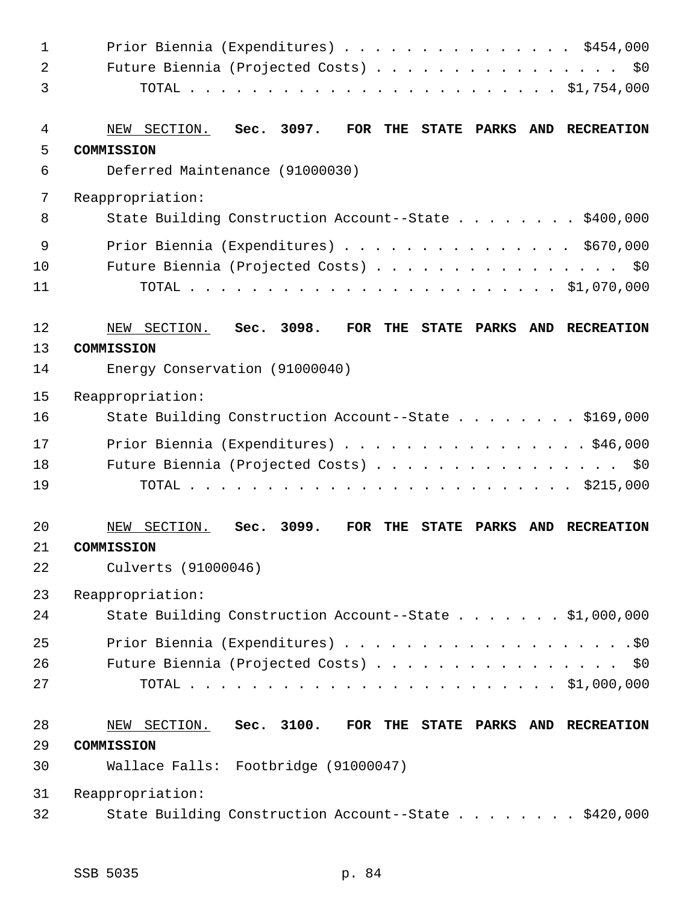Prior Biennia (Expenditures) . . . . . . . . . . . . . . . . $454,000
Future Biennia (Projected Costs) . . . . . . . . . . . . . . . . . $0
TOTAL . . . . . . . . . . . . . . . . . . . . . . . . . $1,754,000

NEW SECTION. **Sec. 3097. FOR THE STATE PARKS AND RECREATION COMMISSION**

Deferred Maintenance (91000030)

Reappropriation:
State Building Construction Account--State . . . . . . . . $400,000
Prior Biennia (Expenditures) . . . . . . . . . . . . . . . . $670,000
Future Biennia (Projected Costs) . . . . . . . . . . . . . . . . . $0
TOTAL . . . . . . . . . . . . . . . . . . . . . . . . . $1,070,000

NEW SECTION. **Sec. 3098. FOR THE STATE PARKS AND RECREATION COMMISSION**

Energy Conservation (91000040)

Reappropriation:
State Building Construction Account--State . . . . . . . . $169,000
Prior Biennia (Expenditures) . . . . . . . . . . . . . . . . $46,000
Future Biennia (Projected Costs) . . . . . . . . . . . . . . . . . $0
TOTAL . . . . . . . . . . . . . . . . . . . . . . . . . $215,000

NEW SECTION. **Sec. 3099. FOR THE STATE PARKS AND RECREATION COMMISSION**

Culverts (91000046)

Reappropriation:
State Building Construction Account--State . . . . . . . $1,000,000
Prior Biennia (Expenditures) . . . . . . . . . . . . . . . . . . . .$0
Future Biennia (Projected Costs) . . . . . . . . . . . . . . . . . $0
TOTAL . . . . . . . . . . . . . . . . . . . . . . . . . $1,000,000

NEW SECTION. **Sec. 3100. FOR THE STATE PARKS AND RECREATION COMMISSION**

Wallace Falls: Footbridge (91000047)

Reappropriation:
State Building Construction Account--State . . . . . . . . $420,000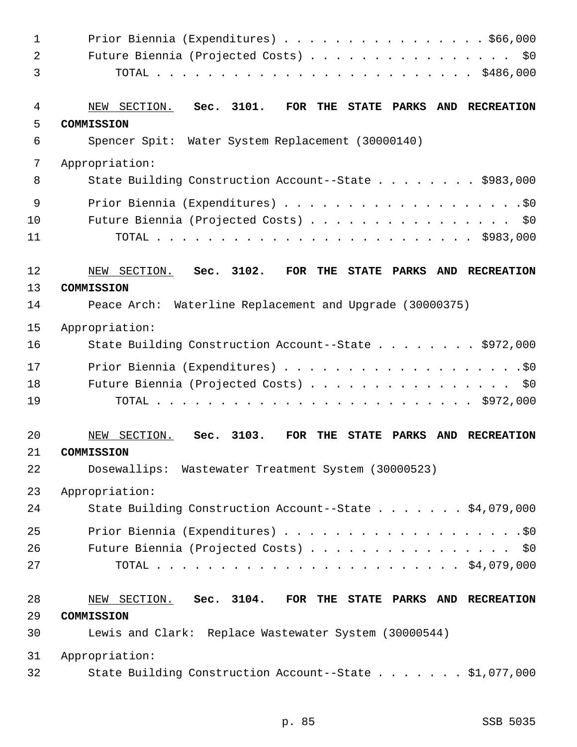Prior Biennia (Expenditures) . . . . . . . . . . . . . . . . . $66,000
Future Biennia (Projected Costs) . . . . . . . . . . . . . . . . . $0
TOTAL . . . . . . . . . . . . . . . . . . . . . . . . . $486,000

NEW SECTION. **Sec. 3101. FOR THE STATE PARKS AND RECREATION COMMISSION**

Spencer Spit: Water System Replacement (30000140)

Appropriation:

State Building Construction Account--State . . . . . . . . $983,000

Prior Biennia (Expenditures) . . . . . . . . . . . . . . . . . . . .$0
Future Biennia (Projected Costs) . . . . . . . . . . . . . . . . . $0
TOTAL . . . . . . . . . . . . . . . . . . . . . . . . . $983,000

NEW SECTION. **Sec. 3102. FOR THE STATE PARKS AND RECREATION COMMISSION**

Peace Arch: Waterline Replacement and Upgrade (30000375)

Appropriation:

State Building Construction Account--State . . . . . . . . $972,000

Prior Biennia (Expenditures) . . . . . . . . . . . . . . . . . . . .$0
Future Biennia (Projected Costs) . . . . . . . . . . . . . . . . . $0
TOTAL . . . . . . . . . . . . . . . . . . . . . . . . . $972,000

NEW SECTION. **Sec. 3103. FOR THE STATE PARKS AND RECREATION COMMISSION**

Dosewallips: Wastewater Treatment System (30000523)

Appropriation:

State Building Construction Account--State . . . . . . . $4,079,000

Prior Biennia (Expenditures) . . . . . . . . . . . . . . . . . . . .$0
Future Biennia (Projected Costs) . . . . . . . . . . . . . . . . . $0
TOTAL . . . . . . . . . . . . . . . . . . . . . . . . $4,079,000

NEW SECTION. **Sec. 3104. FOR THE STATE PARKS AND RECREATION COMMISSION**

Lewis and Clark: Replace Wastewater System (30000544)

Appropriation:

State Building Construction Account--State . . . . . . . $1,077,000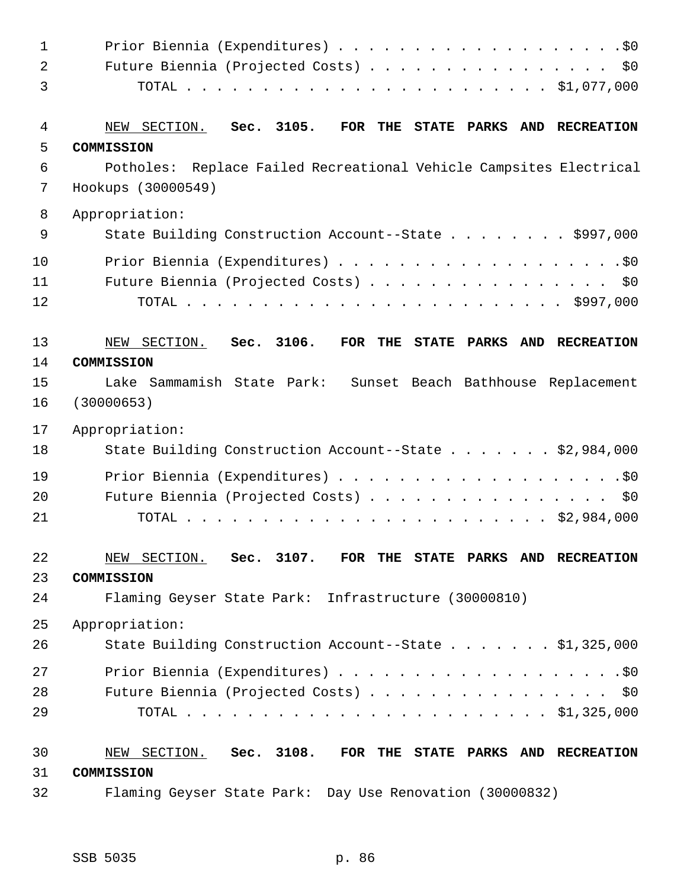Prior Biennia (Expenditures) . . . . . . . . . . . . . . . . . . . .$0
Future Biennia (Projected Costs) . . . . . . . . . . . . . . . . . $0
TOTAL . . . . . . . . . . . . . . . . . . . . . . . . . $1,077,000

NEW SECTION. **Sec. 3105. FOR THE STATE PARKS AND RECREATION COMMISSION**

Potholes: Replace Failed Recreational Vehicle Campsites Electrical Hookups (30000549)

Appropriation:
State Building Construction Account--State . . . . . . . . $997,000
Prior Biennia (Expenditures) . . . . . . . . . . . . . . . . . . . .$0
Future Biennia (Projected Costs) . . . . . . . . . . . . . . . . . $0
TOTAL . . . . . . . . . . . . . . . . . . . . . . . . . . $997,000

NEW SECTION. **Sec. 3106. FOR THE STATE PARKS AND RECREATION COMMISSION**

Lake Sammamish State Park: Sunset Beach Bathhouse Replacement (30000653)

Appropriation:
State Building Construction Account--State . . . . . . . $2,984,000
Prior Biennia (Expenditures) . . . . . . . . . . . . . . . . . . . .$0
Future Biennia (Projected Costs) . . . . . . . . . . . . . . . . . $0
TOTAL . . . . . . . . . . . . . . . . . . . . . . . . . $2,984,000

NEW SECTION. **Sec. 3107. FOR THE STATE PARKS AND RECREATION COMMISSION**

Flaming Geyser State Park: Infrastructure (30000810)

Appropriation:
State Building Construction Account--State . . . . . . . $1,325,000
Prior Biennia (Expenditures) . . . . . . . . . . . . . . . . . . . .$0
Future Biennia (Projected Costs) . . . . . . . . . . . . . . . . . $0
TOTAL . . . . . . . . . . . . . . . . . . . . . . . . . $1,325,000

NEW SECTION. **Sec. 3108. FOR THE STATE PARKS AND RECREATION COMMISSION**

Flaming Geyser State Park: Day Use Renovation (30000832)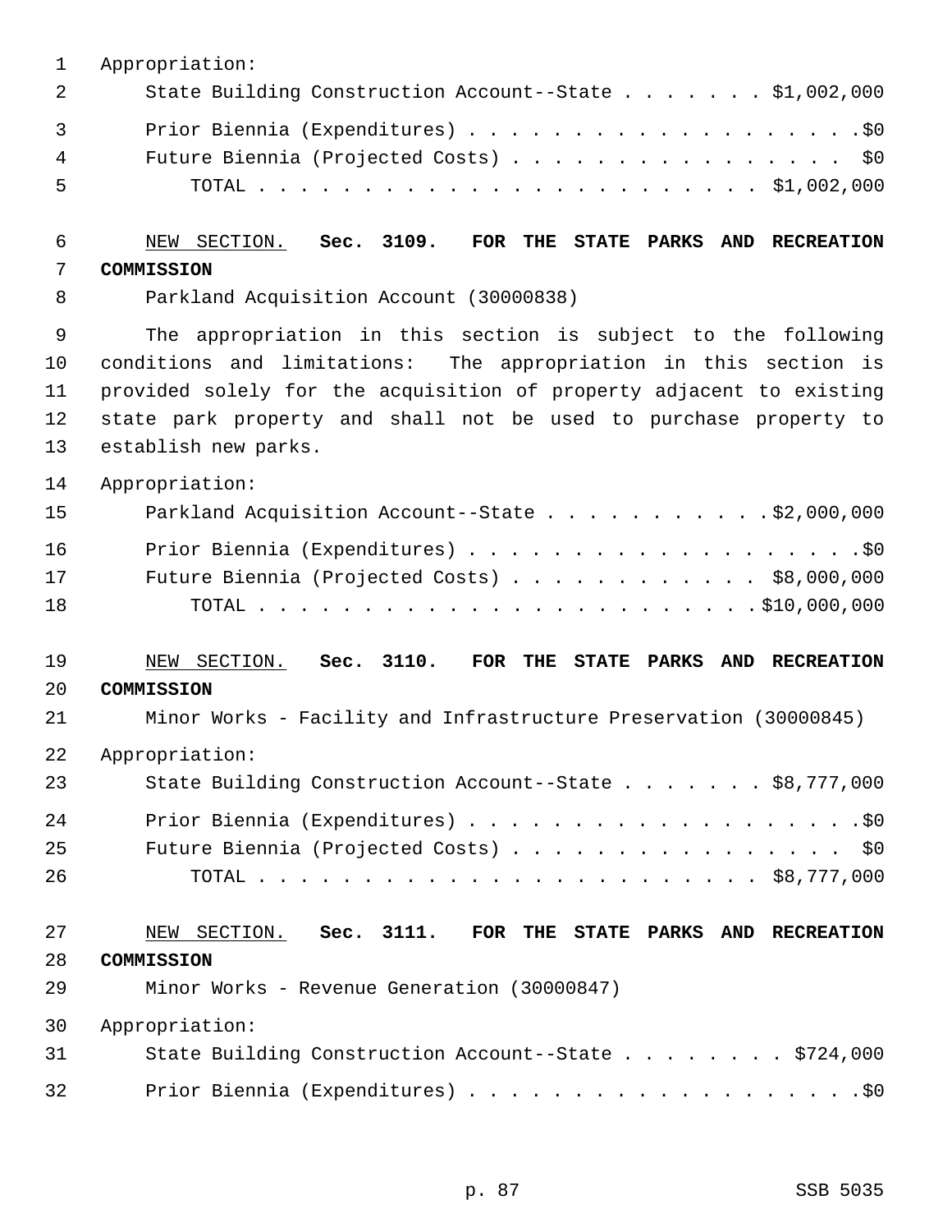Appropriation:

State Building Construction Account--State . . . . . . . $1,002,000

Prior Biennia (Expenditures) . . . . . . . . . . . . . . . . . . . .$0

Future Biennia (Projected Costs) . . . . . . . . . . . . . . . . $0

TOTAL . . . . . . . . . . . . . . . . . . . . . . . . $1,002,000

<u>NEW SECTION.</u> **Sec. 3109. FOR THE STATE PARKS AND RECREATION COMMISSION**

Parkland Acquisition Account (30000838)

The appropriation in this section is subject to the following conditions and limitations: The appropriation in this section is provided solely for the acquisition of property adjacent to existing state park property and shall not be used to purchase property to establish new parks.

Appropriation:

Parkland Acquisition Account--State . . . . . . . . . . .$2,000,000

Prior Biennia (Expenditures) . . . . . . . . . . . . . . . . . . . .$0

Future Biennia (Projected Costs) . . . . . . . . . . . . $8,000,000

TOTAL . . . . . . . . . . . . . . . . . . . . . . . .$10,000,000

<u>NEW SECTION.</u> **Sec. 3110. FOR THE STATE PARKS AND RECREATION COMMISSION**

Minor Works - Facility and Infrastructure Preservation (30000845)

Appropriation:

State Building Construction Account--State . . . . . . . $8,777,000

Prior Biennia (Expenditures) . . . . . . . . . . . . . . . . . . . .$0

Future Biennia (Projected Costs) . . . . . . . . . . . . . . . . $0

TOTAL . . . . . . . . . . . . . . . . . . . . . . . . $8,777,000

<u>NEW SECTION.</u> **Sec. 3111. FOR THE STATE PARKS AND RECREATION COMMISSION**

Minor Works - Revenue Generation (30000847)

Appropriation:

State Building Construction Account--State . . . . . . . . $724,000

Prior Biennia (Expenditures) . . . . . . . . . . . . . . . . . . . .$0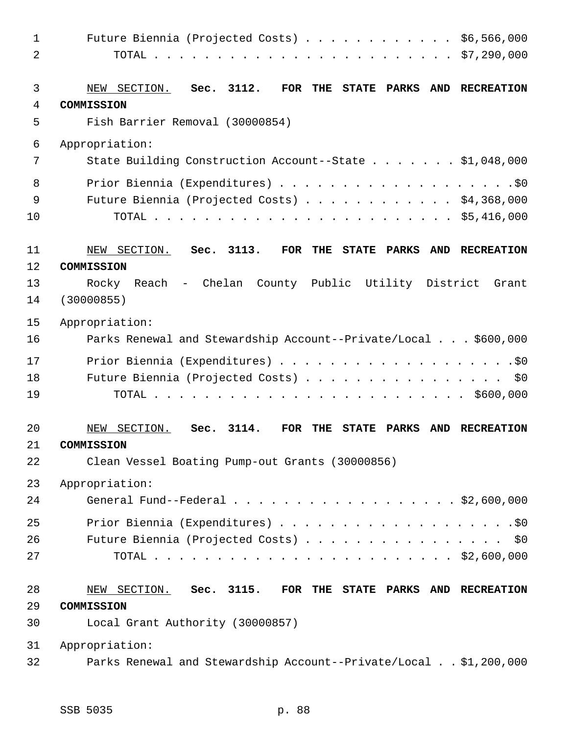Future Biennia (Projected Costs) . . . . . . . . . . . . $6,566,000
TOTAL . . . . . . . . . . . . . . . . . . . . . . . $7,290,000

NEW SECTION. **Sec. 3112. FOR THE STATE PARKS AND RECREATION COMMISSION**

Fish Barrier Removal (30000854)

Appropriation:

State Building Construction Account--State . . . . . . . $1,048,000

Prior Biennia (Expenditures) . . . . . . . . . . . . . . . . . . .$0
Future Biennia (Projected Costs) . . . . . . . . . . . . $4,368,000
TOTAL . . . . . . . . . . . . . . . . . . . . . . . $5,416,000

NEW SECTION. **Sec. 3113. FOR THE STATE PARKS AND RECREATION COMMISSION**

Rocky Reach - Chelan County Public Utility District Grant (30000855)

Appropriation:

Parks Renewal and Stewardship Account--Private/Local . . . $600,000

Prior Biennia (Expenditures) . . . . . . . . . . . . . . . . . . .$0
Future Biennia (Projected Costs) . . . . . . . . . . . . . . . . $0
TOTAL . . . . . . . . . . . . . . . . . . . . . . . . $600,000

NEW SECTION. **Sec. 3114. FOR THE STATE PARKS AND RECREATION COMMISSION**

Clean Vessel Boating Pump-out Grants (30000856)

Appropriation:

General Fund--Federal . . . . . . . . . . . . . . . . . . $2,600,000

Prior Biennia (Expenditures) . . . . . . . . . . . . . . . . . . .$0
Future Biennia (Projected Costs) . . . . . . . . . . . . . . . . $0
TOTAL . . . . . . . . . . . . . . . . . . . . . . . $2,600,000

NEW SECTION. **Sec. 3115. FOR THE STATE PARKS AND RECREATION COMMISSION**

Local Grant Authority (30000857)

Appropriation:

Parks Renewal and Stewardship Account--Private/Local . . $1,200,000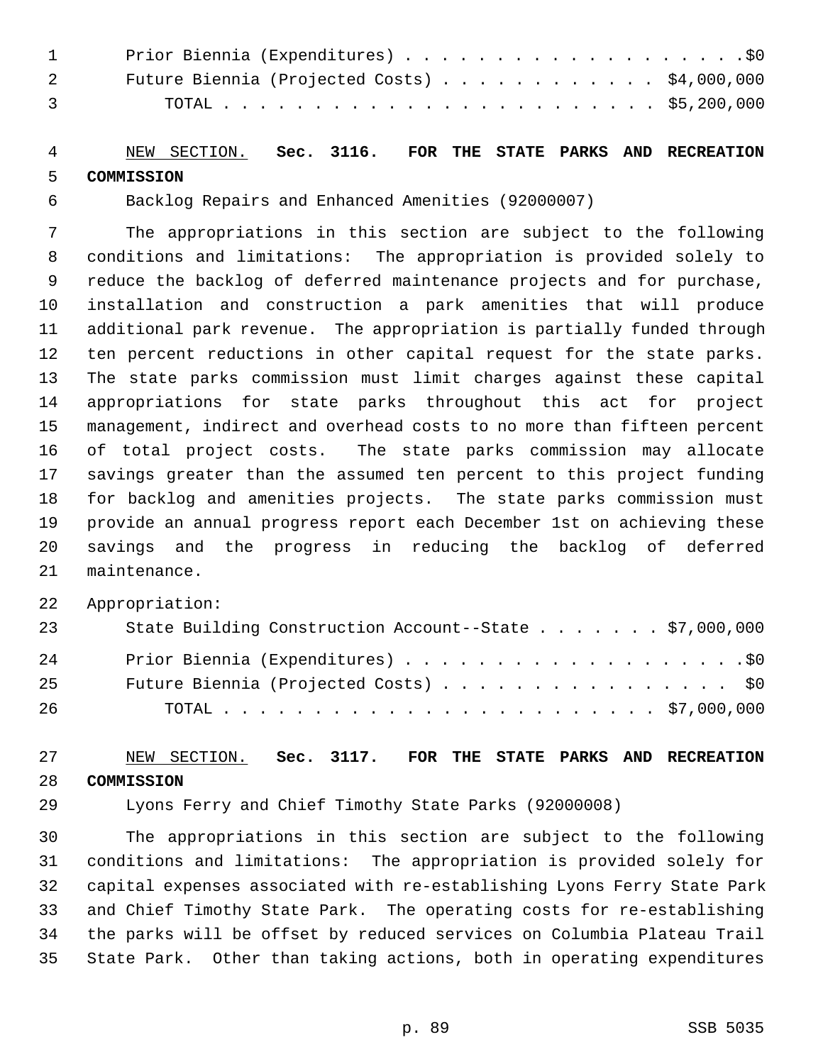Prior Biennia (Expenditures) . . . . . . . . . . . . . . . . . . . .$0
Future Biennia (Projected Costs) . . . . . . . . . . . . $4,000,000
TOTAL . . . . . . . . . . . . . . . . . . . . . . . . . $5,200,000

NEW SECTION. **Sec. 3116. FOR THE STATE PARKS AND RECREATION COMMISSION**

Backlog Repairs and Enhanced Amenities (92000007)

The appropriations in this section are subject to the following conditions and limitations: The appropriation is provided solely to reduce the backlog of deferred maintenance projects and for purchase, installation and construction a park amenities that will produce additional park revenue. The appropriation is partially funded through ten percent reductions in other capital request for the state parks. The state parks commission must limit charges against these capital appropriations for state parks throughout this act for project management, indirect and overhead costs to no more than fifteen percent of total project costs. The state parks commission may allocate savings greater than the assumed ten percent to this project funding for backlog and amenities projects. The state parks commission must provide an annual progress report each December 1st on achieving these savings and the progress in reducing the backlog of deferred maintenance.

Appropriation:

State Building Construction Account--State . . . . . . . $7,000,000
Prior Biennia (Expenditures) . . . . . . . . . . . . . . . . . . . .$0
Future Biennia (Projected Costs) . . . . . . . . . . . . . . . . $0
TOTAL . . . . . . . . . . . . . . . . . . . . . . . . . $7,000,000

NEW SECTION. **Sec. 3117. FOR THE STATE PARKS AND RECREATION COMMISSION**

Lyons Ferry and Chief Timothy State Parks (92000008)

The appropriations in this section are subject to the following conditions and limitations: The appropriation is provided solely for capital expenses associated with re-establishing Lyons Ferry State Park and Chief Timothy State Park. The operating costs for re-establishing the parks will be offset by reduced services on Columbia Plateau Trail State Park. Other than taking actions, both in operating expenditures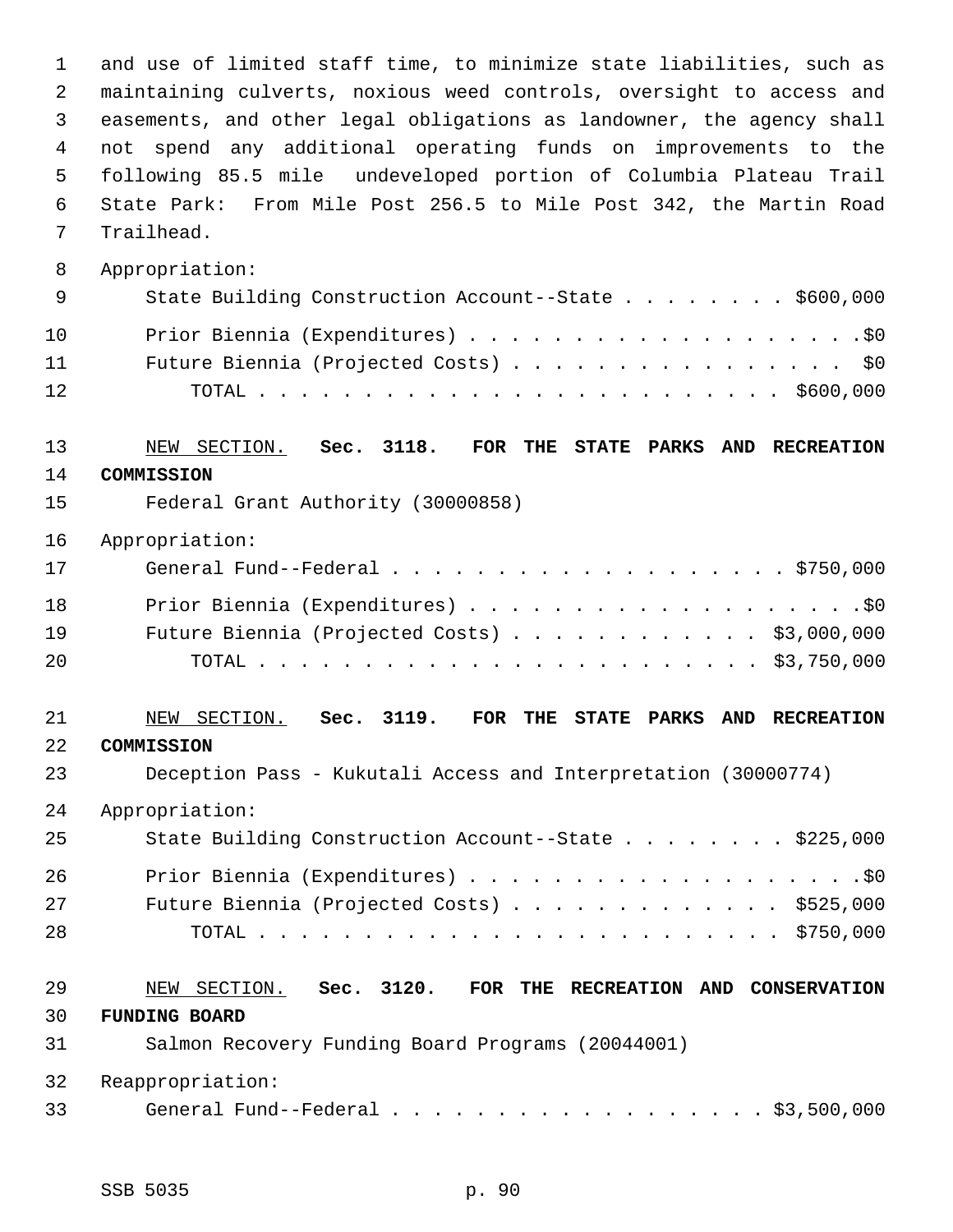and use of limited staff time, to minimize state liabilities, such as maintaining culverts, noxious weed controls, oversight to access and easements, and other legal obligations as landowner, the agency shall not spend any additional operating funds on improvements to the following 85.5 mile undeveloped portion of Columbia Plateau Trail State Park: From Mile Post 256.5 to Mile Post 342, the Martin Road Trailhead.

Appropriation:

| | |
|---|---|
| State Building Construction Account--State | $600,000 |
| Prior Biennia (Expenditures) | $0 |
| Future Biennia (Projected Costs) | $0 |
| TOTAL | $600,000 |

NEW SECTION. **Sec. 3118. FOR THE STATE PARKS AND RECREATION COMMISSION**

Federal Grant Authority (30000858)

Appropriation:

| | |
|---|---|
| General Fund--Federal | $750,000 |
| Prior Biennia (Expenditures) | $0 |
| Future Biennia (Projected Costs) | $3,000,000 |
| TOTAL | $3,750,000 |

NEW SECTION. **Sec. 3119. FOR THE STATE PARKS AND RECREATION COMMISSION**

Deception Pass - Kukutali Access and Interpretation (30000774)

Appropriation:

| | |
|---|---|
| State Building Construction Account--State | $225,000 |
| Prior Biennia (Expenditures) | $0 |
| Future Biennia (Projected Costs) | $525,000 |
| TOTAL | $750,000 |

NEW SECTION. **Sec. 3120. FOR THE RECREATION AND CONSERVATION FUNDING BOARD**

Salmon Recovery Funding Board Programs (20044001)

Reappropriation:

| | |
|---|---|
| General Fund--Federal | $3,500,000 |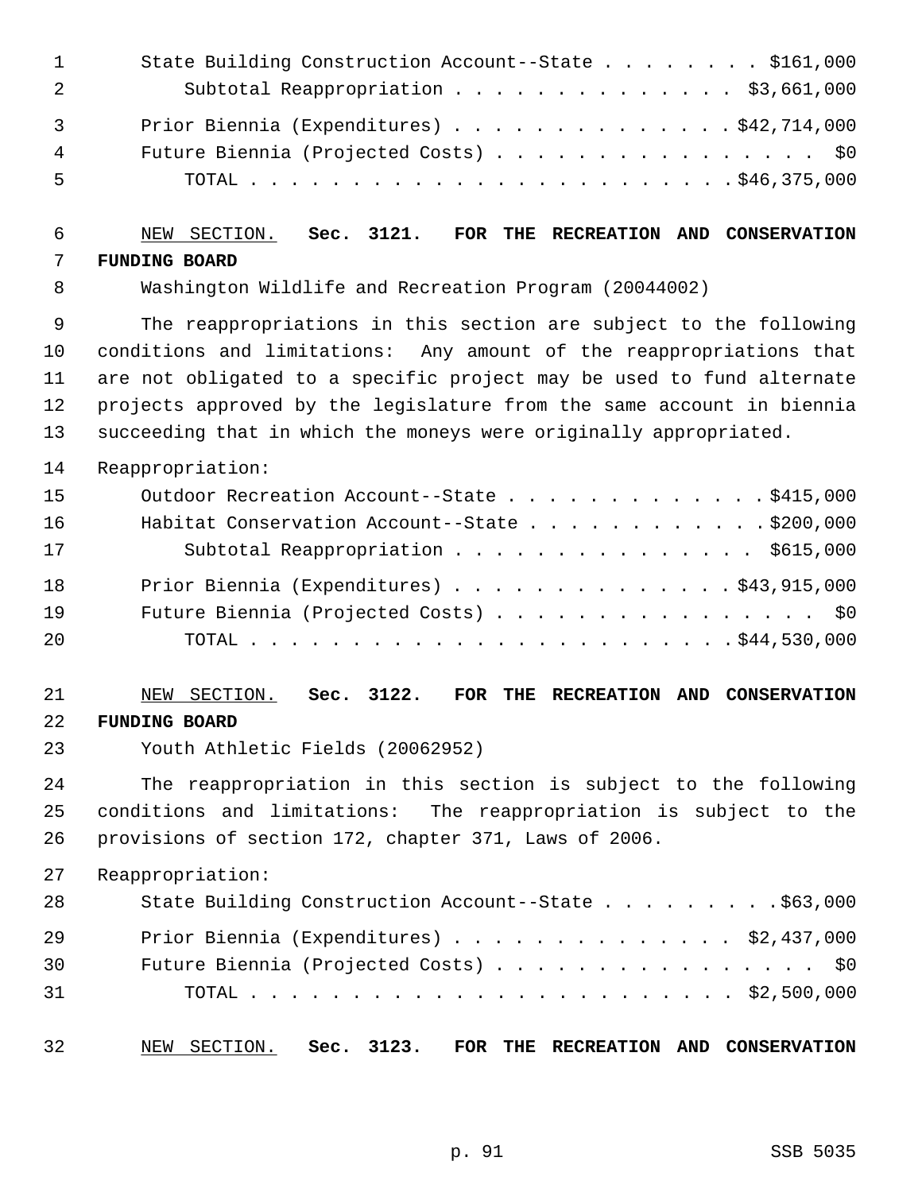State Building Construction Account--State . . . . . . . . $161,000
Subtotal Reappropriation . . . . . . . . . . . . . . $3,661,000

Prior Biennia (Expenditures) . . . . . . . . . . . . . . $42,714,000
Future Biennia (Projected Costs) . . . . . . . . . . . . . . . . $0
TOTAL . . . . . . . . . . . . . . . . . . . . . . . . $46,375,000

NEW SECTION. **Sec. 3121. FOR THE RECREATION AND CONSERVATION FUNDING BOARD**

Washington Wildlife and Recreation Program (20044002)

The reappropriations in this section are subject to the following conditions and limitations: Any amount of the reappropriations that are not obligated to a specific project may be used to fund alternate projects approved by the legislature from the same account in biennia succeeding that in which the moneys were originally appropriated.

Reappropriation:

Outdoor Recreation Account--State . . . . . . . . . . . . . $415,000
Habitat Conservation Account--State . . . . . . . . . . . . $200,000
Subtotal Reappropriation . . . . . . . . . . . . . . . $615,000

Prior Biennia (Expenditures) . . . . . . . . . . . . . . $43,915,000
Future Biennia (Projected Costs) . . . . . . . . . . . . . . . . $0
TOTAL . . . . . . . . . . . . . . . . . . . . . . . . $44,530,000

NEW SECTION. **Sec. 3122. FOR THE RECREATION AND CONSERVATION FUNDING BOARD**

Youth Athletic Fields (20062952)

The reappropriation in this section is subject to the following conditions and limitations: The reappropriation is subject to the provisions of section 172, chapter 371, Laws of 2006.

Reappropriation:

State Building Construction Account--State . . . . . . . . . $63,000

Prior Biennia (Expenditures) . . . . . . . . . . . . . . $2,437,000
Future Biennia (Projected Costs) . . . . . . . . . . . . . . . . $0
TOTAL . . . . . . . . . . . . . . . . . . . . . . . . $2,500,000

NEW SECTION. **Sec. 3123. FOR THE RECREATION AND CONSERVATION**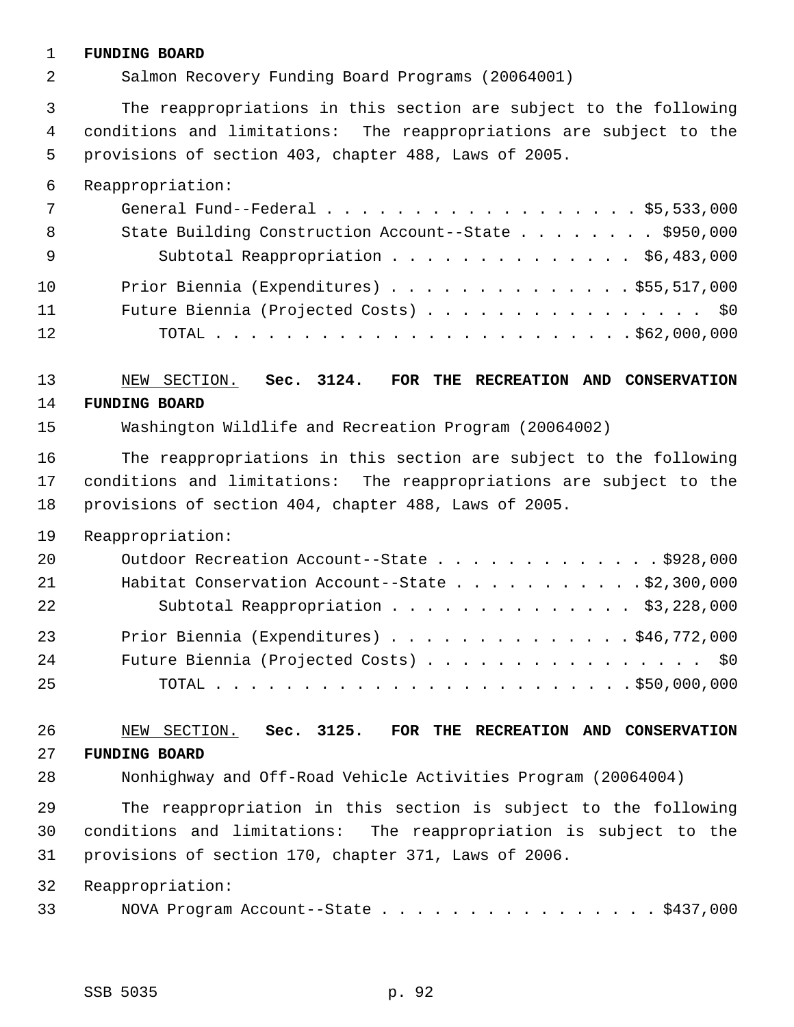**FUNDING BOARD**

Salmon Recovery Funding Board Programs (20064001)

The reappropriations in this section are subject to the following conditions and limitations: The reappropriations are subject to the provisions of section 403, chapter 488, Laws of 2005.

Reappropriation:

| | |
|---|---|
| General Fund--Federal | $5,533,000 |
| State Building Construction Account--State | $950,000 |
| Subtotal Reappropriation | $6,483,000 |
| Prior Biennia (Expenditures) | $55,517,000 |
| Future Biennia (Projected Costs) | $0 |
| TOTAL | $62,000,000 |

NEW SECTION. **Sec. 3124. FOR THE RECREATION AND CONSERVATION FUNDING BOARD**

Washington Wildlife and Recreation Program (20064002)

The reappropriations in this section are subject to the following conditions and limitations: The reappropriations are subject to the provisions of section 404, chapter 488, Laws of 2005.

Reappropriation:

| | |
|---|---|
| Outdoor Recreation Account--State | $928,000 |
| Habitat Conservation Account--State | $2,300,000 |
| Subtotal Reappropriation | $3,228,000 |
| Prior Biennia (Expenditures) | $46,772,000 |
| Future Biennia (Projected Costs) | $0 |
| TOTAL | $50,000,000 |

NEW SECTION. **Sec. 3125. FOR THE RECREATION AND CONSERVATION FUNDING BOARD**

Nonhighway and Off-Road Vehicle Activities Program (20064004)

The reappropriation in this section is subject to the following conditions and limitations: The reappropriation is subject to the provisions of section 170, chapter 371, Laws of 2006.

Reappropriation:

| | |
|---|---|
| NOVA Program Account--State | $437,000 |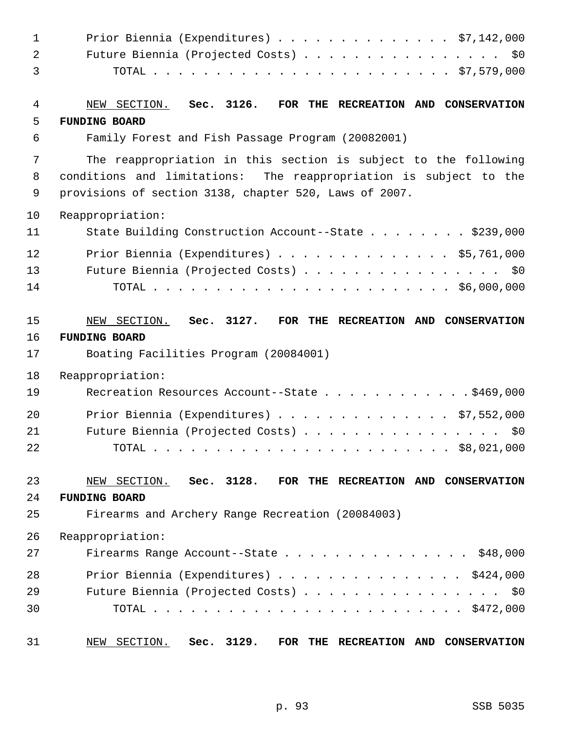Prior Biennia (Expenditures) . . . . . . . . . . . . . . $7,142,000
Future Biennia (Projected Costs) . . . . . . . . . . . . . . . . $0
TOTAL . . . . . . . . . . . . . . . . . . . . . . . . $7,579,000

NEW SECTION. **Sec. 3126. FOR THE RECREATION AND CONSERVATION FUNDING BOARD**

Family Forest and Fish Passage Program (20082001)

The reappropriation in this section is subject to the following conditions and limitations: The reappropriation is subject to the provisions of section 3138, chapter 520, Laws of 2007.

Reappropriation:
State Building Construction Account--State . . . . . . . . $239,000
Prior Biennia (Expenditures) . . . . . . . . . . . . . . $5,761,000
Future Biennia (Projected Costs) . . . . . . . . . . . . . . . . $0
TOTAL . . . . . . . . . . . . . . . . . . . . . . . . $6,000,000

NEW SECTION. **Sec. 3127. FOR THE RECREATION AND CONSERVATION FUNDING BOARD**

Boating Facilities Program (20084001)

Reappropriation:
Recreation Resources Account--State . . . . . . . . . . . . $469,000
Prior Biennia (Expenditures) . . . . . . . . . . . . . . $7,552,000
Future Biennia (Projected Costs) . . . . . . . . . . . . . . . . $0
TOTAL . . . . . . . . . . . . . . . . . . . . . . . . $8,021,000

NEW SECTION. **Sec. 3128. FOR THE RECREATION AND CONSERVATION FUNDING BOARD**

Firearms and Archery Range Recreation (20084003)

Reappropriation:
Firearms Range Account--State . . . . . . . . . . . . . . . $48,000
Prior Biennia (Expenditures) . . . . . . . . . . . . . . . $424,000
Future Biennia (Projected Costs) . . . . . . . . . . . . . . . . $0
TOTAL . . . . . . . . . . . . . . . . . . . . . . . . . $472,000

NEW SECTION. **Sec. 3129. FOR THE RECREATION AND CONSERVATION**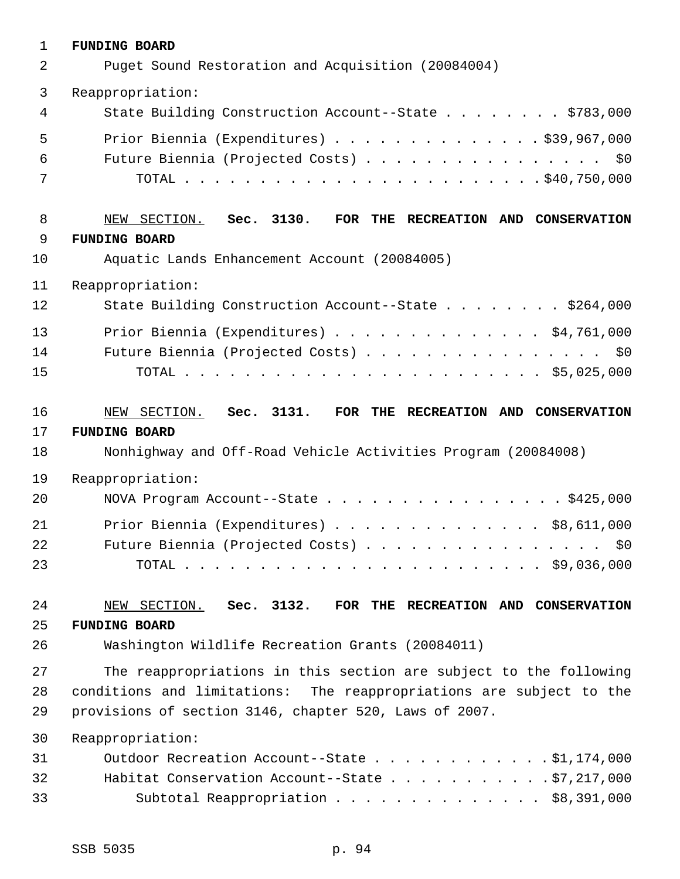**FUNDING BOARD**

Puget Sound Restoration and Acquisition (20084004)

Reappropriation:

| | |
|---|---|
| State Building Construction Account--State | $783,000 |
| Prior Biennia (Expenditures) | $39,967,000 |
| Future Biennia (Projected Costs) | $0 |
| TOTAL | $40,750,000 |

NEW SECTION. **Sec. 3130. FOR THE RECREATION AND CONSERVATION FUNDING BOARD**

Aquatic Lands Enhancement Account (20084005)

Reappropriation:

| | |
|---|---|
| State Building Construction Account--State | $264,000 |
| Prior Biennia (Expenditures) | $4,761,000 |
| Future Biennia (Projected Costs) | $0 |
| TOTAL | $5,025,000 |

NEW SECTION. **Sec. 3131. FOR THE RECREATION AND CONSERVATION FUNDING BOARD**

Nonhighway and Off-Road Vehicle Activities Program (20084008)

Reappropriation:

| | |
|---|---|
| NOVA Program Account--State | $425,000 |
| Prior Biennia (Expenditures) | $8,611,000 |
| Future Biennia (Projected Costs) | $0 |
| TOTAL | $9,036,000 |

NEW SECTION. **Sec. 3132. FOR THE RECREATION AND CONSERVATION FUNDING BOARD**

Washington Wildlife Recreation Grants (20084011)

The reappropriations in this section are subject to the following conditions and limitations: The reappropriations are subject to the provisions of section 3146, chapter 520, Laws of 2007.

Reappropriation:

| | |
|---|---|
| Outdoor Recreation Account--State | $1,174,000 |
| Habitat Conservation Account--State | $7,217,000 |
| Subtotal Reappropriation | $8,391,000 |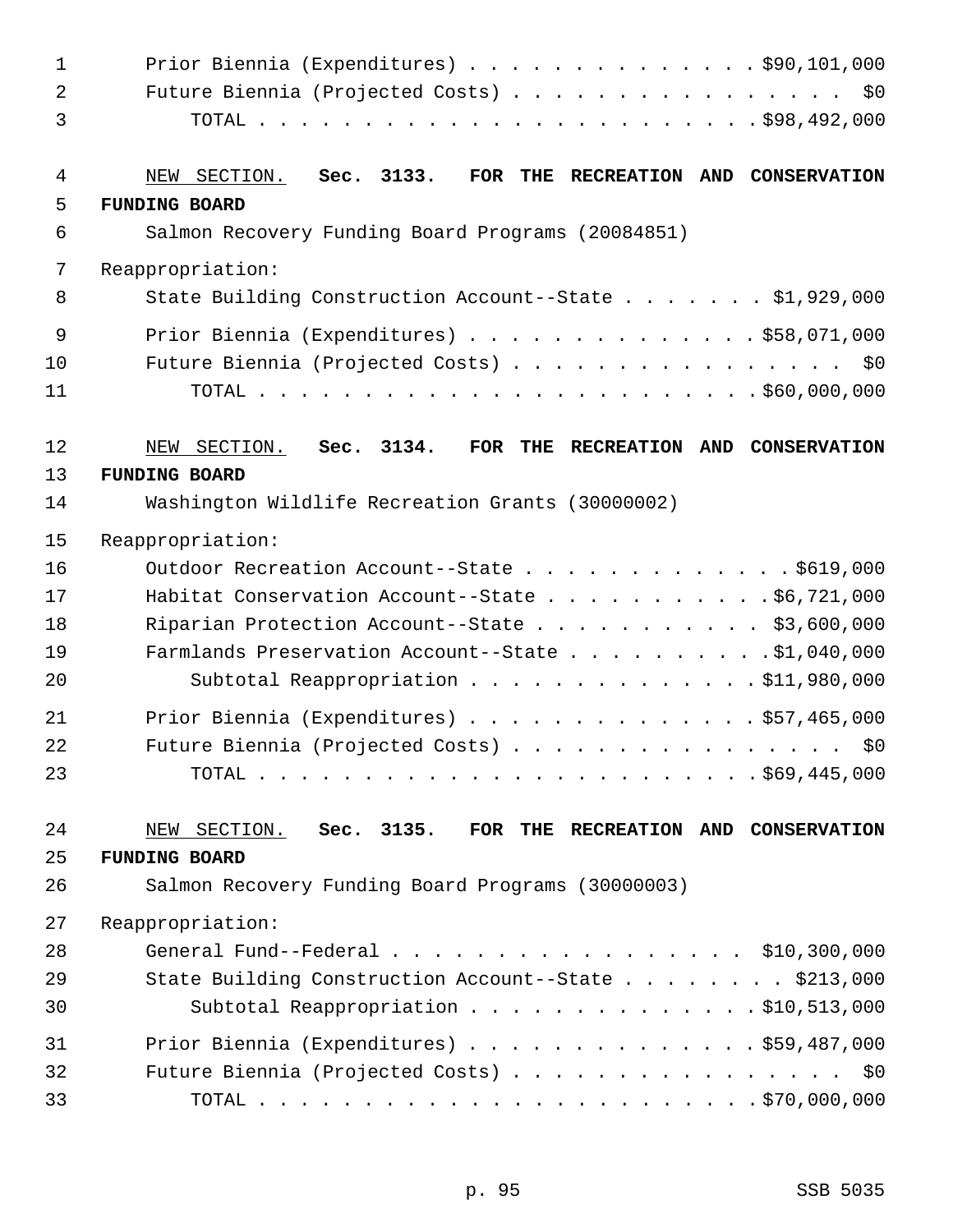Prior Biennia (Expenditures) . . . . . . . . . . . . . . $90,101,000
Future Biennia (Projected Costs) . . . . . . . . . . . . . . . . $0
TOTAL . . . . . . . . . . . . . . . . . . . . . . . . $98,492,000

NEW SECTION. **Sec. 3133. FOR THE RECREATION AND CONSERVATION FUNDING BOARD**

Salmon Recovery Funding Board Programs (20084851)

Reappropriation:

State Building Construction Account--State . . . . . . . $1,929,000

Prior Biennia (Expenditures) . . . . . . . . . . . . . . $58,071,000
Future Biennia (Projected Costs) . . . . . . . . . . . . . . . . $0
TOTAL . . . . . . . . . . . . . . . . . . . . . . . . $60,000,000

NEW SECTION. **Sec. 3134. FOR THE RECREATION AND CONSERVATION FUNDING BOARD**

Washington Wildlife Recreation Grants (30000002)

Reappropriation:

Outdoor Recreation Account--State . . . . . . . . . . . . . $619,000
Habitat Conservation Account--State . . . . . . . . . . . $6,721,000
Riparian Protection Account--State . . . . . . . . . . . $3,600,000
Farmlands Preservation Account--State . . . . . . . . . . $1,040,000
Subtotal Reappropriation . . . . . . . . . . . . . . $11,980,000

Prior Biennia (Expenditures) . . . . . . . . . . . . . . $57,465,000
Future Biennia (Projected Costs) . . . . . . . . . . . . . . . . $0
TOTAL . . . . . . . . . . . . . . . . . . . . . . . . $69,445,000

NEW SECTION. **Sec. 3135. FOR THE RECREATION AND CONSERVATION FUNDING BOARD**

Salmon Recovery Funding Board Programs (30000003)

Reappropriation:

General Fund--Federal . . . . . . . . . . . . . . . . . $10,300,000
State Building Construction Account--State . . . . . . . . $213,000
Subtotal Reappropriation . . . . . . . . . . . . . . $10,513,000

Prior Biennia (Expenditures) . . . . . . . . . . . . . . $59,487,000
Future Biennia (Projected Costs) . . . . . . . . . . . . . . . . $0
TOTAL . . . . . . . . . . . . . . . . . . . . . . . . $70,000,000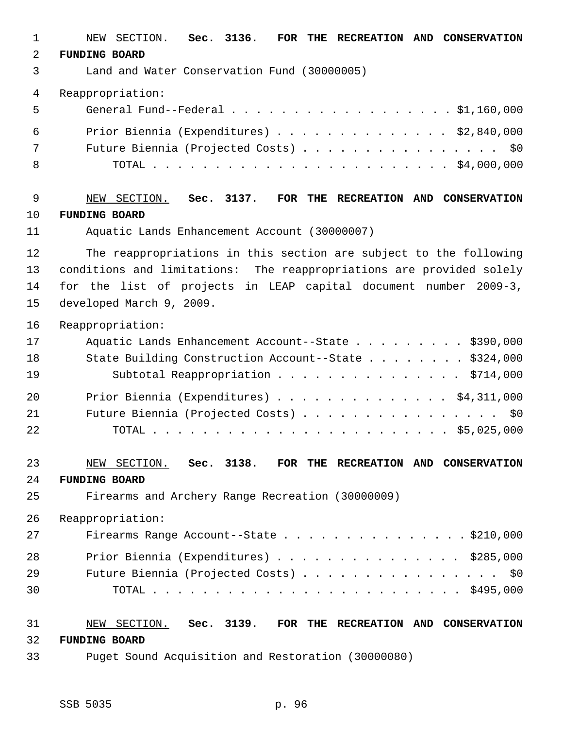NEW SECTION. **Sec. 3136. FOR THE RECREATION AND CONSERVATION FUNDING BOARD**

Land and Water Conservation Fund (30000005)

Reappropriation:

General Fund--Federal . . . . . . . . . . . . . . . . . . $1,160,000

Prior Biennia (Expenditures) . . . . . . . . . . . . . . $2,840,000

Future Biennia (Projected Costs) . . . . . . . . . . . . . . . . $0

TOTAL . . . . . . . . . . . . . . . . . . . . . . . . $4,000,000

NEW SECTION. **Sec. 3137. FOR THE RECREATION AND CONSERVATION FUNDING BOARD**

Aquatic Lands Enhancement Account (30000007)

The reappropriations in this section are subject to the following conditions and limitations: The reappropriations are provided solely for the list of projects in LEAP capital document number 2009-3, developed March 9, 2009.

Reappropriation:

Aquatic Lands Enhancement Account--State . . . . . . . . . $390,000

State Building Construction Account--State . . . . . . . . $324,000

Subtotal Reappropriation . . . . . . . . . . . . . . . $714,000

Prior Biennia (Expenditures) . . . . . . . . . . . . . . $4,311,000

Future Biennia (Projected Costs) . . . . . . . . . . . . . . . . $0

TOTAL . . . . . . . . . . . . . . . . . . . . . . . . $5,025,000

NEW SECTION. **Sec. 3138. FOR THE RECREATION AND CONSERVATION FUNDING BOARD**

Firearms and Archery Range Recreation (30000009)

Reappropriation:

Firearms Range Account--State . . . . . . . . . . . . . . . $210,000

Prior Biennia (Expenditures) . . . . . . . . . . . . . . . $285,000

Future Biennia (Projected Costs) . . . . . . . . . . . . . . . . $0

TOTAL . . . . . . . . . . . . . . . . . . . . . . . . . $495,000

NEW SECTION. **Sec. 3139. FOR THE RECREATION AND CONSERVATION FUNDING BOARD**

Puget Sound Acquisition and Restoration (30000080)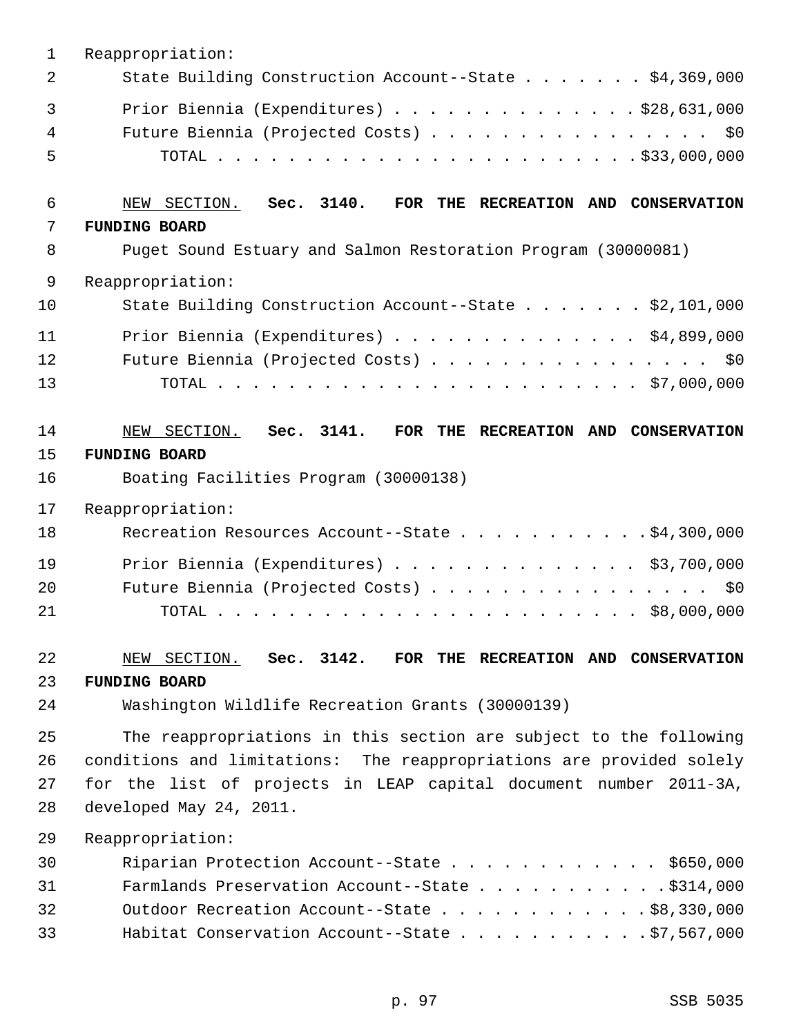Reappropriation:

State Building Construction Account--State . . . . . . . $4,369,000

Prior Biennia (Expenditures) . . . . . . . . . . . . . . $28,631,000

Future Biennia (Projected Costs) . . . . . . . . . . . . . . . . $0

TOTAL . . . . . . . . . . . . . . . . . . . . . . . . $33,000,000

NEW SECTION. **Sec. 3140. FOR THE RECREATION AND CONSERVATION FUNDING BOARD**

Puget Sound Estuary and Salmon Restoration Program (30000081)

Reappropriation:

State Building Construction Account--State . . . . . . . $2,101,000

Prior Biennia (Expenditures) . . . . . . . . . . . . . . $4,899,000

Future Biennia (Projected Costs) . . . . . . . . . . . . . . . . $0

TOTAL . . . . . . . . . . . . . . . . . . . . . . . . $7,000,000

NEW SECTION. **Sec. 3141. FOR THE RECREATION AND CONSERVATION FUNDING BOARD**

Boating Facilities Program (30000138)

Reappropriation:

Recreation Resources Account--State . . . . . . . . . . . $4,300,000

Prior Biennia (Expenditures) . . . . . . . . . . . . . . $3,700,000

Future Biennia (Projected Costs) . . . . . . . . . . . . . . . . $0

TOTAL . . . . . . . . . . . . . . . . . . . . . . . . $8,000,000

NEW SECTION. **Sec. 3142. FOR THE RECREATION AND CONSERVATION FUNDING BOARD**

Washington Wildlife Recreation Grants (30000139)

The reappropriations in this section are subject to the following conditions and limitations: The reappropriations are provided solely for the list of projects in LEAP capital document number 2011-3A, developed May 24, 2011.

Reappropriation:

Riparian Protection Account--State . . . . . . . . . . . . $650,000

Farmlands Preservation Account--State . . . . . . . . . . . $314,000

Outdoor Recreation Account--State . . . . . . . . . . . . $8,330,000

Habitat Conservation Account--State . . . . . . . . . . . $7,567,000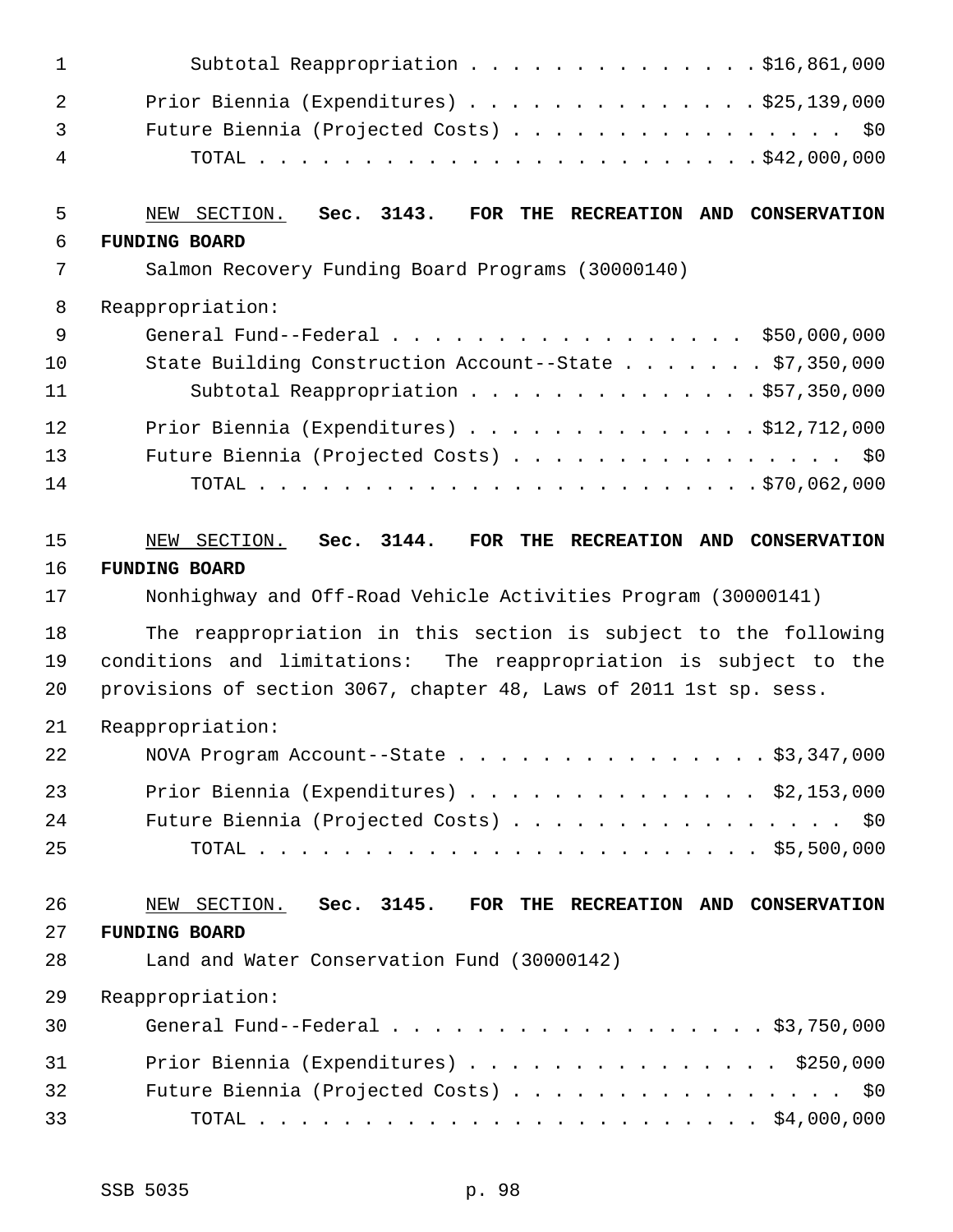Subtotal Reappropriation . . . . . . . . . . . . . . $16,861,000

Prior Biennia (Expenditures) . . . . . . . . . . . . . . $25,139,000
Future Biennia (Projected Costs) . . . . . . . . . . . . . . . . $0
TOTAL . . . . . . . . . . . . . . . . . . . . . . . . $42,000,000

NEW SECTION. **Sec. 3143. FOR THE RECREATION AND CONSERVATION FUNDING BOARD**

Salmon Recovery Funding Board Programs (30000140)

Reappropriation:
General Fund--Federal . . . . . . . . . . . . . . . . . $50,000,000
State Building Construction Account--State . . . . . . . $7,350,000
Subtotal Reappropriation . . . . . . . . . . . . . . $57,350,000

Prior Biennia (Expenditures) . . . . . . . . . . . . . . $12,712,000
Future Biennia (Projected Costs) . . . . . . . . . . . . . . . . $0
TOTAL . . . . . . . . . . . . . . . . . . . . . . . . $70,062,000

NEW SECTION. **Sec. 3144. FOR THE RECREATION AND CONSERVATION FUNDING BOARD**

Nonhighway and Off-Road Vehicle Activities Program (30000141)

The reappropriation in this section is subject to the following conditions and limitations: The reappropriation is subject to the provisions of section 3067, chapter 48, Laws of 2011 1st sp. sess.

Reappropriation:
NOVA Program Account--State . . . . . . . . . . . . . . . $3,347,000

Prior Biennia (Expenditures) . . . . . . . . . . . . . . $2,153,000
Future Biennia (Projected Costs) . . . . . . . . . . . . . . . . $0
TOTAL . . . . . . . . . . . . . . . . . . . . . . . . $5,500,000

NEW SECTION. **Sec. 3145. FOR THE RECREATION AND CONSERVATION FUNDING BOARD**

Land and Water Conservation Fund (30000142)

Reappropriation:
General Fund--Federal . . . . . . . . . . . . . . . . . . $3,750,000

Prior Biennia (Expenditures) . . . . . . . . . . . . . . . $250,000
Future Biennia (Projected Costs) . . . . . . . . . . . . . . . . $0
TOTAL . . . . . . . . . . . . . . . . . . . . . . . . $4,000,000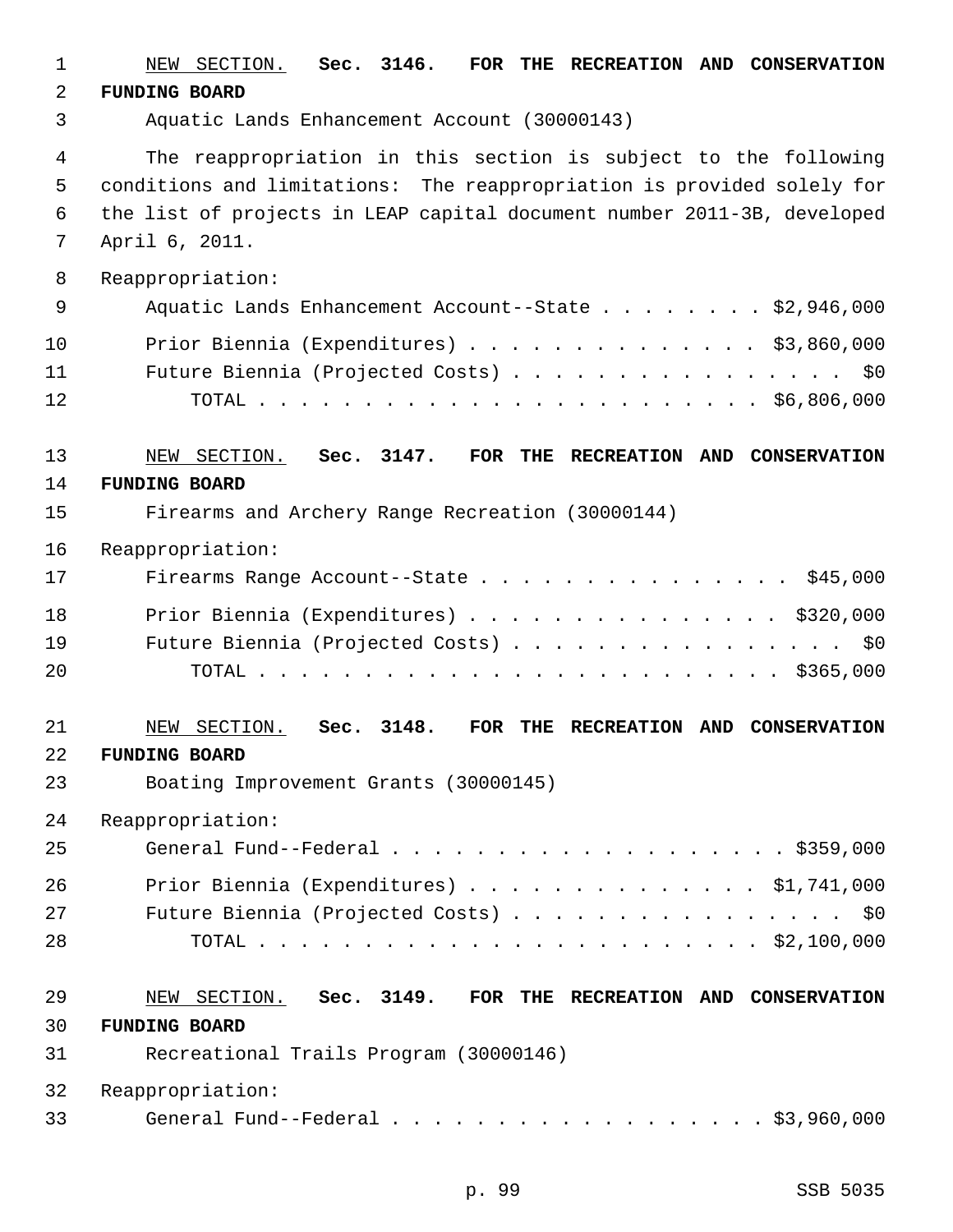NEW SECTION. **Sec. 3146. FOR THE RECREATION AND CONSERVATION FUNDING BOARD**

Aquatic Lands Enhancement Account (30000143)

The reappropriation in this section is subject to the following conditions and limitations: The reappropriation is provided solely for the list of projects in LEAP capital document number 2011-3B, developed April 6, 2011.

Reappropriation:

Aquatic Lands Enhancement Account--State . . . . . . . . $2,946,000

Prior Biennia (Expenditures) . . . . . . . . . . . . . . $3,860,000

Future Biennia (Projected Costs) . . . . . . . . . . . . . . . . $0

TOTAL . . . . . . . . . . . . . . . . . . . . . . . . $6,806,000

NEW SECTION. **Sec. 3147. FOR THE RECREATION AND CONSERVATION FUNDING BOARD**

Firearms and Archery Range Recreation (30000144)

Reappropriation:

Firearms Range Account--State . . . . . . . . . . . . . . . $45,000

Prior Biennia (Expenditures) . . . . . . . . . . . . . . . $320,000

Future Biennia (Projected Costs) . . . . . . . . . . . . . . . . $0

TOTAL . . . . . . . . . . . . . . . . . . . . . . . . . $365,000

NEW SECTION. **Sec. 3148. FOR THE RECREATION AND CONSERVATION FUNDING BOARD**

Boating Improvement Grants (30000145)

Reappropriation:

General Fund--Federal . . . . . . . . . . . . . . . . . . . $359,000

Prior Biennia (Expenditures) . . . . . . . . . . . . . . $1,741,000

Future Biennia (Projected Costs) . . . . . . . . . . . . . . . . $0

TOTAL . . . . . . . . . . . . . . . . . . . . . . . . $2,100,000

NEW SECTION. **Sec. 3149. FOR THE RECREATION AND CONSERVATION FUNDING BOARD**

Recreational Trails Program (30000146)

Reappropriation:

General Fund--Federal . . . . . . . . . . . . . . . . . . $3,960,000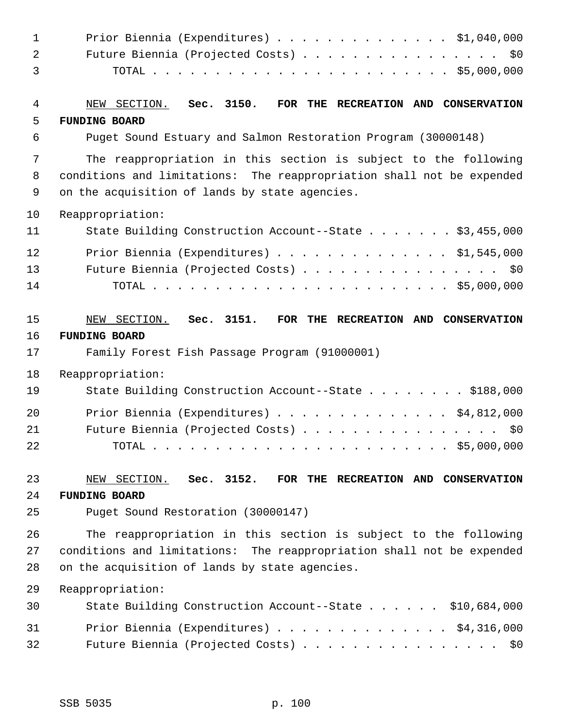Prior Biennia (Expenditures) . . . . . . . . . . . . . . $1,040,000
Future Biennia (Projected Costs) . . . . . . . . . . . . . . . . $0
TOTAL . . . . . . . . . . . . . . . . . . . . . . . . $5,000,000

NEW SECTION. **Sec. 3150. FOR THE RECREATION AND CONSERVATION FUNDING BOARD**

Puget Sound Estuary and Salmon Restoration Program (30000148)

The reappropriation in this section is subject to the following conditions and limitations: The reappropriation shall not be expended on the acquisition of lands by state agencies.

Reappropriation:
State Building Construction Account--State . . . . . . . $3,455,000
Prior Biennia (Expenditures) . . . . . . . . . . . . . . $1,545,000
Future Biennia (Projected Costs) . . . . . . . . . . . . . . . . $0
TOTAL . . . . . . . . . . . . . . . . . . . . . . . . $5,000,000

NEW SECTION. **Sec. 3151. FOR THE RECREATION AND CONSERVATION FUNDING BOARD**

Family Forest Fish Passage Program (91000001)

Reappropriation:
State Building Construction Account--State . . . . . . . . $188,000
Prior Biennia (Expenditures) . . . . . . . . . . . . . . $4,812,000
Future Biennia (Projected Costs) . . . . . . . . . . . . . . . . $0
TOTAL . . . . . . . . . . . . . . . . . . . . . . . . $5,000,000

NEW SECTION. **Sec. 3152. FOR THE RECREATION AND CONSERVATION FUNDING BOARD**

Puget Sound Restoration (30000147)

The reappropriation in this section is subject to the following conditions and limitations: The reappropriation shall not be expended on the acquisition of lands by state agencies.

Reappropriation:
State Building Construction Account--State . . . . . . $10,684,000
Prior Biennia (Expenditures) . . . . . . . . . . . . . . $4,316,000
Future Biennia (Projected Costs) . . . . . . . . . . . . . . . . $0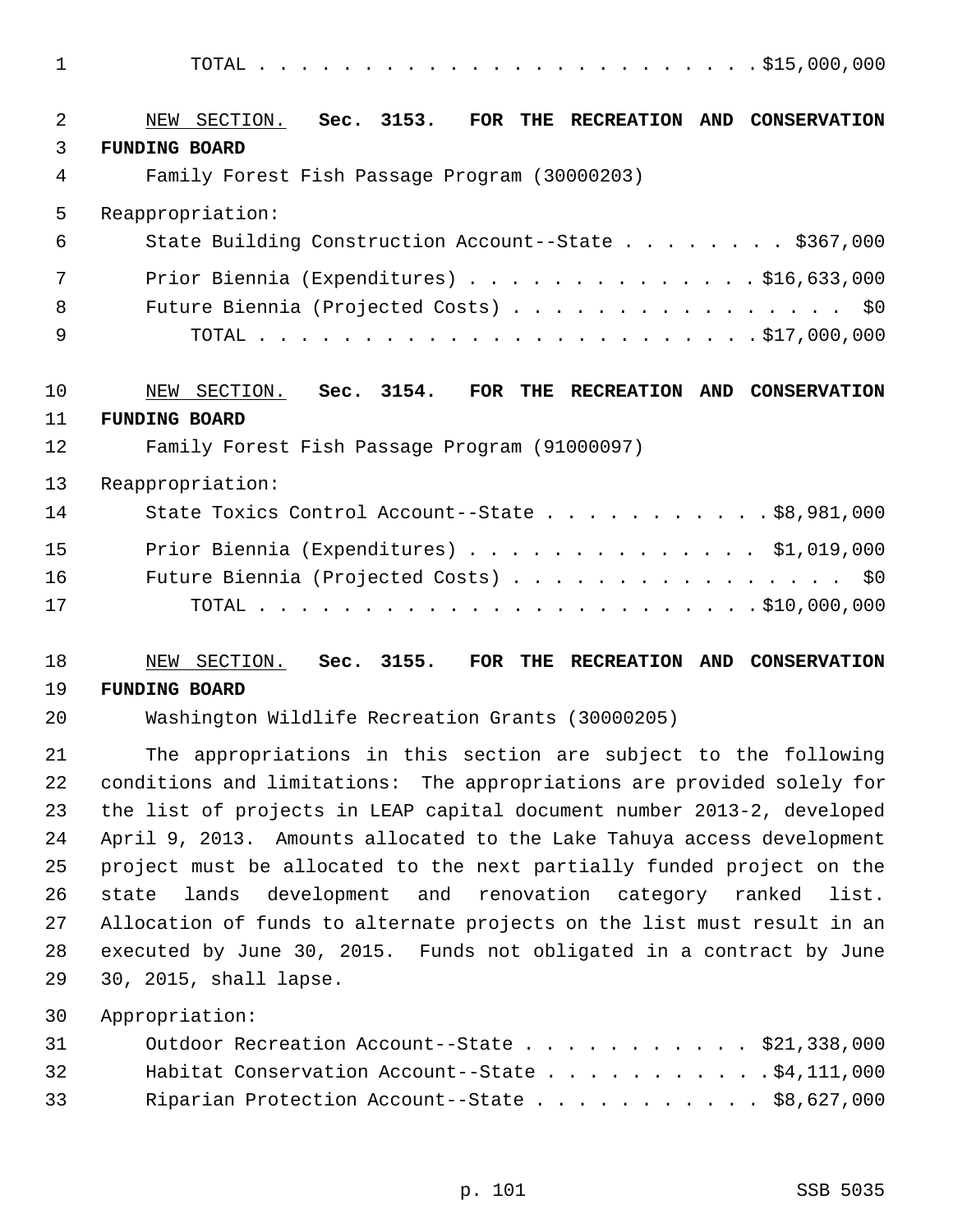TOTAL . . . . . . . . . . . . . . . . . . . . . . . . . $15,000,000

NEW SECTION. **Sec. 3153. FOR THE RECREATION AND CONSERVATION FUNDING BOARD**

Family Forest Fish Passage Program (30000203)

Reappropriation:

State Building Construction Account--State . . . . . . . . $367,000

Prior Biennia (Expenditures) . . . . . . . . . . . . . . $16,633,000

Future Biennia (Projected Costs) . . . . . . . . . . . . . . . . $0

TOTAL . . . . . . . . . . . . . . . . . . . . . . . . . $17,000,000

NEW SECTION. **Sec. 3154. FOR THE RECREATION AND CONSERVATION FUNDING BOARD**

Family Forest Fish Passage Program (91000097)

Reappropriation:

State Toxics Control Account--State . . . . . . . . . . . $8,981,000

Prior Biennia (Expenditures) . . . . . . . . . . . . . . $1,019,000

Future Biennia (Projected Costs) . . . . . . . . . . . . . . . . $0

TOTAL . . . . . . . . . . . . . . . . . . . . . . . . . $10,000,000

NEW SECTION. **Sec. 3155. FOR THE RECREATION AND CONSERVATION FUNDING BOARD**

Washington Wildlife Recreation Grants (30000205)

The appropriations in this section are subject to the following conditions and limitations: The appropriations are provided solely for the list of projects in LEAP capital document number 2013-2, developed April 9, 2013. Amounts allocated to the Lake Tahuya access development project must be allocated to the next partially funded project on the state lands development and renovation category ranked list. Allocation of funds to alternate projects on the list must result in an executed by June 30, 2015. Funds not obligated in a contract by June 30, 2015, shall lapse.

Appropriation:

Outdoor Recreation Account--State . . . . . . . . . . . $21,338,000

Habitat Conservation Account--State . . . . . . . . . . . $4,111,000

Riparian Protection Account--State . . . . . . . . . . . $8,627,000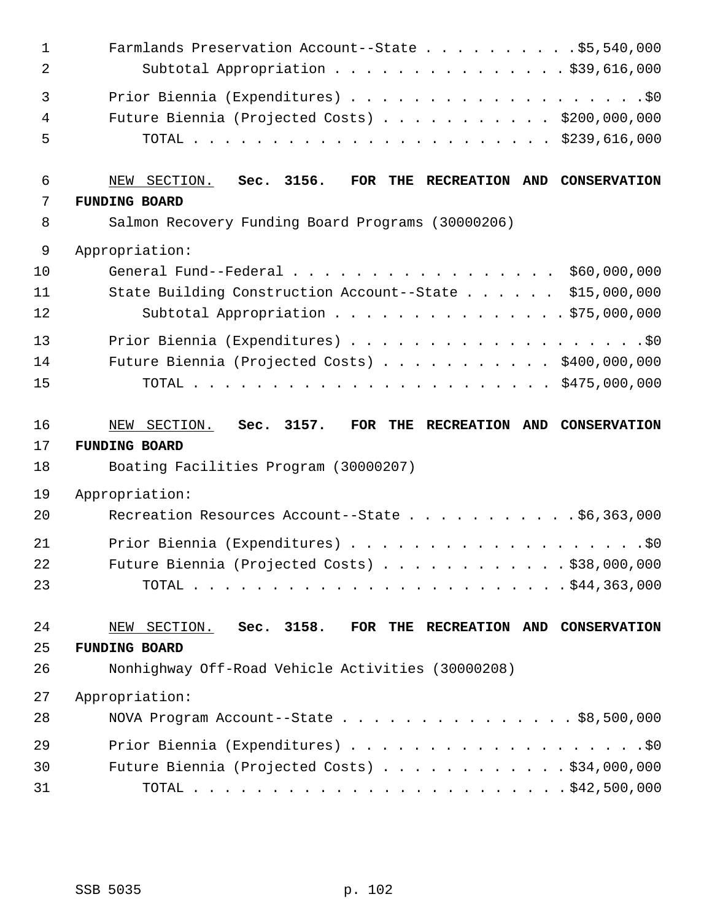Farmlands Preservation Account--State . . . . . . . . . . .$5,540,000
Subtotal Appropriation . . . . . . . . . . . . . . . $39,616,000

Prior Biennia (Expenditures) . . . . . . . . . . . . . . . . . . . .$0
Future Biennia (Projected Costs) . . . . . . . . . . . $200,000,000
TOTAL . . . . . . . . . . . . . . . . . . . . . . . . $239,616,000

NEW SECTION. **Sec. 3156. FOR THE RECREATION AND CONSERVATION FUNDING BOARD**

Salmon Recovery Funding Board Programs (30000206)

Appropriation:

General Fund--Federal . . . . . . . . . . . . . . . . . $60,000,000
State Building Construction Account--State . . . . . . $15,000,000
Subtotal Appropriation . . . . . . . . . . . . . . . $75,000,000

Prior Biennia (Expenditures) . . . . . . . . . . . . . . . . . . . .$0
Future Biennia (Projected Costs) . . . . . . . . . . . $400,000,000
TOTAL . . . . . . . . . . . . . . . . . . . . . . . . $475,000,000

NEW SECTION. **Sec. 3157. FOR THE RECREATION AND CONSERVATION FUNDING BOARD**

Boating Facilities Program (30000207)

Appropriation:

Recreation Resources Account--State . . . . . . . . . . .$6,363,000

Prior Biennia (Expenditures) . . . . . . . . . . . . . . . . . . . .$0
Future Biennia (Projected Costs) . . . . . . . . . . . . $38,000,000
TOTAL . . . . . . . . . . . . . . . . . . . . . . . . . $44,363,000

NEW SECTION. **Sec. 3158. FOR THE RECREATION AND CONSERVATION FUNDING BOARD**

Nonhighway Off-Road Vehicle Activities (30000208)

Appropriation:

NOVA Program Account--State . . . . . . . . . . . . . . . $8,500,000

Prior Biennia (Expenditures) . . . . . . . . . . . . . . . . . . . .$0
Future Biennia (Projected Costs) . . . . . . . . . . . . $34,000,000
TOTAL . . . . . . . . . . . . . . . . . . . . . . . . . $42,500,000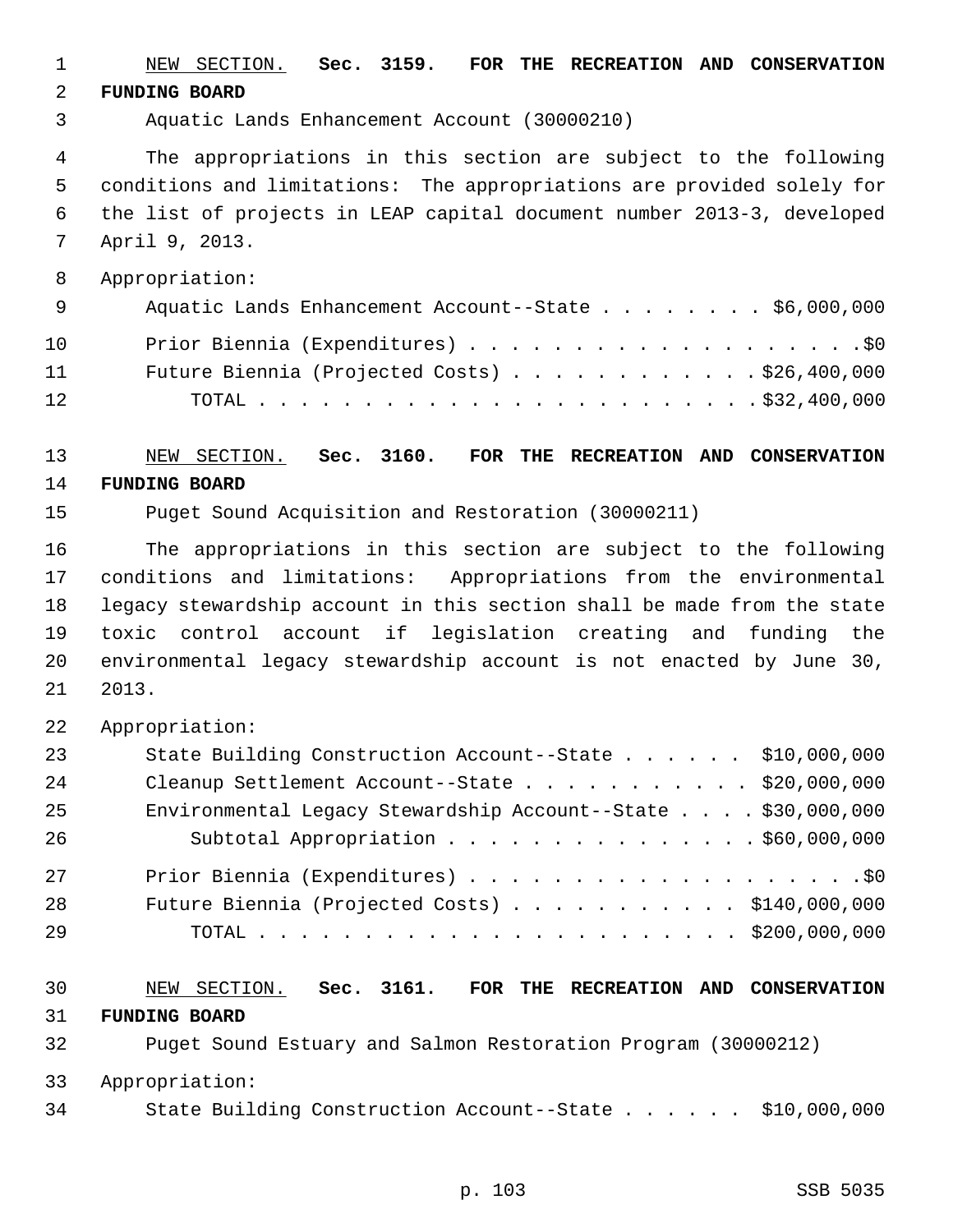NEW SECTION. **Sec. 3159. FOR THE RECREATION AND CONSERVATION FUNDING BOARD**

Aquatic Lands Enhancement Account (30000210)

The appropriations in this section are subject to the following conditions and limitations: The appropriations are provided solely for the list of projects in LEAP capital document number 2013-3, developed April 9, 2013.

Appropriation:

| | |
|---|---|
| Aquatic Lands Enhancement Account--State | $6,000,000 |
| Prior Biennia (Expenditures) | $0 |
| Future Biennia (Projected Costs) | $26,400,000 |
| TOTAL | $32,400,000 |

NEW SECTION. **Sec. 3160. FOR THE RECREATION AND CONSERVATION FUNDING BOARD**

Puget Sound Acquisition and Restoration (30000211)

The appropriations in this section are subject to the following conditions and limitations: Appropriations from the environmental legacy stewardship account in this section shall be made from the state toxic control account if legislation creating and funding the environmental legacy stewardship account is not enacted by June 30, 2013.

Appropriation:

| | |
|---|---|
| State Building Construction Account--State | $10,000,000 |
| Cleanup Settlement Account--State | $20,000,000 |
| Environmental Legacy Stewardship Account--State | $30,000,000 |
| Subtotal Appropriation | $60,000,000 |
| Prior Biennia (Expenditures) | $0 |
| Future Biennia (Projected Costs) | $140,000,000 |
| TOTAL | $200,000,000 |

NEW SECTION. **Sec. 3161. FOR THE RECREATION AND CONSERVATION FUNDING BOARD**

Puget Sound Estuary and Salmon Restoration Program (30000212)

Appropriation:

| | |
|---|---|
| State Building Construction Account--State | $10,000,000 |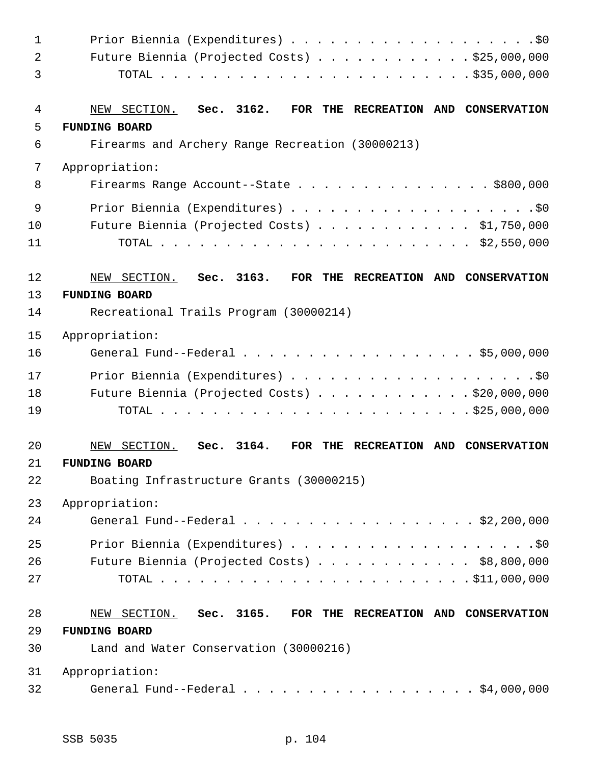Prior Biennia (Expenditures) . . . . . . . . . . . . . . . . . . . .$0
Future Biennia (Projected Costs) . . . . . . . . . . . . $25,000,000
TOTAL . . . . . . . . . . . . . . . . . . . . . . . . . $35,000,000

NEW SECTION. **Sec. 3162. FOR THE RECREATION AND CONSERVATION FUNDING BOARD**

Firearms and Archery Range Recreation (30000213)

Appropriation:
Firearms Range Account--State . . . . . . . . . . . . . . . . $800,000
Prior Biennia (Expenditures) . . . . . . . . . . . . . . . . . . . .$0
Future Biennia (Projected Costs) . . . . . . . . . . . . $1,750,000
TOTAL . . . . . . . . . . . . . . . . . . . . . . . . . $2,550,000

NEW SECTION. **Sec. 3163. FOR THE RECREATION AND CONSERVATION FUNDING BOARD**

Recreational Trails Program (30000214)

Appropriation:
General Fund--Federal . . . . . . . . . . . . . . . . . . $5,000,000
Prior Biennia (Expenditures) . . . . . . . . . . . . . . . . . . . .$0
Future Biennia (Projected Costs) . . . . . . . . . . . . $20,000,000
TOTAL . . . . . . . . . . . . . . . . . . . . . . . . . $25,000,000

NEW SECTION. **Sec. 3164. FOR THE RECREATION AND CONSERVATION FUNDING BOARD**

Boating Infrastructure Grants (30000215)

Appropriation:
General Fund--Federal . . . . . . . . . . . . . . . . . . $2,200,000
Prior Biennia (Expenditures) . . . . . . . . . . . . . . . . . . . .$0
Future Biennia (Projected Costs) . . . . . . . . . . . . $8,800,000
TOTAL . . . . . . . . . . . . . . . . . . . . . . . . . $11,000,000

NEW SECTION. **Sec. 3165. FOR THE RECREATION AND CONSERVATION FUNDING BOARD**

Land and Water Conservation (30000216)

Appropriation:
General Fund--Federal . . . . . . . . . . . . . . . . . . $4,000,000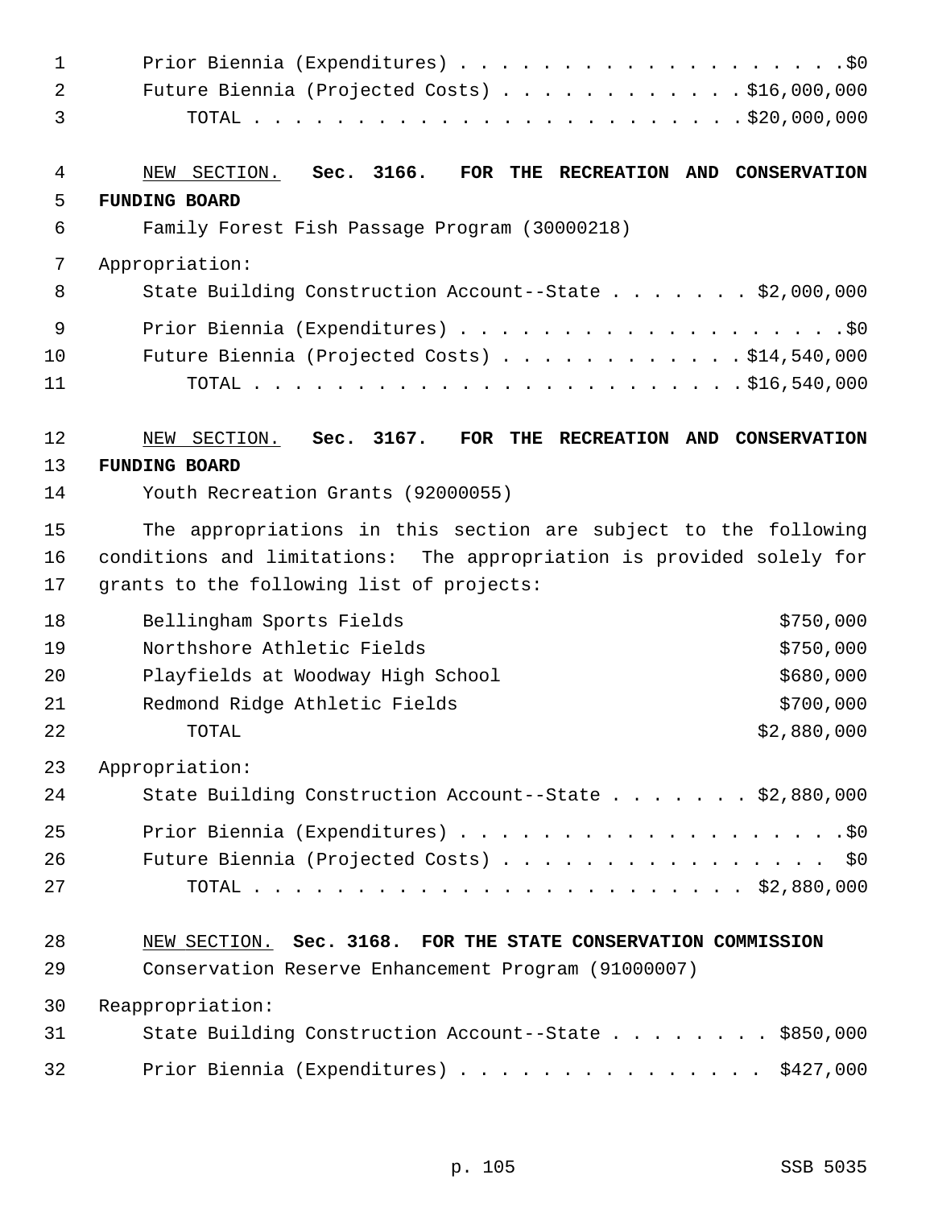Prior Biennia (Expenditures) . . . . . . . . . . . . . . . . . . . .$0
Future Biennia (Projected Costs) . . . . . . . . . . . . $16,000,000
TOTAL . . . . . . . . . . . . . . . . . . . . . . . . . $20,000,000

NEW SECTION. **Sec. 3166. FOR THE RECREATION AND CONSERVATION FUNDING BOARD**

Family Forest Fish Passage Program (30000218)

Appropriation:

State Building Construction Account--State . . . . . . . $2,000,000

Prior Biennia (Expenditures) . . . . . . . . . . . . . . . . . . . .$0
Future Biennia (Projected Costs) . . . . . . . . . . . . $14,540,000
TOTAL . . . . . . . . . . . . . . . . . . . . . . . . . $16,540,000

NEW SECTION. **Sec. 3167. FOR THE RECREATION AND CONSERVATION FUNDING BOARD**

Youth Recreation Grants (92000055)

The appropriations in this section are subject to the following conditions and limitations: The appropriation is provided solely for grants to the following list of projects:

| | |
|---|---|
| Bellingham Sports Fields | $750,000 |
| Northshore Athletic Fields | $750,000 |
| Playfields at Woodway High School | $680,000 |
| Redmond Ridge Athletic Fields | $700,000 |
| TOTAL | $2,880,000 |

Appropriation:

State Building Construction Account--State . . . . . . . $2,880,000

Prior Biennia (Expenditures) . . . . . . . . . . . . . . . . . . . .$0
Future Biennia (Projected Costs) . . . . . . . . . . . . . . . . $0
TOTAL . . . . . . . . . . . . . . . . . . . . . . . . . $2,880,000

NEW SECTION. **Sec. 3168. FOR THE STATE CONSERVATION COMMISSION**

Conservation Reserve Enhancement Program (91000007)

Reappropriation:

State Building Construction Account--State . . . . . . . . $850,000

Prior Biennia (Expenditures) . . . . . . . . . . . . . . . $427,000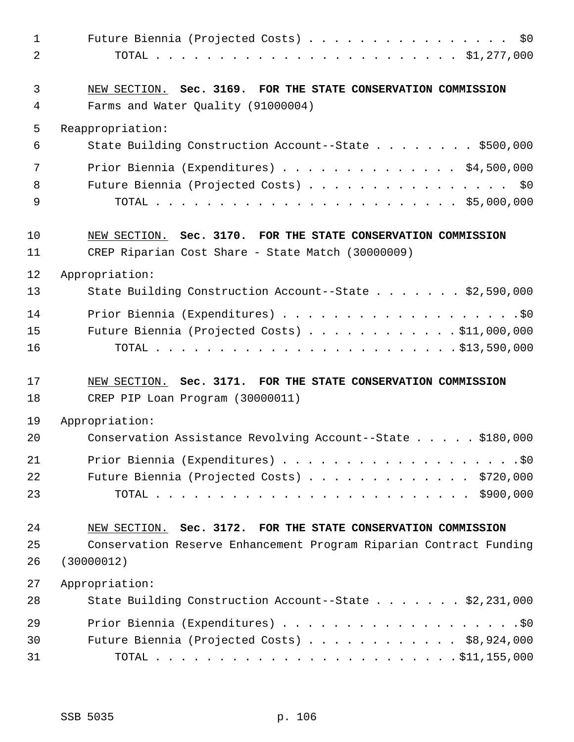Future Biennia (Projected Costs) . . . . . . . . . . . . . . . . $0

TOTAL . . . . . . . . . . . . . . . . . . . . . . . . $1,277,000

NEW SECTION. **Sec. 3169. FOR THE STATE CONSERVATION COMMISSION**

Farms and Water Quality (91000004)

Reappropriation:

State Building Construction Account--State . . . . . . . . $500,000

Prior Biennia (Expenditures) . . . . . . . . . . . . . . $4,500,000

Future Biennia (Projected Costs) . . . . . . . . . . . . . . . . $0

TOTAL . . . . . . . . . . . . . . . . . . . . . . . . $5,000,000

NEW SECTION. **Sec. 3170. FOR THE STATE CONSERVATION COMMISSION**

CREP Riparian Cost Share - State Match (30000009)

Appropriation:

State Building Construction Account--State . . . . . . . $2,590,000

Prior Biennia (Expenditures) . . . . . . . . . . . . . . . . . . .$0

Future Biennia (Projected Costs) . . . . . . . . . . . . $11,000,000

TOTAL . . . . . . . . . . . . . . . . . . . . . . . . $13,590,000

NEW SECTION. **Sec. 3171. FOR THE STATE CONSERVATION COMMISSION**

CREP PIP Loan Program (30000011)

Appropriation:

Conservation Assistance Revolving Account--State . . . . . $180,000

Prior Biennia (Expenditures) . . . . . . . . . . . . . . . . . . .$0

Future Biennia (Projected Costs) . . . . . . . . . . . . . $720,000

TOTAL . . . . . . . . . . . . . . . . . . . . . . . . . $900,000

NEW SECTION. **Sec. 3172. FOR THE STATE CONSERVATION COMMISSION**

Conservation Reserve Enhancement Program Riparian Contract Funding (30000012)

Appropriation:

State Building Construction Account--State . . . . . . . $2,231,000

Prior Biennia (Expenditures) . . . . . . . . . . . . . . . . . . .$0

Future Biennia (Projected Costs) . . . . . . . . . . . . $8,924,000

TOTAL . . . . . . . . . . . . . . . . . . . . . . . . $11,155,000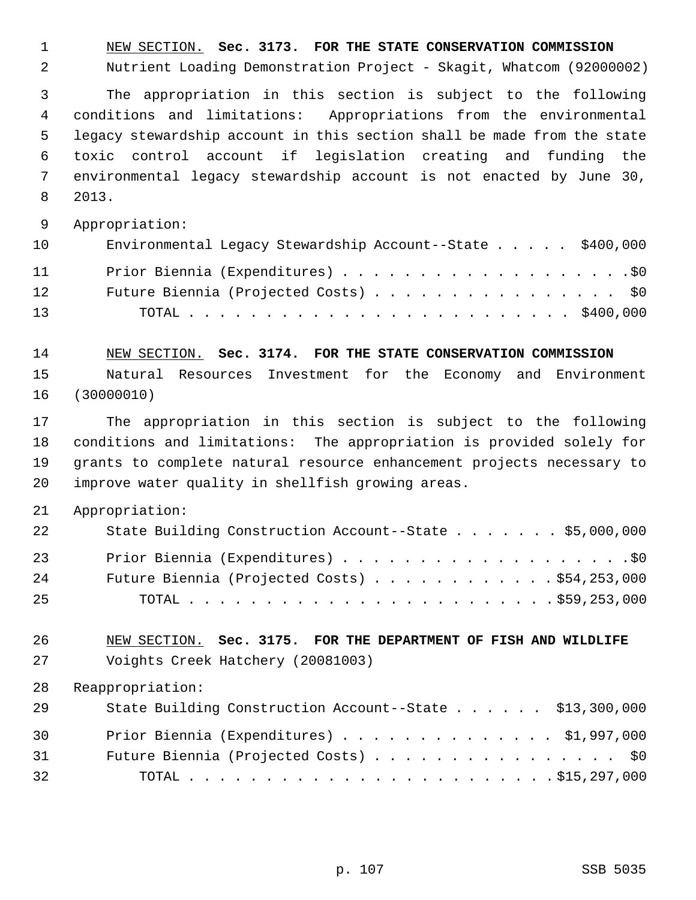NEW SECTION. **Sec. 3173. FOR THE STATE CONSERVATION COMMISSION**

Nutrient Loading Demonstration Project - Skagit, Whatcom (92000002)

The appropriation in this section is subject to the following conditions and limitations: Appropriations from the environmental legacy stewardship account in this section shall be made from the state toxic control account if legislation creating and funding the environmental legacy stewardship account is not enacted by June 30, 2013.

Appropriation:

| | |
|---|---|
| Environmental Legacy Stewardship Account--State | $400,000 |
| Prior Biennia (Expenditures) | $0 |
| Future Biennia (Projected Costs) | $0 |
| TOTAL | $400,000 |

NEW SECTION. **Sec. 3174. FOR THE STATE CONSERVATION COMMISSION**

Natural Resources Investment for the Economy and Environment (30000010)

The appropriation in this section is subject to the following conditions and limitations: The appropriation is provided solely for grants to complete natural resource enhancement projects necessary to improve water quality in shellfish growing areas.

Appropriation:

| | |
|---|---|
| State Building Construction Account--State | $5,000,000 |
| Prior Biennia (Expenditures) | $0 |
| Future Biennia (Projected Costs) | $54,253,000 |
| TOTAL | $59,253,000 |

NEW SECTION. **Sec. 3175. FOR THE DEPARTMENT OF FISH AND WILDLIFE**

Voights Creek Hatchery (20081003)

Reappropriation:

| | |
|---|---|
| State Building Construction Account--State | $13,300,000 |
| Prior Biennia (Expenditures) | $1,997,000 |
| Future Biennia (Projected Costs) | $0 |
| TOTAL | $15,297,000 |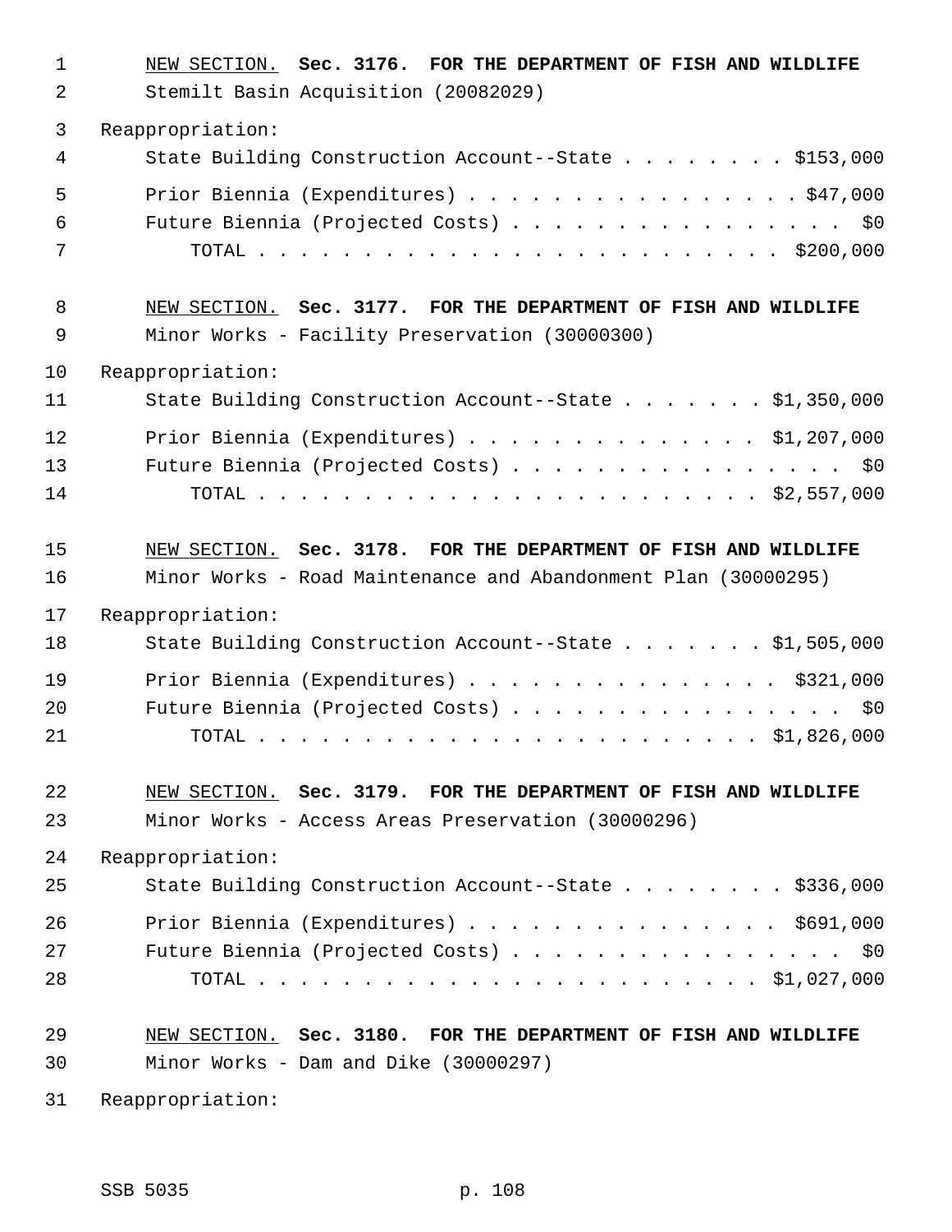NEW SECTION. **Sec. 3176. FOR THE DEPARTMENT OF FISH AND WILDLIFE**

Stemilt Basin Acquisition (20082029)

Reappropriation:

State Building Construction Account--State . . . . . . . . $153,000

Prior Biennia (Expenditures) . . . . . . . . . . . . . . . . $47,000

Future Biennia (Projected Costs) . . . . . . . . . . . . . . . . $0

TOTAL . . . . . . . . . . . . . . . . . . . . . . . . $200,000

NEW SECTION. **Sec. 3177. FOR THE DEPARTMENT OF FISH AND WILDLIFE**

Minor Works - Facility Preservation (30000300)

Reappropriation:

State Building Construction Account--State . . . . . . . $1,350,000

Prior Biennia (Expenditures) . . . . . . . . . . . . . . $1,207,000

Future Biennia (Projected Costs) . . . . . . . . . . . . . . . . $0

TOTAL . . . . . . . . . . . . . . . . . . . . . . . $2,557,000

NEW SECTION. **Sec. 3178. FOR THE DEPARTMENT OF FISH AND WILDLIFE**

Minor Works - Road Maintenance and Abandonment Plan (30000295)

Reappropriation:

State Building Construction Account--State . . . . . . . $1,505,000

Prior Biennia (Expenditures) . . . . . . . . . . . . . . . $321,000

Future Biennia (Projected Costs) . . . . . . . . . . . . . . . . $0

TOTAL . . . . . . . . . . . . . . . . . . . . . . . $1,826,000

NEW SECTION. **Sec. 3179. FOR THE DEPARTMENT OF FISH AND WILDLIFE**

Minor Works - Access Areas Preservation (30000296)

Reappropriation:

State Building Construction Account--State . . . . . . . . $336,000

Prior Biennia (Expenditures) . . . . . . . . . . . . . . . $691,000

Future Biennia (Projected Costs) . . . . . . . . . . . . . . . . $0

TOTAL . . . . . . . . . . . . . . . . . . . . . . . $1,027,000

NEW SECTION. **Sec. 3180. FOR THE DEPARTMENT OF FISH AND WILDLIFE**

Minor Works - Dam and Dike (30000297)

Reappropriation: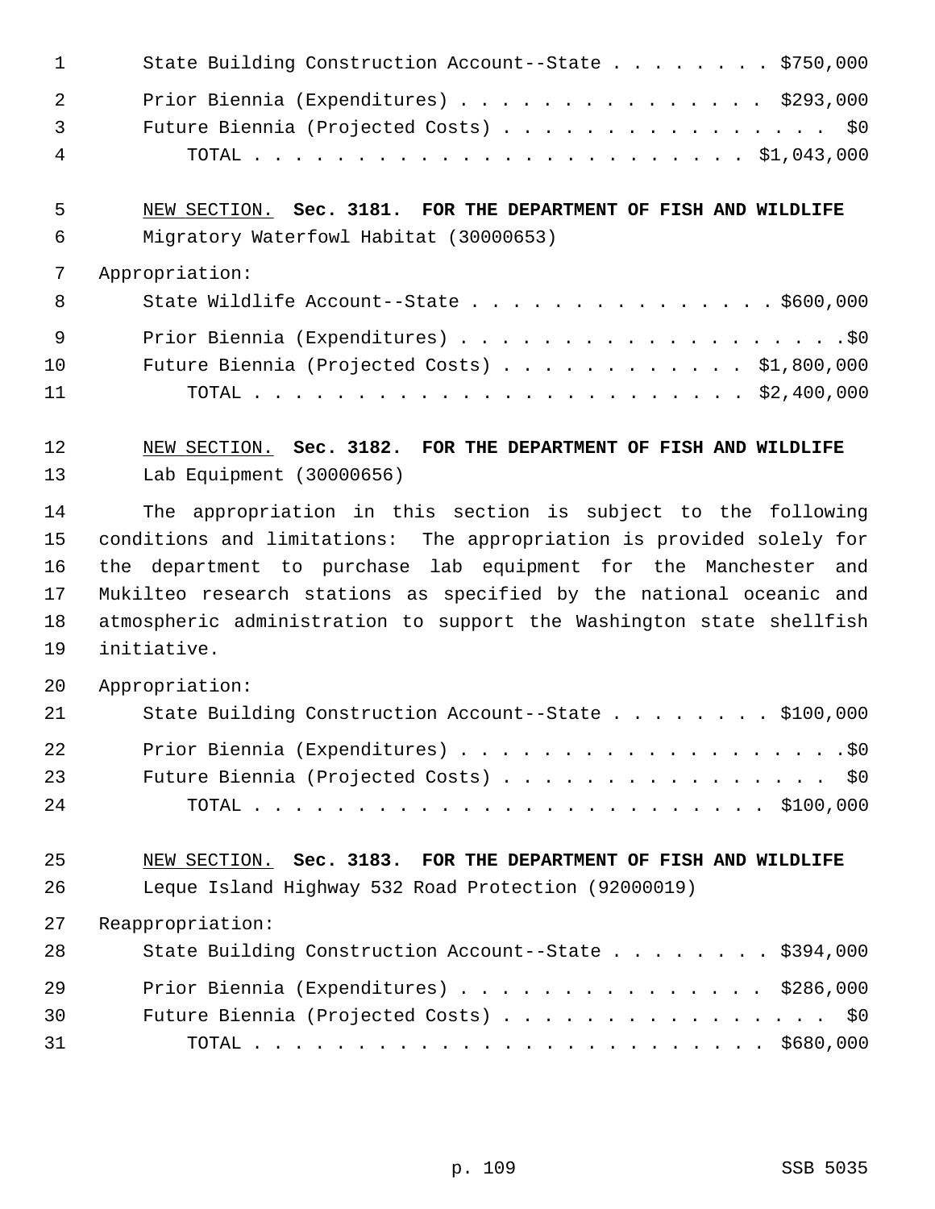State Building Construction Account--State . . . . . . . . $750,000

Prior Biennia (Expenditures) . . . . . . . . . . . . . . . $293,000

Future Biennia (Projected Costs) . . . . . . . . . . . . . . . . $0

TOTAL . . . . . . . . . . . . . . . . . . . . . . . . $1,043,000

NEW SECTION. **Sec. 3181. FOR THE DEPARTMENT OF FISH AND WILDLIFE**

Migratory Waterfowl Habitat (30000653)

Appropriation:

State Wildlife Account--State . . . . . . . . . . . . . . . $600,000

Prior Biennia (Expenditures) . . . . . . . . . . . . . . . . . . . .$0

Future Biennia (Projected Costs) . . . . . . . . . . . . $1,800,000

TOTAL . . . . . . . . . . . . . . . . . . . . . . . . $2,400,000

NEW SECTION. **Sec. 3182. FOR THE DEPARTMENT OF FISH AND WILDLIFE**

Lab Equipment (30000656)

The appropriation in this section is subject to the following conditions and limitations: The appropriation is provided solely for the department to purchase lab equipment for the Manchester and Mukilteo research stations as specified by the national oceanic and atmospheric administration to support the Washington state shellfish initiative.

Appropriation:

State Building Construction Account--State . . . . . . . . $100,000

Prior Biennia (Expenditures) . . . . . . . . . . . . . . . . . . . .$0

Future Biennia (Projected Costs) . . . . . . . . . . . . . . . . $0

TOTAL . . . . . . . . . . . . . . . . . . . . . . . . . $100,000

NEW SECTION. **Sec. 3183. FOR THE DEPARTMENT OF FISH AND WILDLIFE**

Leque Island Highway 532 Road Protection (92000019)

Reappropriation:

State Building Construction Account--State . . . . . . . . $394,000

Prior Biennia (Expenditures) . . . . . . . . . . . . . . . $286,000

Future Biennia (Projected Costs) . . . . . . . . . . . . . . . . $0

TOTAL . . . . . . . . . . . . . . . . . . . . . . . . . $680,000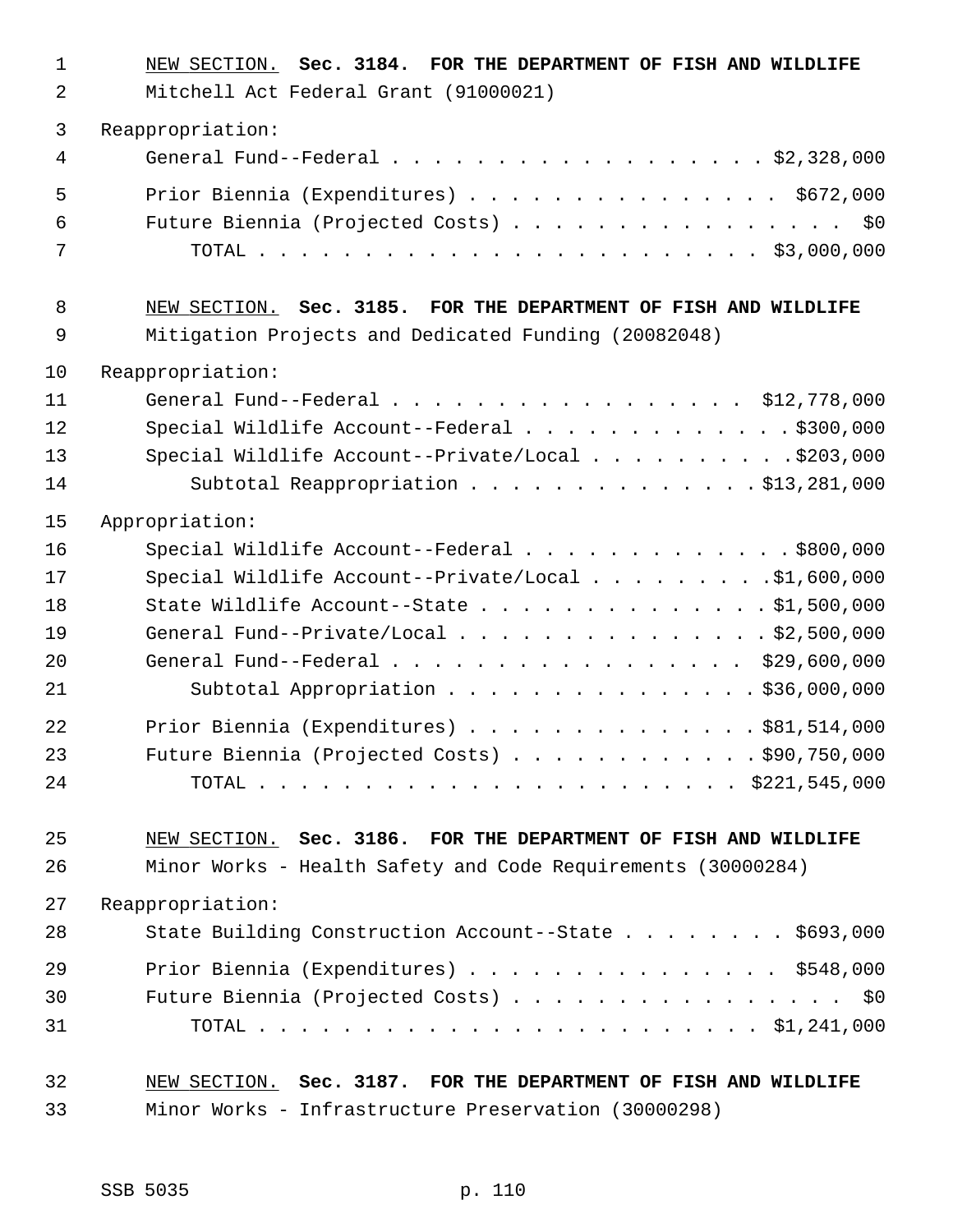NEW SECTION. **Sec. 3184. FOR THE DEPARTMENT OF FISH AND WILDLIFE**

Mitchell Act Federal Grant (91000021)

Reappropriation:

| | |
|---|---|
| General Fund--Federal | $2,328,000 |
| Prior Biennia (Expenditures) | $672,000 |
| Future Biennia (Projected Costs) | $0 |
| TOTAL | $3,000,000 |

NEW SECTION. **Sec. 3185. FOR THE DEPARTMENT OF FISH AND WILDLIFE**

Mitigation Projects and Dedicated Funding (20082048)

Reappropriation:

| | |
|---|---|
| General Fund--Federal | $12,778,000 |
| Special Wildlife Account--Federal | $300,000 |
| Special Wildlife Account--Private/Local | $203,000 |
| Subtotal Reappropriation | $13,281,000 |

Appropriation:

| | |
|---|---|
| Special Wildlife Account--Federal | $800,000 |
| Special Wildlife Account--Private/Local | $1,600,000 |
| State Wildlife Account--State | $1,500,000 |
| General Fund--Private/Local | $2,500,000 |
| General Fund--Federal | $29,600,000 |
| Subtotal Appropriation | $36,000,000 |
| Prior Biennia (Expenditures) | $81,514,000 |
| Future Biennia (Projected Costs) | $90,750,000 |
| TOTAL | $221,545,000 |

NEW SECTION. **Sec. 3186. FOR THE DEPARTMENT OF FISH AND WILDLIFE**

Minor Works - Health Safety and Code Requirements (30000284)

Reappropriation:

| | |
|---|---|
| State Building Construction Account--State | $693,000 |
| Prior Biennia (Expenditures) | $548,000 |
| Future Biennia (Projected Costs) | $0 |
| TOTAL | $1,241,000 |

NEW SECTION. **Sec. 3187. FOR THE DEPARTMENT OF FISH AND WILDLIFE**

Minor Works - Infrastructure Preservation (30000298)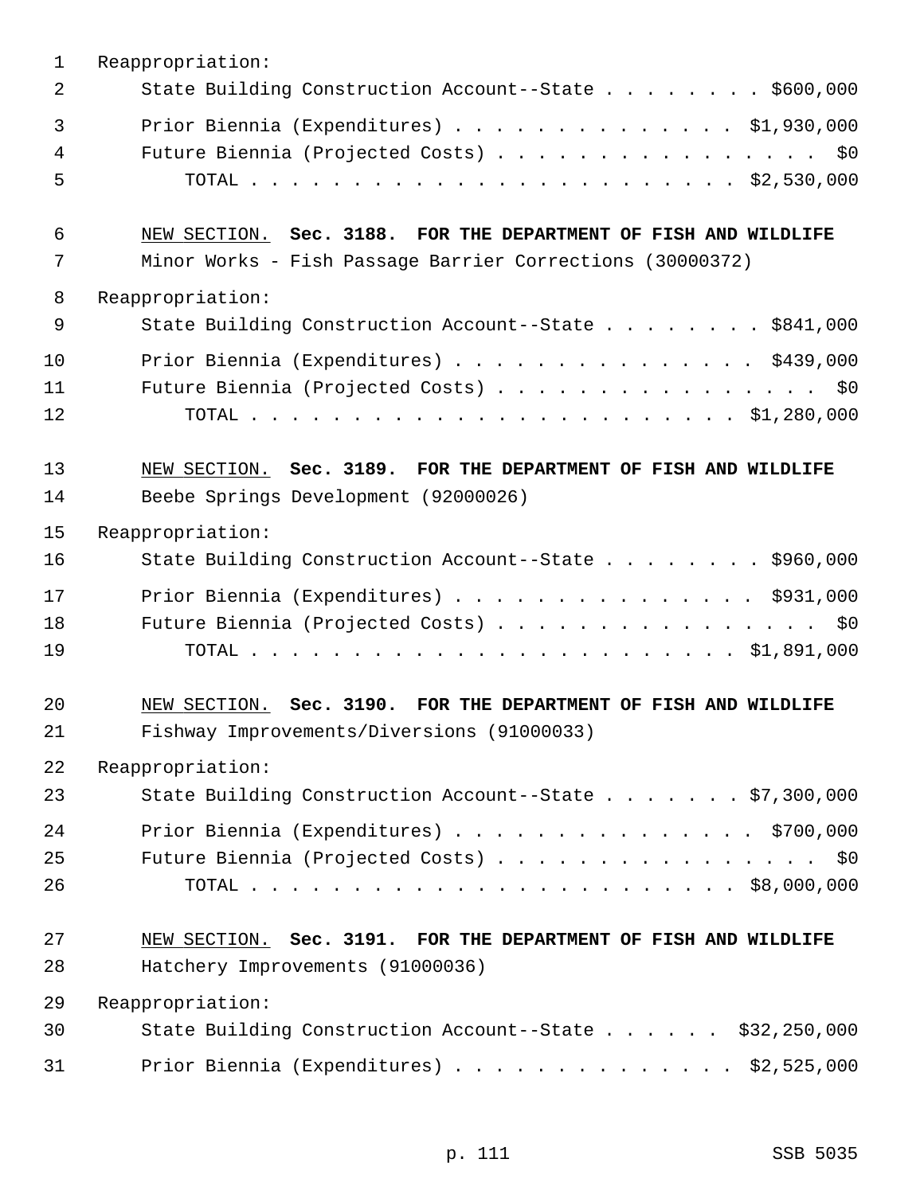Reappropriation:

State Building Construction Account--State . . . . . . . . $600,000

Prior Biennia (Expenditures) . . . . . . . . . . . . . . . $1,930,000

Future Biennia (Projected Costs) . . . . . . . . . . . . . . . . $0

TOTAL . . . . . . . . . . . . . . . . . . . . . . . . $2,530,000

NEW SECTION. **Sec. 3188. FOR THE DEPARTMENT OF FISH AND WILDLIFE**

Minor Works - Fish Passage Barrier Corrections (30000372)

Reappropriation:

State Building Construction Account--State . . . . . . . . $841,000

Prior Biennia (Expenditures) . . . . . . . . . . . . . . . $439,000

Future Biennia (Projected Costs) . . . . . . . . . . . . . . . . $0

TOTAL . . . . . . . . . . . . . . . . . . . . . . . . $1,280,000

NEW SECTION. **Sec. 3189. FOR THE DEPARTMENT OF FISH AND WILDLIFE**

Beebe Springs Development (92000026)

Reappropriation:

State Building Construction Account--State . . . . . . . . $960,000

Prior Biennia (Expenditures) . . . . . . . . . . . . . . . $931,000

Future Biennia (Projected Costs) . . . . . . . . . . . . . . . . $0

TOTAL . . . . . . . . . . . . . . . . . . . . . . . . $1,891,000

NEW SECTION. **Sec. 3190. FOR THE DEPARTMENT OF FISH AND WILDLIFE**

Fishway Improvements/Diversions (91000033)

Reappropriation:

State Building Construction Account--State . . . . . . . $7,300,000

Prior Biennia (Expenditures) . . . . . . . . . . . . . . . $700,000

Future Biennia (Projected Costs) . . . . . . . . . . . . . . . . $0

TOTAL . . . . . . . . . . . . . . . . . . . . . . . . $8,000,000

NEW SECTION. **Sec. 3191. FOR THE DEPARTMENT OF FISH AND WILDLIFE**

Hatchery Improvements (91000036)

Reappropriation:

State Building Construction Account--State . . . . . . $32,250,000

Prior Biennia (Expenditures) . . . . . . . . . . . . . . . $2,525,000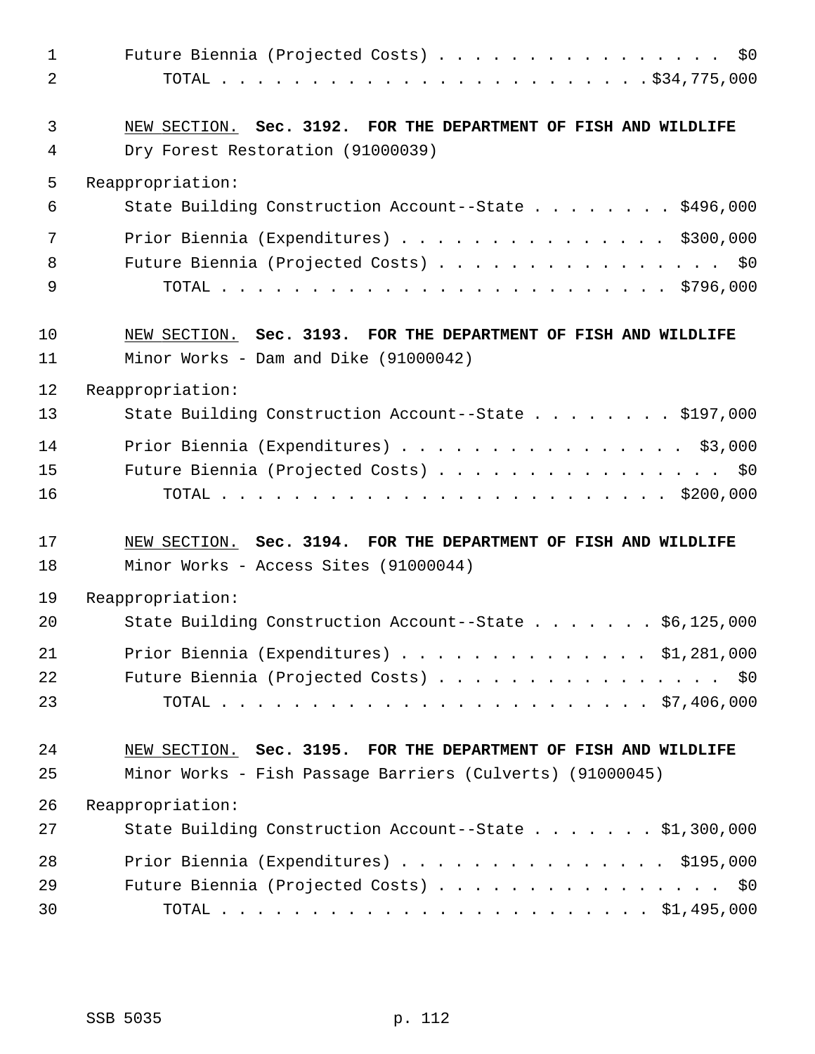Future Biennia (Projected Costs) . . . . . . . . . . . . . . . . $0
TOTAL . . . . . . . . . . . . . . . . . . . . . . . . .$34,775,000

NEW SECTION. **Sec. 3192. FOR THE DEPARTMENT OF FISH AND WILDLIFE**
Dry Forest Restoration (91000039)

Reappropriation:
State Building Construction Account--State . . . . . . . . $496,000
Prior Biennia (Expenditures) . . . . . . . . . . . . . . . $300,000
Future Biennia (Projected Costs) . . . . . . . . . . . . . . . . $0
TOTAL . . . . . . . . . . . . . . . . . . . . . . . . . $796,000

NEW SECTION. **Sec. 3193. FOR THE DEPARTMENT OF FISH AND WILDLIFE**
Minor Works - Dam and Dike (91000042)

Reappropriation:
State Building Construction Account--State . . . . . . . . $197,000
Prior Biennia (Expenditures) . . . . . . . . . . . . . . . . $3,000
Future Biennia (Projected Costs) . . . . . . . . . . . . . . . . $0
TOTAL . . . . . . . . . . . . . . . . . . . . . . . . . $200,000

NEW SECTION. **Sec. 3194. FOR THE DEPARTMENT OF FISH AND WILDLIFE**
Minor Works - Access Sites (91000044)

Reappropriation:
State Building Construction Account--State . . . . . . . $6,125,000
Prior Biennia (Expenditures) . . . . . . . . . . . . . . $1,281,000
Future Biennia (Projected Costs) . . . . . . . . . . . . . . . . $0
TOTAL . . . . . . . . . . . . . . . . . . . . . . . . $7,406,000

NEW SECTION. **Sec. 3195. FOR THE DEPARTMENT OF FISH AND WILDLIFE**
Minor Works - Fish Passage Barriers (Culverts) (91000045)

Reappropriation:
State Building Construction Account--State . . . . . . . $1,300,000
Prior Biennia (Expenditures) . . . . . . . . . . . . . . . $195,000
Future Biennia (Projected Costs) . . . . . . . . . . . . . . . . $0
TOTAL . . . . . . . . . . . . . . . . . . . . . . . . $1,495,000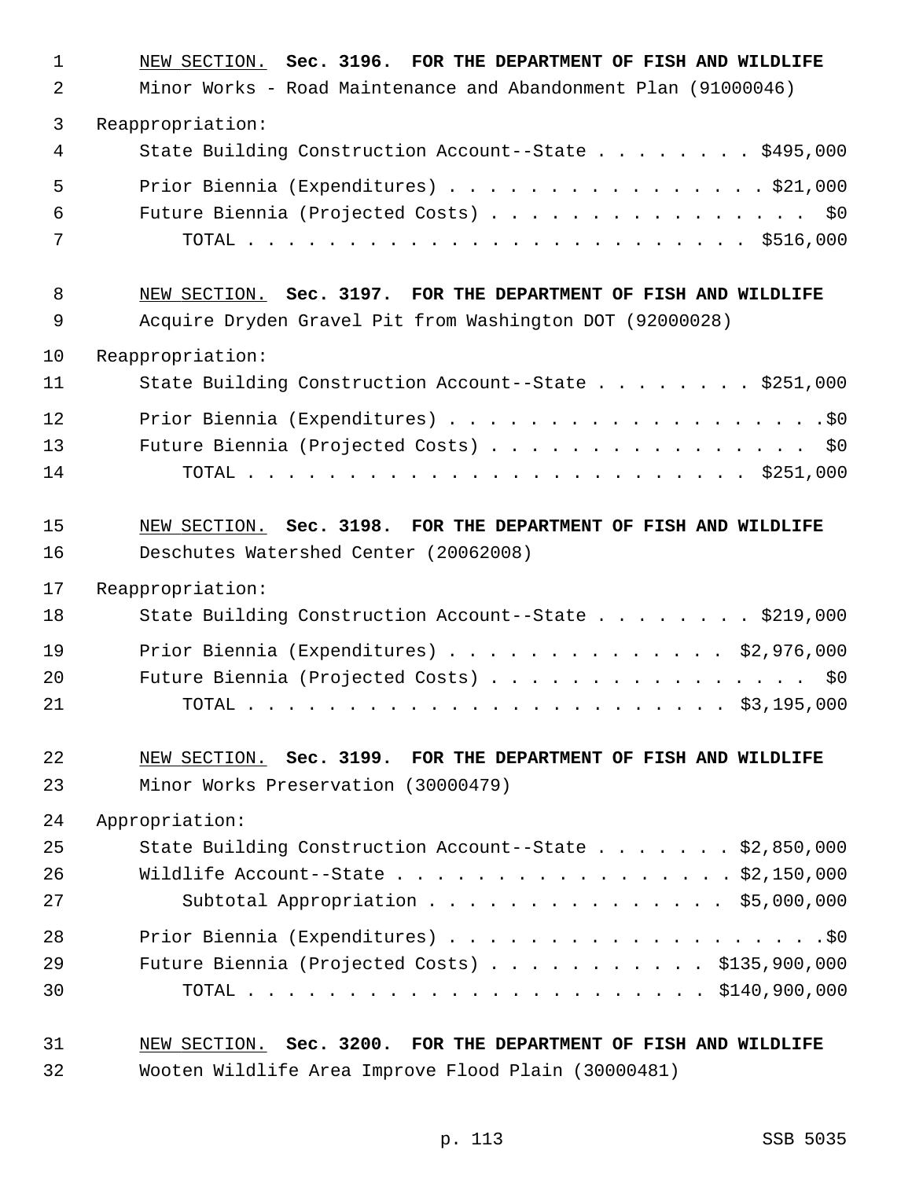<u>NEW SECTION.</u> **Sec. 3196. FOR THE DEPARTMENT OF FISH AND WILDLIFE**

Minor Works - Road Maintenance and Abandonment Plan (91000046)

Reappropriation:

State Building Construction Account--State . . . . . . . . $495,000

Prior Biennia (Expenditures) . . . . . . . . . . . . . . . . $21,000

Future Biennia (Projected Costs) . . . . . . . . . . . . . . . . $0

TOTAL . . . . . . . . . . . . . . . . . . . . . . . . $516,000

<u>NEW SECTION.</u> **Sec. 3197. FOR THE DEPARTMENT OF FISH AND WILDLIFE**

Acquire Dryden Gravel Pit from Washington DOT (92000028)

Reappropriation:

State Building Construction Account--State . . . . . . . . $251,000

Prior Biennia (Expenditures) . . . . . . . . . . . . . . . . . . .$0

Future Biennia (Projected Costs) . . . . . . . . . . . . . . . . $0

TOTAL . . . . . . . . . . . . . . . . . . . . . . . . $251,000

<u>NEW SECTION.</u> **Sec. 3198. FOR THE DEPARTMENT OF FISH AND WILDLIFE**

Deschutes Watershed Center (20062008)

Reappropriation:

State Building Construction Account--State . . . . . . . . $219,000

Prior Biennia (Expenditures) . . . . . . . . . . . . . . $2,976,000

Future Biennia (Projected Costs) . . . . . . . . . . . . . . . . $0

TOTAL . . . . . . . . . . . . . . . . . . . . . . . $3,195,000

<u>NEW SECTION.</u> **Sec. 3199. FOR THE DEPARTMENT OF FISH AND WILDLIFE**

Minor Works Preservation (30000479)

Appropriation:

State Building Construction Account--State . . . . . . . $2,850,000

Wildlife Account--State . . . . . . . . . . . . . . . . . $2,150,000

Subtotal Appropriation . . . . . . . . . . . . . . . $5,000,000

Prior Biennia (Expenditures) . . . . . . . . . . . . . . . . . . .$0

Future Biennia (Projected Costs) . . . . . . . . . . . $135,900,000

TOTAL . . . . . . . . . . . . . . . . . . . . . . $140,900,000

<u>NEW SECTION.</u> **Sec. 3200. FOR THE DEPARTMENT OF FISH AND WILDLIFE**

Wooten Wildlife Area Improve Flood Plain (30000481)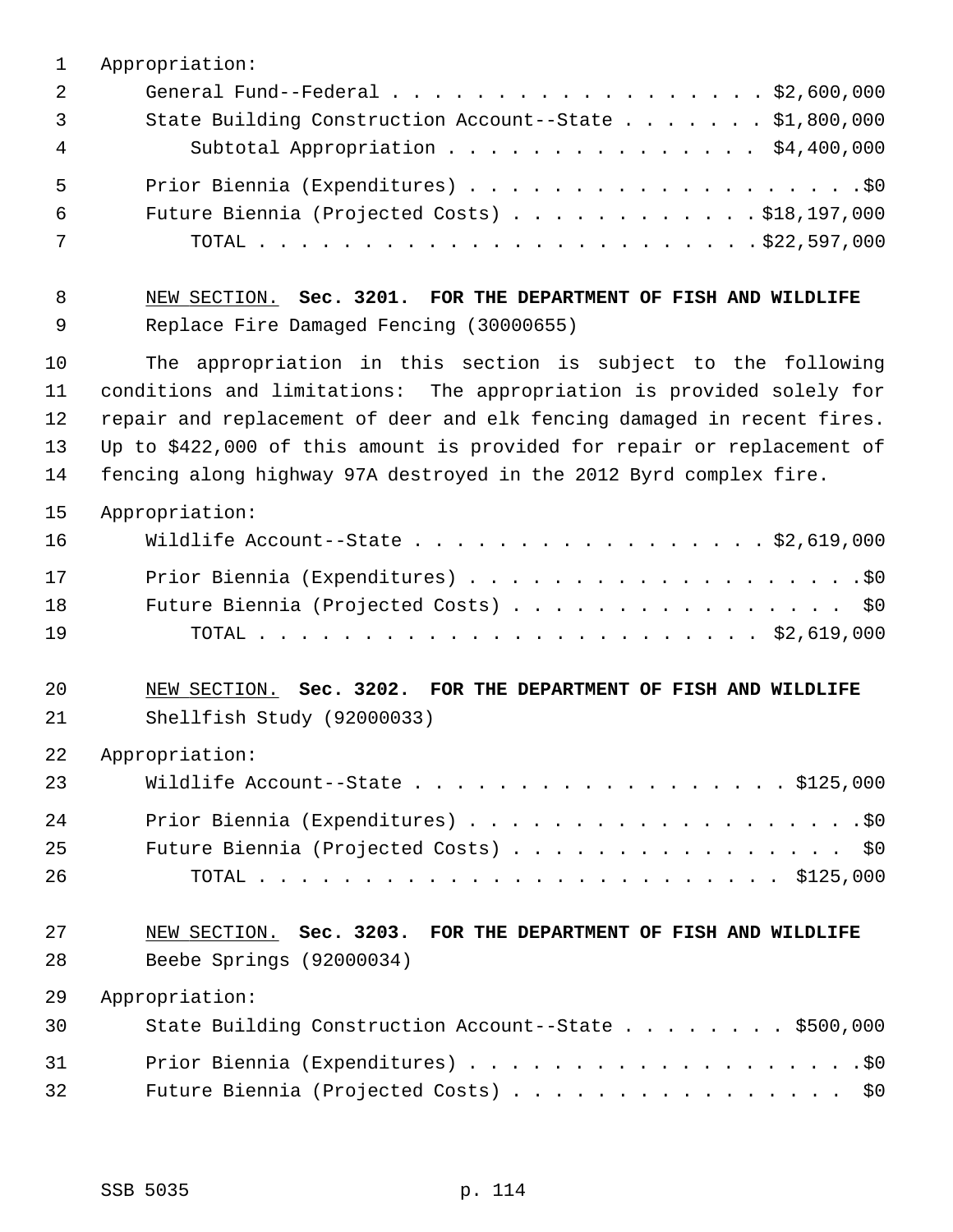Appropriation:

| | |
|---|---|
| General Fund--Federal | $2,600,000 |
| State Building Construction Account--State | $1,800,000 |
| Subtotal Appropriation | $4,400,000 |
| Prior Biennia (Expenditures) | $0 |
| Future Biennia (Projected Costs) | $18,197,000 |
| TOTAL | $22,597,000 |

<u>NEW SECTION.</u> **Sec. 3201. FOR THE DEPARTMENT OF FISH AND WILDLIFE**

Replace Fire Damaged Fencing (30000655)

The appropriation in this section is subject to the following conditions and limitations: The appropriation is provided solely for repair and replacement of deer and elk fencing damaged in recent fires. Up to $422,000 of this amount is provided for repair or replacement of fencing along highway 97A destroyed in the 2012 Byrd complex fire.

Appropriation:

| | |
|---|---|
| Wildlife Account--State | $2,619,000 |
| Prior Biennia (Expenditures) | $0 |
| Future Biennia (Projected Costs) | $0 |
| TOTAL | $2,619,000 |

<u>NEW SECTION.</u> **Sec. 3202. FOR THE DEPARTMENT OF FISH AND WILDLIFE**

Shellfish Study (92000033)

Appropriation:

| | |
|---|---|
| Wildlife Account--State | $125,000 |
| Prior Biennia (Expenditures) | $0 |
| Future Biennia (Projected Costs) | $0 |
| TOTAL | $125,000 |

<u>NEW SECTION.</u> **Sec. 3203. FOR THE DEPARTMENT OF FISH AND WILDLIFE**

Beebe Springs (92000034)

Appropriation:

| | |
|---|---|
| State Building Construction Account--State | $500,000 |
| Prior Biennia (Expenditures) | $0 |
| Future Biennia (Projected Costs) | $0 |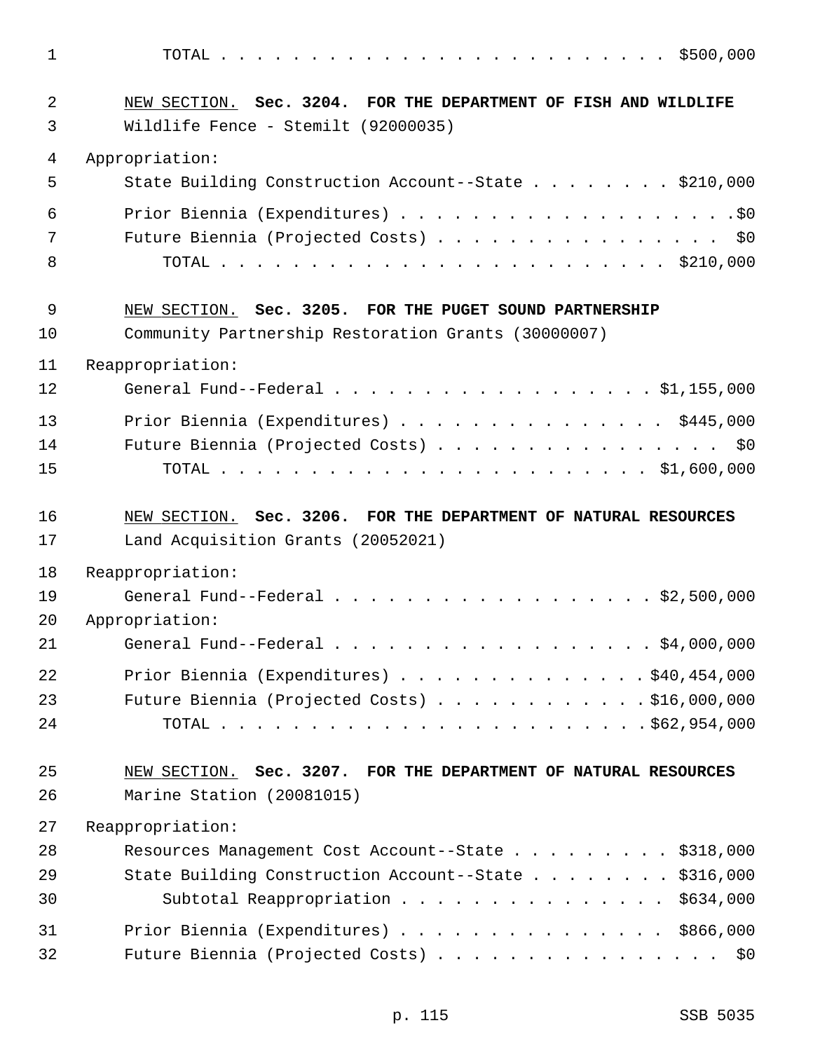TOTAL . . . . . . . . . . . . . . . . . . . . . . . . $500,000

NEW SECTION. **Sec. 3204. FOR THE DEPARTMENT OF FISH AND WILDLIFE**

Wildlife Fence - Stemilt (92000035)

Appropriation:

State Building Construction Account--State . . . . . . . . $210,000

Prior Biennia (Expenditures) . . . . . . . . . . . . . . . . . . . .$0

Future Biennia (Projected Costs) . . . . . . . . . . . . . . . . $0

TOTAL . . . . . . . . . . . . . . . . . . . . . . . . $210,000

NEW SECTION. **Sec. 3205. FOR THE PUGET SOUND PARTNERSHIP**

Community Partnership Restoration Grants (30000007)

Reappropriation:

General Fund--Federal . . . . . . . . . . . . . . . . . . $1,155,000

Prior Biennia (Expenditures) . . . . . . . . . . . . . . . . $445,000

Future Biennia (Projected Costs) . . . . . . . . . . . . . . . . $0

TOTAL . . . . . . . . . . . . . . . . . . . . . . . . $1,600,000

NEW SECTION. **Sec. 3206. FOR THE DEPARTMENT OF NATURAL RESOURCES**

Land Acquisition Grants (20052021)

Reappropriation:

General Fund--Federal . . . . . . . . . . . . . . . . . . $2,500,000

Appropriation:

General Fund--Federal . . . . . . . . . . . . . . . . . . $4,000,000

Prior Biennia (Expenditures) . . . . . . . . . . . . . . $40,454,000

Future Biennia (Projected Costs) . . . . . . . . . . . . $16,000,000

TOTAL . . . . . . . . . . . . . . . . . . . . . . . $62,954,000

NEW SECTION. **Sec. 3207. FOR THE DEPARTMENT OF NATURAL RESOURCES**

Marine Station (20081015)

Reappropriation:

Resources Management Cost Account--State . . . . . . . . . $318,000

State Building Construction Account--State . . . . . . . . $316,000

Subtotal Reappropriation . . . . . . . . . . . . . . . . $634,000

Prior Biennia (Expenditures) . . . . . . . . . . . . . . . . $866,000

Future Biennia (Projected Costs) . . . . . . . . . . . . . . . . $0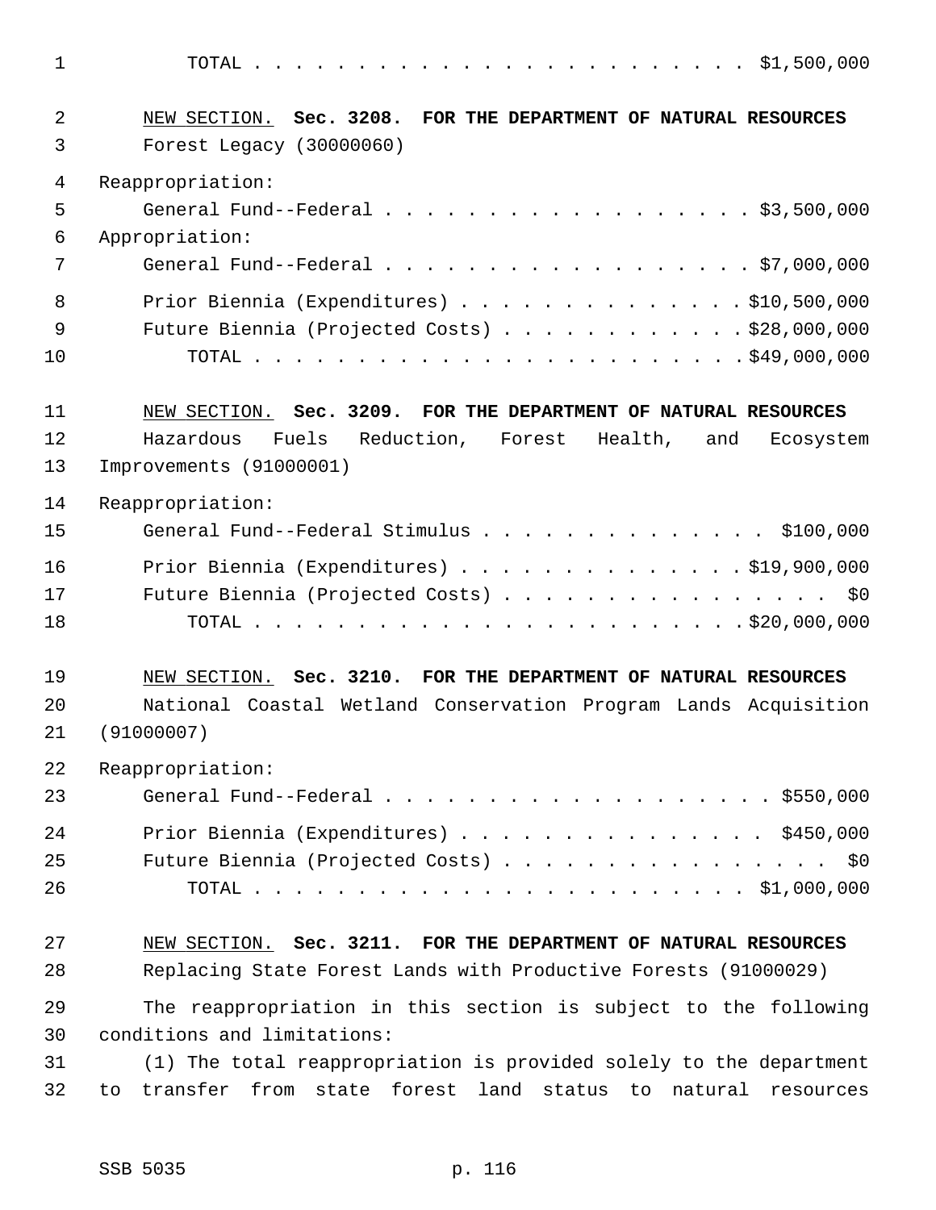TOTAL . . . . . . . . . . . . . . . . . . . . . . . . $1,500,000

NEW SECTION. **Sec. 3208. FOR THE DEPARTMENT OF NATURAL RESOURCES**

Forest Legacy (30000060)

Reappropriation:

General Fund--Federal . . . . . . . . . . . . . . . . . . . $3,500,000

Appropriation:

General Fund--Federal . . . . . . . . . . . . . . . . . . . $7,000,000

Prior Biennia (Expenditures) . . . . . . . . . . . . . . $10,500,000

Future Biennia (Projected Costs) . . . . . . . . . . . . $28,000,000

TOTAL . . . . . . . . . . . . . . . . . . . . . . . . $49,000,000

NEW SECTION. **Sec. 3209. FOR THE DEPARTMENT OF NATURAL RESOURCES**

Hazardous Fuels Reduction, Forest Health, and Ecosystem Improvements (91000001)

Reappropriation:

General Fund--Federal Stimulus . . . . . . . . . . . . . . $100,000

Prior Biennia (Expenditures) . . . . . . . . . . . . . . $19,900,000

Future Biennia (Projected Costs) . . . . . . . . . . . . . . . . $0

TOTAL . . . . . . . . . . . . . . . . . . . . . . . . $20,000,000

NEW SECTION. **Sec. 3210. FOR THE DEPARTMENT OF NATURAL RESOURCES**

National Coastal Wetland Conservation Program Lands Acquisition (91000007)

Reappropriation:

General Fund--Federal . . . . . . . . . . . . . . . . . . . . $550,000

Prior Biennia (Expenditures) . . . . . . . . . . . . . . . . $450,000

Future Biennia (Projected Costs) . . . . . . . . . . . . . . . . $0

TOTAL . . . . . . . . . . . . . . . . . . . . . . . . $1,000,000

NEW SECTION. **Sec. 3211. FOR THE DEPARTMENT OF NATURAL RESOURCES**

Replacing State Forest Lands with Productive Forests (91000029)

The reappropriation in this section is subject to the following conditions and limitations:

(1) The total reappropriation is provided solely to the department to transfer from state forest land status to natural resources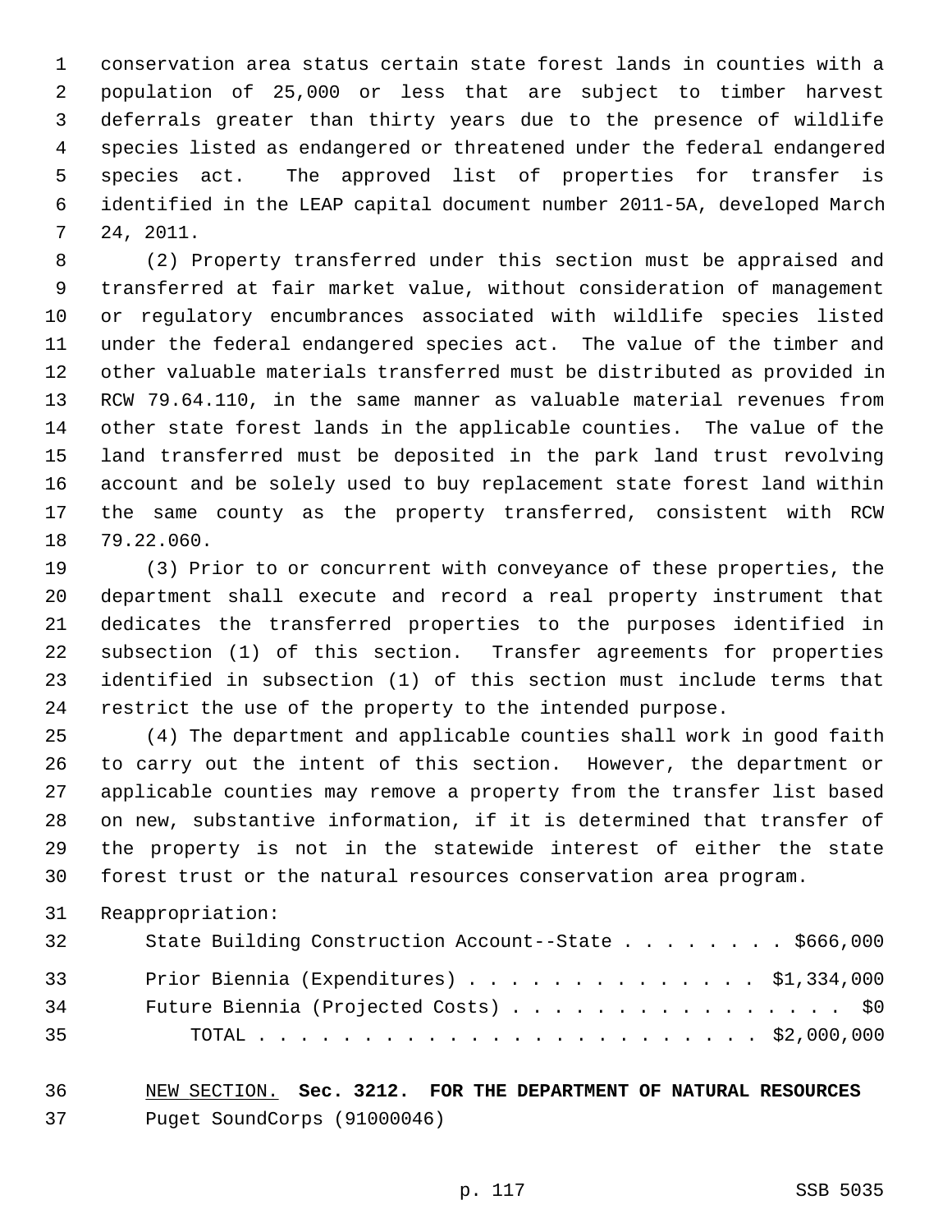conservation area status certain state forest lands in counties with a population of 25,000 or less that are subject to timber harvest deferrals greater than thirty years due to the presence of wildlife species listed as endangered or threatened under the federal endangered species act. The approved list of properties for transfer is identified in the LEAP capital document number 2011-5A, developed March 24, 2011.

(2) Property transferred under this section must be appraised and transferred at fair market value, without consideration of management or regulatory encumbrances associated with wildlife species listed under the federal endangered species act. The value of the timber and other valuable materials transferred must be distributed as provided in RCW 79.64.110, in the same manner as valuable material revenues from other state forest lands in the applicable counties. The value of the land transferred must be deposited in the park land trust revolving account and be solely used to buy replacement state forest land within the same county as the property transferred, consistent with RCW 79.22.060.

(3) Prior to or concurrent with conveyance of these properties, the department shall execute and record a real property instrument that dedicates the transferred properties to the purposes identified in subsection (1) of this section. Transfer agreements for properties identified in subsection (1) of this section must include terms that restrict the use of the property to the intended purpose.

(4) The department and applicable counties shall work in good faith to carry out the intent of this section. However, the department or applicable counties may remove a property from the transfer list based on new, substantive information, if it is determined that transfer of the property is not in the statewide interest of either the state forest trust or the natural resources conservation area program.

Reappropriation:

| | |
|---|---|
| State Building Construction Account--State | $666,000 |
| Prior Biennia (Expenditures) | $1,334,000 |
| Future Biennia (Projected Costs) | $0 |
| TOTAL | $2,000,000 |

NEW SECTION. **Sec. 3212. FOR THE DEPARTMENT OF NATURAL RESOURCES**

Puget SoundCorps (91000046)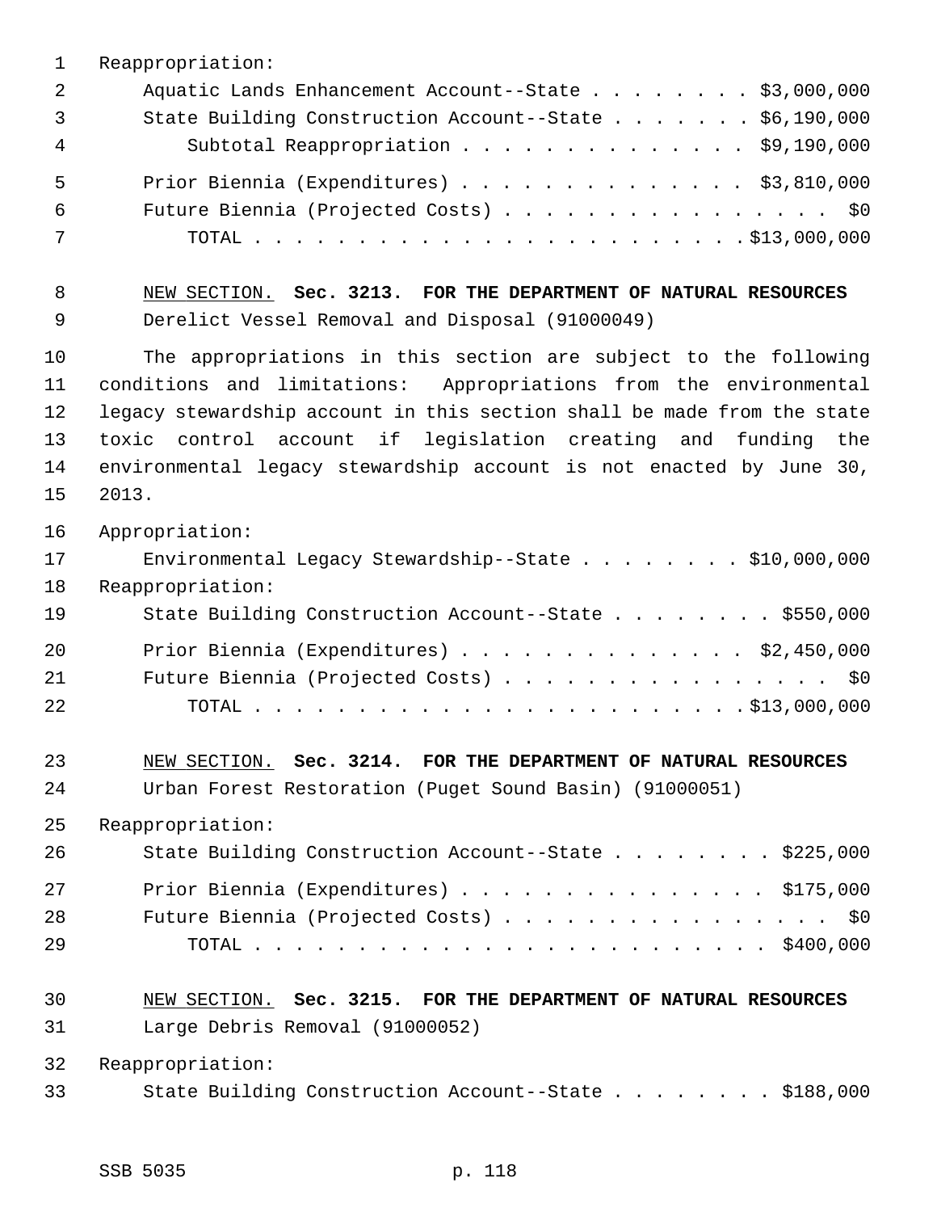Reappropriation:

Aquatic Lands Enhancement Account--State . . . . . . . . $3,000,000
State Building Construction Account--State . . . . . . . $6,190,000
Subtotal Reappropriation . . . . . . . . . . . . . . $9,190,000

Prior Biennia (Expenditures) . . . . . . . . . . . . . . $3,810,000
Future Biennia (Projected Costs) . . . . . . . . . . . . . . . . $0
TOTAL . . . . . . . . . . . . . . . . . . . . . . . . $13,000,000

NEW SECTION. **Sec. 3213. FOR THE DEPARTMENT OF NATURAL RESOURCES**

Derelict Vessel Removal and Disposal (91000049)

The appropriations in this section are subject to the following conditions and limitations: Appropriations from the environmental legacy stewardship account in this section shall be made from the state toxic control account if legislation creating and funding the environmental legacy stewardship account is not enacted by June 30, 2013.

Appropriation:

Environmental Legacy Stewardship--State . . . . . . . . $10,000,000

Reappropriation:

State Building Construction Account--State . . . . . . . . $550,000

Prior Biennia (Expenditures) . . . . . . . . . . . . . . $2,450,000
Future Biennia (Projected Costs) . . . . . . . . . . . . . . . . $0
TOTAL . . . . . . . . . . . . . . . . . . . . . . . . $13,000,000

NEW SECTION. **Sec. 3214. FOR THE DEPARTMENT OF NATURAL RESOURCES**

Urban Forest Restoration (Puget Sound Basin) (91000051)

Reappropriation:

State Building Construction Account--State . . . . . . . . $225,000

Prior Biennia (Expenditures) . . . . . . . . . . . . . . . $175,000
Future Biennia (Projected Costs) . . . . . . . . . . . . . . . . $0
TOTAL . . . . . . . . . . . . . . . . . . . . . . . . . $400,000

NEW SECTION. **Sec. 3215. FOR THE DEPARTMENT OF NATURAL RESOURCES**

Large Debris Removal (91000052)

Reappropriation:

State Building Construction Account--State . . . . . . . . $188,000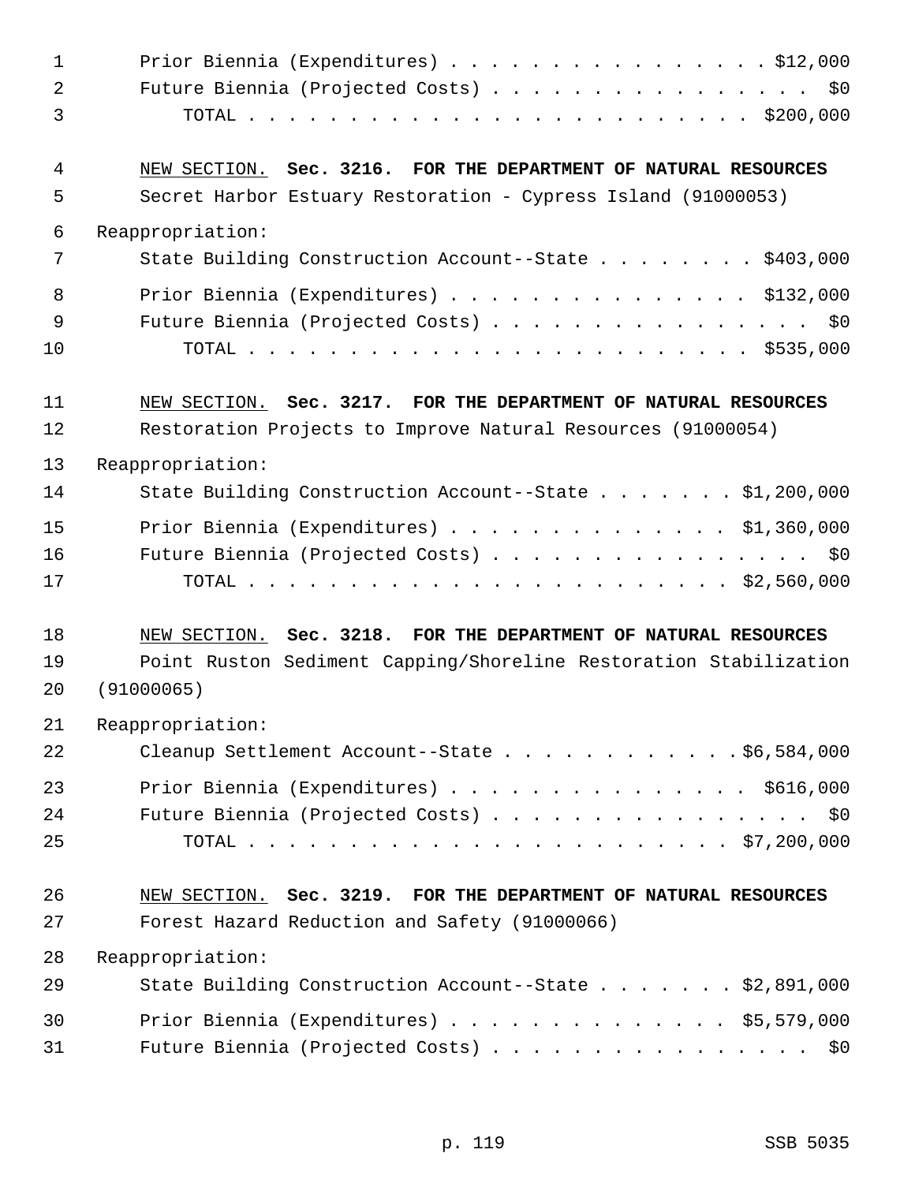Prior Biennia (Expenditures) . . . . . . . . . . . . . . . . $12,000
Future Biennia (Projected Costs) . . . . . . . . . . . . . . . . $0
TOTAL . . . . . . . . . . . . . . . . . . . . . . . . $200,000

NEW SECTION. **Sec. 3216. FOR THE DEPARTMENT OF NATURAL RESOURCES**

Secret Harbor Estuary Restoration - Cypress Island (91000053)

Reappropriation:

State Building Construction Account--State . . . . . . . . $403,000

Prior Biennia (Expenditures) . . . . . . . . . . . . . . . $132,000
Future Biennia (Projected Costs) . . . . . . . . . . . . . . . . $0
TOTAL . . . . . . . . . . . . . . . . . . . . . . . . $535,000

NEW SECTION. **Sec. 3217. FOR THE DEPARTMENT OF NATURAL RESOURCES**

Restoration Projects to Improve Natural Resources (91000054)

Reappropriation:

State Building Construction Account--State . . . . . . . $1,200,000

Prior Biennia (Expenditures) . . . . . . . . . . . . . . $1,360,000
Future Biennia (Projected Costs) . . . . . . . . . . . . . . . . $0
TOTAL . . . . . . . . . . . . . . . . . . . . . . . $2,560,000

NEW SECTION. **Sec. 3218. FOR THE DEPARTMENT OF NATURAL RESOURCES**

Point Ruston Sediment Capping/Shoreline Restoration Stabilization (91000065)

Reappropriation:

Cleanup Settlement Account--State . . . . . . . . . . . . $6,584,000

Prior Biennia (Expenditures) . . . . . . . . . . . . . . . $616,000
Future Biennia (Projected Costs) . . . . . . . . . . . . . . . . $0
TOTAL . . . . . . . . . . . . . . . . . . . . . . . $7,200,000

NEW SECTION. **Sec. 3219. FOR THE DEPARTMENT OF NATURAL RESOURCES**

Forest Hazard Reduction and Safety (91000066)

Reappropriation:

State Building Construction Account--State . . . . . . . $2,891,000

Prior Biennia (Expenditures) . . . . . . . . . . . . . . $5,579,000
Future Biennia (Projected Costs) . . . . . . . . . . . . . . . . $0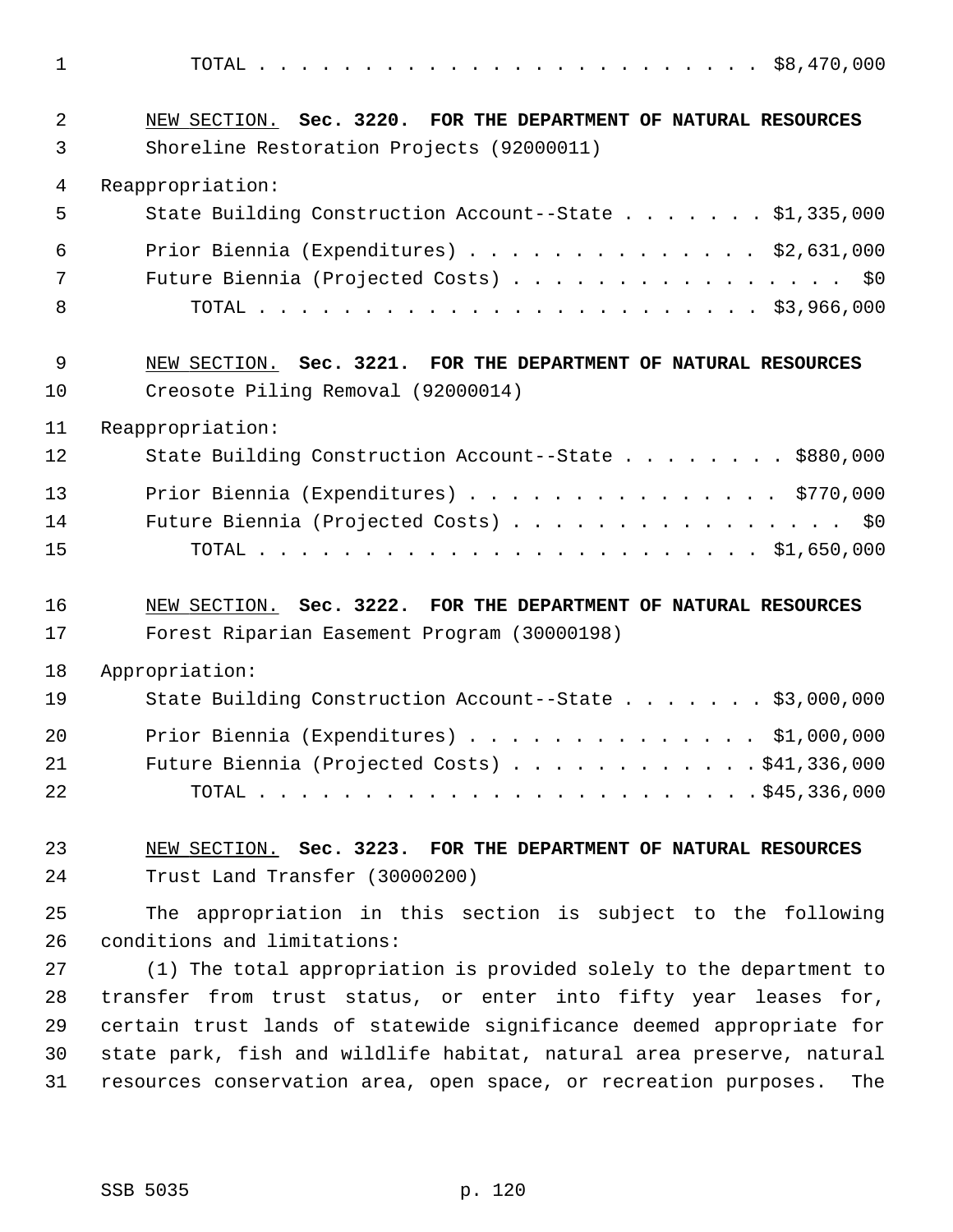TOTAL . . . . . . . . . . . . . . . . . . . . . . . . $8,470,000

NEW SECTION. **Sec. 3220. FOR THE DEPARTMENT OF NATURAL RESOURCES**
Shoreline Restoration Projects (92000011)

Reappropriation:

State Building Construction Account--State . . . . . . . $1,335,000

Prior Biennia (Expenditures) . . . . . . . . . . . . . . $2,631,000
Future Biennia (Projected Costs) . . . . . . . . . . . . . . . . $0
TOTAL . . . . . . . . . . . . . . . . . . . . . . . . $3,966,000

NEW SECTION. **Sec. 3221. FOR THE DEPARTMENT OF NATURAL RESOURCES**
Creosote Piling Removal (92000014)

Reappropriation:

State Building Construction Account--State . . . . . . . . $880,000

Prior Biennia (Expenditures) . . . . . . . . . . . . . . . $770,000
Future Biennia (Projected Costs) . . . . . . . . . . . . . . . . $0
TOTAL . . . . . . . . . . . . . . . . . . . . . . . . $1,650,000

NEW SECTION. **Sec. 3222. FOR THE DEPARTMENT OF NATURAL RESOURCES**
Forest Riparian Easement Program (30000198)

Appropriation:

State Building Construction Account--State . . . . . . . $3,000,000

Prior Biennia (Expenditures) . . . . . . . . . . . . . . $1,000,000
Future Biennia (Projected Costs) . . . . . . . . . . . $41,336,000
TOTAL . . . . . . . . . . . . . . . . . . . . . . . $45,336,000

NEW SECTION. **Sec. 3223. FOR THE DEPARTMENT OF NATURAL RESOURCES**
Trust Land Transfer (30000200)

The appropriation in this section is subject to the following conditions and limitations:

(1) The total appropriation is provided solely to the department to transfer from trust status, or enter into fifty year leases for, certain trust lands of statewide significance deemed appropriate for state park, fish and wildlife habitat, natural area preserve, natural resources conservation area, open space, or recreation purposes. The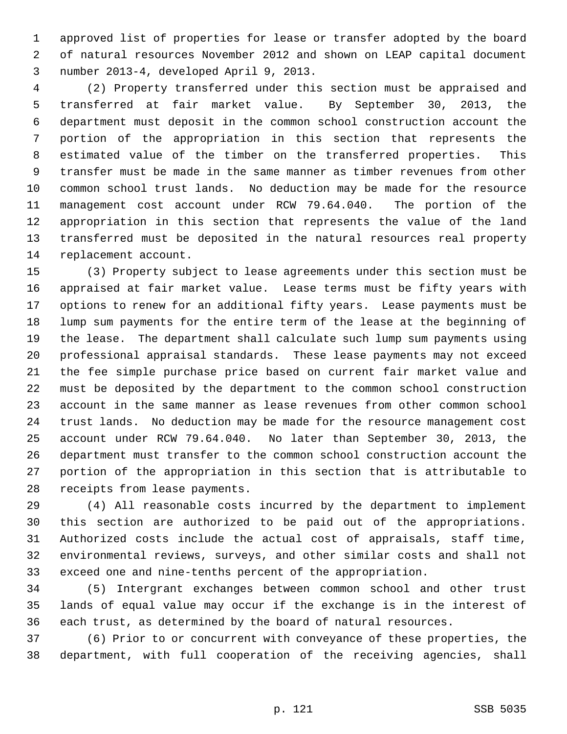approved list of properties for lease or transfer adopted by the board of natural resources November 2012 and shown on LEAP capital document number 2013-4, developed April 9, 2013.

(2) Property transferred under this section must be appraised and transferred at fair market value. By September 30, 2013, the department must deposit in the common school construction account the portion of the appropriation in this section that represents the estimated value of the timber on the transferred properties. This transfer must be made in the same manner as timber revenues from other common school trust lands. No deduction may be made for the resource management cost account under RCW 79.64.040. The portion of the appropriation in this section that represents the value of the land transferred must be deposited in the natural resources real property replacement account.

(3) Property subject to lease agreements under this section must be appraised at fair market value. Lease terms must be fifty years with options to renew for an additional fifty years. Lease payments must be lump sum payments for the entire term of the lease at the beginning of the lease. The department shall calculate such lump sum payments using professional appraisal standards. These lease payments may not exceed the fee simple purchase price based on current fair market value and must be deposited by the department to the common school construction account in the same manner as lease revenues from other common school trust lands. No deduction may be made for the resource management cost account under RCW 79.64.040. No later than September 30, 2013, the department must transfer to the common school construction account the portion of the appropriation in this section that is attributable to receipts from lease payments.

(4) All reasonable costs incurred by the department to implement this section are authorized to be paid out of the appropriations. Authorized costs include the actual cost of appraisals, staff time, environmental reviews, surveys, and other similar costs and shall not exceed one and nine-tenths percent of the appropriation.

(5) Intergrant exchanges between common school and other trust lands of equal value may occur if the exchange is in the interest of each trust, as determined by the board of natural resources.

(6) Prior to or concurrent with conveyance of these properties, the department, with full cooperation of the receiving agencies, shall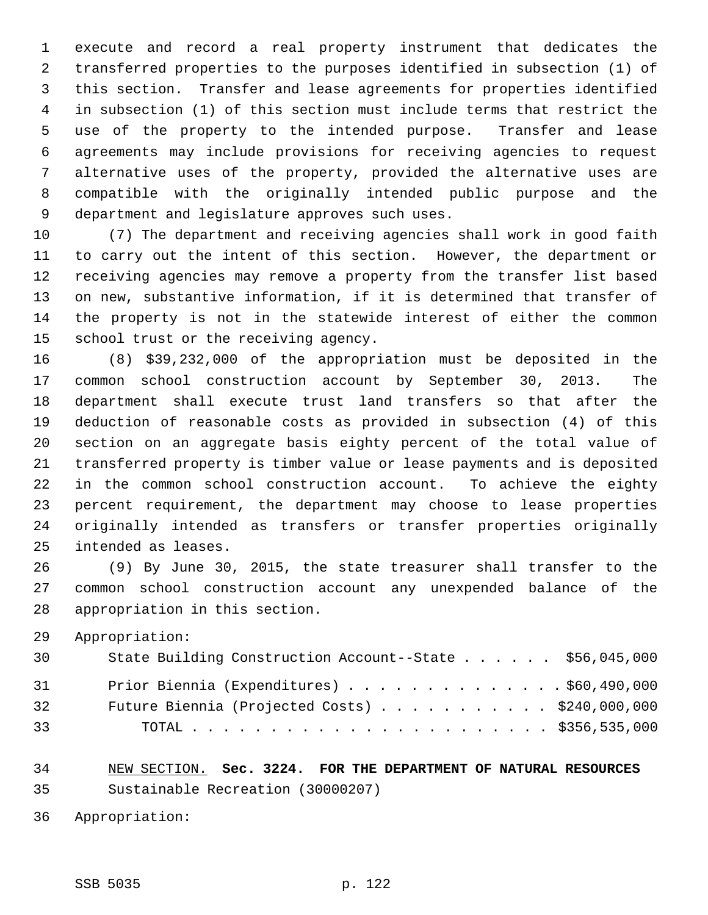execute and record a real property instrument that dedicates the transferred properties to the purposes identified in subsection (1) of this section. Transfer and lease agreements for properties identified in subsection (1) of this section must include terms that restrict the use of the property to the intended purpose. Transfer and lease agreements may include provisions for receiving agencies to request alternative uses of the property, provided the alternative uses are compatible with the originally intended public purpose and the department and legislature approves such uses.

(7) The department and receiving agencies shall work in good faith to carry out the intent of this section. However, the department or receiving agencies may remove a property from the transfer list based on new, substantive information, if it is determined that transfer of the property is not in the statewide interest of either the common school trust or the receiving agency.

(8) $39,232,000 of the appropriation must be deposited in the common school construction account by September 30, 2013. The department shall execute trust land transfers so that after the deduction of reasonable costs as provided in subsection (4) of this section on an aggregate basis eighty percent of the total value of transferred property is timber value or lease payments and is deposited in the common school construction account. To achieve the eighty percent requirement, the department may choose to lease properties originally intended as transfers or transfer properties originally intended as leases.

(9) By June 30, 2015, the state treasurer shall transfer to the common school construction account any unexpended balance of the appropriation in this section.

Appropriation:

| | |
|---|---|
| State Building Construction Account--State | $56,045,000 |
| Prior Biennia (Expenditures) | $60,490,000 |
| Future Biennia (Projected Costs) | $240,000,000 |
| TOTAL | $356,535,000 |

NEW SECTION. **Sec. 3224. FOR THE DEPARTMENT OF NATURAL RESOURCES**

Sustainable Recreation (30000207)

Appropriation: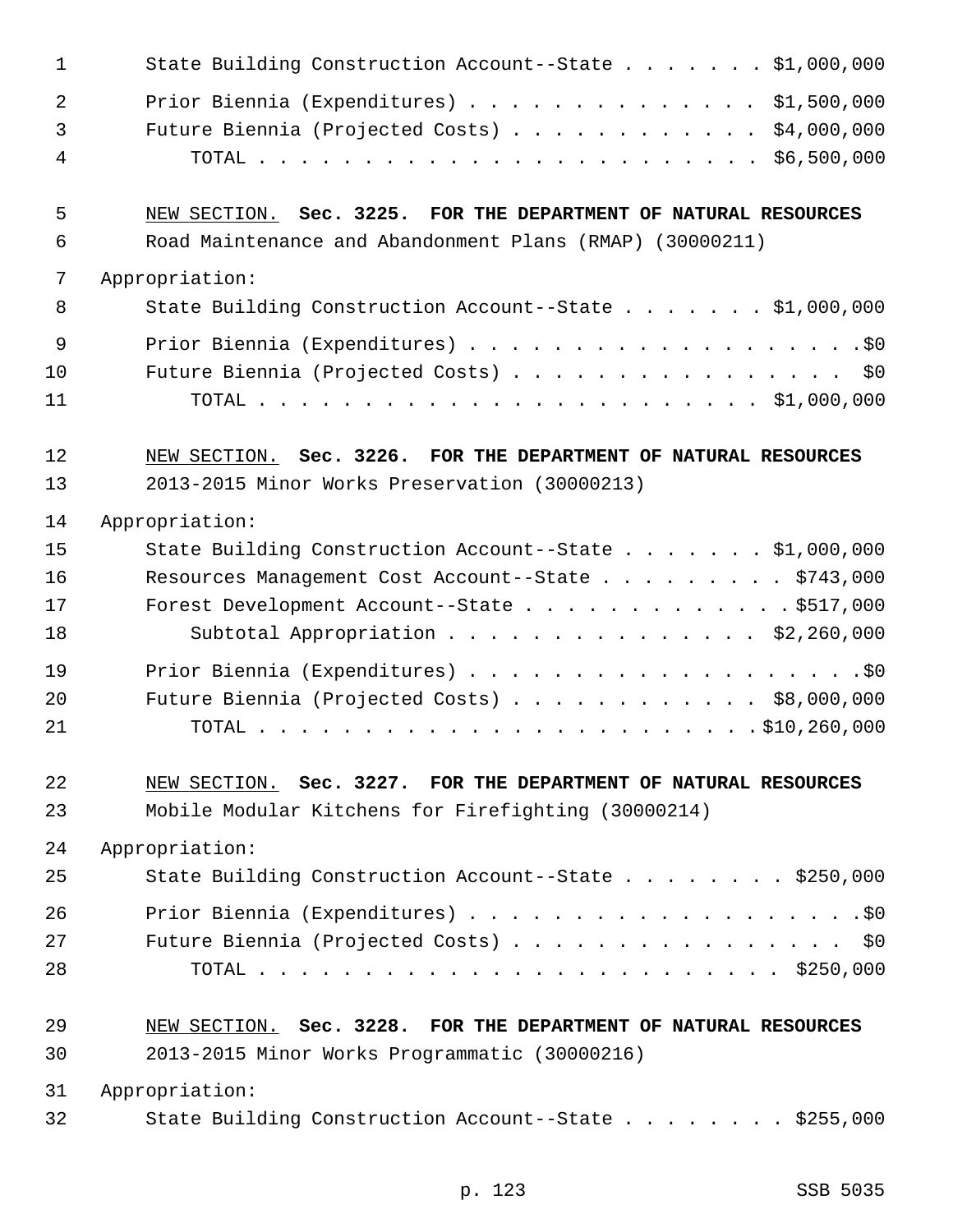State Building Construction Account--State . . . . . . . $1,000,000

Prior Biennia (Expenditures) . . . . . . . . . . . . . . $1,500,000
Future Biennia (Projected Costs) . . . . . . . . . . . . $4,000,000
TOTAL . . . . . . . . . . . . . . . . . . . . . . . . $6,500,000

NEW SECTION. **Sec. 3225. FOR THE DEPARTMENT OF NATURAL RESOURCES**

Road Maintenance and Abandonment Plans (RMAP) (30000211)

Appropriation:

State Building Construction Account--State . . . . . . . $1,000,000

Prior Biennia (Expenditures) . . . . . . . . . . . . . . . . . . . .$0
Future Biennia (Projected Costs) . . . . . . . . . . . . . . . . . $0
TOTAL . . . . . . . . . . . . . . . . . . . . . . . . $1,000,000

NEW SECTION. **Sec. 3226. FOR THE DEPARTMENT OF NATURAL RESOURCES**

2013-2015 Minor Works Preservation (30000213)

Appropriation:

State Building Construction Account--State . . . . . . . $1,000,000
Resources Management Cost Account--State . . . . . . . . . $743,000
Forest Development Account--State . . . . . . . . . . . . . $517,000
Subtotal Appropriation . . . . . . . . . . . . . . . $2,260,000

Prior Biennia (Expenditures) . . . . . . . . . . . . . . . . . . . .$0
Future Biennia (Projected Costs) . . . . . . . . . . . . $8,000,000
TOTAL . . . . . . . . . . . . . . . . . . . . . . . .$10,260,000

NEW SECTION. **Sec. 3227. FOR THE DEPARTMENT OF NATURAL RESOURCES**

Mobile Modular Kitchens for Firefighting (30000214)

Appropriation:

State Building Construction Account--State . . . . . . . . $250,000

Prior Biennia (Expenditures) . . . . . . . . . . . . . . . . . . . .$0
Future Biennia (Projected Costs) . . . . . . . . . . . . . . . . . $0
TOTAL . . . . . . . . . . . . . . . . . . . . . . . . . $250,000

NEW SECTION. **Sec. 3228. FOR THE DEPARTMENT OF NATURAL RESOURCES**

2013-2015 Minor Works Programmatic (30000216)

Appropriation:

State Building Construction Account--State . . . . . . . . $255,000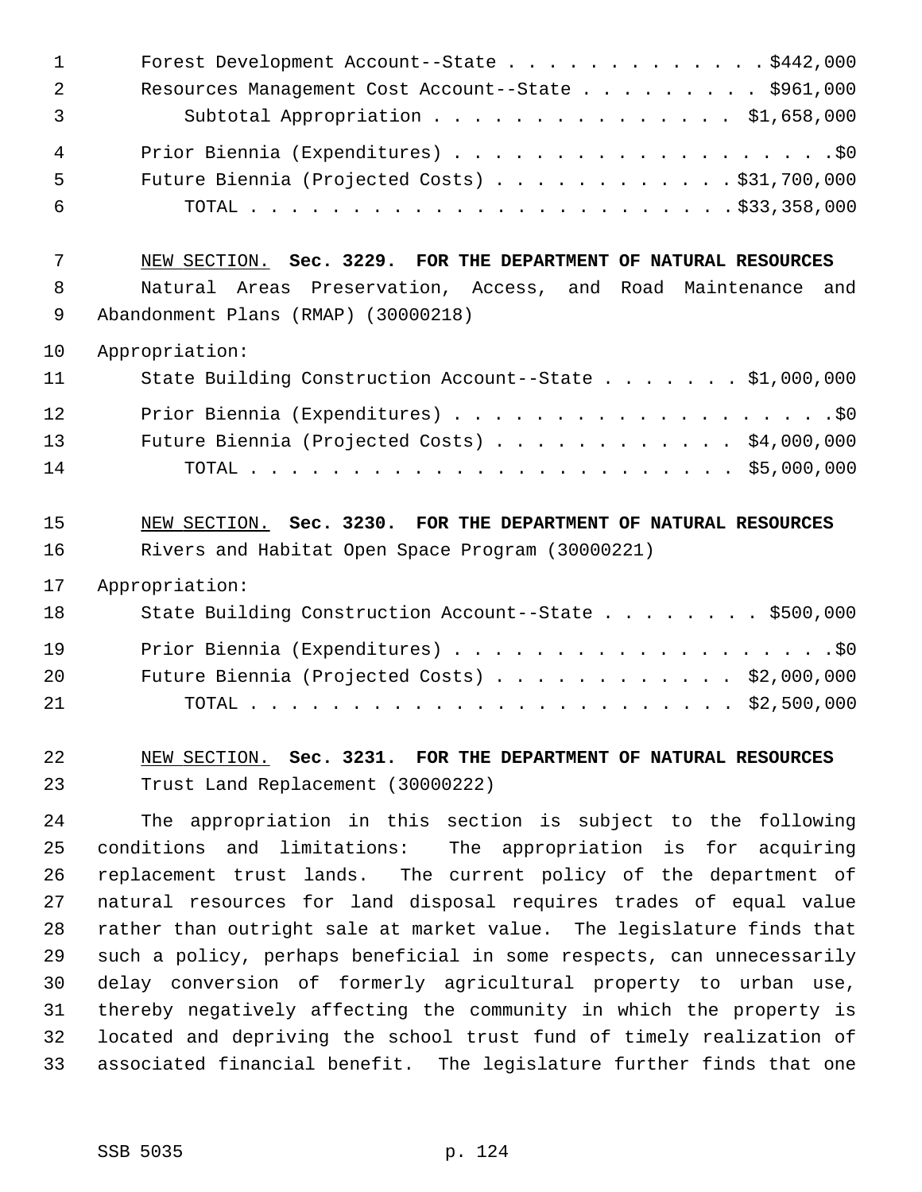Forest Development Account--State . . . . . . . . . . . . . $442,000
Resources Management Cost Account--State . . . . . . . . . $961,000
Subtotal Appropriation . . . . . . . . . . . . . . . $1,658,000

Prior Biennia (Expenditures) . . . . . . . . . . . . . . . . . . . .$0
Future Biennia (Projected Costs) . . . . . . . . . . . . $31,700,000
TOTAL . . . . . . . . . . . . . . . . . . . . . . . . $33,358,000

NEW SECTION. **Sec. 3229. FOR THE DEPARTMENT OF NATURAL RESOURCES**

Natural Areas Preservation, Access, and Road Maintenance and Abandonment Plans (RMAP) (30000218)

Appropriation:

State Building Construction Account--State . . . . . . . $1,000,000

Prior Biennia (Expenditures) . . . . . . . . . . . . . . . . . . . .$0
Future Biennia (Projected Costs) . . . . . . . . . . . . $4,000,000
TOTAL . . . . . . . . . . . . . . . . . . . . . . . . $5,000,000

NEW SECTION. **Sec. 3230. FOR THE DEPARTMENT OF NATURAL RESOURCES**

Rivers and Habitat Open Space Program (30000221)

Appropriation:

State Building Construction Account--State . . . . . . . . $500,000

Prior Biennia (Expenditures) . . . . . . . . . . . . . . . . . . . .$0
Future Biennia (Projected Costs) . . . . . . . . . . . . $2,000,000
TOTAL . . . . . . . . . . . . . . . . . . . . . . . . $2,500,000

NEW SECTION. **Sec. 3231. FOR THE DEPARTMENT OF NATURAL RESOURCES**

Trust Land Replacement (30000222)

The appropriation in this section is subject to the following conditions and limitations: The appropriation is for acquiring replacement trust lands. The current policy of the department of natural resources for land disposal requires trades of equal value rather than outright sale at market value. The legislature finds that such a policy, perhaps beneficial in some respects, can unnecessarily delay conversion of formerly agricultural property to urban use, thereby negatively affecting the community in which the property is located and depriving the school trust fund of timely realization of associated financial benefit. The legislature further finds that one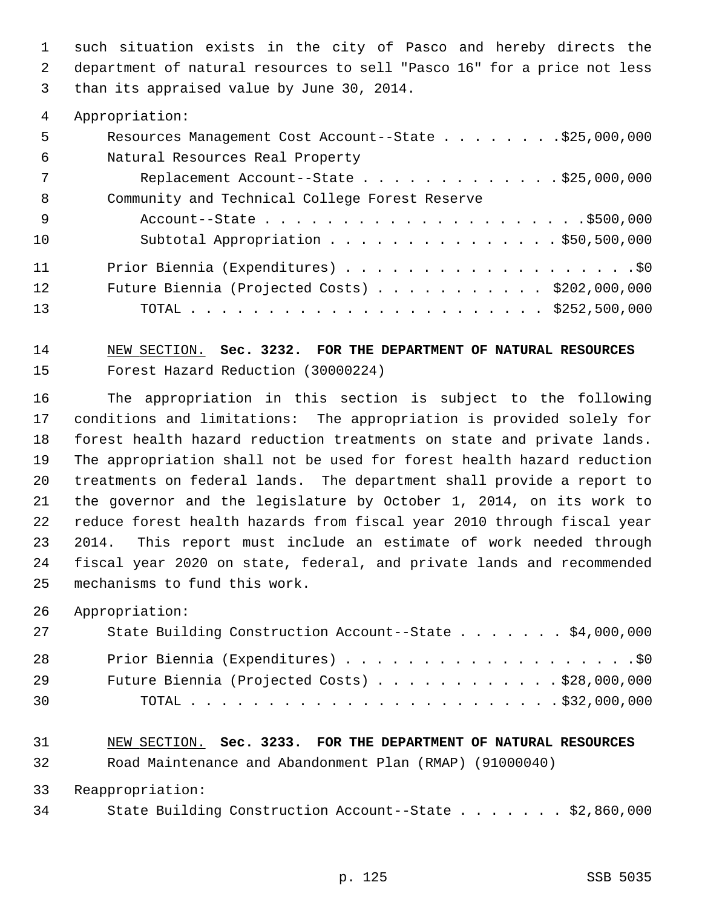such situation exists in the city of Pasco and hereby directs the department of natural resources to sell "Pasco 16" for a price not less than its appraised value by June 30, 2014.

Appropriation:

| | |
|---|---|
| Resources Management Cost Account--State | $25,000,000 |
| Natural Resources Real Property Replacement Account--State | $25,000,000 |
| Community and Technical College Forest Reserve Account--State | $500,000 |
| Subtotal Appropriation | $50,500,000 |
| Prior Biennia (Expenditures) | $0 |
| Future Biennia (Projected Costs) | $202,000,000 |
| TOTAL | $252,500,000 |

NEW SECTION. **Sec. 3232. FOR THE DEPARTMENT OF NATURAL RESOURCES**

Forest Hazard Reduction (30000224)

The appropriation in this section is subject to the following conditions and limitations: The appropriation is provided solely for forest health hazard reduction treatments on state and private lands. The appropriation shall not be used for forest health hazard reduction treatments on federal lands. The department shall provide a report to the governor and the legislature by October 1, 2014, on its work to reduce forest health hazards from fiscal year 2010 through fiscal year 2014. This report must include an estimate of work needed through fiscal year 2020 on state, federal, and private lands and recommended mechanisms to fund this work.

Appropriation:

| | |
|---|---|
| State Building Construction Account--State | $4,000,000 |
| Prior Biennia (Expenditures) | $0 |
| Future Biennia (Projected Costs) | $28,000,000 |
| TOTAL | $32,000,000 |

NEW SECTION. **Sec. 3233. FOR THE DEPARTMENT OF NATURAL RESOURCES**

Road Maintenance and Abandonment Plan (RMAP) (91000040)

Reappropriation:

| | |
|---|---|
| State Building Construction Account--State | $2,860,000 |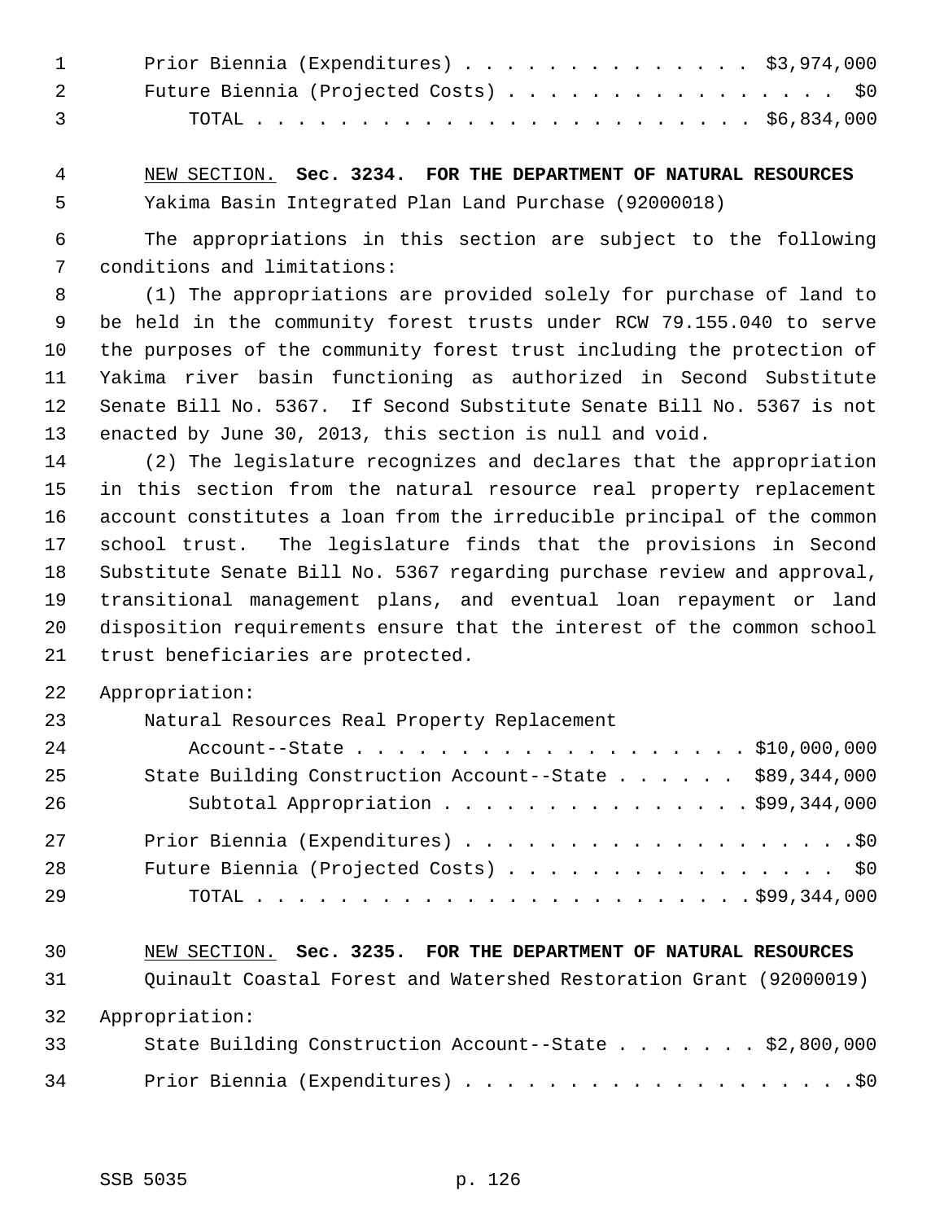Prior Biennia (Expenditures) . . . . . . . . . . . . . . $3,974,000
Future Biennia (Projected Costs) . . . . . . . . . . . . . . . . $0
TOTAL . . . . . . . . . . . . . . . . . . . . . . . . $6,834,000

NEW SECTION. **Sec. 3234. FOR THE DEPARTMENT OF NATURAL RESOURCES**

Yakima Basin Integrated Plan Land Purchase (92000018)

The appropriations in this section are subject to the following conditions and limitations:

(1) The appropriations are provided solely for purchase of land to be held in the community forest trusts under RCW 79.155.040 to serve the purposes of the community forest trust including the protection of Yakima river basin functioning as authorized in Second Substitute Senate Bill No. 5367. If Second Substitute Senate Bill No. 5367 is not enacted by June 30, 2013, this section is null and void.

(2) The legislature recognizes and declares that the appropriation in this section from the natural resource real property replacement account constitutes a loan from the irreducible principal of the common school trust. The legislature finds that the provisions in Second Substitute Senate Bill No. 5367 regarding purchase review and approval, transitional management plans, and eventual loan repayment or land disposition requirements ensure that the interest of the common school trust beneficiaries are protected.

Appropriation:

Natural Resources Real Property Replacement
Account--State . . . . . . . . . . . . . . . . . . . $10,000,000
State Building Construction Account--State . . . . . . $89,344,000
Subtotal Appropriation . . . . . . . . . . . . . . . $99,344,000

Prior Biennia (Expenditures) . . . . . . . . . . . . . . . . . . . .$0
Future Biennia (Projected Costs) . . . . . . . . . . . . . . . . $0
TOTAL . . . . . . . . . . . . . . . . . . . . . . . . .$99,344,000

NEW SECTION. **Sec. 3235. FOR THE DEPARTMENT OF NATURAL RESOURCES**

Quinault Coastal Forest and Watershed Restoration Grant (92000019)

Appropriation:

State Building Construction Account--State . . . . . . . $2,800,000

Prior Biennia (Expenditures) . . . . . . . . . . . . . . . . . . . .$0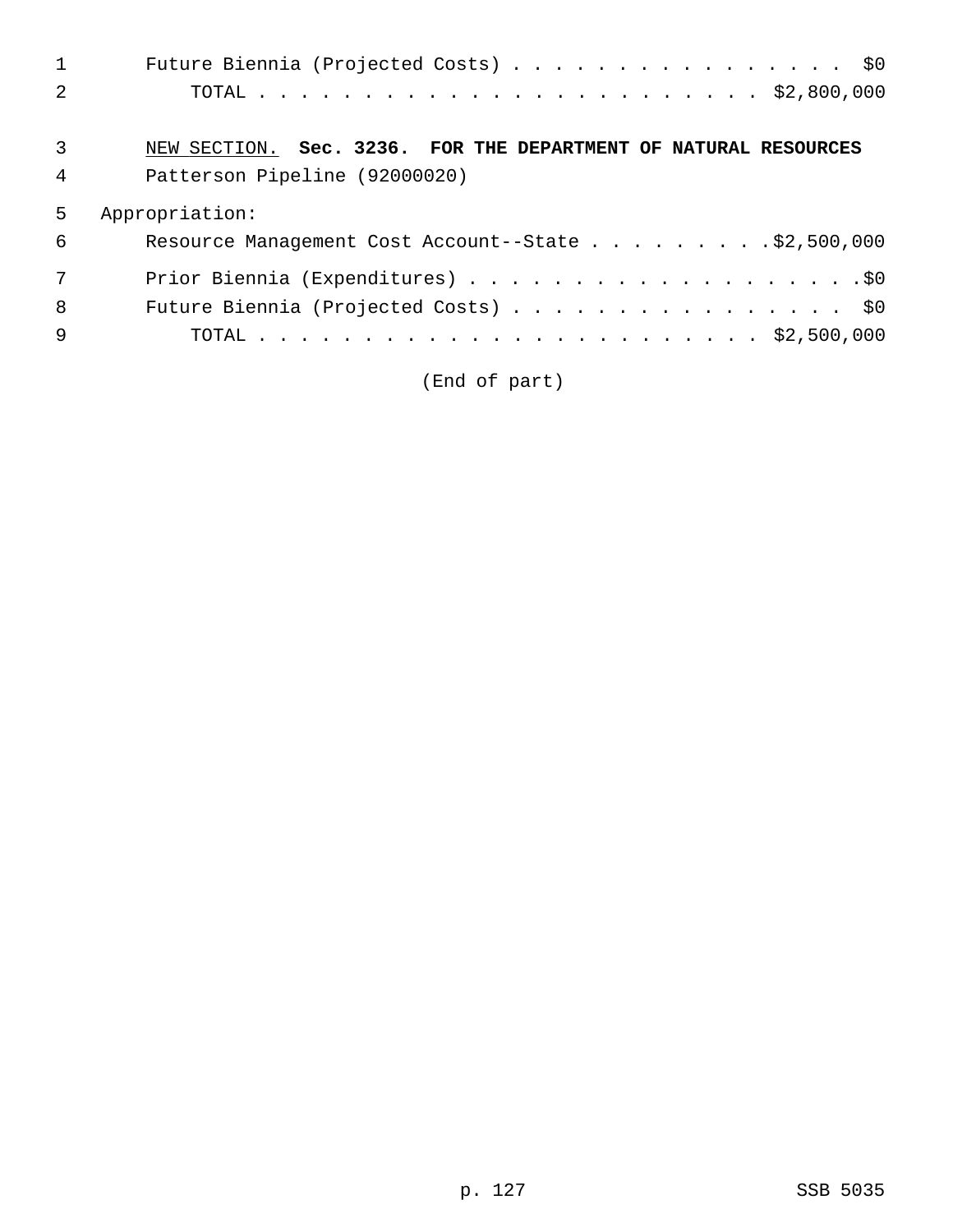Future Biennia (Projected Costs) . . . . . . . . . . . . . . . . $0
TOTAL . . . . . . . . . . . . . . . . . . . . . . . . $2,800,000

NEW SECTION. **Sec. 3236. FOR THE DEPARTMENT OF NATURAL RESOURCES**

Patterson Pipeline (92000020)

Appropriation:

Resource Management Cost Account--State . . . . . . . . . .$2,500,000

Prior Biennia (Expenditures) . . . . . . . . . . . . . . . . . . . .$0
Future Biennia (Projected Costs) . . . . . . . . . . . . . . . . $0
TOTAL . . . . . . . . . . . . . . . . . . . . . . . . $2,500,000

(End of part)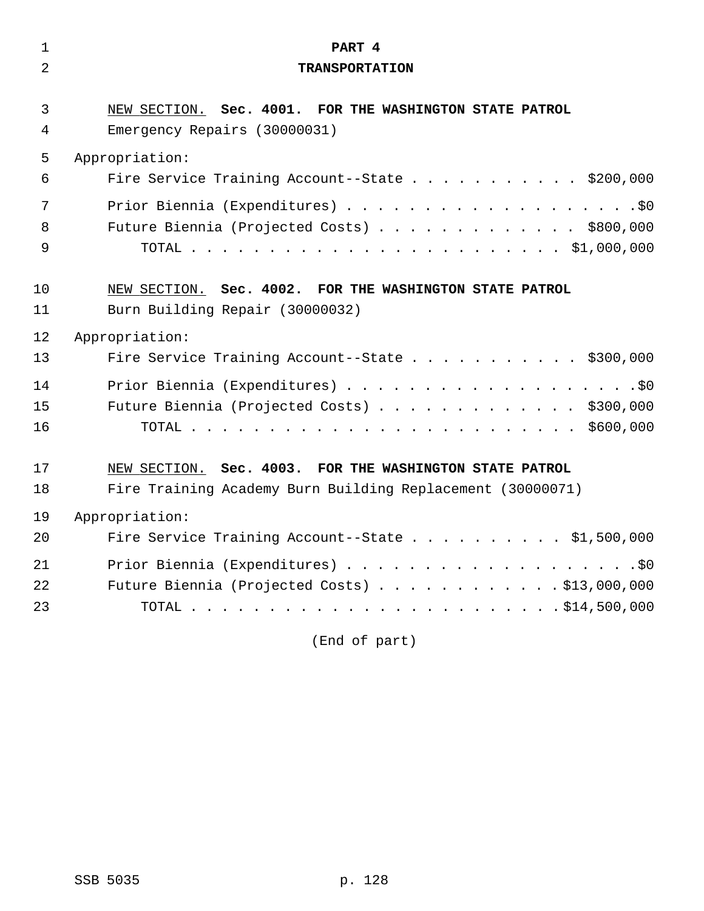# PART 4

## TRANSPORTATION

NEW SECTION. **Sec. 4001. FOR THE WASHINGTON STATE PATROL**

Emergency Repairs (30000031)

Appropriation:

Fire Service Training Account--State . . . . . . . . . . . $200,000

Prior Biennia (Expenditures) . . . . . . . . . . . . . . . . . . . .$0

Future Biennia (Projected Costs) . . . . . . . . . . . . . $800,000

TOTAL . . . . . . . . . . . . . . . . . . . . . . . . . $1,000,000

NEW SECTION. **Sec. 4002. FOR THE WASHINGTON STATE PATROL**

Burn Building Repair (30000032)

Appropriation:

Fire Service Training Account--State . . . . . . . . . . . $300,000

Prior Biennia (Expenditures) . . . . . . . . . . . . . . . . . . . .$0

Future Biennia (Projected Costs) . . . . . . . . . . . . . $300,000

TOTAL . . . . . . . . . . . . . . . . . . . . . . . . . $600,000

NEW SECTION. **Sec. 4003. FOR THE WASHINGTON STATE PATROL**

Fire Training Academy Burn Building Replacement (30000071)

Appropriation:

Fire Service Training Account--State . . . . . . . . . . $1,500,000

Prior Biennia (Expenditures) . . . . . . . . . . . . . . . . . . . .$0

Future Biennia (Projected Costs) . . . . . . . . . . . .$13,000,000

TOTAL . . . . . . . . . . . . . . . . . . . . . . . . .$14,500,000

(End of part)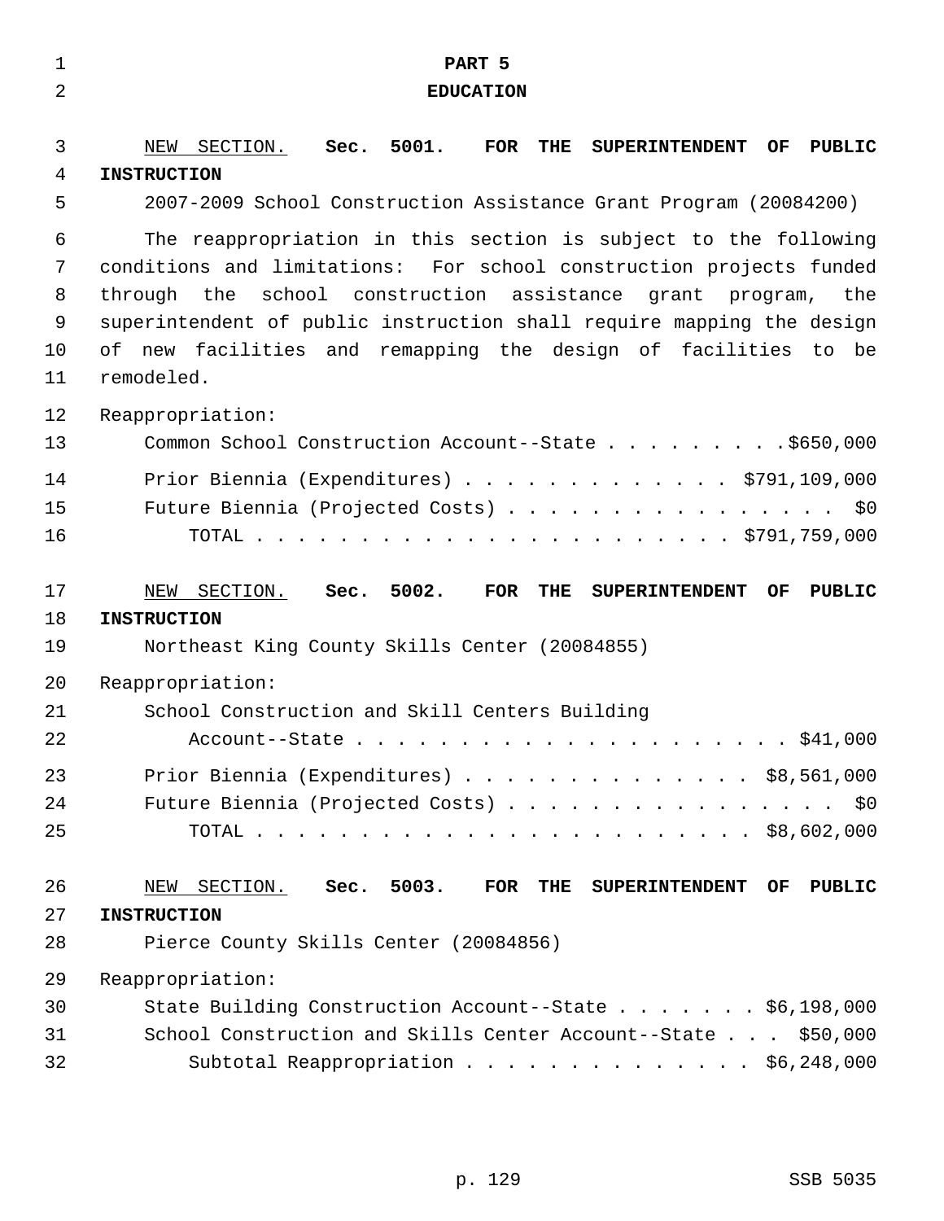# PART 5
# EDUCATION

NEW SECTION. **Sec. 5001. FOR THE SUPERINTENDENT OF PUBLIC INSTRUCTION**

2007-2009 School Construction Assistance Grant Program (20084200)

The reappropriation in this section is subject to the following conditions and limitations: For school construction projects funded through the school construction assistance grant program, the superintendent of public instruction shall require mapping the design of new facilities and remapping the design of facilities to be remodeled.

Reappropriation:

Common School Construction Account--State . . . . . . . . . $650,000

Prior Biennia (Expenditures) . . . . . . . . . . . . . $791,109,000

Future Biennia (Projected Costs) . . . . . . . . . . . . . . . . $0

TOTAL . . . . . . . . . . . . . . . . . . . . . . . $791,759,000

NEW SECTION. **Sec. 5002. FOR THE SUPERINTENDENT OF PUBLIC INSTRUCTION**

Northeast King County Skills Center (20084855)

Reappropriation:

School Construction and Skill Centers Building Account--State . . . . . . . . . . . . . . . . . . . . . $41,000

Prior Biennia (Expenditures) . . . . . . . . . . . . . . $8,561,000

Future Biennia (Projected Costs) . . . . . . . . . . . . . . . . $0

TOTAL . . . . . . . . . . . . . . . . . . . . . . . $8,602,000

NEW SECTION. **Sec. 5003. FOR THE SUPERINTENDENT OF PUBLIC INSTRUCTION**

Pierce County Skills Center (20084856)

Reappropriation:

State Building Construction Account--State . . . . . . . $6,198,000

School Construction and Skills Center Account--State . . . $50,000

Subtotal Reappropriation . . . . . . . . . . . . . . $6,248,000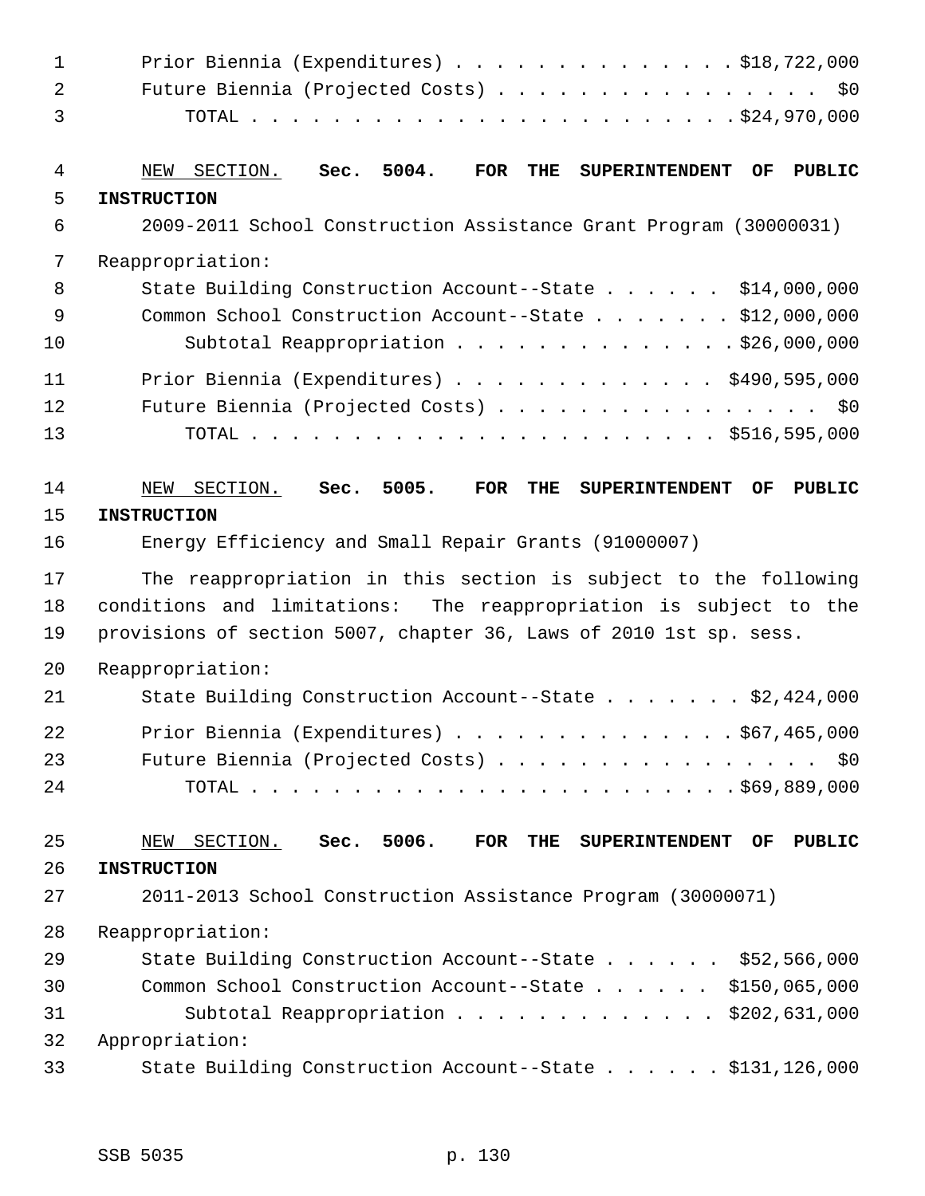Prior Biennia (Expenditures) . . . . . . . . . . . . . . $18,722,000
Future Biennia (Projected Costs) . . . . . . . . . . . . . . . . $0
TOTAL . . . . . . . . . . . . . . . . . . . . . . . . $24,970,000

NEW SECTION. **Sec. 5004. FOR THE SUPERINTENDENT OF PUBLIC INSTRUCTION**

2009-2011 School Construction Assistance Grant Program (30000031)

Reappropriation:

State Building Construction Account--State . . . . . . $14,000,000
Common School Construction Account--State . . . . . . . $12,000,000
Subtotal Reappropriation . . . . . . . . . . . . . $26,000,000

Prior Biennia (Expenditures) . . . . . . . . . . . . . $490,595,000
Future Biennia (Projected Costs) . . . . . . . . . . . . . . . . $0
TOTAL . . . . . . . . . . . . . . . . . . . . . . . $516,595,000

NEW SECTION. **Sec. 5005. FOR THE SUPERINTENDENT OF PUBLIC INSTRUCTION**

Energy Efficiency and Small Repair Grants (91000007)

The reappropriation in this section is subject to the following conditions and limitations: The reappropriation is subject to the provisions of section 5007, chapter 36, Laws of 2010 1st sp. sess.

Reappropriation:

State Building Construction Account--State . . . . . . . $2,424,000

Prior Biennia (Expenditures) . . . . . . . . . . . . . . $67,465,000
Future Biennia (Projected Costs) . . . . . . . . . . . . . . . . $0
TOTAL . . . . . . . . . . . . . . . . . . . . . . . . $69,889,000

NEW SECTION. **Sec. 5006. FOR THE SUPERINTENDENT OF PUBLIC INSTRUCTION**

2011-2013 School Construction Assistance Program (30000071)

Reappropriation:

State Building Construction Account--State . . . . . . $52,566,000
Common School Construction Account--State . . . . . . $150,065,000
Subtotal Reappropriation . . . . . . . . . . . . . $202,631,000

Appropriation:

State Building Construction Account--State . . . . . . $131,126,000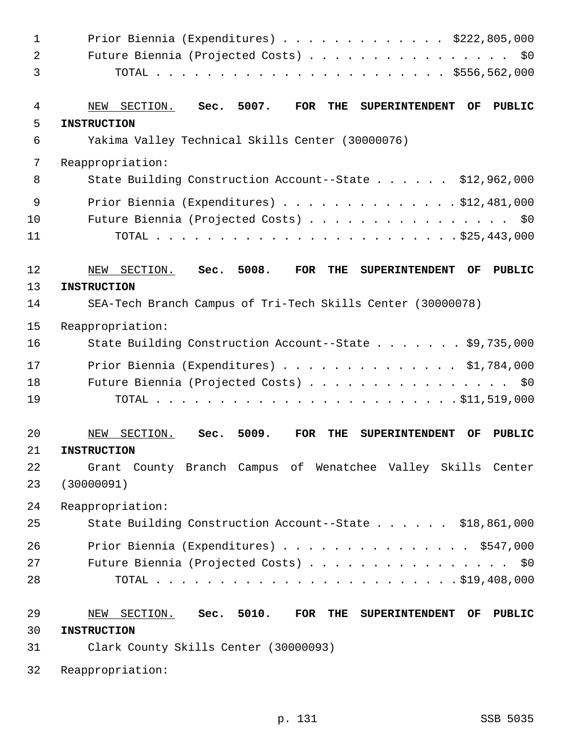Prior Biennia (Expenditures) . . . . . . . . . . . . . . $222,805,000
Future Biennia (Projected Costs) . . . . . . . . . . . . . . . . . $0
TOTAL . . . . . . . . . . . . . . . . . . . . . . . . $556,562,000

NEW SECTION. **Sec. 5007. FOR THE SUPERINTENDENT OF PUBLIC INSTRUCTION**

Yakima Valley Technical Skills Center (30000076)

Reappropriation:

State Building Construction Account--State . . . . . . $12,962,000

Prior Biennia (Expenditures) . . . . . . . . . . . . . . $12,481,000
Future Biennia (Projected Costs) . . . . . . . . . . . . . . . . . $0
TOTAL . . . . . . . . . . . . . . . . . . . . . . . . $25,443,000

NEW SECTION. **Sec. 5008. FOR THE SUPERINTENDENT OF PUBLIC INSTRUCTION**

SEA-Tech Branch Campus of Tri-Tech Skills Center (30000078)

Reappropriation:

State Building Construction Account--State . . . . . . . $9,735,000

Prior Biennia (Expenditures) . . . . . . . . . . . . . . $1,784,000
Future Biennia (Projected Costs) . . . . . . . . . . . . . . . . . $0
TOTAL . . . . . . . . . . . . . . . . . . . . . . . . $11,519,000

NEW SECTION. **Sec. 5009. FOR THE SUPERINTENDENT OF PUBLIC INSTRUCTION**

Grant County Branch Campus of Wenatchee Valley Skills Center (30000091)

Reappropriation:

State Building Construction Account--State . . . . . . $18,861,000

Prior Biennia (Expenditures) . . . . . . . . . . . . . . . $547,000
Future Biennia (Projected Costs) . . . . . . . . . . . . . . . . . $0
TOTAL . . . . . . . . . . . . . . . . . . . . . . . . $19,408,000

NEW SECTION. **Sec. 5010. FOR THE SUPERINTENDENT OF PUBLIC INSTRUCTION**

Clark County Skills Center (30000093)

Reappropriation: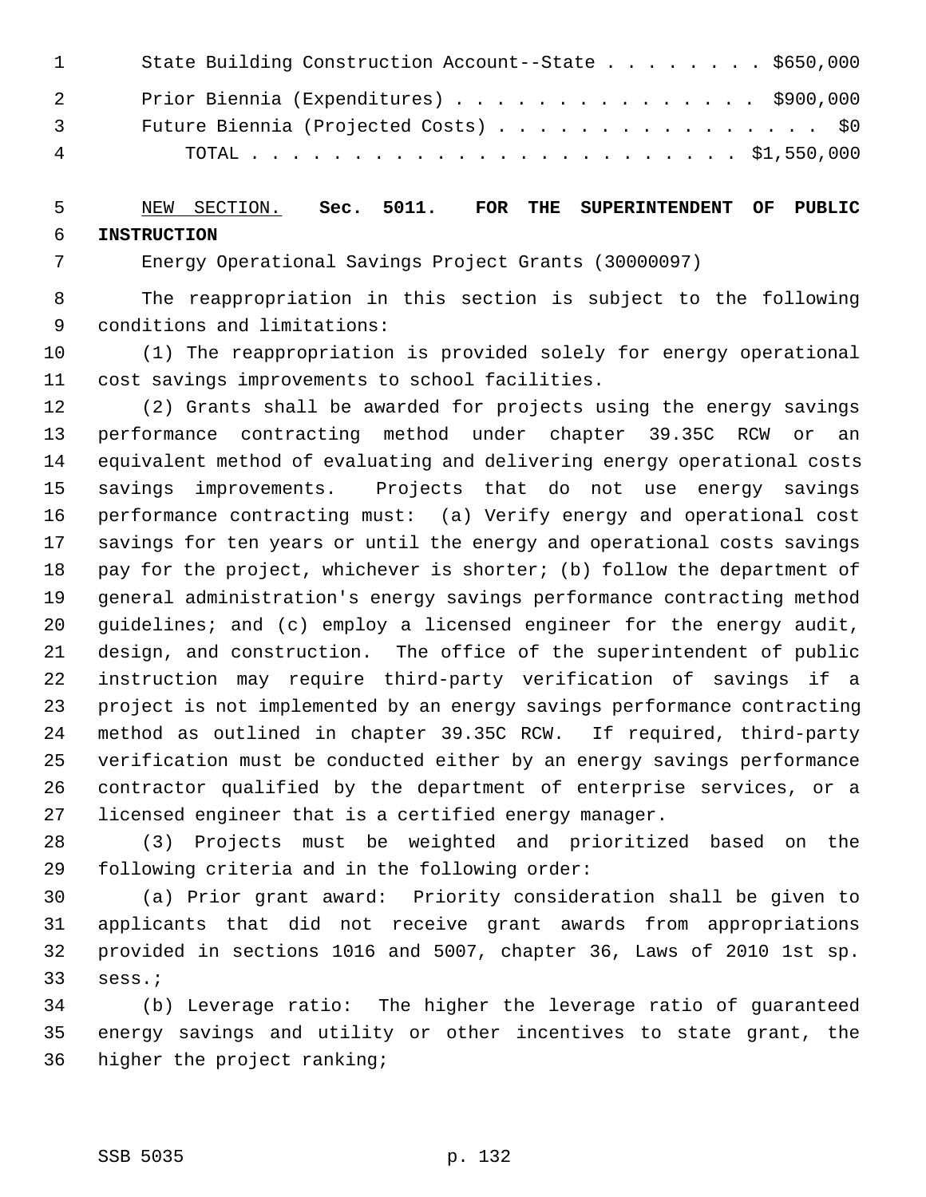State Building Construction Account--State . . . . . . . . $650,000

Prior Biennia (Expenditures) . . . . . . . . . . . . . . . $900,000

Future Biennia (Projected Costs) . . . . . . . . . . . . . . . . $0

TOTAL . . . . . . . . . . . . . . . . . . . . . . . . $1,550,000

NEW SECTION. **Sec. 5011. FOR THE SUPERINTENDENT OF PUBLIC INSTRUCTION**

Energy Operational Savings Project Grants (30000097)

The reappropriation in this section is subject to the following conditions and limitations:

(1) The reappropriation is provided solely for energy operational cost savings improvements to school facilities.

(2) Grants shall be awarded for projects using the energy savings performance contracting method under chapter 39.35C RCW or an equivalent method of evaluating and delivering energy operational costs savings improvements. Projects that do not use energy savings performance contracting must: (a) Verify energy and operational cost savings for ten years or until the energy and operational costs savings pay for the project, whichever is shorter; (b) follow the department of general administration's energy savings performance contracting method guidelines; and (c) employ a licensed engineer for the energy audit, design, and construction. The office of the superintendent of public instruction may require third-party verification of savings if a project is not implemented by an energy savings performance contracting method as outlined in chapter 39.35C RCW. If required, third-party verification must be conducted either by an energy savings performance contractor qualified by the department of enterprise services, or a licensed engineer that is a certified energy manager.

(3) Projects must be weighted and prioritized based on the following criteria and in the following order:

(a) Prior grant award: Priority consideration shall be given to applicants that did not receive grant awards from appropriations provided in sections 1016 and 5007, chapter 36, Laws of 2010 1st sp. sess.;

(b) Leverage ratio: The higher the leverage ratio of guaranteed energy savings and utility or other incentives to state grant, the higher the project ranking;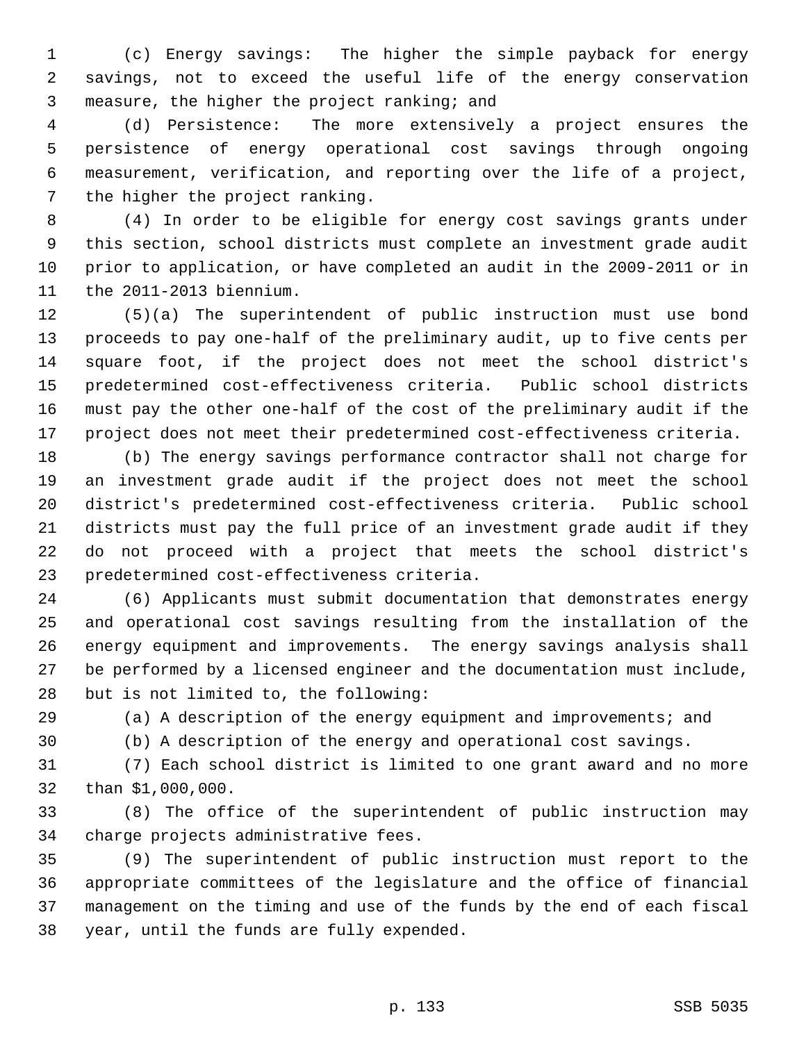(c) Energy savings: The higher the simple payback for energy savings, not to exceed the useful life of the energy conservation measure, the higher the project ranking; and

(d) Persistence: The more extensively a project ensures the persistence of energy operational cost savings through ongoing measurement, verification, and reporting over the life of a project, the higher the project ranking.

(4) In order to be eligible for energy cost savings grants under this section, school districts must complete an investment grade audit prior to application, or have completed an audit in the 2009-2011 or in the 2011-2013 biennium.

(5)(a) The superintendent of public instruction must use bond proceeds to pay one-half of the preliminary audit, up to five cents per square foot, if the project does not meet the school district's predetermined cost-effectiveness criteria. Public school districts must pay the other one-half of the cost of the preliminary audit if the project does not meet their predetermined cost-effectiveness criteria.

(b) The energy savings performance contractor shall not charge for an investment grade audit if the project does not meet the school district's predetermined cost-effectiveness criteria. Public school districts must pay the full price of an investment grade audit if they do not proceed with a project that meets the school district's predetermined cost-effectiveness criteria.

(6) Applicants must submit documentation that demonstrates energy and operational cost savings resulting from the installation of the energy equipment and improvements. The energy savings analysis shall be performed by a licensed engineer and the documentation must include, but is not limited to, the following:

(a) A description of the energy equipment and improvements; and

(b) A description of the energy and operational cost savings.

(7) Each school district is limited to one grant award and no more than $1,000,000.

(8) The office of the superintendent of public instruction may charge projects administrative fees.

(9) The superintendent of public instruction must report to the appropriate committees of the legislature and the office of financial management on the timing and use of the funds by the end of each fiscal year, until the funds are fully expended.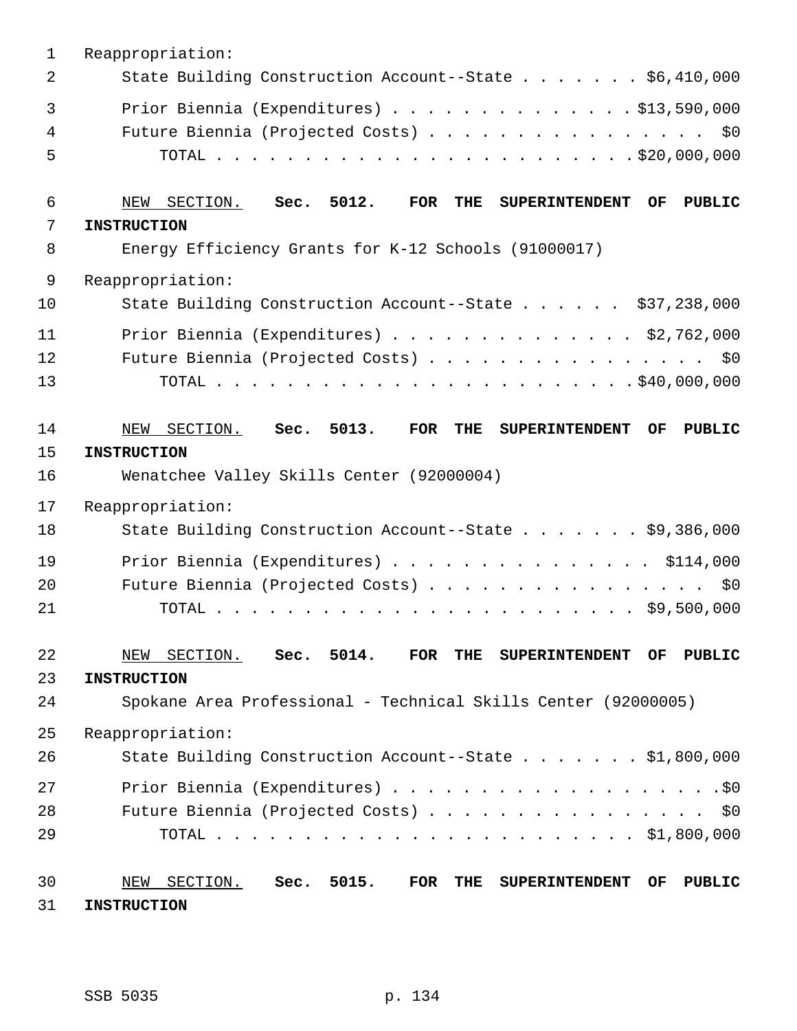Reappropriation:

State Building Construction Account--State . . . . . . . $6,410,000

Prior Biennia (Expenditures) . . . . . . . . . . . . . . $13,590,000

Future Biennia (Projected Costs) . . . . . . . . . . . . . . . . $0

TOTAL . . . . . . . . . . . . . . . . . . . . . . . . $20,000,000

NEW SECTION. **Sec. 5012. FOR THE SUPERINTENDENT OF PUBLIC INSTRUCTION**

Energy Efficiency Grants for K-12 Schools (91000017)

Reappropriation:

State Building Construction Account--State . . . . . . $37,238,000

Prior Biennia (Expenditures) . . . . . . . . . . . . . . $2,762,000

Future Biennia (Projected Costs) . . . . . . . . . . . . . . . . $0

TOTAL . . . . . . . . . . . . . . . . . . . . . . . . $40,000,000

NEW SECTION. **Sec. 5013. FOR THE SUPERINTENDENT OF PUBLIC INSTRUCTION**

Wenatchee Valley Skills Center (92000004)

Reappropriation:

State Building Construction Account--State . . . . . . . $9,386,000

Prior Biennia (Expenditures) . . . . . . . . . . . . . . . $114,000

Future Biennia (Projected Costs) . . . . . . . . . . . . . . . . $0

TOTAL . . . . . . . . . . . . . . . . . . . . . . . . $9,500,000

NEW SECTION. **Sec. 5014. FOR THE SUPERINTENDENT OF PUBLIC INSTRUCTION**

Spokane Area Professional - Technical Skills Center (92000005)

Reappropriation:

State Building Construction Account--State . . . . . . . $1,800,000

Prior Biennia (Expenditures) . . . . . . . . . . . . . . . . . . .$0

Future Biennia (Projected Costs) . . . . . . . . . . . . . . . . $0

TOTAL . . . . . . . . . . . . . . . . . . . . . . . . $1,800,000

NEW SECTION. **Sec. 5015. FOR THE SUPERINTENDENT OF PUBLIC INSTRUCTION**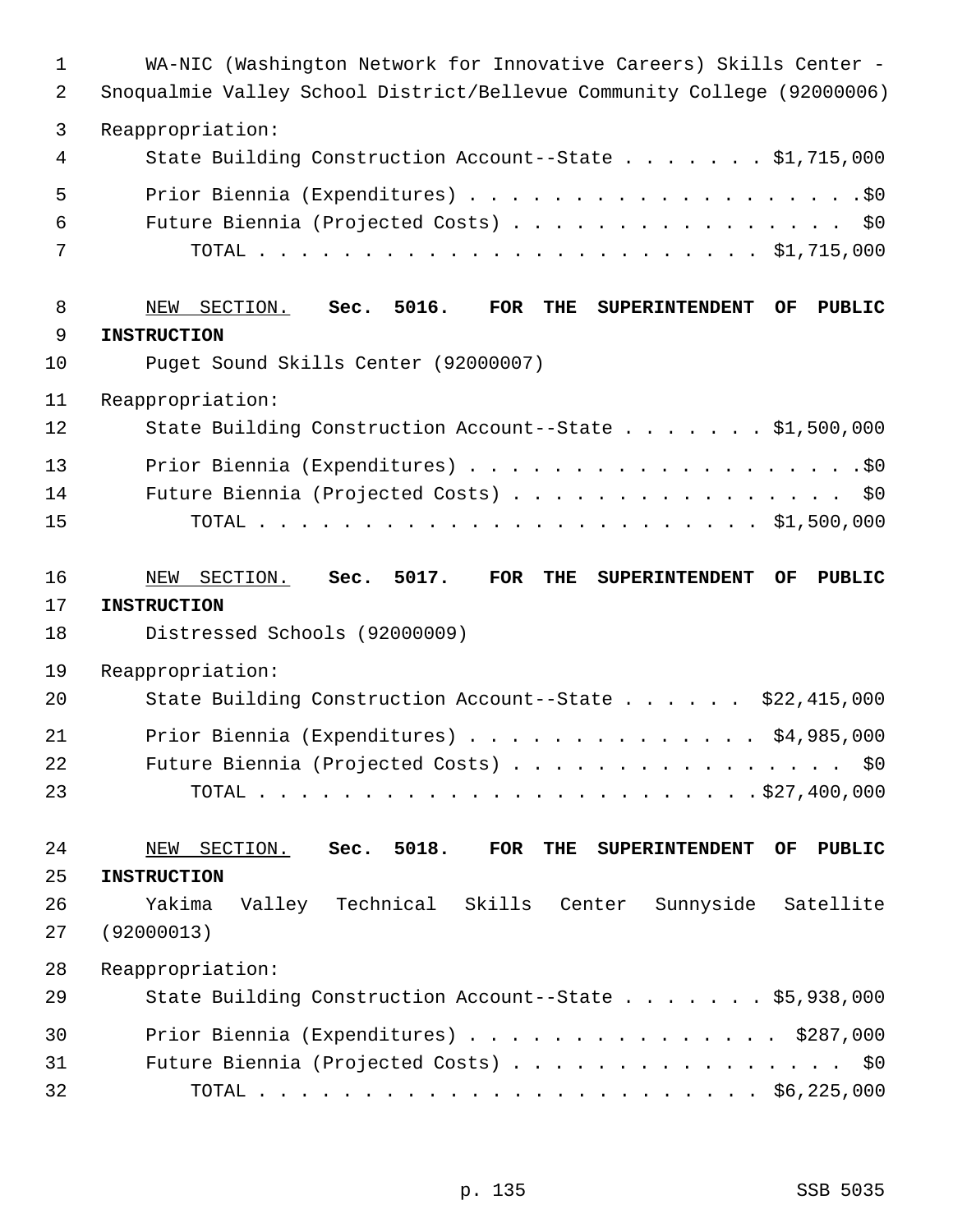WA-NIC (Washington Network for Innovative Careers) Skills Center - Snoqualmie Valley School District/Bellevue Community College (92000006)

Reappropriation:

| | |
|---|---|
| State Building Construction Account--State | $1,715,000 |
| Prior Biennia (Expenditures) | $0 |
| Future Biennia (Projected Costs) | $0 |
| TOTAL | $1,715,000 |

NEW SECTION. **Sec. 5016. FOR THE SUPERINTENDENT OF PUBLIC INSTRUCTION**

Puget Sound Skills Center (92000007)

Reappropriation:

| | |
|---|---|
| State Building Construction Account--State | $1,500,000 |
| Prior Biennia (Expenditures) | $0 |
| Future Biennia (Projected Costs) | $0 |
| TOTAL | $1,500,000 |

NEW SECTION. **Sec. 5017. FOR THE SUPERINTENDENT OF PUBLIC INSTRUCTION**

Distressed Schools (92000009)

Reappropriation:

| | |
|---|---|
| State Building Construction Account--State | $22,415,000 |
| Prior Biennia (Expenditures) | $4,985,000 |
| Future Biennia (Projected Costs) | $0 |
| TOTAL | $27,400,000 |

NEW SECTION. **Sec. 5018. FOR THE SUPERINTENDENT OF PUBLIC INSTRUCTION**

Yakima Valley Technical Skills Center Sunnyside Satellite (92000013)

Reappropriation:

| | |
|---|---|
| State Building Construction Account--State | $5,938,000 |
| Prior Biennia (Expenditures) | $287,000 |
| Future Biennia (Projected Costs) | $0 |
| TOTAL | $6,225,000 |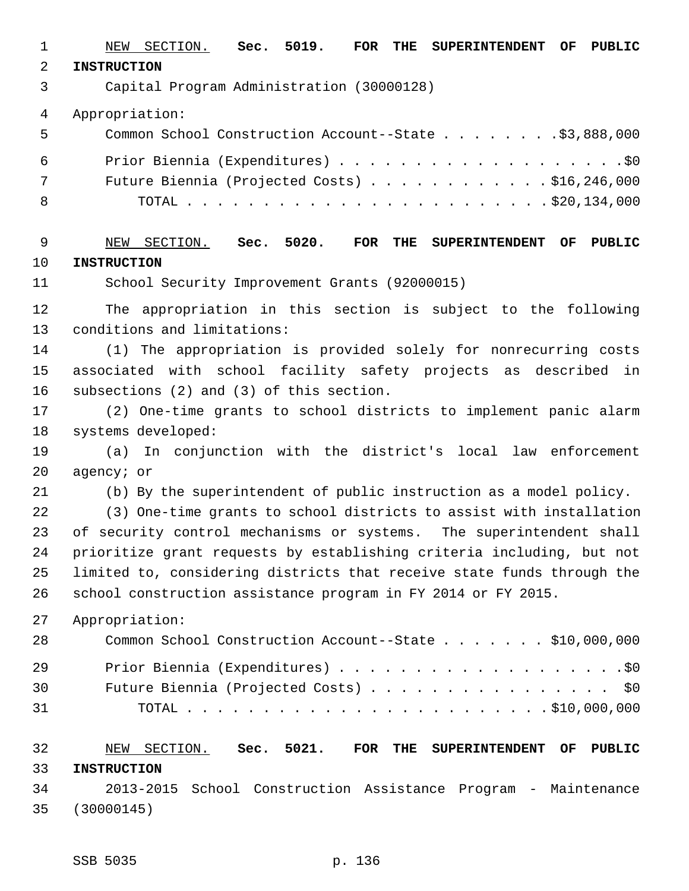<u>NEW SECTION.</u> **Sec. 5019. FOR THE SUPERINTENDENT OF PUBLIC INSTRUCTION**

Capital Program Administration (30000128)

Appropriation:

Common School Construction Account--State . . . . . . . . $3,888,000

Prior Biennia (Expenditures) . . . . . . . . . . . . . . . . . . . . $0

Future Biennia (Projected Costs) . . . . . . . . . . . . . $16,246,000

TOTAL . . . . . . . . . . . . . . . . . . . . . . . . . $20,134,000

<u>NEW SECTION.</u> **Sec. 5020. FOR THE SUPERINTENDENT OF PUBLIC INSTRUCTION**

School Security Improvement Grants (92000015)

The appropriation in this section is subject to the following conditions and limitations:

(1) The appropriation is provided solely for nonrecurring costs associated with school facility safety projects as described in subsections (2) and (3) of this section.

(2) One-time grants to school districts to implement panic alarm systems developed:

(a) In conjunction with the district's local law enforcement agency; or

(b) By the superintendent of public instruction as a model policy.

(3) One-time grants to school districts to assist with installation of security control mechanisms or systems. The superintendent shall prioritize grant requests by establishing criteria including, but not limited to, considering districts that receive state funds through the school construction assistance program in FY 2014 or FY 2015.

Appropriation:

Common School Construction Account--State . . . . . . . $10,000,000

Prior Biennia (Expenditures) . . . . . . . . . . . . . . . . . . . . $0

Future Biennia (Projected Costs) . . . . . . . . . . . . . . . . $0

TOTAL . . . . . . . . . . . . . . . . . . . . . . . . . $10,000,000

<u>NEW SECTION.</u> **Sec. 5021. FOR THE SUPERINTENDENT OF PUBLIC INSTRUCTION**

2013-2015 School Construction Assistance Program - Maintenance (30000145)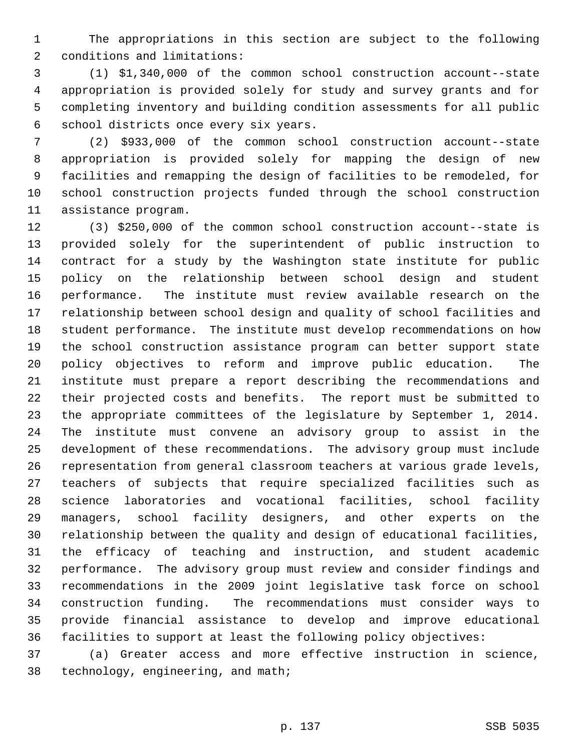The appropriations in this section are subject to the following conditions and limitations:

(1) $1,340,000 of the common school construction account--state appropriation is provided solely for study and survey grants and for completing inventory and building condition assessments for all public school districts once every six years.

(2) $933,000 of the common school construction account--state appropriation is provided solely for mapping the design of new facilities and remapping the design of facilities to be remodeled, for school construction projects funded through the school construction assistance program.

(3) $250,000 of the common school construction account--state is provided solely for the superintendent of public instruction to contract for a study by the Washington state institute for public policy on the relationship between school design and student performance. The institute must review available research on the relationship between school design and quality of school facilities and student performance. The institute must develop recommendations on how the school construction assistance program can better support state policy objectives to reform and improve public education. The institute must prepare a report describing the recommendations and their projected costs and benefits. The report must be submitted to the appropriate committees of the legislature by September 1, 2014. The institute must convene an advisory group to assist in the development of these recommendations. The advisory group must include representation from general classroom teachers at various grade levels, teachers of subjects that require specialized facilities such as science laboratories and vocational facilities, school facility managers, school facility designers, and other experts on the relationship between the quality and design of educational facilities, the efficacy of teaching and instruction, and student academic performance. The advisory group must review and consider findings and recommendations in the 2009 joint legislative task force on school construction funding. The recommendations must consider ways to provide financial assistance to develop and improve educational facilities to support at least the following policy objectives:

(a) Greater access and more effective instruction in science, technology, engineering, and math;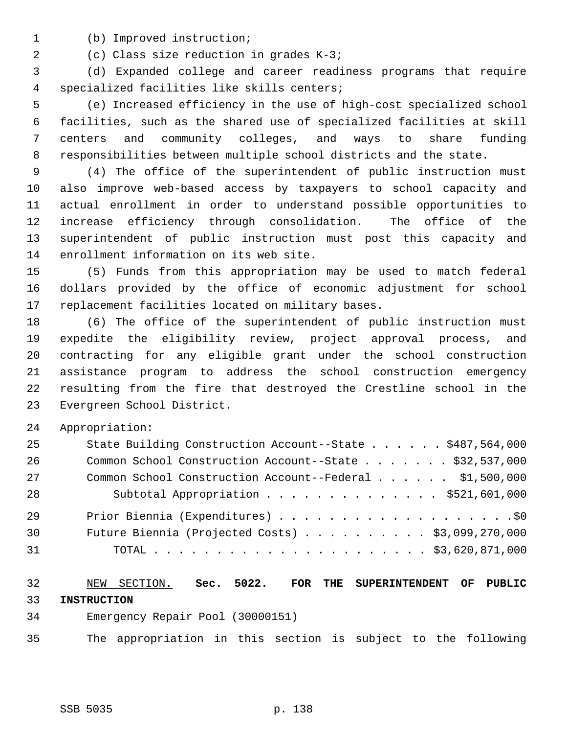(b) Improved instruction;

(c) Class size reduction in grades K-3;

(d) Expanded college and career readiness programs that require specialized facilities like skills centers;

(e) Increased efficiency in the use of high-cost specialized school facilities, such as the shared use of specialized facilities at skill centers and community colleges, and ways to share funding responsibilities between multiple school districts and the state.

(4) The office of the superintendent of public instruction must also improve web-based access by taxpayers to school capacity and actual enrollment in order to understand possible opportunities to increase efficiency through consolidation. The office of the superintendent of public instruction must post this capacity and enrollment information on its web site.

(5) Funds from this appropriation may be used to match federal dollars provided by the office of economic adjustment for school replacement facilities located on military bases.

(6) The office of the superintendent of public instruction must expedite the eligibility review, project approval process, and contracting for any eligible grant under the school construction assistance program to address the school construction emergency resulting from the fire that destroyed the Crestline school in the Evergreen School District.

Appropriation:

| | |
|---|---|
| State Building Construction Account--State | $487,564,000 |
| Common School Construction Account--State | $32,537,000 |
| Common School Construction Account--Federal | $1,500,000 |
| Subtotal Appropriation | $521,601,000 |
| Prior Biennia (Expenditures) | $0 |
| Future Biennia (Projected Costs) | $3,099,270,000 |
| TOTAL | $3,620,871,000 |

NEW SECTION. **Sec. 5022. FOR THE SUPERINTENDENT OF PUBLIC INSTRUCTION**

Emergency Repair Pool (30000151)

The appropriation in this section is subject to the following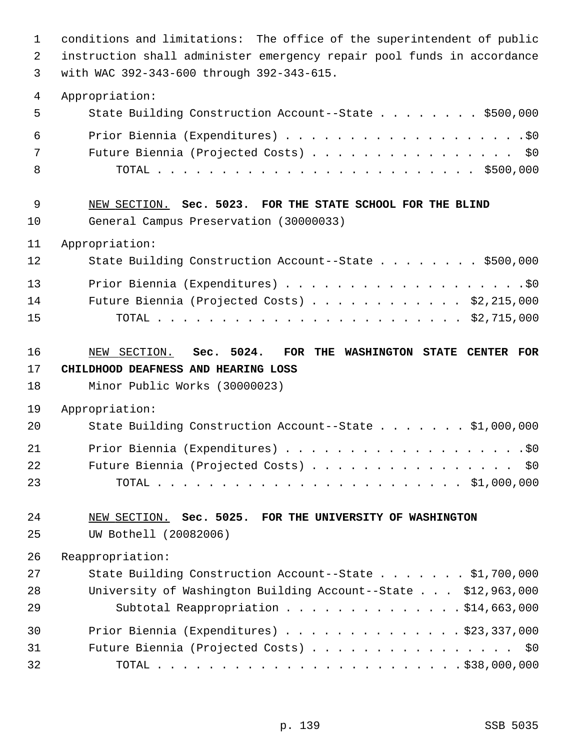conditions and limitations: The office of the superintendent of public instruction shall administer emergency repair pool funds in accordance with WAC 392-343-600 through 392-343-615.

Appropriation:

| | |
|---|---|
| State Building Construction Account--State | $500,000 |
| Prior Biennia (Expenditures) | $0 |
| Future Biennia (Projected Costs) | $0 |
| TOTAL | $500,000 |

NEW SECTION. **Sec. 5023. FOR THE STATE SCHOOL FOR THE BLIND**

General Campus Preservation (30000033)

Appropriation:

| | |
|---|---|
| State Building Construction Account--State | $500,000 |
| Prior Biennia (Expenditures) | $0 |
| Future Biennia (Projected Costs) | $2,215,000 |
| TOTAL | $2,715,000 |

NEW SECTION. **Sec. 5024. FOR THE WASHINGTON STATE CENTER FOR CHILDHOOD DEAFNESS AND HEARING LOSS**

Minor Public Works (30000023)

Appropriation:

| | |
|---|---|
| State Building Construction Account--State | $1,000,000 |
| Prior Biennia (Expenditures) | $0 |
| Future Biennia (Projected Costs) | $0 |
| TOTAL | $1,000,000 |

NEW SECTION. **Sec. 5025. FOR THE UNIVERSITY OF WASHINGTON**

UW Bothell (20082006)

Reappropriation:

| | |
|---|---|
| State Building Construction Account--State | $1,700,000 |
| University of Washington Building Account--State | $12,963,000 |
| Subtotal Reappropriation | $14,663,000 |
| Prior Biennia (Expenditures) | $23,337,000 |
| Future Biennia (Projected Costs) | $0 |
| TOTAL | $38,000,000 |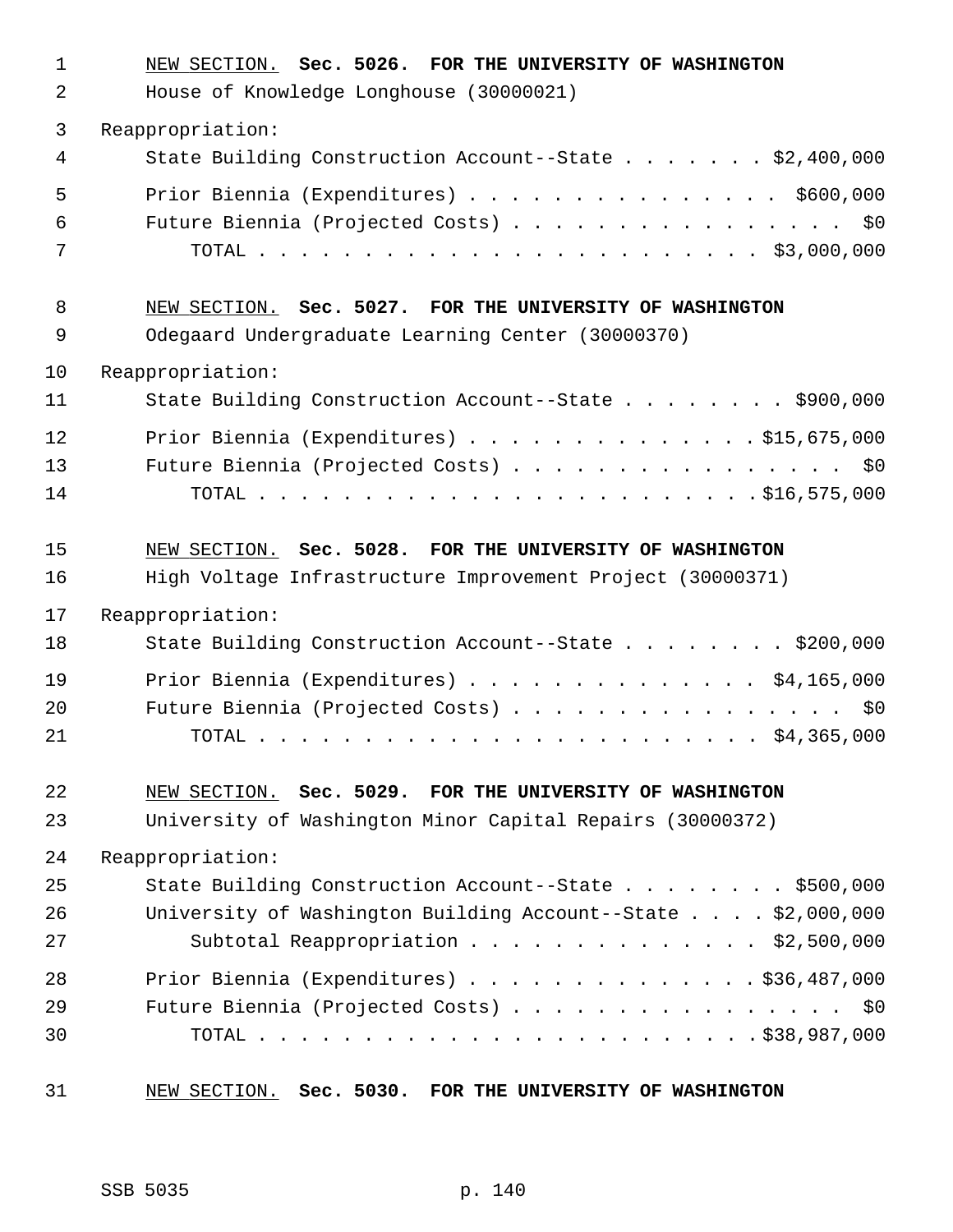NEW SECTION. **Sec. 5026. FOR THE UNIVERSITY OF WASHINGTON**

House of Knowledge Longhouse (30000021)

Reappropriation:

State Building Construction Account--State . . . . . . . $2,400,000

Prior Biennia (Expenditures) . . . . . . . . . . . . . . . $600,000

Future Biennia (Projected Costs) . . . . . . . . . . . . . . . . $0

TOTAL . . . . . . . . . . . . . . . . . . . . . . . $3,000,000

NEW SECTION. **Sec. 5027. FOR THE UNIVERSITY OF WASHINGTON**

Odegaard Undergraduate Learning Center (30000370)

Reappropriation:

State Building Construction Account--State . . . . . . . . $900,000

Prior Biennia (Expenditures) . . . . . . . . . . . . . . $15,675,000

Future Biennia (Projected Costs) . . . . . . . . . . . . . . . . $0

TOTAL . . . . . . . . . . . . . . . . . . . . . . . $16,575,000

NEW SECTION. **Sec. 5028. FOR THE UNIVERSITY OF WASHINGTON**

High Voltage Infrastructure Improvement Project (30000371)

Reappropriation:

State Building Construction Account--State . . . . . . . . $200,000

Prior Biennia (Expenditures) . . . . . . . . . . . . . . $4,165,000

Future Biennia (Projected Costs) . . . . . . . . . . . . . . . . $0

TOTAL . . . . . . . . . . . . . . . . . . . . . . . $4,365,000

NEW SECTION. **Sec. 5029. FOR THE UNIVERSITY OF WASHINGTON**

University of Washington Minor Capital Repairs (30000372)

Reappropriation:

State Building Construction Account--State . . . . . . . . $500,000

University of Washington Building Account--State . . . . $2,000,000

Subtotal Reappropriation . . . . . . . . . . . . . . $2,500,000

Prior Biennia (Expenditures) . . . . . . . . . . . . . . $36,487,000

Future Biennia (Projected Costs) . . . . . . . . . . . . . . . . $0

TOTAL . . . . . . . . . . . . . . . . . . . . . . . $38,987,000

NEW SECTION. **Sec. 5030. FOR THE UNIVERSITY OF WASHINGTON**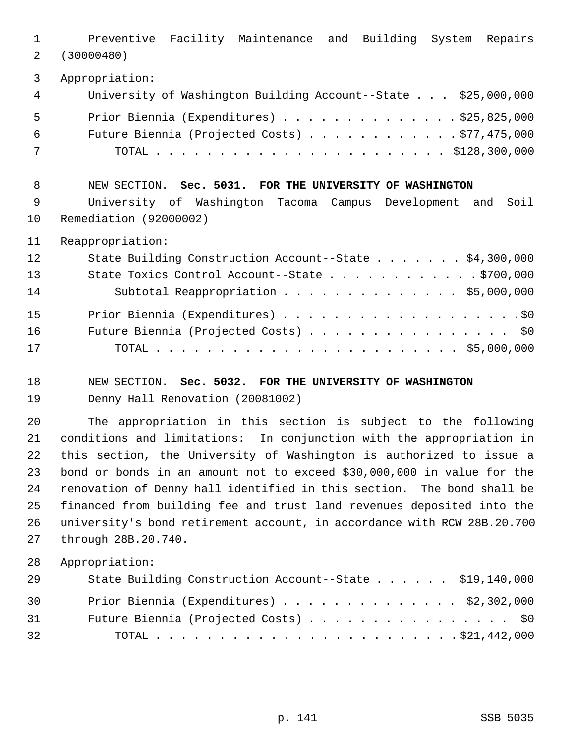Preventive Facility Maintenance and Building System Repairs (30000480)

Appropriation:

University of Washington Building Account--State . . . $25,000,000

Prior Biennia (Expenditures) . . . . . . . . . . . . . . $25,825,000

Future Biennia (Projected Costs) . . . . . . . . . . . . $77,475,000

TOTAL . . . . . . . . . . . . . . . . . . . . . . . . $128,300,000

NEW SECTION. **Sec. 5031. FOR THE UNIVERSITY OF WASHINGTON**

University of Washington Tacoma Campus Development and Soil Remediation (92000002)

Reappropriation:

State Building Construction Account--State . . . . . . . $4,300,000

State Toxics Control Account--State . . . . . . . . . . . . $700,000

Subtotal Reappropriation . . . . . . . . . . . . . . $5,000,000

Prior Biennia (Expenditures) . . . . . . . . . . . . . . . . . . . . $0

Future Biennia (Projected Costs) . . . . . . . . . . . . . . . . . $0

TOTAL . . . . . . . . . . . . . . . . . . . . . . . . . $5,000,000

NEW SECTION. **Sec. 5032. FOR THE UNIVERSITY OF WASHINGTON**

Denny Hall Renovation (20081002)

The appropriation in this section is subject to the following conditions and limitations: In conjunction with the appropriation in this section, the University of Washington is authorized to issue a bond or bonds in an amount not to exceed $30,000,000 in value for the renovation of Denny hall identified in this section. The bond shall be financed from building fee and trust land revenues deposited into the university's bond retirement account, in accordance with RCW 28B.20.700 through 28B.20.740.

Appropriation:

State Building Construction Account--State . . . . . . $19,140,000

Prior Biennia (Expenditures) . . . . . . . . . . . . . . $2,302,000

Future Biennia (Projected Costs) . . . . . . . . . . . . . . . . $0

TOTAL . . . . . . . . . . . . . . . . . . . . . . . . $21,442,000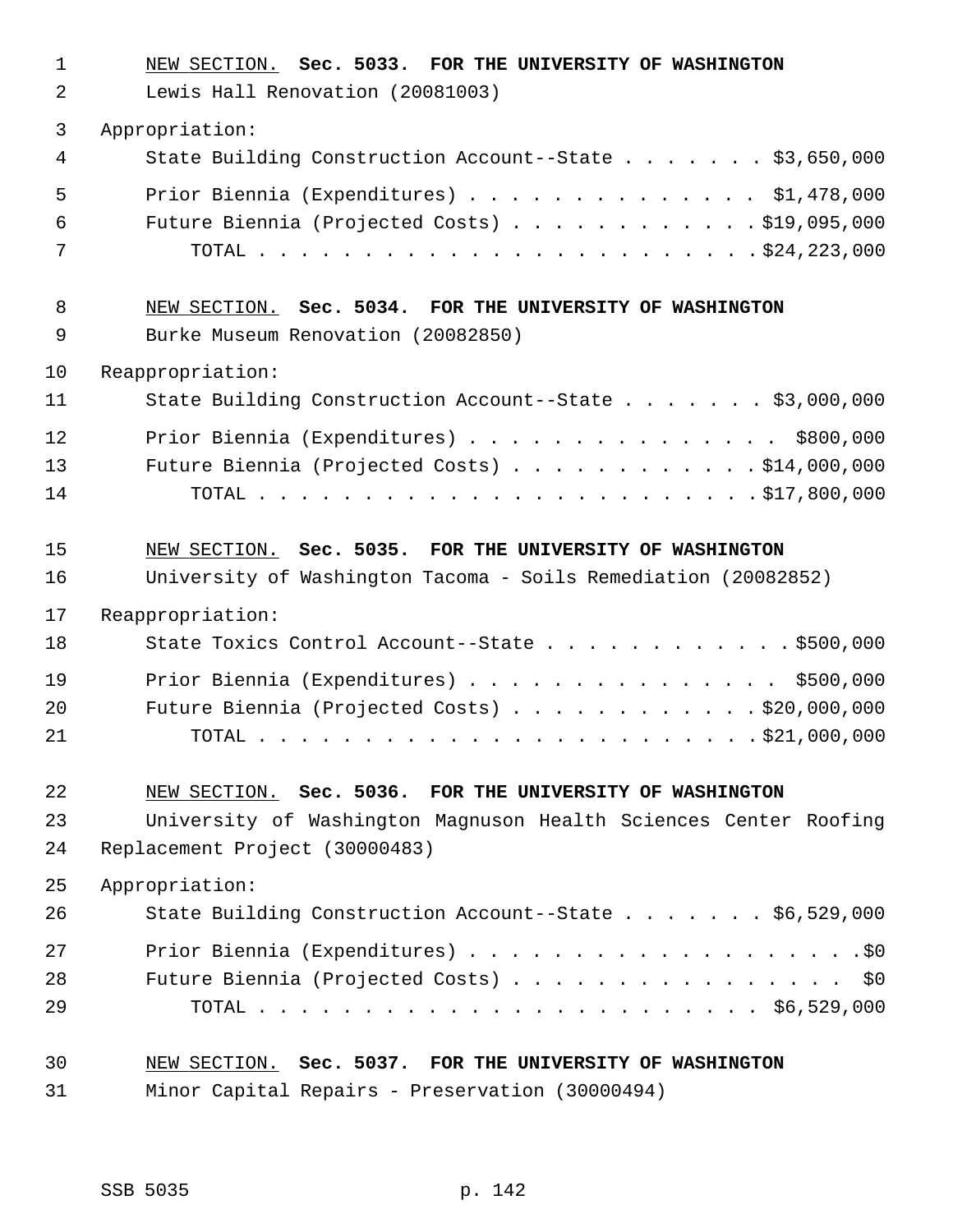NEW SECTION. **Sec. 5033. FOR THE UNIVERSITY OF WASHINGTON**

Lewis Hall Renovation (20081003)

Appropriation:

State Building Construction Account--State . . . . . . . $3,650,000

Prior Biennia (Expenditures) . . . . . . . . . . . . . . $1,478,000

Future Biennia (Projected Costs) . . . . . . . . . . . . $19,095,000

TOTAL . . . . . . . . . . . . . . . . . . . . . . . . $24,223,000

NEW SECTION. **Sec. 5034. FOR THE UNIVERSITY OF WASHINGTON**

Burke Museum Renovation (20082850)

Reappropriation:

State Building Construction Account--State . . . . . . . $3,000,000

Prior Biennia (Expenditures) . . . . . . . . . . . . . . . $800,000

Future Biennia (Projected Costs) . . . . . . . . . . . . $14,000,000

TOTAL . . . . . . . . . . . . . . . . . . . . . . . . $17,800,000

NEW SECTION. **Sec. 5035. FOR THE UNIVERSITY OF WASHINGTON**

University of Washington Tacoma - Soils Remediation (20082852)

Reappropriation:

State Toxics Control Account--State . . . . . . . . . . . . $500,000

Prior Biennia (Expenditures) . . . . . . . . . . . . . . . $500,000

Future Biennia (Projected Costs) . . . . . . . . . . . . $20,000,000

TOTAL . . . . . . . . . . . . . . . . . . . . . . . . $21,000,000

NEW SECTION. **Sec. 5036. FOR THE UNIVERSITY OF WASHINGTON**

University of Washington Magnuson Health Sciences Center Roofing Replacement Project (30000483)

Appropriation:

State Building Construction Account--State . . . . . . . $6,529,000

Prior Biennia (Expenditures) . . . . . . . . . . . . . . . . . . .$0

Future Biennia (Projected Costs) . . . . . . . . . . . . . . . . $0

TOTAL . . . . . . . . . . . . . . . . . . . . . . . . $6,529,000

NEW SECTION. **Sec. 5037. FOR THE UNIVERSITY OF WASHINGTON**

Minor Capital Repairs - Preservation (30000494)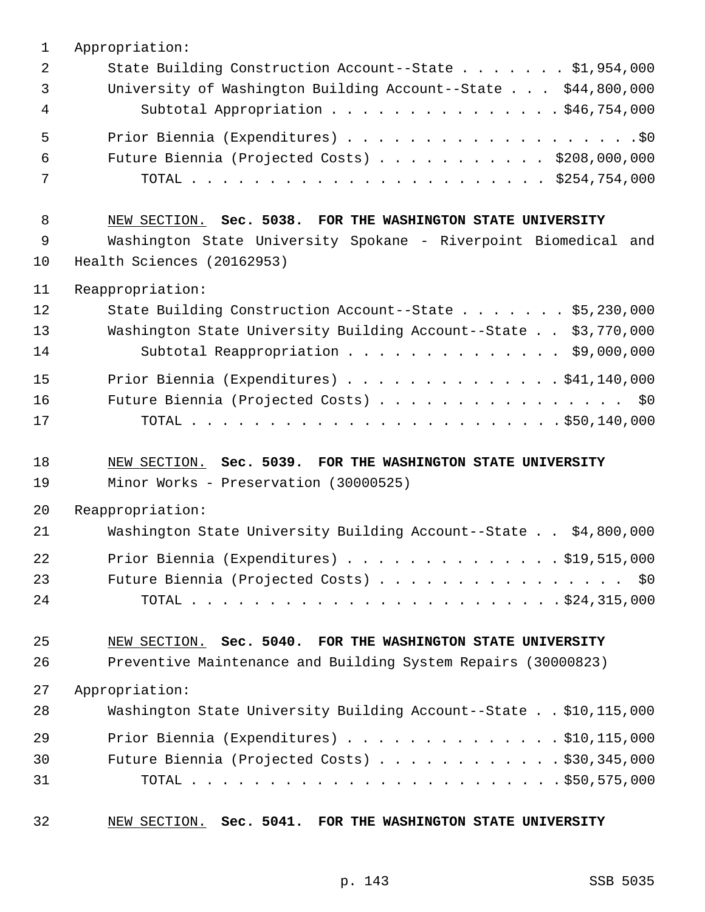Appropriation:

State Building Construction Account--State . . . . . . . $1,954,000
University of Washington Building Account--State . . . $44,800,000
Subtotal Appropriation . . . . . . . . . . . . . . . $46,754,000

Prior Biennia (Expenditures) . . . . . . . . . . . . . . . . . . . .$0
Future Biennia (Projected Costs) . . . . . . . . . . . $208,000,000
TOTAL . . . . . . . . . . . . . . . . . . . . . . . . $254,754,000

NEW SECTION. **Sec. 5038. FOR THE WASHINGTON STATE UNIVERSITY**

Washington State University Spokane - Riverpoint Biomedical and Health Sciences (20162953)

Reappropriation:

State Building Construction Account--State . . . . . . . $5,230,000
Washington State University Building Account--State . . $3,770,000
Subtotal Reappropriation . . . . . . . . . . . . . . $9,000,000

Prior Biennia (Expenditures) . . . . . . . . . . . . . . $41,140,000
Future Biennia (Projected Costs) . . . . . . . . . . . . . . . . $0
TOTAL . . . . . . . . . . . . . . . . . . . . . . . . . $50,140,000

NEW SECTION. **Sec. 5039. FOR THE WASHINGTON STATE UNIVERSITY**

Minor Works - Preservation (30000525)

Reappropriation:

Washington State University Building Account--State . . $4,800,000

Prior Biennia (Expenditures) . . . . . . . . . . . . . . $19,515,000
Future Biennia (Projected Costs) . . . . . . . . . . . . . . . . $0
TOTAL . . . . . . . . . . . . . . . . . . . . . . . . . $24,315,000

NEW SECTION. **Sec. 5040. FOR THE WASHINGTON STATE UNIVERSITY**

Preventive Maintenance and Building System Repairs (30000823)

Appropriation:

Washington State University Building Account--State . . $10,115,000

Prior Biennia (Expenditures) . . . . . . . . . . . . . . $10,115,000
Future Biennia (Projected Costs) . . . . . . . . . . . . $30,345,000
TOTAL . . . . . . . . . . . . . . . . . . . . . . . . . $50,575,000

NEW SECTION. **Sec. 5041. FOR THE WASHINGTON STATE UNIVERSITY**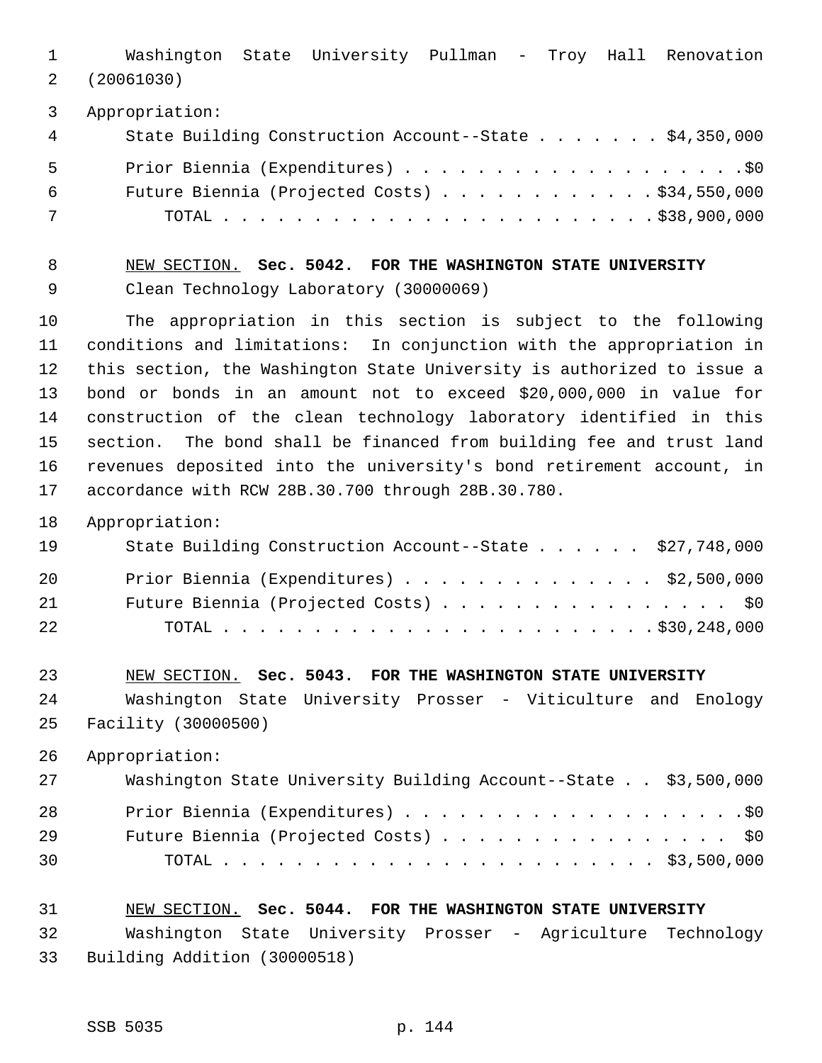Washington State University Pullman - Troy Hall Renovation (20061030)

Appropriation:

| | |
|---|---|
| State Building Construction Account--State | $4,350,000 |
| Prior Biennia (Expenditures) | $0 |
| Future Biennia (Projected Costs) | $34,550,000 |
| TOTAL | $38,900,000 |

NEW SECTION. **Sec. 5042. FOR THE WASHINGTON STATE UNIVERSITY**

Clean Technology Laboratory (30000069)

The appropriation in this section is subject to the following conditions and limitations: In conjunction with the appropriation in this section, the Washington State University is authorized to issue a bond or bonds in an amount not to exceed $20,000,000 in value for construction of the clean technology laboratory identified in this section. The bond shall be financed from building fee and trust land revenues deposited into the university's bond retirement account, in accordance with RCW 28B.30.700 through 28B.30.780.

Appropriation:

| | |
|---|---|
| State Building Construction Account--State | $27,748,000 |
| Prior Biennia (Expenditures) | $2,500,000 |
| Future Biennia (Projected Costs) | $0 |
| TOTAL | $30,248,000 |

NEW SECTION. **Sec. 5043. FOR THE WASHINGTON STATE UNIVERSITY**

Washington State University Prosser - Viticulture and Enology Facility (30000500)

Appropriation:

| | |
|---|---|
| Washington State University Building Account--State | $3,500,000 |
| Prior Biennia (Expenditures) | $0 |
| Future Biennia (Projected Costs) | $0 |
| TOTAL | $3,500,000 |

NEW SECTION. **Sec. 5044. FOR THE WASHINGTON STATE UNIVERSITY**

Washington State University Prosser - Agriculture Technology Building Addition (30000518)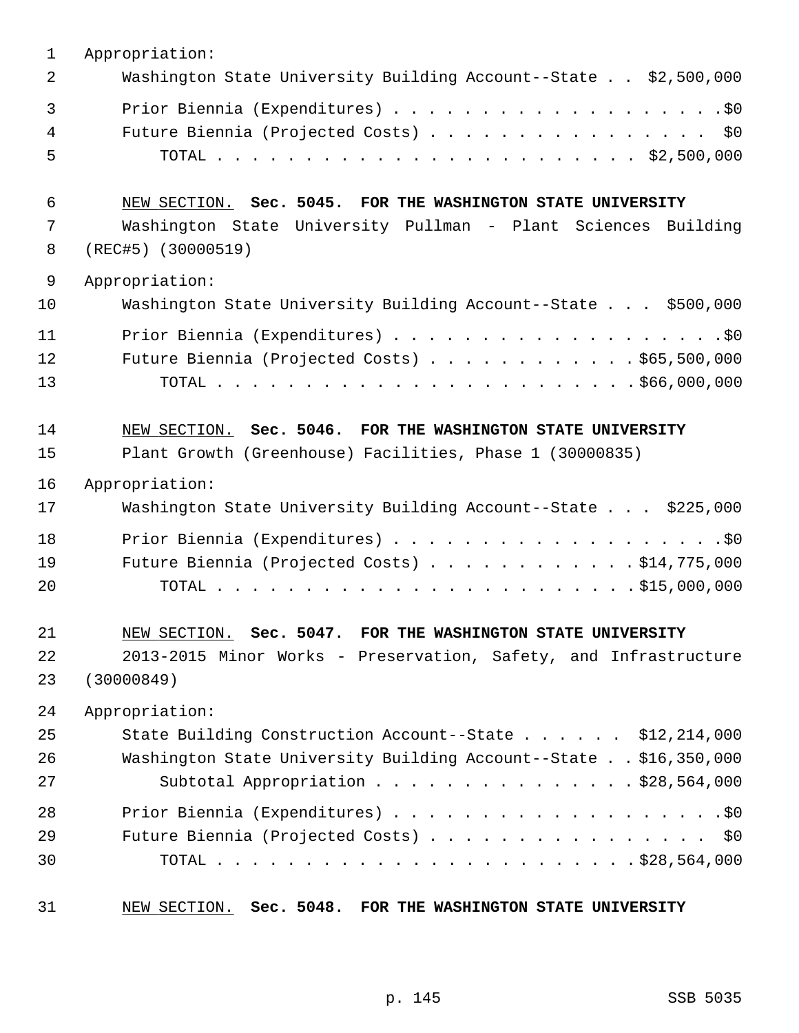Appropriation:

Washington State University Building Account--State . . $2,500,000

Prior Biennia (Expenditures) . . . . . . . . . . . . . . . . . . .$0

Future Biennia (Projected Costs) . . . . . . . . . . . . . . . . $0

TOTAL . . . . . . . . . . . . . . . . . . . . . . . . $2,500,000

NEW SECTION. **Sec. 5045. FOR THE WASHINGTON STATE UNIVERSITY**

Washington State University Pullman - Plant Sciences Building (REC#5) (30000519)

Appropriation:

Washington State University Building Account--State . . . $500,000

Prior Biennia (Expenditures) . . . . . . . . . . . . . . . . . . .$0

Future Biennia (Projected Costs) . . . . . . . . . . . . $65,500,000

TOTAL . . . . . . . . . . . . . . . . . . . . . . . . $66,000,000

NEW SECTION. **Sec. 5046. FOR THE WASHINGTON STATE UNIVERSITY**

Plant Growth (Greenhouse) Facilities, Phase 1 (30000835)

Appropriation:

Washington State University Building Account--State . . . $225,000

Prior Biennia (Expenditures) . . . . . . . . . . . . . . . . . . .$0

Future Biennia (Projected Costs) . . . . . . . . . . . . $14,775,000

TOTAL . . . . . . . . . . . . . . . . . . . . . . . . $15,000,000

NEW SECTION. **Sec. 5047. FOR THE WASHINGTON STATE UNIVERSITY**

2013-2015 Minor Works - Preservation, Safety, and Infrastructure (30000849)

Appropriation:

State Building Construction Account--State . . . . . . $12,214,000

Washington State University Building Account--State . . $16,350,000

Subtotal Appropriation . . . . . . . . . . . . . . . $28,564,000

Prior Biennia (Expenditures) . . . . . . . . . . . . . . . . . . .$0

Future Biennia (Projected Costs) . . . . . . . . . . . . . . . . $0

TOTAL . . . . . . . . . . . . . . . . . . . . . . . . $28,564,000

NEW SECTION. **Sec. 5048. FOR THE WASHINGTON STATE UNIVERSITY**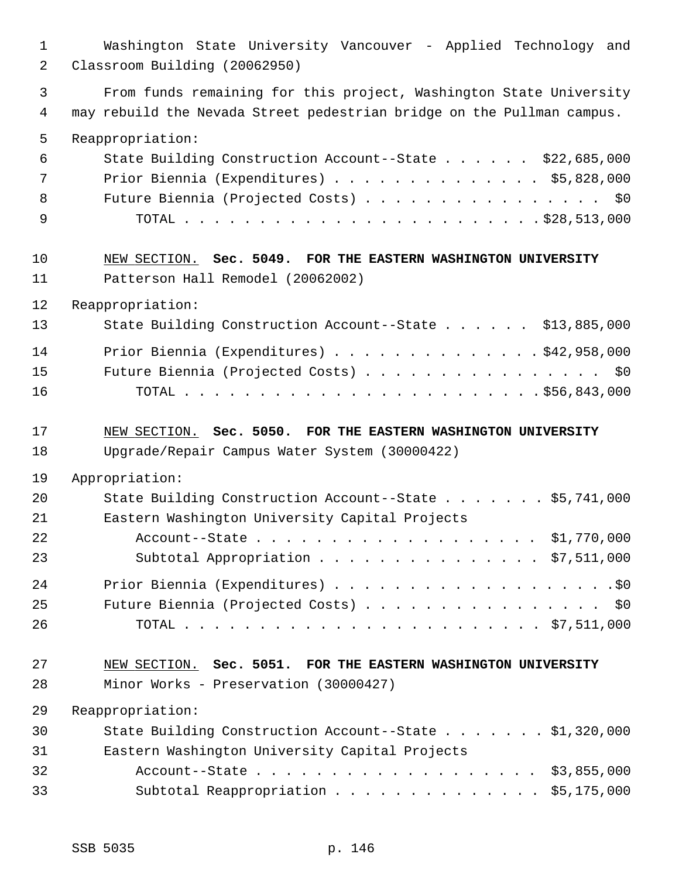Washington State University Vancouver - Applied Technology and Classroom Building (20062950)

From funds remaining for this project, Washington State University may rebuild the Nevada Street pedestrian bridge on the Pullman campus.

Reappropriation:

| | |
|---|---|
| State Building Construction Account--State | $22,685,000 |
| Prior Biennia (Expenditures) | $5,828,000 |
| Future Biennia (Projected Costs) | $0 |
| TOTAL | $28,513,000 |

NEW SECTION. **Sec. 5049. FOR THE EASTERN WASHINGTON UNIVERSITY**

Patterson Hall Remodel (20062002)

Reappropriation:

| | |
|---|---|
| State Building Construction Account--State | $13,885,000 |
| Prior Biennia (Expenditures) | $42,958,000 |
| Future Biennia (Projected Costs) | $0 |
| TOTAL | $56,843,000 |

NEW SECTION. **Sec. 5050. FOR THE EASTERN WASHINGTON UNIVERSITY**

Upgrade/Repair Campus Water System (30000422)

Appropriation:

| | |
|---|---|
| State Building Construction Account--State | $5,741,000 |
| Eastern Washington University Capital Projects Account--State | $1,770,000 |
| Subtotal Appropriation | $7,511,000 |
| Prior Biennia (Expenditures) | $0 |
| Future Biennia (Projected Costs) | $0 |
| TOTAL | $7,511,000 |

NEW SECTION. **Sec. 5051. FOR THE EASTERN WASHINGTON UNIVERSITY**

Minor Works - Preservation (30000427)

Reappropriation:

| | |
|---|---|
| State Building Construction Account--State | $1,320,000 |
| Eastern Washington University Capital Projects Account--State | $3,855,000 |
| Subtotal Reappropriation | $5,175,000 |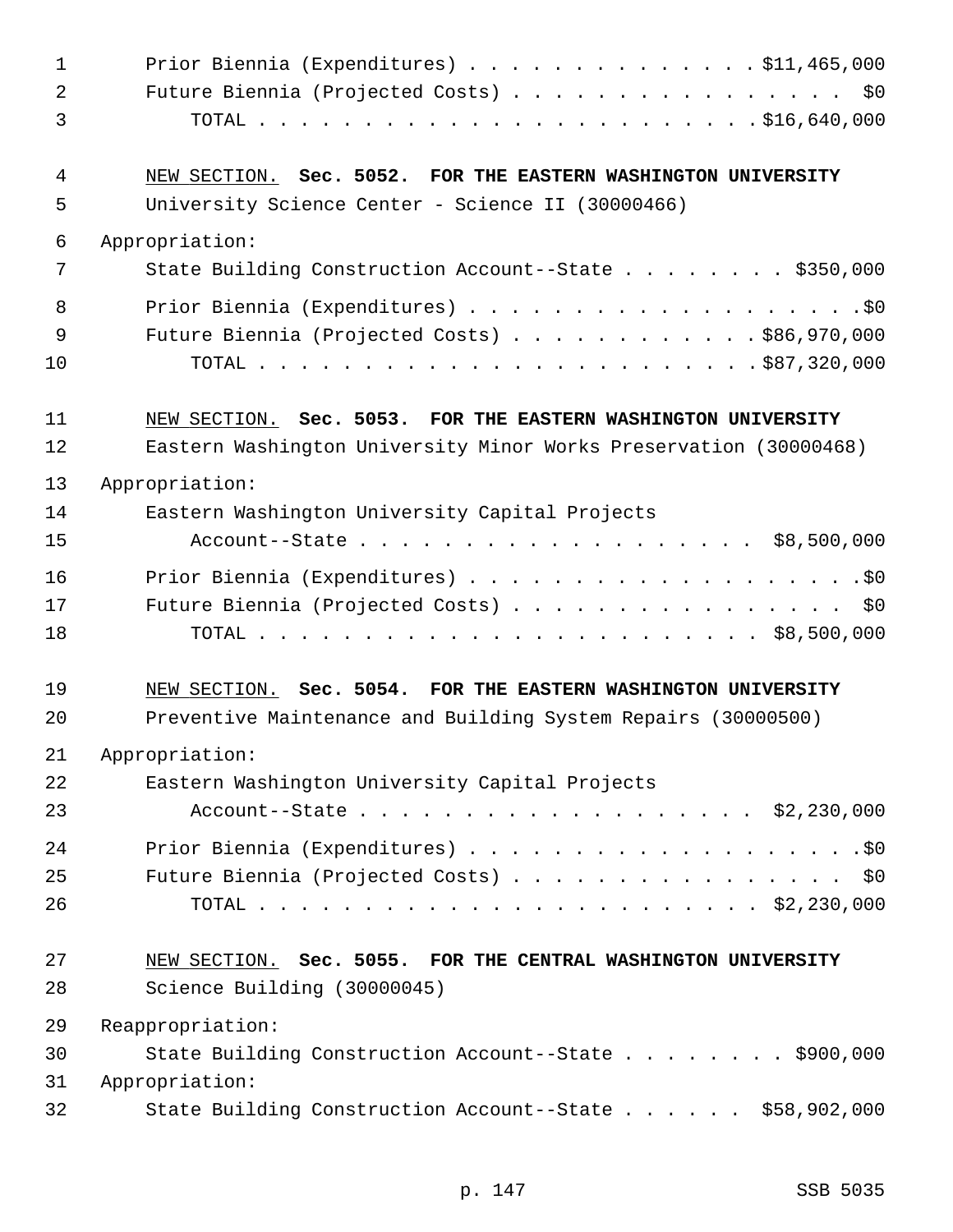Prior Biennia (Expenditures) . . . . . . . . . . . . . . $11,465,000
Future Biennia (Projected Costs) . . . . . . . . . . . . . . . . $0
TOTAL . . . . . . . . . . . . . . . . . . . . . . . . $16,640,000

NEW SECTION. **Sec. 5052. FOR THE EASTERN WASHINGTON UNIVERSITY**
University Science Center - Science II (30000466)

Appropriation:
State Building Construction Account--State . . . . . . . . $350,000
Prior Biennia (Expenditures) . . . . . . . . . . . . . . . . . . .$0
Future Biennia (Projected Costs) . . . . . . . . . . . . $86,970,000
TOTAL . . . . . . . . . . . . . . . . . . . . . . . . $87,320,000

NEW SECTION. **Sec. 5053. FOR THE EASTERN WASHINGTON UNIVERSITY**
Eastern Washington University Minor Works Preservation (30000468)

Appropriation:
Eastern Washington University Capital Projects
Account--State . . . . . . . . . . . . . . . . . . $8,500,000
Prior Biennia (Expenditures) . . . . . . . . . . . . . . . . . . .$0
Future Biennia (Projected Costs) . . . . . . . . . . . . . . . . $0
TOTAL . . . . . . . . . . . . . . . . . . . . . . . . $8,500,000

NEW SECTION. **Sec. 5054. FOR THE EASTERN WASHINGTON UNIVERSITY**
Preventive Maintenance and Building System Repairs (30000500)

Appropriation:
Eastern Washington University Capital Projects
Account--State . . . . . . . . . . . . . . . . . . $2,230,000
Prior Biennia (Expenditures) . . . . . . . . . . . . . . . . . . .$0
Future Biennia (Projected Costs) . . . . . . . . . . . . . . . . $0
TOTAL . . . . . . . . . . . . . . . . . . . . . . . . $2,230,000

NEW SECTION. **Sec. 5055. FOR THE CENTRAL WASHINGTON UNIVERSITY**
Science Building (30000045)

Reappropriation:
State Building Construction Account--State . . . . . . . . $900,000
Appropriation:
State Building Construction Account--State . . . . . . $58,902,000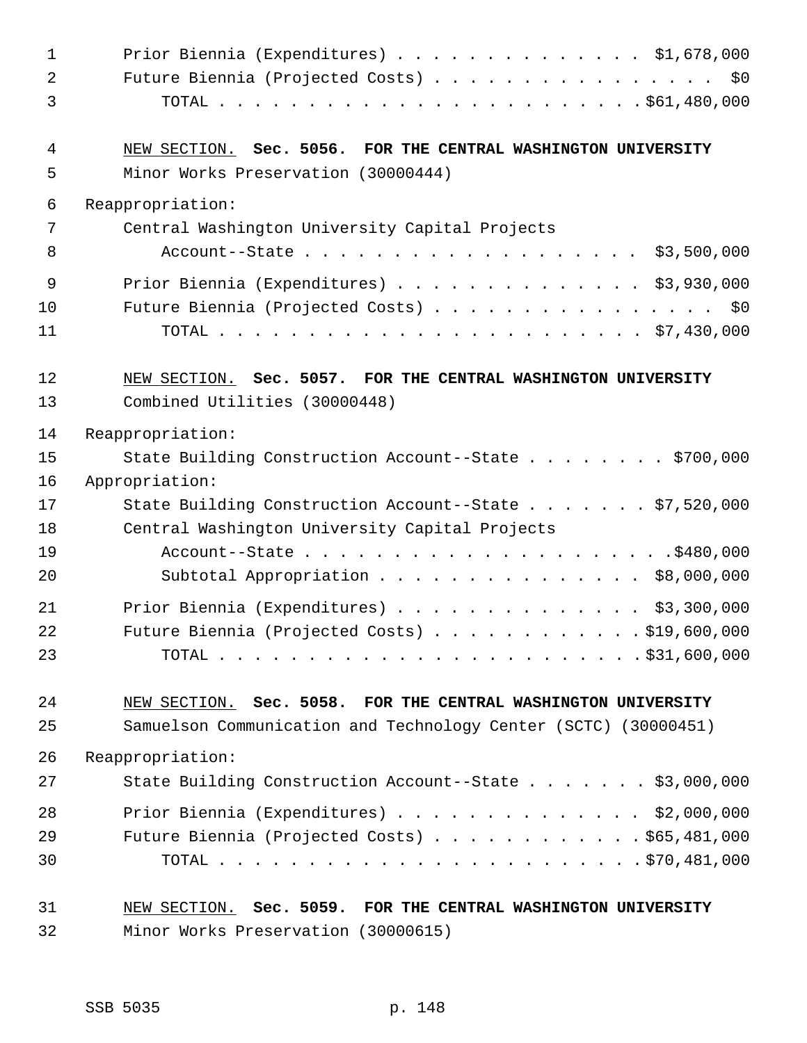Prior Biennia (Expenditures) . . . . . . . . . . . . . . $1,678,000
Future Biennia (Projected Costs) . . . . . . . . . . . . . . . . $0
TOTAL . . . . . . . . . . . . . . . . . . . . . . . . $61,480,000

NEW SECTION. **Sec. 5056. FOR THE CENTRAL WASHINGTON UNIVERSITY**

Minor Works Preservation (30000444)

Reappropriation:

Central Washington University Capital Projects Account--State . . . . . . . . . . . . . . . . . . $3,500,000

Prior Biennia (Expenditures) . . . . . . . . . . . . . . $3,930,000
Future Biennia (Projected Costs) . . . . . . . . . . . . . . . . $0
TOTAL . . . . . . . . . . . . . . . . . . . . . . . . $7,430,000

NEW SECTION. **Sec. 5057. FOR THE CENTRAL WASHINGTON UNIVERSITY**

Combined Utilities (30000448)

Reappropriation:

State Building Construction Account--State . . . . . . . . $700,000

Appropriation:

State Building Construction Account--State . . . . . . . $7,520,000
Central Washington University Capital Projects Account--State . . . . . . . . . . . . . . . . . . . . $480,000
Subtotal Appropriation . . . . . . . . . . . . . . . . $8,000,000

Prior Biennia (Expenditures) . . . . . . . . . . . . . . $3,300,000
Future Biennia (Projected Costs) . . . . . . . . . . . . $19,600,000
TOTAL . . . . . . . . . . . . . . . . . . . . . . . . $31,600,000

NEW SECTION. **Sec. 5058. FOR THE CENTRAL WASHINGTON UNIVERSITY**

Samuelson Communication and Technology Center (SCTC) (30000451)

Reappropriation:

State Building Construction Account--State . . . . . . . $3,000,000

Prior Biennia (Expenditures) . . . . . . . . . . . . . . $2,000,000
Future Biennia (Projected Costs) . . . . . . . . . . . . $65,481,000
TOTAL . . . . . . . . . . . . . . . . . . . . . . . . $70,481,000

NEW SECTION. **Sec. 5059. FOR THE CENTRAL WASHINGTON UNIVERSITY**

Minor Works Preservation (30000615)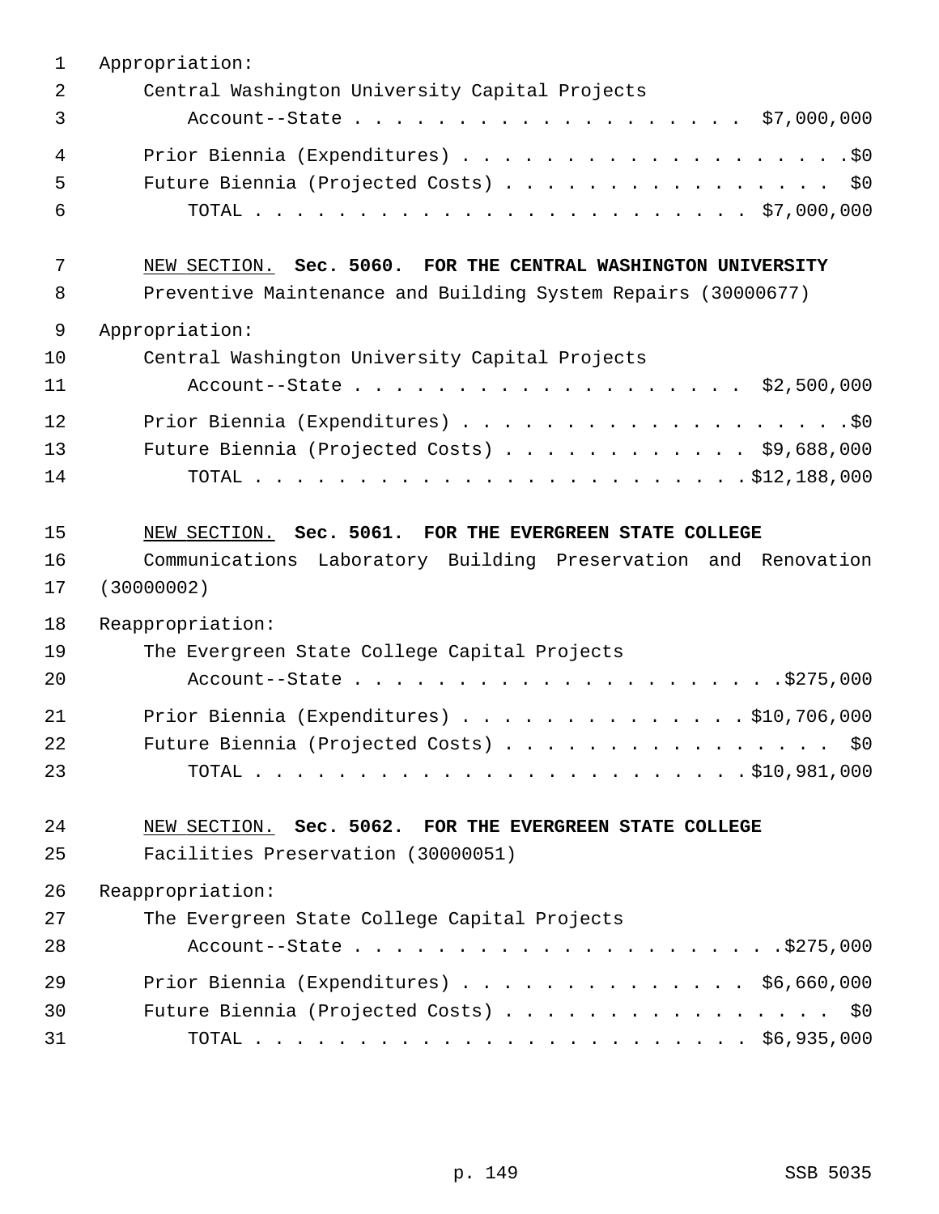Appropriation:

Central Washington University Capital Projects
Account--State . . . . . . . . . . . . . . . . . . . $7,000,000

Prior Biennia (Expenditures) . . . . . . . . . . . . . . . . . . . .$0
Future Biennia (Projected Costs) . . . . . . . . . . . . . . . . $0
TOTAL . . . . . . . . . . . . . . . . . . . . . . . . $7,000,000

NEW SECTION. **Sec. 5060. FOR THE CENTRAL WASHINGTON UNIVERSITY**

Preventive Maintenance and Building System Repairs (30000677)

Appropriation:

Central Washington University Capital Projects
Account--State . . . . . . . . . . . . . . . . . . . $2,500,000

Prior Biennia (Expenditures) . . . . . . . . . . . . . . . . . . . .$0
Future Biennia (Projected Costs) . . . . . . . . . . . . $9,688,000
TOTAL . . . . . . . . . . . . . . . . . . . . . . . .$12,188,000

NEW SECTION. **Sec. 5061. FOR THE EVERGREEN STATE COLLEGE**

Communications Laboratory Building Preservation and Renovation (30000002)

Reappropriation:

The Evergreen State College Capital Projects
Account--State . . . . . . . . . . . . . . . . . . . . .$275,000

Prior Biennia (Expenditures) . . . . . . . . . . . . . .$10,706,000
Future Biennia (Projected Costs) . . . . . . . . . . . . . . . . $0
TOTAL . . . . . . . . . . . . . . . . . . . . . . . .$10,981,000

NEW SECTION. **Sec. 5062. FOR THE EVERGREEN STATE COLLEGE**

Facilities Preservation (30000051)

Reappropriation:

The Evergreen State College Capital Projects
Account--State . . . . . . . . . . . . . . . . . . . . .$275,000

Prior Biennia (Expenditures) . . . . . . . . . . . . . . $6,660,000
Future Biennia (Projected Costs) . . . . . . . . . . . . . . . . $0
TOTAL . . . . . . . . . . . . . . . . . . . . . . . . $6,935,000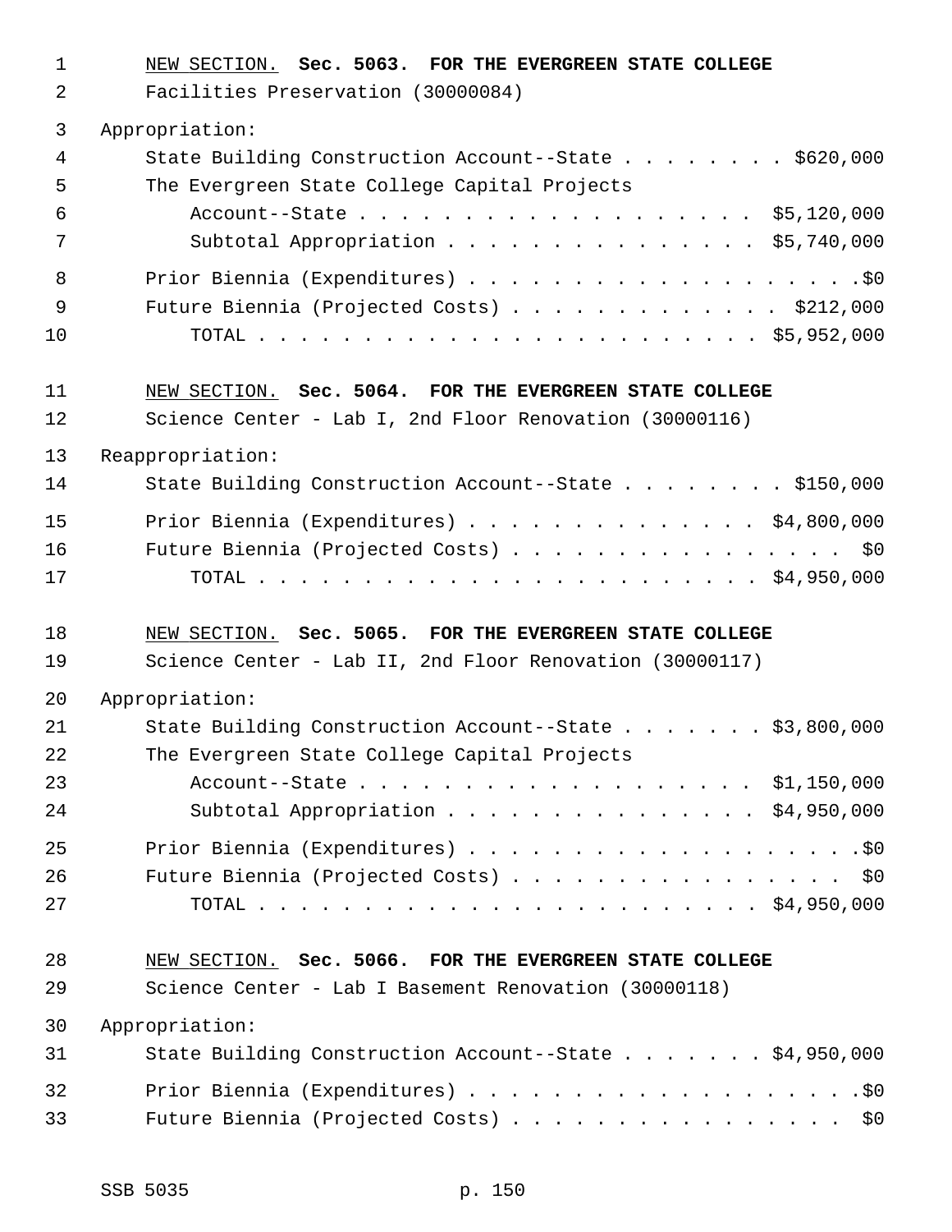NEW SECTION. **Sec. 5063. FOR THE EVERGREEN STATE COLLEGE**

Facilities Preservation (30000084)

Appropriation:

State Building Construction Account--State . . . . . . . . $620,000

The Evergreen State College Capital Projects Account--State . . . . . . . . . . . . . . . . . . $5,120,000

Subtotal Appropriation . . . . . . . . . . . . . . . $5,740,000

Prior Biennia (Expenditures) . . . . . . . . . . . . . . . . . . .$0

Future Biennia (Projected Costs) . . . . . . . . . . . . . $212,000

TOTAL . . . . . . . . . . . . . . . . . . . . . . . . $5,952,000

NEW SECTION. **Sec. 5064. FOR THE EVERGREEN STATE COLLEGE**

Science Center - Lab I, 2nd Floor Renovation (30000116)

Reappropriation:

State Building Construction Account--State . . . . . . . . $150,000

Prior Biennia (Expenditures) . . . . . . . . . . . . . . $4,800,000

Future Biennia (Projected Costs) . . . . . . . . . . . . . . . . $0

TOTAL . . . . . . . . . . . . . . . . . . . . . . . . $4,950,000

NEW SECTION. **Sec. 5065. FOR THE EVERGREEN STATE COLLEGE**

Science Center - Lab II, 2nd Floor Renovation (30000117)

Appropriation:

State Building Construction Account--State . . . . . . . $3,800,000

The Evergreen State College Capital Projects Account--State . . . . . . . . . . . . . . . . . . $1,150,000

Subtotal Appropriation . . . . . . . . . . . . . . . $4,950,000

Prior Biennia (Expenditures) . . . . . . . . . . . . . . . . . . .$0

Future Biennia (Projected Costs) . . . . . . . . . . . . . . . . $0

TOTAL . . . . . . . . . . . . . . . . . . . . . . . . $4,950,000

NEW SECTION. **Sec. 5066. FOR THE EVERGREEN STATE COLLEGE**

Science Center - Lab I Basement Renovation (30000118)

Appropriation:

State Building Construction Account--State . . . . . . . $4,950,000

Prior Biennia (Expenditures) . . . . . . . . . . . . . . . . . . .$0

Future Biennia (Projected Costs) . . . . . . . . . . . . . . . . $0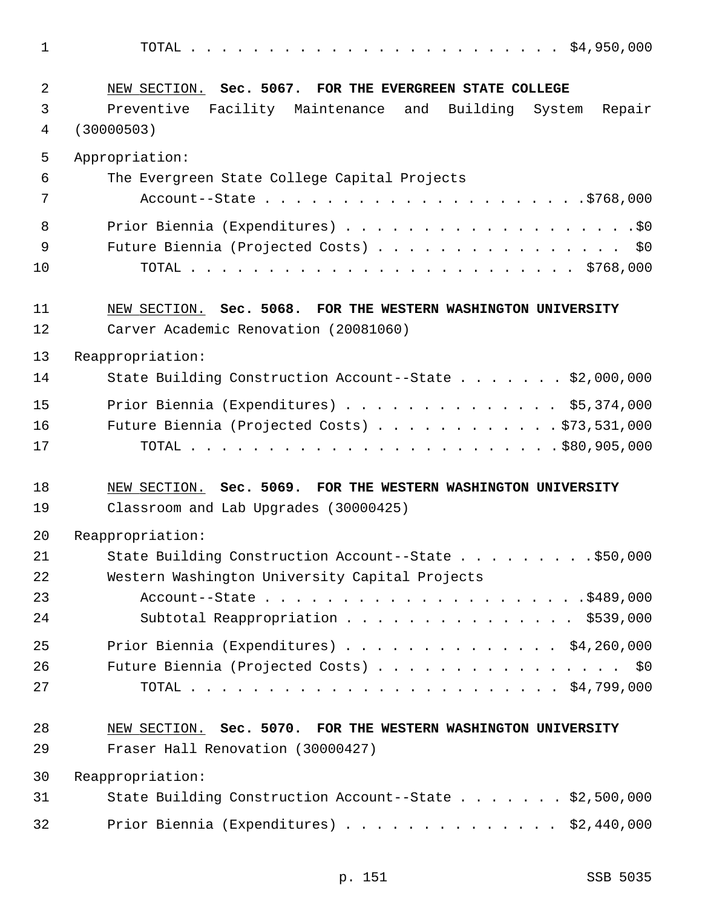TOTAL . . . . . . . . . . . . . . . . . . . . . . . $4,950,000

NEW SECTION. **Sec. 5067. FOR THE EVERGREEN STATE COLLEGE**

Preventive Facility Maintenance and Building System Repair (30000503)

Appropriation:

The Evergreen State College Capital Projects Account--State . . . . . . . . . . . . . . . . . . . . .$768,000

Prior Biennia (Expenditures) . . . . . . . . . . . . . . . . . . . .$0

Future Biennia (Projected Costs) . . . . . . . . . . . . . . . . $0

TOTAL . . . . . . . . . . . . . . . . . . . . . . . $768,000

NEW SECTION. **Sec. 5068. FOR THE WESTERN WASHINGTON UNIVERSITY**

Carver Academic Renovation (20081060)

Reappropriation:

State Building Construction Account--State . . . . . . . $2,000,000

Prior Biennia (Expenditures) . . . . . . . . . . . . . . $5,374,000

Future Biennia (Projected Costs) . . . . . . . . . . . . $73,531,000

TOTAL . . . . . . . . . . . . . . . . . . . . . . . $80,905,000

NEW SECTION. **Sec. 5069. FOR THE WESTERN WASHINGTON UNIVERSITY**

Classroom and Lab Upgrades (30000425)

Reappropriation:

State Building Construction Account--State . . . . . . . . .$50,000

Western Washington University Capital Projects Account--State . . . . . . . . . . . . . . . . . . . . .$489,000

Subtotal Reappropriation . . . . . . . . . . . . . . . $539,000

Prior Biennia (Expenditures) . . . . . . . . . . . . . . $4,260,000

Future Biennia (Projected Costs) . . . . . . . . . . . . . . . . $0

TOTAL . . . . . . . . . . . . . . . . . . . . . . . $4,799,000

NEW SECTION. **Sec. 5070. FOR THE WESTERN WASHINGTON UNIVERSITY**

Fraser Hall Renovation (30000427)

Reappropriation:

State Building Construction Account--State . . . . . . . $2,500,000

Prior Biennia (Expenditures) . . . . . . . . . . . . . . $2,440,000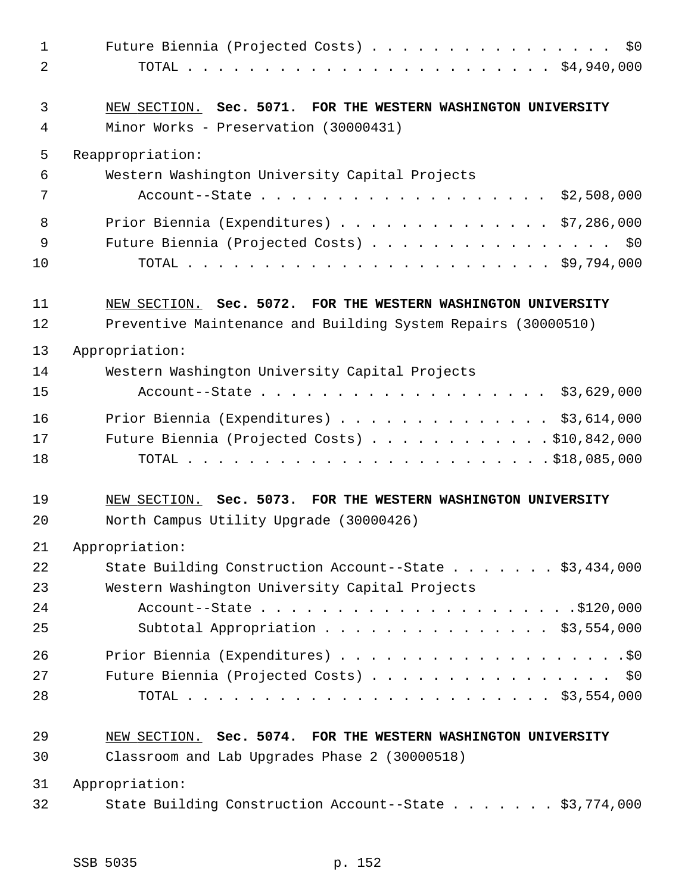Future Biennia (Projected Costs) . . . . . . . . . . . . . . . . $0
TOTAL . . . . . . . . . . . . . . . . . . . . . . . $4,940,000

NEW SECTION. **Sec. 5071. FOR THE WESTERN WASHINGTON UNIVERSITY**

Minor Works - Preservation (30000431)

Reappropriation:

Western Washington University Capital Projects Account--State . . . . . . . . . . . . . . . . . . $2,508,000

Prior Biennia (Expenditures) . . . . . . . . . . . . . $7,286,000
Future Biennia (Projected Costs) . . . . . . . . . . . . . . . . $0
TOTAL . . . . . . . . . . . . . . . . . . . . . . . $9,794,000

NEW SECTION. **Sec. 5072. FOR THE WESTERN WASHINGTON UNIVERSITY**

Preventive Maintenance and Building System Repairs (30000510)

Appropriation:

Western Washington University Capital Projects Account--State . . . . . . . . . . . . . . . . . . $3,629,000

Prior Biennia (Expenditures) . . . . . . . . . . . . . $3,614,000
Future Biennia (Projected Costs) . . . . . . . . . . . $10,842,000
TOTAL . . . . . . . . . . . . . . . . . . . . . . . $18,085,000

NEW SECTION. **Sec. 5073. FOR THE WESTERN WASHINGTON UNIVERSITY**

North Campus Utility Upgrade (30000426)

Appropriation:

State Building Construction Account--State . . . . . . . $3,434,000
Western Washington University Capital Projects Account--State . . . . . . . . . . . . . . . . . . . $120,000
Subtotal Appropriation . . . . . . . . . . . . . . . $3,554,000

Prior Biennia (Expenditures) . . . . . . . . . . . . . . . . . . $0
Future Biennia (Projected Costs) . . . . . . . . . . . . . . . . $0
TOTAL . . . . . . . . . . . . . . . . . . . . . . . $3,554,000

NEW SECTION. **Sec. 5074. FOR THE WESTERN WASHINGTON UNIVERSITY**

Classroom and Lab Upgrades Phase 2 (30000518)

Appropriation:

State Building Construction Account--State . . . . . . . $3,774,000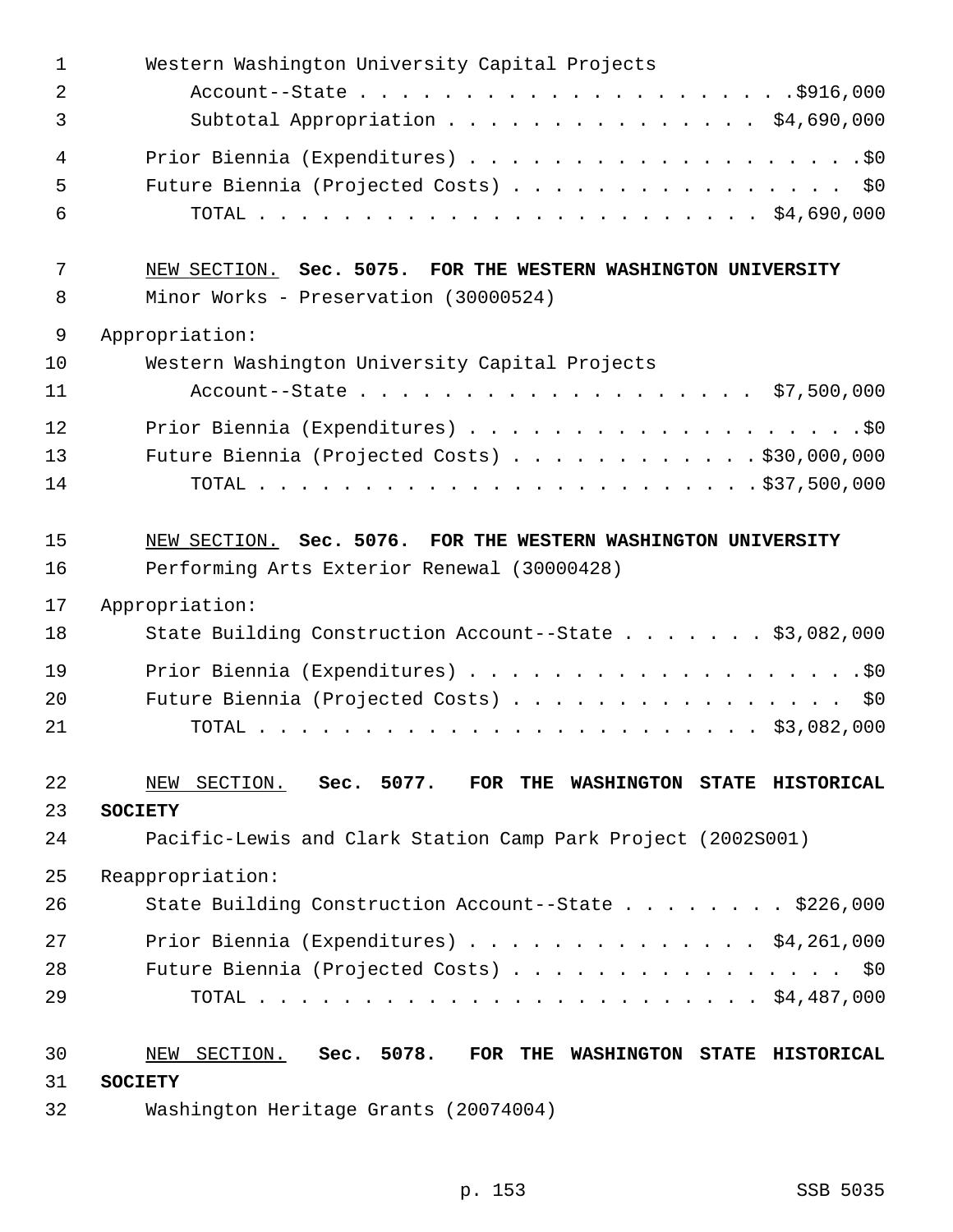Western Washington University Capital Projects
Account--State . . . . . . . . . . . . . . . . . . . . .$916,000
Subtotal Appropriation . . . . . . . . . . . . . . . $4,690,000

Prior Biennia (Expenditures) . . . . . . . . . . . . . . . . . . . .$0
Future Biennia (Projected Costs) . . . . . . . . . . . . . . . . $0
TOTAL . . . . . . . . . . . . . . . . . . . . . . . . $4,690,000

NEW SECTION. **Sec. 5075. FOR THE WESTERN WASHINGTON UNIVERSITY**

Minor Works - Preservation (30000524)

Appropriation:

Western Washington University Capital Projects
Account--State . . . . . . . . . . . . . . . . . . . $7,500,000

Prior Biennia (Expenditures) . . . . . . . . . . . . . . . . . . . .$0
Future Biennia (Projected Costs) . . . . . . . . . . . . $30,000,000
TOTAL . . . . . . . . . . . . . . . . . . . . . . . .$37,500,000

NEW SECTION. **Sec. 5076. FOR THE WESTERN WASHINGTON UNIVERSITY**

Performing Arts Exterior Renewal (30000428)

Appropriation:

State Building Construction Account--State . . . . . . . $3,082,000

Prior Biennia (Expenditures) . . . . . . . . . . . . . . . . . . . .$0
Future Biennia (Projected Costs) . . . . . . . . . . . . . . . . $0
TOTAL . . . . . . . . . . . . . . . . . . . . . . . . $3,082,000

NEW SECTION. **Sec. 5077. FOR THE WASHINGTON STATE HISTORICAL SOCIETY**

Pacific-Lewis and Clark Station Camp Park Project (2002S001)

Reappropriation:

State Building Construction Account--State . . . . . . . . $226,000

Prior Biennia (Expenditures) . . . . . . . . . . . . . . $4,261,000
Future Biennia (Projected Costs) . . . . . . . . . . . . . . . . $0
TOTAL . . . . . . . . . . . . . . . . . . . . . . . . $4,487,000

NEW SECTION. **Sec. 5078. FOR THE WASHINGTON STATE HISTORICAL SOCIETY**

Washington Heritage Grants (20074004)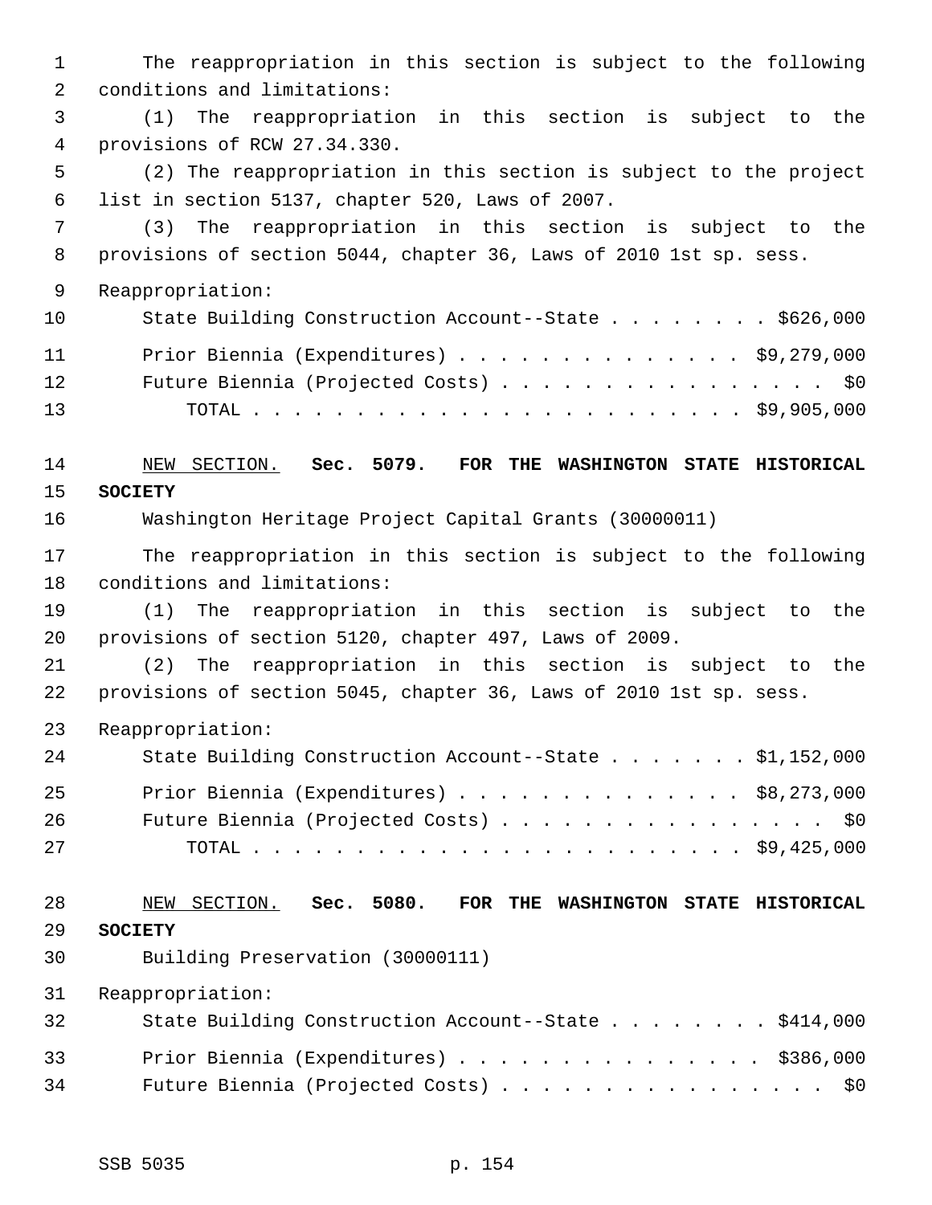The reappropriation in this section is subject to the following conditions and limitations:

(1) The reappropriation in this section is subject to the provisions of RCW 27.34.330.

(2) The reappropriation in this section is subject to the project list in section 5137, chapter 520, Laws of 2007.

(3) The reappropriation in this section is subject to the provisions of section 5044, chapter 36, Laws of 2010 1st sp. sess.

Reappropriation:

| | |
|---|---|
| State Building Construction Account--State | $626,000 |
| Prior Biennia (Expenditures) | $9,279,000 |
| Future Biennia (Projected Costs) | $0 |
| TOTAL | $9,905,000 |

NEW SECTION. **Sec. 5079. FOR THE WASHINGTON STATE HISTORICAL SOCIETY**

Washington Heritage Project Capital Grants (30000011)

The reappropriation in this section is subject to the following conditions and limitations:

(1) The reappropriation in this section is subject to the provisions of section 5120, chapter 497, Laws of 2009.

(2) The reappropriation in this section is subject to the provisions of section 5045, chapter 36, Laws of 2010 1st sp. sess.

Reappropriation:

| | |
|---|---|
| State Building Construction Account--State | $1,152,000 |
| Prior Biennia (Expenditures) | $8,273,000 |
| Future Biennia (Projected Costs) | $0 |
| TOTAL | $9,425,000 |

NEW SECTION. **Sec. 5080. FOR THE WASHINGTON STATE HISTORICAL SOCIETY**

Building Preservation (30000111)

Reappropriation:

| | |
|---|---|
| State Building Construction Account--State | $414,000 |
| Prior Biennia (Expenditures) | $386,000 |
| Future Biennia (Projected Costs) | $0 |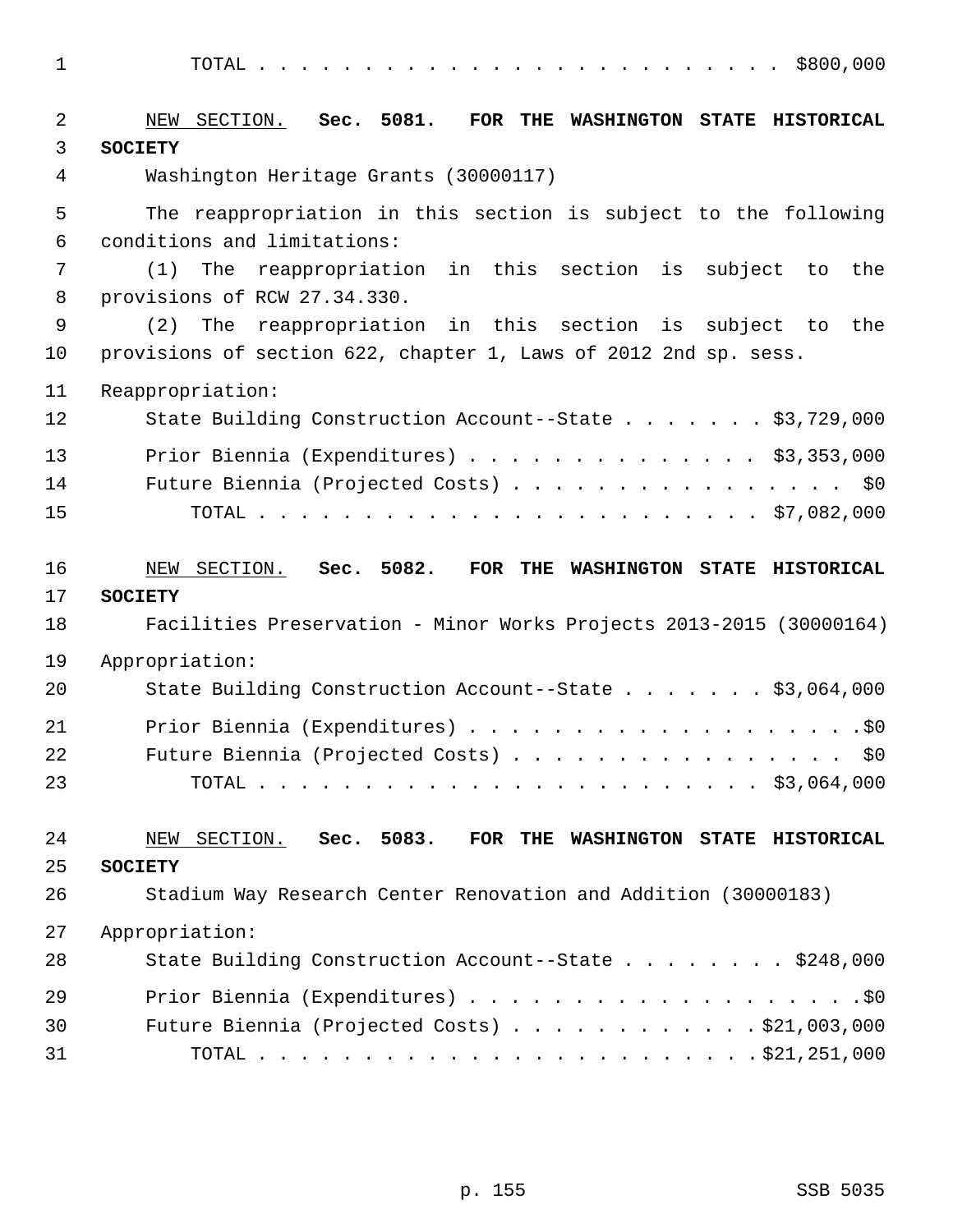TOTAL . . . . . . . . . . . . . . . . . . . . . . . . . $800,000

NEW SECTION. **Sec. 5081. FOR THE WASHINGTON STATE HISTORICAL SOCIETY**

Washington Heritage Grants (30000117)

The reappropriation in this section is subject to the following conditions and limitations:

(1) The reappropriation in this section is subject to the provisions of RCW 27.34.330.

(2) The reappropriation in this section is subject to the provisions of section 622, chapter 1, Laws of 2012 2nd sp. sess.

Reappropriation:

State Building Construction Account--State . . . . . . . $3,729,000

Prior Biennia (Expenditures) . . . . . . . . . . . . . . $3,353,000

Future Biennia (Projected Costs) . . . . . . . . . . . . . . . . $0

TOTAL . . . . . . . . . . . . . . . . . . . . . . . . $7,082,000

NEW SECTION. **Sec. 5082. FOR THE WASHINGTON STATE HISTORICAL SOCIETY**

Facilities Preservation - Minor Works Projects 2013-2015 (30000164)

Appropriation:

State Building Construction Account--State . . . . . . . $3,064,000

Prior Biennia (Expenditures) . . . . . . . . . . . . . . . . . . .$0

Future Biennia (Projected Costs) . . . . . . . . . . . . . . . . $0

TOTAL . . . . . . . . . . . . . . . . . . . . . . . . $3,064,000

NEW SECTION. **Sec. 5083. FOR THE WASHINGTON STATE HISTORICAL SOCIETY**

Stadium Way Research Center Renovation and Addition (30000183)

Appropriation:

State Building Construction Account--State . . . . . . . . $248,000

Prior Biennia (Expenditures) . . . . . . . . . . . . . . . . . . .$0

Future Biennia (Projected Costs) . . . . . . . . . . . .$21,003,000

TOTAL . . . . . . . . . . . . . . . . . . . . . . . .$21,251,000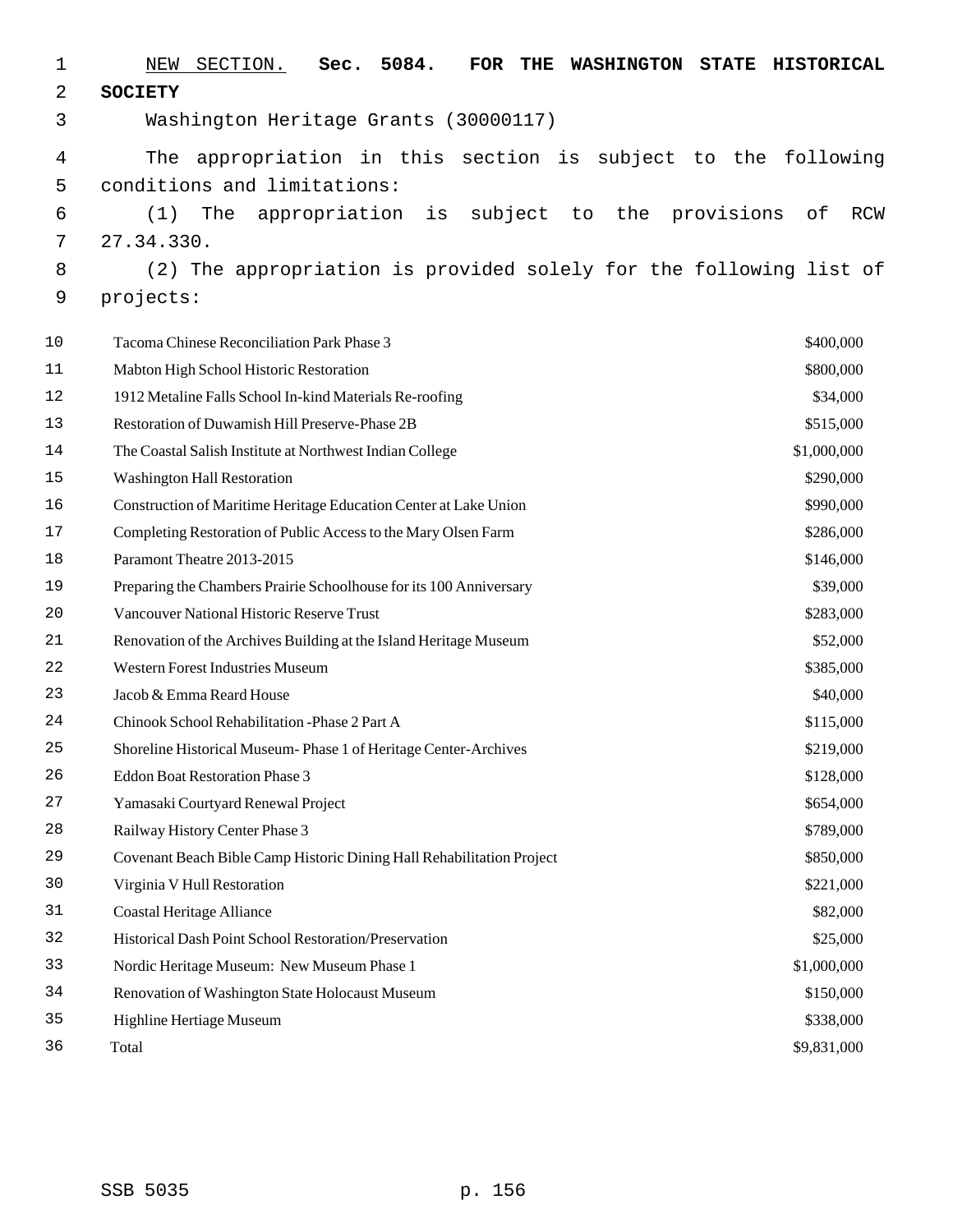NEW SECTION. **Sec. 5084. FOR THE WASHINGTON STATE HISTORICAL SOCIETY**

Washington Heritage Grants (30000117)

The appropriation in this section is subject to the following conditions and limitations:

(1) The appropriation is subject to the provisions of RCW 27.34.330.

(2) The appropriation is provided solely for the following list of projects:

| Project | Amount |
|---|---|
| Tacoma Chinese Reconciliation Park Phase 3 | $400,000 |
| Mabton High School Historic Restoration | $800,000 |
| 1912 Metaline Falls School In-kind Materials Re-roofing | $34,000 |
| Restoration of Duwamish Hill Preserve-Phase 2B | $515,000 |
| The Coastal Salish Institute at Northwest Indian College | $1,000,000 |
| Washington Hall Restoration | $290,000 |
| Construction of Maritime Heritage Education Center at Lake Union | $990,000 |
| Completing Restoration of Public Access to the Mary Olsen Farm | $286,000 |
| Paramont Theatre 2013-2015 | $146,000 |
| Preparing the Chambers Prairie Schoolhouse for its 100 Anniversary | $39,000 |
| Vancouver National Historic Reserve Trust | $283,000 |
| Renovation of the Archives Building at the Island Heritage Museum | $52,000 |
| Western Forest Industries Museum | $385,000 |
| Jacob & Emma Reard House | $40,000 |
| Chinook School Rehabilitation -Phase 2 Part A | $115,000 |
| Shoreline Historical Museum- Phase 1 of Heritage Center-Archives | $219,000 |
| Eddon Boat Restoration Phase 3 | $128,000 |
| Yamasaki Courtyard Renewal Project | $654,000 |
| Railway History Center Phase 3 | $789,000 |
| Covenant Beach Bible Camp Historic Dining Hall Rehabilitation Project | $850,000 |
| Virginia V Hull Restoration | $221,000 |
| Coastal Heritage Alliance | $82,000 |
| Historical Dash Point School Restoration/Preservation | $25,000 |
| Nordic Heritage Museum: New Museum Phase 1 | $1,000,000 |
| Renovation of Washington State Holocaust Museum | $150,000 |
| Highline Hertiage Museum | $338,000 |
| Total | $9,831,000 |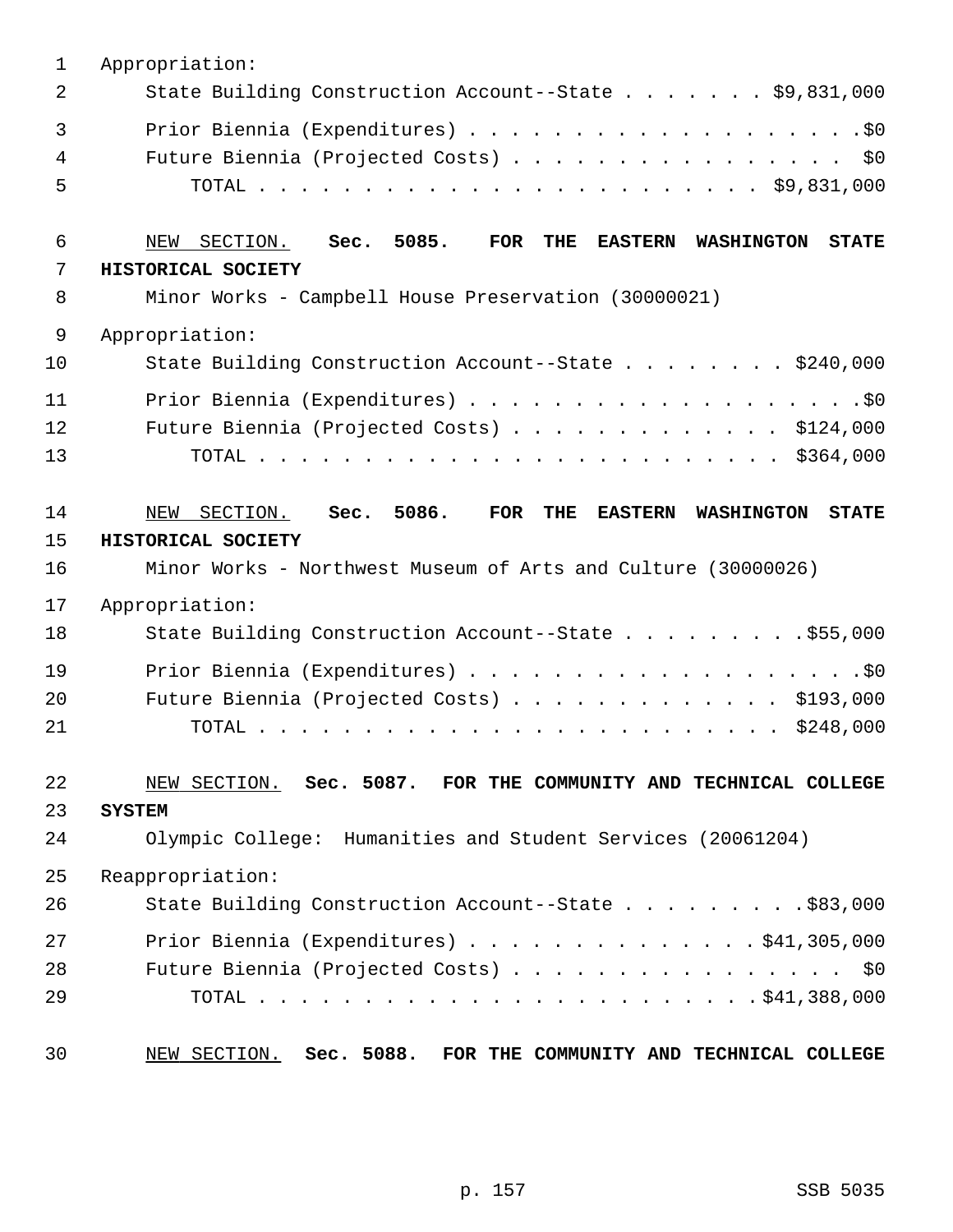Appropriation:

State Building Construction Account--State . . . . . . . $9,831,000

Prior Biennia (Expenditures) . . . . . . . . . . . . . . . . . . . .$0

Future Biennia (Projected Costs) . . . . . . . . . . . . . . . . . $0

TOTAL . . . . . . . . . . . . . . . . . . . . . . . . . $9,831,000

NEW SECTION. **Sec. 5085. FOR THE EASTERN WASHINGTON STATE HISTORICAL SOCIETY**

Minor Works - Campbell House Preservation (30000021)

Appropriation:

State Building Construction Account--State . . . . . . . . $240,000

Prior Biennia (Expenditures) . . . . . . . . . . . . . . . . . . . .$0

Future Biennia (Projected Costs) . . . . . . . . . . . . . $124,000

TOTAL . . . . . . . . . . . . . . . . . . . . . . . . . $364,000

NEW SECTION. **Sec. 5086. FOR THE EASTERN WASHINGTON STATE HISTORICAL SOCIETY**

Minor Works - Northwest Museum of Arts and Culture (30000026)

Appropriation:

State Building Construction Account--State . . . . . . . . .$55,000

Prior Biennia (Expenditures) . . . . . . . . . . . . . . . . . . . .$0

Future Biennia (Projected Costs) . . . . . . . . . . . . . $193,000

TOTAL . . . . . . . . . . . . . . . . . . . . . . . . . $248,000

NEW SECTION. **Sec. 5087. FOR THE COMMUNITY AND TECHNICAL COLLEGE SYSTEM**

Olympic College: Humanities and Student Services (20061204)

Reappropriation:

State Building Construction Account--State . . . . . . . . .$83,000

Prior Biennia (Expenditures) . . . . . . . . . . . . . . $41,305,000

Future Biennia (Projected Costs) . . . . . . . . . . . . . . . . . $0

TOTAL . . . . . . . . . . . . . . . . . . . . . . . . $41,388,000

NEW SECTION. **Sec. 5088. FOR THE COMMUNITY AND TECHNICAL COLLEGE**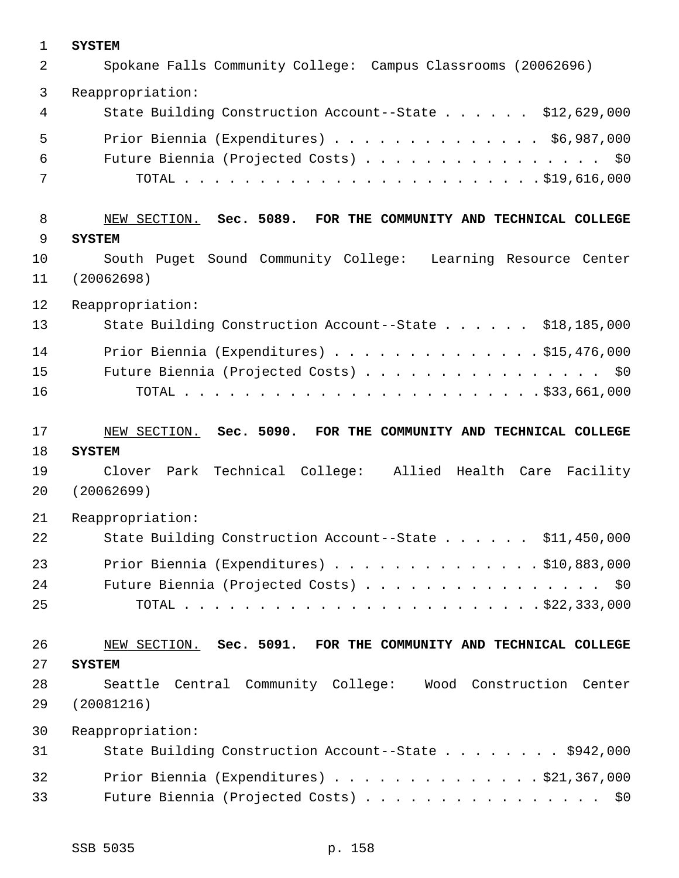**SYSTEM**

Spokane Falls Community College: Campus Classrooms (20062696)

Reappropriation:

State Building Construction Account--State . . . . . . $12,629,000

Prior Biennia (Expenditures) . . . . . . . . . . . . . . $6,987,000

Future Biennia (Projected Costs) . . . . . . . . . . . . . . . . $0

TOTAL . . . . . . . . . . . . . . . . . . . . . . . . $19,616,000

NEW SECTION. **Sec. 5089. FOR THE COMMUNITY AND TECHNICAL COLLEGE SYSTEM**

South Puget Sound Community College: Learning Resource Center (20062698)

Reappropriation:

State Building Construction Account--State . . . . . . $18,185,000

Prior Biennia (Expenditures) . . . . . . . . . . . . . . $15,476,000

Future Biennia (Projected Costs) . . . . . . . . . . . . . . . . $0

TOTAL . . . . . . . . . . . . . . . . . . . . . . . . $33,661,000

NEW SECTION. **Sec. 5090. FOR THE COMMUNITY AND TECHNICAL COLLEGE SYSTEM**

Clover Park Technical College: Allied Health Care Facility (20062699)

Reappropriation:

State Building Construction Account--State . . . . . . $11,450,000

Prior Biennia (Expenditures) . . . . . . . . . . . . . . $10,883,000

Future Biennia (Projected Costs) . . . . . . . . . . . . . . . . $0

TOTAL . . . . . . . . . . . . . . . . . . . . . . . . $22,333,000

NEW SECTION. **Sec. 5091. FOR THE COMMUNITY AND TECHNICAL COLLEGE SYSTEM**

Seattle Central Community College: Wood Construction Center (20081216)

Reappropriation:

State Building Construction Account--State . . . . . . . . $942,000

Prior Biennia (Expenditures) . . . . . . . . . . . . . . $21,367,000

Future Biennia (Projected Costs) . . . . . . . . . . . . . . . . $0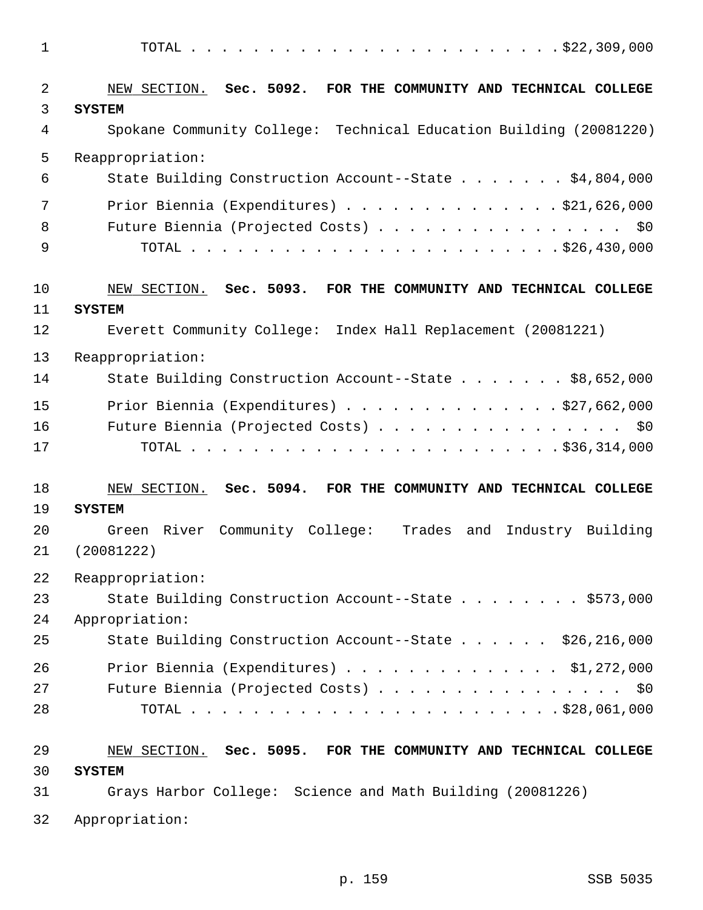TOTAL . . . . . . . . . . . . . . . . . . . . . . . . $22,309,000

<u>NEW SECTION.</u> **Sec. 5092. FOR THE COMMUNITY AND TECHNICAL COLLEGE SYSTEM**

Spokane Community College: Technical Education Building (20081220)

Reappropriation:

State Building Construction Account--State . . . . . . . $4,804,000

Prior Biennia (Expenditures) . . . . . . . . . . . . . . $21,626,000

Future Biennia (Projected Costs) . . . . . . . . . . . . . . . . $0

TOTAL . . . . . . . . . . . . . . . . . . . . . . . . $26,430,000

<u>NEW SECTION.</u> **Sec. 5093. FOR THE COMMUNITY AND TECHNICAL COLLEGE SYSTEM**

Everett Community College: Index Hall Replacement (20081221)

Reappropriation:

State Building Construction Account--State . . . . . . . $8,652,000

Prior Biennia (Expenditures) . . . . . . . . . . . . . . $27,662,000

Future Biennia (Projected Costs) . . . . . . . . . . . . . . . . $0

TOTAL . . . . . . . . . . . . . . . . . . . . . . . . $36,314,000

<u>NEW SECTION.</u> **Sec. 5094. FOR THE COMMUNITY AND TECHNICAL COLLEGE SYSTEM**

Green River Community College: Trades and Industry Building (20081222)

Reappropriation:

State Building Construction Account--State . . . . . . . . $573,000

Appropriation:

State Building Construction Account--State . . . . . . $26,216,000

Prior Biennia (Expenditures) . . . . . . . . . . . . . . $1,272,000

Future Biennia (Projected Costs) . . . . . . . . . . . . . . . . $0

TOTAL . . . . . . . . . . . . . . . . . . . . . . . . $28,061,000

<u>NEW SECTION.</u> **Sec. 5095. FOR THE COMMUNITY AND TECHNICAL COLLEGE SYSTEM**

Grays Harbor College: Science and Math Building (20081226)

Appropriation: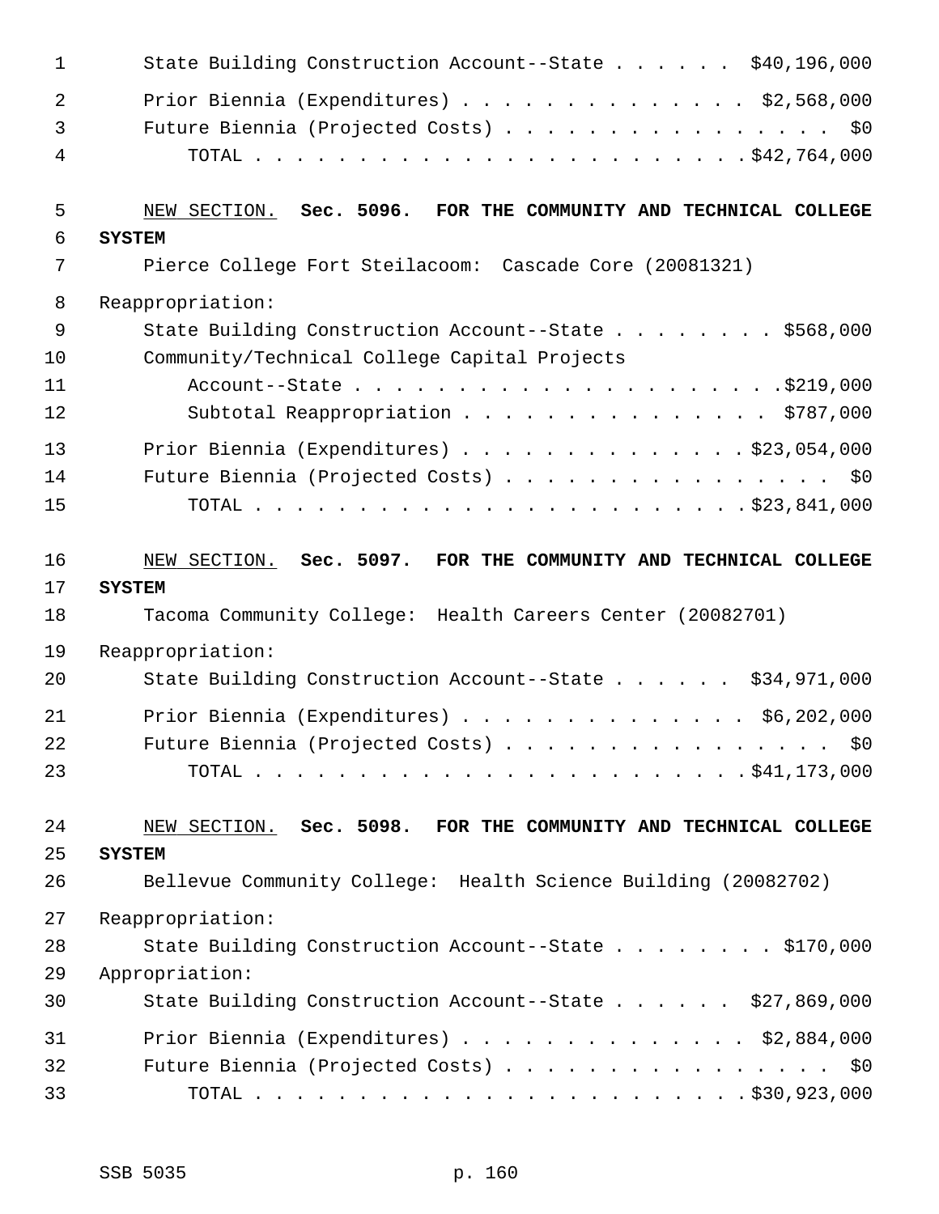State Building Construction Account--State . . . . . . $40,196,000

Prior Biennia (Expenditures) . . . . . . . . . . . . . . $2,568,000

Future Biennia (Projected Costs) . . . . . . . . . . . . . . . . . $0

TOTAL . . . . . . . . . . . . . . . . . . . . . . . . $42,764,000

NEW SECTION. **Sec. 5096. FOR THE COMMUNITY AND TECHNICAL COLLEGE SYSTEM**

Pierce College Fort Steilacoom: Cascade Core (20081321)

Reappropriation:

State Building Construction Account--State . . . . . . . . $568,000

Community/Technical College Capital Projects Account--State . . . . . . . . . . . . . . . . . . . . $219,000

Subtotal Reappropriation . . . . . . . . . . . . . . . $787,000

Prior Biennia (Expenditures) . . . . . . . . . . . . . . $23,054,000

Future Biennia (Projected Costs) . . . . . . . . . . . . . . . . . $0

TOTAL . . . . . . . . . . . . . . . . . . . . . . . . $23,841,000

NEW SECTION. **Sec. 5097. FOR THE COMMUNITY AND TECHNICAL COLLEGE SYSTEM**

Tacoma Community College: Health Careers Center (20082701)

Reappropriation:

State Building Construction Account--State . . . . . . $34,971,000

Prior Biennia (Expenditures) . . . . . . . . . . . . . . $6,202,000

Future Biennia (Projected Costs) . . . . . . . . . . . . . . . . . $0

TOTAL . . . . . . . . . . . . . . . . . . . . . . . . $41,173,000

NEW SECTION. **Sec. 5098. FOR THE COMMUNITY AND TECHNICAL COLLEGE SYSTEM**

Bellevue Community College: Health Science Building (20082702)

Reappropriation:

State Building Construction Account--State . . . . . . . . $170,000

Appropriation:

State Building Construction Account--State . . . . . . $27,869,000

Prior Biennia (Expenditures) . . . . . . . . . . . . . . $2,884,000

Future Biennia (Projected Costs) . . . . . . . . . . . . . . . . . $0

TOTAL . . . . . . . . . . . . . . . . . . . . . . . . $30,923,000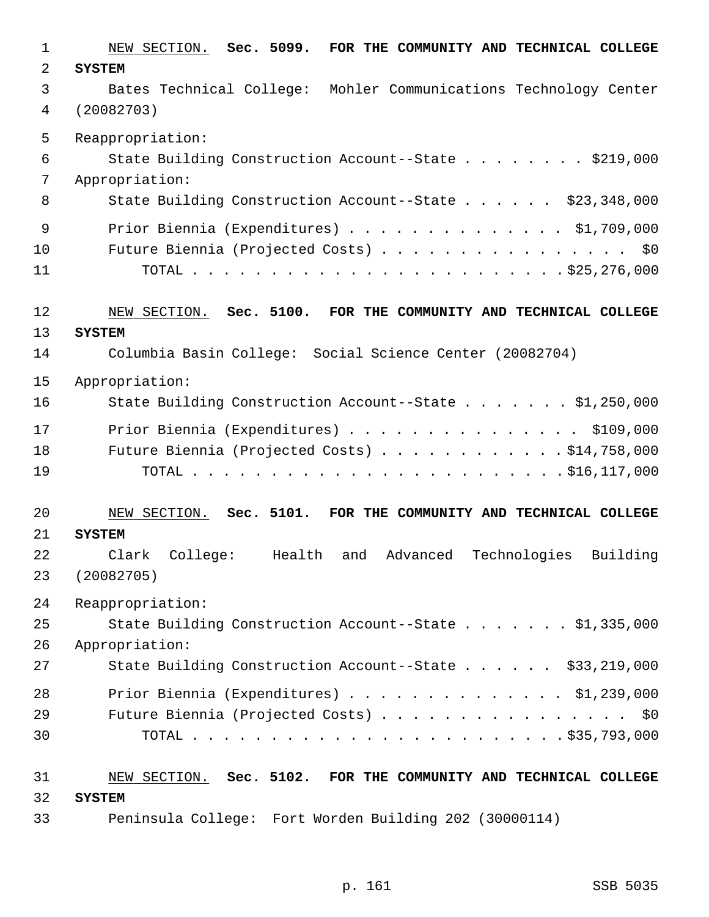NEW SECTION. **Sec. 5099. FOR THE COMMUNITY AND TECHNICAL COLLEGE SYSTEM**

Bates Technical College: Mohler Communications Technology Center (20082703)

Reappropriation:

State Building Construction Account--State . . . . . . . . $219,000

Appropriation:

State Building Construction Account--State . . . . . . $23,348,000

Prior Biennia (Expenditures) . . . . . . . . . . . . . . $1,709,000

Future Biennia (Projected Costs) . . . . . . . . . . . . . . . . $0

TOTAL . . . . . . . . . . . . . . . . . . . . . . . . $25,276,000

NEW SECTION. **Sec. 5100. FOR THE COMMUNITY AND TECHNICAL COLLEGE SYSTEM**

Columbia Basin College: Social Science Center (20082704)

Appropriation:

State Building Construction Account--State . . . . . . . $1,250,000

Prior Biennia (Expenditures) . . . . . . . . . . . . . . . $109,000

Future Biennia (Projected Costs) . . . . . . . . . . . $14,758,000

TOTAL . . . . . . . . . . . . . . . . . . . . . . . . $16,117,000

NEW SECTION. **Sec. 5101. FOR THE COMMUNITY AND TECHNICAL COLLEGE SYSTEM**

Clark College: Health and Advanced Technologies Building (20082705)

Reappropriation:

State Building Construction Account--State . . . . . . . $1,335,000

Appropriation:

State Building Construction Account--State . . . . . . $33,219,000

Prior Biennia (Expenditures) . . . . . . . . . . . . . . $1,239,000

Future Biennia (Projected Costs) . . . . . . . . . . . . . . . . $0

TOTAL . . . . . . . . . . . . . . . . . . . . . . . . $35,793,000

NEW SECTION. **Sec. 5102. FOR THE COMMUNITY AND TECHNICAL COLLEGE SYSTEM**

Peninsula College: Fort Worden Building 202 (30000114)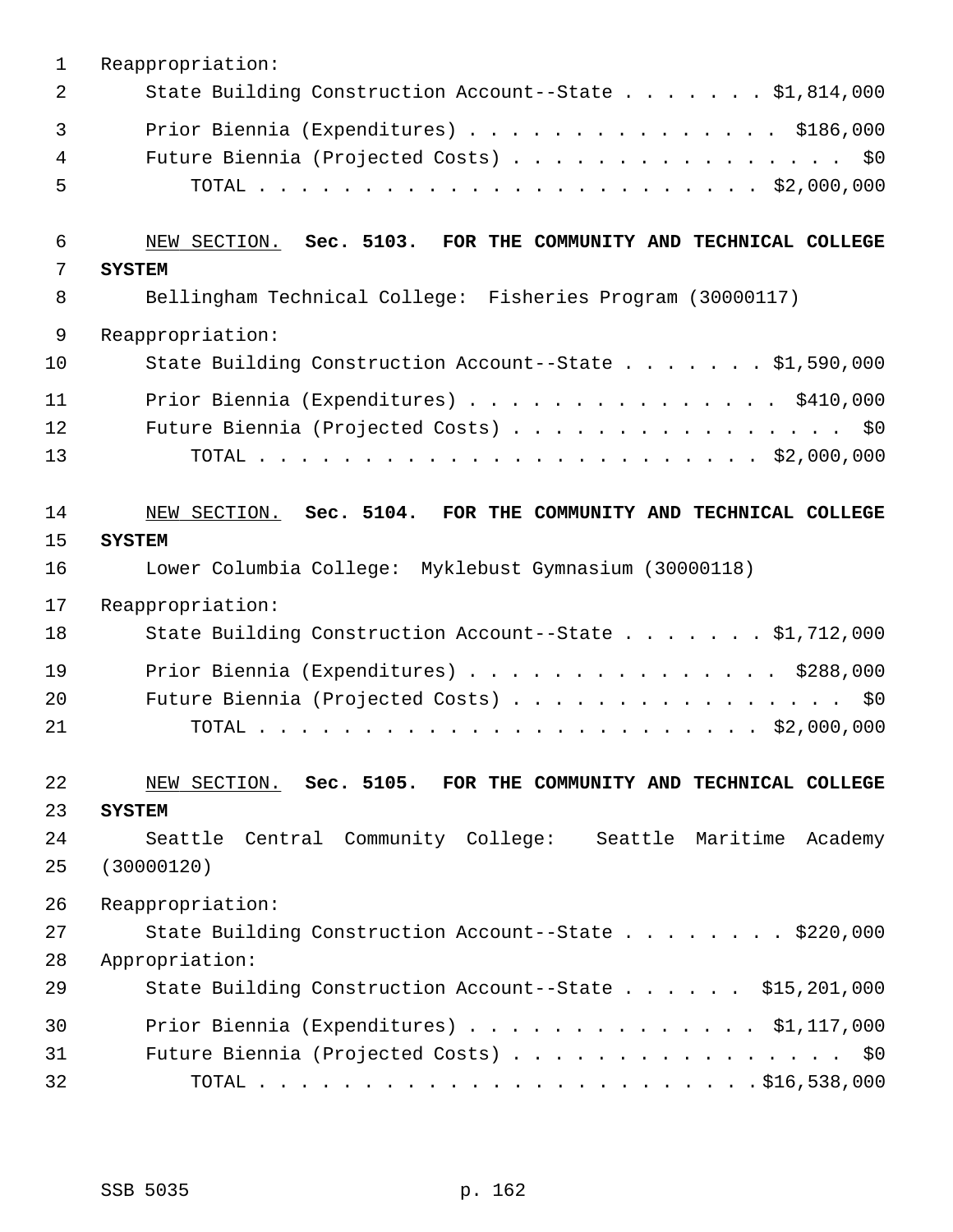Reappropriation:

State Building Construction Account--State . . . . . . . $1,814,000

Prior Biennia (Expenditures) . . . . . . . . . . . . . . . $186,000

Future Biennia (Projected Costs) . . . . . . . . . . . . . . . . $0

TOTAL . . . . . . . . . . . . . . . . . . . . . . . . $2,000,000

NEW SECTION. **Sec. 5103. FOR THE COMMUNITY AND TECHNICAL COLLEGE SYSTEM**

Bellingham Technical College: Fisheries Program (30000117)

Reappropriation:

State Building Construction Account--State . . . . . . . $1,590,000

Prior Biennia (Expenditures) . . . . . . . . . . . . . . . $410,000

Future Biennia (Projected Costs) . . . . . . . . . . . . . . . . $0

TOTAL . . . . . . . . . . . . . . . . . . . . . . . . $2,000,000

NEW SECTION. **Sec. 5104. FOR THE COMMUNITY AND TECHNICAL COLLEGE SYSTEM**

Lower Columbia College: Myklebust Gymnasium (30000118)

Reappropriation:

State Building Construction Account--State . . . . . . . $1,712,000

Prior Biennia (Expenditures) . . . . . . . . . . . . . . . $288,000

Future Biennia (Projected Costs) . . . . . . . . . . . . . . . . $0

TOTAL . . . . . . . . . . . . . . . . . . . . . . . . $2,000,000

NEW SECTION. **Sec. 5105. FOR THE COMMUNITY AND TECHNICAL COLLEGE SYSTEM**

Seattle Central Community College: Seattle Maritime Academy (30000120)

Reappropriation:

State Building Construction Account--State . . . . . . . . $220,000

Appropriation:

State Building Construction Account--State . . . . . . $15,201,000

Prior Biennia (Expenditures) . . . . . . . . . . . . . . $1,117,000

Future Biennia (Projected Costs) . . . . . . . . . . . . . . . . $0

TOTAL . . . . . . . . . . . . . . . . . . . . . . . . $16,538,000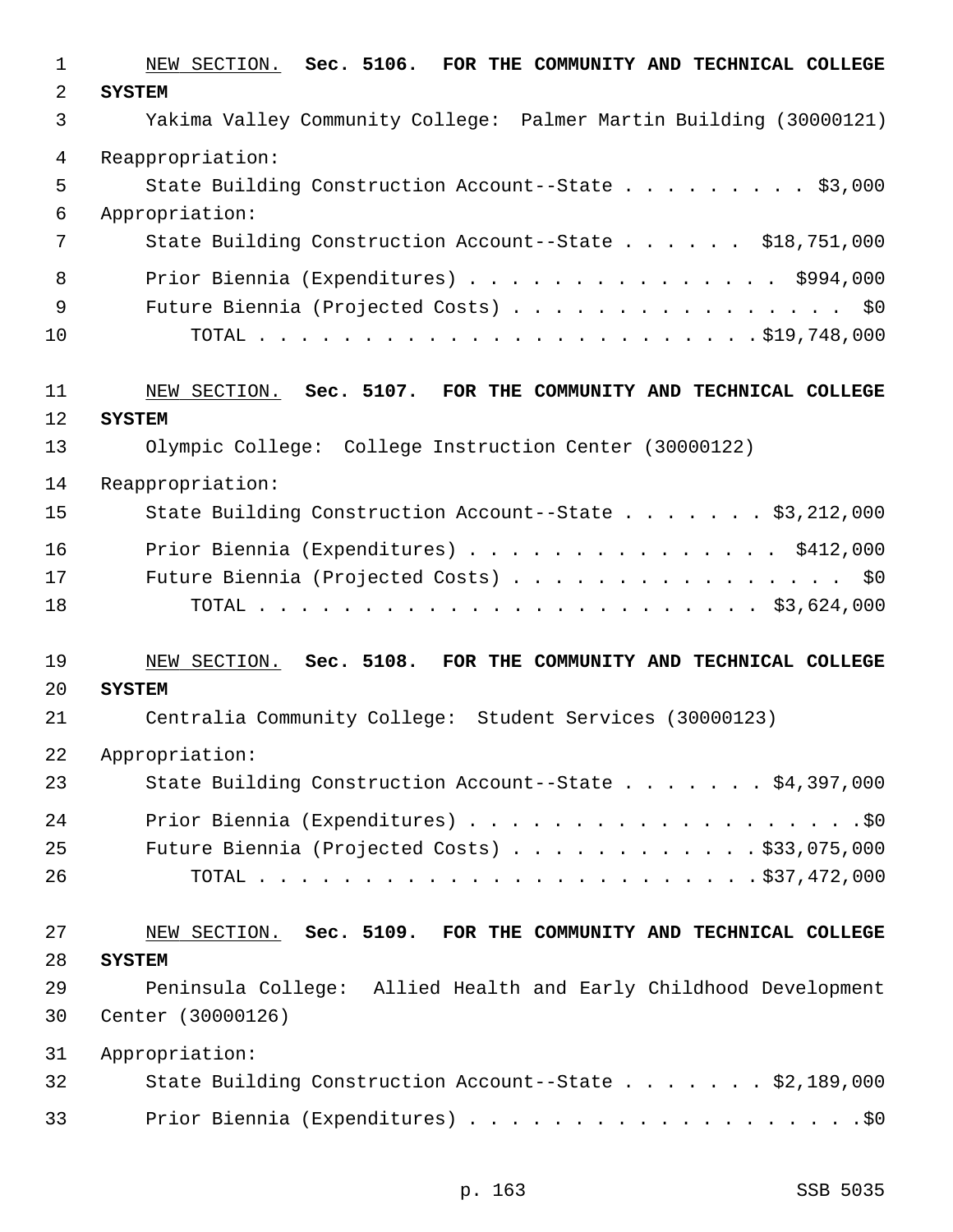NEW SECTION. **Sec. 5106. FOR THE COMMUNITY AND TECHNICAL COLLEGE SYSTEM**

Yakima Valley Community College: Palmer Martin Building (30000121)

Reappropriation:

State Building Construction Account--State . . . . . . . . . $3,000

Appropriation:

State Building Construction Account--State . . . . . . $18,751,000

Prior Biennia (Expenditures) . . . . . . . . . . . . . . . $994,000

Future Biennia (Projected Costs) . . . . . . . . . . . . . . . . $0

TOTAL . . . . . . . . . . . . . . . . . . . . . . . . $19,748,000

NEW SECTION. **Sec. 5107. FOR THE COMMUNITY AND TECHNICAL COLLEGE SYSTEM**

Olympic College: College Instruction Center (30000122)

Reappropriation:

State Building Construction Account--State . . . . . . . $3,212,000

Prior Biennia (Expenditures) . . . . . . . . . . . . . . . $412,000

Future Biennia (Projected Costs) . . . . . . . . . . . . . . . . $0

TOTAL . . . . . . . . . . . . . . . . . . . . . . . . $3,624,000

NEW SECTION. **Sec. 5108. FOR THE COMMUNITY AND TECHNICAL COLLEGE SYSTEM**

Centralia Community College: Student Services (30000123)

Appropriation:

State Building Construction Account--State . . . . . . . $4,397,000

Prior Biennia (Expenditures) . . . . . . . . . . . . . . . . . . .$0

Future Biennia (Projected Costs) . . . . . . . . . . . . $33,075,000

TOTAL . . . . . . . . . . . . . . . . . . . . . . . . $37,472,000

NEW SECTION. **Sec. 5109. FOR THE COMMUNITY AND TECHNICAL COLLEGE SYSTEM**

Peninsula College: Allied Health and Early Childhood Development Center (30000126)

Appropriation:

State Building Construction Account--State . . . . . . . $2,189,000

Prior Biennia (Expenditures) . . . . . . . . . . . . . . . . . . .$0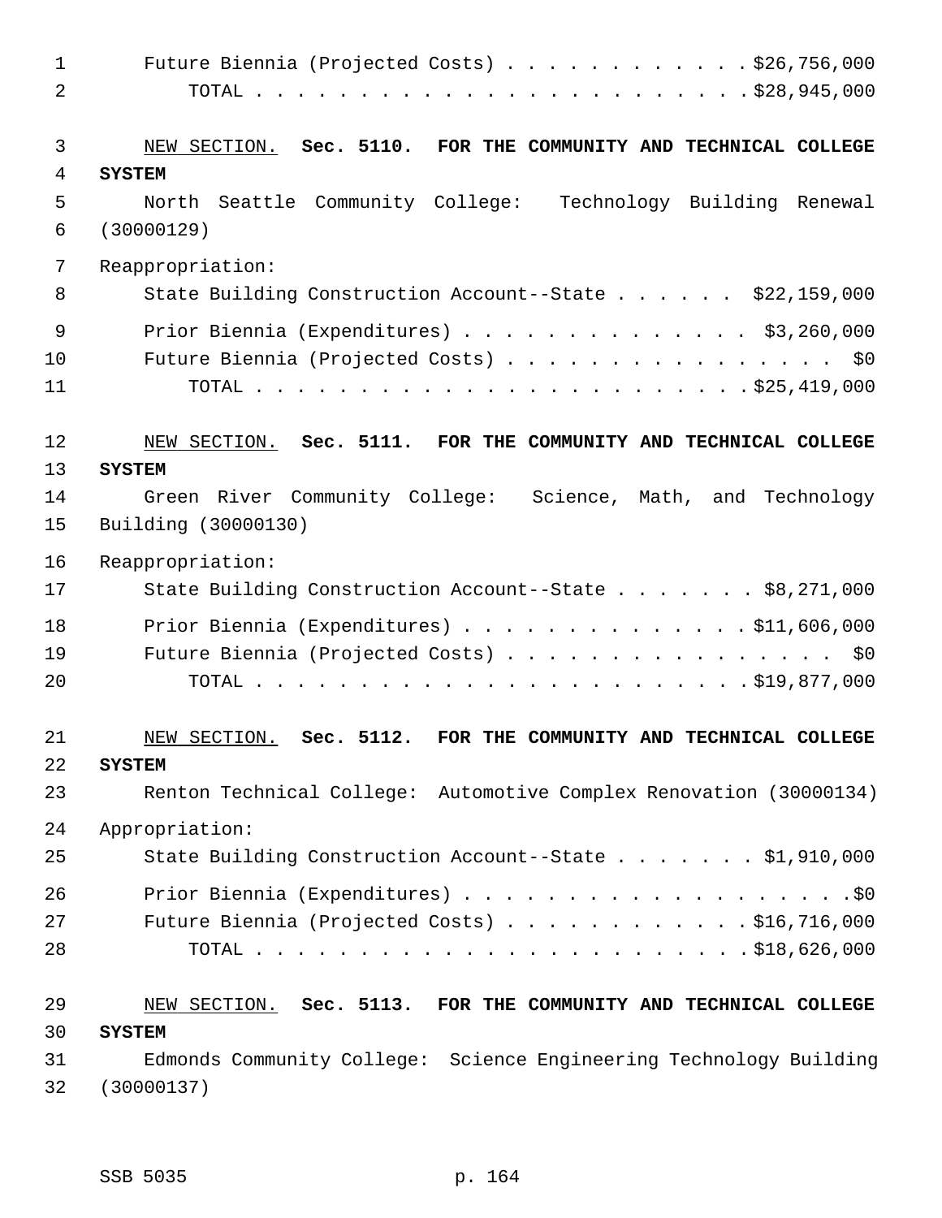Future Biennia (Projected Costs) . . . . . . . . . . . . $26,756,000
TOTAL . . . . . . . . . . . . . . . . . . . . . . . . $28,945,000

NEW SECTION. **Sec. 5110. FOR THE COMMUNITY AND TECHNICAL COLLEGE SYSTEM**

North Seattle Community College: Technology Building Renewal (30000129)

Reappropriation:

State Building Construction Account--State . . . . . . $22,159,000

Prior Biennia (Expenditures) . . . . . . . . . . . . . . $3,260,000
Future Biennia (Projected Costs) . . . . . . . . . . . . . . . . $0
TOTAL . . . . . . . . . . . . . . . . . . . . . . . . $25,419,000

NEW SECTION. **Sec. 5111. FOR THE COMMUNITY AND TECHNICAL COLLEGE SYSTEM**

Green River Community College: Science, Math, and Technology Building (30000130)

Reappropriation:

State Building Construction Account--State . . . . . . . $8,271,000

Prior Biennia (Expenditures) . . . . . . . . . . . . . . $11,606,000
Future Biennia (Projected Costs) . . . . . . . . . . . . . . . . $0
TOTAL . . . . . . . . . . . . . . . . . . . . . . . . $19,877,000

NEW SECTION. **Sec. 5112. FOR THE COMMUNITY AND TECHNICAL COLLEGE SYSTEM**

Renton Technical College: Automotive Complex Renovation (30000134)

Appropriation:

State Building Construction Account--State . . . . . . . $1,910,000

Prior Biennia (Expenditures) . . . . . . . . . . . . . . . . . . $0
Future Biennia (Projected Costs) . . . . . . . . . . . . $16,716,000
TOTAL . . . . . . . . . . . . . . . . . . . . . . . . $18,626,000

NEW SECTION. **Sec. 5113. FOR THE COMMUNITY AND TECHNICAL COLLEGE SYSTEM**

Edmonds Community College: Science Engineering Technology Building (30000137)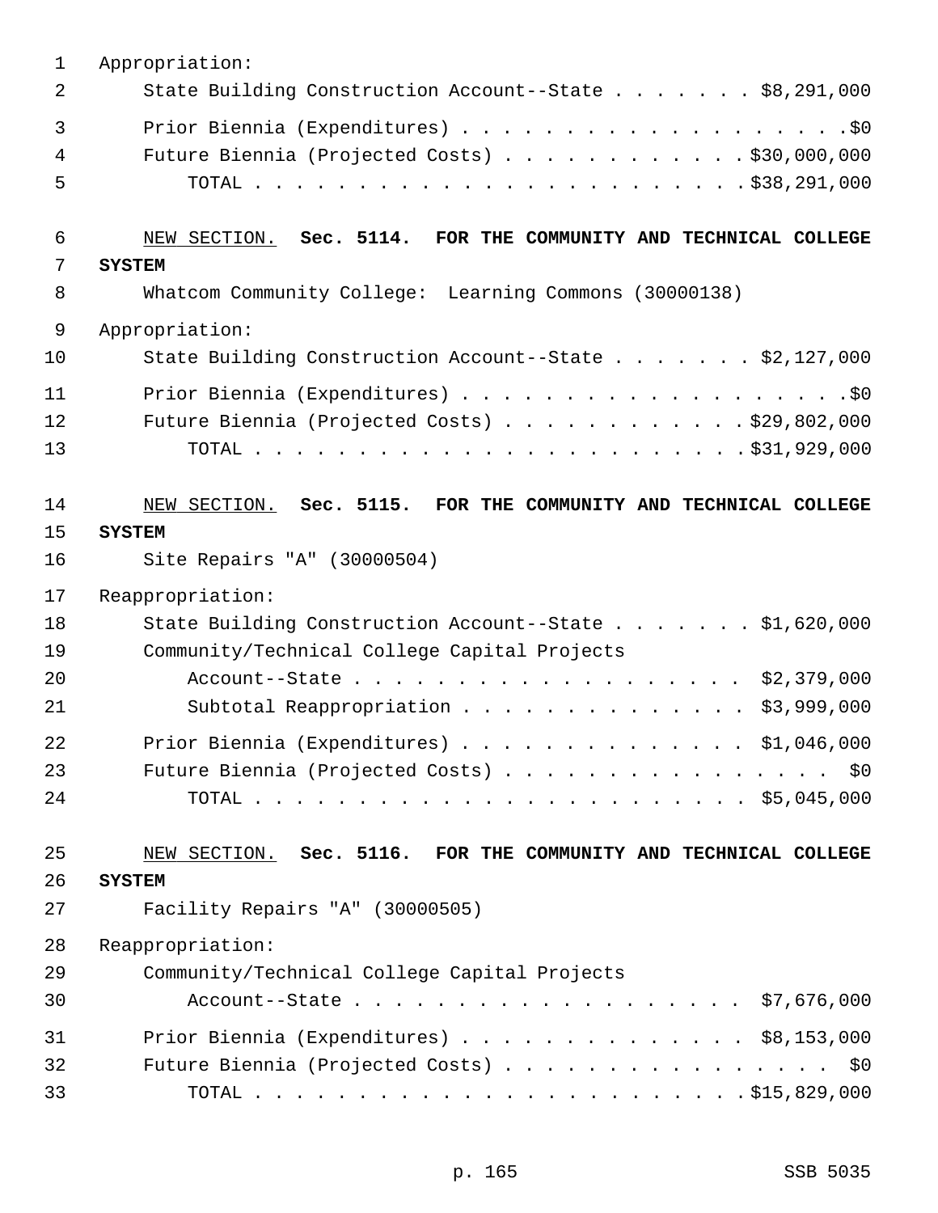Appropriation:

State Building Construction Account--State . . . . . . . $8,291,000

Prior Biennia (Expenditures) . . . . . . . . . . . . . . . . . . . .$0

Future Biennia (Projected Costs) . . . . . . . . . . . . $30,000,000

TOTAL . . . . . . . . . . . . . . . . . . . . . . . . . $38,291,000

NEW SECTION. **Sec. 5114. FOR THE COMMUNITY AND TECHNICAL COLLEGE SYSTEM**

Whatcom Community College: Learning Commons (30000138)

Appropriation:

State Building Construction Account--State . . . . . . . $2,127,000

Prior Biennia (Expenditures) . . . . . . . . . . . . . . . . . . . .$0

Future Biennia (Projected Costs) . . . . . . . . . . . . $29,802,000

TOTAL . . . . . . . . . . . . . . . . . . . . . . . . . $31,929,000

NEW SECTION. **Sec. 5115. FOR THE COMMUNITY AND TECHNICAL COLLEGE SYSTEM**

Site Repairs "A" (30000504)

Reappropriation:

State Building Construction Account--State . . . . . . . $1,620,000

Community/Technical College Capital Projects Account--State . . . . . . . . . . . . . . . . . . . $2,379,000

Subtotal Reappropriation . . . . . . . . . . . . . . $3,999,000

Prior Biennia (Expenditures) . . . . . . . . . . . . . . $1,046,000

Future Biennia (Projected Costs) . . . . . . . . . . . . . . . . $0

TOTAL . . . . . . . . . . . . . . . . . . . . . . . . . $5,045,000

NEW SECTION. **Sec. 5116. FOR THE COMMUNITY AND TECHNICAL COLLEGE SYSTEM**

Facility Repairs "A" (30000505)

Reappropriation:

Community/Technical College Capital Projects Account--State . . . . . . . . . . . . . . . . . . . $7,676,000

Prior Biennia (Expenditures) . . . . . . . . . . . . . . $8,153,000

Future Biennia (Projected Costs) . . . . . . . . . . . . . . . . $0

TOTAL . . . . . . . . . . . . . . . . . . . . . . . . . $15,829,000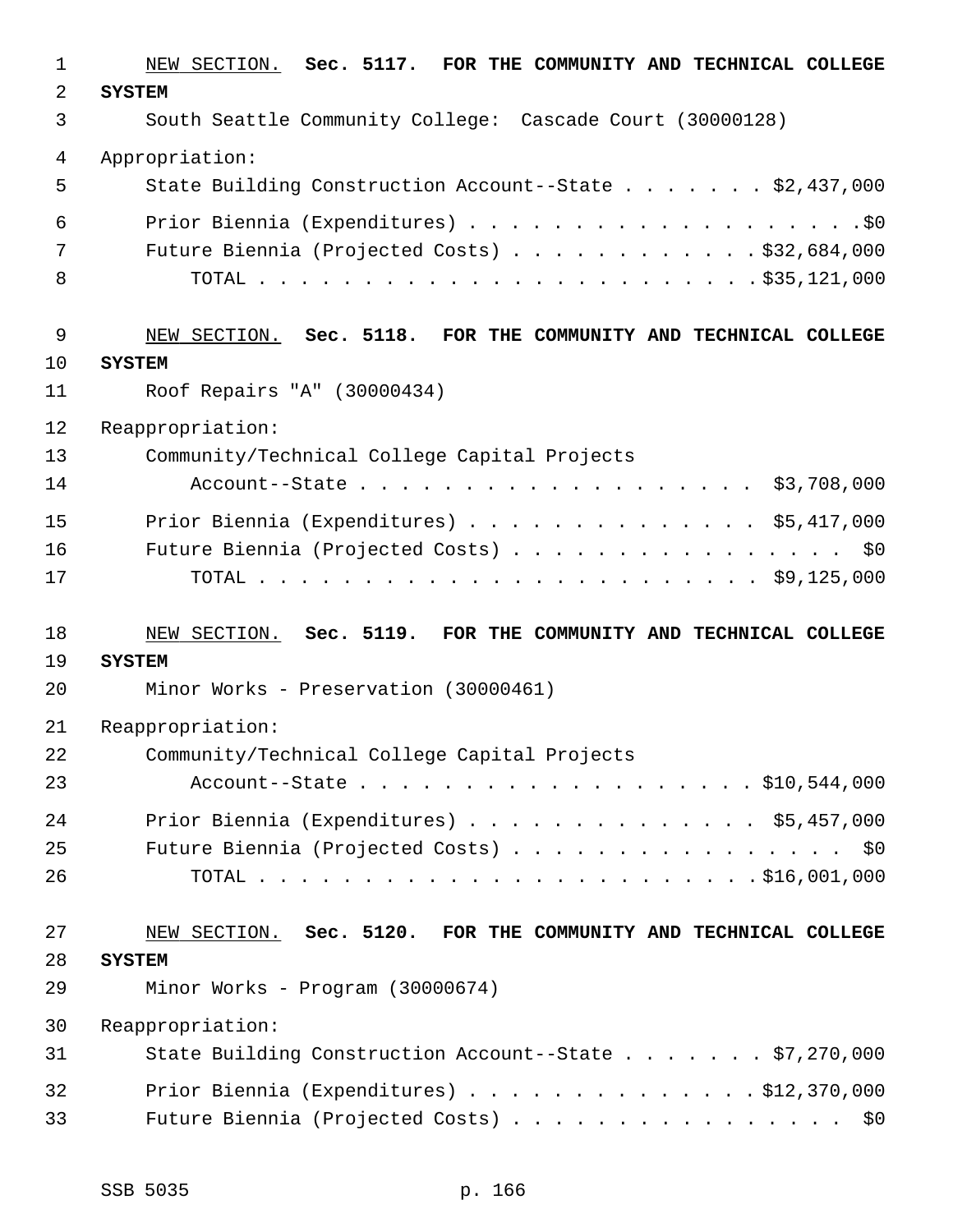NEW SECTION. **Sec. 5117. FOR THE COMMUNITY AND TECHNICAL COLLEGE SYSTEM**

South Seattle Community College: Cascade Court (30000128)

Appropriation:

State Building Construction Account--State . . . . . . . $2,437,000

Prior Biennia (Expenditures) . . . . . . . . . . . . . . . . . . . .$0

Future Biennia (Projected Costs) . . . . . . . . . . . . $32,684,000

TOTAL . . . . . . . . . . . . . . . . . . . . . . . . $35,121,000

NEW SECTION. **Sec. 5118. FOR THE COMMUNITY AND TECHNICAL COLLEGE SYSTEM**

Roof Repairs "A" (30000434)

Reappropriation:

Community/Technical College Capital Projects Account--State . . . . . . . . . . . . . . . . . . . $3,708,000

Prior Biennia (Expenditures) . . . . . . . . . . . . . . $5,417,000

Future Biennia (Projected Costs) . . . . . . . . . . . . . . . . $0

TOTAL . . . . . . . . . . . . . . . . . . . . . . . . $9,125,000

NEW SECTION. **Sec. 5119. FOR THE COMMUNITY AND TECHNICAL COLLEGE SYSTEM**

Minor Works - Preservation (30000461)

Reappropriation:

Community/Technical College Capital Projects Account--State . . . . . . . . . . . . . . . . . . . $10,544,000

Prior Biennia (Expenditures) . . . . . . . . . . . . . . $5,457,000

Future Biennia (Projected Costs) . . . . . . . . . . . . . . . . $0

TOTAL . . . . . . . . . . . . . . . . . . . . . . . . $16,001,000

NEW SECTION. **Sec. 5120. FOR THE COMMUNITY AND TECHNICAL COLLEGE SYSTEM**

Minor Works - Program (30000674)

Reappropriation:

State Building Construction Account--State . . . . . . . $7,270,000

Prior Biennia (Expenditures) . . . . . . . . . . . . . . $12,370,000

Future Biennia (Projected Costs) . . . . . . . . . . . . . . . . $0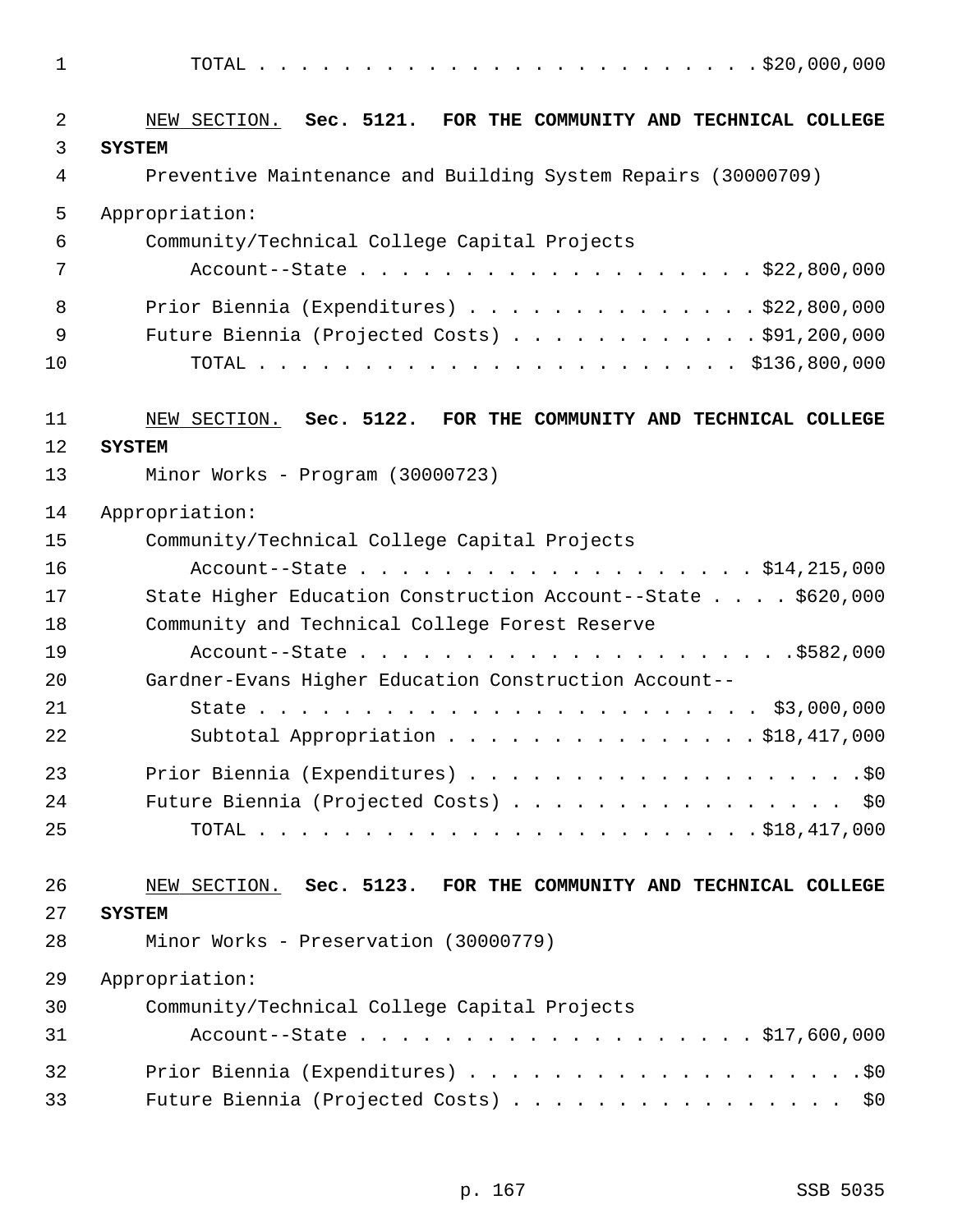TOTAL . . . . . . . . . . . . . . . . . . . . . . . . . $20,000,000

NEW SECTION. **Sec. 5121. FOR THE COMMUNITY AND TECHNICAL COLLEGE SYSTEM**

Preventive Maintenance and Building System Repairs (30000709)

Appropriation:

Community/Technical College Capital Projects Account--State . . . . . . . . . . . . . . . . . . . $22,800,000

Prior Biennia (Expenditures) . . . . . . . . . . . . . . $22,800,000

Future Biennia (Projected Costs) . . . . . . . . . . . . $91,200,000

TOTAL . . . . . . . . . . . . . . . . . . . . . . . . $136,800,000

NEW SECTION. **Sec. 5122. FOR THE COMMUNITY AND TECHNICAL COLLEGE SYSTEM**

Minor Works - Program (30000723)

Appropriation:

Community/Technical College Capital Projects Account--State . . . . . . . . . . . . . . . . . . . $14,215,000

State Higher Education Construction Account--State . . . . $620,000

Community and Technical College Forest Reserve Account--State . . . . . . . . . . . . . . . . . . . . . $582,000

Gardner-Evans Higher Education Construction Account--State . . . . . . . . . . . . . . . . . . . . . . . . $3,000,000

Subtotal Appropriation . . . . . . . . . . . . . . . . $18,417,000

Prior Biennia (Expenditures) . . . . . . . . . . . . . . . . . . . . $0

Future Biennia (Projected Costs) . . . . . . . . . . . . . . . . $0

TOTAL . . . . . . . . . . . . . . . . . . . . . . . . . $18,417,000

NEW SECTION. **Sec. 5123. FOR THE COMMUNITY AND TECHNICAL COLLEGE SYSTEM**

Minor Works - Preservation (30000779)

Appropriation:

Community/Technical College Capital Projects Account--State . . . . . . . . . . . . . . . . . . . $17,600,000

Prior Biennia (Expenditures) . . . . . . . . . . . . . . . . . . . . $0

Future Biennia (Projected Costs) . . . . . . . . . . . . . . . . $0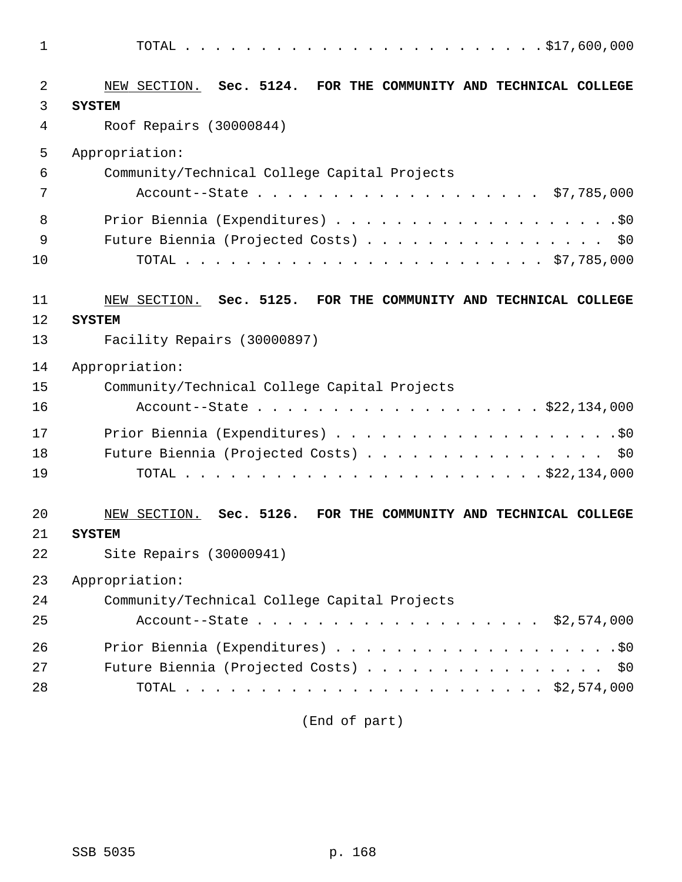TOTAL . . . . . . . . . . . . . . . . . . . . . . . .$17,600,000

NEW SECTION. **Sec. 5124. FOR THE COMMUNITY AND TECHNICAL COLLEGE SYSTEM**

Roof Repairs (30000844)

Appropriation:

Community/Technical College Capital Projects Account--State . . . . . . . . . . . . . . . . . . . $7,785,000

Prior Biennia (Expenditures) . . . . . . . . . . . . . . . . . . . .$0

Future Biennia (Projected Costs) . . . . . . . . . . . . . . . . $0

TOTAL . . . . . . . . . . . . . . . . . . . . . . . $7,785,000

NEW SECTION. **Sec. 5125. FOR THE COMMUNITY AND TECHNICAL COLLEGE SYSTEM**

Facility Repairs (30000897)

Appropriation:

Community/Technical College Capital Projects Account--State . . . . . . . . . . . . . . . . . . . $22,134,000

Prior Biennia (Expenditures) . . . . . . . . . . . . . . . . . . . .$0

Future Biennia (Projected Costs) . . . . . . . . . . . . . . . . $0

TOTAL . . . . . . . . . . . . . . . . . . . . . . . .$22,134,000

NEW SECTION. **Sec. 5126. FOR THE COMMUNITY AND TECHNICAL COLLEGE SYSTEM**

Site Repairs (30000941)

Appropriation:

Community/Technical College Capital Projects Account--State . . . . . . . . . . . . . . . . . . . $2,574,000

Prior Biennia (Expenditures) . . . . . . . . . . . . . . . . . . . .$0

Future Biennia (Projected Costs) . . . . . . . . . . . . . . . . $0

TOTAL . . . . . . . . . . . . . . . . . . . . . . . $2,574,000

(End of part)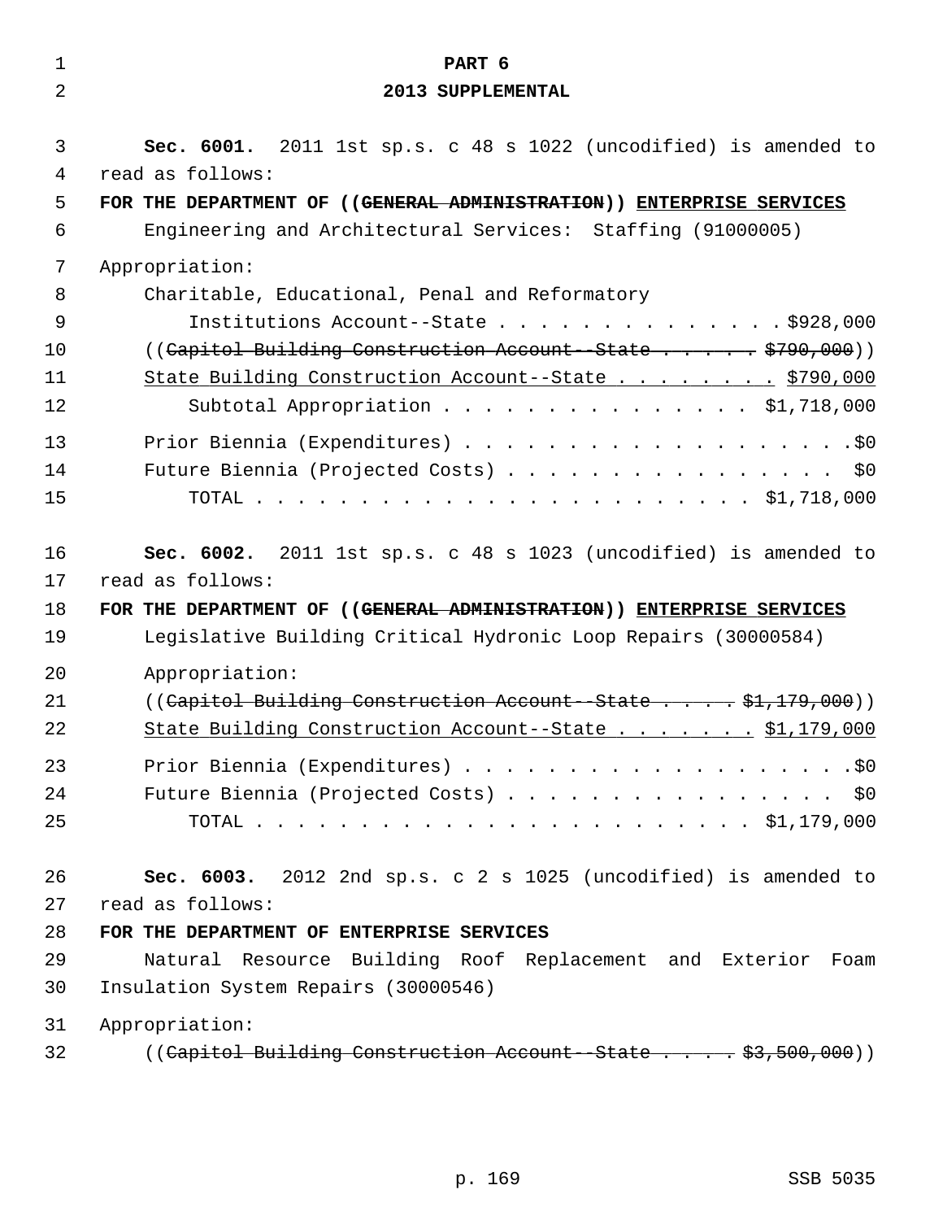## PART 6
## 2013 SUPPLEMENTAL

**Sec. 6001.** 2011 1st sp.s. c 48 s 1022 (uncodified) is amended to read as follows:

**FOR THE DEPARTMENT OF ((~~GENERAL ADMINISTRATION~~)) <u>ENTERPRISE SERVICES</u>**

Engineering and Architectural Services: Staffing (91000005)

Appropriation:

Charitable, Educational, Penal and Reformatory Institutions Account--State . . . . . . . . . . . . . . $928,000

((~~Capitol Building Construction Account--State . . . . . . $790,000~~))

<u>State Building Construction Account--State . . . . . . . . $790,000</u>

Subtotal Appropriation . . . . . . . . . . . . . . . $1,718,000

Prior Biennia (Expenditures) . . . . . . . . . . . . . . . . . . . .$0

Future Biennia (Projected Costs) . . . . . . . . . . . . . . . . $0

TOTAL . . . . . . . . . . . . . . . . . . . . . . . . $1,718,000

**Sec. 6002.** 2011 1st sp.s. c 48 s 1023 (uncodified) is amended to read as follows:

**FOR THE DEPARTMENT OF ((~~GENERAL ADMINISTRATION~~)) <u>ENTERPRISE SERVICES</u>**

Legislative Building Critical Hydronic Loop Repairs (30000584)

Appropriation:

((~~Capitol Building Construction Account--State . . . . . $1,179,000~~))

<u>State Building Construction Account--State . . . . . . . $1,179,000</u>

Prior Biennia (Expenditures) . . . . . . . . . . . . . . . . . . . .$0

Future Biennia (Projected Costs) . . . . . . . . . . . . . . . . $0

TOTAL . . . . . . . . . . . . . . . . . . . . . . . . $1,179,000

**Sec. 6003.** 2012 2nd sp.s. c 2 s 1025 (uncodified) is amended to read as follows:

**FOR THE DEPARTMENT OF ENTERPRISE SERVICES**

Natural Resource Building Roof Replacement and Exterior Foam Insulation System Repairs (30000546)

Appropriation:

((~~Capitol Building Construction Account--State . . . . . $3,500,000~~))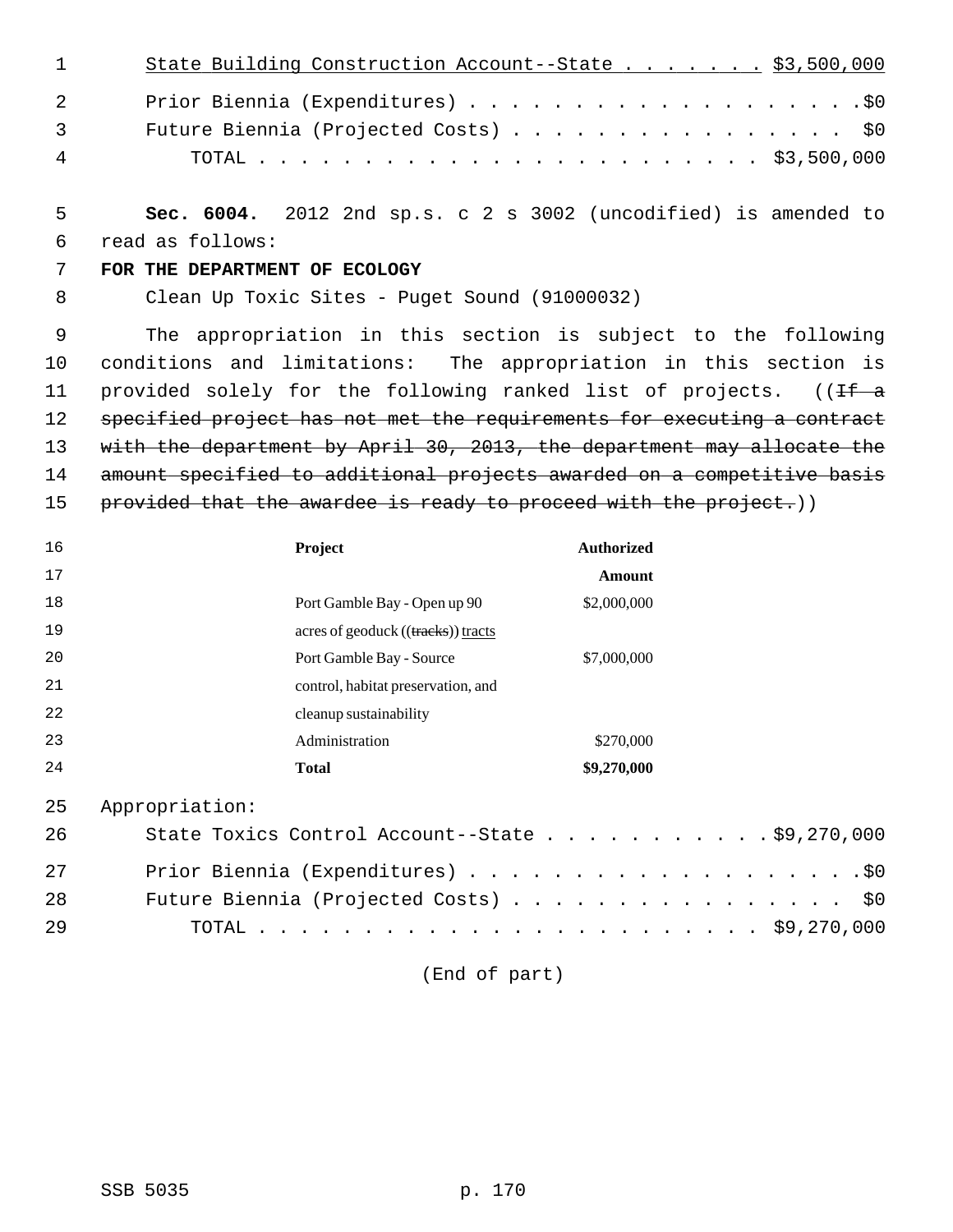<u>State Building Construction Account--State . . . . . . . $3,500,000</u>

Prior Biennia (Expenditures) . . . . . . . . . . . . . . . . . . . .$0

Future Biennia (Projected Costs) . . . . . . . . . . . . . . . . $0

TOTAL . . . . . . . . . . . . . . . . . . . . . . . . . . $3,500,000

**Sec. 6004.** 2012 2nd sp.s. c 2 s 3002 (uncodified) is amended to read as follows:

**FOR THE DEPARTMENT OF ECOLOGY**

Clean Up Toxic Sites - Puget Sound (91000032)

The appropriation in this section is subject to the following conditions and limitations: The appropriation in this section is provided solely for the following ranked list of projects. ((~~If a specified project has not met the requirements for executing a contract with the department by April 30, 2013, the department may allocate the amount specified to additional projects awarded on a competitive basis provided that the awardee is ready to proceed with the project.~~))

| Project | Authorized Amount |
|---|---|
| Port Gamble Bay - Open up 90 acres of geoduck ((~~tracks~~)) <u>tracts</u> | $2,000,000 |
| Port Gamble Bay - Source control, habitat preservation, and cleanup sustainability | $7,000,000 |
| Administration | $270,000 |
| **Total** | **$9,270,000** |

Appropriation:

State Toxics Control Account--State . . . . . . . . . . . .$9,270,000

Prior Biennia (Expenditures) . . . . . . . . . . . . . . . . . . . .$0

Future Biennia (Projected Costs) . . . . . . . . . . . . . . . . $0

TOTAL . . . . . . . . . . . . . . . . . . . . . . . . . . $9,270,000

(End of part)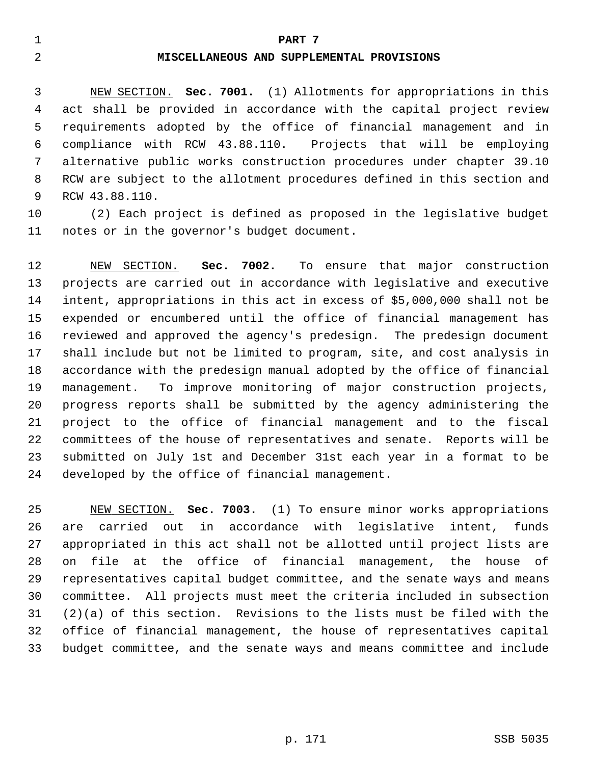## PART 7

## MISCELLANEOUS AND SUPPLEMENTAL PROVISIONS

NEW SECTION. **Sec. 7001.** (1) Allotments for appropriations in this act shall be provided in accordance with the capital project review requirements adopted by the office of financial management and in compliance with RCW 43.88.110. Projects that will be employing alternative public works construction procedures under chapter 39.10 RCW are subject to the allotment procedures defined in this section and RCW 43.88.110.

(2) Each project is defined as proposed in the legislative budget notes or in the governor's budget document.

NEW SECTION. **Sec. 7002.** To ensure that major construction projects are carried out in accordance with legislative and executive intent, appropriations in this act in excess of $5,000,000 shall not be expended or encumbered until the office of financial management has reviewed and approved the agency's predesign. The predesign document shall include but not be limited to program, site, and cost analysis in accordance with the predesign manual adopted by the office of financial management. To improve monitoring of major construction projects, progress reports shall be submitted by the agency administering the project to the office of financial management and to the fiscal committees of the house of representatives and senate. Reports will be submitted on July 1st and December 31st each year in a format to be developed by the office of financial management.

NEW SECTION. **Sec. 7003.** (1) To ensure minor works appropriations are carried out in accordance with legislative intent, funds appropriated in this act shall not be allotted until project lists are on file at the office of financial management, the house of representatives capital budget committee, and the senate ways and means committee. All projects must meet the criteria included in subsection (2)(a) of this section. Revisions to the lists must be filed with the office of financial management, the house of representatives capital budget committee, and the senate ways and means committee and include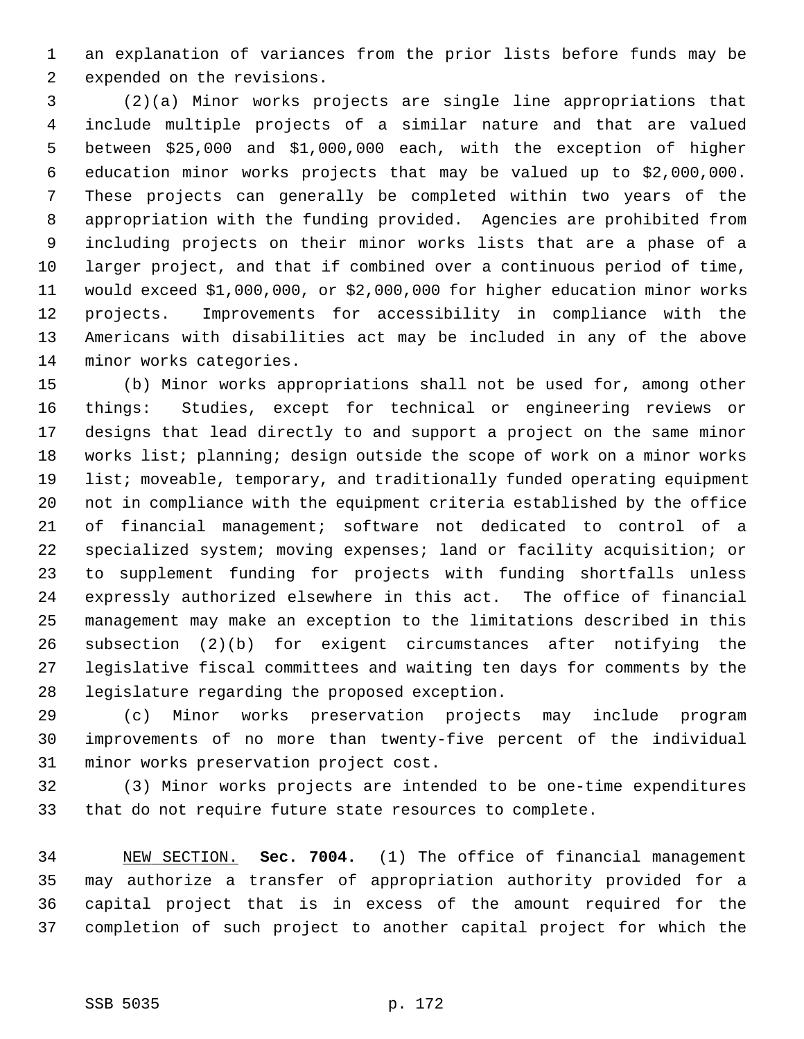an explanation of variances from the prior lists before funds may be expended on the revisions.

(2)(a) Minor works projects are single line appropriations that include multiple projects of a similar nature and that are valued between $25,000 and $1,000,000 each, with the exception of higher education minor works projects that may be valued up to $2,000,000. These projects can generally be completed within two years of the appropriation with the funding provided. Agencies are prohibited from including projects on their minor works lists that are a phase of a larger project, and that if combined over a continuous period of time, would exceed $1,000,000, or $2,000,000 for higher education minor works projects. Improvements for accessibility in compliance with the Americans with disabilities act may be included in any of the above minor works categories.

(b) Minor works appropriations shall not be used for, among other things: Studies, except for technical or engineering reviews or designs that lead directly to and support a project on the same minor works list; planning; design outside the scope of work on a minor works list; moveable, temporary, and traditionally funded operating equipment not in compliance with the equipment criteria established by the office of financial management; software not dedicated to control of a specialized system; moving expenses; land or facility acquisition; or to supplement funding for projects with funding shortfalls unless expressly authorized elsewhere in this act. The office of financial management may make an exception to the limitations described in this subsection (2)(b) for exigent circumstances after notifying the legislative fiscal committees and waiting ten days for comments by the legislature regarding the proposed exception.

(c) Minor works preservation projects may include program improvements of no more than twenty-five percent of the individual minor works preservation project cost.

(3) Minor works projects are intended to be one-time expenditures that do not require future state resources to complete.

NEW SECTION. **Sec. 7004.** (1) The office of financial management may authorize a transfer of appropriation authority provided for a capital project that is in excess of the amount required for the completion of such project to another capital project for which the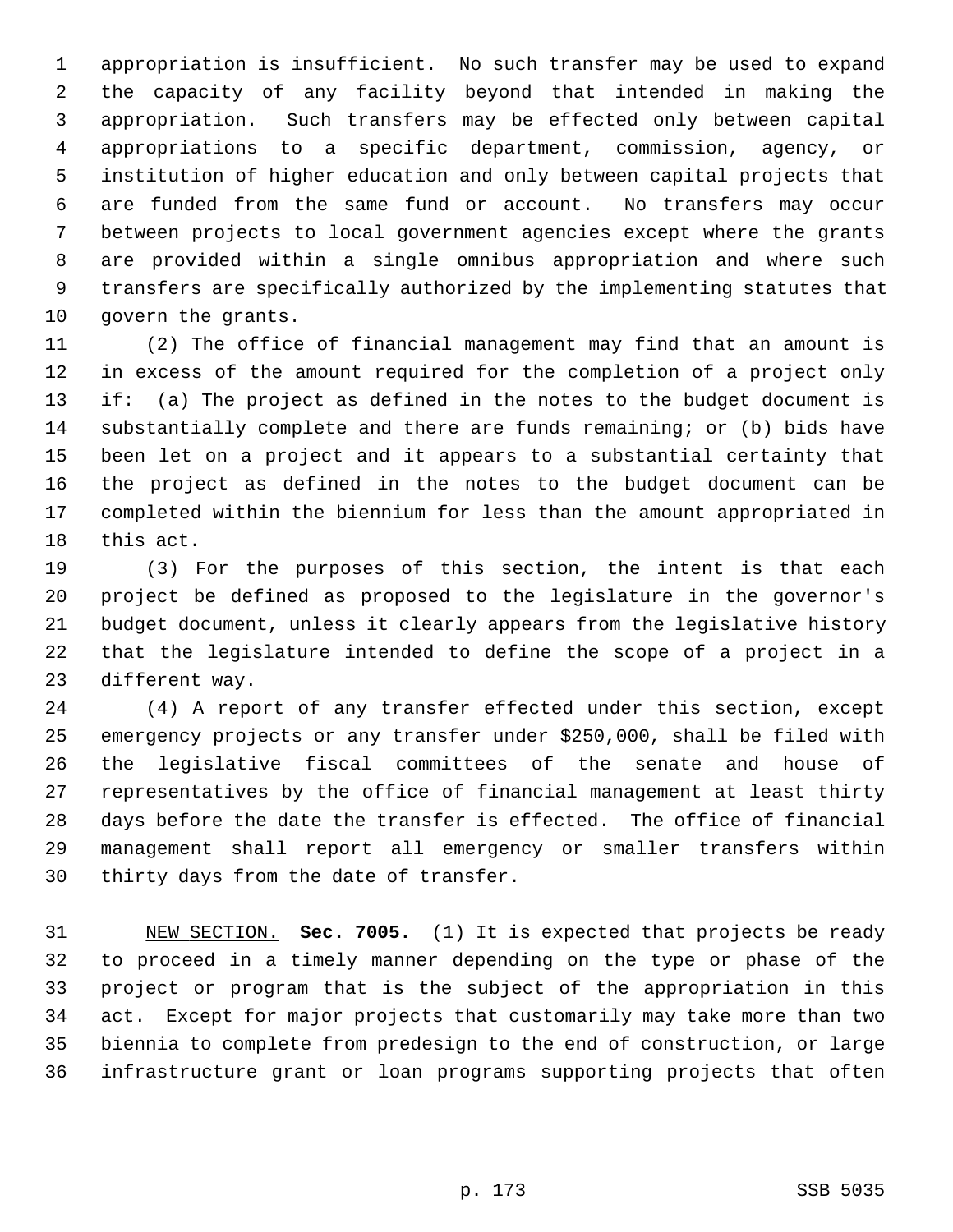appropriation is insufficient. No such transfer may be used to expand the capacity of any facility beyond that intended in making the appropriation. Such transfers may be effected only between capital appropriations to a specific department, commission, agency, or institution of higher education and only between capital projects that are funded from the same fund or account. No transfers may occur between projects to local government agencies except where the grants are provided within a single omnibus appropriation and where such transfers are specifically authorized by the implementing statutes that govern the grants.

(2) The office of financial management may find that an amount is in excess of the amount required for the completion of a project only if: (a) The project as defined in the notes to the budget document is substantially complete and there are funds remaining; or (b) bids have been let on a project and it appears to a substantial certainty that the project as defined in the notes to the budget document can be completed within the biennium for less than the amount appropriated in this act.

(3) For the purposes of this section, the intent is that each project be defined as proposed to the legislature in the governor's budget document, unless it clearly appears from the legislative history that the legislature intended to define the scope of a project in a different way.

(4) A report of any transfer effected under this section, except emergency projects or any transfer under $250,000, shall be filed with the legislative fiscal committees of the senate and house of representatives by the office of financial management at least thirty days before the date the transfer is effected. The office of financial management shall report all emergency or smaller transfers within thirty days from the date of transfer.

NEW SECTION. **Sec. 7005.** (1) It is expected that projects be ready to proceed in a timely manner depending on the type or phase of the project or program that is the subject of the appropriation in this act. Except for major projects that customarily may take more than two biennia to complete from predesign to the end of construction, or large infrastructure grant or loan programs supporting projects that often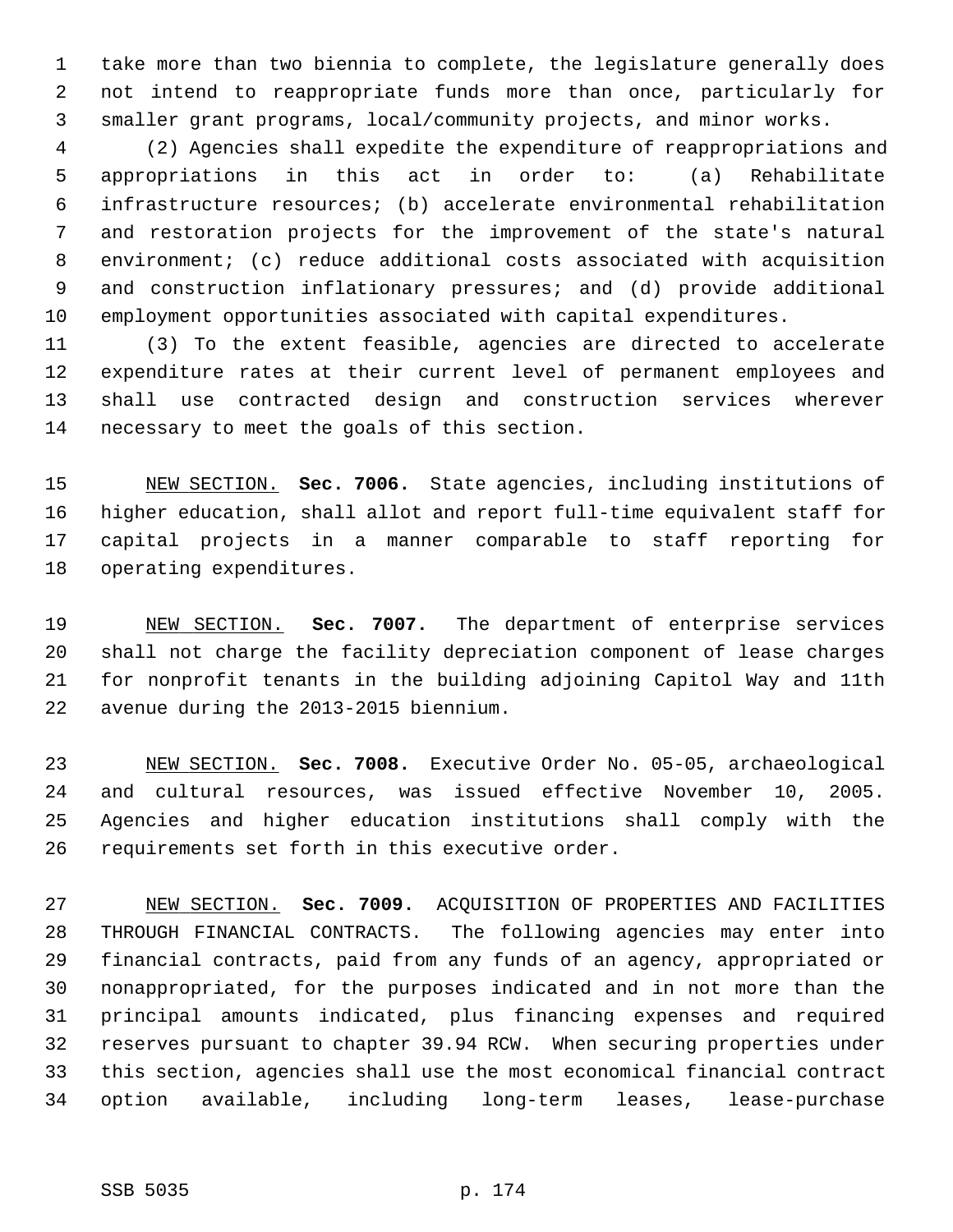take more than two biennia to complete, the legislature generally does not intend to reappropriate funds more than once, particularly for smaller grant programs, local/community projects, and minor works.

(2) Agencies shall expedite the expenditure of reappropriations and appropriations in this act in order to: (a) Rehabilitate infrastructure resources; (b) accelerate environmental rehabilitation and restoration projects for the improvement of the state's natural environment; (c) reduce additional costs associated with acquisition and construction inflationary pressures; and (d) provide additional employment opportunities associated with capital expenditures.

(3) To the extent feasible, agencies are directed to accelerate expenditure rates at their current level of permanent employees and shall use contracted design and construction services wherever necessary to meet the goals of this section.

NEW SECTION. **Sec. 7006.** State agencies, including institutions of higher education, shall allot and report full-time equivalent staff for capital projects in a manner comparable to staff reporting for operating expenditures.

NEW SECTION. **Sec. 7007.** The department of enterprise services shall not charge the facility depreciation component of lease charges for nonprofit tenants in the building adjoining Capitol Way and 11th avenue during the 2013-2015 biennium.

NEW SECTION. **Sec. 7008.** Executive Order No. 05-05, archaeological and cultural resources, was issued effective November 10, 2005. Agencies and higher education institutions shall comply with the requirements set forth in this executive order.

NEW SECTION. **Sec. 7009.** ACQUISITION OF PROPERTIES AND FACILITIES THROUGH FINANCIAL CONTRACTS. The following agencies may enter into financial contracts, paid from any funds of an agency, appropriated or nonappropriated, for the purposes indicated and in not more than the principal amounts indicated, plus financing expenses and required reserves pursuant to chapter 39.94 RCW. When securing properties under this section, agencies shall use the most economical financial contract option available, including long-term leases, lease-purchase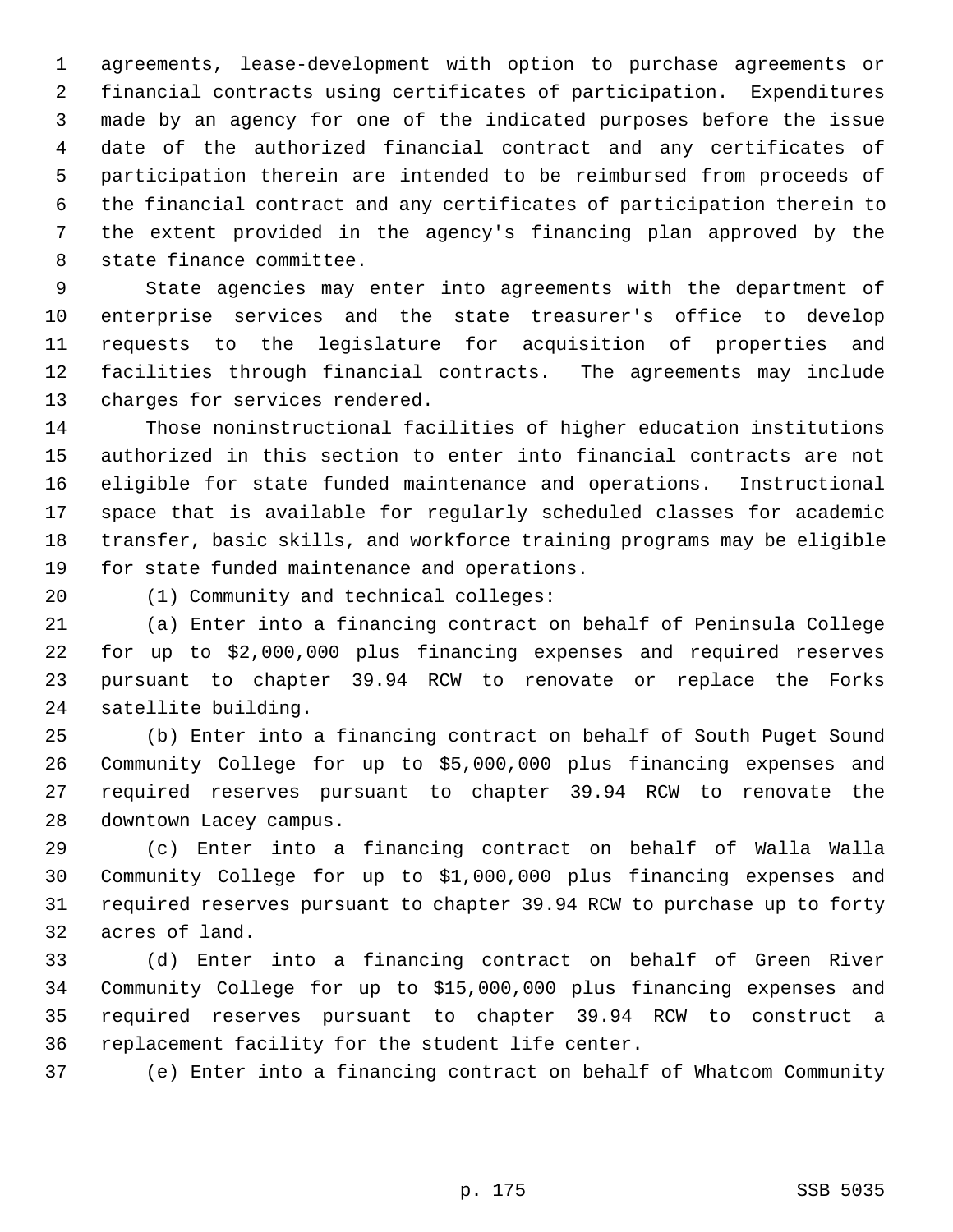agreements, lease-development with option to purchase agreements or financial contracts using certificates of participation. Expenditures made by an agency for one of the indicated purposes before the issue date of the authorized financial contract and any certificates of participation therein are intended to be reimbursed from proceeds of the financial contract and any certificates of participation therein to the extent provided in the agency's financing plan approved by the state finance committee.

State agencies may enter into agreements with the department of enterprise services and the state treasurer's office to develop requests to the legislature for acquisition of properties and facilities through financial contracts. The agreements may include charges for services rendered.

Those noninstructional facilities of higher education institutions authorized in this section to enter into financial contracts are not eligible for state funded maintenance and operations. Instructional space that is available for regularly scheduled classes for academic transfer, basic skills, and workforce training programs may be eligible for state funded maintenance and operations.

(1) Community and technical colleges:

(a) Enter into a financing contract on behalf of Peninsula College for up to $2,000,000 plus financing expenses and required reserves pursuant to chapter 39.94 RCW to renovate or replace the Forks satellite building.

(b) Enter into a financing contract on behalf of South Puget Sound Community College for up to $5,000,000 plus financing expenses and required reserves pursuant to chapter 39.94 RCW to renovate the downtown Lacey campus.

(c) Enter into a financing contract on behalf of Walla Walla Community College for up to $1,000,000 plus financing expenses and required reserves pursuant to chapter 39.94 RCW to purchase up to forty acres of land.

(d) Enter into a financing contract on behalf of Green River Community College for up to $15,000,000 plus financing expenses and required reserves pursuant to chapter 39.94 RCW to construct a replacement facility for the student life center.

(e) Enter into a financing contract on behalf of Whatcom Community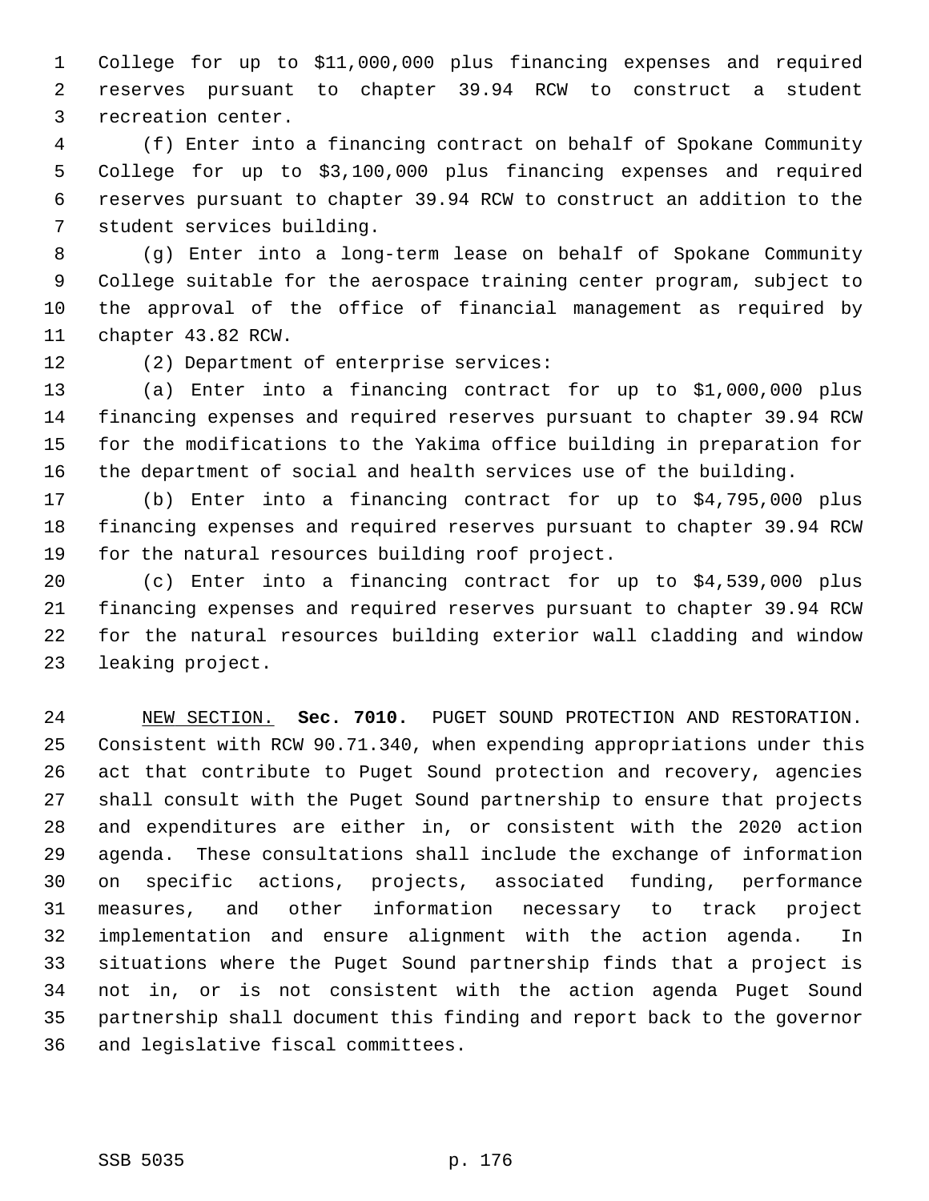College for up to $11,000,000 plus financing expenses and required reserves pursuant to chapter 39.94 RCW to construct a student recreation center.

(f) Enter into a financing contract on behalf of Spokane Community College for up to $3,100,000 plus financing expenses and required reserves pursuant to chapter 39.94 RCW to construct an addition to the student services building.

(g) Enter into a long-term lease on behalf of Spokane Community College suitable for the aerospace training center program, subject to the approval of the office of financial management as required by chapter 43.82 RCW.

(2) Department of enterprise services:

(a) Enter into a financing contract for up to $1,000,000 plus financing expenses and required reserves pursuant to chapter 39.94 RCW for the modifications to the Yakima office building in preparation for the department of social and health services use of the building.

(b) Enter into a financing contract for up to $4,795,000 plus financing expenses and required reserves pursuant to chapter 39.94 RCW for the natural resources building roof project.

(c) Enter into a financing contract for up to $4,539,000 plus financing expenses and required reserves pursuant to chapter 39.94 RCW for the natural resources building exterior wall cladding and window leaking project.

NEW SECTION. **Sec. 7010.** PUGET SOUND PROTECTION AND RESTORATION. Consistent with RCW 90.71.340, when expending appropriations under this act that contribute to Puget Sound protection and recovery, agencies shall consult with the Puget Sound partnership to ensure that projects and expenditures are either in, or consistent with the 2020 action agenda. These consultations shall include the exchange of information on specific actions, projects, associated funding, performance measures, and other information necessary to track project implementation and ensure alignment with the action agenda. In situations where the Puget Sound partnership finds that a project is not in, or is not consistent with the action agenda Puget Sound partnership shall document this finding and report back to the governor and legislative fiscal committees.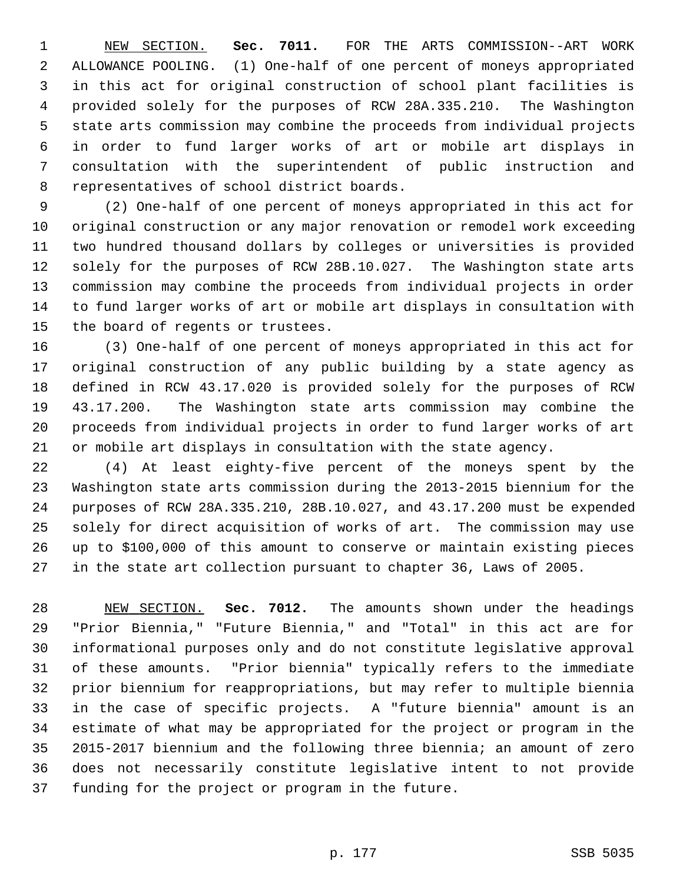NEW SECTION. **Sec. 7011.** FOR THE ARTS COMMISSION--ART WORK ALLOWANCE POOLING. (1) One-half of one percent of moneys appropriated in this act for original construction of school plant facilities is provided solely for the purposes of RCW 28A.335.210. The Washington state arts commission may combine the proceeds from individual projects in order to fund larger works of art or mobile art displays in consultation with the superintendent of public instruction and representatives of school district boards.

(2) One-half of one percent of moneys appropriated in this act for original construction or any major renovation or remodel work exceeding two hundred thousand dollars by colleges or universities is provided solely for the purposes of RCW 28B.10.027. The Washington state arts commission may combine the proceeds from individual projects in order to fund larger works of art or mobile art displays in consultation with the board of regents or trustees.

(3) One-half of one percent of moneys appropriated in this act for original construction of any public building by a state agency as defined in RCW 43.17.020 is provided solely for the purposes of RCW 43.17.200. The Washington state arts commission may combine the proceeds from individual projects in order to fund larger works of art or mobile art displays in consultation with the state agency.

(4) At least eighty-five percent of the moneys spent by the Washington state arts commission during the 2013-2015 biennium for the purposes of RCW 28A.335.210, 28B.10.027, and 43.17.200 must be expended solely for direct acquisition of works of art. The commission may use up to $100,000 of this amount to conserve or maintain existing pieces in the state art collection pursuant to chapter 36, Laws of 2005.

NEW SECTION. **Sec. 7012.** The amounts shown under the headings "Prior Biennia," "Future Biennia," and "Total" in this act are for informational purposes only and do not constitute legislative approval of these amounts. "Prior biennia" typically refers to the immediate prior biennium for reappropriations, but may refer to multiple biennia in the case of specific projects. A "future biennia" amount is an estimate of what may be appropriated for the project or program in the 2015-2017 biennium and the following three biennia; an amount of zero does not necessarily constitute legislative intent to not provide funding for the project or program in the future.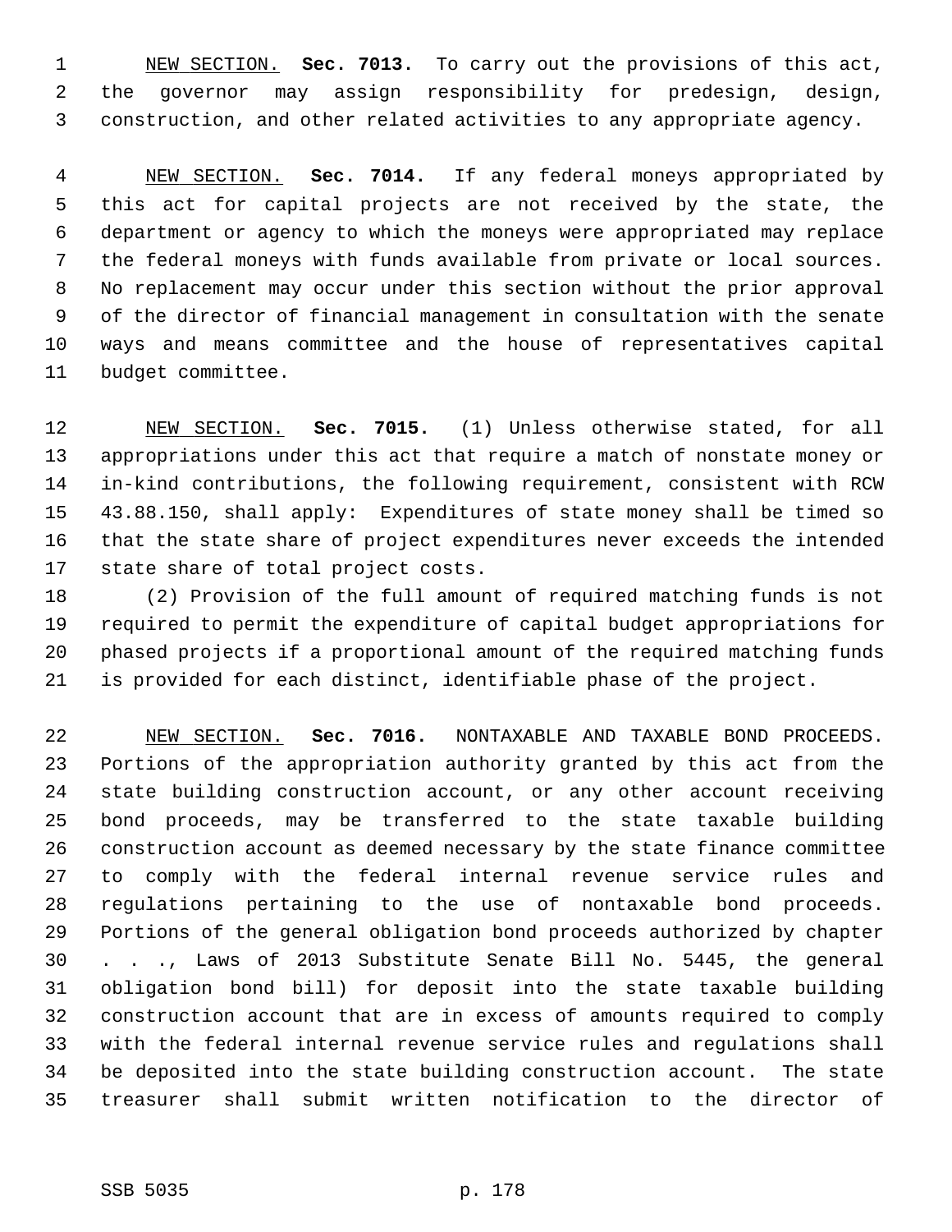NEW SECTION. **Sec. 7013.** To carry out the provisions of this act, the governor may assign responsibility for predesign, design, construction, and other related activities to any appropriate agency.

NEW SECTION. **Sec. 7014.** If any federal moneys appropriated by this act for capital projects are not received by the state, the department or agency to which the moneys were appropriated may replace the federal moneys with funds available from private or local sources. No replacement may occur under this section without the prior approval of the director of financial management in consultation with the senate ways and means committee and the house of representatives capital budget committee.

NEW SECTION. **Sec. 7015.** (1) Unless otherwise stated, for all appropriations under this act that require a match of nonstate money or in-kind contributions, the following requirement, consistent with RCW 43.88.150, shall apply: Expenditures of state money shall be timed so that the state share of project expenditures never exceeds the intended state share of total project costs.

(2) Provision of the full amount of required matching funds is not required to permit the expenditure of capital budget appropriations for phased projects if a proportional amount of the required matching funds is provided for each distinct, identifiable phase of the project.

NEW SECTION. **Sec. 7016.** NONTAXABLE AND TAXABLE BOND PROCEEDS. Portions of the appropriation authority granted by this act from the state building construction account, or any other account receiving bond proceeds, may be transferred to the state taxable building construction account as deemed necessary by the state finance committee to comply with the federal internal revenue service rules and regulations pertaining to the use of nontaxable bond proceeds. Portions of the general obligation bond proceeds authorized by chapter . . ., Laws of 2013 Substitute Senate Bill No. 5445, the general obligation bond bill) for deposit into the state taxable building construction account that are in excess of amounts required to comply with the federal internal revenue service rules and regulations shall be deposited into the state building construction account. The state treasurer shall submit written notification to the director of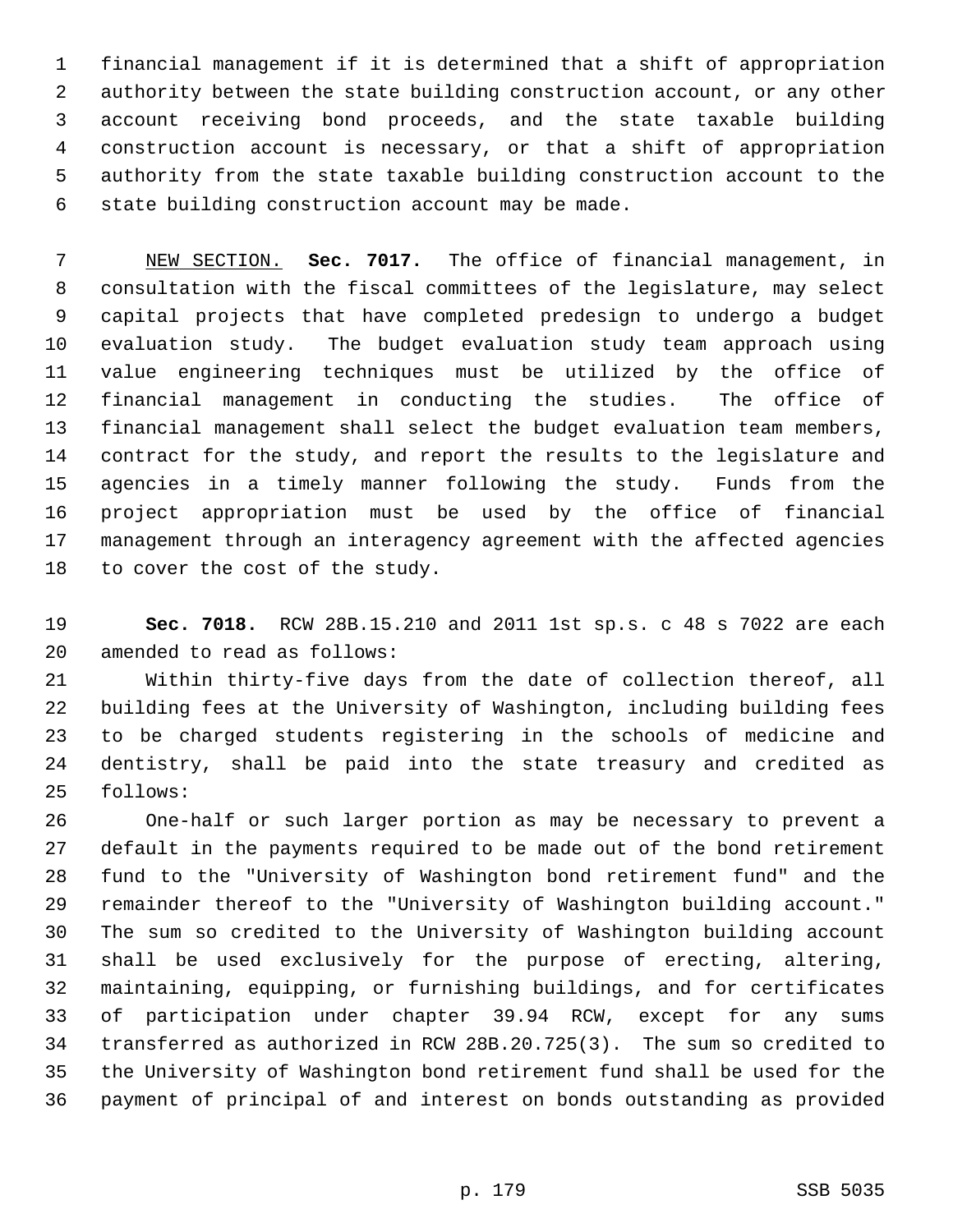financial management if it is determined that a shift of appropriation authority between the state building construction account, or any other account receiving bond proceeds, and the state taxable building construction account is necessary, or that a shift of appropriation authority from the state taxable building construction account to the state building construction account may be made.

NEW SECTION. **Sec. 7017.** The office of financial management, in consultation with the fiscal committees of the legislature, may select capital projects that have completed predesign to undergo a budget evaluation study. The budget evaluation study team approach using value engineering techniques must be utilized by the office of financial management in conducting the studies. The office of financial management shall select the budget evaluation team members, contract for the study, and report the results to the legislature and agencies in a timely manner following the study. Funds from the project appropriation must be used by the office of financial management through an interagency agreement with the affected agencies to cover the cost of the study.

**Sec. 7018.** RCW 28B.15.210 and 2011 1st sp.s. c 48 s 7022 are each amended to read as follows:

Within thirty-five days from the date of collection thereof, all building fees at the University of Washington, including building fees to be charged students registering in the schools of medicine and dentistry, shall be paid into the state treasury and credited as follows:

One-half or such larger portion as may be necessary to prevent a default in the payments required to be made out of the bond retirement fund to the "University of Washington bond retirement fund" and the remainder thereof to the "University of Washington building account." The sum so credited to the University of Washington building account shall be used exclusively for the purpose of erecting, altering, maintaining, equipping, or furnishing buildings, and for certificates of participation under chapter 39.94 RCW, except for any sums transferred as authorized in RCW 28B.20.725(3). The sum so credited to the University of Washington bond retirement fund shall be used for the payment of principal of and interest on bonds outstanding as provided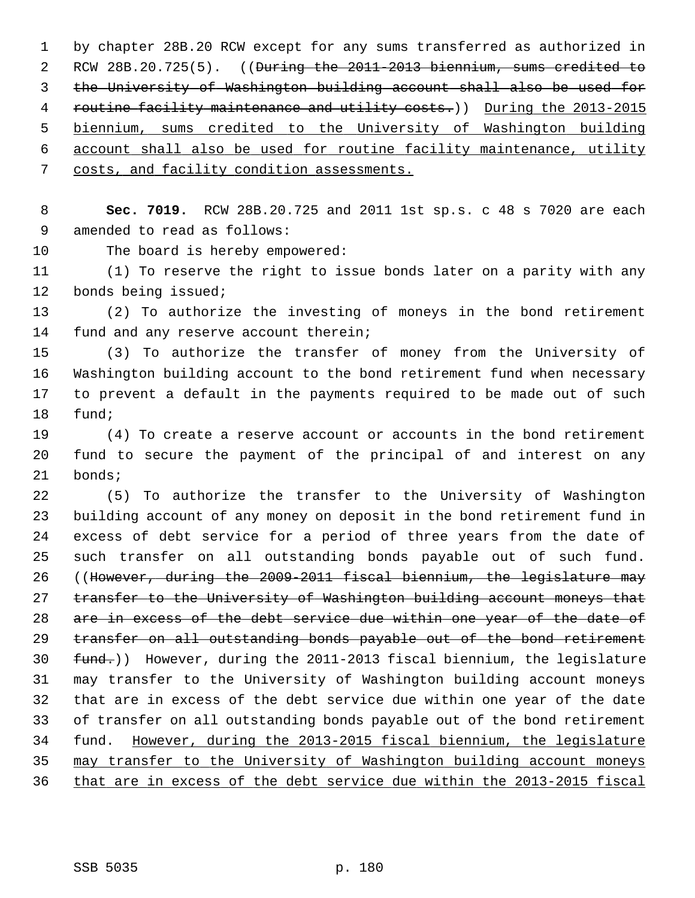by chapter 28B.20 RCW except for any sums transferred as authorized in RCW 28B.20.725(5). ((~~During the 2011-2013 biennium, sums credited to the University of Washington building account shall also be used for routine facility maintenance and utility costs.~~)) <u>During the 2013-2015 biennium, sums credited to the University of Washington building account shall also be used for routine facility maintenance, utility costs, and facility condition assessments.</u>

**Sec. 7019.** RCW 28B.20.725 and 2011 1st sp.s. c 48 s 7020 are each amended to read as follows:

The board is hereby empowered:

(1) To reserve the right to issue bonds later on a parity with any bonds being issued;

(2) To authorize the investing of moneys in the bond retirement fund and any reserve account therein;

(3) To authorize the transfer of money from the University of Washington building account to the bond retirement fund when necessary to prevent a default in the payments required to be made out of such fund;

(4) To create a reserve account or accounts in the bond retirement fund to secure the payment of the principal of and interest on any bonds;

(5) To authorize the transfer to the University of Washington building account of any money on deposit in the bond retirement fund in excess of debt service for a period of three years from the date of such transfer on all outstanding bonds payable out of such fund. ((~~However, during the 2009-2011 fiscal biennium, the legislature may transfer to the University of Washington building account moneys that are in excess of the debt service due within one year of the date of transfer on all outstanding bonds payable out of the bond retirement fund.~~)) However, during the 2011-2013 fiscal biennium, the legislature may transfer to the University of Washington building account moneys that are in excess of the debt service due within one year of the date of transfer on all outstanding bonds payable out of the bond retirement fund. <u>However, during the 2013-2015 fiscal biennium, the legislature may transfer to the University of Washington building account moneys that are in excess of the debt service due within the 2013-2015 fiscal</u>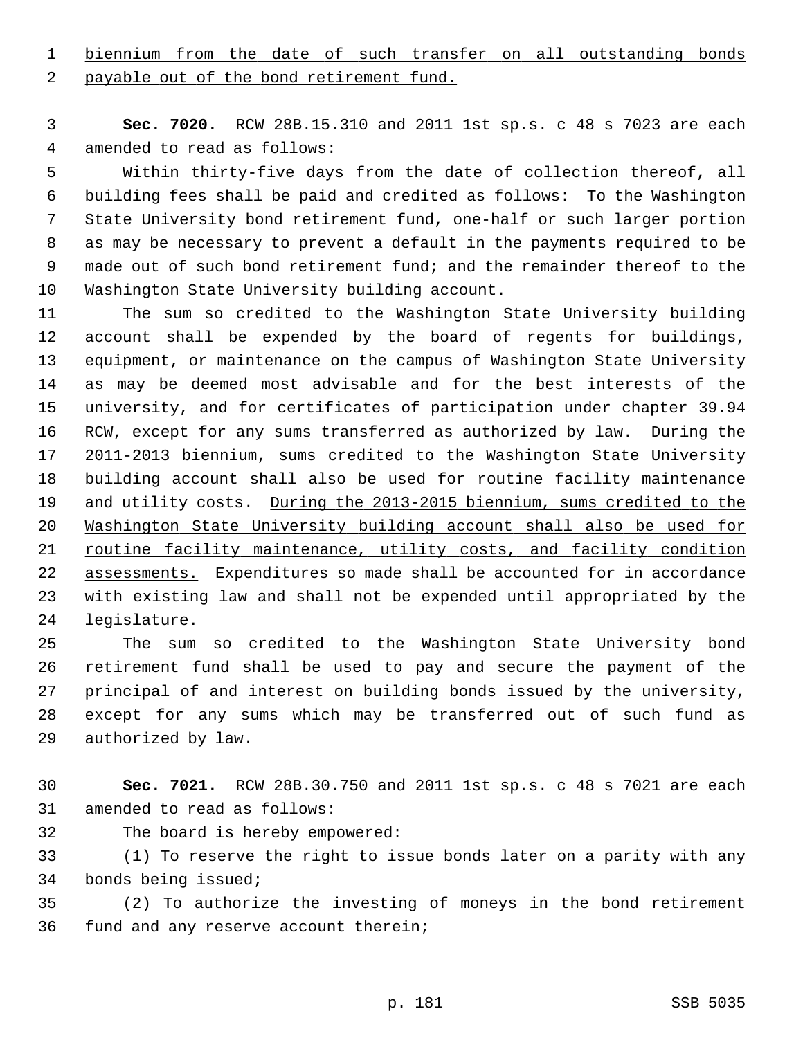biennium from the date of such transfer on all outstanding bonds payable out of the bond retirement fund.

**Sec. 7020.** RCW 28B.15.310 and 2011 1st sp.s. c 48 s 7023 are each amended to read as follows:

Within thirty-five days from the date of collection thereof, all building fees shall be paid and credited as follows: To the Washington State University bond retirement fund, one-half or such larger portion as may be necessary to prevent a default in the payments required to be made out of such bond retirement fund; and the remainder thereof to the Washington State University building account.

The sum so credited to the Washington State University building account shall be expended by the board of regents for buildings, equipment, or maintenance on the campus of Washington State University as may be deemed most advisable and for the best interests of the university, and for certificates of participation under chapter 39.94 RCW, except for any sums transferred as authorized by law. During the 2011-2013 biennium, sums credited to the Washington State University building account shall also be used for routine facility maintenance and utility costs. During the 2013-2015 biennium, sums credited to the Washington State University building account shall also be used for routine facility maintenance, utility costs, and facility condition assessments. Expenditures so made shall be accounted for in accordance with existing law and shall not be expended until appropriated by the legislature.

The sum so credited to the Washington State University bond retirement fund shall be used to pay and secure the payment of the principal of and interest on building bonds issued by the university, except for any sums which may be transferred out of such fund as authorized by law.

**Sec. 7021.** RCW 28B.30.750 and 2011 1st sp.s. c 48 s 7021 are each amended to read as follows:

The board is hereby empowered:

(1) To reserve the right to issue bonds later on a parity with any bonds being issued;

(2) To authorize the investing of moneys in the bond retirement fund and any reserve account therein;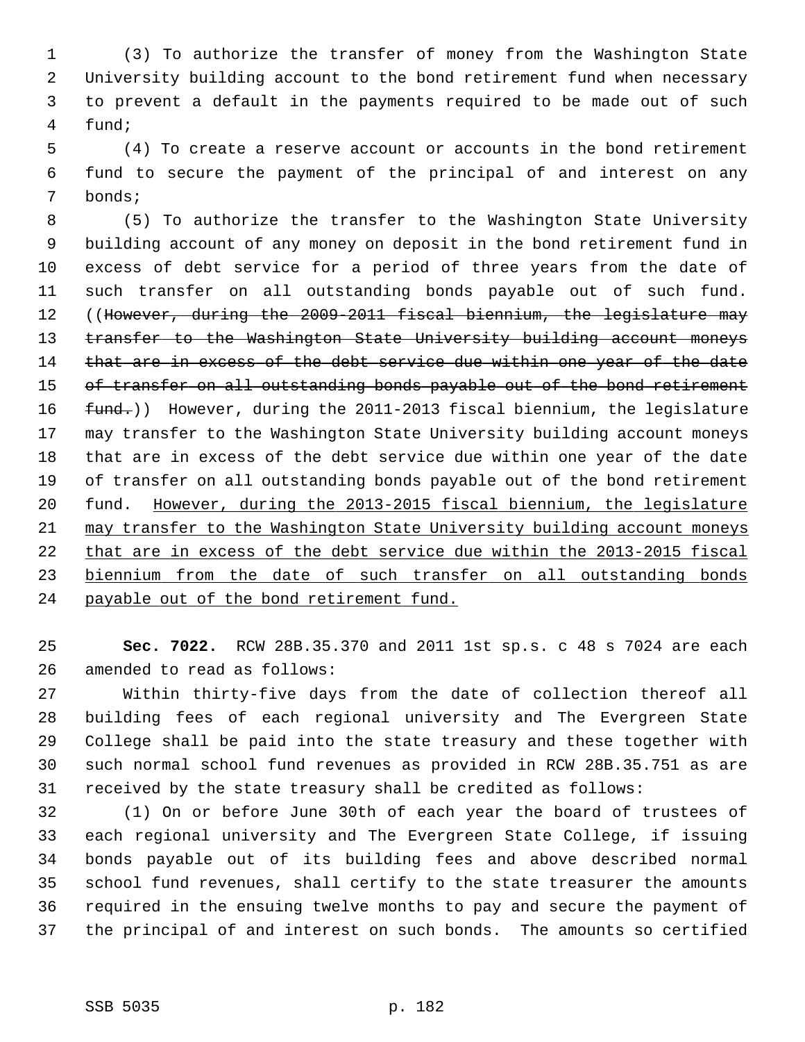(3) To authorize the transfer of money from the Washington State University building account to the bond retirement fund when necessary to prevent a default in the payments required to be made out of such fund;

(4) To create a reserve account or accounts in the bond retirement fund to secure the payment of the principal of and interest on any bonds;

(5) To authorize the transfer to the Washington State University building account of any money on deposit in the bond retirement fund in excess of debt service for a period of three years from the date of such transfer on all outstanding bonds payable out of such fund. ((~~However, during the 2009-2011 fiscal biennium, the legislature may transfer to the Washington State University building account moneys that are in excess of the debt service due within one year of the date of transfer on all outstanding bonds payable out of the bond retirement fund.~~)) However, during the 2011-2013 fiscal biennium, the legislature may transfer to the Washington State University building account moneys that are in excess of the debt service due within one year of the date of transfer on all outstanding bonds payable out of the bond retirement fund. <u>However, during the 2013-2015 fiscal biennium, the legislature may transfer to the Washington State University building account moneys that are in excess of the debt service due within the 2013-2015 fiscal biennium from the date of such transfer on all outstanding bonds payable out of the bond retirement fund.</u>

**Sec. 7022.** RCW 28B.35.370 and 2011 1st sp.s. c 48 s 7024 are each amended to read as follows:

Within thirty-five days from the date of collection thereof all building fees of each regional university and The Evergreen State College shall be paid into the state treasury and these together with such normal school fund revenues as provided in RCW 28B.35.751 as are received by the state treasury shall be credited as follows:

(1) On or before June 30th of each year the board of trustees of each regional university and The Evergreen State College, if issuing bonds payable out of its building fees and above described normal school fund revenues, shall certify to the state treasurer the amounts required in the ensuing twelve months to pay and secure the payment of the principal of and interest on such bonds. The amounts so certified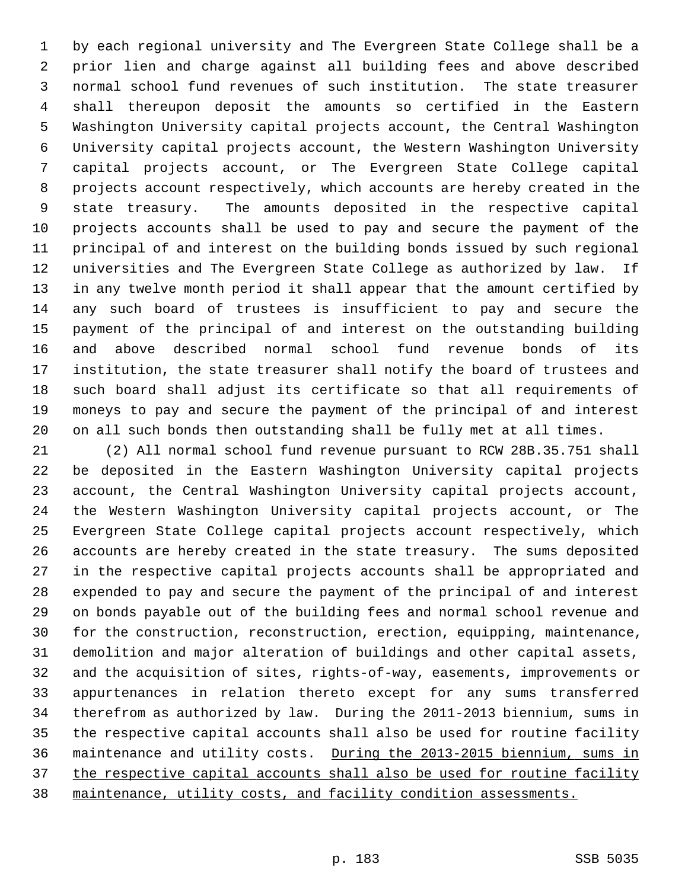by each regional university and The Evergreen State College shall be a prior lien and charge against all building fees and above described normal school fund revenues of such institution. The state treasurer shall thereupon deposit the amounts so certified in the Eastern Washington University capital projects account, the Central Washington University capital projects account, the Western Washington University capital projects account, or The Evergreen State College capital projects account respectively, which accounts are hereby created in the state treasury. The amounts deposited in the respective capital projects accounts shall be used to pay and secure the payment of the principal of and interest on the building bonds issued by such regional universities and The Evergreen State College as authorized by law. If in any twelve month period it shall appear that the amount certified by any such board of trustees is insufficient to pay and secure the payment of the principal of and interest on the outstanding building and above described normal school fund revenue bonds of its institution, the state treasurer shall notify the board of trustees and such board shall adjust its certificate so that all requirements of moneys to pay and secure the payment of the principal of and interest on all such bonds then outstanding shall be fully met at all times.

(2) All normal school fund revenue pursuant to RCW 28B.35.751 shall be deposited in the Eastern Washington University capital projects account, the Central Washington University capital projects account, the Western Washington University capital projects account, or The Evergreen State College capital projects account respectively, which accounts are hereby created in the state treasury. The sums deposited in the respective capital projects accounts shall be appropriated and expended to pay and secure the payment of the principal of and interest on bonds payable out of the building fees and normal school revenue and for the construction, reconstruction, erection, equipping, maintenance, demolition and major alteration of buildings and other capital assets, and the acquisition of sites, rights-of-way, easements, improvements or appurtenances in relation thereto except for any sums transferred therefrom as authorized by law. During the 2011-2013 biennium, sums in the respective capital accounts shall also be used for routine facility maintenance and utility costs. During the 2013-2015 biennium, sums in the respective capital accounts shall also be used for routine facility maintenance, utility costs, and facility condition assessments.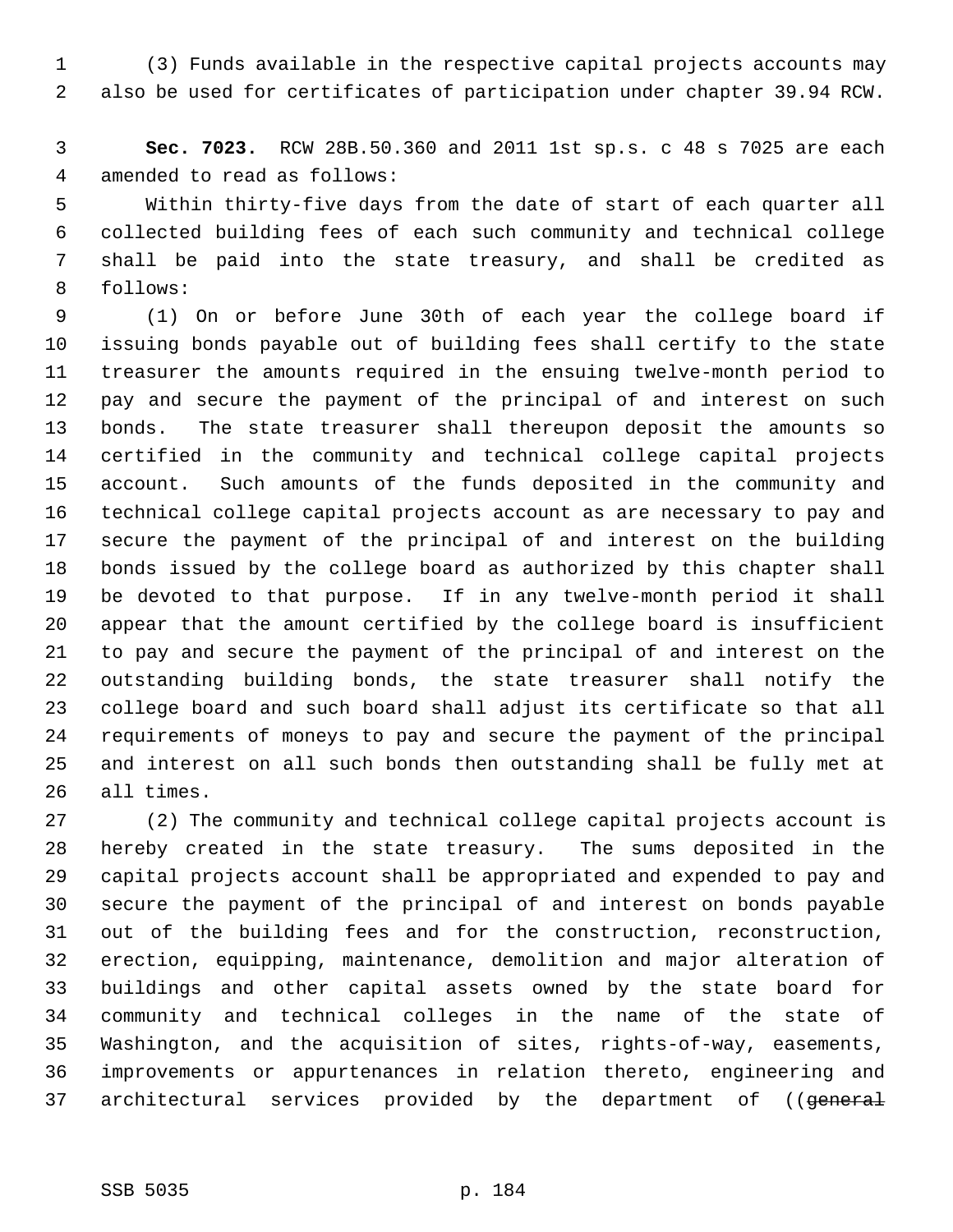(3) Funds available in the respective capital projects accounts may also be used for certificates of participation under chapter 39.94 RCW.

**Sec. 7023.** RCW 28B.50.360 and 2011 1st sp.s. c 48 s 7025 are each amended to read as follows:

Within thirty-five days from the date of start of each quarter all collected building fees of each such community and technical college shall be paid into the state treasury, and shall be credited as follows:

(1) On or before June 30th of each year the college board if issuing bonds payable out of building fees shall certify to the state treasurer the amounts required in the ensuing twelve-month period to pay and secure the payment of the principal of and interest on such bonds. The state treasurer shall thereupon deposit the amounts so certified in the community and technical college capital projects account. Such amounts of the funds deposited in the community and technical college capital projects account as are necessary to pay and secure the payment of the principal of and interest on the building bonds issued by the college board as authorized by this chapter shall be devoted to that purpose. If in any twelve-month period it shall appear that the amount certified by the college board is insufficient to pay and secure the payment of the principal of and interest on the outstanding building bonds, the state treasurer shall notify the college board and such board shall adjust its certificate so that all requirements of moneys to pay and secure the payment of the principal and interest on all such bonds then outstanding shall be fully met at all times.

(2) The community and technical college capital projects account is hereby created in the state treasury. The sums deposited in the capital projects account shall be appropriated and expended to pay and secure the payment of the principal of and interest on bonds payable out of the building fees and for the construction, reconstruction, erection, equipping, maintenance, demolition and major alteration of buildings and other capital assets owned by the state board for community and technical colleges in the name of the state of Washington, and the acquisition of sites, rights-of-way, easements, improvements or appurtenances in relation thereto, engineering and architectural services provided by the department of ((~~general~~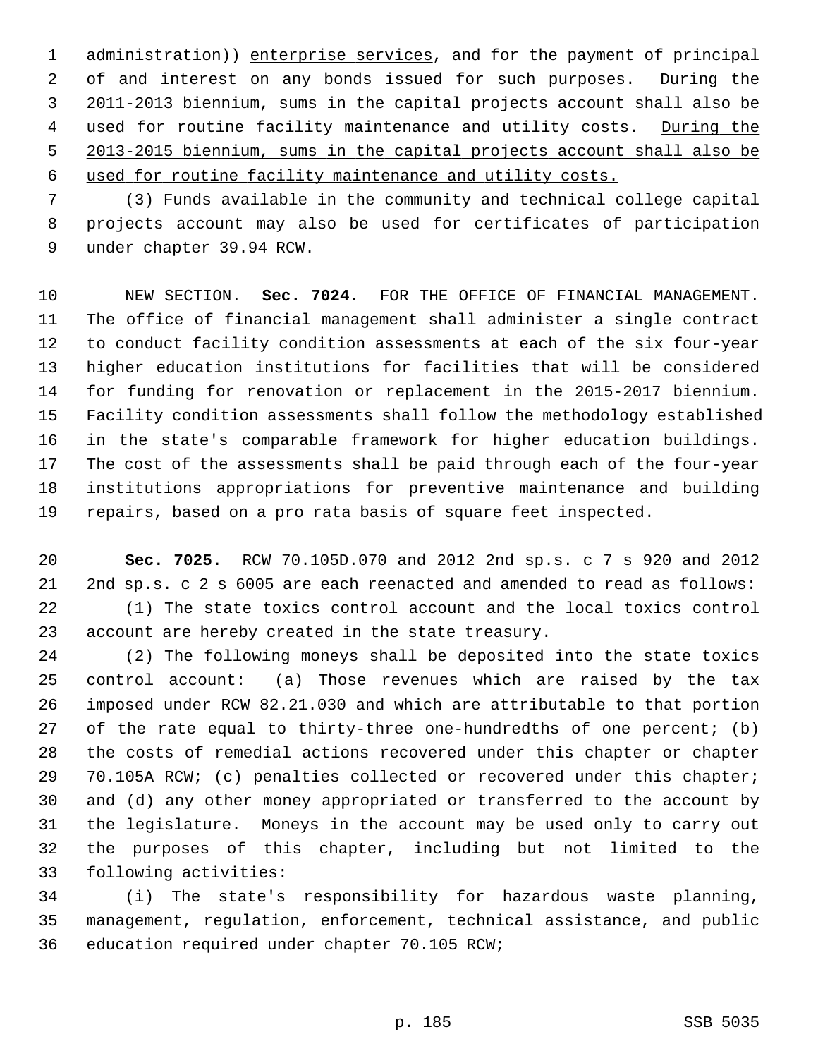~~administration~~)) enterprise services, and for the payment of principal of and interest on any bonds issued for such purposes. During the 2011-2013 biennium, sums in the capital projects account shall also be used for routine facility maintenance and utility costs. During the 2013-2015 biennium, sums in the capital projects account shall also be used for routine facility maintenance and utility costs.

(3) Funds available in the community and technical college capital projects account may also be used for certificates of participation under chapter 39.94 RCW.

NEW SECTION. **Sec. 7024.** FOR THE OFFICE OF FINANCIAL MANAGEMENT. The office of financial management shall administer a single contract to conduct facility condition assessments at each of the six four-year higher education institutions for facilities that will be considered for funding for renovation or replacement in the 2015-2017 biennium. Facility condition assessments shall follow the methodology established in the state's comparable framework for higher education buildings. The cost of the assessments shall be paid through each of the four-year institutions appropriations for preventive maintenance and building repairs, based on a pro rata basis of square feet inspected.

**Sec. 7025.** RCW 70.105D.070 and 2012 2nd sp.s. c 7 s 920 and 2012 2nd sp.s. c 2 s 6005 are each reenacted and amended to read as follows:

(1) The state toxics control account and the local toxics control account are hereby created in the state treasury.

(2) The following moneys shall be deposited into the state toxics control account: (a) Those revenues which are raised by the tax imposed under RCW 82.21.030 and which are attributable to that portion of the rate equal to thirty-three one-hundredths of one percent; (b) the costs of remedial actions recovered under this chapter or chapter 70.105A RCW; (c) penalties collected or recovered under this chapter; and (d) any other money appropriated or transferred to the account by the legislature. Moneys in the account may be used only to carry out the purposes of this chapter, including but not limited to the following activities:

(i) The state's responsibility for hazardous waste planning, management, regulation, enforcement, technical assistance, and public education required under chapter 70.105 RCW;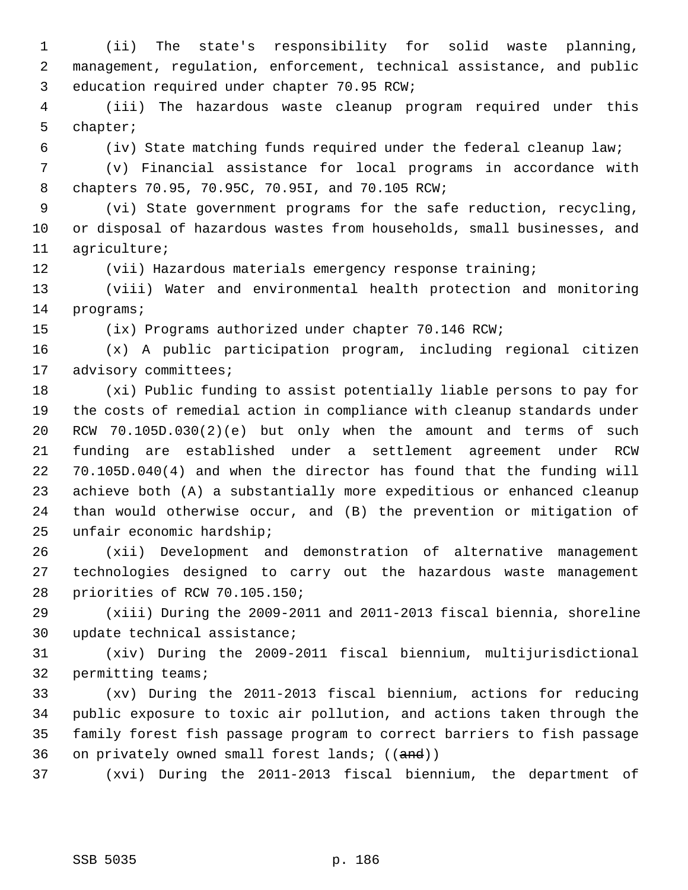(ii) The state's responsibility for solid waste planning, management, regulation, enforcement, technical assistance, and public education required under chapter 70.95 RCW;

(iii) The hazardous waste cleanup program required under this chapter;

(iv) State matching funds required under the federal cleanup law;

(v) Financial assistance for local programs in accordance with chapters 70.95, 70.95C, 70.95I, and 70.105 RCW;

(vi) State government programs for the safe reduction, recycling, or disposal of hazardous wastes from households, small businesses, and agriculture;

(vii) Hazardous materials emergency response training;

(viii) Water and environmental health protection and monitoring programs;

(ix) Programs authorized under chapter 70.146 RCW;

(x) A public participation program, including regional citizen advisory committees;

(xi) Public funding to assist potentially liable persons to pay for the costs of remedial action in compliance with cleanup standards under RCW 70.105D.030(2)(e) but only when the amount and terms of such funding are established under a settlement agreement under RCW 70.105D.040(4) and when the director has found that the funding will achieve both (A) a substantially more expeditious or enhanced cleanup than would otherwise occur, and (B) the prevention or mitigation of unfair economic hardship;

(xii) Development and demonstration of alternative management technologies designed to carry out the hazardous waste management priorities of RCW 70.105.150;

(xiii) During the 2009-2011 and 2011-2013 fiscal biennia, shoreline update technical assistance;

(xiv) During the 2009-2011 fiscal biennium, multijurisdictional permitting teams;

(xv) During the 2011-2013 fiscal biennium, actions for reducing public exposure to toxic air pollution, and actions taken through the family forest fish passage program to correct barriers to fish passage on privately owned small forest lands; ((~~and~~))

(xvi) During the 2011-2013 fiscal biennium, the department of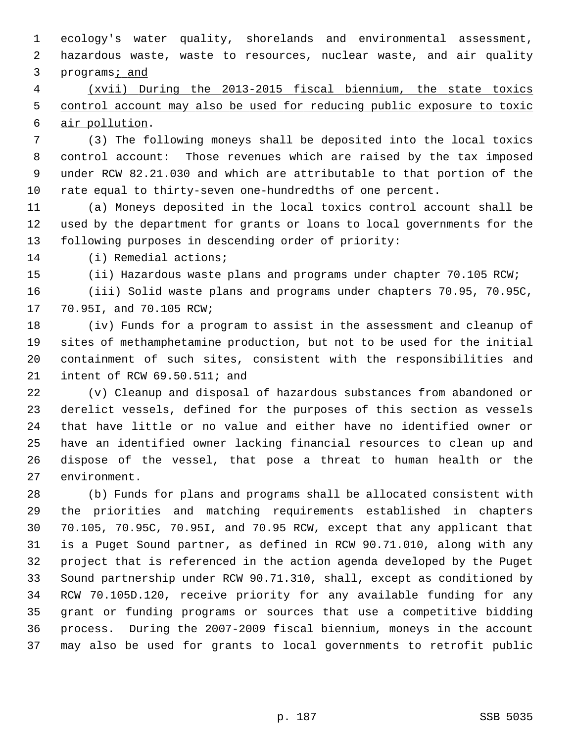ecology's water quality, shorelands and environmental assessment, hazardous waste, waste to resources, nuclear waste, and air quality programs; and

(xvii) During the 2013-2015 fiscal biennium, the state toxics control account may also be used for reducing public exposure to toxic air pollution.

(3) The following moneys shall be deposited into the local toxics control account: Those revenues which are raised by the tax imposed under RCW 82.21.030 and which are attributable to that portion of the rate equal to thirty-seven one-hundredths of one percent.

(a) Moneys deposited in the local toxics control account shall be used by the department for grants or loans to local governments for the following purposes in descending order of priority:

(i) Remedial actions;

(ii) Hazardous waste plans and programs under chapter 70.105 RCW;

(iii) Solid waste plans and programs under chapters 70.95, 70.95C, 70.95I, and 70.105 RCW;

(iv) Funds for a program to assist in the assessment and cleanup of sites of methamphetamine production, but not to be used for the initial containment of such sites, consistent with the responsibilities and intent of RCW 69.50.511; and

(v) Cleanup and disposal of hazardous substances from abandoned or derelict vessels, defined for the purposes of this section as vessels that have little or no value and either have no identified owner or have an identified owner lacking financial resources to clean up and dispose of the vessel, that pose a threat to human health or the environment.

(b) Funds for plans and programs shall be allocated consistent with the priorities and matching requirements established in chapters 70.105, 70.95C, 70.95I, and 70.95 RCW, except that any applicant that is a Puget Sound partner, as defined in RCW 90.71.010, along with any project that is referenced in the action agenda developed by the Puget Sound partnership under RCW 90.71.310, shall, except as conditioned by RCW 70.105D.120, receive priority for any available funding for any grant or funding programs or sources that use a competitive bidding process. During the 2007-2009 fiscal biennium, moneys in the account may also be used for grants to local governments to retrofit public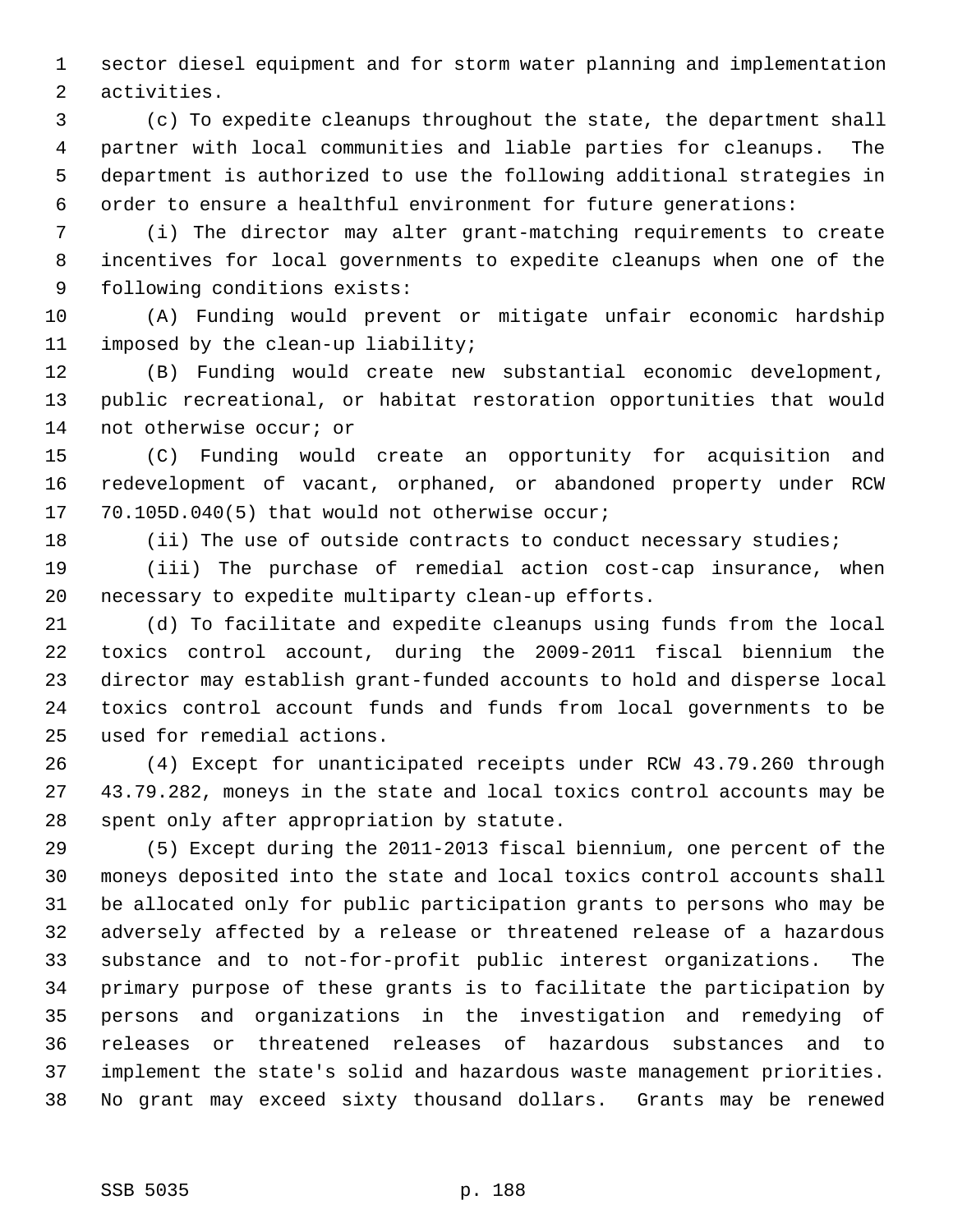sector diesel equipment and for storm water planning and implementation activities.

(c) To expedite cleanups throughout the state, the department shall partner with local communities and liable parties for cleanups. The department is authorized to use the following additional strategies in order to ensure a healthful environment for future generations:

(i) The director may alter grant-matching requirements to create incentives for local governments to expedite cleanups when one of the following conditions exists:

(A) Funding would prevent or mitigate unfair economic hardship imposed by the clean-up liability;

(B) Funding would create new substantial economic development, public recreational, or habitat restoration opportunities that would not otherwise occur; or

(C) Funding would create an opportunity for acquisition and redevelopment of vacant, orphaned, or abandoned property under RCW 70.105D.040(5) that would not otherwise occur;

(ii) The use of outside contracts to conduct necessary studies;

(iii) The purchase of remedial action cost-cap insurance, when necessary to expedite multiparty clean-up efforts.

(d) To facilitate and expedite cleanups using funds from the local toxics control account, during the 2009-2011 fiscal biennium the director may establish grant-funded accounts to hold and disperse local toxics control account funds and funds from local governments to be used for remedial actions.

(4) Except for unanticipated receipts under RCW 43.79.260 through 43.79.282, moneys in the state and local toxics control accounts may be spent only after appropriation by statute.

(5) Except during the 2011-2013 fiscal biennium, one percent of the moneys deposited into the state and local toxics control accounts shall be allocated only for public participation grants to persons who may be adversely affected by a release or threatened release of a hazardous substance and to not-for-profit public interest organizations. The primary purpose of these grants is to facilitate the participation by persons and organizations in the investigation and remedying of releases or threatened releases of hazardous substances and to implement the state's solid and hazardous waste management priorities. No grant may exceed sixty thousand dollars. Grants may be renewed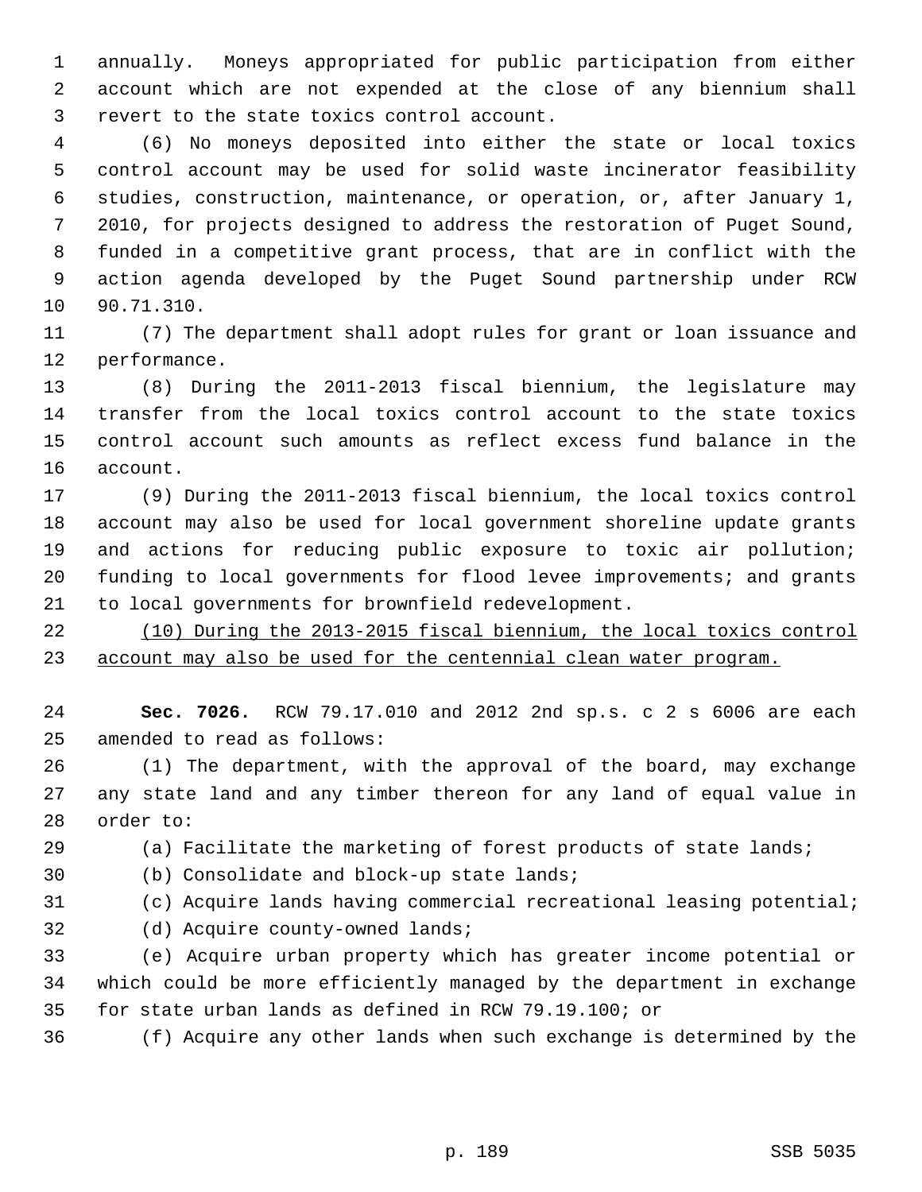annually. Moneys appropriated for public participation from either account which are not expended at the close of any biennium shall revert to the state toxics control account.

(6) No moneys deposited into either the state or local toxics control account may be used for solid waste incinerator feasibility studies, construction, maintenance, or operation, or, after January 1, 2010, for projects designed to address the restoration of Puget Sound, funded in a competitive grant process, that are in conflict with the action agenda developed by the Puget Sound partnership under RCW 90.71.310.

(7) The department shall adopt rules for grant or loan issuance and performance.

(8) During the 2011-2013 fiscal biennium, the legislature may transfer from the local toxics control account to the state toxics control account such amounts as reflect excess fund balance in the account.

(9) During the 2011-2013 fiscal biennium, the local toxics control account may also be used for local government shoreline update grants and actions for reducing public exposure to toxic air pollution; funding to local governments for flood levee improvements; and grants to local governments for brownfield redevelopment.

<u>(10) During the 2013-2015 fiscal biennium, the local toxics control account may also be used for the centennial clean water program.</u>

**Sec. 7026.** RCW 79.17.010 and 2012 2nd sp.s. c 2 s 6006 are each amended to read as follows:

(1) The department, with the approval of the board, may exchange any state land and any timber thereon for any land of equal value in order to:

(a) Facilitate the marketing of forest products of state lands;

(b) Consolidate and block-up state lands;

(c) Acquire lands having commercial recreational leasing potential;

(d) Acquire county-owned lands;

(e) Acquire urban property which has greater income potential or which could be more efficiently managed by the department in exchange for state urban lands as defined in RCW 79.19.100; or

(f) Acquire any other lands when such exchange is determined by the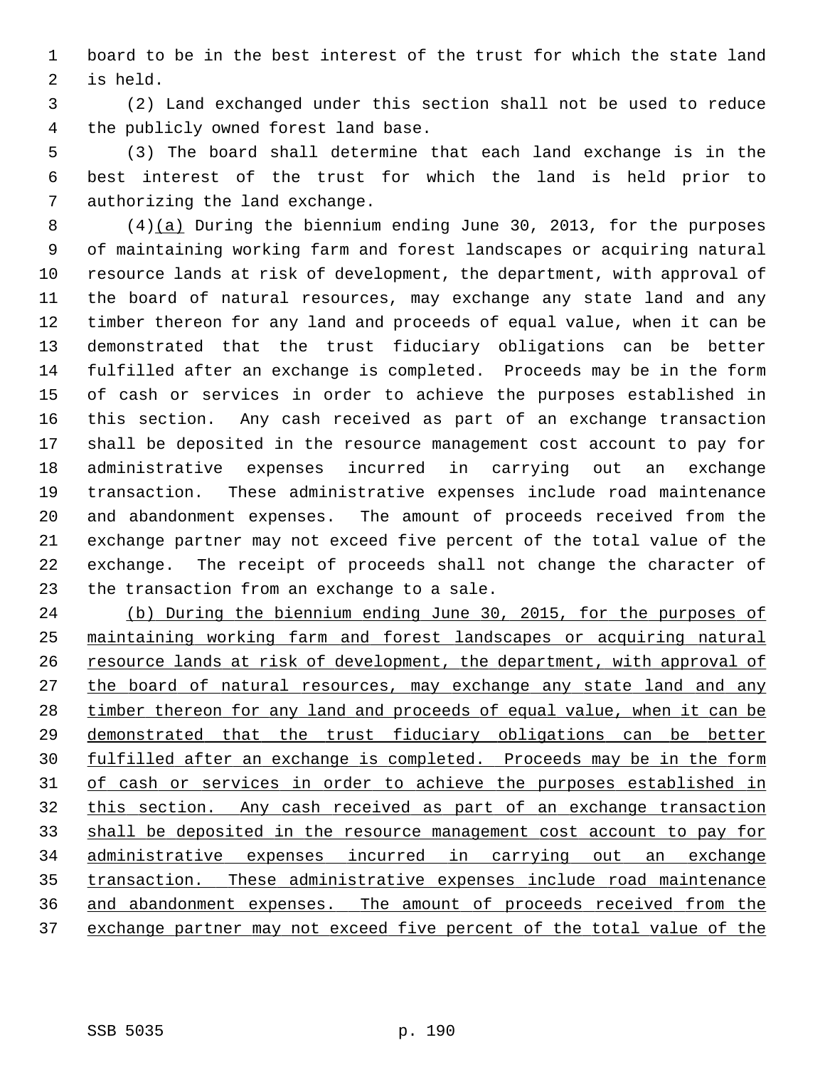board to be in the best interest of the trust for which the state land is held.

(2) Land exchanged under this section shall not be used to reduce the publicly owned forest land base.

(3) The board shall determine that each land exchange is in the best interest of the trust for which the land is held prior to authorizing the land exchange.

(4)<u>(a)</u> During the biennium ending June 30, 2013, for the purposes of maintaining working farm and forest landscapes or acquiring natural resource lands at risk of development, the department, with approval of the board of natural resources, may exchange any state land and any timber thereon for any land and proceeds of equal value, when it can be demonstrated that the trust fiduciary obligations can be better fulfilled after an exchange is completed. Proceeds may be in the form of cash or services in order to achieve the purposes established in this section. Any cash received as part of an exchange transaction shall be deposited in the resource management cost account to pay for administrative expenses incurred in carrying out an exchange transaction. These administrative expenses include road maintenance and abandonment expenses. The amount of proceeds received from the exchange partner may not exceed five percent of the total value of the exchange. The receipt of proceeds shall not change the character of the transaction from an exchange to a sale.

<u>(b) During the biennium ending June 30, 2015, for the purposes of maintaining working farm and forest landscapes or acquiring natural resource lands at risk of development, the department, with approval of the board of natural resources, may exchange any state land and any timber thereon for any land and proceeds of equal value, when it can be demonstrated that the trust fiduciary obligations can be better fulfilled after an exchange is completed. Proceeds may be in the form of cash or services in order to achieve the purposes established in this section. Any cash received as part of an exchange transaction shall be deposited in the resource management cost account to pay for administrative expenses incurred in carrying out an exchange transaction. These administrative expenses include road maintenance and abandonment expenses. The amount of proceeds received from the exchange partner may not exceed five percent of the total value of the</u>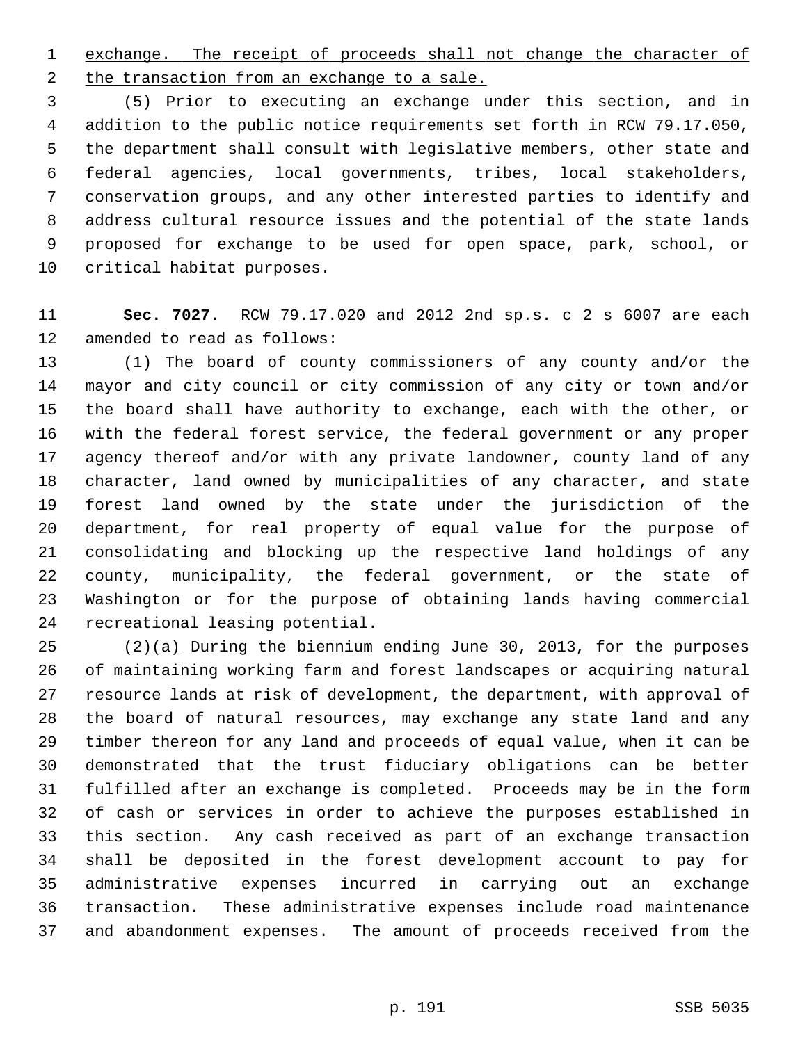exchange. The receipt of proceeds shall not change the character of the transaction from an exchange to a sale.

(5) Prior to executing an exchange under this section, and in addition to the public notice requirements set forth in RCW 79.17.050, the department shall consult with legislative members, other state and federal agencies, local governments, tribes, local stakeholders, conservation groups, and any other interested parties to identify and address cultural resource issues and the potential of the state lands proposed for exchange to be used for open space, park, school, or critical habitat purposes.

**Sec. 7027.** RCW 79.17.020 and 2012 2nd sp.s. c 2 s 6007 are each amended to read as follows:

(1) The board of county commissioners of any county and/or the mayor and city council or city commission of any city or town and/or the board shall have authority to exchange, each with the other, or with the federal forest service, the federal government or any proper agency thereof and/or with any private landowner, county land of any character, land owned by municipalities of any character, and state forest land owned by the state under the jurisdiction of the department, for real property of equal value for the purpose of consolidating and blocking up the respective land holdings of any county, municipality, the federal government, or the state of Washington or for the purpose of obtaining lands having commercial recreational leasing potential.

(2)(a) During the biennium ending June 30, 2013, for the purposes of maintaining working farm and forest landscapes or acquiring natural resource lands at risk of development, the department, with approval of the board of natural resources, may exchange any state land and any timber thereon for any land and proceeds of equal value, when it can be demonstrated that the trust fiduciary obligations can be better fulfilled after an exchange is completed. Proceeds may be in the form of cash or services in order to achieve the purposes established in this section. Any cash received as part of an exchange transaction shall be deposited in the forest development account to pay for administrative expenses incurred in carrying out an exchange transaction. These administrative expenses include road maintenance and abandonment expenses. The amount of proceeds received from the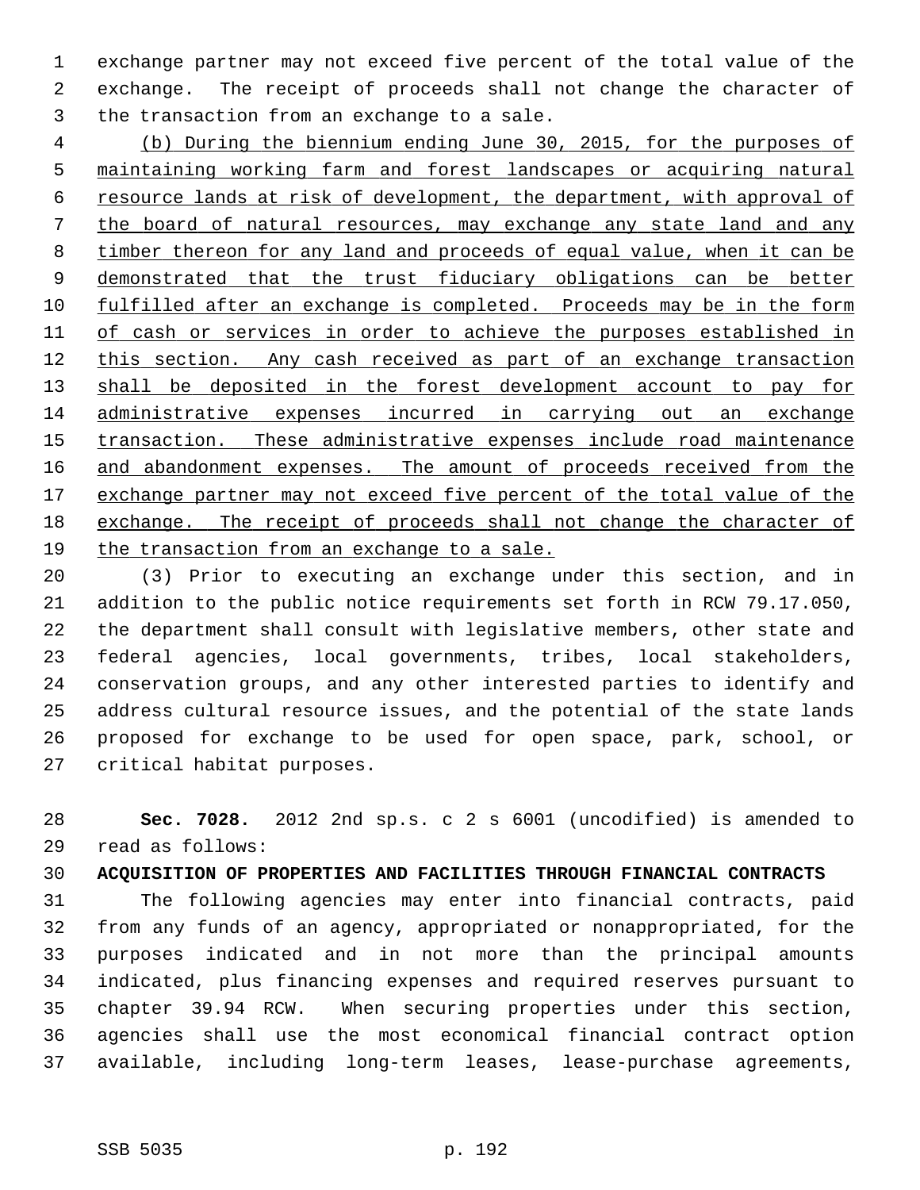exchange partner may not exceed five percent of the total value of the exchange. The receipt of proceeds shall not change the character of the transaction from an exchange to a sale.

(b) During the biennium ending June 30, 2015, for the purposes of maintaining working farm and forest landscapes or acquiring natural resource lands at risk of development, the department, with approval of the board of natural resources, may exchange any state land and any timber thereon for any land and proceeds of equal value, when it can be demonstrated that the trust fiduciary obligations can be better fulfilled after an exchange is completed. Proceeds may be in the form of cash or services in order to achieve the purposes established in this section. Any cash received as part of an exchange transaction shall be deposited in the forest development account to pay for administrative expenses incurred in carrying out an exchange transaction. These administrative expenses include road maintenance and abandonment expenses. The amount of proceeds received from the exchange partner may not exceed five percent of the total value of the exchange. The receipt of proceeds shall not change the character of the transaction from an exchange to a sale.

(3) Prior to executing an exchange under this section, and in addition to the public notice requirements set forth in RCW 79.17.050, the department shall consult with legislative members, other state and federal agencies, local governments, tribes, local stakeholders, conservation groups, and any other interested parties to identify and address cultural resource issues, and the potential of the state lands proposed for exchange to be used for open space, park, school, or critical habitat purposes.

**Sec. 7028.** 2012 2nd sp.s. c 2 s 6001 (uncodified) is amended to read as follows:

**ACQUISITION OF PROPERTIES AND FACILITIES THROUGH FINANCIAL CONTRACTS**

The following agencies may enter into financial contracts, paid from any funds of an agency, appropriated or nonappropriated, for the purposes indicated and in not more than the principal amounts indicated, plus financing expenses and required reserves pursuant to chapter 39.94 RCW. When securing properties under this section, agencies shall use the most economical financial contract option available, including long-term leases, lease-purchase agreements,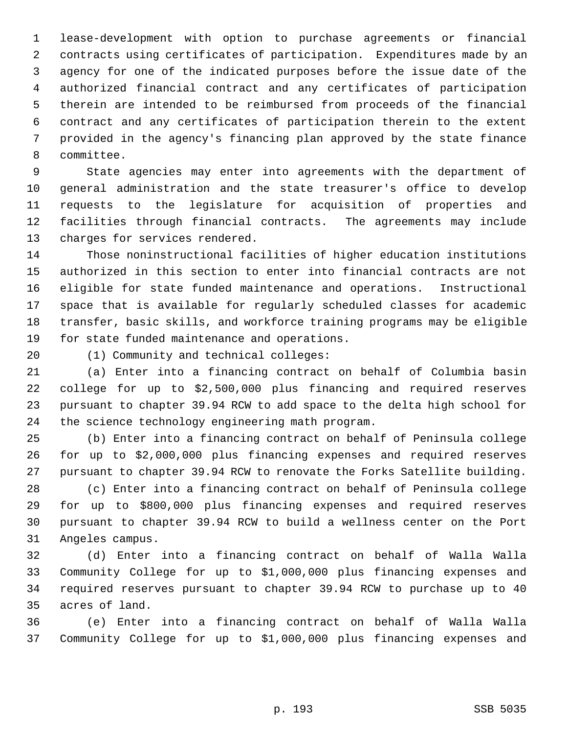lease-development with option to purchase agreements or financial contracts using certificates of participation. Expenditures made by an agency for one of the indicated purposes before the issue date of the authorized financial contract and any certificates of participation therein are intended to be reimbursed from proceeds of the financial contract and any certificates of participation therein to the extent provided in the agency's financing plan approved by the state finance committee.

State agencies may enter into agreements with the department of general administration and the state treasurer's office to develop requests to the legislature for acquisition of properties and facilities through financial contracts. The agreements may include charges for services rendered.

Those noninstructional facilities of higher education institutions authorized in this section to enter into financial contracts are not eligible for state funded maintenance and operations. Instructional space that is available for regularly scheduled classes for academic transfer, basic skills, and workforce training programs may be eligible for state funded maintenance and operations.

(1) Community and technical colleges:

(a) Enter into a financing contract on behalf of Columbia basin college for up to $2,500,000 plus financing and required reserves pursuant to chapter 39.94 RCW to add space to the delta high school for the science technology engineering math program.

(b) Enter into a financing contract on behalf of Peninsula college for up to $2,000,000 plus financing expenses and required reserves pursuant to chapter 39.94 RCW to renovate the Forks Satellite building.

(c) Enter into a financing contract on behalf of Peninsula college for up to $800,000 plus financing expenses and required reserves pursuant to chapter 39.94 RCW to build a wellness center on the Port Angeles campus.

(d) Enter into a financing contract on behalf of Walla Walla Community College for up to $1,000,000 plus financing expenses and required reserves pursuant to chapter 39.94 RCW to purchase up to 40 acres of land.

(e) Enter into a financing contract on behalf of Walla Walla Community College for up to $1,000,000 plus financing expenses and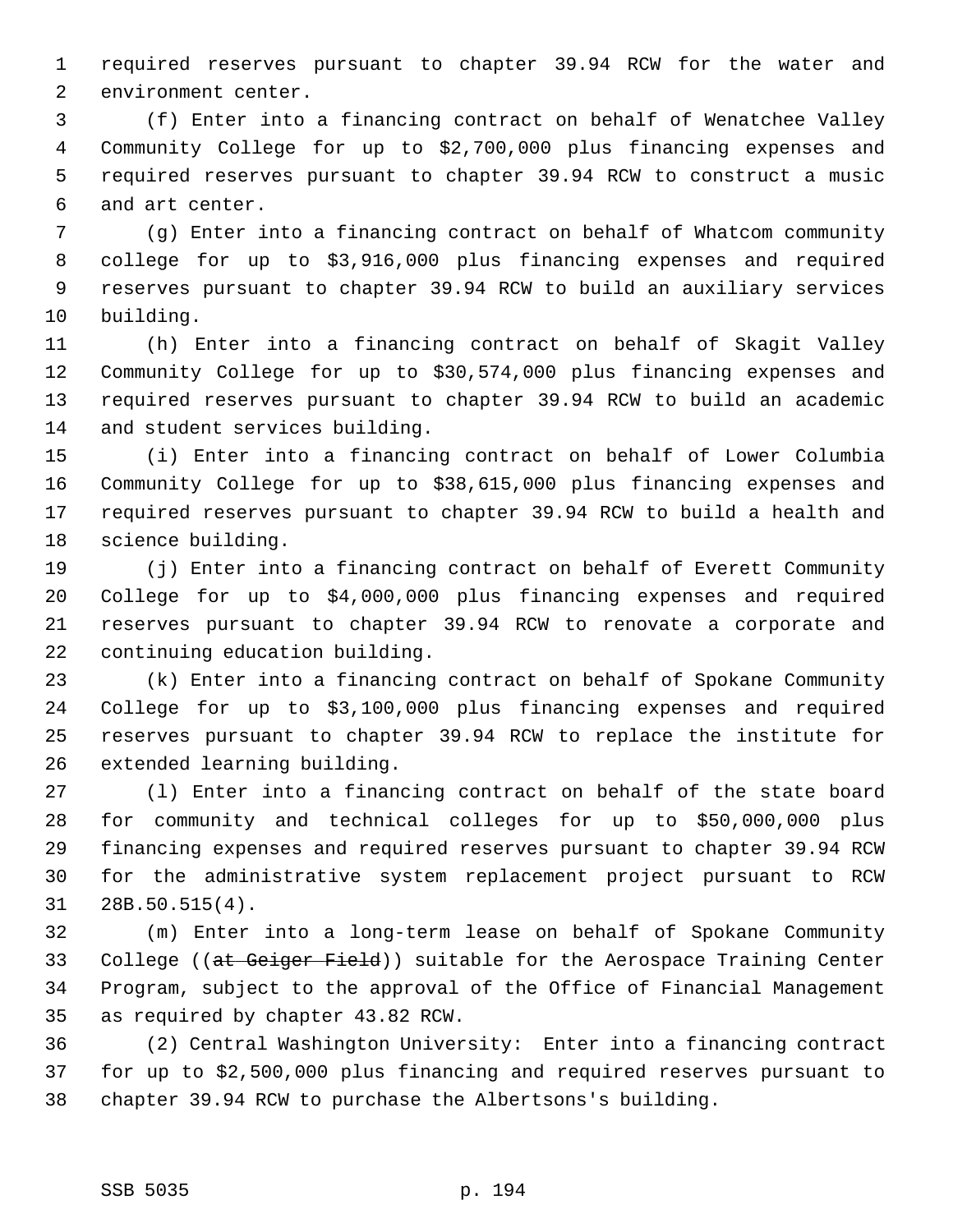required reserves pursuant to chapter 39.94 RCW for the water and environment center.

(f) Enter into a financing contract on behalf of Wenatchee Valley Community College for up to $2,700,000 plus financing expenses and required reserves pursuant to chapter 39.94 RCW to construct a music and art center.

(g) Enter into a financing contract on behalf of Whatcom community college for up to $3,916,000 plus financing expenses and required reserves pursuant to chapter 39.94 RCW to build an auxiliary services building.

(h) Enter into a financing contract on behalf of Skagit Valley Community College for up to $30,574,000 plus financing expenses and required reserves pursuant to chapter 39.94 RCW to build an academic and student services building.

(i) Enter into a financing contract on behalf of Lower Columbia Community College for up to $38,615,000 plus financing expenses and required reserves pursuant to chapter 39.94 RCW to build a health and science building.

(j) Enter into a financing contract on behalf of Everett Community College for up to $4,000,000 plus financing expenses and required reserves pursuant to chapter 39.94 RCW to renovate a corporate and continuing education building.

(k) Enter into a financing contract on behalf of Spokane Community College for up to $3,100,000 plus financing expenses and required reserves pursuant to chapter 39.94 RCW to replace the institute for extended learning building.

(l) Enter into a financing contract on behalf of the state board for community and technical colleges for up to $50,000,000 plus financing expenses and required reserves pursuant to chapter 39.94 RCW for the administrative system replacement project pursuant to RCW 28B.50.515(4).

(m) Enter into a long-term lease on behalf of Spokane Community College ((~~at Geiger Field~~)) suitable for the Aerospace Training Center Program, subject to the approval of the Office of Financial Management as required by chapter 43.82 RCW.

(2) Central Washington University: Enter into a financing contract for up to $2,500,000 plus financing and required reserves pursuant to chapter 39.94 RCW to purchase the Albertsons's building.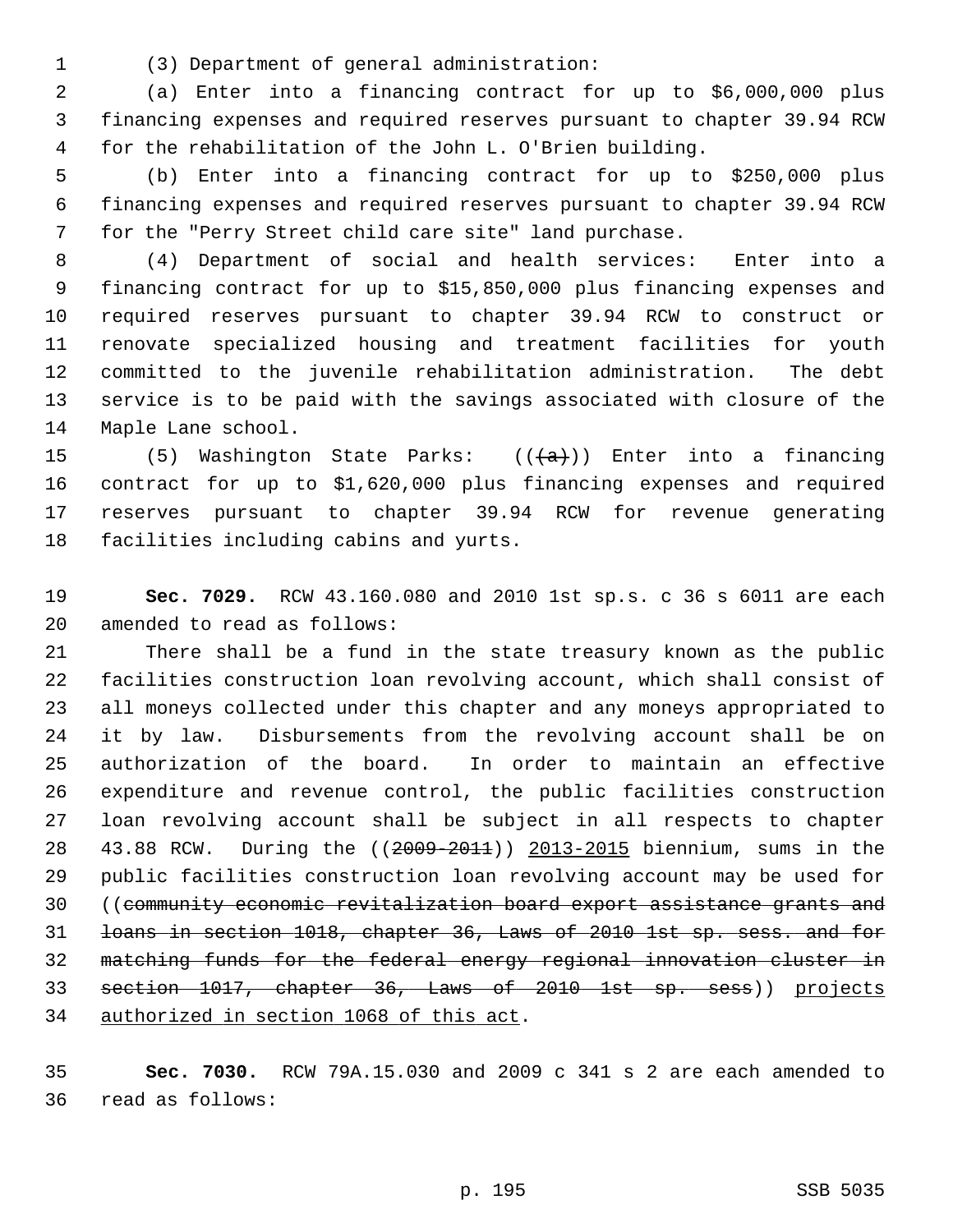(3) Department of general administration:

(a) Enter into a financing contract for up to $6,000,000 plus financing expenses and required reserves pursuant to chapter 39.94 RCW for the rehabilitation of the John L. O'Brien building.

(b) Enter into a financing contract for up to $250,000 plus financing expenses and required reserves pursuant to chapter 39.94 RCW for the "Perry Street child care site" land purchase.

(4) Department of social and health services: Enter into a financing contract for up to $15,850,000 plus financing expenses and required reserves pursuant to chapter 39.94 RCW to construct or renovate specialized housing and treatment facilities for youth committed to the juvenile rehabilitation administration. The debt service is to be paid with the savings associated with closure of the Maple Lane school.

(5) Washington State Parks: ((~~(a)~~)) Enter into a financing contract for up to $1,620,000 plus financing expenses and required reserves pursuant to chapter 39.94 RCW for revenue generating facilities including cabins and yurts.

**Sec. 7029.** RCW 43.160.080 and 2010 1st sp.s. c 36 s 6011 are each amended to read as follows:

There shall be a fund in the state treasury known as the public facilities construction loan revolving account, which shall consist of all moneys collected under this chapter and any moneys appropriated to it by law. Disbursements from the revolving account shall be on authorization of the board. In order to maintain an effective expenditure and revenue control, the public facilities construction loan revolving account shall be subject in all respects to chapter 43.88 RCW. During the ((~~2009-2011~~)) <u>2013-2015</u> biennium, sums in the public facilities construction loan revolving account may be used for ((~~community economic revitalization board export assistance grants and loans in section 1018, chapter 36, Laws of 2010 1st sp. sess. and for matching funds for the federal energy regional innovation cluster in section 1017, chapter 36, Laws of 2010 1st sp. sess~~)) <u>projects authorized in section 1068 of this act</u>.

**Sec. 7030.** RCW 79A.15.030 and 2009 c 341 s 2 are each amended to read as follows: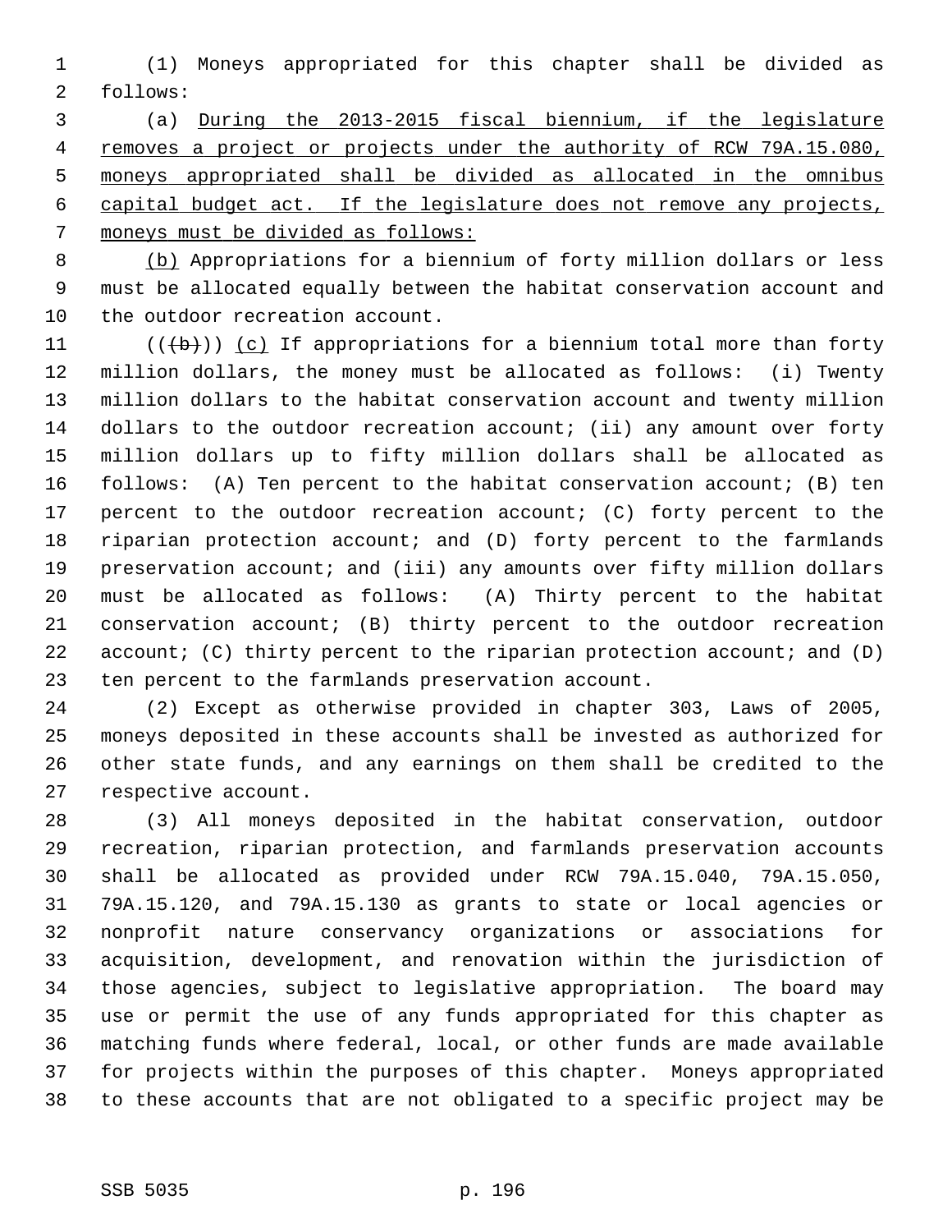(1) Moneys appropriated for this chapter shall be divided as follows:

(a) During the 2013-2015 fiscal biennium, if the legislature removes a project or projects under the authority of RCW 79A.15.080, moneys appropriated shall be divided as allocated in the omnibus capital budget act. If the legislature does not remove any projects, moneys must be divided as follows:

(b) Appropriations for a biennium of forty million dollars or less must be allocated equally between the habitat conservation account and the outdoor recreation account.

~~((b))~~ (c) If appropriations for a biennium total more than forty million dollars, the money must be allocated as follows: (i) Twenty million dollars to the habitat conservation account and twenty million dollars to the outdoor recreation account; (ii) any amount over forty million dollars up to fifty million dollars shall be allocated as follows: (A) Ten percent to the habitat conservation account; (B) ten percent to the outdoor recreation account; (C) forty percent to the riparian protection account; and (D) forty percent to the farmlands preservation account; and (iii) any amounts over fifty million dollars must be allocated as follows: (A) Thirty percent to the habitat conservation account; (B) thirty percent to the outdoor recreation account; (C) thirty percent to the riparian protection account; and (D) ten percent to the farmlands preservation account.

(2) Except as otherwise provided in chapter 303, Laws of 2005, moneys deposited in these accounts shall be invested as authorized for other state funds, and any earnings on them shall be credited to the respective account.

(3) All moneys deposited in the habitat conservation, outdoor recreation, riparian protection, and farmlands preservation accounts shall be allocated as provided under RCW 79A.15.040, 79A.15.050, 79A.15.120, and 79A.15.130 as grants to state or local agencies or nonprofit nature conservancy organizations or associations for acquisition, development, and renovation within the jurisdiction of those agencies, subject to legislative appropriation. The board may use or permit the use of any funds appropriated for this chapter as matching funds where federal, local, or other funds are made available for projects within the purposes of this chapter. Moneys appropriated to these accounts that are not obligated to a specific project may be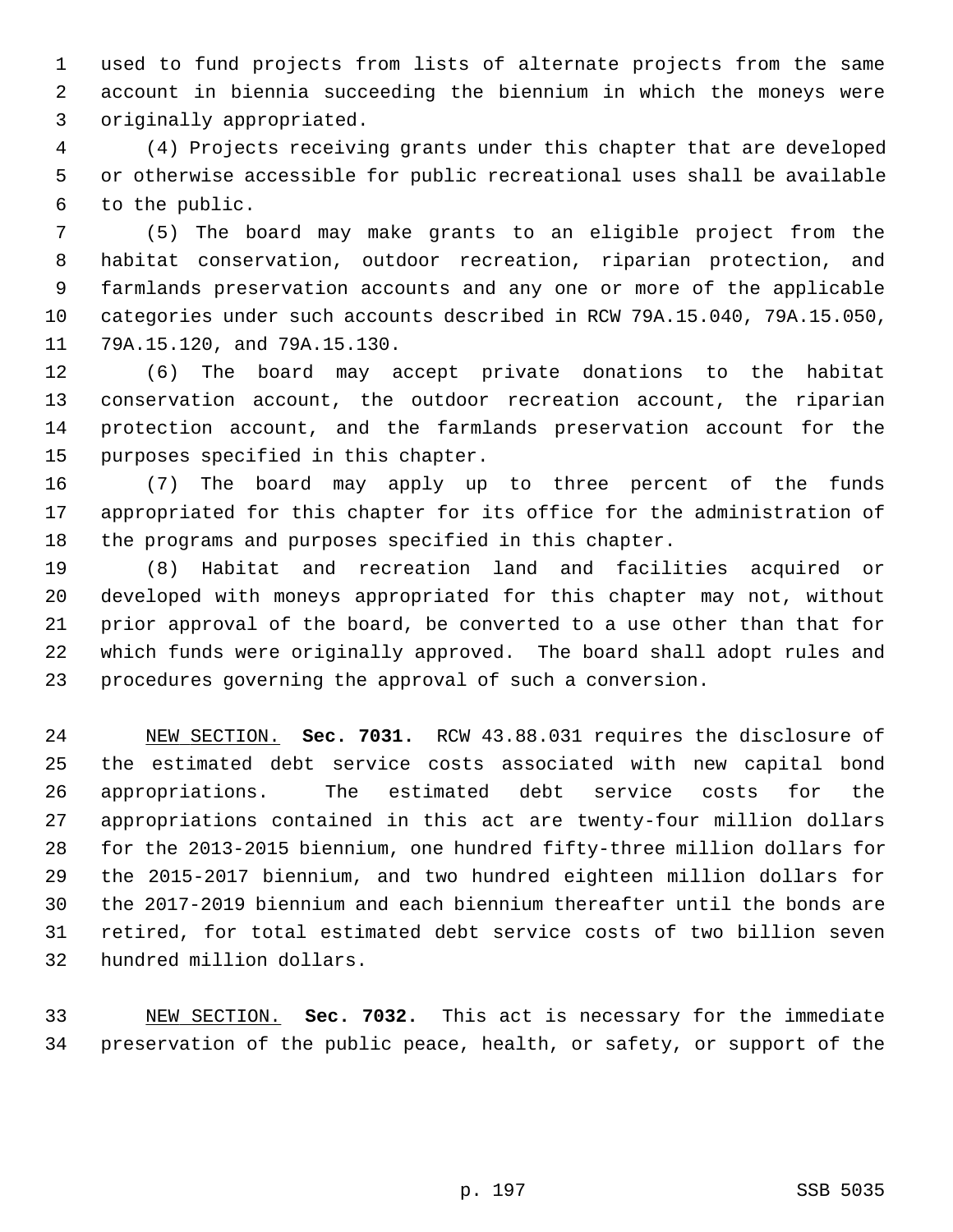used to fund projects from lists of alternate projects from the same account in biennia succeeding the biennium in which the moneys were originally appropriated.

(4) Projects receiving grants under this chapter that are developed or otherwise accessible for public recreational uses shall be available to the public.

(5) The board may make grants to an eligible project from the habitat conservation, outdoor recreation, riparian protection, and farmlands preservation accounts and any one or more of the applicable categories under such accounts described in RCW 79A.15.040, 79A.15.050, 79A.15.120, and 79A.15.130.

(6) The board may accept private donations to the habitat conservation account, the outdoor recreation account, the riparian protection account, and the farmlands preservation account for the purposes specified in this chapter.

(7) The board may apply up to three percent of the funds appropriated for this chapter for its office for the administration of the programs and purposes specified in this chapter.

(8) Habitat and recreation land and facilities acquired or developed with moneys appropriated for this chapter may not, without prior approval of the board, be converted to a use other than that for which funds were originally approved. The board shall adopt rules and procedures governing the approval of such a conversion.

NEW SECTION. **Sec. 7031.** RCW 43.88.031 requires the disclosure of the estimated debt service costs associated with new capital bond appropriations. The estimated debt service costs for the appropriations contained in this act are twenty-four million dollars for the 2013-2015 biennium, one hundred fifty-three million dollars for the 2015-2017 biennium, and two hundred eighteen million dollars for the 2017-2019 biennium and each biennium thereafter until the bonds are retired, for total estimated debt service costs of two billion seven hundred million dollars.

NEW SECTION. **Sec. 7032.** This act is necessary for the immediate preservation of the public peace, health, or safety, or support of the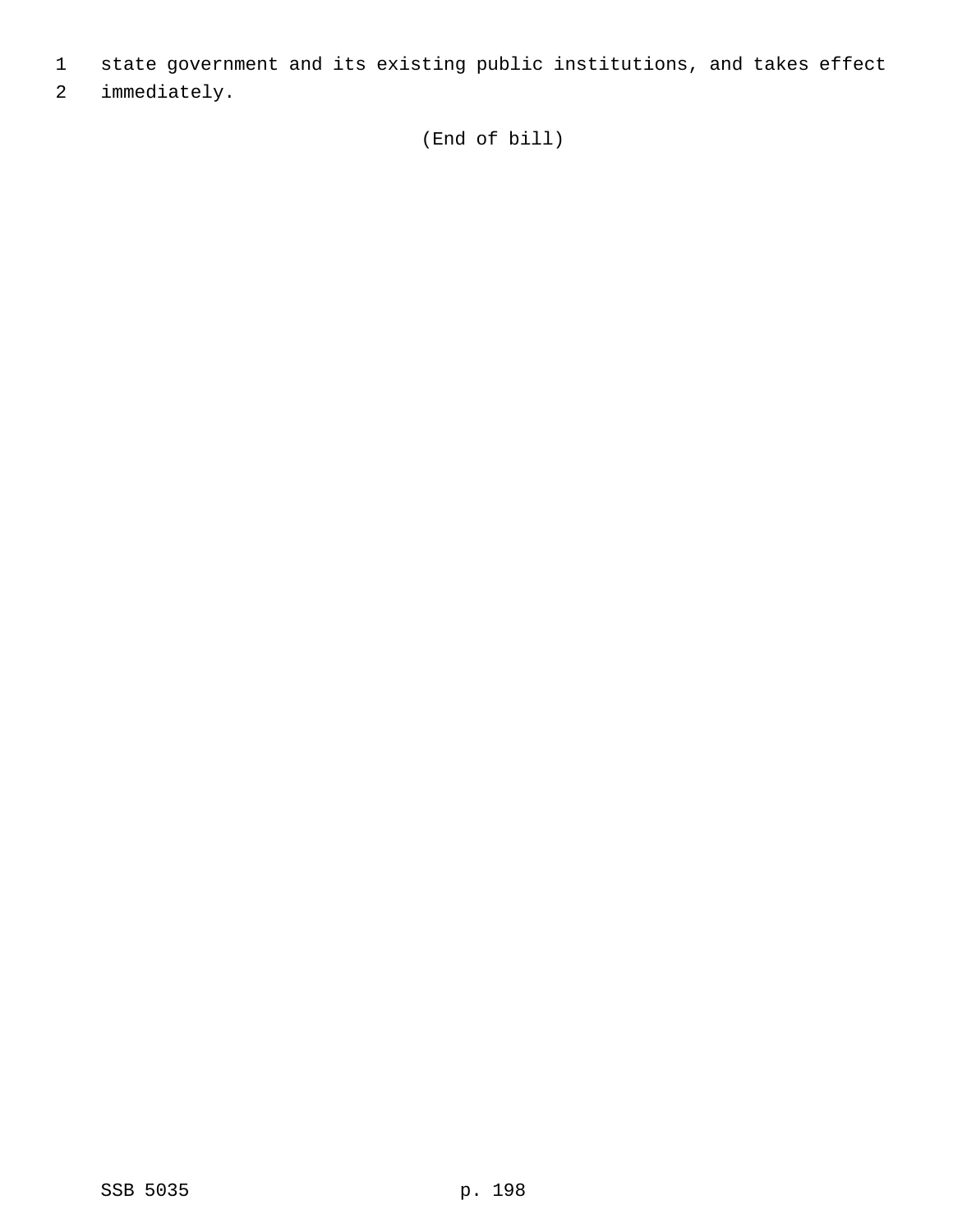state government and its existing public institutions, and takes effect immediately.

(End of bill)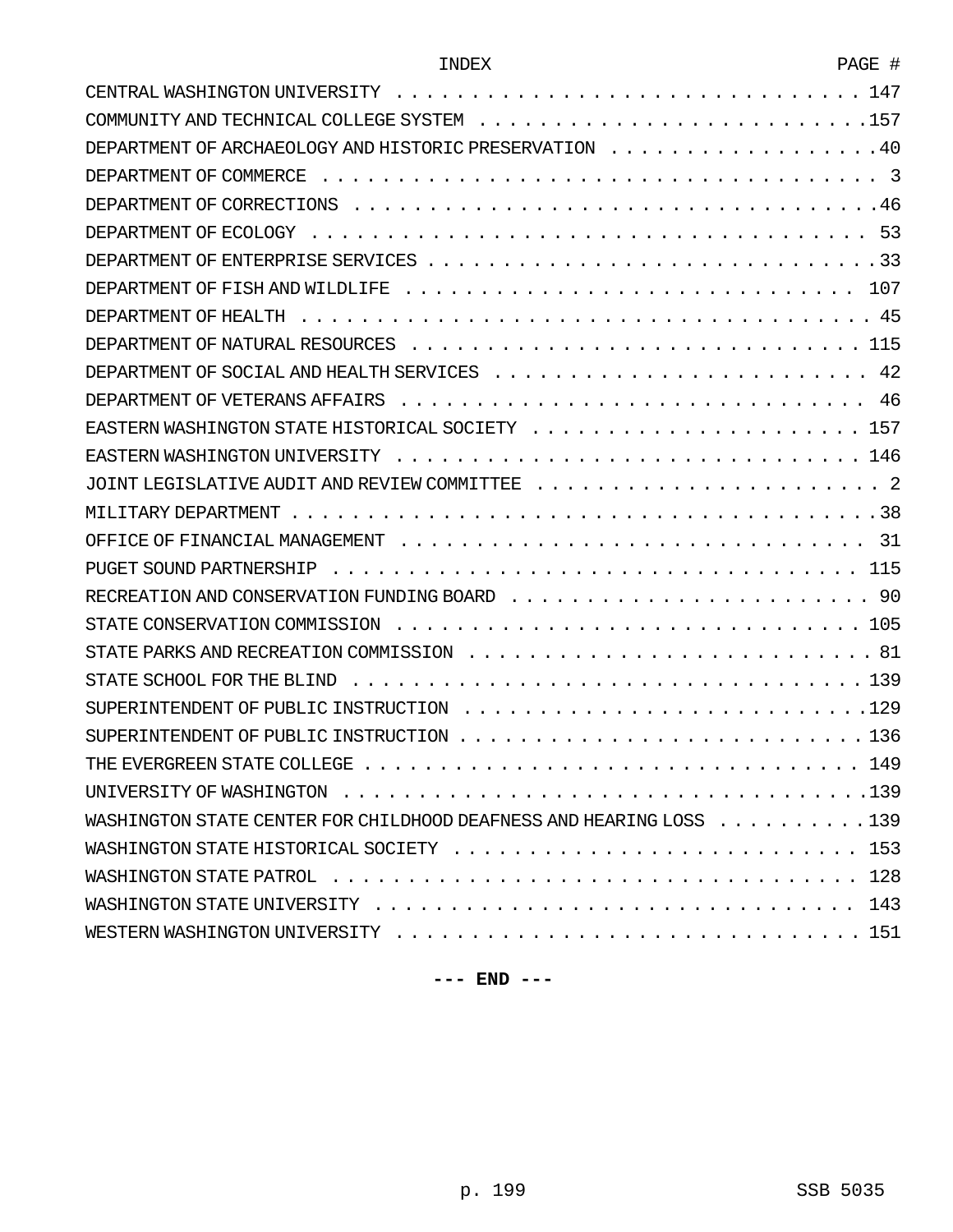| INDEX | PAGE # |
| --- | --- |
| CENTRAL WASHINGTON UNIVERSITY | 147 |
| COMMUNITY AND TECHNICAL COLLEGE SYSTEM | 157 |
| DEPARTMENT OF ARCHAEOLOGY AND HISTORIC PRESERVATION | 40 |
| DEPARTMENT OF COMMERCE | 3 |
| DEPARTMENT OF CORRECTIONS | 46 |
| DEPARTMENT OF ECOLOGY | 53 |
| DEPARTMENT OF ENTERPRISE SERVICES | 33 |
| DEPARTMENT OF FISH AND WILDLIFE | 107 |
| DEPARTMENT OF HEALTH | 45 |
| DEPARTMENT OF NATURAL RESOURCES | 115 |
| DEPARTMENT OF SOCIAL AND HEALTH SERVICES | 42 |
| DEPARTMENT OF VETERANS AFFAIRS | 46 |
| EASTERN WASHINGTON STATE HISTORICAL SOCIETY | 157 |
| EASTERN WASHINGTON UNIVERSITY | 146 |
| JOINT LEGISLATIVE AUDIT AND REVIEW COMMITTEE | 2 |
| MILITARY DEPARTMENT | 38 |
| OFFICE OF FINANCIAL MANAGEMENT | 31 |
| PUGET SOUND PARTNERSHIP | 115 |
| RECREATION AND CONSERVATION FUNDING BOARD | 90 |
| STATE CONSERVATION COMMISSION | 105 |
| STATE PARKS AND RECREATION COMMISSION | 81 |
| STATE SCHOOL FOR THE BLIND | 139 |
| SUPERINTENDENT OF PUBLIC INSTRUCTION | 129 |
| SUPERINTENDENT OF PUBLIC INSTRUCTION | 136 |
| THE EVERGREEN STATE COLLEGE | 149 |
| UNIVERSITY OF WASHINGTON | 139 |
| WASHINGTON STATE CENTER FOR CHILDHOOD DEAFNESS AND HEARING LOSS | 139 |
| WASHINGTON STATE HISTORICAL SOCIETY | 153 |
| WASHINGTON STATE PATROL | 128 |
| WASHINGTON STATE UNIVERSITY | 143 |
| WESTERN WASHINGTON UNIVERSITY | 151 |

**--- END ---**